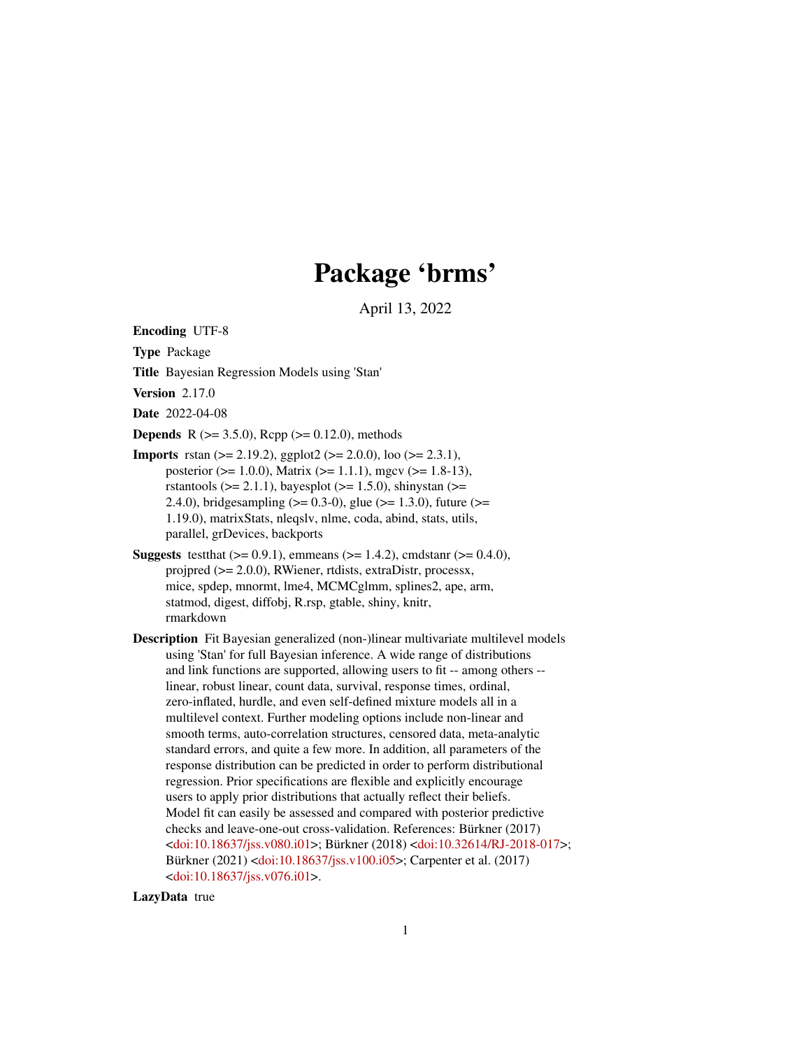# Package 'brms'

April 13, 2022

**Encoding** UTF-8

**Type** Package

**Title** Bayesian Regression Models using 'Stan'

**Version** 2.17.0

**Date** 2022-04-08

**Depends** R (>= 3.5.0), Rcpp (>= 0.12.0), methods

**Imports** rstan (>= 2.19.2), ggplot2 (>= 2.0.0), loo (>= 2.3.1), posterior (>= 1.0.0), Matrix (>= 1.1.1), mgcv (>= 1.8-13), rstantools (>= 2.1.1), bayesplot (>= 1.5.0), shinystan (>= 2.4.0), bridgesampling (>= 0.3-0), glue (>= 1.3.0), future (>= 1.19.0), matrixStats, nleqslv, nlme, coda, abind, stats, utils, parallel, grDevices, backports

**Suggests** testthat (>= 0.9.1), emmeans (>= 1.4.2), cmdstanr (>= 0.4.0), projpred (>= 2.0.0), RWiener, rtdists, extraDistr, processx, mice, spdep, mnormt, lme4, MCMCglmm, splines2, ape, arm, statmod, digest, diffobj, R.rsp, gtable, shiny, knitr, rmarkdown

**Description** Fit Bayesian generalized (non-)linear multivariate multilevel models using 'Stan' for full Bayesian inference. A wide range of distributions and link functions are supported, allowing users to fit -- among others -- linear, robust linear, count data, survival, response times, ordinal, zero-inflated, hurdle, and even self-defined mixture models all in a multilevel context. Further modeling options include non-linear and smooth terms, auto-correlation structures, censored data, meta-analytic standard errors, and quite a few more. In addition, all parameters of the response distribution can be predicted in order to perform distributional regression. Prior specifications are flexible and explicitly encourage users to apply prior distributions that actually reflect their beliefs. Model fit can easily be assessed and compared with posterior predictive checks and leave-one-out cross-validation. References: Bürkner (2017) <doi:10.18637/jss.v080.i01>; Bürkner (2018) <doi:10.32614/RJ-2018-017>; Bürkner (2021) <doi:10.18637/jss.v100.i05>; Carpenter et al. (2017) <doi:10.18637/jss.v076.i01>.

**LazyData** true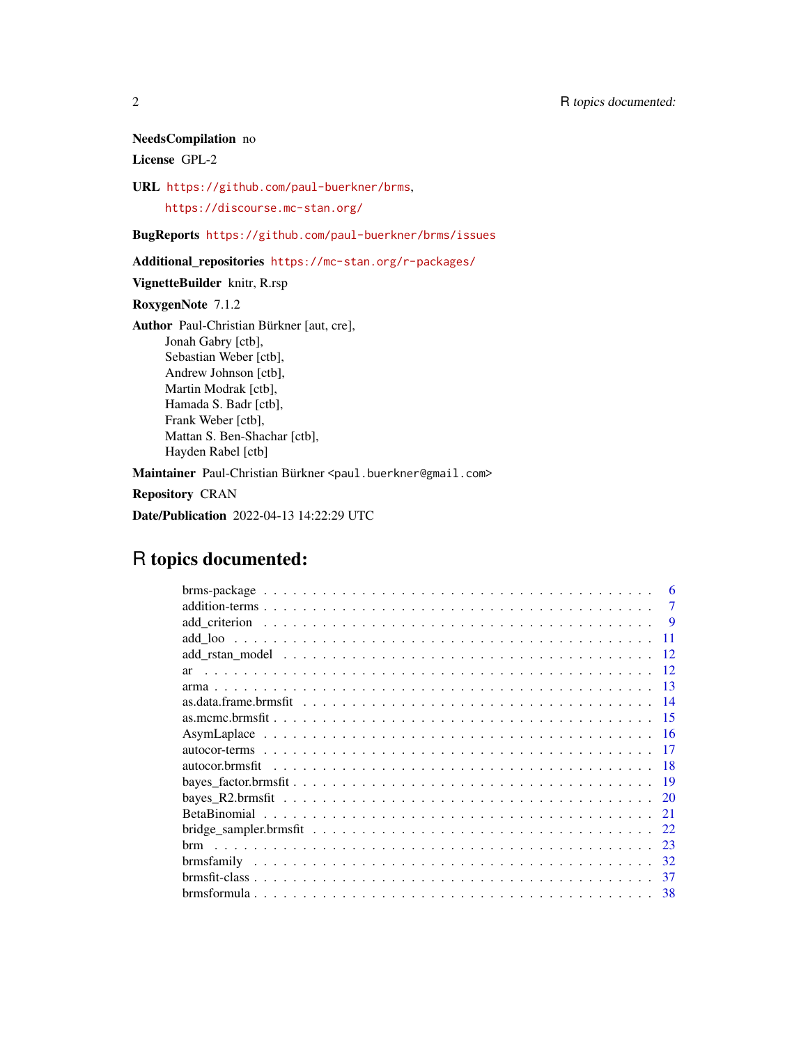**NeedsCompilation** no

**License** GPL-2

**URL** https://github.com/paul-buerkner/brms,
https://discourse.mc-stan.org/

**BugReports** https://github.com/paul-buerkner/brms/issues

**Additional_repositories** https://mc-stan.org/r-packages/

**VignetteBuilder** knitr, R.rsp

**RoxygenNote** 7.1.2

**Author** Paul-Christian Bürkner [aut, cre],
Jonah Gabry [ctb],
Sebastian Weber [ctb],
Andrew Johnson [ctb],
Martin Modrak [ctb],
Hamada S. Badr [ctb],
Frank Weber [ctb],
Mattan S. Ben-Shachar [ctb],
Hayden Rabel [ctb]

**Maintainer** Paul-Christian Bürkner <paul.buerkner@gmail.com>

**Repository** CRAN

**Date/Publication** 2022-04-13 14:22:29 UTC

# R topics documented:

- brms-package . . . . . . . . . . 6
- addition-terms . . . . . . . . . . 7
- add_criterion . . . . . . . . . . 9
- add_loo . . . . . . . . . . 11
- add_rstan_model . . . . . . . . . . 12
- ar . . . . . . . . . . 12
- arma . . . . . . . . . . 13
- as.data.frame.brmsfit . . . . . . . . . . 14
- as.mcmc.brmsfit . . . . . . . . . . 15
- AsymLaplace . . . . . . . . . . 16
- autocor-terms . . . . . . . . . . 17
- autocor.brmsfit . . . . . . . . . . 18
- bayes_factor.brmsfit . . . . . . . . . . 19
- bayes_R2.brmsfit . . . . . . . . . . 20
- BetaBinomial . . . . . . . . . . 21
- bridge_sampler.brmsfit . . . . . . . . . . 22
- brm . . . . . . . . . . 23
- brmsfamily . . . . . . . . . . 32
- brmsfit-class . . . . . . . . . . 37
- brmsformula . . . . . . . . . . 38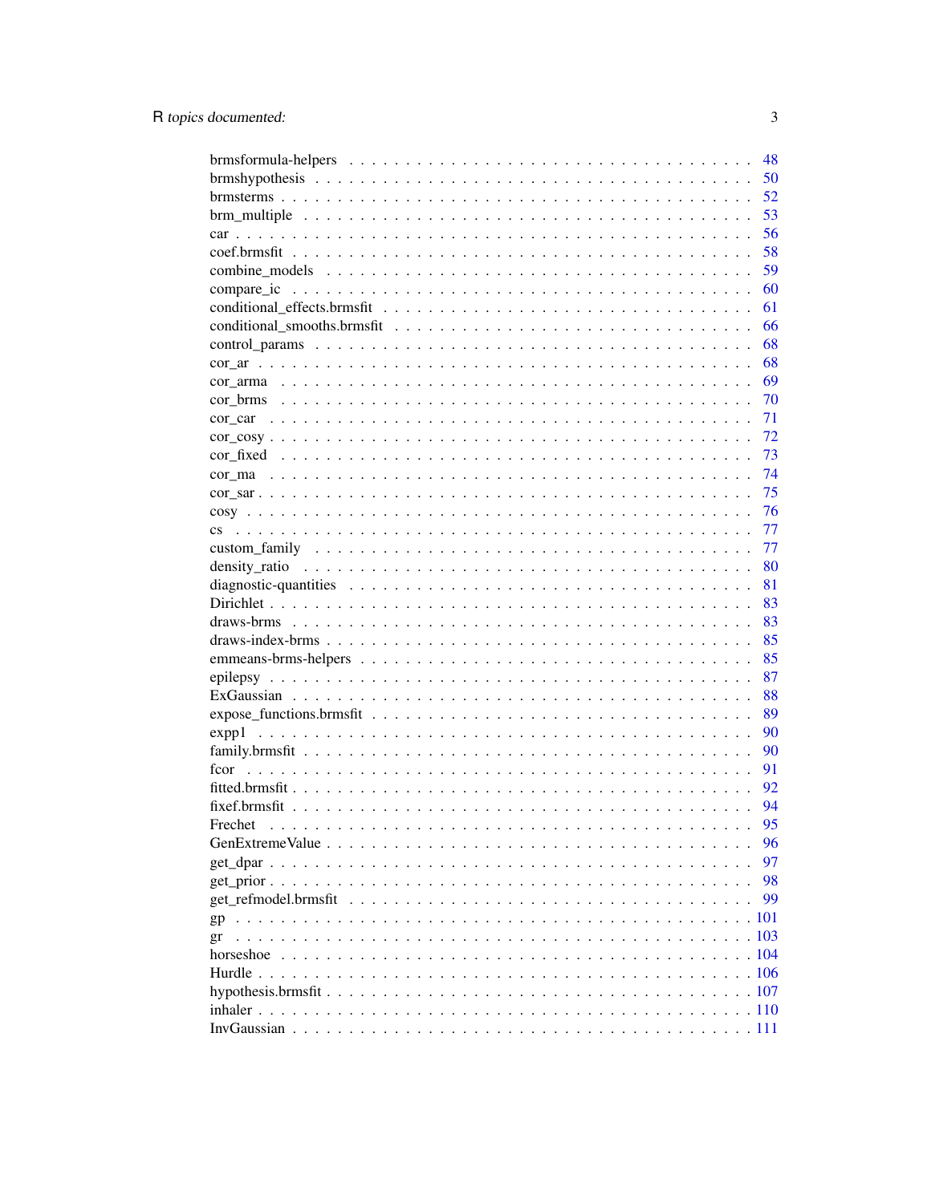| | |
|---|---|
| brmsformula-helpers | 48 |
| brmshypothesis | 50 |
| brmsterms | 52 |
| brm_multiple | 53 |
| car | 56 |
| coef.brmsfit | 58 |
| combine_models | 59 |
| compare_ic | 60 |
| conditional_effects.brmsfit | 61 |
| conditional_smooths.brmsfit | 66 |
| control_params | 68 |
| cor_ar | 68 |
| cor_arma | 69 |
| cor_brms | 70 |
| cor_car | 71 |
| cor_cosy | 72 |
| cor_fixed | 73 |
| cor_ma | 74 |
| cor_sar | 75 |
| cosy | 76 |
| cs | 77 |
| custom_family | 77 |
| density_ratio | 80 |
| diagnostic-quantities | 81 |
| Dirichlet | 83 |
| draws-brms | 83 |
| draws-index-brms | 85 |
| emmeans-brms-helpers | 85 |
| epilepsy | 87 |
| ExGaussian | 88 |
| expose_functions.brmsfit | 89 |
| expp1 | 90 |
| family.brmsfit | 90 |
| fcor | 91 |
| fitted.brmsfit | 92 |
| fixef.brmsfit | 94 |
| Frechet | 95 |
| GenExtremeValue | 96 |
| get_dpar | 97 |
| get_prior | 98 |
| get_refmodel.brmsfit | 99 |
| gp | 101 |
| gr | 103 |
| horseshoe | 104 |
| Hurdle | 106 |
| hypothesis.brmsfit | 107 |
| inhaler | 110 |
| InvGaussian | 111 |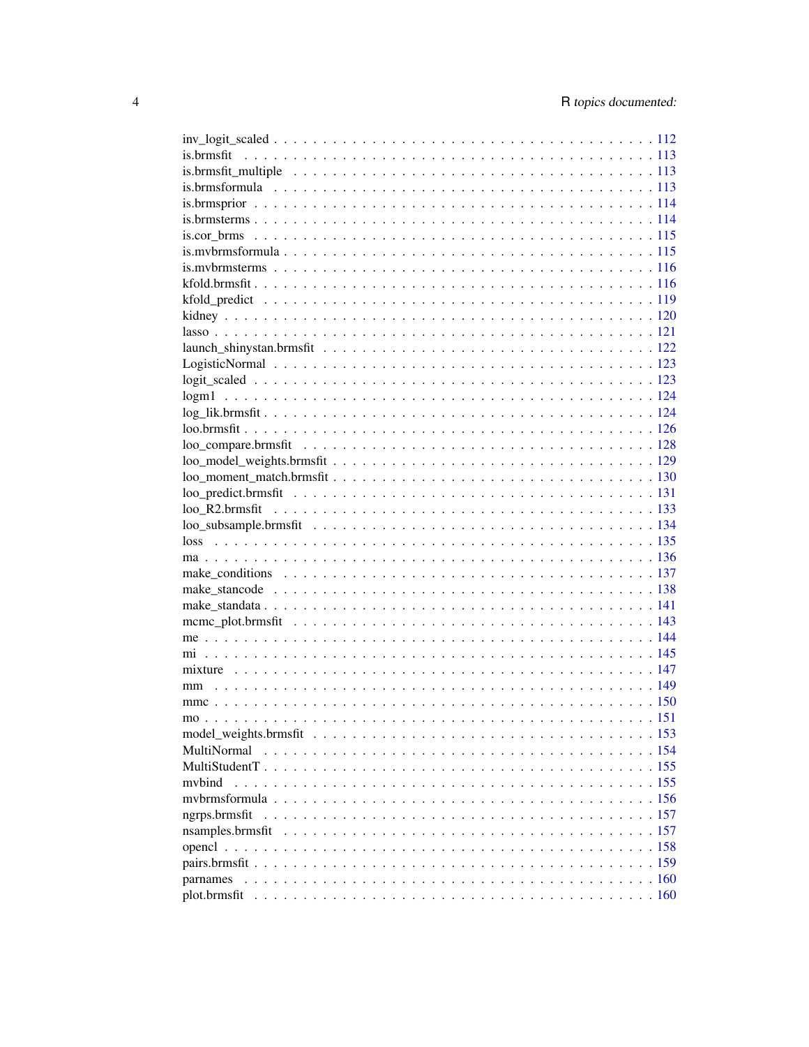| | |
|---|---|
| inv_logit_scaled | 112 |
| is.brmsfit | 113 |
| is.brmsfit_multiple | 113 |
| is.brmsformula | 113 |
| is.brmsprior | 114 |
| is.brmsterms | 114 |
| is.cor_brms | 115 |
| is.mvbrmsformula | 115 |
| is.mvbrmsterms | 116 |
| kfold.brmsfit | 116 |
| kfold_predict | 119 |
| kidney | 120 |
| lasso | 121 |
| launch_shinystan.brmsfit | 122 |
| LogisticNormal | 123 |
| logit_scaled | 123 |
| logm1 | 124 |
| log_lik.brmsfit | 124 |
| loo.brmsfit | 126 |
| loo_compare.brmsfit | 128 |
| loo_model_weights.brmsfit | 129 |
| loo_moment_match.brmsfit | 130 |
| loo_predict.brmsfit | 131 |
| loo_R2.brmsfit | 133 |
| loo_subsample.brmsfit | 134 |
| loss | 135 |
| ma | 136 |
| make_conditions | 137 |
| make_stancode | 138 |
| make_standata | 141 |
| mcmc_plot.brmsfit | 143 |
| me | 144 |
| mi | 145 |
| mixture | 147 |
| mm | 149 |
| mmc | 150 |
| mo | 151 |
| model_weights.brmsfit | 153 |
| MultiNormal | 154 |
| MultiStudentT | 155 |
| mvbind | 155 |
| mvbrmsformula | 156 |
| ngrps.brmsfit | 157 |
| nsamples.brmsfit | 157 |
| opencl | 158 |
| pairs.brmsfit | 159 |
| parnames | 160 |
| plot.brmsfit | 160 |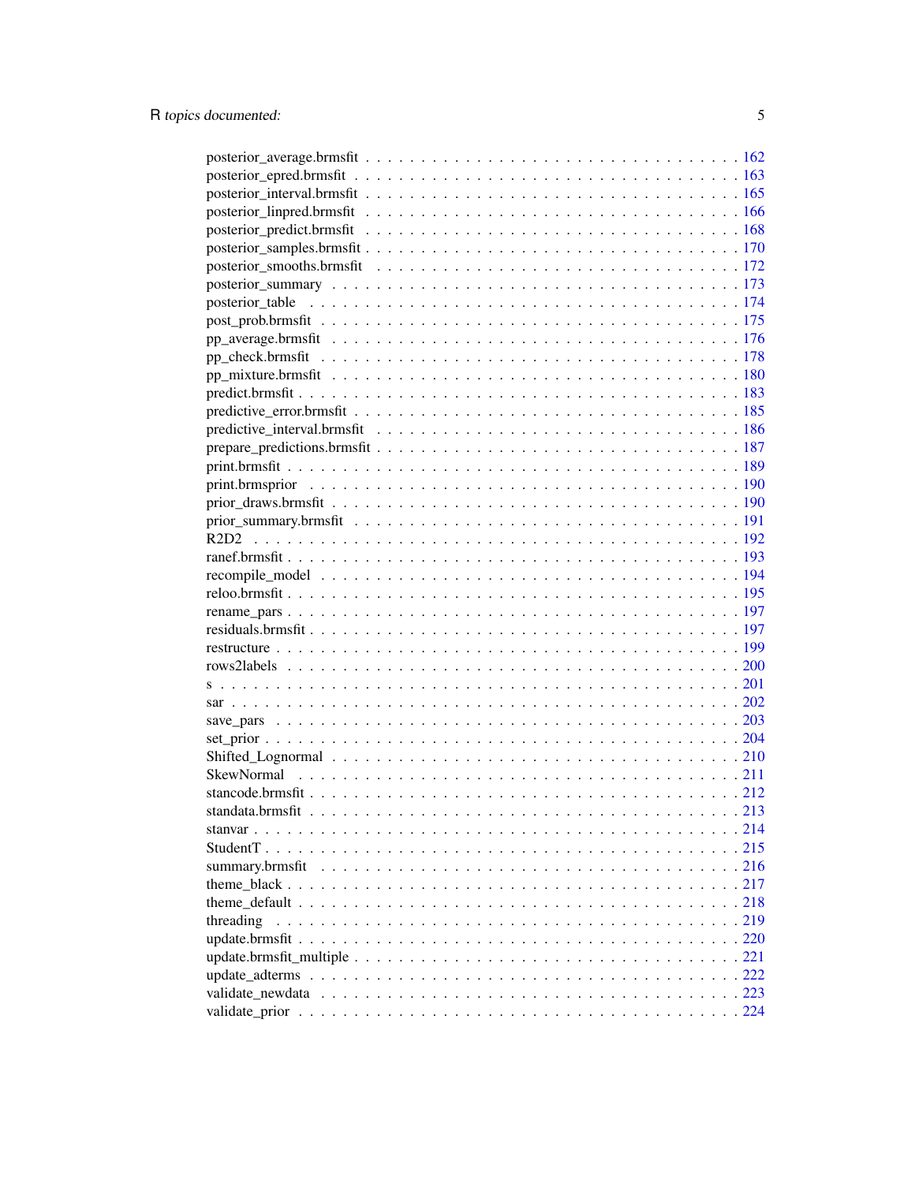posterior_average.brmsfit . . . . . . . . . . . . . . . . . . . . . . . . . . . . . . . . . 162
posterior_epred.brmsfit . . . . . . . . . . . . . . . . . . . . . . . . . . . . . . . . . 163
posterior_interval.brmsfit . . . . . . . . . . . . . . . . . . . . . . . . . . . . . . . . . 165
posterior_linpred.brmsfit . . . . . . . . . . . . . . . . . . . . . . . . . . . . . . . . . 166
posterior_predict.brmsfit . . . . . . . . . . . . . . . . . . . . . . . . . . . . . . . . . 168
posterior_samples.brmsfit . . . . . . . . . . . . . . . . . . . . . . . . . . . . . . . . . 170
posterior_smooths.brmsfit . . . . . . . . . . . . . . . . . . . . . . . . . . . . . . . . . 172
posterior_summary . . . . . . . . . . . . . . . . . . . . . . . . . . . . . . . . . 173
posterior_table . . . . . . . . . . . . . . . . . . . . . . . . . . . . . . . . . 174
post_prob.brmsfit . . . . . . . . . . . . . . . . . . . . . . . . . . . . . . . . . 175
pp_average.brmsfit . . . . . . . . . . . . . . . . . . . . . . . . . . . . . . . . . 176
pp_check.brmsfit . . . . . . . . . . . . . . . . . . . . . . . . . . . . . . . . . 178
pp_mixture.brmsfit . . . . . . . . . . . . . . . . . . . . . . . . . . . . . . . . . 180
predict.brmsfit . . . . . . . . . . . . . . . . . . . . . . . . . . . . . . . . . 183
predictive_error.brmsfit . . . . . . . . . . . . . . . . . . . . . . . . . . . . . . . . . 185
predictive_interval.brmsfit . . . . . . . . . . . . . . . . . . . . . . . . . . . . . . . . . 186
prepare_predictions.brmsfit . . . . . . . . . . . . . . . . . . . . . . . . . . . . . . . . . 187
print.brmsfit . . . . . . . . . . . . . . . . . . . . . . . . . . . . . . . . . 189
print.brmsprior . . . . . . . . . . . . . . . . . . . . . . . . . . . . . . . . . 190
prior_draws.brmsfit . . . . . . . . . . . . . . . . . . . . . . . . . . . . . . . . . 190
prior_summary.brmsfit . . . . . . . . . . . . . . . . . . . . . . . . . . . . . . . . . 191
R2D2 . . . . . . . . . . . . . . . . . . . . . . . . . . . . . . . . . 192
ranef.brmsfit . . . . . . . . . . . . . . . . . . . . . . . . . . . . . . . . . 193
recompile_model . . . . . . . . . . . . . . . . . . . . . . . . . . . . . . . . . 194
reloo.brmsfit . . . . . . . . . . . . . . . . . . . . . . . . . . . . . . . . . 195
rename_pars . . . . . . . . . . . . . . . . . . . . . . . . . . . . . . . . . 197
residuals.brmsfit . . . . . . . . . . . . . . . . . . . . . . . . . . . . . . . . . 197
restructure . . . . . . . . . . . . . . . . . . . . . . . . . . . . . . . . . 199
rows2labels . . . . . . . . . . . . . . . . . . . . . . . . . . . . . . . . . 200
s . . . . . . . . . . . . . . . . . . . . . . . . . . . . . . . . . 201
sar . . . . . . . . . . . . . . . . . . . . . . . . . . . . . . . . . 202
save_pars . . . . . . . . . . . . . . . . . . . . . . . . . . . . . . . . . 203
set_prior . . . . . . . . . . . . . . . . . . . . . . . . . . . . . . . . . 204
Shifted_Lognormal . . . . . . . . . . . . . . . . . . . . . . . . . . . . . . . . . 210
SkewNormal . . . . . . . . . . . . . . . . . . . . . . . . . . . . . . . . . 211
stancode.brmsfit . . . . . . . . . . . . . . . . . . . . . . . . . . . . . . . . . 212
standata.brmsfit . . . . . . . . . . . . . . . . . . . . . . . . . . . . . . . . . 213
stanvar . . . . . . . . . . . . . . . . . . . . . . . . . . . . . . . . . 214
StudentT . . . . . . . . . . . . . . . . . . . . . . . . . . . . . . . . . 215
summary.brmsfit . . . . . . . . . . . . . . . . . . . . . . . . . . . . . . . . . 216
theme_black . . . . . . . . . . . . . . . . . . . . . . . . . . . . . . . . . 217
theme_default . . . . . . . . . . . . . . . . . . . . . . . . . . . . . . . . . 218
threading . . . . . . . . . . . . . . . . . . . . . . . . . . . . . . . . . 219
update.brmsfit . . . . . . . . . . . . . . . . . . . . . . . . . . . . . . . . . 220
update.brmsfit_multiple . . . . . . . . . . . . . . . . . . . . . . . . . . . . . . . . . 221
update_adterms . . . . . . . . . . . . . . . . . . . . . . . . . . . . . . . . . 222
validate_newdata . . . . . . . . . . . . . . . . . . . . . . . . . . . . . . . . . 223
validate_prior . . . . . . . . . . . . . . . . . . . . . . . . . . . . . . . . . 224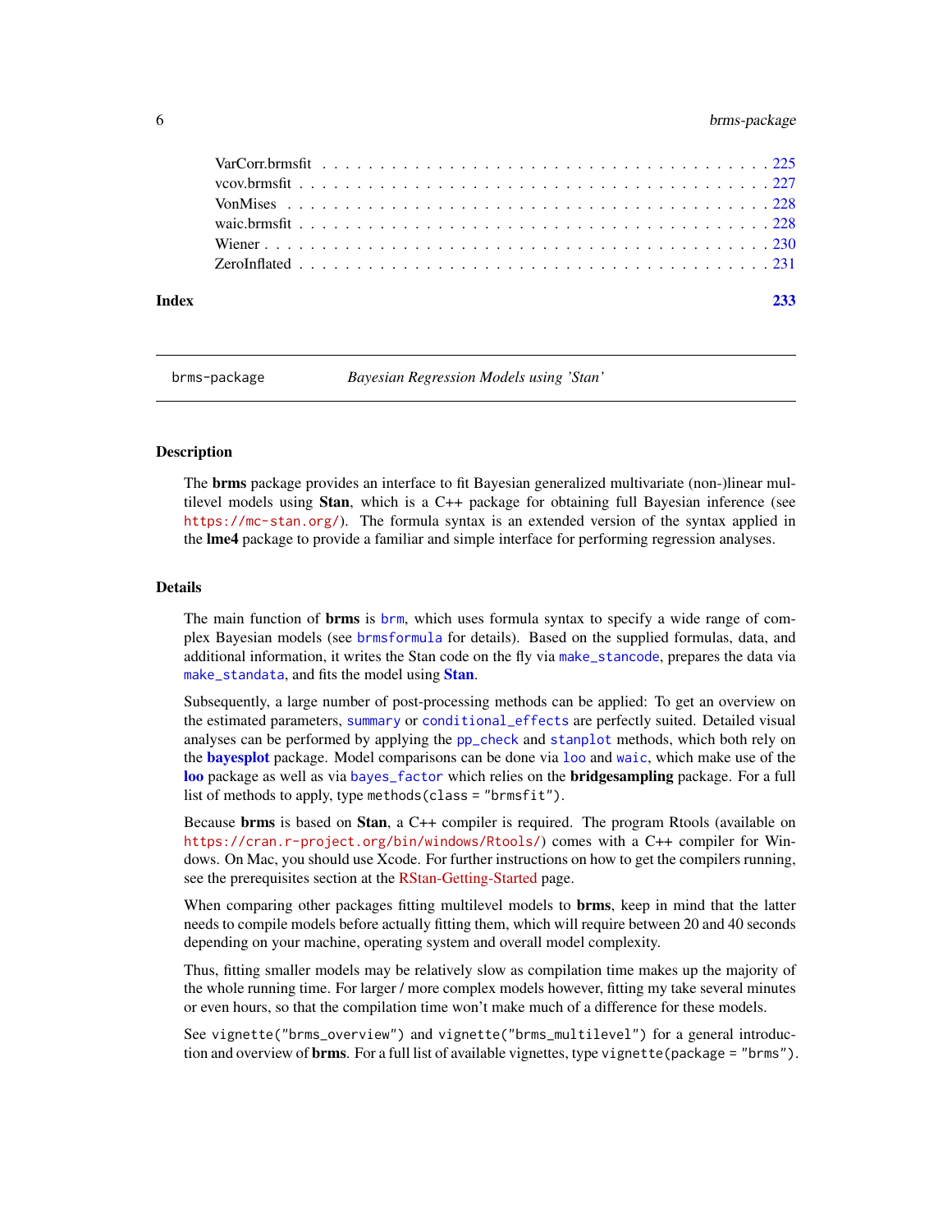VarCorr.brmsfit . . . . . . . . . . . . . . . . . . . . . . . . . . . . . . . . . . . . . . . 225
vcov.brmsfit . . . . . . . . . . . . . . . . . . . . . . . . . . . . . . . . . . . . . . . . . 227
VonMises . . . . . . . . . . . . . . . . . . . . . . . . . . . . . . . . . . . . . . . . . . 228
waic.brmsfit . . . . . . . . . . . . . . . . . . . . . . . . . . . . . . . . . . . . . . . . . 228
Wiener . . . . . . . . . . . . . . . . . . . . . . . . . . . . . . . . . . . . . . . . . . . . 230
ZeroInflated . . . . . . . . . . . . . . . . . . . . . . . . . . . . . . . . . . . . . . . . . 231

**Index** **233**

---

brms-package *Bayesian Regression Models using 'Stan'*

---

### Description

The **brms** package provides an interface to fit Bayesian generalized multivariate (non-)linear multilevel models using **Stan**, which is a C++ package for obtaining full Bayesian inference (see https://mc-stan.org/). The formula syntax is an extended version of the syntax applied in the **lme4** package to provide a familiar and simple interface for performing regression analyses.

### Details

The main function of **brms** is `brm`, which uses formula syntax to specify a wide range of complex Bayesian models (see `brmsformula` for details). Based on the supplied formulas, data, and additional information, it writes the Stan code on the fly via `make_stancode`, prepares the data via `make_standata`, and fits the model using **Stan**.

Subsequently, a large number of post-processing methods can be applied: To get an overview on the estimated parameters, `summary` or `conditional_effects` are perfectly suited. Detailed visual analyses can be performed by applying the `pp_check` and `stanplot` methods, which both rely on the **bayesplot** package. Model comparisons can be done via `loo` and `waic`, which make use of the **loo** package as well as via `bayes_factor` which relies on the **bridgesampling** package. For a full list of methods to apply, type `methods(class = "brmsfit")`.

Because **brms** is based on **Stan**, a C++ compiler is required. The program Rtools (available on https://cran.r-project.org/bin/windows/Rtools/) comes with a C++ compiler for Windows. On Mac, you should use Xcode. For further instructions on how to get the compilers running, see the prerequisites section at the RStan-Getting-Started page.

When comparing other packages fitting multilevel models to **brms**, keep in mind that the latter needs to compile models before actually fitting them, which will require between 20 and 40 seconds depending on your machine, operating system and overall model complexity.

Thus, fitting smaller models may be relatively slow as compilation time makes up the majority of the whole running time. For larger / more complex models however, fitting my take several minutes or even hours, so that the compilation time won't make much of a difference for these models.

See `vignette("brms_overview")` and `vignette("brms_multilevel")` for a general introduction and overview of **brms**. For a full list of available vignettes, type `vignette(package = "brms")`.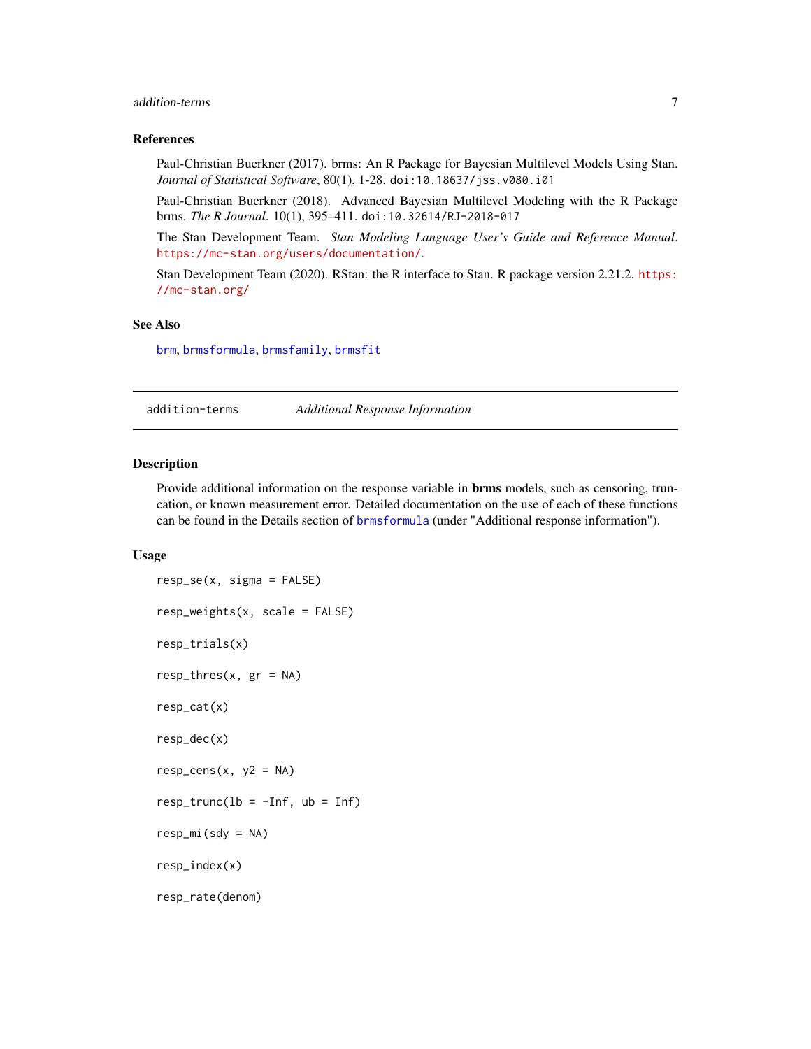### References

Paul-Christian Buerkner (2017). brms: An R Package for Bayesian Multilevel Models Using Stan. *Journal of Statistical Software*, 80(1), 1-28. doi:10.18637/jss.v080.i01

Paul-Christian Buerkner (2018). Advanced Bayesian Multilevel Modeling with the R Package brms. *The R Journal*. 10(1), 395–411. doi:10.32614/RJ-2018-017

The Stan Development Team. *Stan Modeling Language User's Guide and Reference Manual*. https://mc-stan.org/users/documentation/.

Stan Development Team (2020). RStan: the R interface to Stan. R package version 2.21.2. https://mc-stan.org/

### See Also

brm, brmsformula, brmsfamily, brmsfit

---

## addition-terms — *Additional Response Information*

---

### Description

Provide additional information on the response variable in **brms** models, such as censoring, truncation, or known measurement error. Detailed documentation on the use of each of these functions can be found in the Details section of brmsformula (under "Additional response information").

### Usage

```
resp_se(x, sigma = FALSE)

resp_weights(x, scale = FALSE)

resp_trials(x)

resp_thres(x, gr = NA)

resp_cat(x)

resp_dec(x)

resp_cens(x, y2 = NA)

resp_trunc(lb = -Inf, ub = Inf)

resp_mi(sdy = NA)

resp_index(x)

resp_rate(denom)
```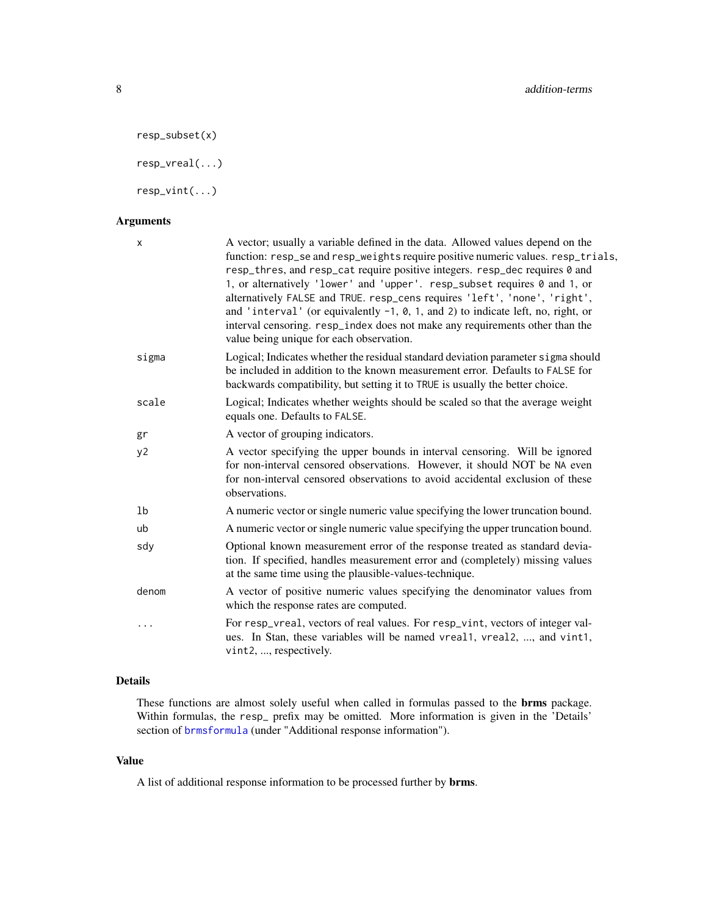```
resp_subset(x)

resp_vreal(...)

resp_vint(...)
```

### Arguments

| | |
|---|---|
| x | A vector; usually a variable defined in the data. Allowed values depend on the function: `resp_se` and `resp_weights` require positive numeric values. `resp_trials`, `resp_thres`, and `resp_cat` require positive integers. `resp_dec` requires `0` and `1`, or alternatively `'lower'` and `'upper'`. `resp_subset` requires `0` and `1`, or alternatively `FALSE` and `TRUE`. `resp_cens` requires `'left'`, `'none'`, `'right'`, and `'interval'` (or equivalently `-1`, `0`, `1`, and `2`) to indicate left, no, right, or interval censoring. `resp_index` does not make any requirements other than the value being unique for each observation. |
| sigma | Logical; Indicates whether the residual standard deviation parameter `sigma` should be included in addition to the known measurement error. Defaults to `FALSE` for backwards compatibility, but setting it to `TRUE` is usually the better choice. |
| scale | Logical; Indicates whether weights should be scaled so that the average weight equals one. Defaults to `FALSE`. |
| gr | A vector of grouping indicators. |
| y2 | A vector specifying the upper bounds in interval censoring. Will be ignored for non-interval censored observations. However, it should NOT be `NA` even for non-interval censored observations to avoid accidental exclusion of these observations. |
| lb | A numeric vector or single numeric value specifying the lower truncation bound. |
| ub | A numeric vector or single numeric value specifying the upper truncation bound. |
| sdy | Optional known measurement error of the response treated as standard deviation. If specified, handles measurement error and (completely) missing values at the same time using the plausible-values-technique. |
| denom | A vector of positive numeric values specifying the denominator values from which the response rates are computed. |
| ... | For `resp_vreal`, vectors of real values. For `resp_vint`, vectors of integer values. In Stan, these variables will be named `vreal1`, `vreal2`, ..., and `vint1`, `vint2`, ..., respectively. |

### Details

These functions are almost solely useful when called in formulas passed to the **brms** package. Within formulas, the `resp_` prefix may be omitted. More information is given in the 'Details' section of `brmsformula` (under "Additional response information").

### Value

A list of additional response information to be processed further by **brms**.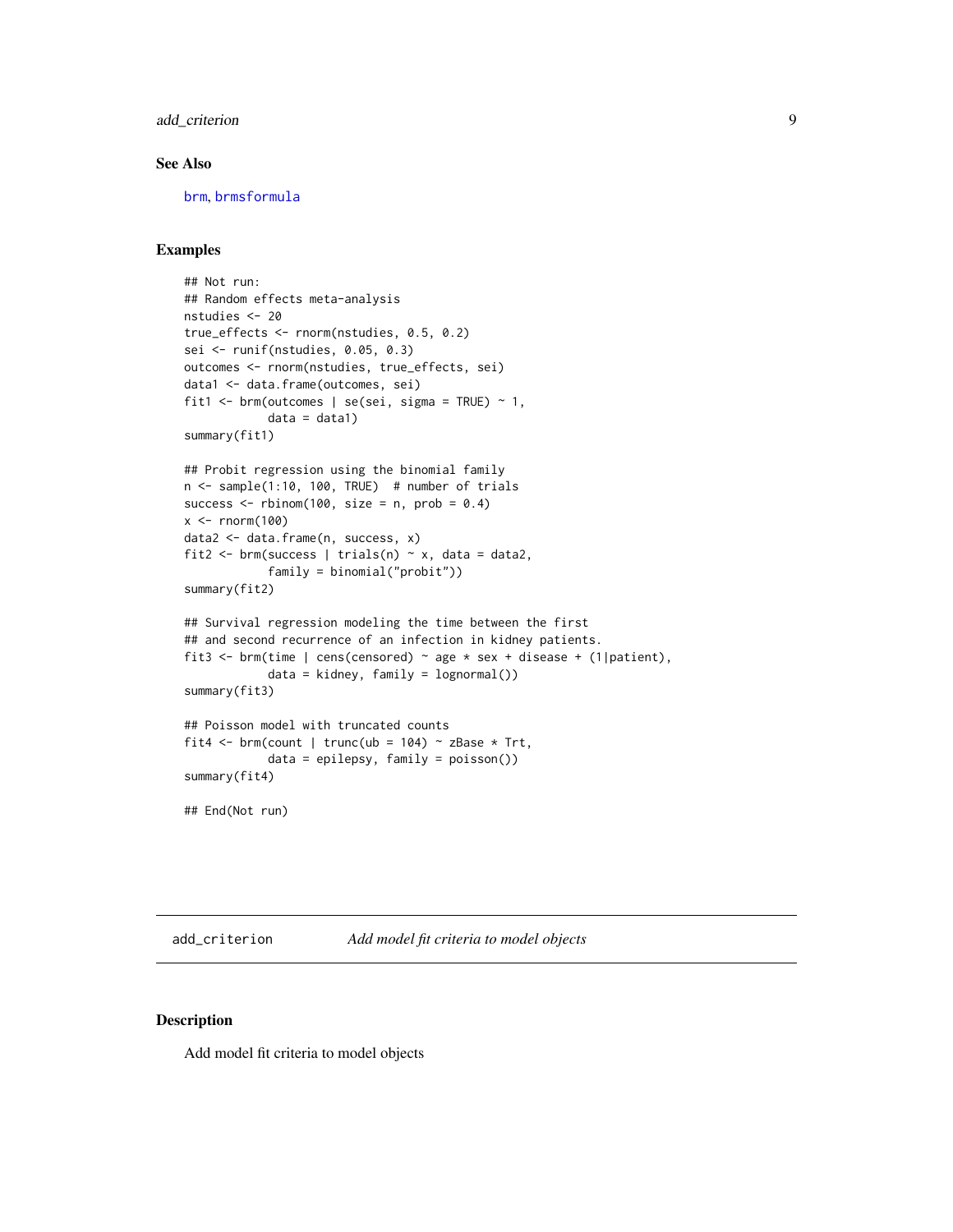## See Also

brm, brmsformula

## Examples

```
## Not run:
## Random effects meta-analysis
nstudies <- 20
true_effects <- rnorm(nstudies, 0.5, 0.2)
sei <- runif(nstudies, 0.05, 0.3)
outcomes <- rnorm(nstudies, true_effects, sei)
data1 <- data.frame(outcomes, sei)
fit1 <- brm(outcomes | se(sei, sigma = TRUE) ~ 1,
            data = data1)
summary(fit1)

## Probit regression using the binomial family
n <- sample(1:10, 100, TRUE)  # number of trials
success <- rbinom(100, size = n, prob = 0.4)
x <- rnorm(100)
data2 <- data.frame(n, success, x)
fit2 <- brm(success | trials(n) ~ x, data = data2,
            family = binomial("probit"))
summary(fit2)

## Survival regression modeling the time between the first
## and second recurrence of an infection in kidney patients.
fit3 <- brm(time | cens(censored) ~ age * sex + disease + (1|patient),
            data = kidney, family = lognormal())
summary(fit3)

## Poisson model with truncated counts
fit4 <- brm(count | trunc(ub = 104) ~ zBase * Trt,
            data = epilepsy, family = poisson())
summary(fit4)

## End(Not run)
```

# add_criterion *Add model fit criteria to model objects*

## Description

Add model fit criteria to model objects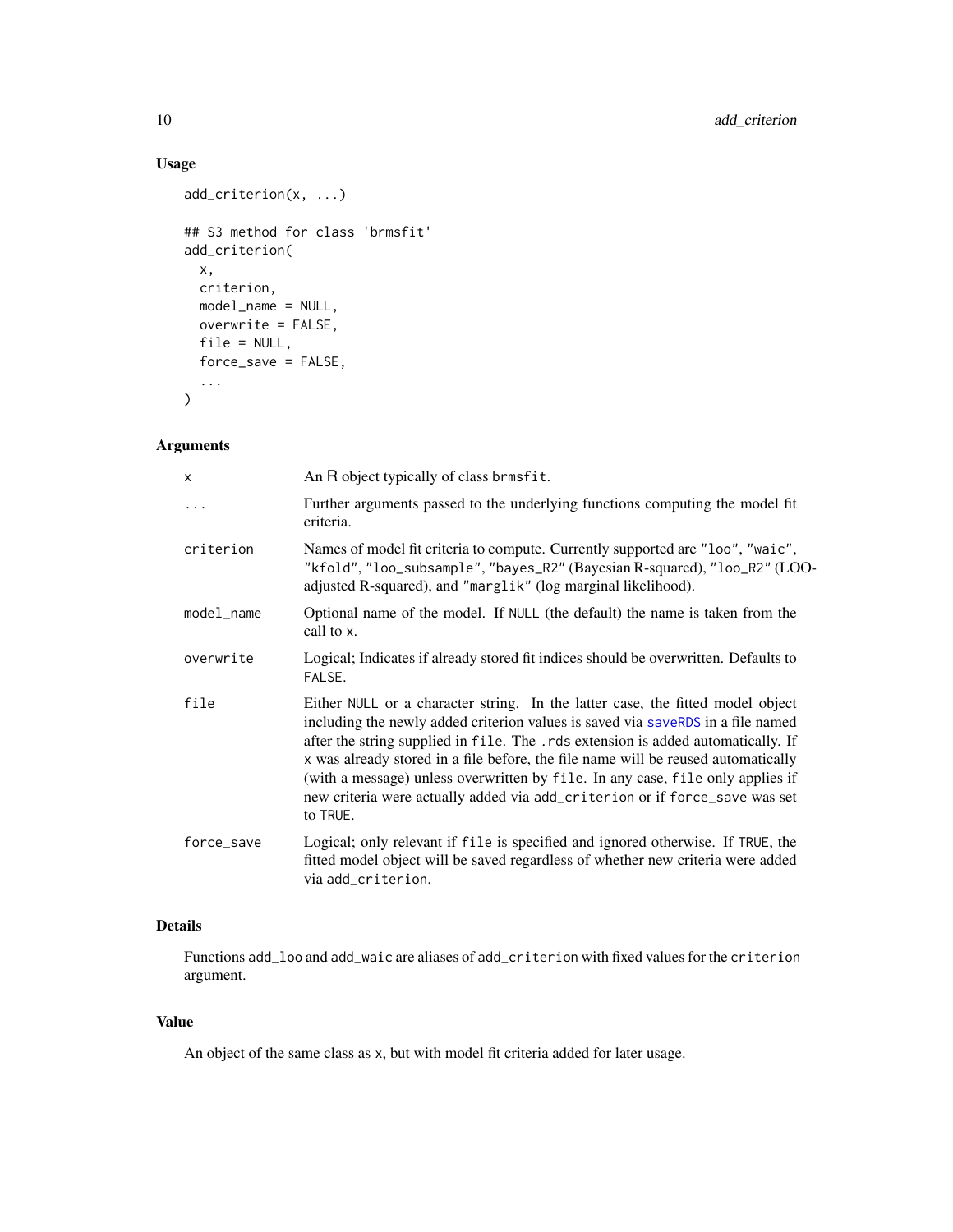### Usage

```
add_criterion(x, ...)

## S3 method for class 'brmsfit'
add_criterion(
  x,
  criterion,
  model_name = NULL,
  overwrite = FALSE,
  file = NULL,
  force_save = FALSE,
  ...
)
```

### Arguments

| | |
|---|---|
| x | An R object typically of class brmsfit. |
| ... | Further arguments passed to the underlying functions computing the model fit criteria. |
| criterion | Names of model fit criteria to compute. Currently supported are "loo", "waic", "kfold", "loo_subsample", "bayes_R2" (Bayesian R-squared), "loo_R2" (LOO-adjusted R-squared), and "marglik" (log marginal likelihood). |
| model_name | Optional name of the model. If NULL (the default) the name is taken from the call to x. |
| overwrite | Logical; Indicates if already stored fit indices should be overwritten. Defaults to FALSE. |
| file | Either NULL or a character string. In the latter case, the fitted model object including the newly added criterion values is saved via saveRDS in a file named after the string supplied in file. The .rds extension is added automatically. If x was already stored in a file before, the file name will be reused automatically (with a message) unless overwritten by file. In any case, file only applies if new criteria were actually added via add_criterion or if force_save was set to TRUE. |
| force_save | Logical; only relevant if file is specified and ignored otherwise. If TRUE, the fitted model object will be saved regardless of whether new criteria were added via add_criterion. |

### Details

Functions add_loo and add_waic are aliases of add_criterion with fixed values for the criterion argument.

### Value

An object of the same class as x, but with model fit criteria added for later usage.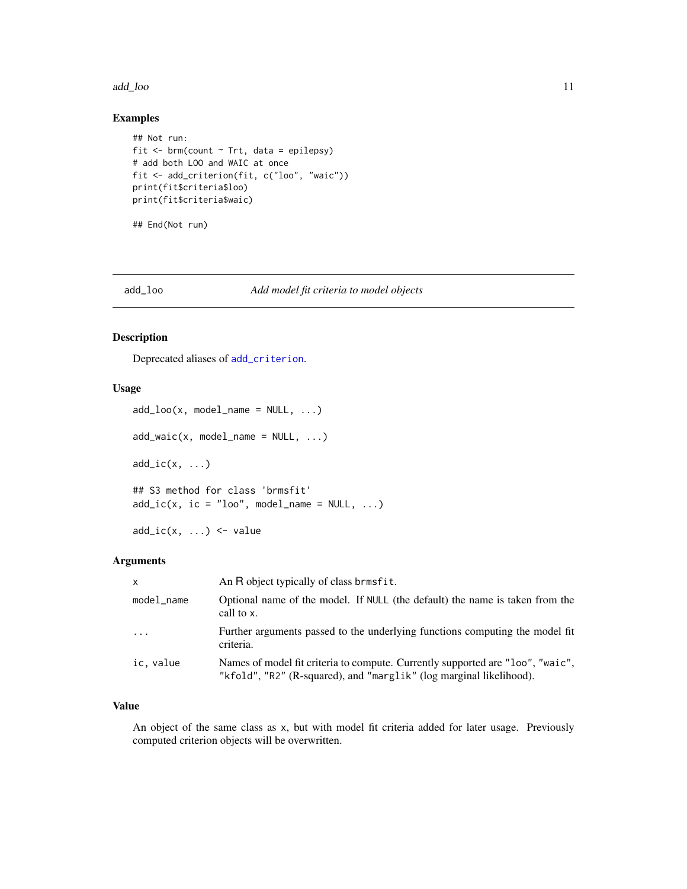## Examples

```
## Not run:
fit <- brm(count ~ Trt, data = epilepsy)
# add both LOO and WAIC at once
fit <- add_criterion(fit, c("loo", "waic"))
print(fit$criteria$loo)
print(fit$criteria$waic)

## End(Not run)
```

---

# add_loo — *Add model fit criteria to model objects*

---

## Description

Deprecated aliases of add_criterion.

## Usage

```
add_loo(x, model_name = NULL, ...)

add_waic(x, model_name = NULL, ...)

add_ic(x, ...)

## S3 method for class 'brmsfit'
add_ic(x, ic = "loo", model_name = NULL, ...)

add_ic(x, ...) <- value
```

## Arguments

| | |
|---|---|
| x | An R object typically of class brmsfit. |
| model_name | Optional name of the model. If NULL (the default) the name is taken from the call to x. |
| ... | Further arguments passed to the underlying functions computing the model fit criteria. |
| ic, value | Names of model fit criteria to compute. Currently supported are "loo", "waic", "kfold", "R2" (R-squared), and "marglik" (log marginal likelihood). |

## Value

An object of the same class as x, but with model fit criteria added for later usage. Previously computed criterion objects will be overwritten.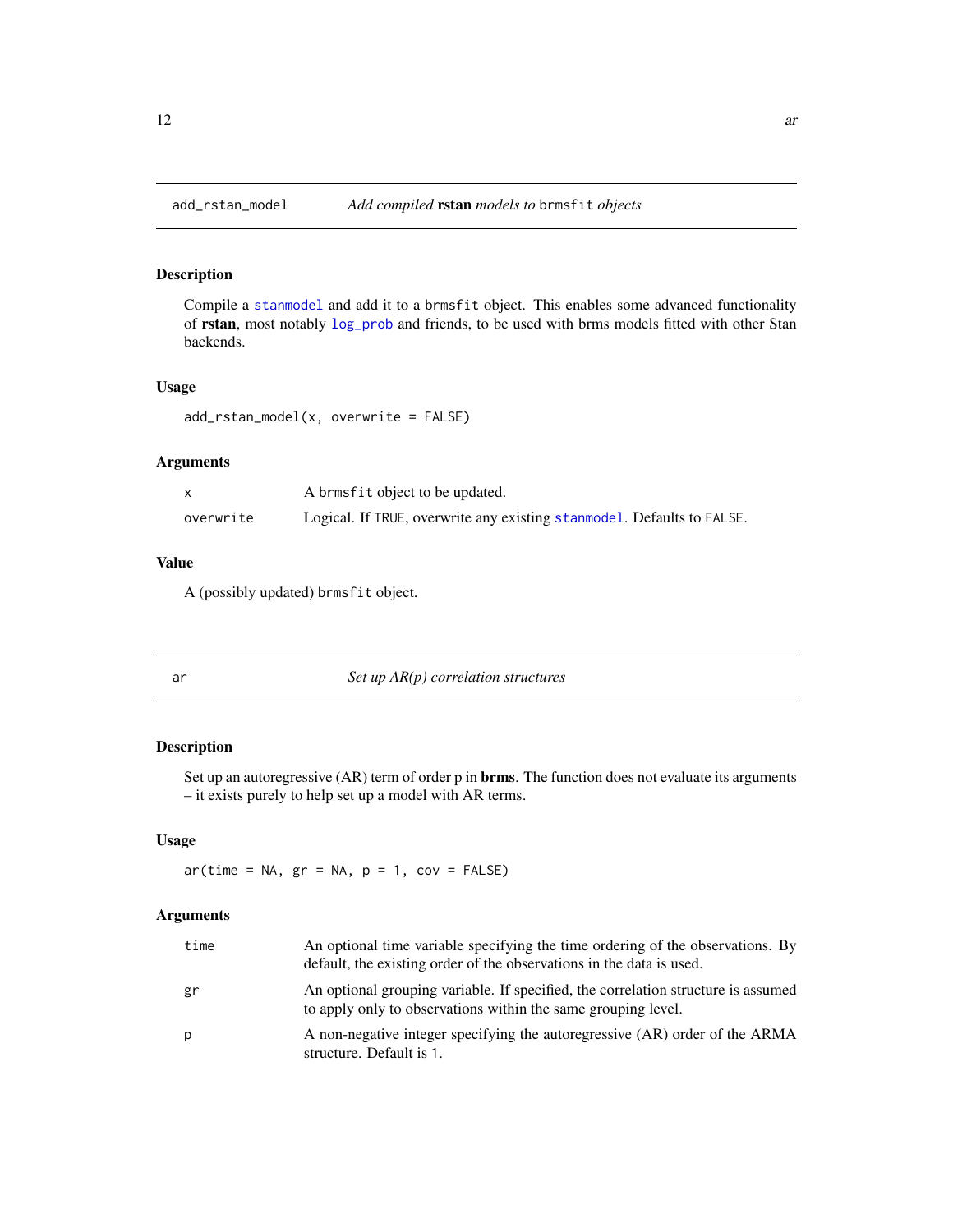## add_rstan_model — *Add compiled* **rstan** *models to* `brmsfit` *objects*

### Description

Compile a `stanmodel` and add it to a `brmsfit` object. This enables some advanced functionality of **rstan**, most notably `log_prob` and friends, to be used with brms models fitted with other Stan backends.

### Usage

```
add_rstan_model(x, overwrite = FALSE)
```

### Arguments

| | |
|---|---|
| `x` | A `brmsfit` object to be updated. |
| `overwrite` | Logical. If `TRUE`, overwrite any existing `stanmodel`. Defaults to `FALSE`. |

### Value

A (possibly updated) `brmsfit` object.

## ar — *Set up AR(p) correlation structures*

### Description

Set up an autoregressive (AR) term of order p in **brms**. The function does not evaluate its arguments – it exists purely to help set up a model with AR terms.

### Usage

```
ar(time = NA, gr = NA, p = 1, cov = FALSE)
```

### Arguments

| | |
|---|---|
| `time` | An optional time variable specifying the time ordering of the observations. By default, the existing order of the observations in the data is used. |
| `gr` | An optional grouping variable. If specified, the correlation structure is assumed to apply only to observations within the same grouping level. |
| `p` | A non-negative integer specifying the autoregressive (AR) order of the ARMA structure. Default is `1`. |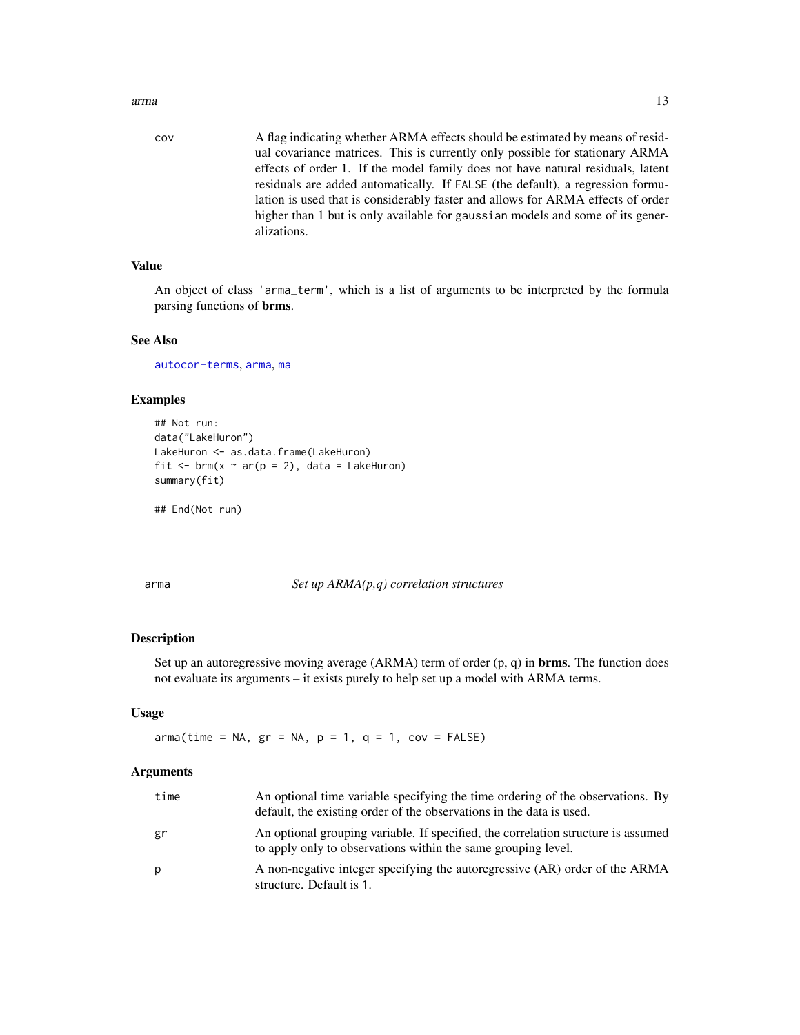| | |
|---|---|
| cov | A flag indicating whether ARMA effects should be estimated by means of residual covariance matrices. This is currently only possible for stationary ARMA effects of order 1. If the model family does not have natural residuals, latent residuals are added automatically. If FALSE (the default), a regression formulation is used that is considerably faster and allows for ARMA effects of order higher than 1 but is only available for gaussian models and some of its generalizations. |

### Value

An object of class 'arma_term', which is a list of arguments to be interpreted by the formula parsing functions of **brms**.

### See Also

autocor-terms, arma, ma

### Examples

```
## Not run:
data("LakeHuron")
LakeHuron <- as.data.frame(LakeHuron)
fit <- brm(x ~ ar(p = 2), data = LakeHuron)
summary(fit)

## End(Not run)
```

---

## arma *Set up ARMA(p,q) correlation structures*

### Description

Set up an autoregressive moving average (ARMA) term of order (p, q) in **brms**. The function does not evaluate its arguments – it exists purely to help set up a model with ARMA terms.

### Usage

```
arma(time = NA, gr = NA, p = 1, q = 1, cov = FALSE)
```

### Arguments

| | |
|---|---|
| time | An optional time variable specifying the time ordering of the observations. By default, the existing order of the observations in the data is used. |
| gr | An optional grouping variable. If specified, the correlation structure is assumed to apply only to observations within the same grouping level. |
| p | A non-negative integer specifying the autoregressive (AR) order of the ARMA structure. Default is 1. |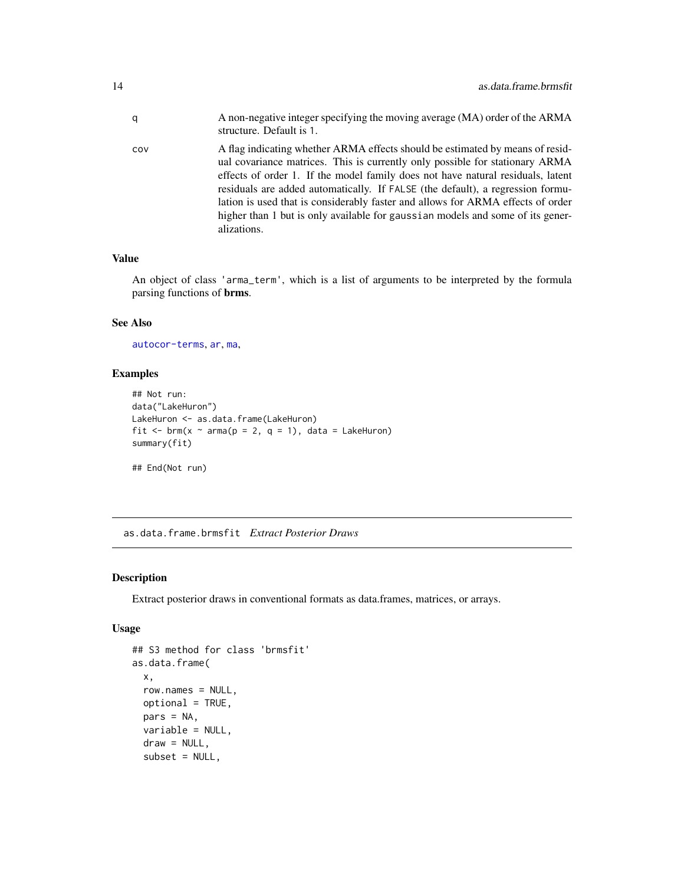| | |
|---|---|
| q | A non-negative integer specifying the moving average (MA) order of the ARMA structure. Default is 1. |
| cov | A flag indicating whether ARMA effects should be estimated by means of residual covariance matrices. This is currently only possible for stationary ARMA effects of order 1. If the model family does not have natural residuals, latent residuals are added automatically. If FALSE (the default), a regression formulation is used that is considerably faster and allows for ARMA effects of order higher than 1 but is only available for gaussian models and some of its generalizations. |

### Value

An object of class 'arma_term', which is a list of arguments to be interpreted by the formula parsing functions of **brms**.

### See Also

autocor-terms, ar, ma,

### Examples

```
## Not run:
data("LakeHuron")
LakeHuron <- as.data.frame(LakeHuron)
fit <- brm(x ~ arma(p = 2, q = 1), data = LakeHuron)
summary(fit)

## End(Not run)
```

---

## as.data.frame.brmsfit *Extract Posterior Draws*

### Description

Extract posterior draws in conventional formats as data.frames, matrices, or arrays.

### Usage

```
## S3 method for class 'brmsfit'
as.data.frame(
  x,
  row.names = NULL,
  optional = TRUE,
  pars = NA,
  variable = NULL,
  draw = NULL,
  subset = NULL,
```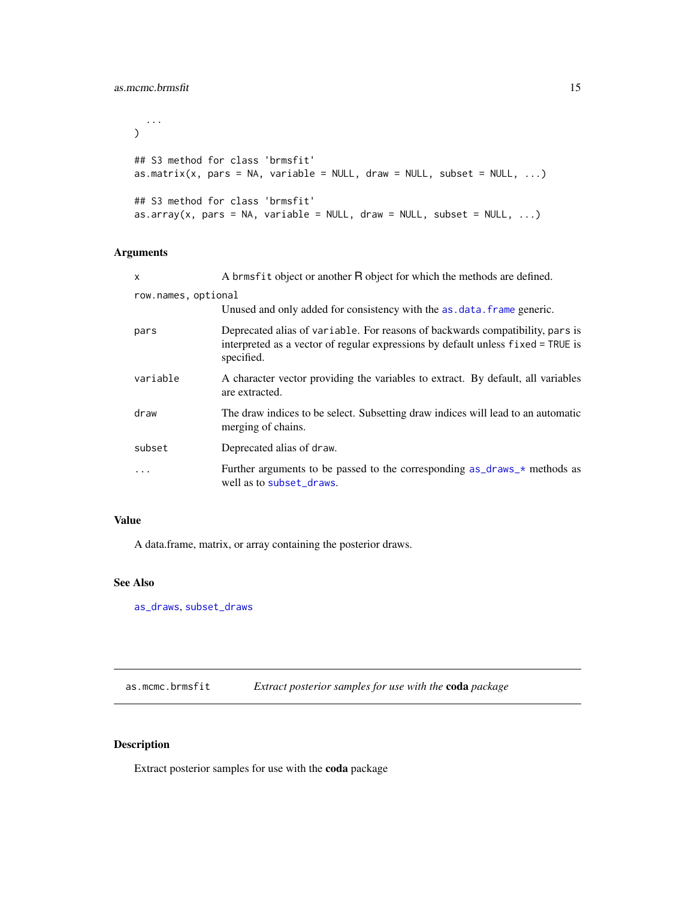```
  ...
)

## S3 method for class 'brmsfit'
as.matrix(x, pars = NA, variable = NULL, draw = NULL, subset = NULL, ...)

## S3 method for class 'brmsfit'
as.array(x, pars = NA, variable = NULL, draw = NULL, subset = NULL, ...)
```

### Arguments

| | |
|---|---|
| x | A brmsfit object or another R object for which the methods are defined. |
| row.names, optional | Unused and only added for consistency with the as.data.frame generic. |
| pars | Deprecated alias of variable. For reasons of backwards compatibility, pars is interpreted as a vector of regular expressions by default unless fixed = TRUE is specified. |
| variable | A character vector providing the variables to extract. By default, all variables are extracted. |
| draw | The draw indices to be select. Subsetting draw indices will lead to an automatic merging of chains. |
| subset | Deprecated alias of draw. |
| ... | Further arguments to be passed to the corresponding as_draws_* methods as well as to subset_draws. |

### Value

A data.frame, matrix, or array containing the posterior draws.

### See Also

as_draws, subset_draws

---

## as.mcmc.brmsfit — *Extract posterior samples for use with the* **coda** *package*

---

### Description

Extract posterior samples for use with the **coda** package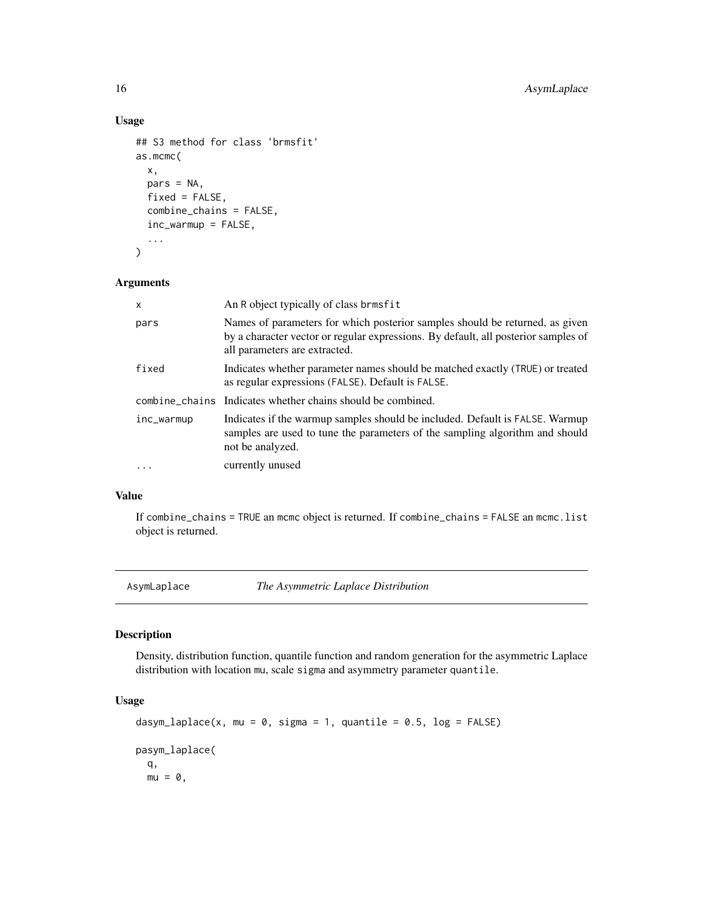### Usage

```
## S3 method for class 'brmsfit'
as.mcmc(
  x,
  pars = NA,
  fixed = FALSE,
  combine_chains = FALSE,
  inc_warmup = FALSE,
  ...
)
```

### Arguments

| | |
|---|---|
| x | An R object typically of class brmsfit |
| pars | Names of parameters for which posterior samples should be returned, as given by a character vector or regular expressions. By default, all posterior samples of all parameters are extracted. |
| fixed | Indicates whether parameter names should be matched exactly (TRUE) or treated as regular expressions (FALSE). Default is FALSE. |
| combine_chains | Indicates whether chains should be combined. |
| inc_warmup | Indicates if the warmup samples should be included. Default is FALSE. Warmup samples are used to tune the parameters of the sampling algorithm and should not be analyzed. |
| ... | currently unused |

### Value

If combine_chains = TRUE an mcmc object is returned. If combine_chains = FALSE an mcmc.list object is returned.

---

## AsymLaplace *The Asymmetric Laplace Distribution*

---

### Description

Density, distribution function, quantile function and random generation for the asymmetric Laplace distribution with location mu, scale sigma and asymmetry parameter quantile.

### Usage

```
dasym_laplace(x, mu = 0, sigma = 1, quantile = 0.5, log = FALSE)

pasym_laplace(
  q,
  mu = 0,
```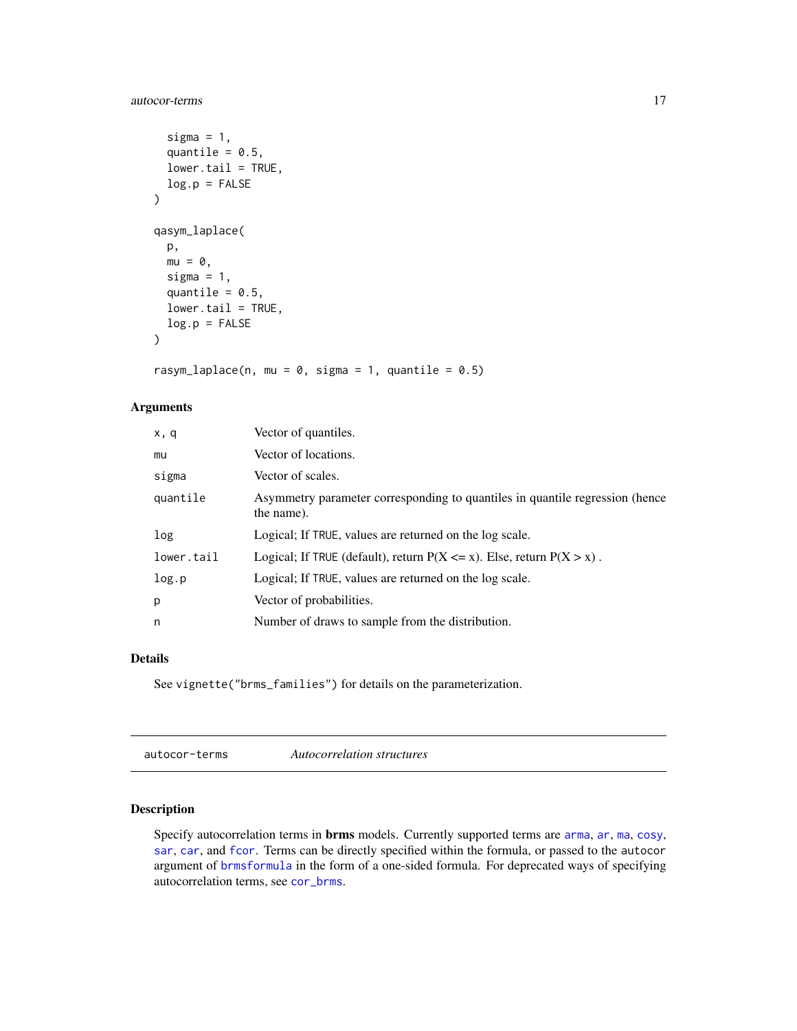```
  sigma = 1,
  quantile = 0.5,
  lower.tail = TRUE,
  log.p = FALSE
)

qasym_laplace(
  p,
  mu = 0,
  sigma = 1,
  quantile = 0.5,
  lower.tail = TRUE,
  log.p = FALSE
)

rasym_laplace(n, mu = 0, sigma = 1, quantile = 0.5)
```

### Arguments

| | |
|---|---|
| x, q | Vector of quantiles. |
| mu | Vector of locations. |
| sigma | Vector of scales. |
| quantile | Asymmetry parameter corresponding to quantiles in quantile regression (hence the name). |
| log | Logical; If TRUE, values are returned on the log scale. |
| lower.tail | Logical; If TRUE (default), return P(X <= x). Else, return P(X > x) . |
| log.p | Logical; If TRUE, values are returned on the log scale. |
| p | Vector of probabilities. |
| n | Number of draws to sample from the distribution. |

### Details

See `vignette("brms_families")` for details on the parameterization.

## autocor-terms — *Autocorrelation structures*

### Description

Specify autocorrelation terms in **brms** models. Currently supported terms are `arma`, `ar`, `ma`, `cosy`, `sar`, `car`, and `fcor`. Terms can be directly specified within the formula, or passed to the `autocor` argument of `brmsformula` in the form of a one-sided formula. For deprecated ways of specifying autocorrelation terms, see `cor_brms`.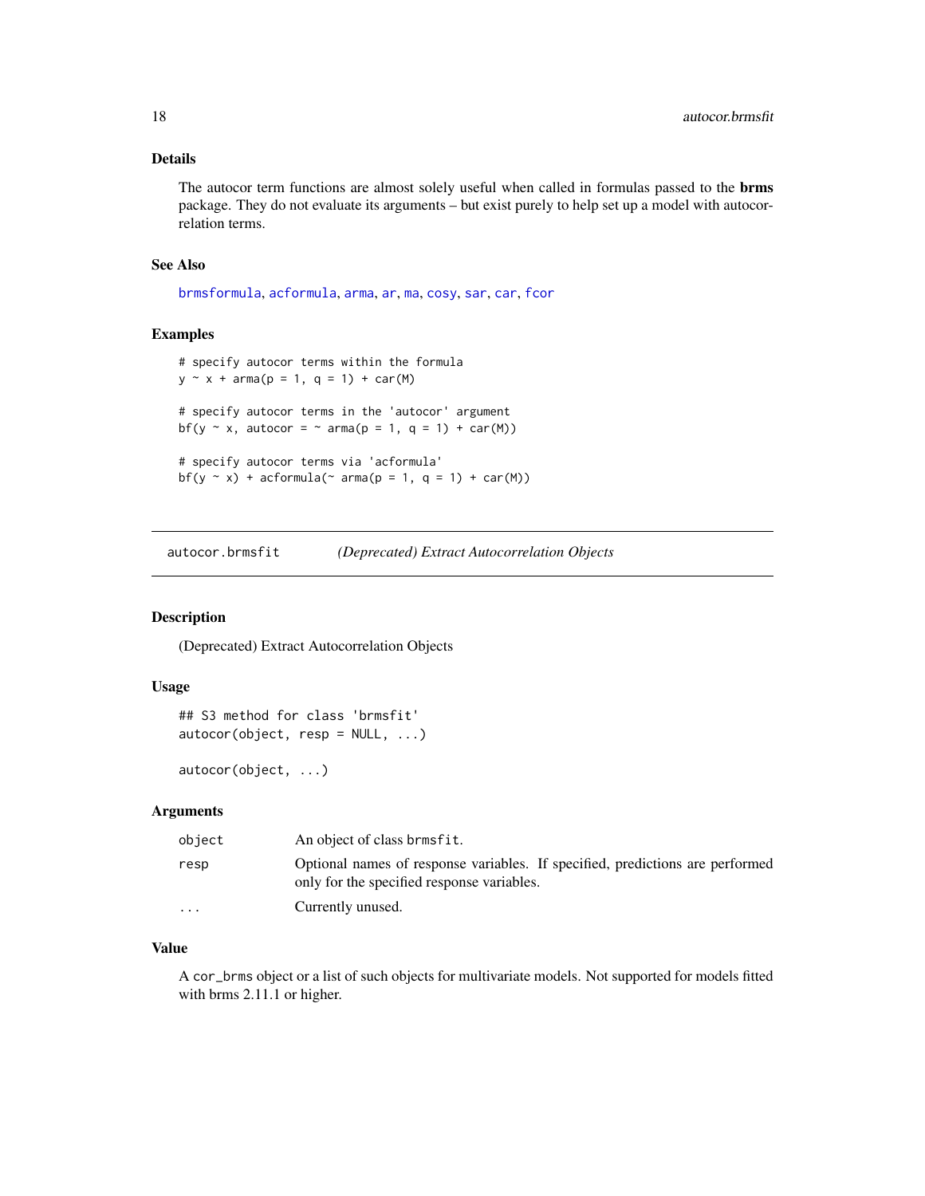## Details

The autocor term functions are almost solely useful when called in formulas passed to the **brms** package. They do not evaluate its arguments – but exist purely to help set up a model with autocorrelation terms.

## See Also

brmsformula, acformula, arma, ar, ma, cosy, sar, car, fcor

## Examples

```
# specify autocor terms within the formula
y ~ x + arma(p = 1, q = 1) + car(M)

# specify autocor terms in the 'autocor' argument
bf(y ~ x, autocor = ~ arma(p = 1, q = 1) + car(M))

# specify autocor terms via 'acformula'
bf(y ~ x) + acformula(~ arma(p = 1, q = 1) + car(M))
```

---

# autocor.brmsfit — *(Deprecated) Extract Autocorrelation Objects*

## Description

(Deprecated) Extract Autocorrelation Objects

## Usage

```
## S3 method for class 'brmsfit'
autocor(object, resp = NULL, ...)

autocor(object, ...)
```

## Arguments

| | |
|---|---|
| `object` | An object of class `brmsfit`. |
| `resp` | Optional names of response variables. If specified, predictions are performed only for the specified response variables. |
| `...` | Currently unused. |

## Value

A `cor_brms` object or a list of such objects for multivariate models. Not supported for models fitted with brms 2.11.1 or higher.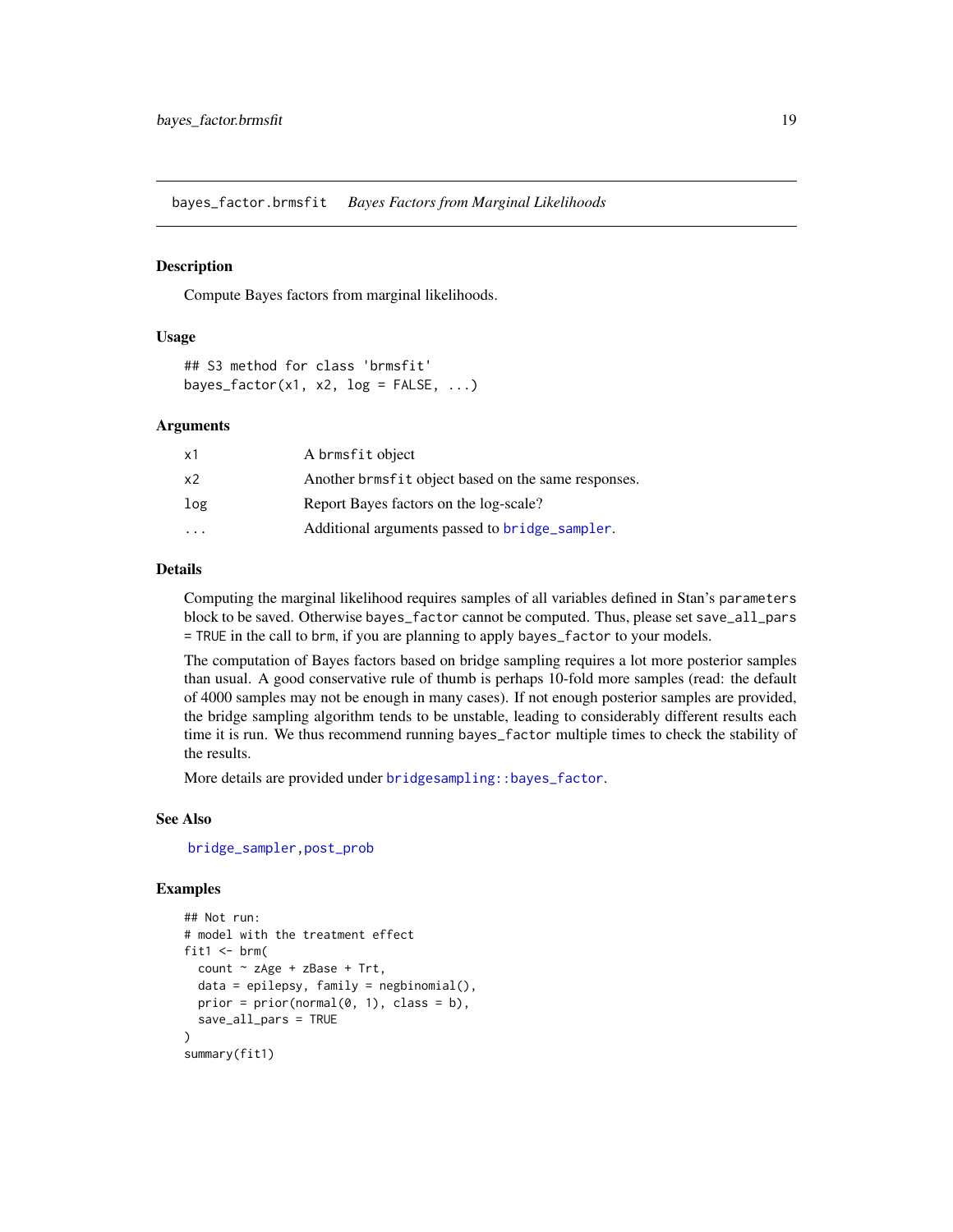bayes_factor.brmsfit *Bayes Factors from Marginal Likelihoods*

### Description

Compute Bayes factors from marginal likelihoods.

### Usage

```
## S3 method for class 'brmsfit'
bayes_factor(x1, x2, log = FALSE, ...)
```

### Arguments

| | |
|---|---|
| x1 | A brmsfit object |
| x2 | Another brmsfit object based on the same responses. |
| log | Report Bayes factors on the log-scale? |
| ... | Additional arguments passed to bridge_sampler. |

### Details

Computing the marginal likelihood requires samples of all variables defined in Stan's parameters block to be saved. Otherwise bayes_factor cannot be computed. Thus, please set save_all_pars = TRUE in the call to brm, if you are planning to apply bayes_factor to your models.

The computation of Bayes factors based on bridge sampling requires a lot more posterior samples than usual. A good conservative rule of thumb is perhaps 10-fold more samples (read: the default of 4000 samples may not be enough in many cases). If not enough posterior samples are provided, the bridge sampling algorithm tends to be unstable, leading to considerably different results each time it is run. We thus recommend running bayes_factor multiple times to check the stability of the results.

More details are provided under bridgesampling::bayes_factor.

### See Also

bridge_sampler, post_prob

### Examples

```
## Not run:
# model with the treatment effect
fit1 <- brm(
  count ~ zAge + zBase + Trt,
  data = epilepsy, family = negbinomial(),
  prior = prior(normal(0, 1), class = b),
  save_all_pars = TRUE
)
summary(fit1)
```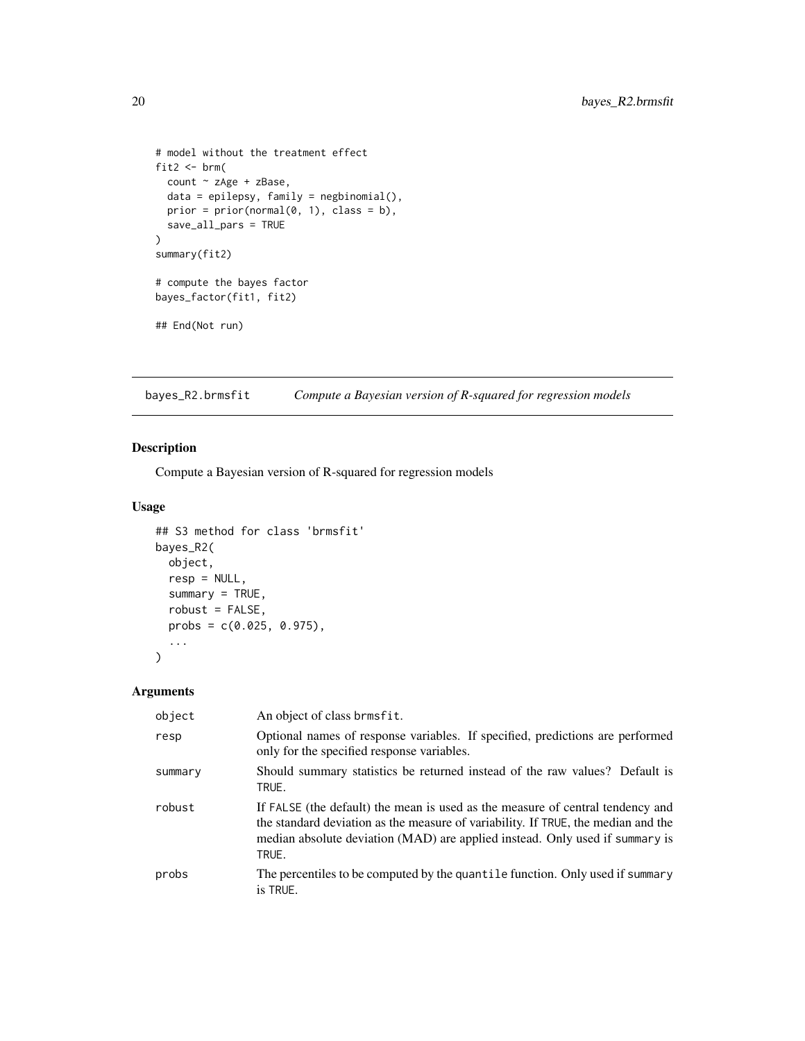```
# model without the treatment effect
fit2 <- brm(
  count ~ zAge + zBase,
  data = epilepsy, family = negbinomial(),
  prior = prior(normal(0, 1), class = b),
  save_all_pars = TRUE
)
summary(fit2)

# compute the bayes factor
bayes_factor(fit1, fit2)

## End(Not run)
```

## bayes_R2.brmsfit *Compute a Bayesian version of R-squared for regression models*

### Description

Compute a Bayesian version of R-squared for regression models

### Usage

```
## S3 method for class 'brmsfit'
bayes_R2(
  object,
  resp = NULL,
  summary = TRUE,
  robust = FALSE,
  probs = c(0.025, 0.975),
  ...
)
```

### Arguments

| | |
|---|---|
| object | An object of class brmsfit. |
| resp | Optional names of response variables. If specified, predictions are performed only for the specified response variables. |
| summary | Should summary statistics be returned instead of the raw values? Default is TRUE. |
| robust | If FALSE (the default) the mean is used as the measure of central tendency and the standard deviation as the measure of variability. If TRUE, the median and the median absolute deviation (MAD) are applied instead. Only used if summary is TRUE. |
| probs | The percentiles to be computed by the quantile function. Only used if summary is TRUE. |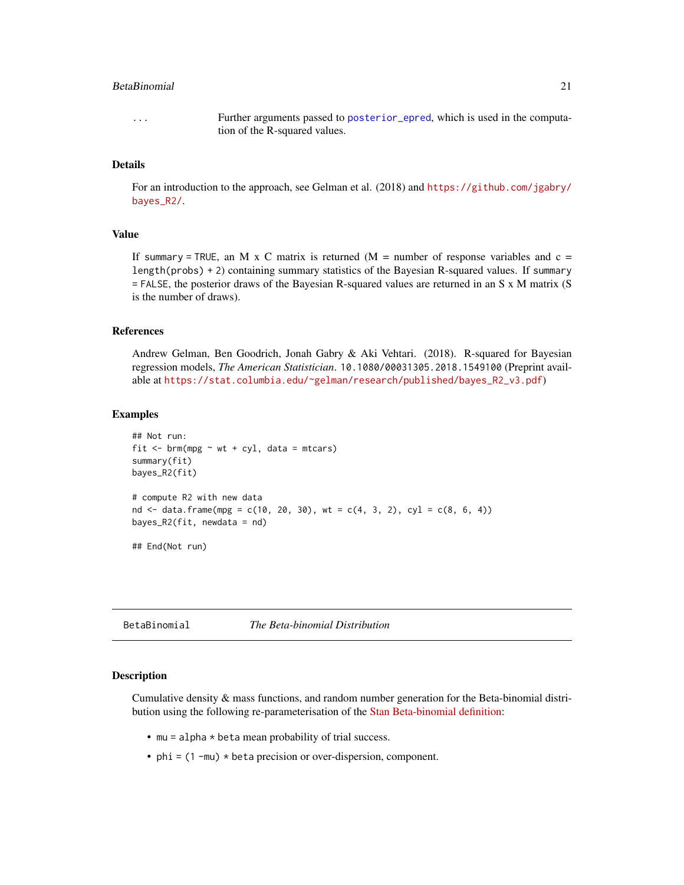... Further arguments passed to posterior_epred, which is used in the computation of the R-squared values.

### Details

For an introduction to the approach, see Gelman et al. (2018) and https://github.com/jgabry/bayes_R2/.

### Value

If summary = TRUE, an M x C matrix is returned (M = number of response variables and c = length(probs) + 2) containing summary statistics of the Bayesian R-squared values. If summary = FALSE, the posterior draws of the Bayesian R-squared values are returned in an S x M matrix (S is the number of draws).

### References

Andrew Gelman, Ben Goodrich, Jonah Gabry & Aki Vehtari. (2018). R-squared for Bayesian regression models, *The American Statistician*. 10.1080/00031305.2018.1549100 (Preprint available at https://stat.columbia.edu/~gelman/research/published/bayes_R2_v3.pdf)

### Examples

```
## Not run:
fit <- brm(mpg ~ wt + cyl, data = mtcars)
summary(fit)
bayes_R2(fit)

# compute R2 with new data
nd <- data.frame(mpg = c(10, 20, 30), wt = c(4, 3, 2), cyl = c(8, 6, 4))
bayes_R2(fit, newdata = nd)

## End(Not run)
```

---

## BetaBinomial *The Beta-binomial Distribution*

### Description

Cumulative density & mass functions, and random number generation for the Beta-binomial distribution using the following re-parameterisation of the Stan Beta-binomial definition:

- mu = alpha * beta mean probability of trial success.
- phi = (1 - mu) * beta precision or over-dispersion, component.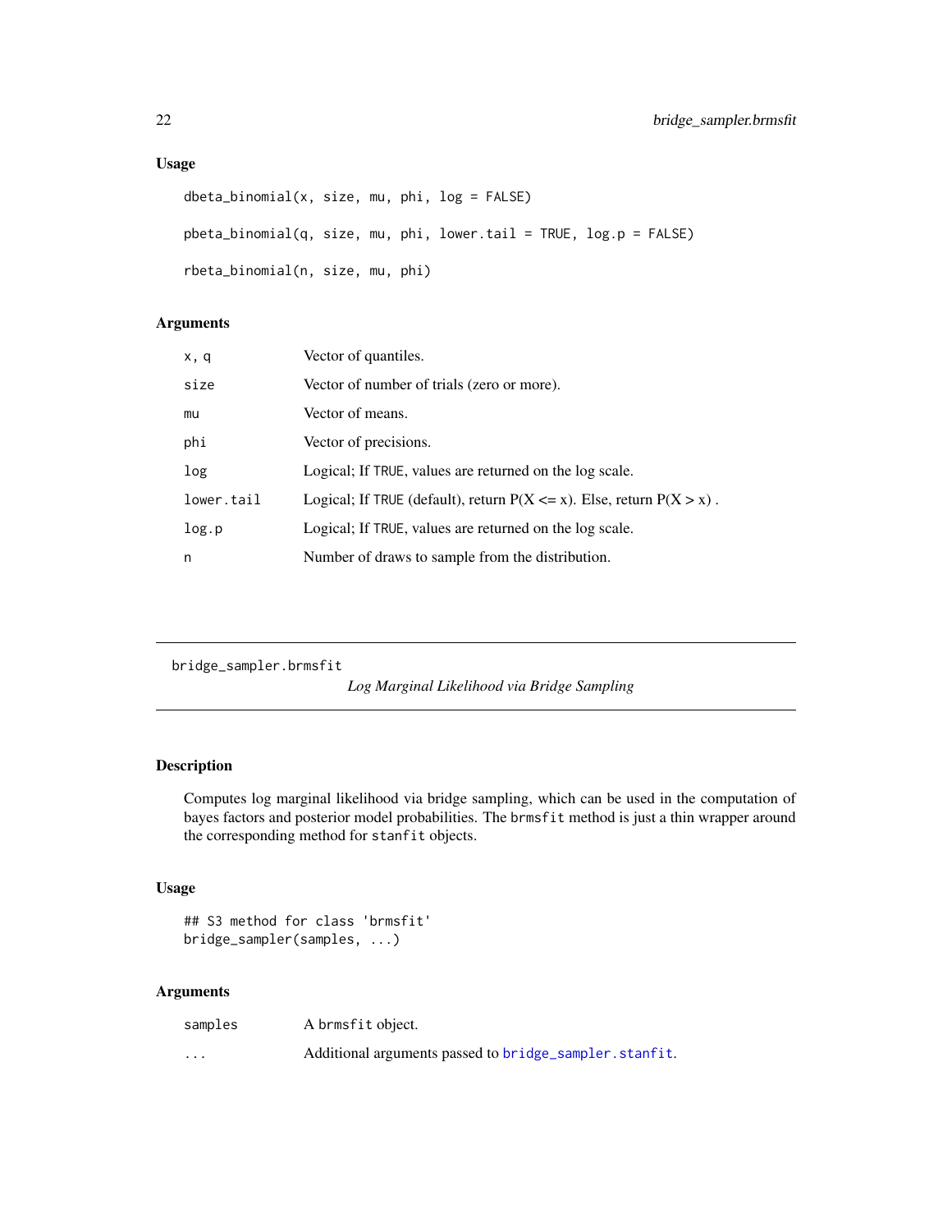### Usage

```
dbeta_binomial(x, size, mu, phi, log = FALSE)

pbeta_binomial(q, size, mu, phi, lower.tail = TRUE, log.p = FALSE)

rbeta_binomial(n, size, mu, phi)
```

### Arguments

| | |
|---|---|
| x, q | Vector of quantiles. |
| size | Vector of number of trials (zero or more). |
| mu | Vector of means. |
| phi | Vector of precisions. |
| log | Logical; If TRUE, values are returned on the log scale. |
| lower.tail | Logical; If TRUE (default), return P(X <= x). Else, return P(X > x) . |
| log.p | Logical; If TRUE, values are returned on the log scale. |
| n | Number of draws to sample from the distribution. |

---

## bridge_sampler.brmsfit

*Log Marginal Likelihood via Bridge Sampling*

---

### Description

Computes log marginal likelihood via bridge sampling, which can be used in the computation of bayes factors and posterior model probabilities. The brmsfit method is just a thin wrapper around the corresponding method for stanfit objects.

### Usage

```
## S3 method for class 'brmsfit'
bridge_sampler(samples, ...)
```

### Arguments

| | |
|---|---|
| samples | A brmsfit object. |
| ... | Additional arguments passed to bridge_sampler.stanfit. |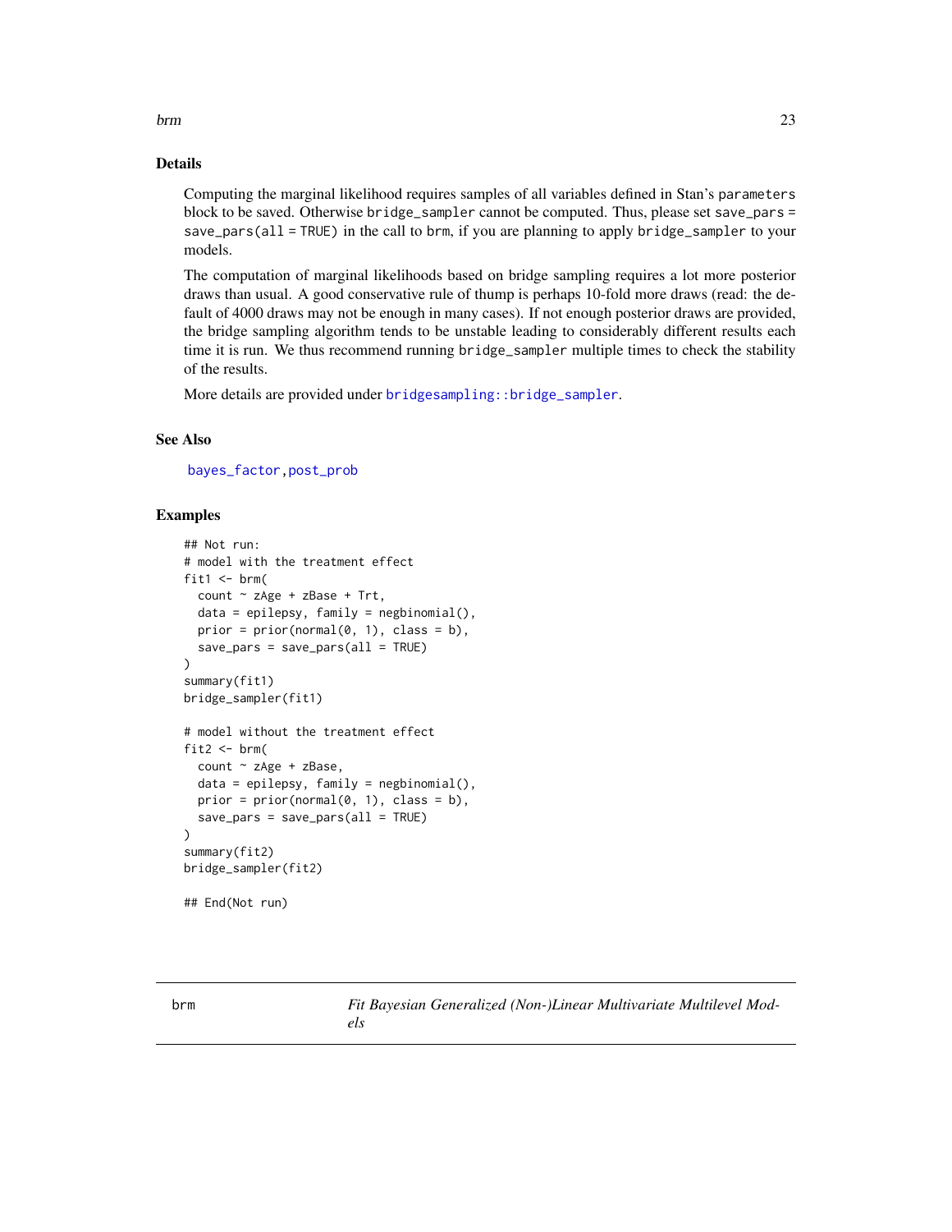## Details

Computing the marginal likelihood requires samples of all variables defined in Stan's `parameters` block to be saved. Otherwise `bridge_sampler` cannot be computed. Thus, please set `save_pars = save_pars(all = TRUE)` in the call to `brm`, if you are planning to apply `bridge_sampler` to your models.

The computation of marginal likelihoods based on bridge sampling requires a lot more posterior draws than usual. A good conservative rule of thump is perhaps 10-fold more draws (read: the default of 4000 draws may not be enough in many cases). If not enough posterior draws are provided, the bridge sampling algorithm tends to be unstable leading to considerably different results each time it is run. We thus recommend running `bridge_sampler` multiple times to check the stability of the results.

More details are provided under `bridgesampling::bridge_sampler`.

## See Also

`bayes_factor`, `post_prob`

## Examples

```
## Not run:
# model with the treatment effect
fit1 <- brm(
  count ~ zAge + zBase + Trt,
  data = epilepsy, family = negbinomial(),
  prior = prior(normal(0, 1), class = b),
  save_pars = save_pars(all = TRUE)
)
summary(fit1)
bridge_sampler(fit1)

# model without the treatment effect
fit2 <- brm(
  count ~ zAge + zBase,
  data = epilepsy, family = negbinomial(),
  prior = prior(normal(0, 1), class = b),
  save_pars = save_pars(all = TRUE)
)
summary(fit2)
bridge_sampler(fit2)

## End(Not run)
```

---

`brm` *Fit Bayesian Generalized (Non-)Linear Multivariate Multilevel Models*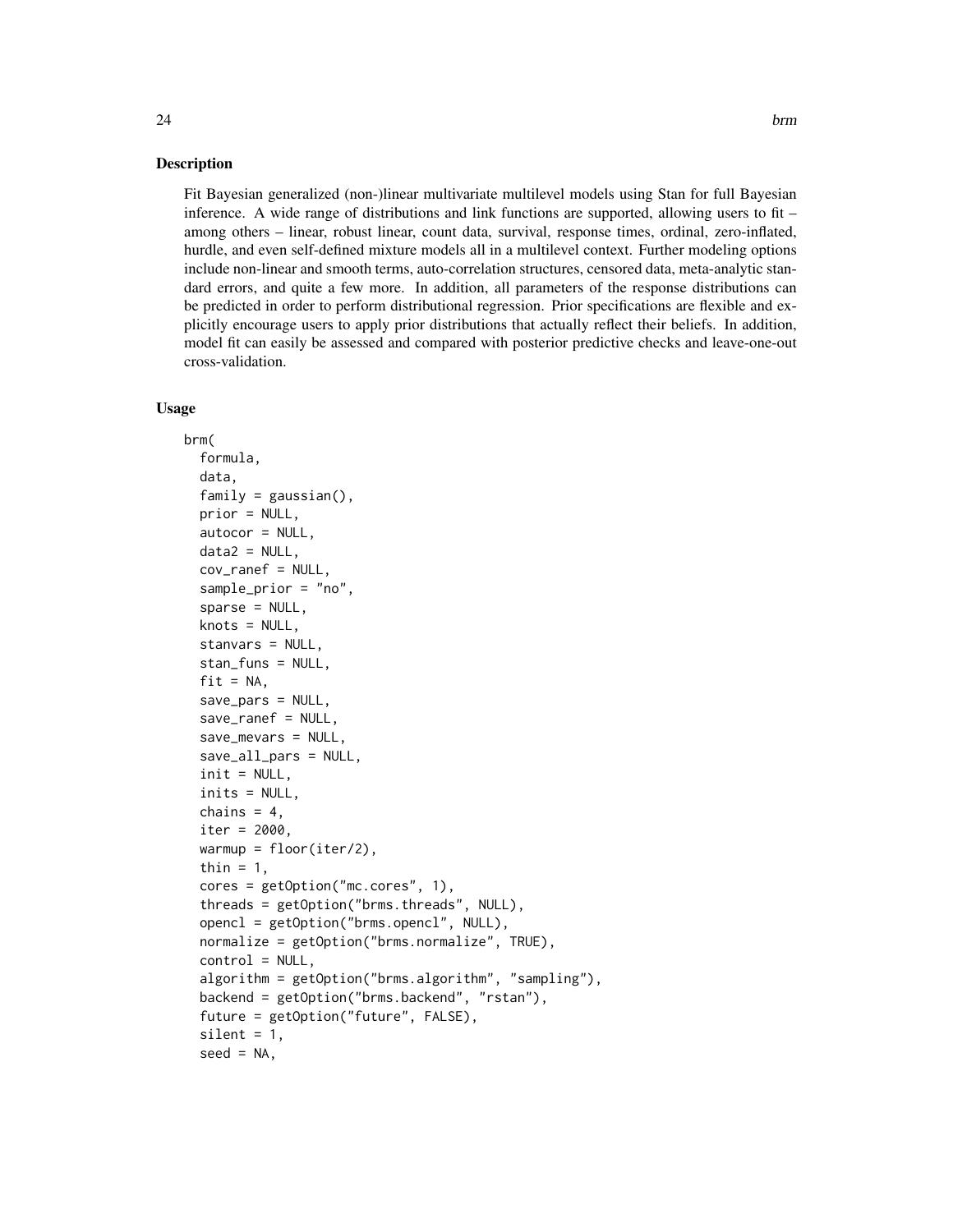## Description

Fit Bayesian generalized (non-)linear multivariate multilevel models using Stan for full Bayesian inference. A wide range of distributions and link functions are supported, allowing users to fit – among others – linear, robust linear, count data, survival, response times, ordinal, zero-inflated, hurdle, and even self-defined mixture models all in a multilevel context. Further modeling options include non-linear and smooth terms, auto-correlation structures, censored data, meta-analytic standard errors, and quite a few more. In addition, all parameters of the response distributions can be predicted in order to perform distributional regression. Prior specifications are flexible and explicitly encourage users to apply prior distributions that actually reflect their beliefs. In addition, model fit can easily be assessed and compared with posterior predictive checks and leave-one-out cross-validation.

## Usage

```
brm(
  formula,
  data,
  family = gaussian(),
  prior = NULL,
  autocor = NULL,
  data2 = NULL,
  cov_ranef = NULL,
  sample_prior = "no",
  sparse = NULL,
  knots = NULL,
  stanvars = NULL,
  stan_funs = NULL,
  fit = NA,
  save_pars = NULL,
  save_ranef = NULL,
  save_mevars = NULL,
  save_all_pars = NULL,
  init = NULL,
  inits = NULL,
  chains = 4,
  iter = 2000,
  warmup = floor(iter/2),
  thin = 1,
  cores = getOption("mc.cores", 1),
  threads = getOption("brms.threads", NULL),
  opencl = getOption("brms.opencl", NULL),
  normalize = getOption("brms.normalize", TRUE),
  control = NULL,
  algorithm = getOption("brms.algorithm", "sampling"),
  backend = getOption("brms.backend", "rstan"),
  future = getOption("future", FALSE),
  silent = 1,
  seed = NA,
```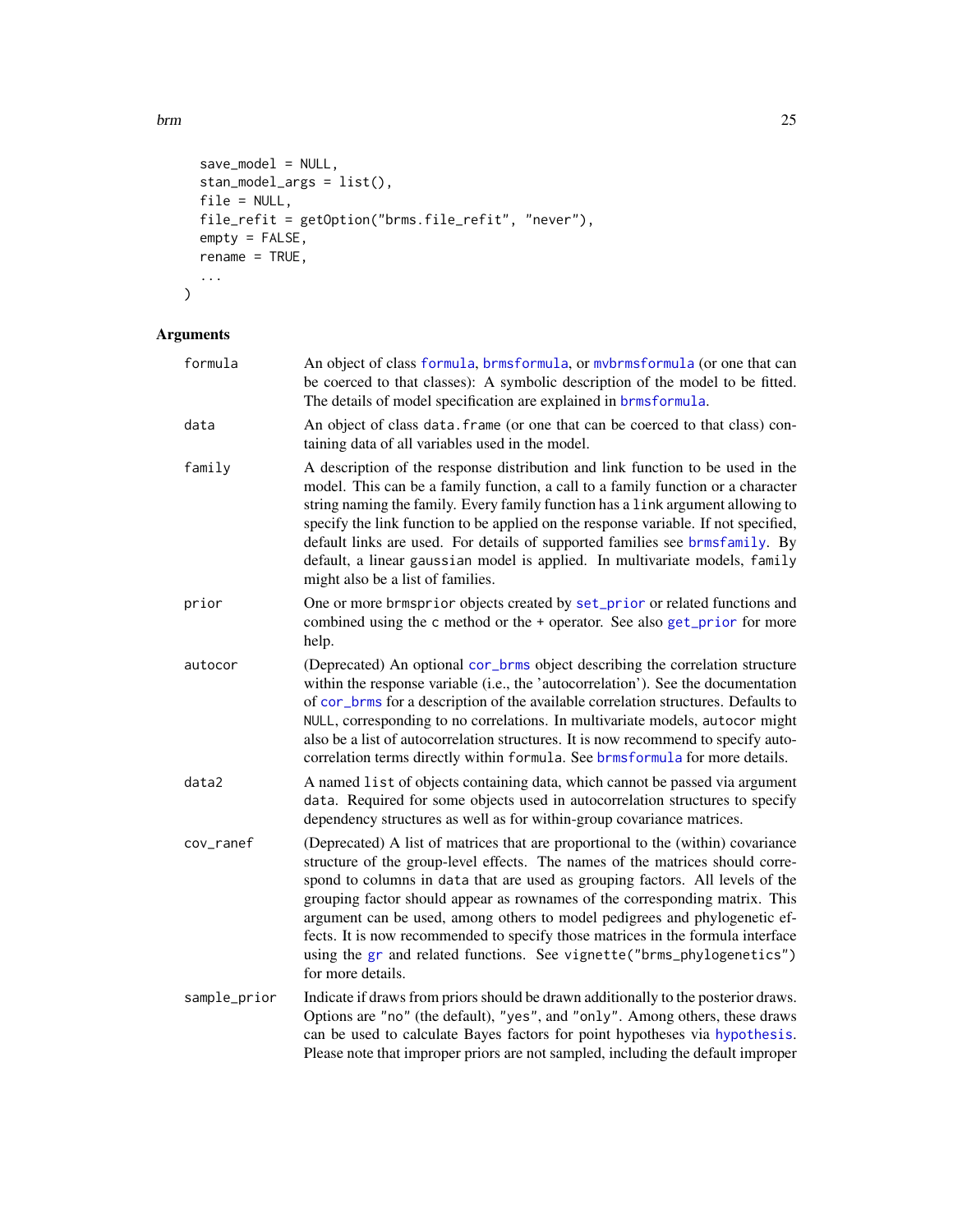```
  save_model = NULL,
  stan_model_args = list(),
  file = NULL,
  file_refit = getOption("brms.file_refit", "never"),
  empty = FALSE,
  rename = TRUE,
  ...
)
```

## Arguments

| | |
|---|---|
| formula | An object of class formula, brmsformula, or mvbrmsformula (or one that can be coerced to that classes): A symbolic description of the model to be fitted. The details of model specification are explained in brmsformula. |
| data | An object of class data.frame (or one that can be coerced to that class) containing data of all variables used in the model. |
| family | A description of the response distribution and link function to be used in the model. This can be a family function, a call to a family function or a character string naming the family. Every family function has a link argument allowing to specify the link function to be applied on the response variable. If not specified, default links are used. For details of supported families see brmsfamily. By default, a linear gaussian model is applied. In multivariate models, family might also be a list of families. |
| prior | One or more brmsprior objects created by set_prior or related functions and combined using the c method or the + operator. See also get_prior for more help. |
| autocor | (Deprecated) An optional cor_brms object describing the correlation structure within the response variable (i.e., the 'autocorrelation'). See the documentation of cor_brms for a description of the available correlation structures. Defaults to NULL, corresponding to no correlations. In multivariate models, autocor might also be a list of autocorrelation structures. It is now recommend to specify autocorrelation terms directly within formula. See brmsformula for more details. |
| data2 | A named list of objects containing data, which cannot be passed via argument data. Required for some objects used in autocorrelation structures to specify dependency structures as well as for within-group covariance matrices. |
| cov_ranef | (Deprecated) A list of matrices that are proportional to the (within) covariance structure of the group-level effects. The names of the matrices should correspond to columns in data that are used as grouping factors. All levels of the grouping factor should appear as rownames of the corresponding matrix. This argument can be used, among others to model pedigrees and phylogenetic effects. It is now recommended to specify those matrices in the formula interface using the gr and related functions. See vignette("brms_phylogenetics") for more details. |
| sample_prior | Indicate if draws from priors should be drawn additionally to the posterior draws. Options are "no" (the default), "yes", and "only". Among others, these draws can be used to calculate Bayes factors for point hypotheses via hypothesis. Please note that improper priors are not sampled, including the default improper |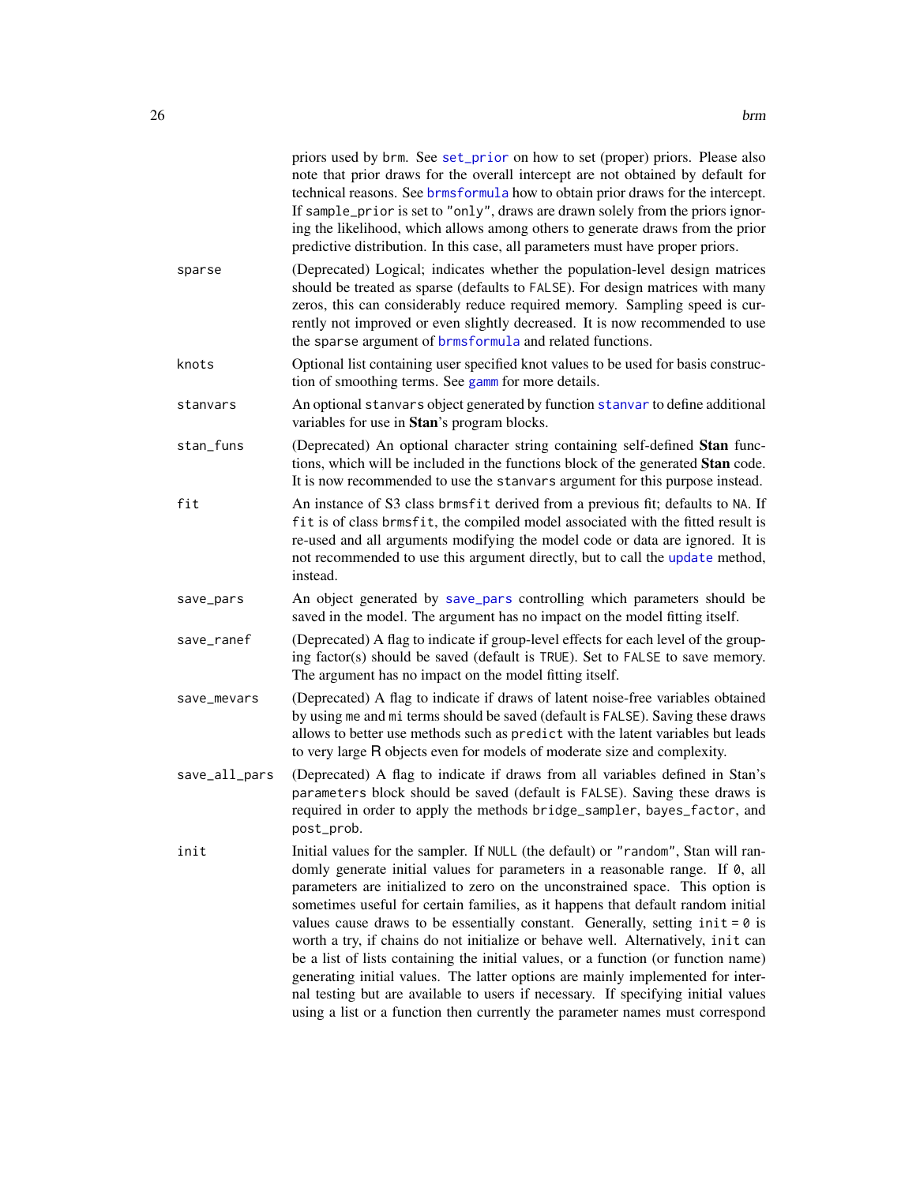priors used by brm. See `set_prior` on how to set (proper) priors. Please also note that prior draws for the overall intercept are not obtained by default for technical reasons. See `brmsformula` how to obtain prior draws for the intercept. If `sample_prior` is set to `"only"`, draws are drawn solely from the priors ignoring the likelihood, which allows among others to generate draws from the prior predictive distribution. In this case, all parameters must have proper priors.

`sparse`
: (Deprecated) Logical; indicates whether the population-level design matrices should be treated as sparse (defaults to `FALSE`). For design matrices with many zeros, this can considerably reduce required memory. Sampling speed is currently not improved or even slightly decreased. It is now recommended to use the `sparse` argument of `brmsformula` and related functions.

`knots`
: Optional list containing user specified knot values to be used for basis construction of smoothing terms. See `gamm` for more details.

`stanvars`
: An optional `stanvars` object generated by function `stanvar` to define additional variables for use in **Stan**'s program blocks.

`stan_funs`
: (Deprecated) An optional character string containing self-defined **Stan** functions, which will be included in the functions block of the generated **Stan** code. It is now recommended to use the `stanvars` argument for this purpose instead.

`fit`
: An instance of S3 class `brmsfit` derived from a previous fit; defaults to `NA`. If `fit` is of class `brmsfit`, the compiled model associated with the fitted result is re-used and all arguments modifying the model code or data are ignored. It is not recommended to use this argument directly, but to call the `update` method, instead.

`save_pars`
: An object generated by `save_pars` controlling which parameters should be saved in the model. The argument has no impact on the model fitting itself.

`save_ranef`
: (Deprecated) A flag to indicate if group-level effects for each level of the grouping factor(s) should be saved (default is `TRUE`). Set to `FALSE` to save memory. The argument has no impact on the model fitting itself.

`save_mevars`
: (Deprecated) A flag to indicate if draws of latent noise-free variables obtained by using `me` and `mi` terms should be saved (default is `FALSE`). Saving these draws allows to better use methods such as `predict` with the latent variables but leads to very large R objects even for models of moderate size and complexity.

`save_all_pars`
: (Deprecated) A flag to indicate if draws from all variables defined in Stan's `parameters` block should be saved (default is `FALSE`). Saving these draws is required in order to apply the methods `bridge_sampler`, `bayes_factor`, and `post_prob`.

`init`
: Initial values for the sampler. If `NULL` (the default) or `"random"`, Stan will randomly generate initial values for parameters in a reasonable range. If `0`, all parameters are initialized to zero on the unconstrained space. This option is sometimes useful for certain families, as it happens that default random initial values cause draws to be essentially constant. Generally, setting `init = 0` is worth a try, if chains do not initialize or behave well. Alternatively, `init` can be a list of lists containing the initial values, or a function (or function name) generating initial values. The latter options are mainly implemented for internal testing but are available to users if necessary. If specifying initial values using a list or a function then currently the parameter names must correspond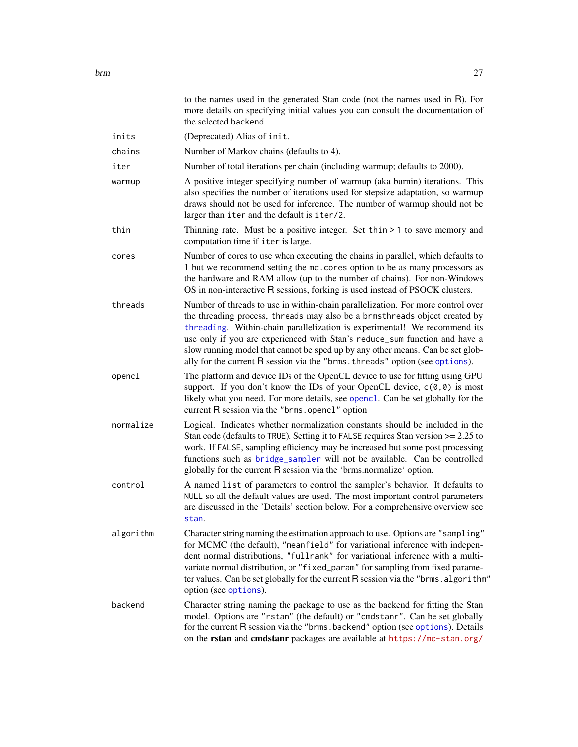to the names used in the generated Stan code (not the names used in R). For more details on specifying initial values you can consult the documentation of the selected `backend`.

`inits` (Deprecated) Alias of `init`.

`chains` Number of Markov chains (defaults to 4).

`iter` Number of total iterations per chain (including warmup; defaults to 2000).

`warmup` A positive integer specifying number of warmup (aka burnin) iterations. This also specifies the number of iterations used for stepsize adaptation, so warmup draws should not be used for inference. The number of warmup should not be larger than `iter` and the default is `iter/2`.

`thin` Thinning rate. Must be a positive integer. Set `thin > 1` to save memory and computation time if `iter` is large.

`cores` Number of cores to use when executing the chains in parallel, which defaults to 1 but we recommend setting the `mc.cores` option to be as many processors as the hardware and RAM allow (up to the number of chains). For non-Windows OS in non-interactive R sessions, forking is used instead of PSOCK clusters.

`threads` Number of threads to use in within-chain parallelization. For more control over the threading process, `threads` may also be a `brmsthreads` object created by `threading`. Within-chain parallelization is experimental! We recommend its use only if you are experienced with Stan's `reduce_sum` function and have a slow running model that cannot be sped up by any other means. Can be set globally for the current R session via the `"brms.threads"` option (see `options`).

`opencl` The platform and device IDs of the OpenCL device to use for fitting using GPU support. If you don't know the IDs of your OpenCL device, `c(0,0)` is most likely what you need. For more details, see `opencl`. Can be set globally for the current R session via the `"brms.opencl"` option

`normalize` Logical. Indicates whether normalization constants should be included in the Stan code (defaults to `TRUE`). Setting it to `FALSE` requires Stan version >= 2.25 to work. If `FALSE`, sampling efficiency may be increased but some post processing functions such as `bridge_sampler` will not be available. Can be controlled globally for the current R session via the 'brms.normalize' option.

`control` A named `list` of parameters to control the sampler's behavior. It defaults to `NULL` so all the default values are used. The most important control parameters are discussed in the 'Details' section below. For a comprehensive overview see `stan`.

`algorithm` Character string naming the estimation approach to use. Options are `"sampling"` for MCMC (the default), `"meanfield"` for variational inference with independent normal distributions, `"fullrank"` for variational inference with a multivariate normal distribution, or `"fixed_param"` for sampling from fixed parameter values. Can be set globally for the current R session via the `"brms.algorithm"` option (see `options`).

`backend` Character string naming the package to use as the backend for fitting the Stan model. Options are `"rstan"` (the default) or `"cmdstanr"`. Can be set globally for the current R session via the `"brms.backend"` option (see `options`). Details on the **rstan** and **cmdstanr** packages are available at https://mc-stan.org/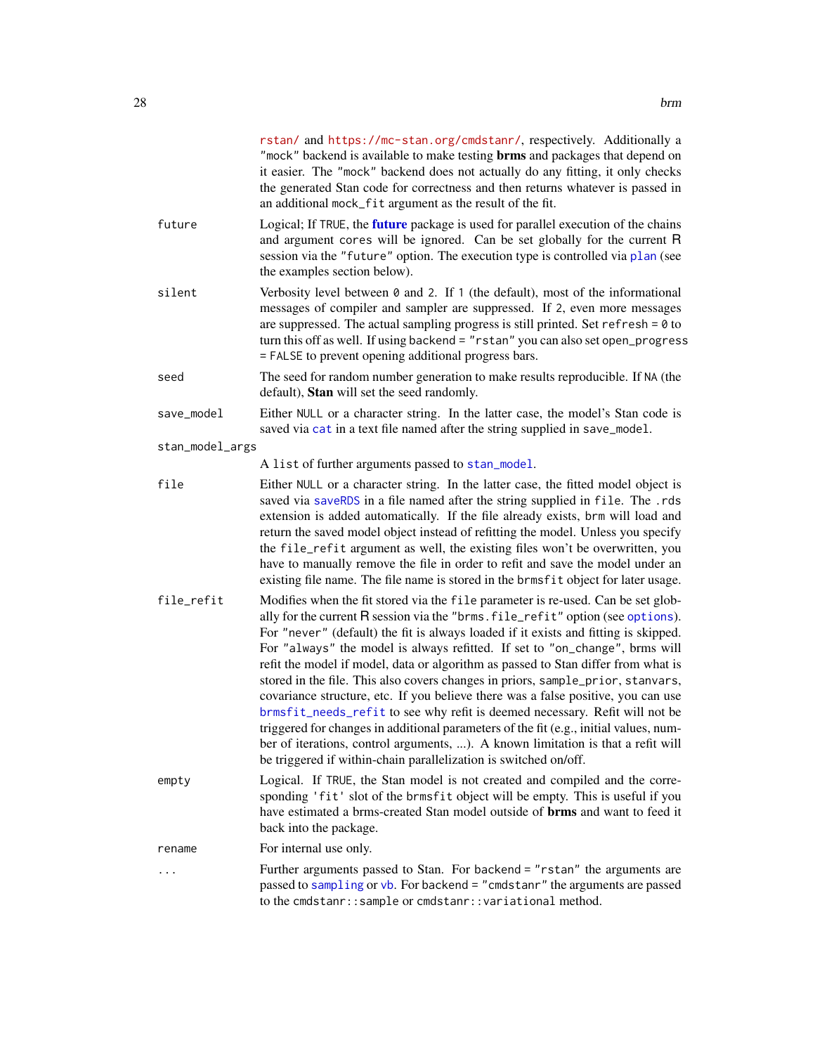rstan/ and https://mc-stan.org/cmdstanr/, respectively. Additionally a "mock" backend is available to make testing **brms** and packages that depend on it easier. The "mock" backend does not actually do any fitting, it only checks the generated Stan code for correctness and then returns whatever is passed in an additional mock_fit argument as the result of the fit.

future
: Logical; If TRUE, the **future** package is used for parallel execution of the chains and argument cores will be ignored. Can be set globally for the current R session via the "future" option. The execution type is controlled via plan (see the examples section below).

silent
: Verbosity level between 0 and 2. If 1 (the default), most of the informational messages of compiler and sampler are suppressed. If 2, even more messages are suppressed. The actual sampling progress is still printed. Set refresh = 0 to turn this off as well. If using backend = "rstan" you can also set open_progress = FALSE to prevent opening additional progress bars.

seed
: The seed for random number generation to make results reproducible. If NA (the default), **Stan** will set the seed randomly.

save_model
: Either NULL or a character string. In the latter case, the model's Stan code is saved via cat in a text file named after the string supplied in save_model.

stan_model_args
: A list of further arguments passed to stan_model.

file
: Either NULL or a character string. In the latter case, the fitted model object is saved via saveRDS in a file named after the string supplied in file. The .rds extension is added automatically. If the file already exists, brm will load and return the saved model object instead of refitting the model. Unless you specify the file_refit argument as well, the existing files won't be overwritten, you have to manually remove the file in order to refit and save the model under an existing file name. The file name is stored in the brmsfit object for later usage.

file_refit
: Modifies when the fit stored via the file parameter is re-used. Can be set globally for the current R session via the "brms.file_refit" option (see options). For "never" (default) the fit is always loaded if it exists and fitting is skipped. For "always" the model is always refitted. If set to "on_change", brms will refit the model if model, data or algorithm as passed to Stan differ from what is stored in the file. This also covers changes in priors, sample_prior, stanvars, covariance structure, etc. If you believe there was a false positive, you can use brmsfit_needs_refit to see why refit is deemed necessary. Refit will not be triggered for changes in additional parameters of the fit (e.g., initial values, number of iterations, control arguments, ...). A known limitation is that a refit will be triggered if within-chain parallelization is switched on/off.

empty
: Logical. If TRUE, the Stan model is not created and compiled and the corresponding 'fit' slot of the brmsfit object will be empty. This is useful if you have estimated a brms-created Stan model outside of **brms** and want to feed it back into the package.

rename
: For internal use only.

...
: Further arguments passed to Stan. For backend = "rstan" the arguments are passed to sampling or vb. For backend = "cmdstanr" the arguments are passed to the cmdstanr::sample or cmdstanr::variational method.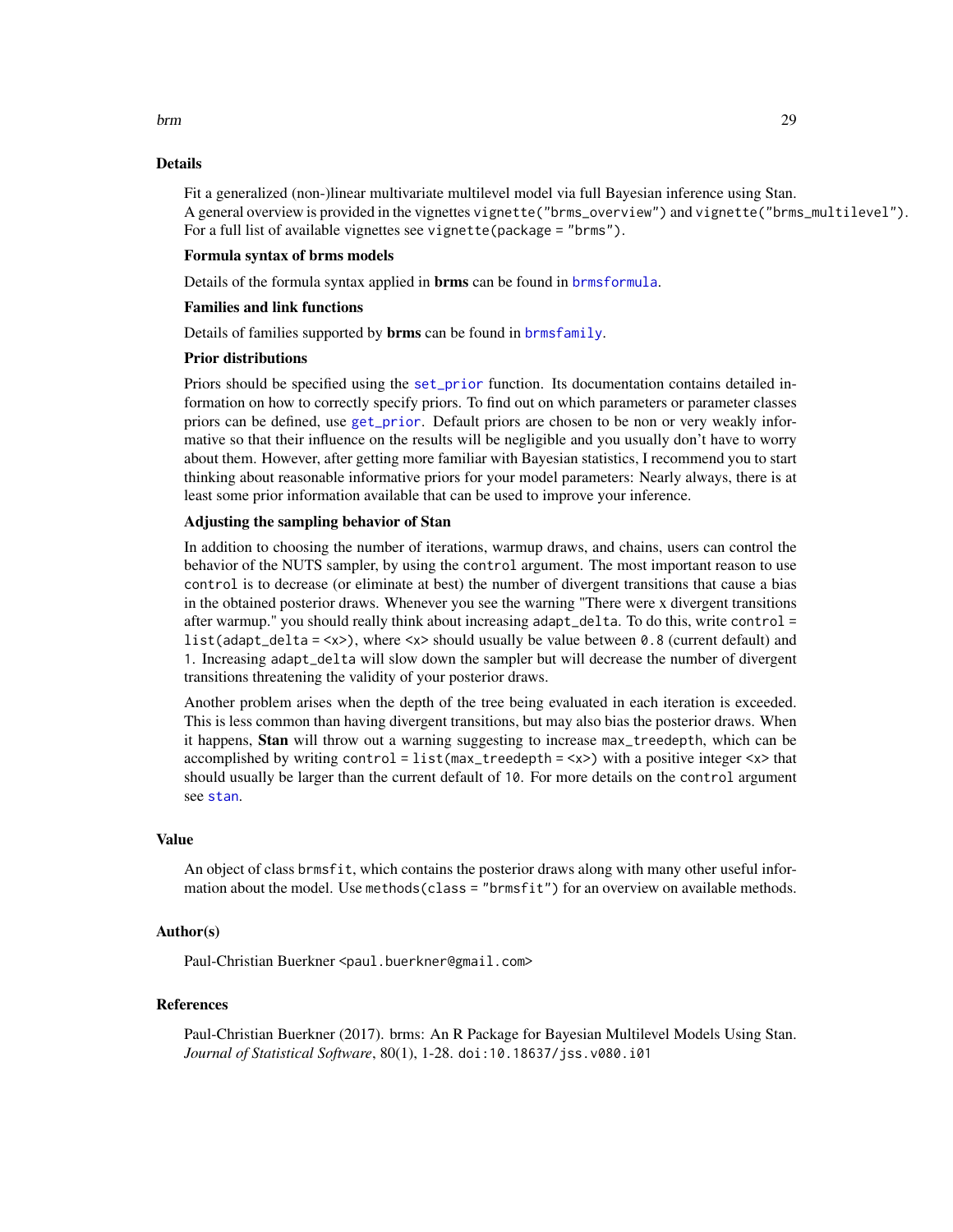## Details

Fit a generalized (non-)linear multivariate multilevel model via full Bayesian inference using Stan. A general overview is provided in the vignettes `vignette("brms_overview")` and `vignette("brms_multilevel")`. For a full list of available vignettes see `vignette(package = "brms")`.

### Formula syntax of brms models

Details of the formula syntax applied in **brms** can be found in `brmsformula`.

### Families and link functions

Details of families supported by **brms** can be found in `brmsfamily`.

### Prior distributions

Priors should be specified using the `set_prior` function. Its documentation contains detailed information on how to correctly specify priors. To find out on which parameters or parameter classes priors can be defined, use `get_prior`. Default priors are chosen to be non or very weakly informative so that their influence on the results will be negligible and you usually don't have to worry about them. However, after getting more familiar with Bayesian statistics, I recommend you to start thinking about reasonable informative priors for your model parameters: Nearly always, there is at least some prior information available that can be used to improve your inference.

### Adjusting the sampling behavior of Stan

In addition to choosing the number of iterations, warmup draws, and chains, users can control the behavior of the NUTS sampler, by using the `control` argument. The most important reason to use `control` is to decrease (or eliminate at best) the number of divergent transitions that cause a bias in the obtained posterior draws. Whenever you see the warning "There were x divergent transitions after warmup." you should really think about increasing `adapt_delta`. To do this, write `control = list(adapt_delta = <x>)`, where `<x>` should usually be value between `0.8` (current default) and `1`. Increasing `adapt_delta` will slow down the sampler but will decrease the number of divergent transitions threatening the validity of your posterior draws.

Another problem arises when the depth of the tree being evaluated in each iteration is exceeded. This is less common than having divergent transitions, but may also bias the posterior draws. When it happens, **Stan** will throw out a warning suggesting to increase `max_treedepth`, which can be accomplished by writing `control = list(max_treedepth = <x>)` with a positive integer `<x>` that should usually be larger than the current default of `10`. For more details on the `control` argument see `stan`.

## Value

An object of class `brmsfit`, which contains the posterior draws along with many other useful information about the model. Use `methods(class = "brmsfit")` for an overview on available methods.

## Author(s)

Paul-Christian Buerkner <paul.buerkner@gmail.com>

## References

Paul-Christian Buerkner (2017). brms: An R Package for Bayesian Multilevel Models Using Stan. *Journal of Statistical Software*, 80(1), 1-28. `doi:10.18637/jss.v080.i01`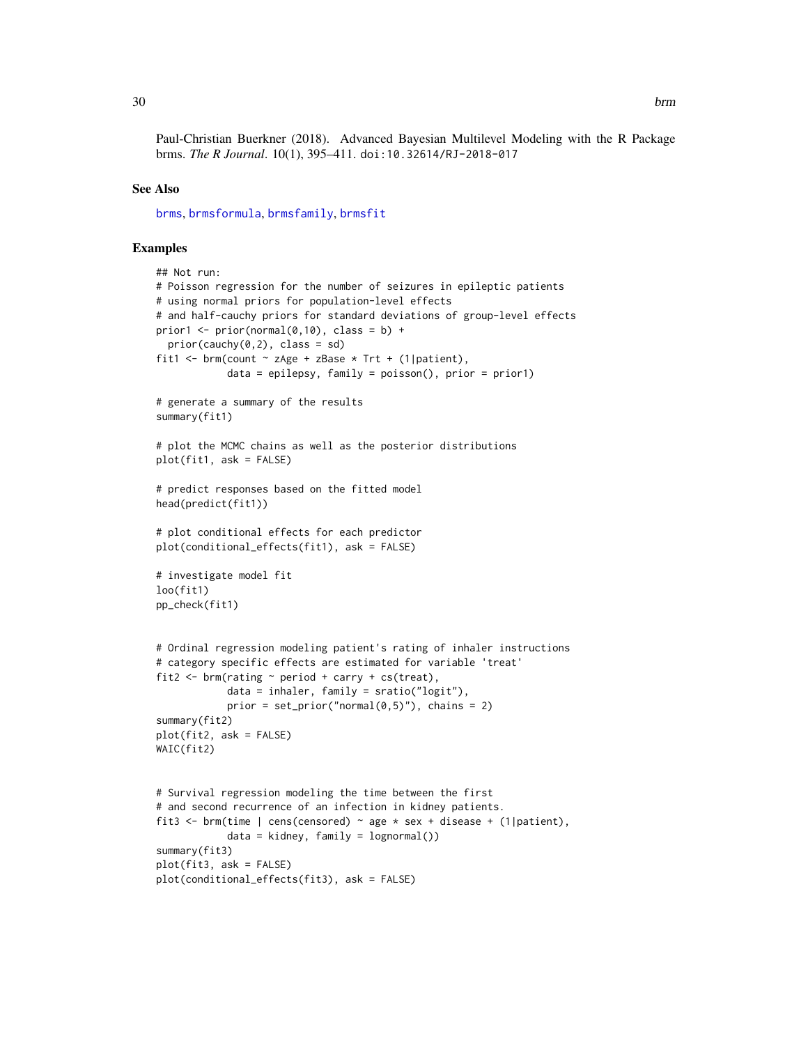Paul-Christian Buerkner (2018). Advanced Bayesian Multilevel Modeling with the R Package brms. *The R Journal*. 10(1), 395–411. doi:10.32614/RJ-2018-017

### See Also

brms, brmsformula, brmsfamily, brmsfit

### Examples

```
## Not run:
# Poisson regression for the number of seizures in epileptic patients
# using normal priors for population-level effects
# and half-cauchy priors for standard deviations of group-level effects
prior1 <- prior(normal(0,10), class = b) +
  prior(cauchy(0,2), class = sd)
fit1 <- brm(count ~ zAge + zBase * Trt + (1|patient),
            data = epilepsy, family = poisson(), prior = prior1)

# generate a summary of the results
summary(fit1)

# plot the MCMC chains as well as the posterior distributions
plot(fit1, ask = FALSE)

# predict responses based on the fitted model
head(predict(fit1))

# plot conditional effects for each predictor
plot(conditional_effects(fit1), ask = FALSE)

# investigate model fit
loo(fit1)
pp_check(fit1)


# Ordinal regression modeling patient's rating of inhaler instructions
# category specific effects are estimated for variable 'treat'
fit2 <- brm(rating ~ period + carry + cs(treat),
            data = inhaler, family = sratio("logit"),
            prior = set_prior("normal(0,5)"), chains = 2)
summary(fit2)
plot(fit2, ask = FALSE)
WAIC(fit2)


# Survival regression modeling the time between the first
# and second recurrence of an infection in kidney patients.
fit3 <- brm(time | cens(censored) ~ age * sex + disease + (1|patient),
            data = kidney, family = lognormal())
summary(fit3)
plot(fit3, ask = FALSE)
plot(conditional_effects(fit3), ask = FALSE)
```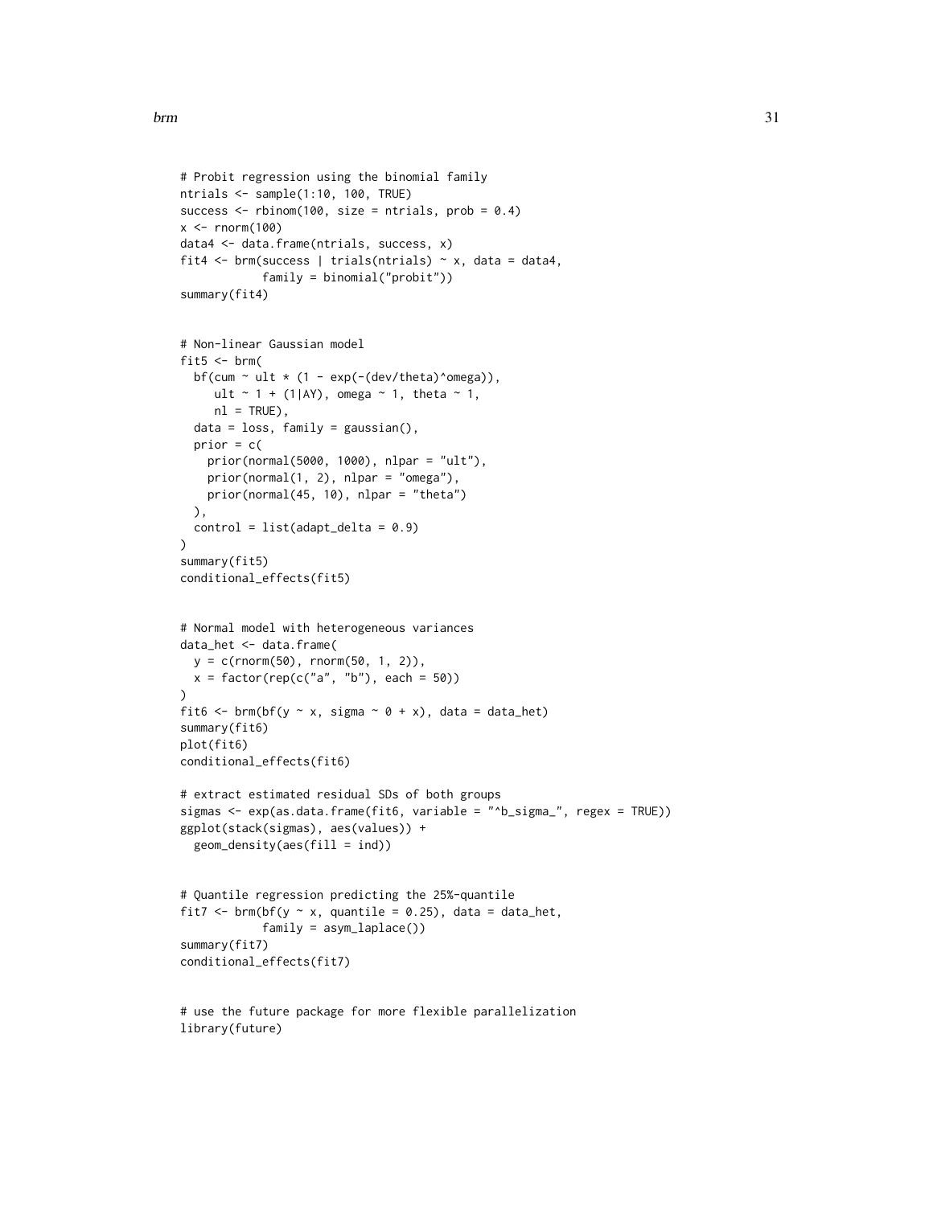```
# Probit regression using the binomial family
ntrials <- sample(1:10, 100, TRUE)
success <- rbinom(100, size = ntrials, prob = 0.4)
x <- rnorm(100)
data4 <- data.frame(ntrials, success, x)
fit4 <- brm(success | trials(ntrials) ~ x, data = data4,
            family = binomial("probit"))
summary(fit4)


# Non-linear Gaussian model
fit5 <- brm(
  bf(cum ~ ult * (1 - exp(-(dev/theta)^omega)),
     ult ~ 1 + (1|AY), omega ~ 1, theta ~ 1,
     nl = TRUE),
  data = loss, family = gaussian(),
  prior = c(
    prior(normal(5000, 1000), nlpar = "ult"),
    prior(normal(1, 2), nlpar = "omega"),
    prior(normal(45, 10), nlpar = "theta")
  ),
  control = list(adapt_delta = 0.9)
)
summary(fit5)
conditional_effects(fit5)


# Normal model with heterogeneous variances
data_het <- data.frame(
  y = c(rnorm(50), rnorm(50, 1, 2)),
  x = factor(rep(c("a", "b"), each = 50))
)
fit6 <- brm(bf(y ~ x, sigma ~ 0 + x), data = data_het)
summary(fit6)
plot(fit6)
conditional_effects(fit6)

# extract estimated residual SDs of both groups
sigmas <- exp(as.data.frame(fit6, variable = "^b_sigma_", regex = TRUE))
ggplot(stack(sigmas), aes(values)) +
  geom_density(aes(fill = ind))


# Quantile regression predicting the 25%-quantile
fit7 <- brm(bf(y ~ x, quantile = 0.25), data = data_het,
            family = asym_laplace())
summary(fit7)
conditional_effects(fit7)


# use the future package for more flexible parallelization
library(future)
```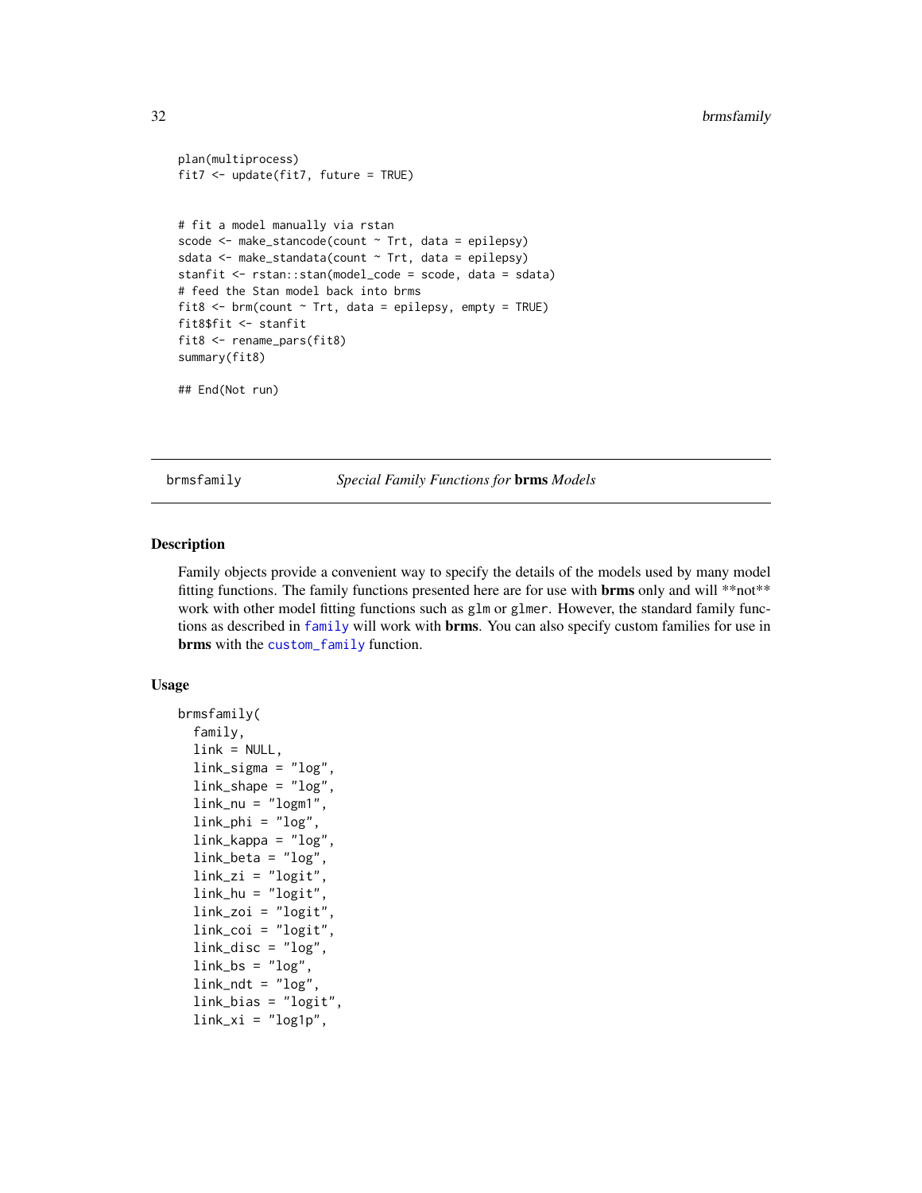```
plan(multiprocess)
fit7 <- update(fit7, future = TRUE)


# fit a model manually via rstan
scode <- make_stancode(count ~ Trt, data = epilepsy)
sdata <- make_standata(count ~ Trt, data = epilepsy)
stanfit <- rstan::stan(model_code = scode, data = sdata)
# feed the Stan model back into brms
fit8 <- brm(count ~ Trt, data = epilepsy, empty = TRUE)
fit8$fit <- stanfit
fit8 <- rename_pars(fit8)
summary(fit8)

## End(Not run)
```

---

brmsfamily — *Special Family Functions for* **brms** *Models*

---

## Description

Family objects provide a convenient way to specify the details of the models used by many model fitting functions. The family functions presented here are for use with **brms** only and will **not** work with other model fitting functions such as `glm` or `glmer`. However, the standard family functions as described in `family` will work with **brms**. You can also specify custom families for use in **brms** with the `custom_family` function.

## Usage

```
brmsfamily(
  family,
  link = NULL,
  link_sigma = "log",
  link_shape = "log",
  link_nu = "logm1",
  link_phi = "log",
  link_kappa = "log",
  link_beta = "log",
  link_zi = "logit",
  link_hu = "logit",
  link_zoi = "logit",
  link_coi = "logit",
  link_disc = "log",
  link_bs = "log",
  link_ndt = "log",
  link_bias = "logit",
  link_xi = "log1p",
```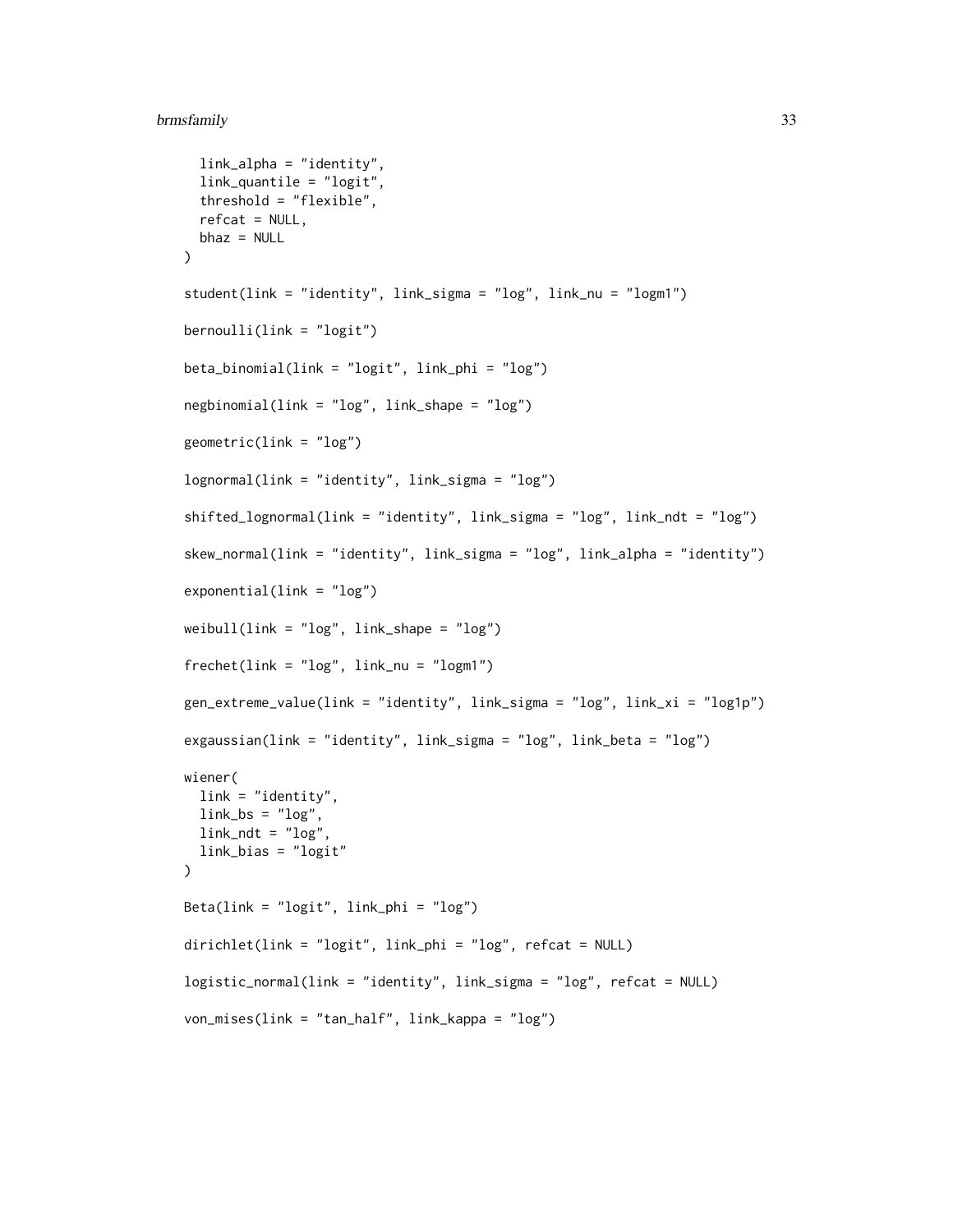```
  link_alpha = "identity",
  link_quantile = "logit",
  threshold = "flexible",
  refcat = NULL,
  bhaz = NULL
)

student(link = "identity", link_sigma = "log", link_nu = "logm1")

bernoulli(link = "logit")

beta_binomial(link = "logit", link_phi = "log")

negbinomial(link = "log", link_shape = "log")

geometric(link = "log")

lognormal(link = "identity", link_sigma = "log")

shifted_lognormal(link = "identity", link_sigma = "log", link_ndt = "log")

skew_normal(link = "identity", link_sigma = "log", link_alpha = "identity")

exponential(link = "log")

weibull(link = "log", link_shape = "log")

frechet(link = "log", link_nu = "logm1")

gen_extreme_value(link = "identity", link_sigma = "log", link_xi = "log1p")

exgaussian(link = "identity", link_sigma = "log", link_beta = "log")

wiener(
  link = "identity",
  link_bs = "log",
  link_ndt = "log",
  link_bias = "logit"
)

Beta(link = "logit", link_phi = "log")

dirichlet(link = "logit", link_phi = "log", refcat = NULL)

logistic_normal(link = "identity", link_sigma = "log", refcat = NULL)

von_mises(link = "tan_half", link_kappa = "log")
```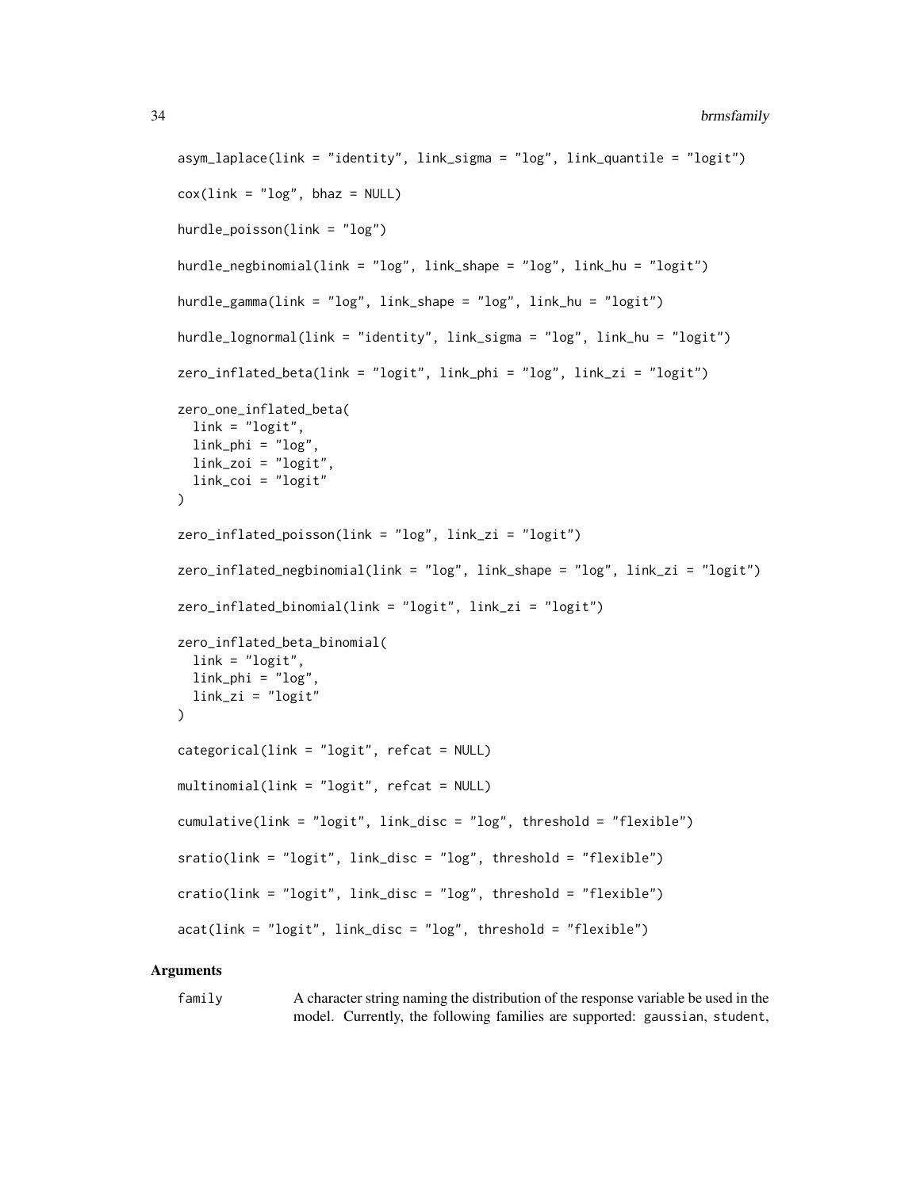```
asym_laplace(link = "identity", link_sigma = "log", link_quantile = "logit")

cox(link = "log", bhaz = NULL)

hurdle_poisson(link = "log")

hurdle_negbinomial(link = "log", link_shape = "log", link_hu = "logit")

hurdle_gamma(link = "log", link_shape = "log", link_hu = "logit")

hurdle_lognormal(link = "identity", link_sigma = "log", link_hu = "logit")

zero_inflated_beta(link = "logit", link_phi = "log", link_zi = "logit")

zero_one_inflated_beta(
  link = "logit",
  link_phi = "log",
  link_zoi = "logit",
  link_coi = "logit"
)

zero_inflated_poisson(link = "log", link_zi = "logit")

zero_inflated_negbinomial(link = "log", link_shape = "log", link_zi = "logit")

zero_inflated_binomial(link = "logit", link_zi = "logit")

zero_inflated_beta_binomial(
  link = "logit",
  link_phi = "log",
  link_zi = "logit"
)

categorical(link = "logit", refcat = NULL)

multinomial(link = "logit", refcat = NULL)

cumulative(link = "logit", link_disc = "log", threshold = "flexible")

sratio(link = "logit", link_disc = "log", threshold = "flexible")

cratio(link = "logit", link_disc = "log", threshold = "flexible")

acat(link = "logit", link_disc = "log", threshold = "flexible")
```

## Arguments

`family` A character string naming the distribution of the response variable be used in the model. Currently, the following families are supported: `gaussian`, `student`,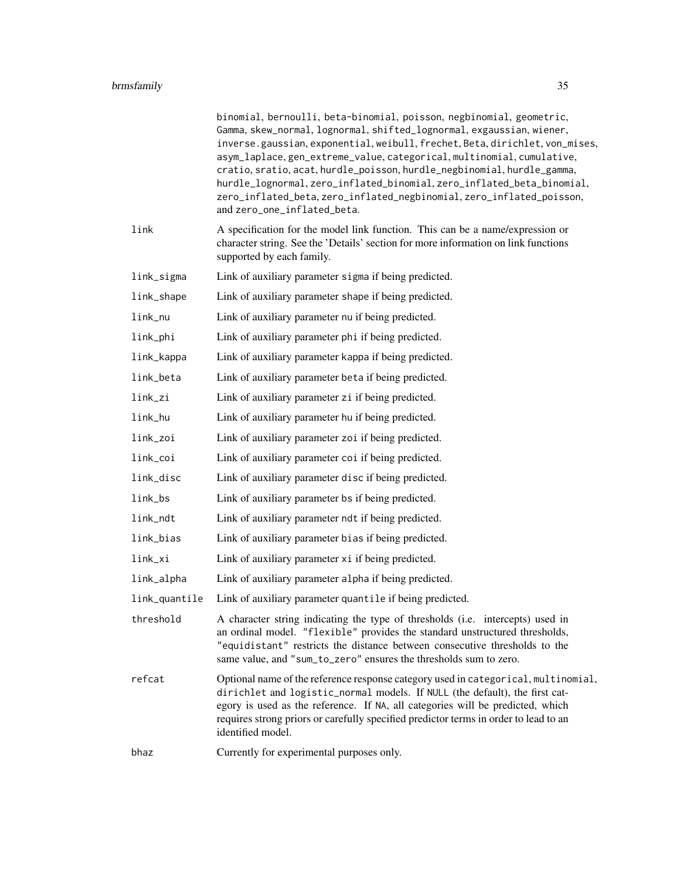binomial, bernoulli, beta-binomial, poisson, negbinomial, geometric, Gamma, skew_normal, lognormal, shifted_lognormal, exgaussian, wiener, inverse.gaussian, exponential, weibull, frechet, Beta, dirichlet, von_mises, asym_laplace, gen_extreme_value, categorical, multinomial, cumulative, cratio, sratio, acat, hurdle_poisson, hurdle_negbinomial, hurdle_gamma, hurdle_lognormal, zero_inflated_binomial, zero_inflated_beta_binomial, zero_inflated_beta, zero_inflated_negbinomial, zero_inflated_poisson, and zero_one_inflated_beta.

| | |
|---|---|
| link | A specification for the model link function. This can be a name/expression or character string. See the 'Details' section for more information on link functions supported by each family. |
| link_sigma | Link of auxiliary parameter sigma if being predicted. |
| link_shape | Link of auxiliary parameter shape if being predicted. |
| link_nu | Link of auxiliary parameter nu if being predicted. |
| link_phi | Link of auxiliary parameter phi if being predicted. |
| link_kappa | Link of auxiliary parameter kappa if being predicted. |
| link_beta | Link of auxiliary parameter beta if being predicted. |
| link_zi | Link of auxiliary parameter zi if being predicted. |
| link_hu | Link of auxiliary parameter hu if being predicted. |
| link_zoi | Link of auxiliary parameter zoi if being predicted. |
| link_coi | Link of auxiliary parameter coi if being predicted. |
| link_disc | Link of auxiliary parameter disc if being predicted. |
| link_bs | Link of auxiliary parameter bs if being predicted. |
| link_ndt | Link of auxiliary parameter ndt if being predicted. |
| link_bias | Link of auxiliary parameter bias if being predicted. |
| link_xi | Link of auxiliary parameter xi if being predicted. |
| link_alpha | Link of auxiliary parameter alpha if being predicted. |
| link_quantile | Link of auxiliary parameter quantile if being predicted. |
| threshold | A character string indicating the type of thresholds (i.e. intercepts) used in an ordinal model. "flexible" provides the standard unstructured thresholds, "equidistant" restricts the distance between consecutive thresholds to the same value, and "sum_to_zero" ensures the thresholds sum to zero. |
| refcat | Optional name of the reference response category used in categorical, multinomial, dirichlet and logistic_normal models. If NULL (the default), the first category is used as the reference. If NA, all categories will be predicted, which requires strong priors or carefully specified predictor terms in order to lead to an identified model. |
| bhaz | Currently for experimental purposes only. |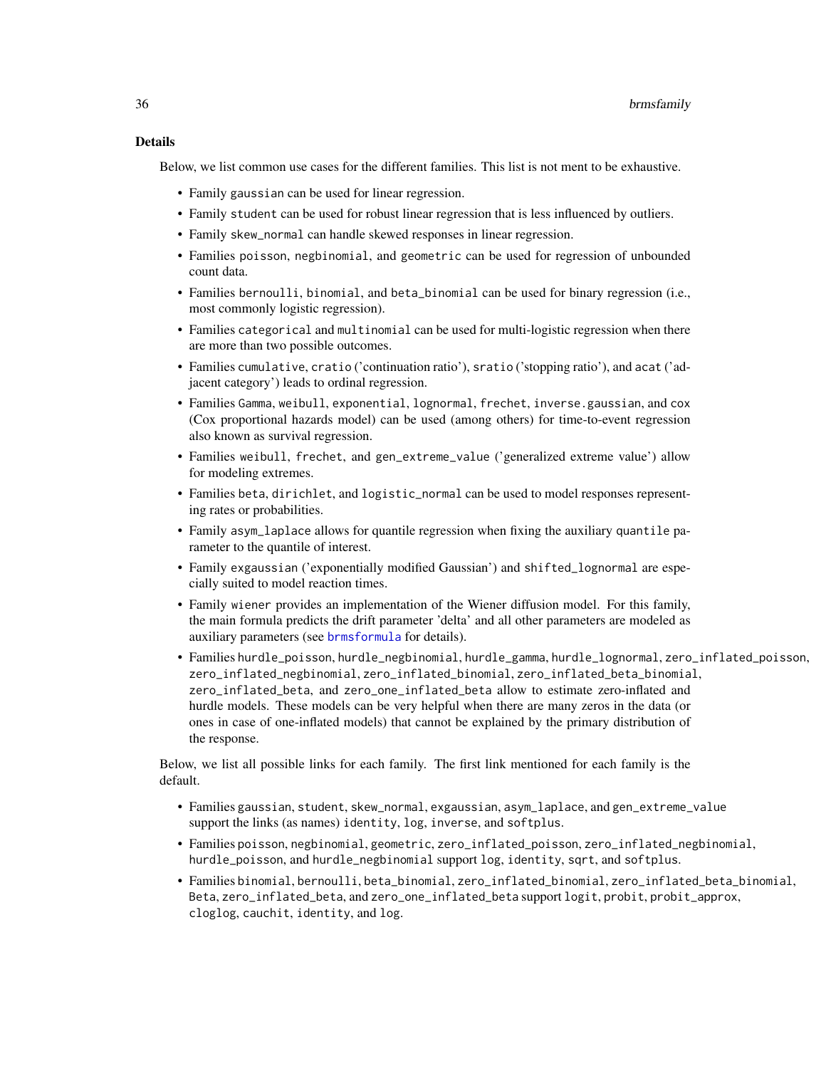### Details

Below, we list common use cases for the different families. This list is not ment to be exhaustive.

- Family `gaussian` can be used for linear regression.
- Family `student` can be used for robust linear regression that is less influenced by outliers.
- Family `skew_normal` can handle skewed responses in linear regression.
- Families `poisson`, `negbinomial`, and `geometric` can be used for regression of unbounded count data.
- Families `bernoulli`, `binomial`, and `beta_binomial` can be used for binary regression (i.e., most commonly logistic regression).
- Families `categorical` and `multinomial` can be used for multi-logistic regression when there are more than two possible outcomes.
- Families `cumulative`, `cratio` ('continuation ratio'), `sratio` ('stopping ratio'), and `acat` ('adjacent category') leads to ordinal regression.
- Families `Gamma`, `weibull`, `exponential`, `lognormal`, `frechet`, `inverse.gaussian`, and `cox` (Cox proportional hazards model) can be used (among others) for time-to-event regression also known as survival regression.
- Families `weibull`, `frechet`, and `gen_extreme_value` ('generalized extreme value') allow for modeling extremes.
- Families `beta`, `dirichlet`, and `logistic_normal` can be used to model responses representing rates or probabilities.
- Family `asym_laplace` allows for quantile regression when fixing the auxiliary `quantile` parameter to the quantile of interest.
- Family `exgaussian` ('exponentially modified Gaussian') and `shifted_lognormal` are especially suited to model reaction times.
- Family `wiener` provides an implementation of the Wiener diffusion model. For this family, the main formula predicts the drift parameter 'delta' and all other parameters are modeled as auxiliary parameters (see `brmsformula` for details).
- Families `hurdle_poisson`, `hurdle_negbinomial`, `hurdle_gamma`, `hurdle_lognormal`, `zero_inflated_poisson`, `zero_inflated_negbinomial`, `zero_inflated_binomial`, `zero_inflated_beta_binomial`, `zero_inflated_beta`, and `zero_one_inflated_beta` allow to estimate zero-inflated and hurdle models. These models can be very helpful when there are many zeros in the data (or ones in case of one-inflated models) that cannot be explained by the primary distribution of the response.

Below, we list all possible links for each family. The first link mentioned for each family is the default.

- Families `gaussian`, `student`, `skew_normal`, `exgaussian`, `asym_laplace`, and `gen_extreme_value` support the links (as names) `identity`, `log`, `inverse`, and `softplus`.
- Families `poisson`, `negbinomial`, `geometric`, `zero_inflated_poisson`, `zero_inflated_negbinomial`, `hurdle_poisson`, and `hurdle_negbinomial` support `log`, `identity`, `sqrt`, and `softplus`.
- Families `binomial`, `bernoulli`, `beta_binomial`, `zero_inflated_binomial`, `zero_inflated_beta_binomial`, `Beta`, `zero_inflated_beta`, and `zero_one_inflated_beta` support `logit`, `probit`, `probit_approx`, `cloglog`, `cauchit`, `identity`, and `log`.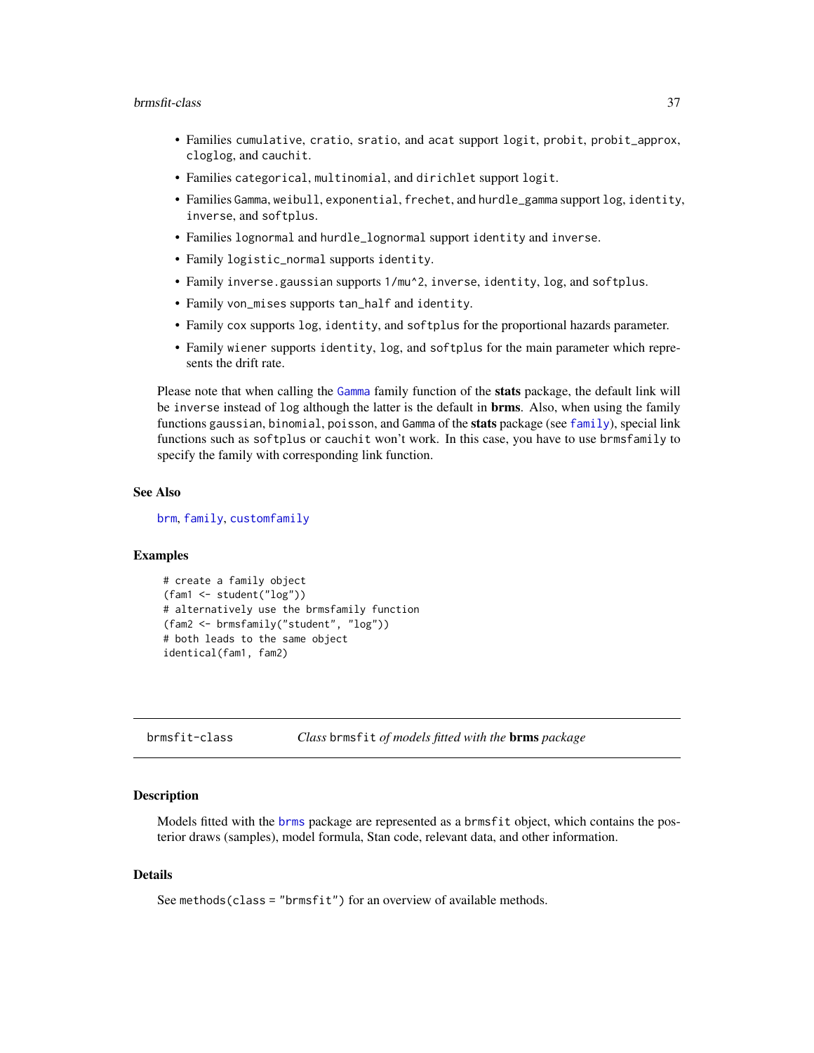- Families `cumulative`, `cratio`, `sratio`, and `acat` support `logit`, `probit`, `probit_approx`, `cloglog`, and `cauchit`.
- Families `categorical`, `multinomial`, and `dirichlet` support `logit`.
- Families `Gamma`, `weibull`, `exponential`, `frechet`, and `hurdle_gamma` support `log`, `identity`, `inverse`, and `softplus`.
- Families `lognormal` and `hurdle_lognormal` support `identity` and `inverse`.
- Family `logistic_normal` supports `identity`.
- Family `inverse.gaussian` supports `1/mu^2`, `inverse`, `identity`, `log`, and `softplus`.
- Family `von_mises` supports `tan_half` and `identity`.
- Family `cox` supports `log`, `identity`, and `softplus` for the proportional hazards parameter.
- Family `wiener` supports `identity`, `log`, and `softplus` for the main parameter which represents the drift rate.

Please note that when calling the `Gamma` family function of the **stats** package, the default link will be `inverse` instead of `log` although the latter is the default in **brms**. Also, when using the family functions `gaussian`, `binomial`, `poisson`, and `Gamma` of the **stats** package (see `family`), special link functions such as `softplus` or `cauchit` won't work. In this case, you have to use `brmsfamily` to specify the family with corresponding link function.

### See Also

`brm`, `family`, `customfamily`

### Examples

```
# create a family object
(fam1 <- student("log"))
# alternatively use the brmsfamily function
(fam2 <- brmsfamily("student", "log"))
# both leads to the same object
identical(fam1, fam2)
```

---

## brmsfit-class — *Class* `brmsfit` *of models fitted with the* **brms** *package*

### Description

Models fitted with the `brms` package are represented as a `brmsfit` object, which contains the posterior draws (samples), model formula, Stan code, relevant data, and other information.

### Details

See `methods(class = "brmsfit")` for an overview of available methods.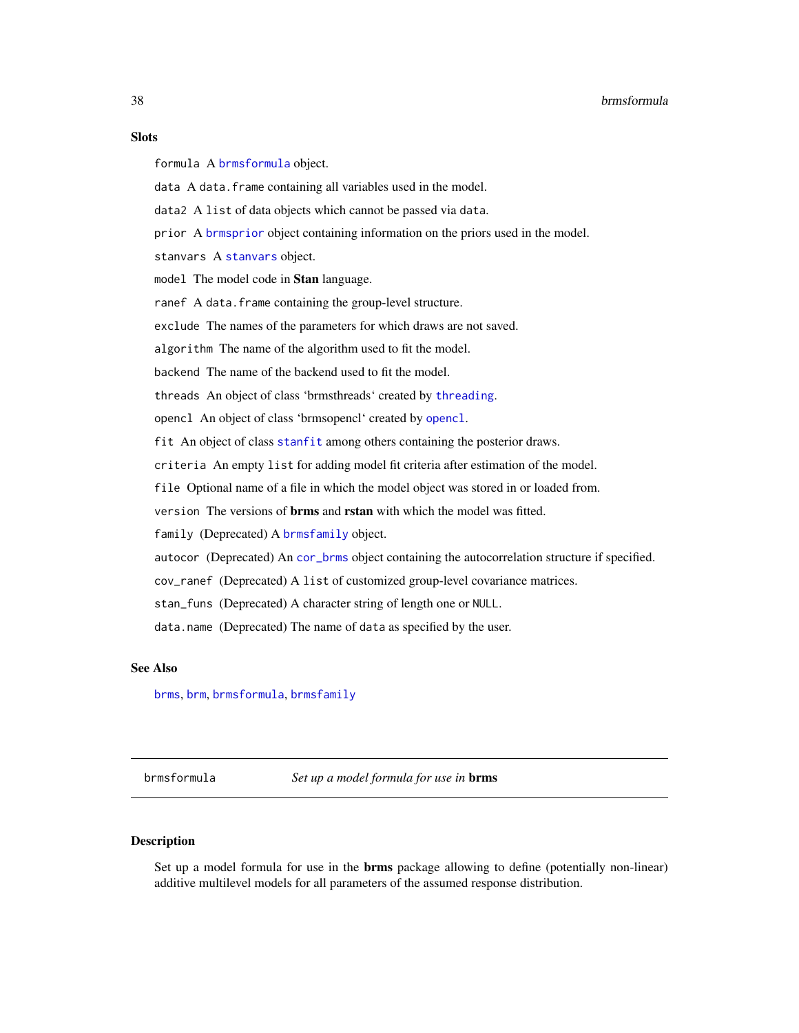### Slots

`formula` A `brmsformula` object.

`data` A `data.frame` containing all variables used in the model.

`data2` A `list` of data objects which cannot be passed via `data`.

`prior` A `brmsprior` object containing information on the priors used in the model.

`stanvars` A `stanvars` object.

`model` The model code in **Stan** language.

`ranef` A `data.frame` containing the group-level structure.

`exclude` The names of the parameters for which draws are not saved.

`algorithm` The name of the algorithm used to fit the model.

`backend` The name of the backend used to fit the model.

`threads` An object of class 'brmsthreads' created by `threading`.

`opencl` An object of class 'brmsopencl' created by `opencl`.

`fit` An object of class `stanfit` among others containing the posterior draws.

`criteria` An empty `list` for adding model fit criteria after estimation of the model.

`file` Optional name of a file in which the model object was stored in or loaded from.

`version` The versions of **brms** and **rstan** with which the model was fitted.

`family` (Deprecated) A `brmsfamily` object.

`autocor` (Deprecated) An `cor_brms` object containing the autocorrelation structure if specified.

`cov_ranef` (Deprecated) A `list` of customized group-level covariance matrices.

`stan_funs` (Deprecated) A character string of length one or `NULL`.

`data.name` (Deprecated) The name of `data` as specified by the user.

### See Also

`brms`, `brm`, `brmsformula`, `brmsfamily`

---

## brmsformula — *Set up a model formula for use in* **brms**

---

### Description

Set up a model formula for use in the **brms** package allowing to define (potentially non-linear) additive multilevel models for all parameters of the assumed response distribution.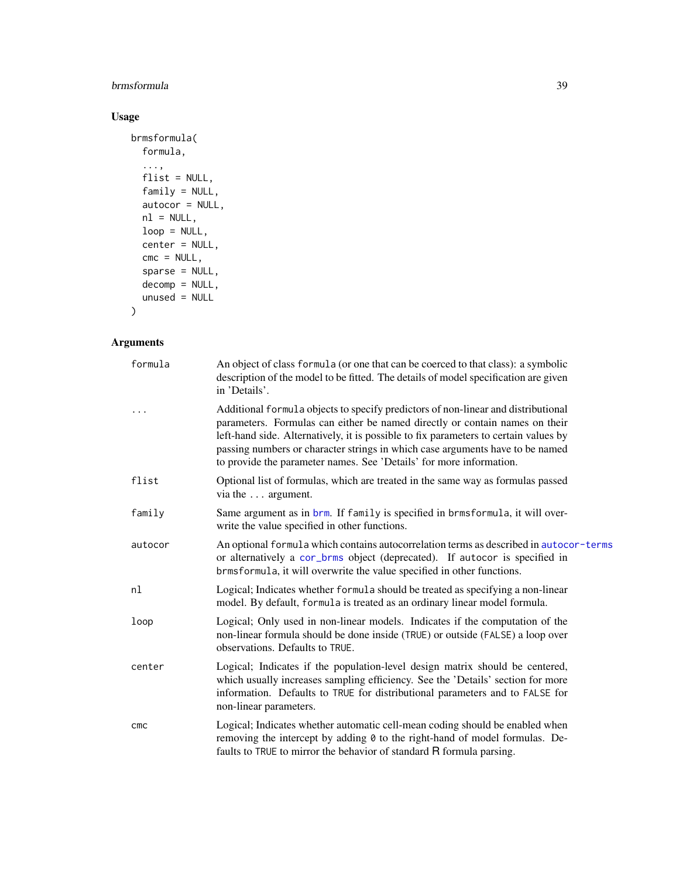## Usage

```
brmsformula(
  formula,
  ...,
  flist = NULL,
  family = NULL,
  autocor = NULL,
  nl = NULL,
  loop = NULL,
  center = NULL,
  cmc = NULL,
  sparse = NULL,
  decomp = NULL,
  unused = NULL
)
```

## Arguments

| | |
|---|---|
| formula | An object of class `formula` (or one that can be coerced to that class): a symbolic description of the model to be fitted. The details of model specification are given in 'Details'. |
| ... | Additional `formula` objects to specify predictors of non-linear and distributional parameters. Formulas can either be named directly or contain names on their left-hand side. Alternatively, it is possible to fix parameters to certain values by passing numbers or character strings in which case arguments have to be named to provide the parameter names. See 'Details' for more information. |
| flist | Optional list of formulas, which are treated in the same way as formulas passed via the `...` argument. |
| family | Same argument as in `brm`. If `family` is specified in `brmsformula`, it will overwrite the value specified in other functions. |
| autocor | An optional `formula` which contains autocorrelation terms as described in `autocor-terms` or alternatively a `cor_brms` object (deprecated). If `autocor` is specified in `brmsformula`, it will overwrite the value specified in other functions. |
| nl | Logical; Indicates whether `formula` should be treated as specifying a non-linear model. By default, `formula` is treated as an ordinary linear model formula. |
| loop | Logical; Only used in non-linear models. Indicates if the computation of the non-linear formula should be done inside (`TRUE`) or outside (`FALSE`) a loop over observations. Defaults to `TRUE`. |
| center | Logical; Indicates if the population-level design matrix should be centered, which usually increases sampling efficiency. See the 'Details' section for more information. Defaults to `TRUE` for distributional parameters and to `FALSE` for non-linear parameters. |
| cmc | Logical; Indicates whether automatic cell-mean coding should be enabled when removing the intercept by adding `0` to the right-hand of model formulas. Defaults to `TRUE` to mirror the behavior of standard R formula parsing. |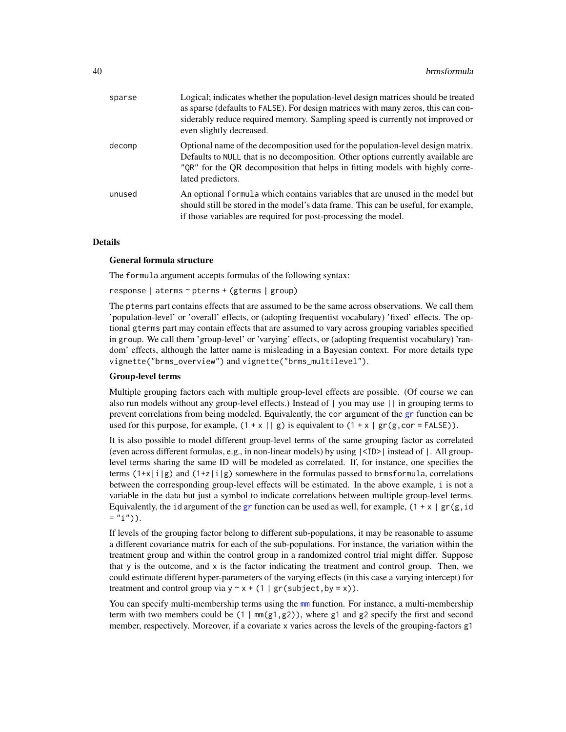| | |
|---|---|
| sparse | Logical; indicates whether the population-level design matrices should be treated as sparse (defaults to FALSE). For design matrices with many zeros, this can considerably reduce required memory. Sampling speed is currently not improved or even slightly decreased. |
| decomp | Optional name of the decomposition used for the population-level design matrix. Defaults to NULL that is no decomposition. Other options currently available are "QR" for the QR decomposition that helps in fitting models with highly correlated predictors. |
| unused | An optional formula which contains variables that are unused in the model but should still be stored in the model's data frame. This can be useful, for example, if those variables are required for post-processing the model. |

## Details

### General formula structure

The formula argument accepts formulas of the following syntax:

`response | aterms ~ pterms + (gterms | group)`

The pterms part contains effects that are assumed to be the same across observations. We call them 'population-level' or 'overall' effects, or (adopting frequentist vocabulary) 'fixed' effects. The optional gterms part may contain effects that are assumed to vary across grouping variables specified in group. We call them 'group-level' or 'varying' effects, or (adopting frequentist vocabulary) 'random' effects, although the latter name is misleading in a Bayesian context. For more details type `vignette("brms_overview")` and `vignette("brms_multilevel")`.

### Group-level terms

Multiple grouping factors each with multiple group-level effects are possible. (Of course we can also run models without any group-level effects.) Instead of | you may use || in grouping terms to prevent correlations from being modeled. Equivalently, the cor argument of the gr function can be used for this purpose, for example, `(1 + x || g)` is equivalent to `(1 + x | gr(g,cor = FALSE))`.

It is also possible to model different group-level terms of the same grouping factor as correlated (even across different formulas, e.g., in non-linear models) by using |<ID>| instead of |. All group-level terms sharing the same ID will be modeled as correlated. If, for instance, one specifies the terms `(1+x|i|g)` and `(1+z|i|g)` somewhere in the formulas passed to brmsformula, correlations between the corresponding group-level effects will be estimated. In the above example, i is not a variable in the data but just a symbol to indicate correlations between multiple group-level terms. Equivalently, the id argument of the gr function can be used as well, for example, `(1 + x | gr(g,id = "i"))`.

If levels of the grouping factor belong to different sub-populations, it may be reasonable to assume a different covariance matrix for each of the sub-populations. For instance, the variation within the treatment group and within the control group in a randomized control trial might differ. Suppose that y is the outcome, and x is the factor indicating the treatment and control group. Then, we could estimate different hyper-parameters of the varying effects (in this case a varying intercept) for treatment and control group via `y ~ x + (1 | gr(subject,by = x))`.

You can specify multi-membership terms using the mm function. For instance, a multi-membership term with two members could be `(1 | mm(g1,g2))`, where g1 and g2 specify the first and second member, respectively. Moreover, if a covariate x varies across the levels of the grouping-factors g1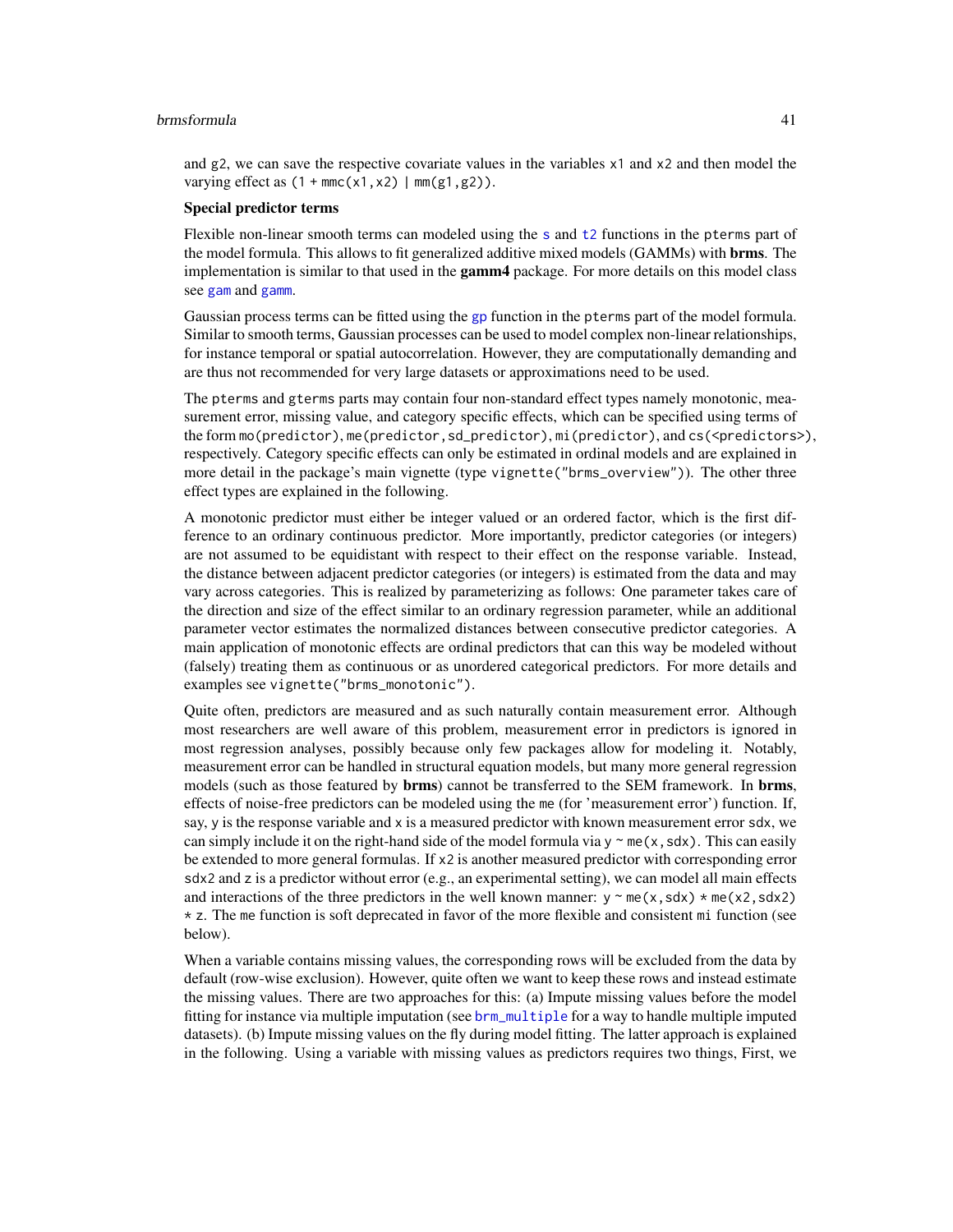and g2, we can save the respective covariate values in the variables x1 and x2 and then model the varying effect as `(1 + mmc(x1,x2) | mm(g1,g2))`.

**Special predictor terms**

Flexible non-linear smooth terms can modeled using the `s` and `t2` functions in the `pterms` part of the model formula. This allows to fit generalized additive mixed models (GAMMs) with **brms**. The implementation is similar to that used in the **gamm4** package. For more details on this model class see `gam` and `gamm`.

Gaussian process terms can be fitted using the `gp` function in the `pterms` part of the model formula. Similar to smooth terms, Gaussian processes can be used to model complex non-linear relationships, for instance temporal or spatial autocorrelation. However, they are computationally demanding and are thus not recommended for very large datasets or approximations need to be used.

The `pterms` and `gterms` parts may contain four non-standard effect types namely monotonic, measurement error, missing value, and category specific effects, which can be specified using terms of the form `mo(predictor)`, `me(predictor,sd_predictor)`, `mi(predictor)`, and `cs(<predictors>)`, respectively. Category specific effects can only be estimated in ordinal models and are explained in more detail in the package's main vignette (type `vignette("brms_overview")`). The other three effect types are explained in the following.

A monotonic predictor must either be integer valued or an ordered factor, which is the first difference to an ordinary continuous predictor. More importantly, predictor categories (or integers) are not assumed to be equidistant with respect to their effect on the response variable. Instead, the distance between adjacent predictor categories (or integers) is estimated from the data and may vary across categories. This is realized by parameterizing as follows: One parameter takes care of the direction and size of the effect similar to an ordinary regression parameter, while an additional parameter vector estimates the normalized distances between consecutive predictor categories. A main application of monotonic effects are ordinal predictors that can this way be modeled without (falsely) treating them as continuous or as unordered categorical predictors. For more details and examples see `vignette("brms_monotonic")`.

Quite often, predictors are measured and as such naturally contain measurement error. Although most researchers are well aware of this problem, measurement error in predictors is ignored in most regression analyses, possibly because only few packages allow for modeling it. Notably, measurement error can be handled in structural equation models, but many more general regression models (such as those featured by **brms**) cannot be transferred to the SEM framework. In **brms**, effects of noise-free predictors can be modeled using the `me` (for 'measurement error') function. If, say, `y` is the response variable and `x` is a measured predictor with known measurement error `sdx`, we can simply include it on the right-hand side of the model formula via `y ~ me(x,sdx)`. This can easily be extended to more general formulas. If `x2` is another measured predictor with corresponding error `sdx2` and `z` is a predictor without error (e.g., an experimental setting), we can model all main effects and interactions of the three predictors in the well known manner: `y ~ me(x,sdx) * me(x2,sdx2) * z`. The `me` function is soft deprecated in favor of the more flexible and consistent `mi` function (see below).

When a variable contains missing values, the corresponding rows will be excluded from the data by default (row-wise exclusion). However, quite often we want to keep these rows and instead estimate the missing values. There are two approaches for this: (a) Impute missing values before the model fitting for instance via multiple imputation (see `brm_multiple` for a way to handle multiple imputed datasets). (b) Impute missing values on the fly during model fitting. The latter approach is explained in the following. Using a variable with missing values as predictors requires two things, First, we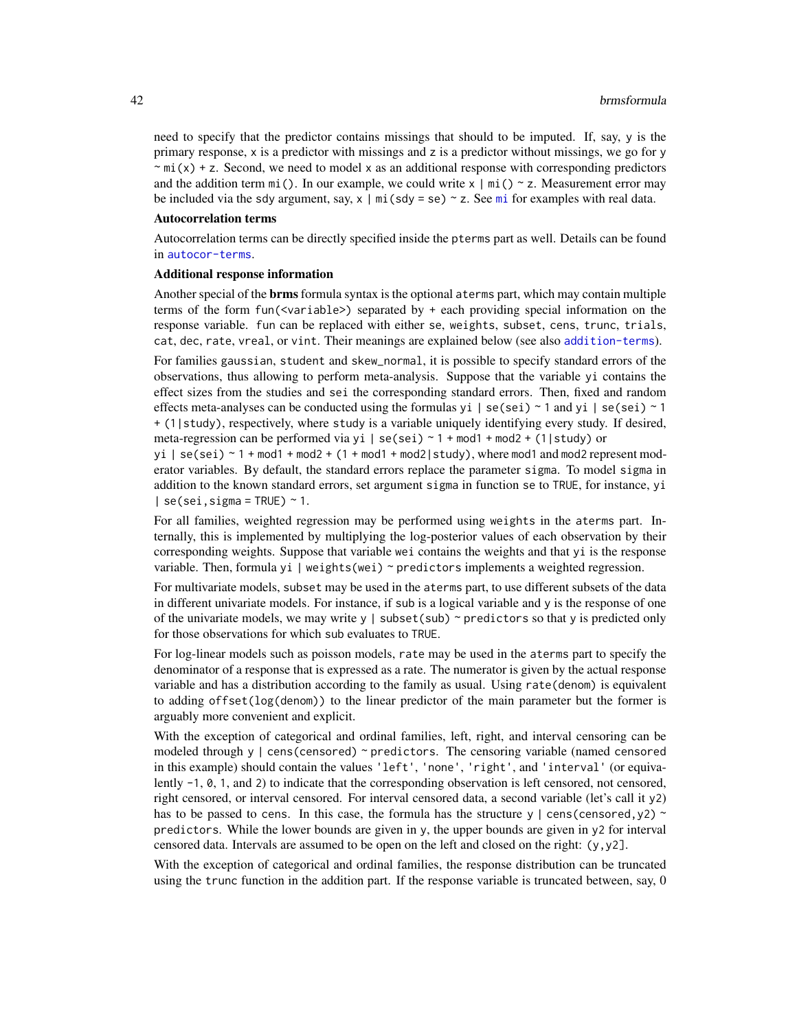need to specify that the predictor contains missings that should to be imputed. If, say, `y` is the primary response, `x` is a predictor with missings and `z` is a predictor without missings, we go for `y ~ mi(x) + z`. Second, we need to model `x` as an additional response with corresponding predictors and the addition term `mi()`. In our example, we could write `x | mi() ~ z`. Measurement error may be included via the `sdy` argument, say, `x | mi(sdy = se) ~ z`. See `mi` for examples with real data.

**Autocorrelation terms**

Autocorrelation terms can be directly specified inside the `pterms` part as well. Details can be found in `autocor-terms`.

**Additional response information**

Another special of the **brms** formula syntax is the optional `aterms` part, which may contain multiple terms of the form `fun(<variable>)` separated by `+` each providing special information on the response variable. `fun` can be replaced with either `se`, `weights`, `subset`, `cens`, `trunc`, `trials`, `cat`, `dec`, `rate`, `vreal`, or `vint`. Their meanings are explained below (see also `addition-terms`).

For families `gaussian`, `student` and `skew_normal`, it is possible to specify standard errors of the observations, thus allowing to perform meta-analysis. Suppose that the variable `yi` contains the effect sizes from the studies and `sei` the corresponding standard errors. Then, fixed and random effects meta-analyses can be conducted using the formulas `yi | se(sei) ~ 1` and `yi | se(sei) ~ 1 + (1|study)`, respectively, where `study` is a variable uniquely identifying every study. If desired, meta-regression can be performed via `yi | se(sei) ~ 1 + mod1 + mod2 + (1|study)` or `yi | se(sei) ~ 1 + mod1 + mod2 + (1 + mod1 + mod2|study)`, where `mod1` and `mod2` represent moderator variables. By default, the standard errors replace the parameter `sigma`. To model `sigma` in addition to the known standard errors, set argument `sigma` in function `se` to `TRUE`, for instance, `yi | se(sei, sigma = TRUE) ~ 1`.

For all families, weighted regression may be performed using `weights` in the `aterms` part. Internally, this is implemented by multiplying the log-posterior values of each observation by their corresponding weights. Suppose that variable `wei` contains the weights and that `yi` is the response variable. Then, formula `yi | weights(wei) ~ predictors` implements a weighted regression.

For multivariate models, `subset` may be used in the `aterms` part, to use different subsets of the data in different univariate models. For instance, if `sub` is a logical variable and `y` is the response of one of the univariate models, we may write `y | subset(sub) ~ predictors` so that `y` is predicted only for those observations for which `sub` evaluates to `TRUE`.

For log-linear models such as poisson models, `rate` may be used in the `aterms` part to specify the denominator of a response that is expressed as a rate. The numerator is given by the actual response variable and has a distribution according to the family as usual. Using `rate(denom)` is equivalent to adding `offset(log(denom))` to the linear predictor of the main parameter but the former is arguably more convenient and explicit.

With the exception of categorical and ordinal families, left, right, and interval censoring can be modeled through `y | cens(censored) ~ predictors`. The censoring variable (named `censored` in this example) should contain the values `'left'`, `'none'`, `'right'`, and `'interval'` (or equivalently `-1`, `0`, `1`, and `2`) to indicate that the corresponding observation is left censored, not censored, right censored, or interval censored. For interval censored data, a second variable (let's call it `y2`) has to be passed to `cens`. In this case, the formula has the structure `y | cens(censored, y2) ~ predictors`. While the lower bounds are given in `y`, the upper bounds are given in `y2` for interval censored data. Intervals are assumed to be open on the left and closed on the right: `(y, y2]`.

With the exception of categorical and ordinal families, the response distribution can be truncated using the `trunc` function in the addition part. If the response variable is truncated between, say, 0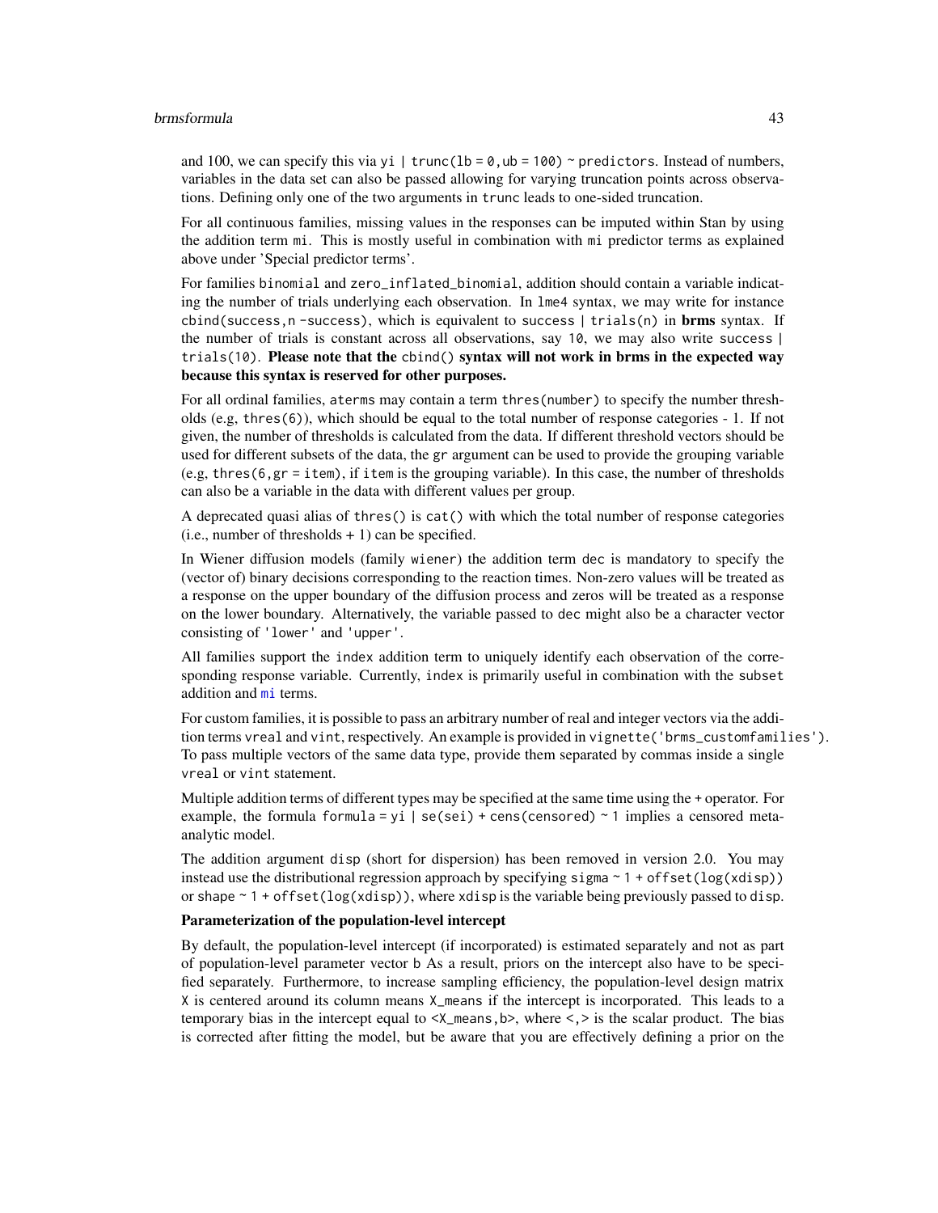and 100, we can specify this via `yi | trunc(lb = 0, ub = 100) ~ predictors`. Instead of numbers, variables in the data set can also be passed allowing for varying truncation points across observations. Defining only one of the two arguments in `trunc` leads to one-sided truncation.

For all continuous families, missing values in the responses can be imputed within Stan by using the addition term `mi`. This is mostly useful in combination with `mi` predictor terms as explained above under 'Special predictor terms'.

For families `binomial` and `zero_inflated_binomial`, addition should contain a variable indicating the number of trials underlying each observation. In `lme4` syntax, we may write for instance `cbind(success, n - success)`, which is equivalent to `success | trials(n)` in **brms** syntax. If the number of trials is constant across all observations, say 10, we may also write `success | trials(10)`. **Please note that the `cbind()` syntax will not work in brms in the expected way because this syntax is reserved for other purposes.**

For all ordinal families, `aterms` may contain a term `thres(number)` to specify the number thresholds (e.g, `thres(6)`), which should be equal to the total number of response categories - 1. If not given, the number of thresholds is calculated from the data. If different threshold vectors should be used for different subsets of the data, the `gr` argument can be used to provide the grouping variable (e.g, `thres(6, gr = item)`, if `item` is the grouping variable). In this case, the number of thresholds can also be a variable in the data with different values per group.

A deprecated quasi alias of `thres()` is `cat()` with which the total number of response categories (i.e., number of thresholds + 1) can be specified.

In Wiener diffusion models (family `wiener`) the addition term `dec` is mandatory to specify the (vector of) binary decisions corresponding to the reaction times. Non-zero values will be treated as a response on the upper boundary of the diffusion process and zeros will be treated as a response on the lower boundary. Alternatively, the variable passed to `dec` might also be a character vector consisting of `'lower'` and `'upper'`.

All families support the `index` addition term to uniquely identify each observation of the corresponding response variable. Currently, `index` is primarily useful in combination with the `subset` addition and `mi` terms.

For custom families, it is possible to pass an arbitrary number of real and integer vectors via the addition terms `vreal` and `vint`, respectively. An example is provided in `vignette('brms_customfamilies')`. To pass multiple vectors of the same data type, provide them separated by commas inside a single `vreal` or `vint` statement.

Multiple addition terms of different types may be specified at the same time using the `+` operator. For example, the formula `formula = yi | se(sei) + cens(censored) ~ 1` implies a censored meta-analytic model.

The addition argument `disp` (short for dispersion) has been removed in version 2.0. You may instead use the distributional regression approach by specifying `sigma ~ 1 + offset(log(xdisp))` or `shape ~ 1 + offset(log(xdisp))`, where `xdisp` is the variable being previously passed to `disp`.

**Parameterization of the population-level intercept**

By default, the population-level intercept (if incorporated) is estimated separately and not as part of population-level parameter vector `b` As a result, priors on the intercept also have to be specified separately. Furthermore, to increase sampling efficiency, the population-level design matrix `X` is centered around its column means `X_means` if the intercept is incorporated. This leads to a temporary bias in the intercept equal to `<X_means, b>`, where `<,>` is the scalar product. The bias is corrected after fitting the model, but be aware that you are effectively defining a prior on the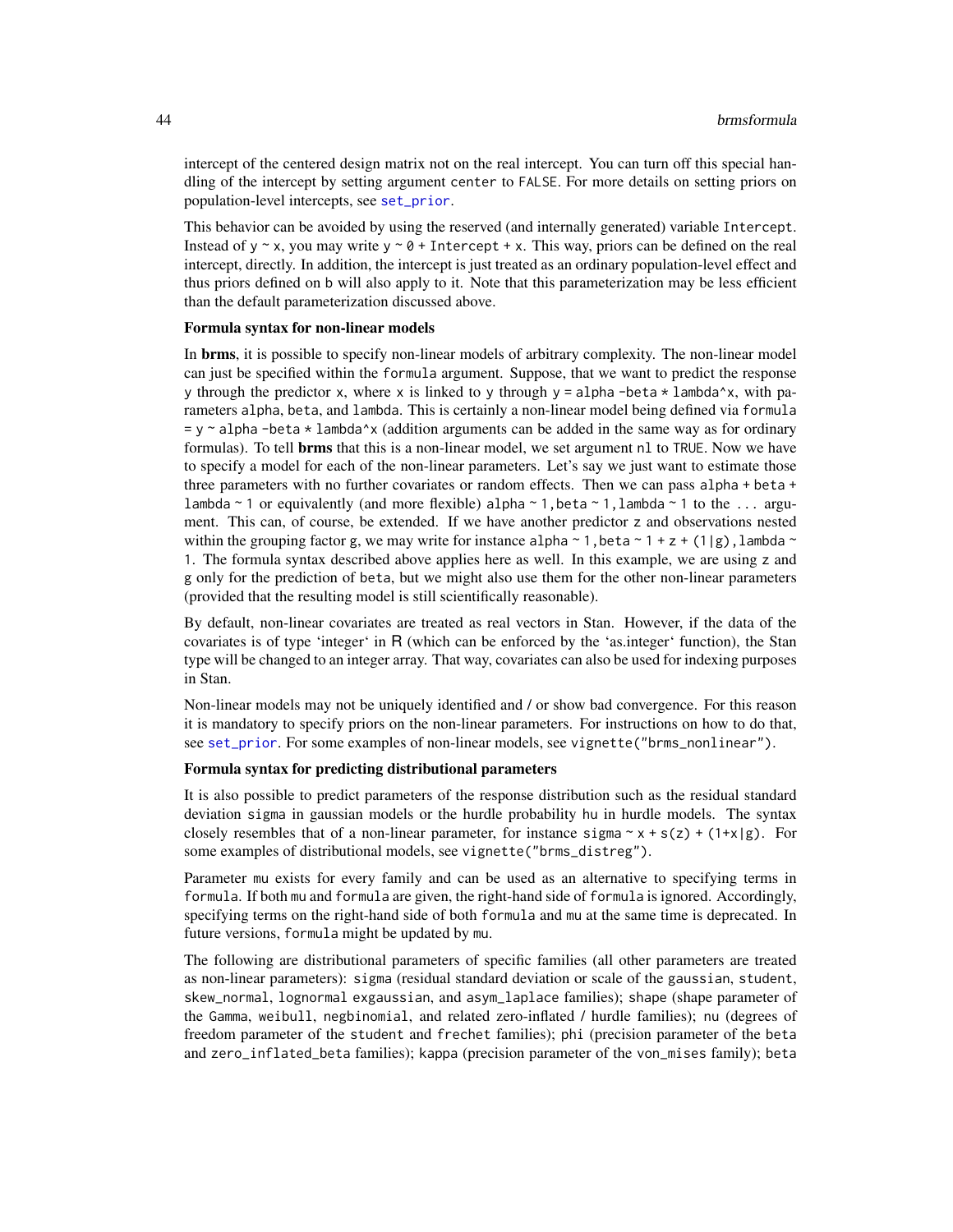intercept of the centered design matrix not on the real intercept. You can turn off this special handling of the intercept by setting argument `center` to `FALSE`. For more details on setting priors on population-level intercepts, see `set_prior`.

This behavior can be avoided by using the reserved (and internally generated) variable `Intercept`. Instead of `y ~ x`, you may write `y ~ 0 + Intercept + x`. This way, priors can be defined on the real intercept, directly. In addition, the intercept is just treated as an ordinary population-level effect and thus priors defined on `b` will also apply to it. Note that this parameterization may be less efficient than the default parameterization discussed above.

**Formula syntax for non-linear models**

In **brms**, it is possible to specify non-linear models of arbitrary complexity. The non-linear model can just be specified within the `formula` argument. Suppose, that we want to predict the response `y` through the predictor `x`, where `x` is linked to `y` through `y = alpha -beta * lambda^x`, with parameters `alpha`, `beta`, and `lambda`. This is certainly a non-linear model being defined via `formula = y ~ alpha -beta * lambda^x` (addition arguments can be added in the same way as for ordinary formulas). To tell **brms** that this is a non-linear model, we set argument `nl` to `TRUE`. Now we have to specify a model for each of the non-linear parameters. Let's say we just want to estimate those three parameters with no further covariates or random effects. Then we can pass `alpha + beta + lambda ~ 1` or equivalently (and more flexible) `alpha ~ 1,beta ~ 1,lambda ~ 1` to the `...` argument. This can, of course, be extended. If we have another predictor `z` and observations nested within the grouping factor `g`, we may write for instance `alpha ~ 1,beta ~ 1 + z + (1|g),lambda ~ 1`. The formula syntax described above applies here as well. In this example, we are using `z` and `g` only for the prediction of `beta`, but we might also use them for the other non-linear parameters (provided that the resulting model is still scientifically reasonable).

By default, non-linear covariates are treated as real vectors in Stan. However, if the data of the covariates is of type 'integer' in R (which can be enforced by the 'as.integer' function), the Stan type will be changed to an integer array. That way, covariates can also be used for indexing purposes in Stan.

Non-linear models may not be uniquely identified and / or show bad convergence. For this reason it is mandatory to specify priors on the non-linear parameters. For instructions on how to do that, see `set_prior`. For some examples of non-linear models, see `vignette("brms_nonlinear")`.

**Formula syntax for predicting distributional parameters**

It is also possible to predict parameters of the response distribution such as the residual standard deviation `sigma` in gaussian models or the hurdle probability `hu` in hurdle models. The syntax closely resembles that of a non-linear parameter, for instance `sigma ~ x + s(z) + (1+x|g)`. For some examples of distributional models, see `vignette("brms_distreg")`.

Parameter `mu` exists for every family and can be used as an alternative to specifying terms in `formula`. If both `mu` and `formula` are given, the right-hand side of `formula` is ignored. Accordingly, specifying terms on the right-hand side of both `formula` and `mu` at the same time is deprecated. In future versions, `formula` might be updated by `mu`.

The following are distributional parameters of specific families (all other parameters are treated as non-linear parameters): `sigma` (residual standard deviation or scale of the `gaussian`, `student`, `skew_normal`, `lognormal` `exgaussian`, and `asym_laplace` families); `shape` (shape parameter of the `Gamma`, `weibull`, `negbinomial`, and related zero-inflated / hurdle families); `nu` (degrees of freedom parameter of the `student` and `frechet` families); `phi` (precision parameter of the `beta` and `zero_inflated_beta` families); `kappa` (precision parameter of the `von_mises` family); `beta`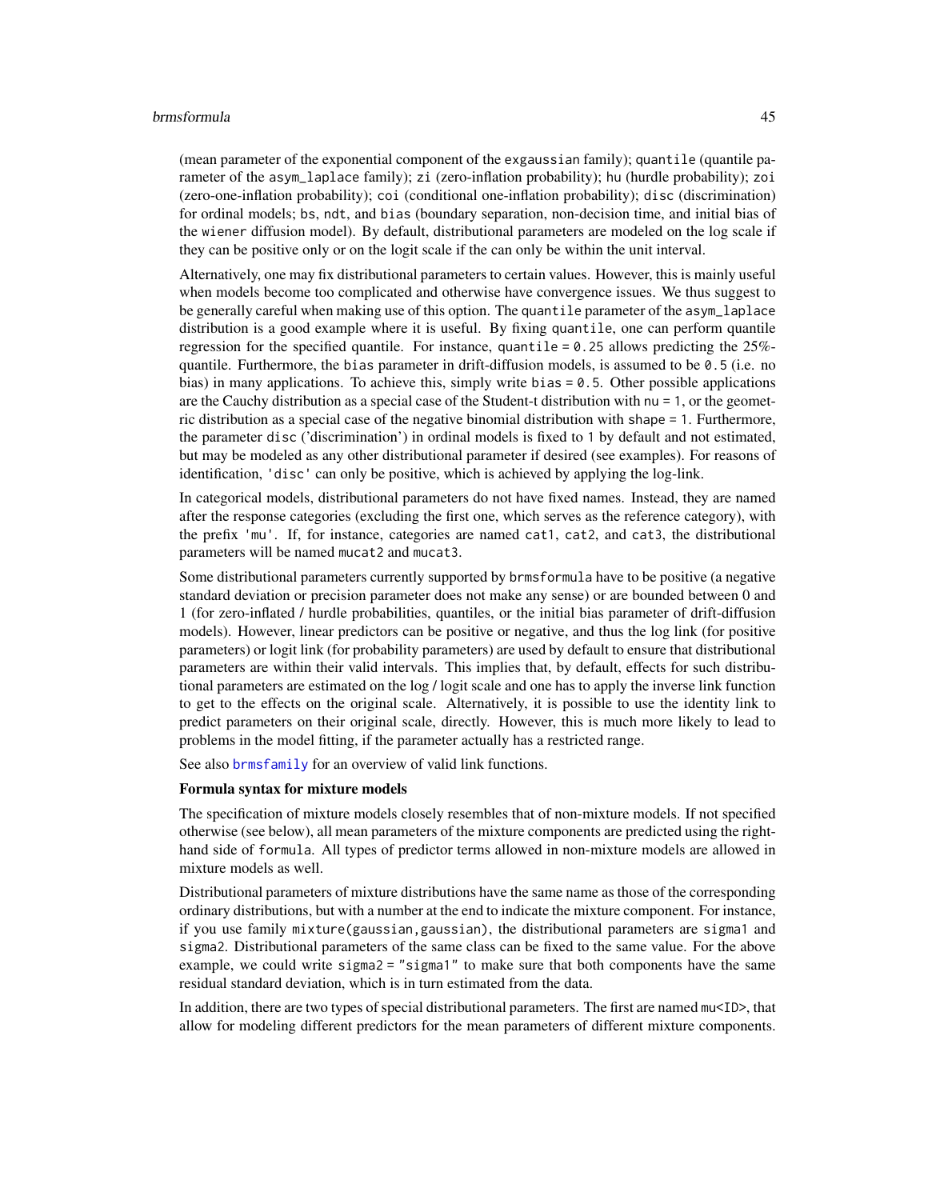(mean parameter of the exponential component of the exgaussian family); quantile (quantile parameter of the asym_laplace family); zi (zero-inflation probability); hu (hurdle probability); zoi (zero-one-inflation probability); coi (conditional one-inflation probability); disc (discrimination) for ordinal models; bs, ndt, and bias (boundary separation, non-decision time, and initial bias of the wiener diffusion model). By default, distributional parameters are modeled on the log scale if they can be positive only or on the logit scale if the can only be within the unit interval.

Alternatively, one may fix distributional parameters to certain values. However, this is mainly useful when models become too complicated and otherwise have convergence issues. We thus suggest to be generally careful when making use of this option. The quantile parameter of the asym_laplace distribution is a good example where it is useful. By fixing quantile, one can perform quantile regression for the specified quantile. For instance, quantile = 0.25 allows predicting the 25%-quantile. Furthermore, the bias parameter in drift-diffusion models, is assumed to be 0.5 (i.e. no bias) in many applications. To achieve this, simply write bias = 0.5. Other possible applications are the Cauchy distribution as a special case of the Student-t distribution with nu = 1, or the geometric distribution as a special case of the negative binomial distribution with shape = 1. Furthermore, the parameter disc ('discrimination') in ordinal models is fixed to 1 by default and not estimated, but may be modeled as any other distributional parameter if desired (see examples). For reasons of identification, 'disc' can only be positive, which is achieved by applying the log-link.

In categorical models, distributional parameters do not have fixed names. Instead, they are named after the response categories (excluding the first one, which serves as the reference category), with the prefix 'mu'. If, for instance, categories are named cat1, cat2, and cat3, the distributional parameters will be named mucat2 and mucat3.

Some distributional parameters currently supported by brmsformula have to be positive (a negative standard deviation or precision parameter does not make any sense) or are bounded between 0 and 1 (for zero-inflated / hurdle probabilities, quantiles, or the initial bias parameter of drift-diffusion models). However, linear predictors can be positive or negative, and thus the log link (for positive parameters) or logit link (for probability parameters) are used by default to ensure that distributional parameters are within their valid intervals. This implies that, by default, effects for such distributional parameters are estimated on the log / logit scale and one has to apply the inverse link function to get to the effects on the original scale. Alternatively, it is possible to use the identity link to predict parameters on their original scale, directly. However, this is much more likely to lead to problems in the model fitting, if the parameter actually has a restricted range.

See also brmsfamily for an overview of valid link functions.

**Formula syntax for mixture models**

The specification of mixture models closely resembles that of non-mixture models. If not specified otherwise (see below), all mean parameters of the mixture components are predicted using the right-hand side of formula. All types of predictor terms allowed in non-mixture models are allowed in mixture models as well.

Distributional parameters of mixture distributions have the same name as those of the corresponding ordinary distributions, but with a number at the end to indicate the mixture component. For instance, if you use family mixture(gaussian,gaussian), the distributional parameters are sigma1 and sigma2. Distributional parameters of the same class can be fixed to the same value. For the above example, we could write sigma2 = "sigma1" to make sure that both components have the same residual standard deviation, which is in turn estimated from the data.

In addition, there are two types of special distributional parameters. The first are named mu<ID>, that allow for modeling different predictors for the mean parameters of different mixture components.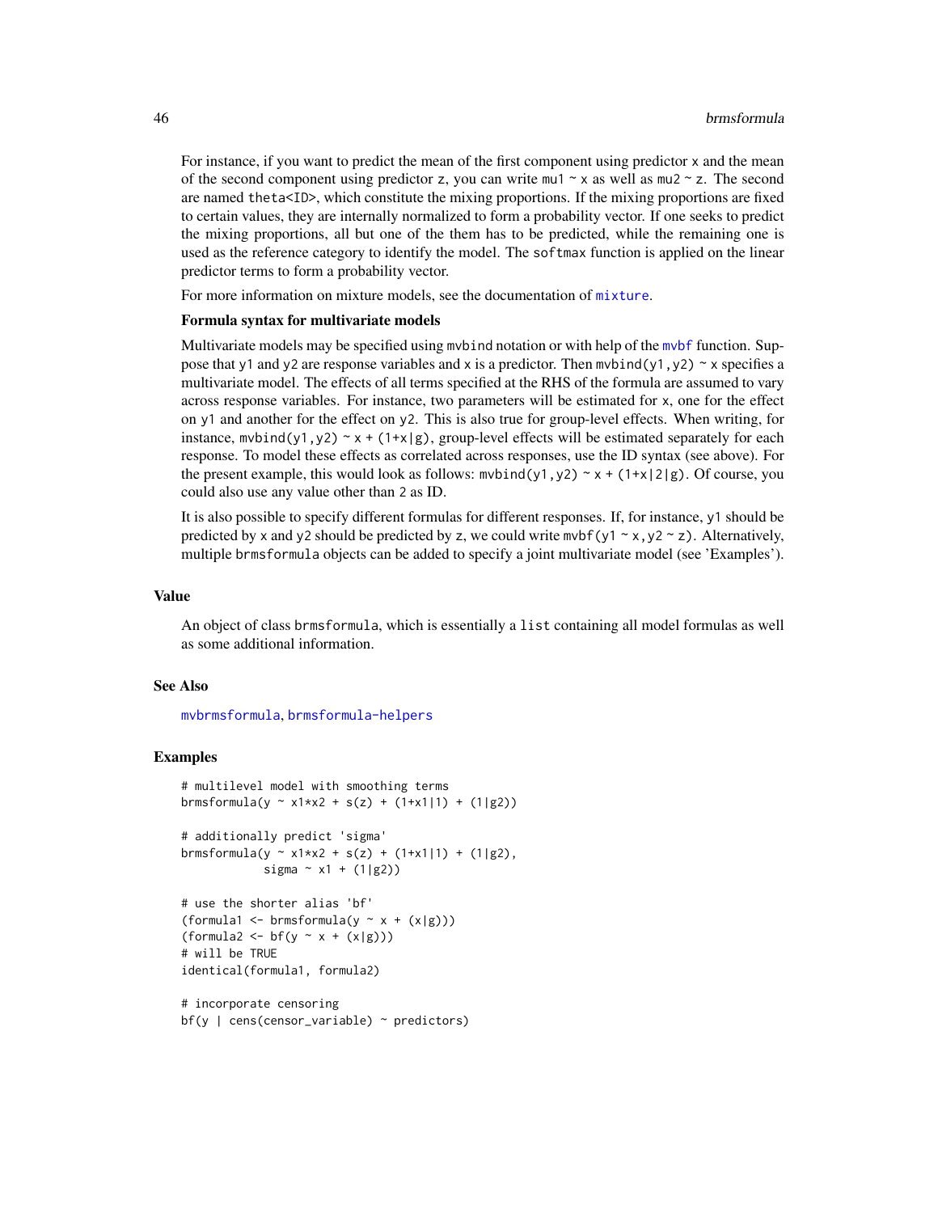For instance, if you want to predict the mean of the first component using predictor `x` and the mean of the second component using predictor `z`, you can write `mu1 ~ x` as well as `mu2 ~ z`. The second are named `theta<ID>`, which constitute the mixing proportions. If the mixing proportions are fixed to certain values, they are internally normalized to form a probability vector. If one seeks to predict the mixing proportions, all but one of the them has to be predicted, while the remaining one is used as the reference category to identify the model. The `softmax` function is applied on the linear predictor terms to form a probability vector.

For more information on mixture models, see the documentation of `mixture`.

**Formula syntax for multivariate models**

Multivariate models may be specified using `mvbind` notation or with help of the `mvbf` function. Suppose that `y1` and `y2` are response variables and `x` is a predictor. Then `mvbind(y1,y2) ~ x` specifies a multivariate model. The effects of all terms specified at the RHS of the formula are assumed to vary across response variables. For instance, two parameters will be estimated for `x`, one for the effect on `y1` and another for the effect on `y2`. This is also true for group-level effects. When writing, for instance, `mvbind(y1,y2) ~ x + (1+x|g)`, group-level effects will be estimated separately for each response. To model these effects as correlated across responses, use the ID syntax (see above). For the present example, this would look as follows: `mvbind(y1,y2) ~ x + (1+x|2|g)`. Of course, you could also use any value other than `2` as ID.

It is also possible to specify different formulas for different responses. If, for instance, `y1` should be predicted by `x` and `y2` should be predicted by `z`, we could write `mvbf(y1 ~ x, y2 ~ z)`. Alternatively, multiple `brmsformula` objects can be added to specify a joint multivariate model (see 'Examples').

## Value

An object of class `brmsformula`, which is essentially a `list` containing all model formulas as well as some additional information.

## See Also

`mvbrmsformula`, `brmsformula-helpers`

## Examples

```
# multilevel model with smoothing terms
brmsformula(y ~ x1*x2 + s(z) + (1+x1|1) + (1|g2))

# additionally predict 'sigma'
brmsformula(y ~ x1*x2 + s(z) + (1+x1|1) + (1|g2),
            sigma ~ x1 + (1|g2))

# use the shorter alias 'bf'
(formula1 <- brmsformula(y ~ x + (x|g)))
(formula2 <- bf(y ~ x + (x|g)))
# will be TRUE
identical(formula1, formula2)

# incorporate censoring
bf(y | cens(censor_variable) ~ predictors)
```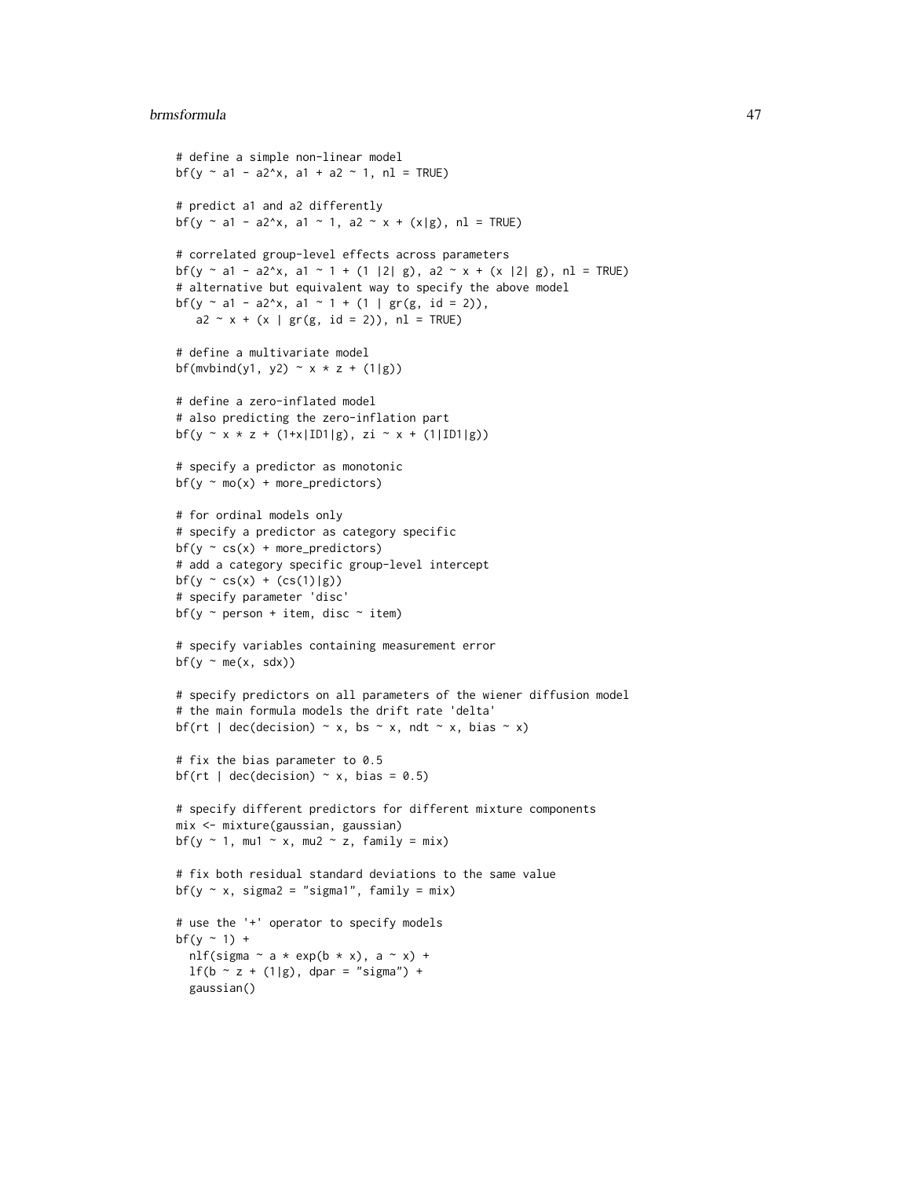```
# define a simple non-linear model
bf(y ~ a1 - a2^x, a1 + a2 ~ 1, nl = TRUE)

# predict a1 and a2 differently
bf(y ~ a1 - a2^x, a1 ~ 1, a2 ~ x + (x|g), nl = TRUE)

# correlated group-level effects across parameters
bf(y ~ a1 - a2^x, a1 ~ 1 + (1 |2| g), a2 ~ x + (x |2| g), nl = TRUE)
# alternative but equivalent way to specify the above model
bf(y ~ a1 - a2^x, a1 ~ 1 + (1 | gr(g, id = 2)),
   a2 ~ x + (x | gr(g, id = 2)), nl = TRUE)

# define a multivariate model
bf(mvbind(y1, y2) ~ x * z + (1|g))

# define a zero-inflated model
# also predicting the zero-inflation part
bf(y ~ x * z + (1+x|ID1|g), zi ~ x + (1|ID1|g))

# specify a predictor as monotonic
bf(y ~ mo(x) + more_predictors)

# for ordinal models only
# specify a predictor as category specific
bf(y ~ cs(x) + more_predictors)
# add a category specific group-level intercept
bf(y ~ cs(x) + (cs(1)|g))
# specify parameter 'disc'
bf(y ~ person + item, disc ~ item)

# specify variables containing measurement error
bf(y ~ me(x, sdx))

# specify predictors on all parameters of the wiener diffusion model
# the main formula models the drift rate 'delta'
bf(rt | dec(decision) ~ x, bs ~ x, ndt ~ x, bias ~ x)

# fix the bias parameter to 0.5
bf(rt | dec(decision) ~ x, bias = 0.5)

# specify different predictors for different mixture components
mix <- mixture(gaussian, gaussian)
bf(y ~ 1, mu1 ~ x, mu2 ~ z, family = mix)

# fix both residual standard deviations to the same value
bf(y ~ x, sigma2 = "sigma1", family = mix)

# use the '+' operator to specify models
bf(y ~ 1) +
  nlf(sigma ~ a * exp(b * x), a ~ x) +
  lf(b ~ z + (1|g), dpar = "sigma") +
  gaussian()
```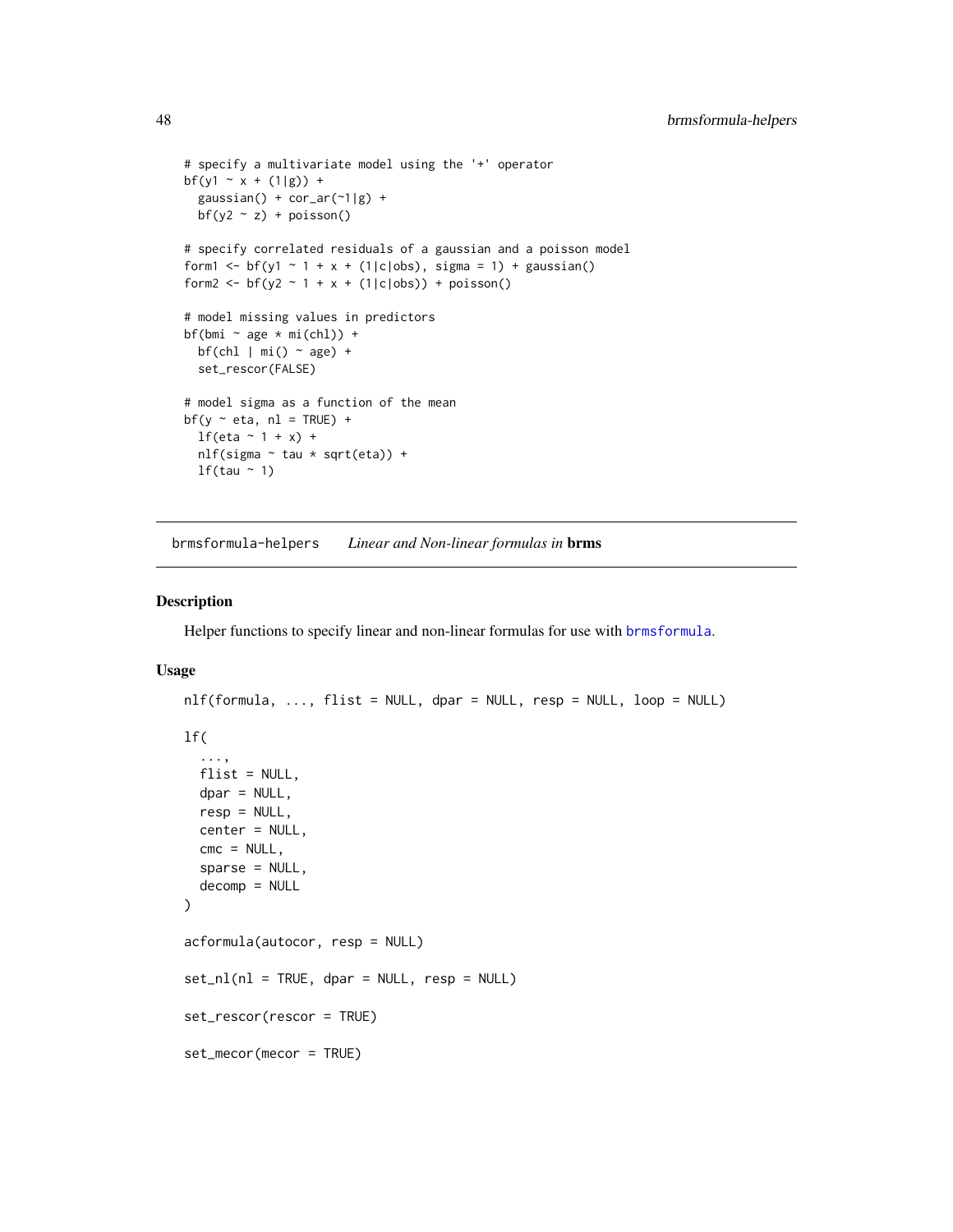```
# specify a multivariate model using the '+' operator
bf(y1 ~ x + (1|g)) +
  gaussian() + cor_ar(~1|g) +
  bf(y2 ~ z) + poisson()

# specify correlated residuals of a gaussian and a poisson model
form1 <- bf(y1 ~ 1 + x + (1|c|obs), sigma = 1) + gaussian()
form2 <- bf(y2 ~ 1 + x + (1|c|obs)) + poisson()

# model missing values in predictors
bf(bmi ~ age * mi(chl)) +
  bf(chl | mi() ~ age) +
  set_rescor(FALSE)

# model sigma as a function of the mean
bf(y ~ eta, nl = TRUE) +
  lf(eta ~ 1 + x) +
  nlf(sigma ~ tau * sqrt(eta)) +
  lf(tau ~ 1)
```

## brmsformula-helpers — *Linear and Non-linear formulas in* **brms**

### Description

Helper functions to specify linear and non-linear formulas for use with brmsformula.

### Usage

```
nlf(formula, ..., flist = NULL, dpar = NULL, resp = NULL, loop = NULL)

lf(
  ...,
  flist = NULL,
  dpar = NULL,
  resp = NULL,
  center = NULL,
  cmc = NULL,
  sparse = NULL,
  decomp = NULL
)

acformula(autocor, resp = NULL)

set_nl(nl = TRUE, dpar = NULL, resp = NULL)

set_rescor(rescor = TRUE)

set_mecor(mecor = TRUE)
```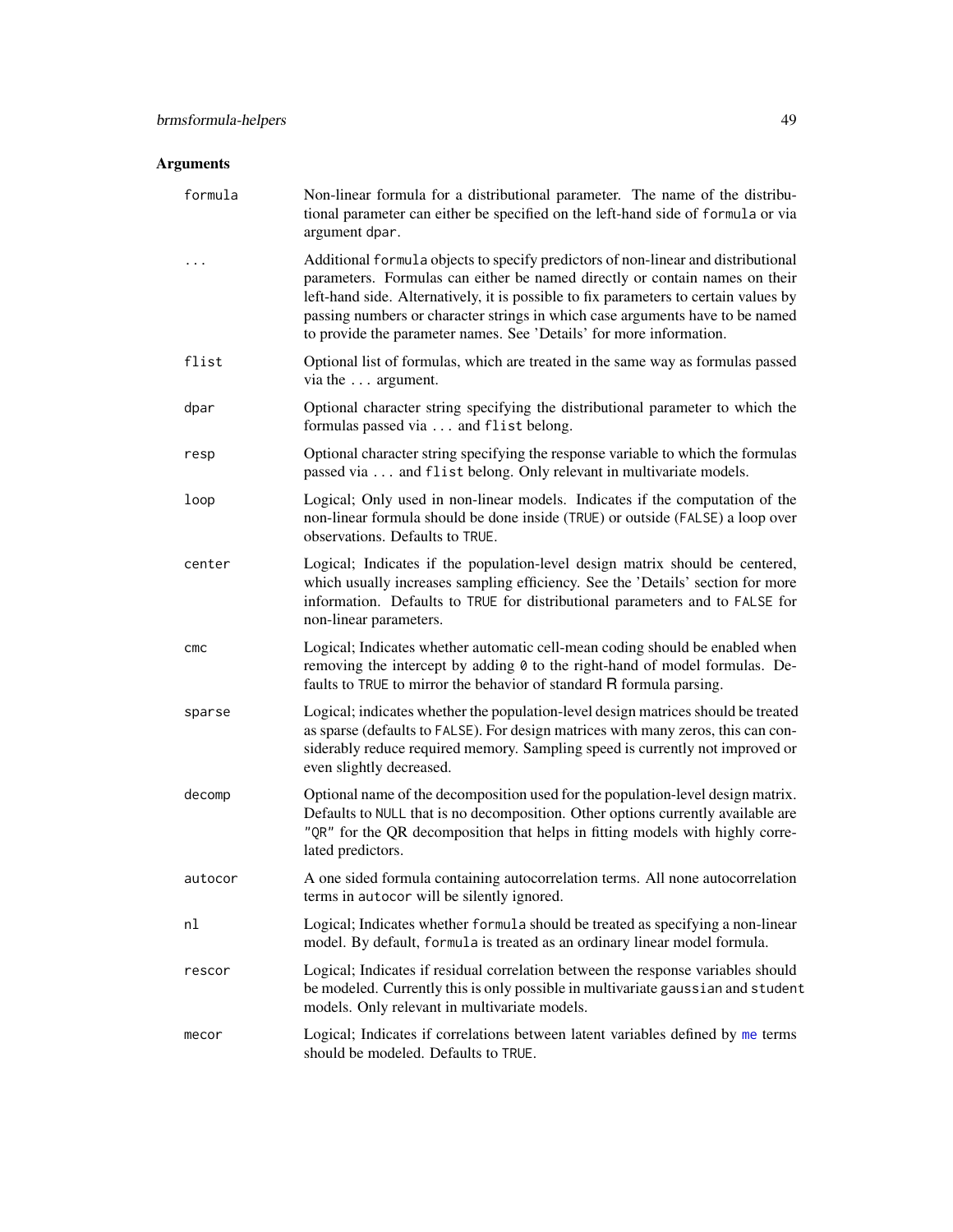## Arguments

| Argument | Description |
| --- | --- |
| `formula` | Non-linear formula for a distributional parameter. The name of the distributional parameter can either be specified on the left-hand side of `formula` or via argument `dpar`. |
| `...` | Additional `formula` objects to specify predictors of non-linear and distributional parameters. Formulas can either be named directly or contain names on their left-hand side. Alternatively, it is possible to fix parameters to certain values by passing numbers or character strings in which case arguments have to be named to provide the parameter names. See 'Details' for more information. |
| `flist` | Optional list of formulas, which are treated in the same way as formulas passed via the `...` argument. |
| `dpar` | Optional character string specifying the distributional parameter to which the formulas passed via `...` and `flist` belong. |
| `resp` | Optional character string specifying the response variable to which the formulas passed via `...` and `flist` belong. Only relevant in multivariate models. |
| `loop` | Logical; Only used in non-linear models. Indicates if the computation of the non-linear formula should be done inside (`TRUE`) or outside (`FALSE`) a loop over observations. Defaults to `TRUE`. |
| `center` | Logical; Indicates if the population-level design matrix should be centered, which usually increases sampling efficiency. See the 'Details' section for more information. Defaults to `TRUE` for distributional parameters and to `FALSE` for non-linear parameters. |
| `cmc` | Logical; Indicates whether automatic cell-mean coding should be enabled when removing the intercept by adding `0` to the right-hand of model formulas. Defaults to `TRUE` to mirror the behavior of standard R formula parsing. |
| `sparse` | Logical; indicates whether the population-level design matrices should be treated as sparse (defaults to `FALSE`). For design matrices with many zeros, this can considerably reduce required memory. Sampling speed is currently not improved or even slightly decreased. |
| `decomp` | Optional name of the decomposition used for the population-level design matrix. Defaults to `NULL` that is no decomposition. Other options currently available are `"QR"` for the QR decomposition that helps in fitting models with highly correlated predictors. |
| `autocor` | A one sided formula containing autocorrelation terms. All none autocorrelation terms in `autocor` will be silently ignored. |
| `nl` | Logical; Indicates whether `formula` should be treated as specifying a non-linear model. By default, `formula` is treated as an ordinary linear model formula. |
| `rescor` | Logical; Indicates if residual correlation between the response variables should be modeled. Currently this is only possible in multivariate `gaussian` and `student` models. Only relevant in multivariate models. |
| `mecor` | Logical; Indicates if correlations between latent variables defined by `me` terms should be modeled. Defaults to `TRUE`. |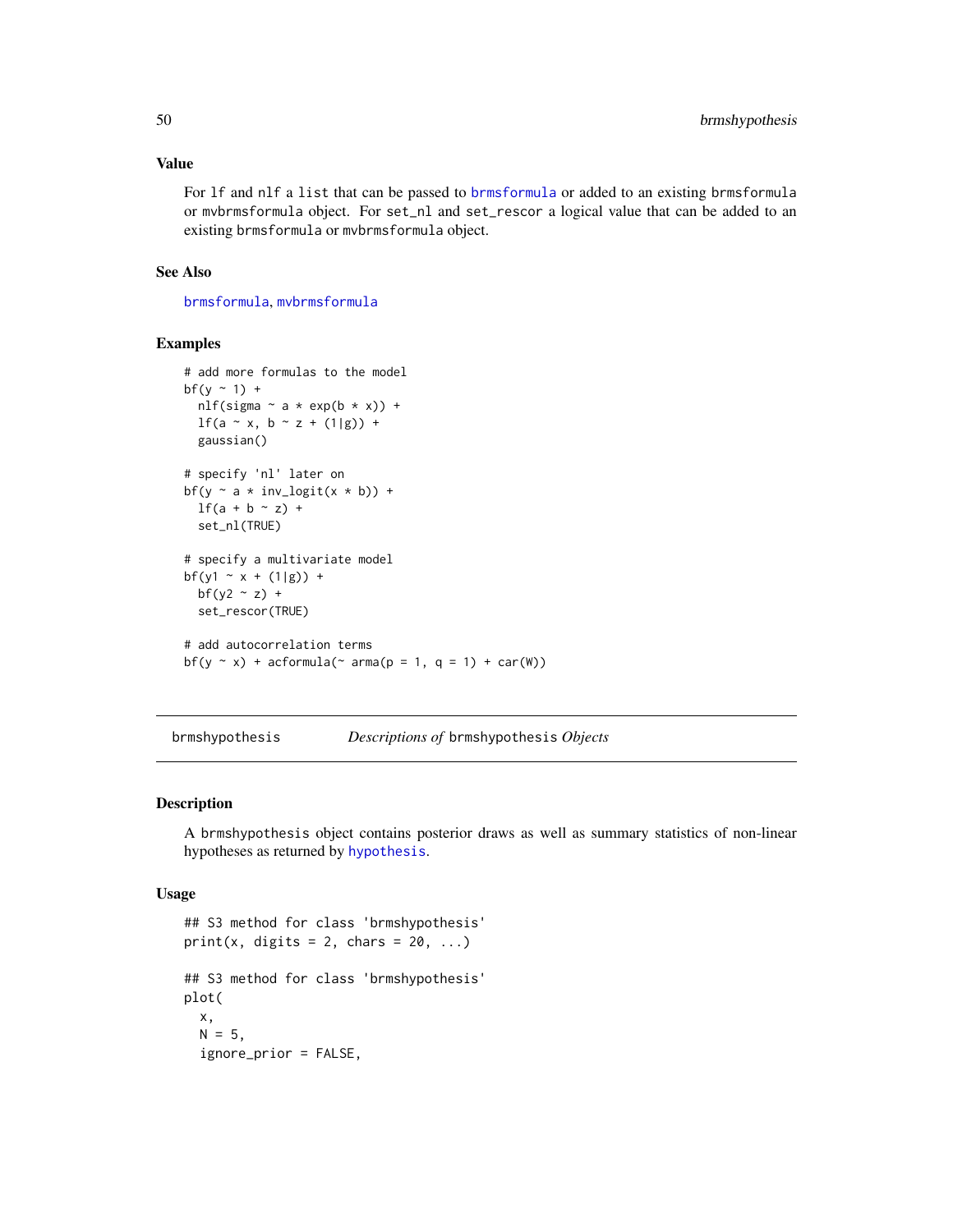### Value

For `lf` and `nlf` a `list` that can be passed to `brmsformula` or added to an existing `brmsformula` or `mvbrmsformula` object. For `set_nl` and `set_rescor` a logical value that can be added to an existing `brmsformula` or `mvbrmsformula` object.

### See Also

`brmsformula`, `mvbrmsformula`

### Examples

```
# add more formulas to the model
bf(y ~ 1) +
  nlf(sigma ~ a * exp(b * x)) +
  lf(a ~ x, b ~ z + (1|g)) +
  gaussian()

# specify 'nl' later on
bf(y ~ a * inv_logit(x * b)) +
  lf(a + b ~ z) +
  set_nl(TRUE)

# specify a multivariate model
bf(y1 ~ x + (1|g)) +
  bf(y2 ~ z) +
  set_rescor(TRUE)

# add autocorrelation terms
bf(y ~ x) + acformula(~ arma(p = 1, q = 1) + car(W))
```

---

## brmshypothesis — *Descriptions of* `brmshypothesis` *Objects*

---

### Description

A `brmshypothesis` object contains posterior draws as well as summary statistics of non-linear hypotheses as returned by `hypothesis`.

### Usage

```
## S3 method for class 'brmshypothesis'
print(x, digits = 2, chars = 20, ...)

## S3 method for class 'brmshypothesis'
plot(
  x,
  N = 5,
  ignore_prior = FALSE,
```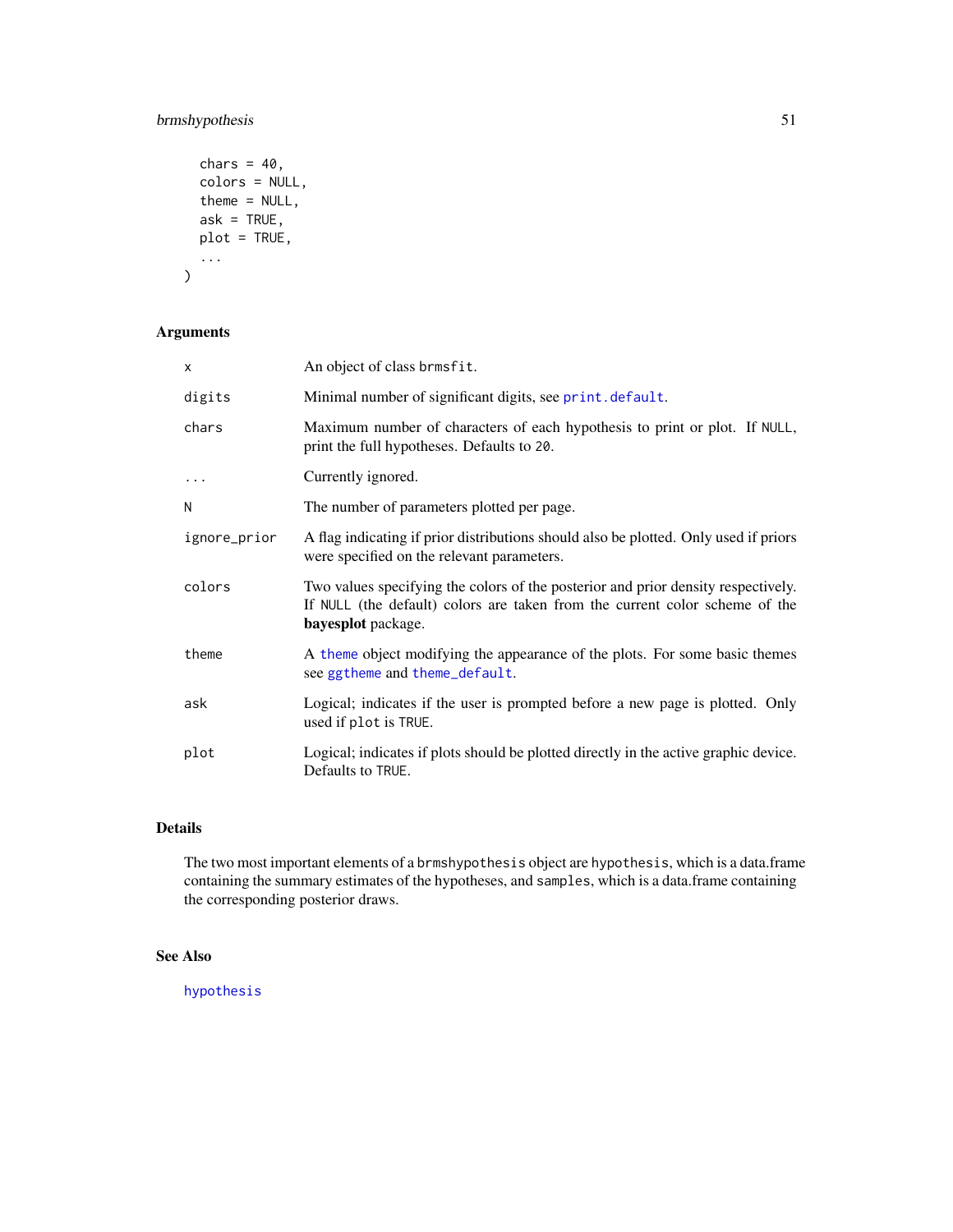```
  chars = 40,
  colors = NULL,
  theme = NULL,
  ask = TRUE,
  plot = TRUE,
  ...
)
```

## Arguments

| | |
|---|---|
| x | An object of class brmsfit. |
| digits | Minimal number of significant digits, see print.default. |
| chars | Maximum number of characters of each hypothesis to print or plot. If NULL, print the full hypotheses. Defaults to 20. |
| ... | Currently ignored. |
| N | The number of parameters plotted per page. |
| ignore_prior | A flag indicating if prior distributions should also be plotted. Only used if priors were specified on the relevant parameters. |
| colors | Two values specifying the colors of the posterior and prior density respectively. If NULL (the default) colors are taken from the current color scheme of the **bayesplot** package. |
| theme | A theme object modifying the appearance of the plots. For some basic themes see ggtheme and theme_default. |
| ask | Logical; indicates if the user is prompted before a new page is plotted. Only used if plot is TRUE. |
| plot | Logical; indicates if plots should be plotted directly in the active graphic device. Defaults to TRUE. |

## Details

The two most important elements of a brmshypothesis object are hypothesis, which is a data.frame containing the summary estimates of the hypotheses, and samples, which is a data.frame containing the corresponding posterior draws.

## See Also

hypothesis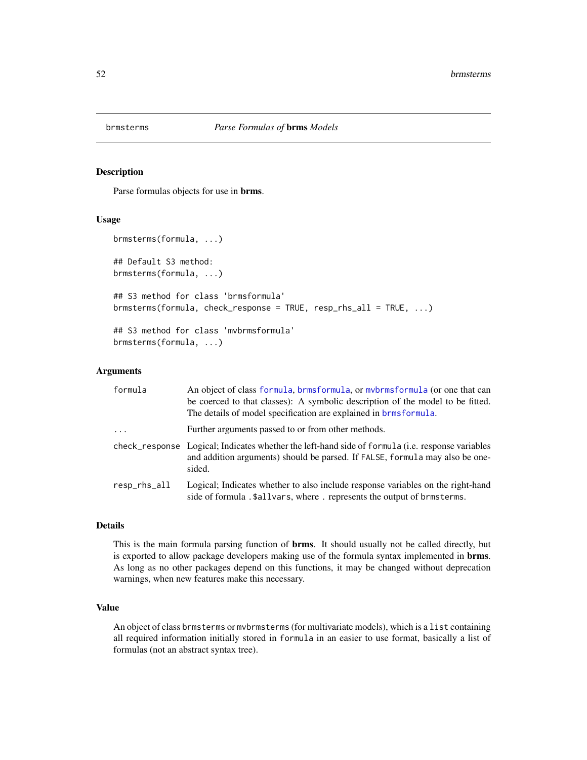# brmsterms — *Parse Formulas of* **brms** *Models*

## Description

Parse formulas objects for use in **brms**.

## Usage

```
brmsterms(formula, ...)

## Default S3 method:
brmsterms(formula, ...)

## S3 method for class 'brmsformula'
brmsterms(formula, check_response = TRUE, resp_rhs_all = TRUE, ...)

## S3 method for class 'mvbrmsformula'
brmsterms(formula, ...)
```

## Arguments

| | |
|---|---|
| `formula` | An object of class `formula`, `brmsformula`, or `mvbrmsformula` (or one that can be coerced to that classes): A symbolic description of the model to be fitted. The details of model specification are explained in `brmsformula`. |
| `...` | Further arguments passed to or from other methods. |
| `check_response` | Logical; Indicates whether the left-hand side of `formula` (i.e. response variables and addition arguments) should be parsed. If `FALSE`, `formula` may also be one-sided. |
| `resp_rhs_all` | Logical; Indicates whether to also include response variables on the right-hand side of formula `.$allvars`, where `.` represents the output of `brmsterms`. |

## Details

This is the main formula parsing function of **brms**. It should usually not be called directly, but is exported to allow package developers making use of the formula syntax implemented in **brms**. As long as no other packages depend on this functions, it may be changed without deprecation warnings, when new features make this necessary.

## Value

An object of class `brmsterms` or `mvbrmsterms` (for multivariate models), which is a `list` containing all required information initially stored in `formula` in an easier to use format, basically a list of formulas (not an abstract syntax tree).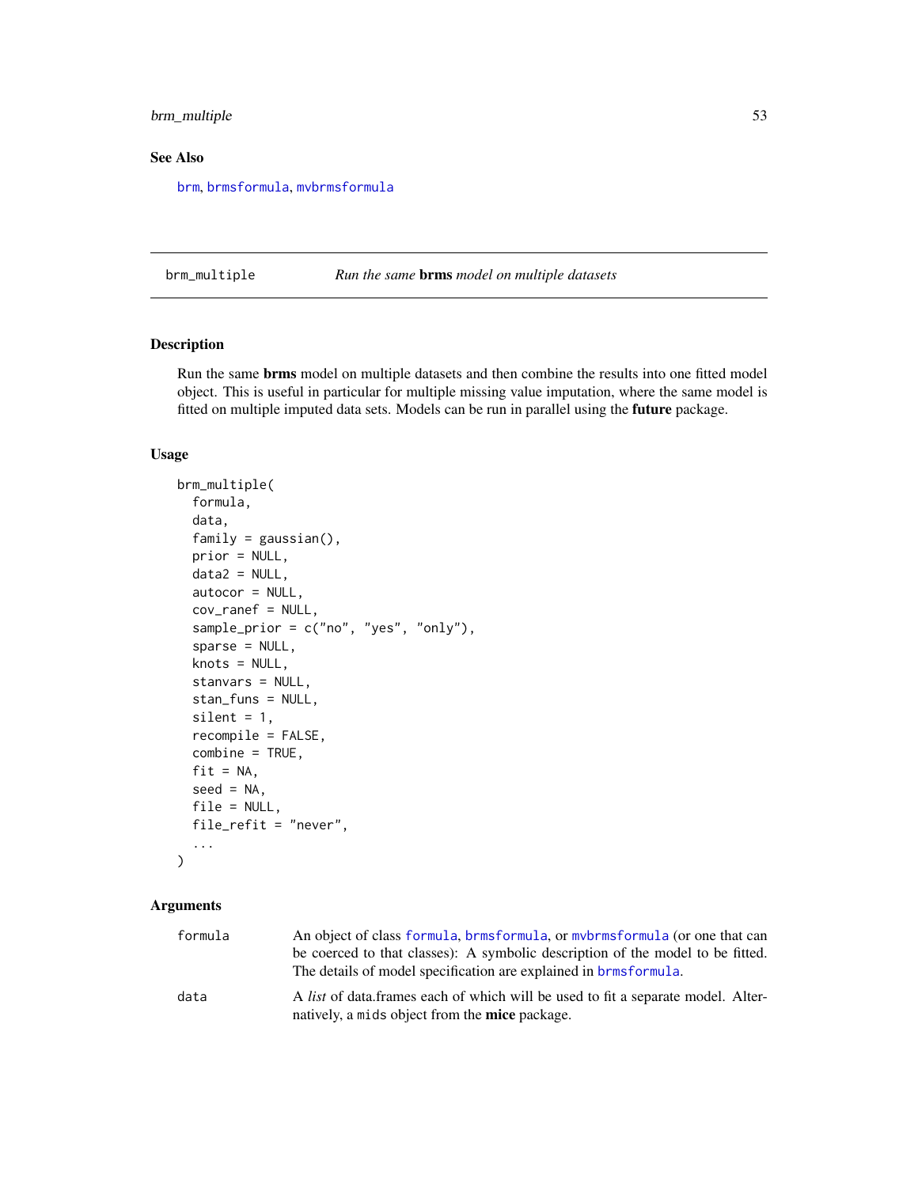## See Also

brm, brmsformula, mvbrmsformula

---

**brm_multiple** — *Run the same **brms** model on multiple datasets*

## Description

Run the same **brms** model on multiple datasets and then combine the results into one fitted model object. This is useful in particular for multiple missing value imputation, where the same model is fitted on multiple imputed data sets. Models can be run in parallel using the **future** package.

## Usage

```
brm_multiple(
  formula,
  data,
  family = gaussian(),
  prior = NULL,
  data2 = NULL,
  autocor = NULL,
  cov_ranef = NULL,
  sample_prior = c("no", "yes", "only"),
  sparse = NULL,
  knots = NULL,
  stanvars = NULL,
  stan_funs = NULL,
  silent = 1,
  recompile = FALSE,
  combine = TRUE,
  fit = NA,
  seed = NA,
  file = NULL,
  file_refit = "never",
  ...
)
```

## Arguments

| | |
|---|---|
| `formula` | An object of class `formula`, `brmsformula`, or `mvbrmsformula` (or one that can be coerced to that classes): A symbolic description of the model to be fitted. The details of model specification are explained in `brmsformula`. |
| `data` | A *list* of data.frames each of which will be used to fit a separate model. Alternatively, a `mids` object from the **mice** package. |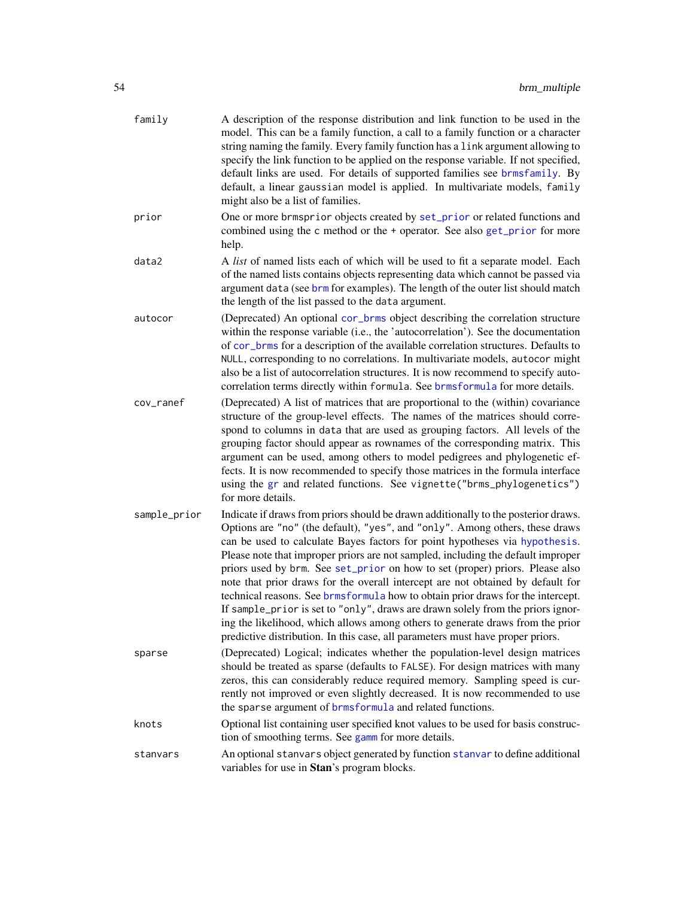family
: A description of the response distribution and link function to be used in the model. This can be a family function, a call to a family function or a character string naming the family. Every family function has a `link` argument allowing to specify the link function to be applied on the response variable. If not specified, default links are used. For details of supported families see `brmsfamily`. By default, a linear `gaussian` model is applied. In multivariate models, `family` might also be a list of families.

prior
: One or more `brmsprior` objects created by `set_prior` or related functions and combined using the `c` method or the `+` operator. See also `get_prior` for more help.

data2
: A *list* of named lists each of which will be used to fit a separate model. Each of the named lists contains objects representing data which cannot be passed via argument `data` (see `brm` for examples). The length of the outer list should match the length of the list passed to the `data` argument.

autocor
: (Deprecated) An optional `cor_brms` object describing the correlation structure within the response variable (i.e., the 'autocorrelation'). See the documentation of `cor_brms` for a description of the available correlation structures. Defaults to `NULL`, corresponding to no correlations. In multivariate models, `autocor` might also be a list of autocorrelation structures. It is now recommend to specify autocorrelation terms directly within `formula`. See `brmsformula` for more details.

cov_ranef
: (Deprecated) A list of matrices that are proportional to the (within) covariance structure of the group-level effects. The names of the matrices should correspond to columns in `data` that are used as grouping factors. All levels of the grouping factor should appear as rownames of the corresponding matrix. This argument can be used, among others to model pedigrees and phylogenetic effects. It is now recommended to specify those matrices in the formula interface using the `gr` and related functions. See `vignette("brms_phylogenetics")` for more details.

sample_prior
: Indicate if draws from priors should be drawn additionally to the posterior draws. Options are `"no"` (the default), `"yes"`, and `"only"`. Among others, these draws can be used to calculate Bayes factors for point hypotheses via `hypothesis`. Please note that improper priors are not sampled, including the default improper priors used by `brm`. See `set_prior` on how to set (proper) priors. Please also note that prior draws for the overall intercept are not obtained by default for technical reasons. See `brmsformula` how to obtain prior draws for the intercept. If `sample_prior` is set to `"only"`, draws are drawn solely from the priors ignoring the likelihood, which allows among others to generate draws from the prior predictive distribution. In this case, all parameters must have proper priors.

sparse
: (Deprecated) Logical; indicates whether the population-level design matrices should be treated as sparse (defaults to `FALSE`). For design matrices with many zeros, this can considerably reduce required memory. Sampling speed is currently not improved or even slightly decreased. It is now recommended to use the `sparse` argument of `brmsformula` and related functions.

knots
: Optional list containing user specified knot values to be used for basis construction of smoothing terms. See `gamm` for more details.

stanvars
: An optional `stanvars` object generated by function `stanvar` to define additional variables for use in **Stan**'s program blocks.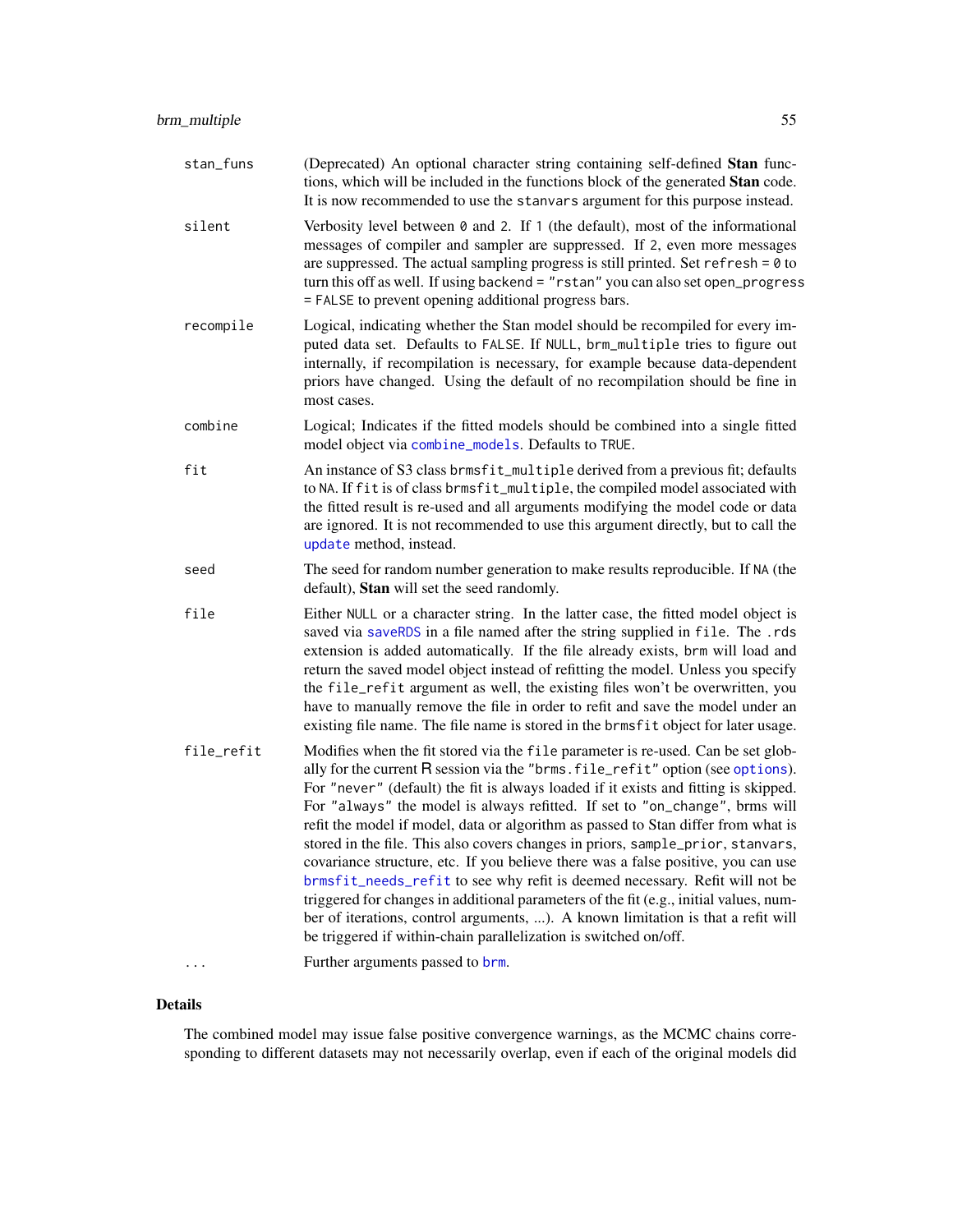| | |
|---|---|
| `stan_funs` | (Deprecated) An optional character string containing self-defined **Stan** functions, which will be included in the functions block of the generated **Stan** code. It is now recommended to use the `stanvars` argument for this purpose instead. |
| `silent` | Verbosity level between `0` and `2`. If `1` (the default), most of the informational messages of compiler and sampler are suppressed. If `2`, even more messages are suppressed. The actual sampling progress is still printed. Set `refresh = 0` to turn this off as well. If using `backend = "rstan"` you can also set `open_progress = FALSE` to prevent opening additional progress bars. |
| `recompile` | Logical, indicating whether the Stan model should be recompiled for every imputed data set. Defaults to `FALSE`. If `NULL`, `brm_multiple` tries to figure out internally, if recompilation is necessary, for example because data-dependent priors have changed. Using the default of no recompilation should be fine in most cases. |
| `combine` | Logical; Indicates if the fitted models should be combined into a single fitted model object via `combine_models`. Defaults to `TRUE`. |
| `fit` | An instance of S3 class `brmsfit_multiple` derived from a previous fit; defaults to `NA`. If `fit` is of class `brmsfit_multiple`, the compiled model associated with the fitted result is re-used and all arguments modifying the model code or data are ignored. It is not recommended to use this argument directly, but to call the `update` method, instead. |
| `seed` | The seed for random number generation to make results reproducible. If `NA` (the default), **Stan** will set the seed randomly. |
| `file` | Either `NULL` or a character string. In the latter case, the fitted model object is saved via `saveRDS` in a file named after the string supplied in `file`. The `.rds` extension is added automatically. If the file already exists, `brm` will load and return the saved model object instead of refitting the model. Unless you specify the `file_refit` argument as well, the existing files won't be overwritten, you have to manually remove the file in order to refit and save the model under an existing file name. The file name is stored in the `brmsfit` object for later usage. |
| `file_refit` | Modifies when the fit stored via the `file` parameter is re-used. Can be set globally for the current R session via the `"brms.file_refit"` option (see `options`). For `"never"` (default) the fit is always loaded if it exists and fitting is skipped. For `"always"` the model is always refitted. If set to `"on_change"`, brms will refit the model if model, data or algorithm as passed to Stan differ from what is stored in the file. This also covers changes in priors, `sample_prior`, `stanvars`, covariance structure, etc. If you believe there was a false positive, you can use `brmsfit_needs_refit` to see why refit is deemed necessary. Refit will not be triggered for changes in additional parameters of the fit (e.g., initial values, number of iterations, control arguments, ...). A known limitation is that a refit will be triggered if within-chain parallelization is switched on/off. |
| `...` | Further arguments passed to `brm`. |

## Details

The combined model may issue false positive convergence warnings, as the MCMC chains corresponding to different datasets may not necessarily overlap, even if each of the original models did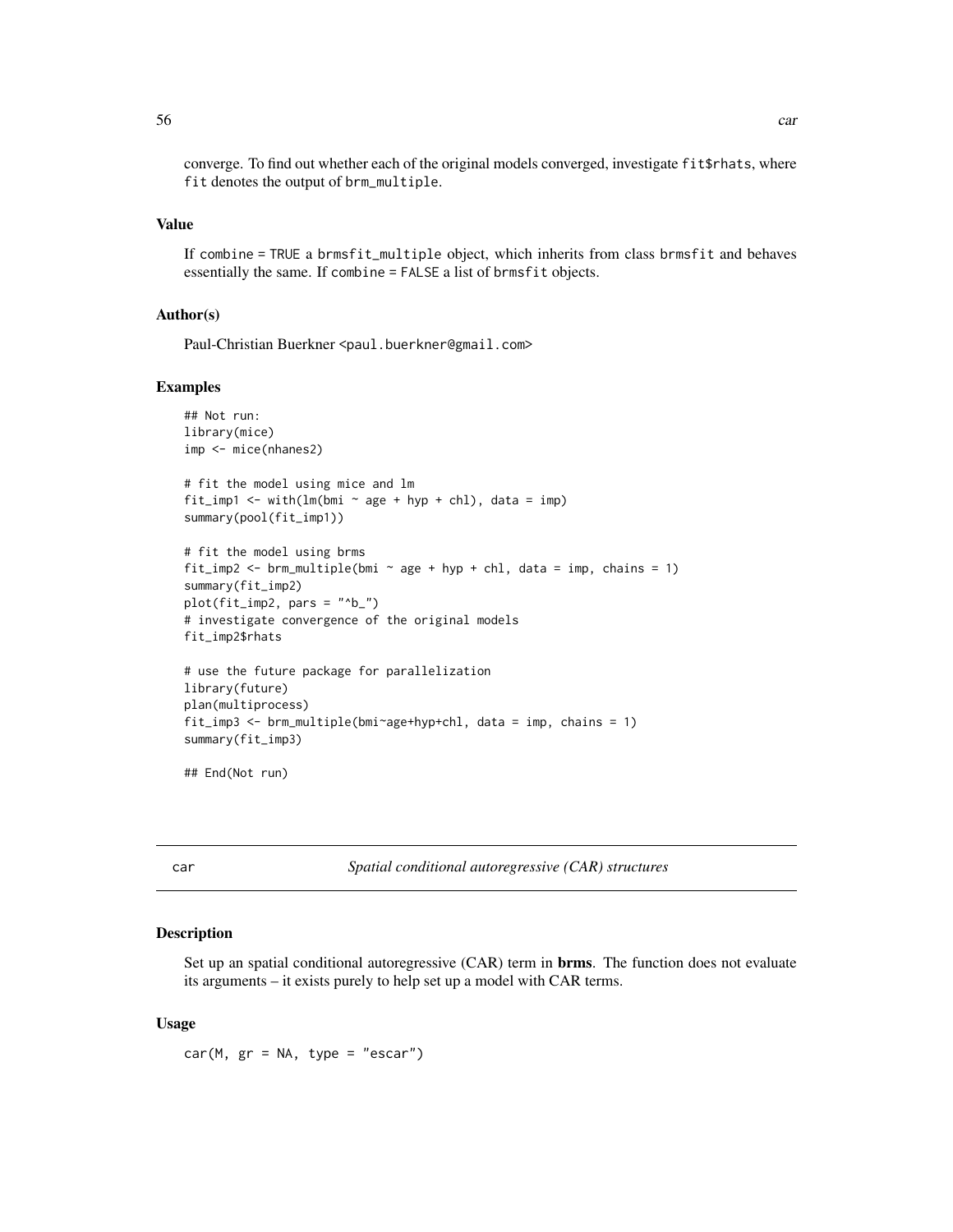converge. To find out whether each of the original models converged, investigate fit$rhats, where fit denotes the output of brm_multiple.

### Value

If combine = TRUE a brmsfit_multiple object, which inherits from class brmsfit and behaves essentially the same. If combine = FALSE a list of brmsfit objects.

### Author(s)

Paul-Christian Buerkner <paul.buerkner@gmail.com>

### Examples

```
## Not run:
library(mice)
imp <- mice(nhanes2)

# fit the model using mice and lm
fit_imp1 <- with(lm(bmi ~ age + hyp + chl), data = imp)
summary(pool(fit_imp1))

# fit the model using brms
fit_imp2 <- brm_multiple(bmi ~ age + hyp + chl, data = imp, chains = 1)
summary(fit_imp2)
plot(fit_imp2, pars = "^b_")
# investigate convergence of the original models
fit_imp2$rhats

# use the future package for parallelization
library(future)
plan(multiprocess)
fit_imp3 <- brm_multiple(bmi~age+hyp+chl, data = imp, chains = 1)
summary(fit_imp3)

## End(Not run)
```

---

## car — *Spatial conditional autoregressive (CAR) structures*

### Description

Set up an spatial conditional autoregressive (CAR) term in **brms**. The function does not evaluate its arguments – it exists purely to help set up a model with CAR terms.

### Usage

```
car(M, gr = NA, type = "escar")
```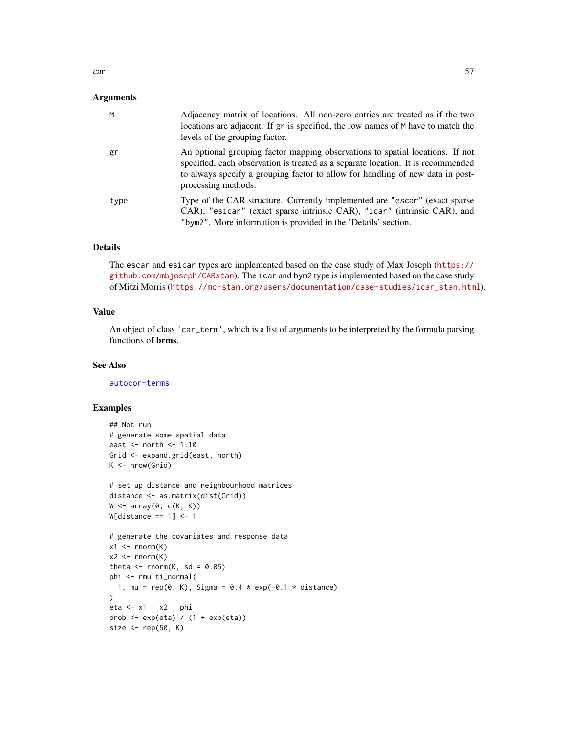### Arguments

| | |
|---|---|
| `M` | Adjacency matrix of locations. All non-zero entries are treated as if the two locations are adjacent. If `gr` is specified, the row names of `M` have to match the levels of the grouping factor. |
| `gr` | An optional grouping factor mapping observations to spatial locations. If not specified, each observation is treated as a separate location. It is recommended to always specify a grouping factor to allow for handling of new data in post-processing methods. |
| `type` | Type of the CAR structure. Currently implemented are `"escar"` (exact sparse CAR), `"esicar"` (exact sparse intrinsic CAR), `"icar"` (intrinsic CAR), and `"bym2"`. More information is provided in the 'Details' section. |

### Details

The `escar` and `esicar` types are implemented based on the case study of Max Joseph (https://github.com/mbjoseph/CARstan). The `icar` and `bym2` type is implemented based on the case study of Mitzi Morris (https://mc-stan.org/users/documentation/case-studies/icar_stan.html).

### Value

An object of class `'car_term'`, which is a list of arguments to be interpreted by the formula parsing functions of **brms**.

### See Also

autocor-terms

### Examples

```
## Not run:
# generate some spatial data
east <- north <- 1:10
Grid <- expand.grid(east, north)
K <- nrow(Grid)

# set up distance and neighbourhood matrices
distance <- as.matrix(dist(Grid))
W <- array(0, c(K, K))
W[distance == 1] <- 1

# generate the covariates and response data
x1 <- rnorm(K)
x2 <- rnorm(K)
theta <- rnorm(K, sd = 0.05)
phi <- rmulti_normal(
  1, mu = rep(0, K), Sigma = 0.4 * exp(-0.1 * distance)
)
eta <- x1 + x2 + phi
prob <- exp(eta) / (1 + exp(eta))
size <- rep(50, K)
```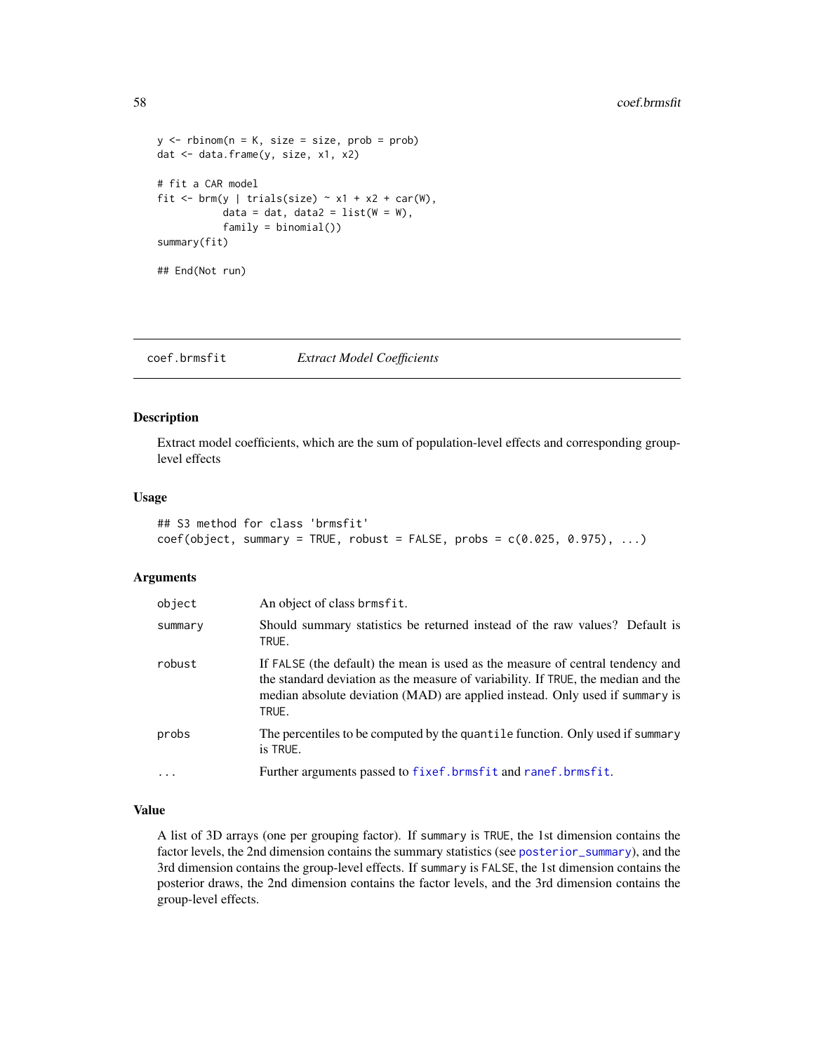```
y <- rbinom(n = K, size = size, prob = prob)
dat <- data.frame(y, size, x1, x2)

# fit a CAR model
fit <- brm(y | trials(size) ~ x1 + x2 + car(W),
           data = dat, data2 = list(W = W),
           family = binomial())
summary(fit)

## End(Not run)
```

---

## coef.brmsfit *Extract Model Coefficients*

---

### Description

Extract model coefficients, which are the sum of population-level effects and corresponding group-level effects

### Usage

```
## S3 method for class 'brmsfit'
coef(object, summary = TRUE, robust = FALSE, probs = c(0.025, 0.975), ...)
```

### Arguments

| | |
|---|---|
| object | An object of class brmsfit. |
| summary | Should summary statistics be returned instead of the raw values? Default is TRUE. |
| robust | If FALSE (the default) the mean is used as the measure of central tendency and the standard deviation as the measure of variability. If TRUE, the median and the median absolute deviation (MAD) are applied instead. Only used if summary is TRUE. |
| probs | The percentiles to be computed by the quantile function. Only used if summary is TRUE. |
| ... | Further arguments passed to fixef.brmsfit and ranef.brmsfit. |

### Value

A list of 3D arrays (one per grouping factor). If summary is TRUE, the 1st dimension contains the factor levels, the 2nd dimension contains the summary statistics (see posterior_summary), and the 3rd dimension contains the group-level effects. If summary is FALSE, the 1st dimension contains the posterior draws, the 2nd dimension contains the factor levels, and the 3rd dimension contains the group-level effects.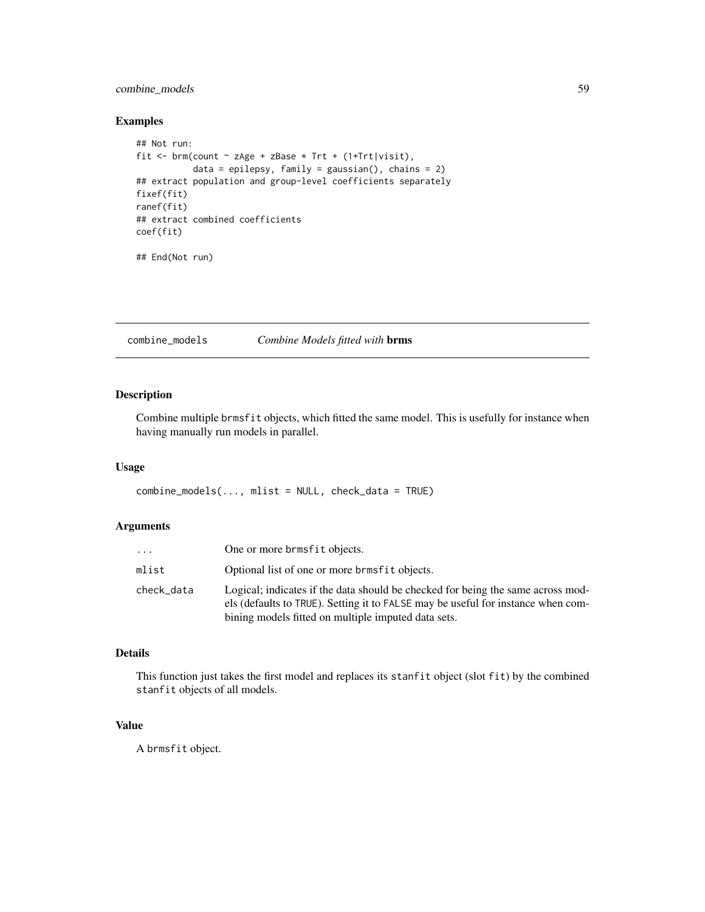## Examples

```
## Not run:
fit <- brm(count ~ zAge + zBase * Trt + (1+Trt|visit),
           data = epilepsy, family = gaussian(), chains = 2)
## extract population and group-level coefficients separately
fixef(fit)
ranef(fit)
## extract combined coefficients
coef(fit)

## End(Not run)
```

---

# combine_models *Combine Models fitted with* **brms**

## Description

Combine multiple brmsfit objects, which fitted the same model. This is usefully for instance when having manually run models in parallel.

## Usage

```
combine_models(..., mlist = NULL, check_data = TRUE)
```

## Arguments

| | |
|---|---|
| ... | One or more brmsfit objects. |
| mlist | Optional list of one or more brmsfit objects. |
| check_data | Logical; indicates if the data should be checked for being the same across models (defaults to TRUE). Setting it to FALSE may be useful for instance when combining models fitted on multiple imputed data sets. |

## Details

This function just takes the first model and replaces its stanfit object (slot fit) by the combined stanfit objects of all models.

## Value

A brmsfit object.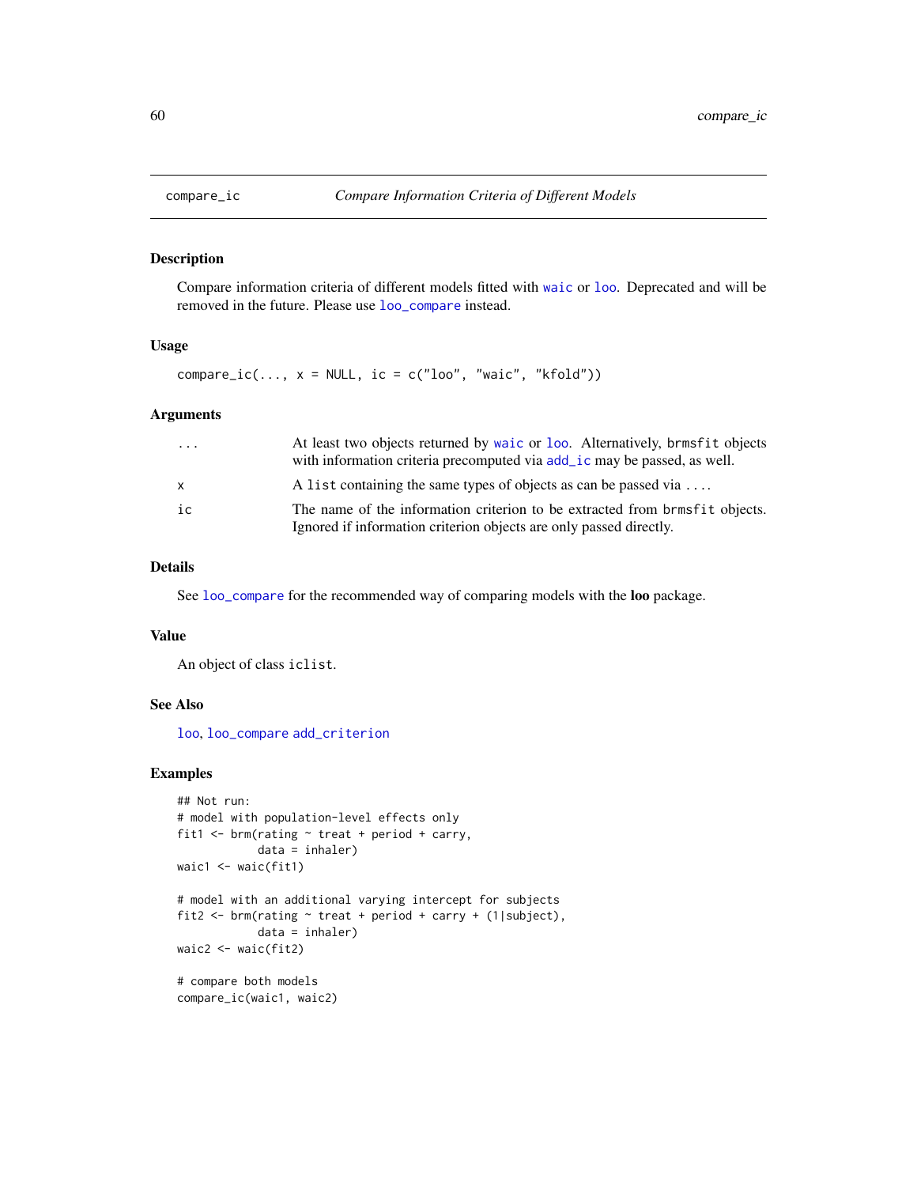## compare_ic — *Compare Information Criteria of Different Models*

### Description

Compare information criteria of different models fitted with waic or loo. Deprecated and will be removed in the future. Please use loo_compare instead.

### Usage

```
compare_ic(..., x = NULL, ic = c("loo", "waic", "kfold"))
```

### Arguments

| | |
|---|---|
| ... | At least two objects returned by waic or loo. Alternatively, brmsfit objects with information criteria precomputed via add_ic may be passed, as well. |
| x | A list containing the same types of objects as can be passed via .... |
| ic | The name of the information criterion to be extracted from brmsfit objects. Ignored if information criterion objects are only passed directly. |

### Details

See loo_compare for the recommended way of comparing models with the **loo** package.

### Value

An object of class iclist.

### See Also

loo, loo_compare add_criterion

### Examples

```
## Not run:
# model with population-level effects only
fit1 <- brm(rating ~ treat + period + carry,
            data = inhaler)
waic1 <- waic(fit1)

# model with an additional varying intercept for subjects
fit2 <- brm(rating ~ treat + period + carry + (1|subject),
            data = inhaler)
waic2 <- waic(fit2)

# compare both models
compare_ic(waic1, waic2)
```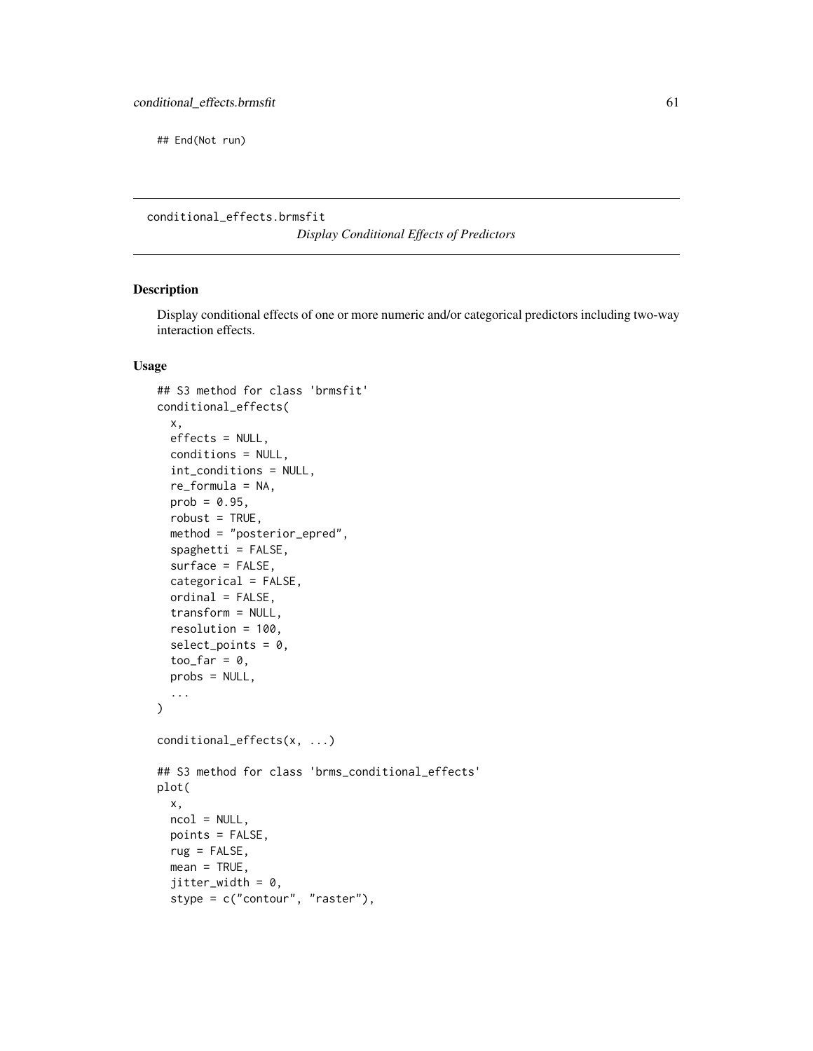```
## End(Not run)
```

---

conditional_effects.brmsfit

*Display Conditional Effects of Predictors*

---

### Description

Display conditional effects of one or more numeric and/or categorical predictors including two-way interaction effects.

### Usage

```
## S3 method for class 'brmsfit'
conditional_effects(
  x,
  effects = NULL,
  conditions = NULL,
  int_conditions = NULL,
  re_formula = NA,
  prob = 0.95,
  robust = TRUE,
  method = "posterior_epred",
  spaghetti = FALSE,
  surface = FALSE,
  categorical = FALSE,
  ordinal = FALSE,
  transform = NULL,
  resolution = 100,
  select_points = 0,
  too_far = 0,
  probs = NULL,
  ...
)

conditional_effects(x, ...)

## S3 method for class 'brms_conditional_effects'
plot(
  x,
  ncol = NULL,
  points = FALSE,
  rug = FALSE,
  mean = TRUE,
  jitter_width = 0,
  stype = c("contour", "raster"),
```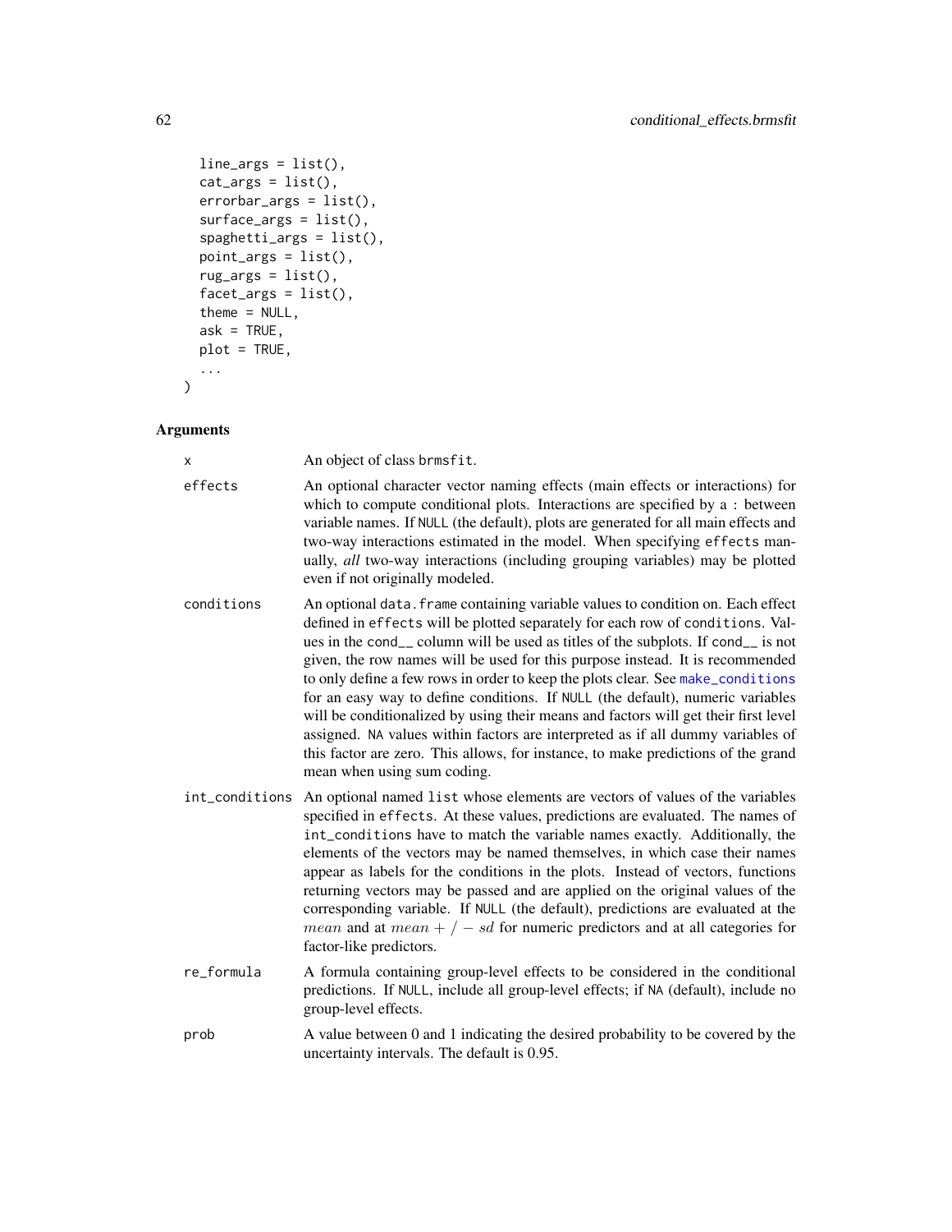```
  line_args = list(),
  cat_args = list(),
  errorbar_args = list(),
  surface_args = list(),
  spaghetti_args = list(),
  point_args = list(),
  rug_args = list(),
  facet_args = list(),
  theme = NULL,
  ask = TRUE,
  plot = TRUE,
  ...
)
```

## Arguments

**x**
An object of class brmsfit.

**effects**
An optional character vector naming effects (main effects or interactions) for which to compute conditional plots. Interactions are specified by a : between variable names. If NULL (the default), plots are generated for all main effects and two-way interactions estimated in the model. When specifying effects manually, *all* two-way interactions (including grouping variables) may be plotted even if not originally modeled.

**conditions**
An optional data.frame containing variable values to condition on. Each effect defined in effects will be plotted separately for each row of conditions. Values in the cond__ column will be used as titles of the subplots. If cond__ is not given, the row names will be used for this purpose instead. It is recommended to only define a few rows in order to keep the plots clear. See make_conditions for an easy way to define conditions. If NULL (the default), numeric variables will be conditionalized by using their means and factors will get their first level assigned. NA values within factors are interpreted as if all dummy variables of this factor are zero. This allows, for instance, to make predictions of the grand mean when using sum coding.

**int_conditions**
An optional named list whose elements are vectors of values of the variables specified in effects. At these values, predictions are evaluated. The names of int_conditions have to match the variable names exactly. Additionally, the elements of the vectors may be named themselves, in which case their names appear as labels for the conditions in the plots. Instead of vectors, functions returning vectors may be passed and are applied on the original values of the corresponding variable. If NULL (the default), predictions are evaluated at the $mean$ and at $mean + / - sd$ for numeric predictors and at all categories for factor-like predictors.

**re_formula**
A formula containing group-level effects to be considered in the conditional predictions. If NULL, include all group-level effects; if NA (default), include no group-level effects.

**prob**
A value between 0 and 1 indicating the desired probability to be covered by the uncertainty intervals. The default is 0.95.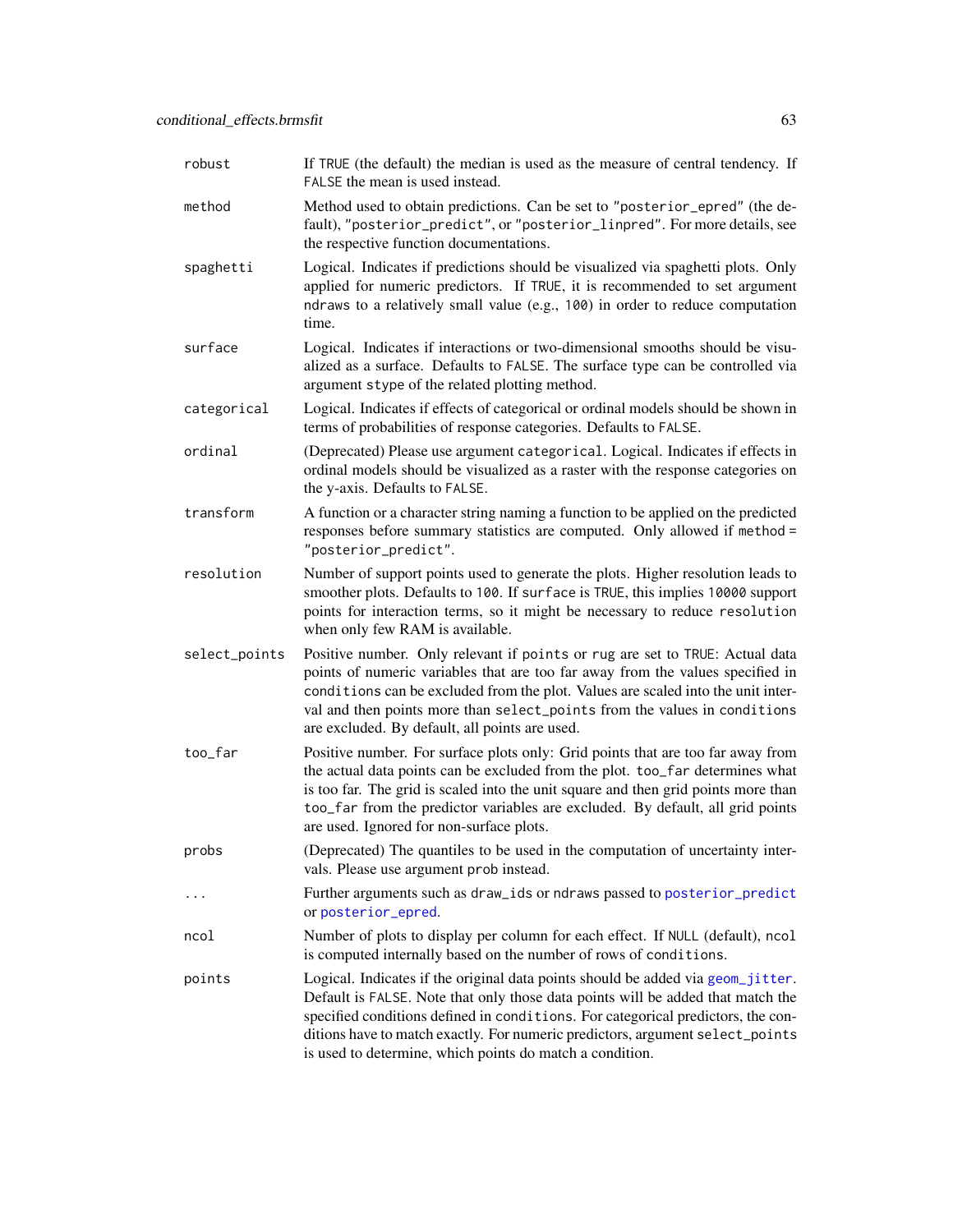| | |
|---|---|
| `robust` | If `TRUE` (the default) the median is used as the measure of central tendency. If `FALSE` the mean is used instead. |
| `method` | Method used to obtain predictions. Can be set to `"posterior_epred"` (the default), `"posterior_predict"`, or `"posterior_linpred"`. For more details, see the respective function documentations. |
| `spaghetti` | Logical. Indicates if predictions should be visualized via spaghetti plots. Only applied for numeric predictors. If `TRUE`, it is recommended to set argument `ndraws` to a relatively small value (e.g., `100`) in order to reduce computation time. |
| `surface` | Logical. Indicates if interactions or two-dimensional smooths should be visualized as a surface. Defaults to `FALSE`. The surface type can be controlled via argument `stype` of the related plotting method. |
| `categorical` | Logical. Indicates if effects of categorical or ordinal models should be shown in terms of probabilities of response categories. Defaults to `FALSE`. |
| `ordinal` | (Deprecated) Please use argument `categorical`. Logical. Indicates if effects in ordinal models should be visualized as a raster with the response categories on the y-axis. Defaults to `FALSE`. |
| `transform` | A function or a character string naming a function to be applied on the predicted responses before summary statistics are computed. Only allowed if `method = "posterior_predict"`. |
| `resolution` | Number of support points used to generate the plots. Higher resolution leads to smoother plots. Defaults to `100`. If `surface` is `TRUE`, this implies `10000` support points for interaction terms, so it might be necessary to reduce `resolution` when only few RAM is available. |
| `select_points` | Positive number. Only relevant if `points` or `rug` are set to `TRUE`: Actual data points of numeric variables that are too far away from the values specified in `conditions` can be excluded from the plot. Values are scaled into the unit interval and then points more than `select_points` from the values in `conditions` are excluded. By default, all points are used. |
| `too_far` | Positive number. For surface plots only: Grid points that are too far away from the actual data points can be excluded from the plot. `too_far` determines what is too far. The grid is scaled into the unit square and then grid points more than `too_far` from the predictor variables are excluded. By default, all grid points are used. Ignored for non-surface plots. |
| `probs` | (Deprecated) The quantiles to be used in the computation of uncertainty intervals. Please use argument `prob` instead. |
| `...` | Further arguments such as `draw_ids` or `ndraws` passed to `posterior_predict` or `posterior_epred`. |
| `ncol` | Number of plots to display per column for each effect. If `NULL` (default), `ncol` is computed internally based on the number of rows of `conditions`. |
| `points` | Logical. Indicates if the original data points should be added via `geom_jitter`. Default is `FALSE`. Note that only those data points will be added that match the specified conditions defined in `conditions`. For categorical predictors, the conditions have to match exactly. For numeric predictors, argument `select_points` is used to determine, which points do match a condition. |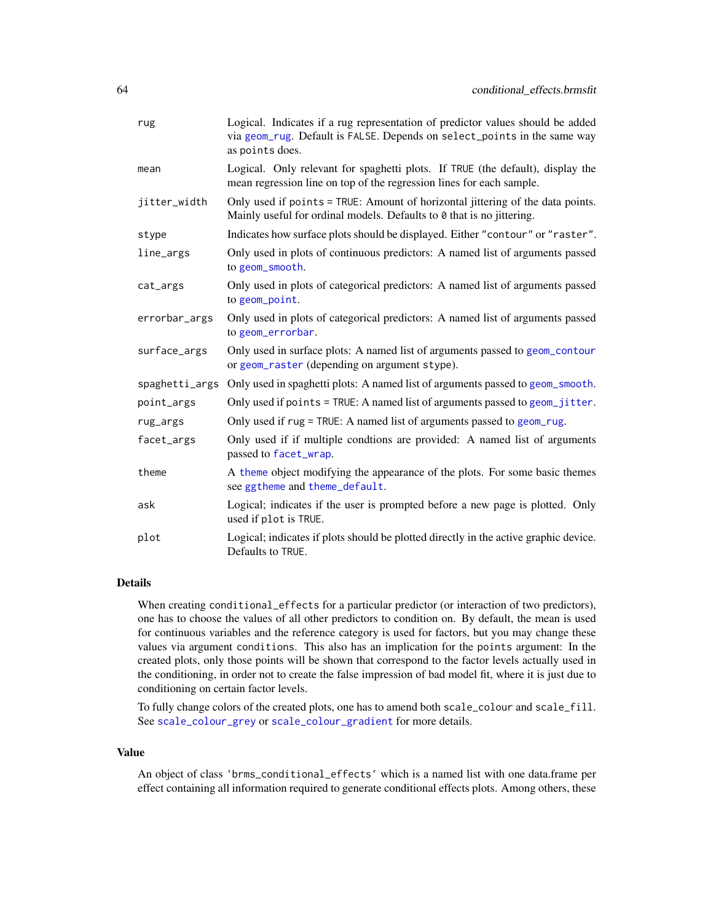| | |
|---|---|
| rug | Logical. Indicates if a rug representation of predictor values should be added via geom_rug. Default is FALSE. Depends on select_points in the same way as points does. |
| mean | Logical. Only relevant for spaghetti plots. If TRUE (the default), display the mean regression line on top of the regression lines for each sample. |
| jitter_width | Only used if points = TRUE: Amount of horizontal jittering of the data points. Mainly useful for ordinal models. Defaults to 0 that is no jittering. |
| stype | Indicates how surface plots should be displayed. Either "contour" or "raster". |
| line_args | Only used in plots of continuous predictors: A named list of arguments passed to geom_smooth. |
| cat_args | Only used in plots of categorical predictors: A named list of arguments passed to geom_point. |
| errorbar_args | Only used in plots of categorical predictors: A named list of arguments passed to geom_errorbar. |
| surface_args | Only used in surface plots: A named list of arguments passed to geom_contour or geom_raster (depending on argument stype). |
| spaghetti_args | Only used in spaghetti plots: A named list of arguments passed to geom_smooth. |
| point_args | Only used if points = TRUE: A named list of arguments passed to geom_jitter. |
| rug_args | Only used if rug = TRUE: A named list of arguments passed to geom_rug. |
| facet_args | Only used if if multiple condtions are provided: A named list of arguments passed to facet_wrap. |
| theme | A theme object modifying the appearance of the plots. For some basic themes see ggtheme and theme_default. |
| ask | Logical; indicates if the user is prompted before a new page is plotted. Only used if plot is TRUE. |
| plot | Logical; indicates if plots should be plotted directly in the active graphic device. Defaults to TRUE. |

## Details

When creating conditional_effects for a particular predictor (or interaction of two predictors), one has to choose the values of all other predictors to condition on. By default, the mean is used for continuous variables and the reference category is used for factors, but you may change these values via argument conditions. This also has an implication for the points argument: In the created plots, only those points will be shown that correspond to the factor levels actually used in the conditioning, in order not to create the false impression of bad model fit, where it is just due to conditioning on certain factor levels.

To fully change colors of the created plots, one has to amend both scale_colour and scale_fill. See scale_colour_grey or scale_colour_gradient for more details.

## Value

An object of class 'brms_conditional_effects' which is a named list with one data.frame per effect containing all information required to generate conditional effects plots. Among others, these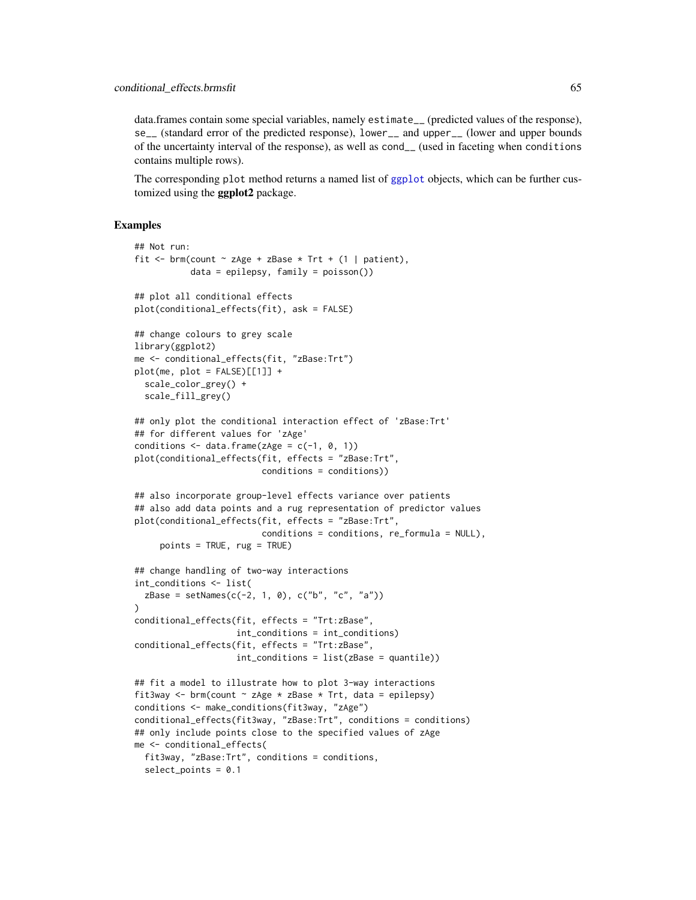data.frames contain some special variables, namely `estimate__` (predicted values of the response), `se__` (standard error of the predicted response), `lower__` and `upper__` (lower and upper bounds of the uncertainty interval of the response), as well as `cond__` (used in faceting when `conditions` contains multiple rows).

The corresponding `plot` method returns a named list of `ggplot` objects, which can be further customized using the **ggplot2** package.

## Examples

```
## Not run:
fit <- brm(count ~ zAge + zBase * Trt + (1 | patient),
           data = epilepsy, family = poisson())

## plot all conditional effects
plot(conditional_effects(fit), ask = FALSE)

## change colours to grey scale
library(ggplot2)
me <- conditional_effects(fit, "zBase:Trt")
plot(me, plot = FALSE)[[1]] +
  scale_color_grey() +
  scale_fill_grey()

## only plot the conditional interaction effect of 'zBase:Trt'
## for different values for 'zAge'
conditions <- data.frame(zAge = c(-1, 0, 1))
plot(conditional_effects(fit, effects = "zBase:Trt",
                         conditions = conditions))

## also incorporate group-level effects variance over patients
## also add data points and a rug representation of predictor values
plot(conditional_effects(fit, effects = "zBase:Trt",
                         conditions = conditions, re_formula = NULL),
     points = TRUE, rug = TRUE)

## change handling of two-way interactions
int_conditions <- list(
  zBase = setNames(c(-2, 1, 0), c("b", "c", "a"))
)
conditional_effects(fit, effects = "Trt:zBase",
                    int_conditions = int_conditions)
conditional_effects(fit, effects = "Trt:zBase",
                    int_conditions = list(zBase = quantile))

## fit a model to illustrate how to plot 3-way interactions
fit3way <- brm(count ~ zAge * zBase * Trt, data = epilepsy)
conditions <- make_conditions(fit3way, "zAge")
conditional_effects(fit3way, "zBase:Trt", conditions = conditions)
## only include points close to the specified values of zAge
me <- conditional_effects(
  fit3way, "zBase:Trt", conditions = conditions,
  select_points = 0.1
```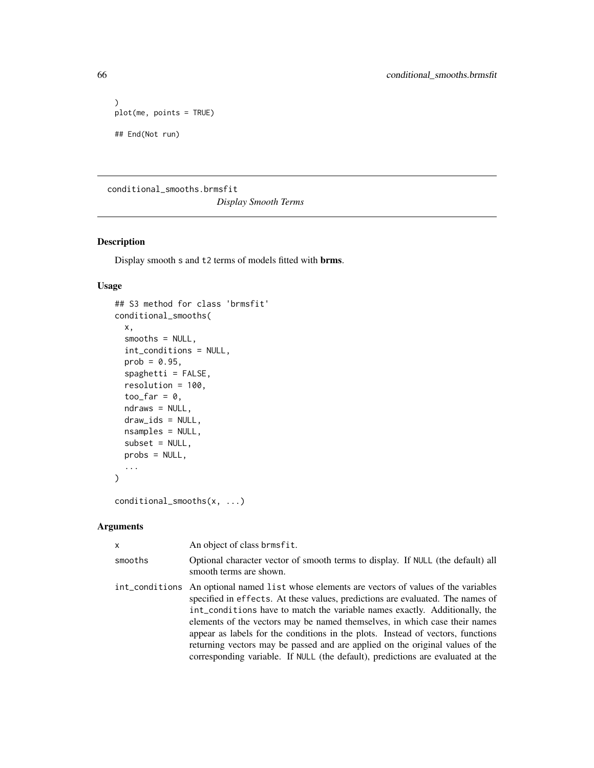```
)
plot(me, points = TRUE)

## End(Not run)
```

## conditional_smooths.brmsfit

*Display Smooth Terms*

### Description

Display smooth s and t2 terms of models fitted with **brms**.

### Usage

```
## S3 method for class 'brmsfit'
conditional_smooths(
  x,
  smooths = NULL,
  int_conditions = NULL,
  prob = 0.95,
  spaghetti = FALSE,
  resolution = 100,
  too_far = 0,
  ndraws = NULL,
  draw_ids = NULL,
  nsamples = NULL,
  subset = NULL,
  probs = NULL,
  ...
)

conditional_smooths(x, ...)
```

### Arguments

| | |
|---|---|
| x | An object of class brmsfit. |
| smooths | Optional character vector of smooth terms to display. If NULL (the default) all smooth terms are shown. |
| int_conditions | An optional named list whose elements are vectors of values of the variables specified in effects. At these values, predictions are evaluated. The names of int_conditions have to match the variable names exactly. Additionally, the elements of the vectors may be named themselves, in which case their names appear as labels for the conditions in the plots. Instead of vectors, functions returning vectors may be passed and are applied on the original values of the corresponding variable. If NULL (the default), predictions are evaluated at the |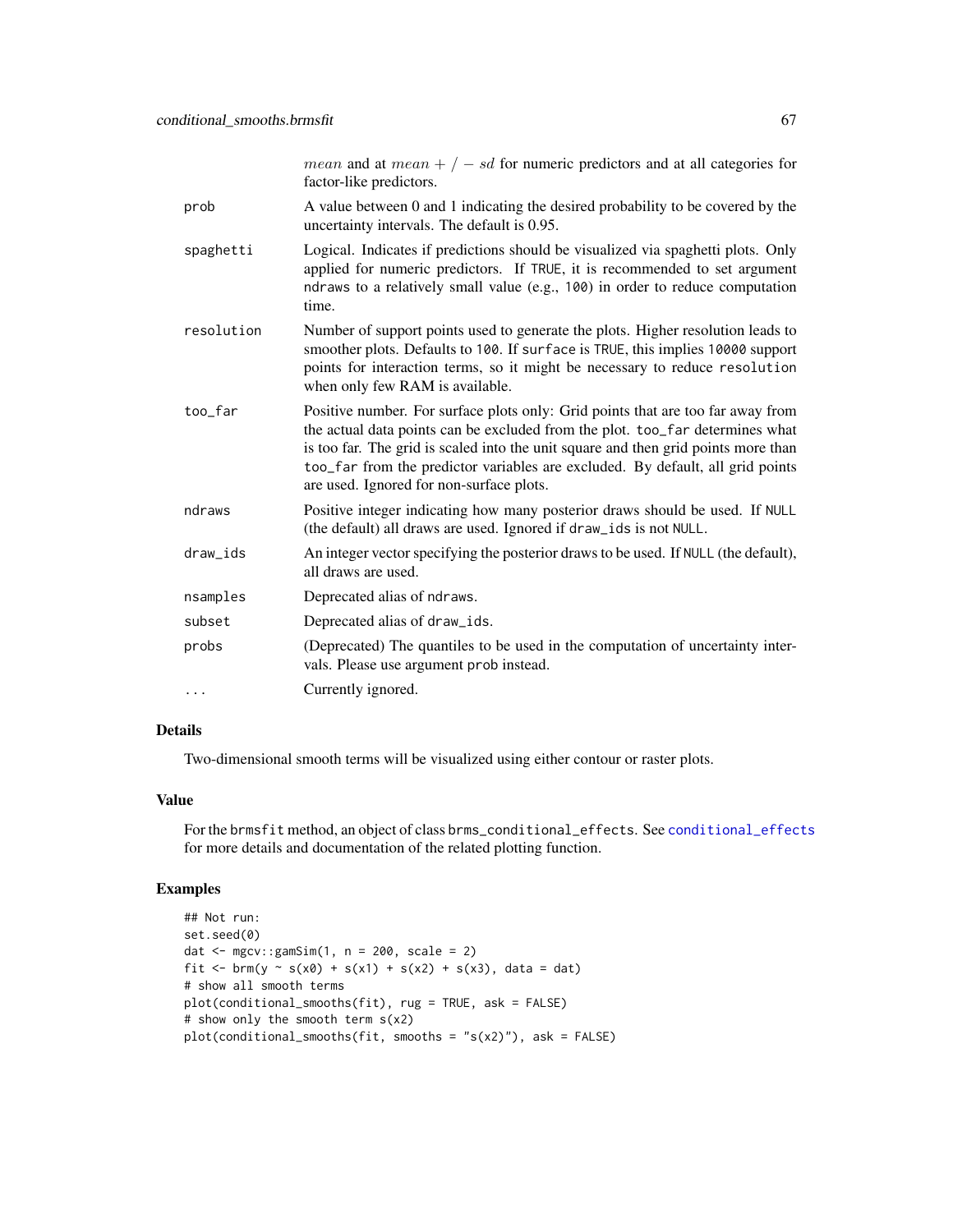| | |
|---|---|
| | $mean$ and at $mean +/- sd$ for numeric predictors and at all categories for factor-like predictors. |
| prob | A value between 0 and 1 indicating the desired probability to be covered by the uncertainty intervals. The default is 0.95. |
| spaghetti | Logical. Indicates if predictions should be visualized via spaghetti plots. Only applied for numeric predictors. If TRUE, it is recommended to set argument ndraws to a relatively small value (e.g., 100) in order to reduce computation time. |
| resolution | Number of support points used to generate the plots. Higher resolution leads to smoother plots. Defaults to 100. If surface is TRUE, this implies 10000 support points for interaction terms, so it might be necessary to reduce resolution when only few RAM is available. |
| too_far | Positive number. For surface plots only: Grid points that are too far away from the actual data points can be excluded from the plot. too_far determines what is too far. The grid is scaled into the unit square and then grid points more than too_far from the predictor variables are excluded. By default, all grid points are used. Ignored for non-surface plots. |
| ndraws | Positive integer indicating how many posterior draws should be used. If NULL (the default) all draws are used. Ignored if draw_ids is not NULL. |
| draw_ids | An integer vector specifying the posterior draws to be used. If NULL (the default), all draws are used. |
| nsamples | Deprecated alias of ndraws. |
| subset | Deprecated alias of draw_ids. |
| probs | (Deprecated) The quantiles to be used in the computation of uncertainty intervals. Please use argument prob instead. |
| ... | Currently ignored. |

## Details

Two-dimensional smooth terms will be visualized using either contour or raster plots.

## Value

For the brmsfit method, an object of class brms_conditional_effects. See conditional_effects for more details and documentation of the related plotting function.

## Examples

```
## Not run:
set.seed(0)
dat <- mgcv::gamSim(1, n = 200, scale = 2)
fit <- brm(y ~ s(x0) + s(x1) + s(x2) + s(x3), data = dat)
# show all smooth terms
plot(conditional_smooths(fit), rug = TRUE, ask = FALSE)
# show only the smooth term s(x2)
plot(conditional_smooths(fit, smooths = "s(x2)"), ask = FALSE)
```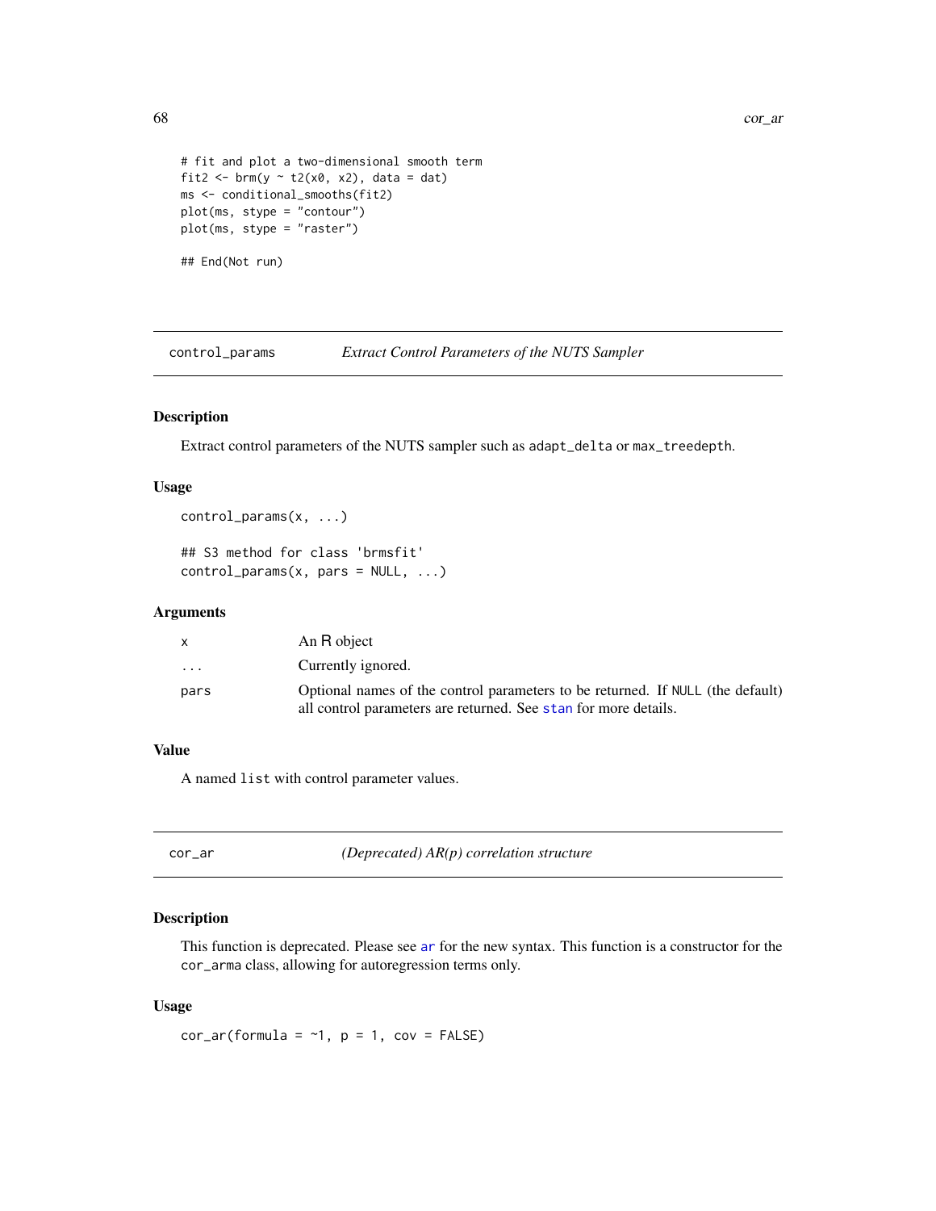```
# fit and plot a two-dimensional smooth term
fit2 <- brm(y ~ t2(x0, x2), data = dat)
ms <- conditional_smooths(fit2)
plot(ms, stype = "contour")
plot(ms, stype = "raster")

## End(Not run)
```

## control_params — *Extract Control Parameters of the NUTS Sampler*

### Description

Extract control parameters of the NUTS sampler such as `adapt_delta` or `max_treedepth`.

### Usage

```
control_params(x, ...)

## S3 method for class 'brmsfit'
control_params(x, pars = NULL, ...)
```

### Arguments

| | |
|---|---|
| `x` | An R object |
| `...` | Currently ignored. |
| `pars` | Optional names of the control parameters to be returned. If `NULL` (the default) all control parameters are returned. See `stan` for more details. |

### Value

A named `list` with control parameter values.

## cor_ar — *(Deprecated) AR(p) correlation structure*

### Description

This function is deprecated. Please see `ar` for the new syntax. This function is a constructor for the `cor_arma` class, allowing for autoregression terms only.

### Usage

```
cor_ar(formula = ~1, p = 1, cov = FALSE)
```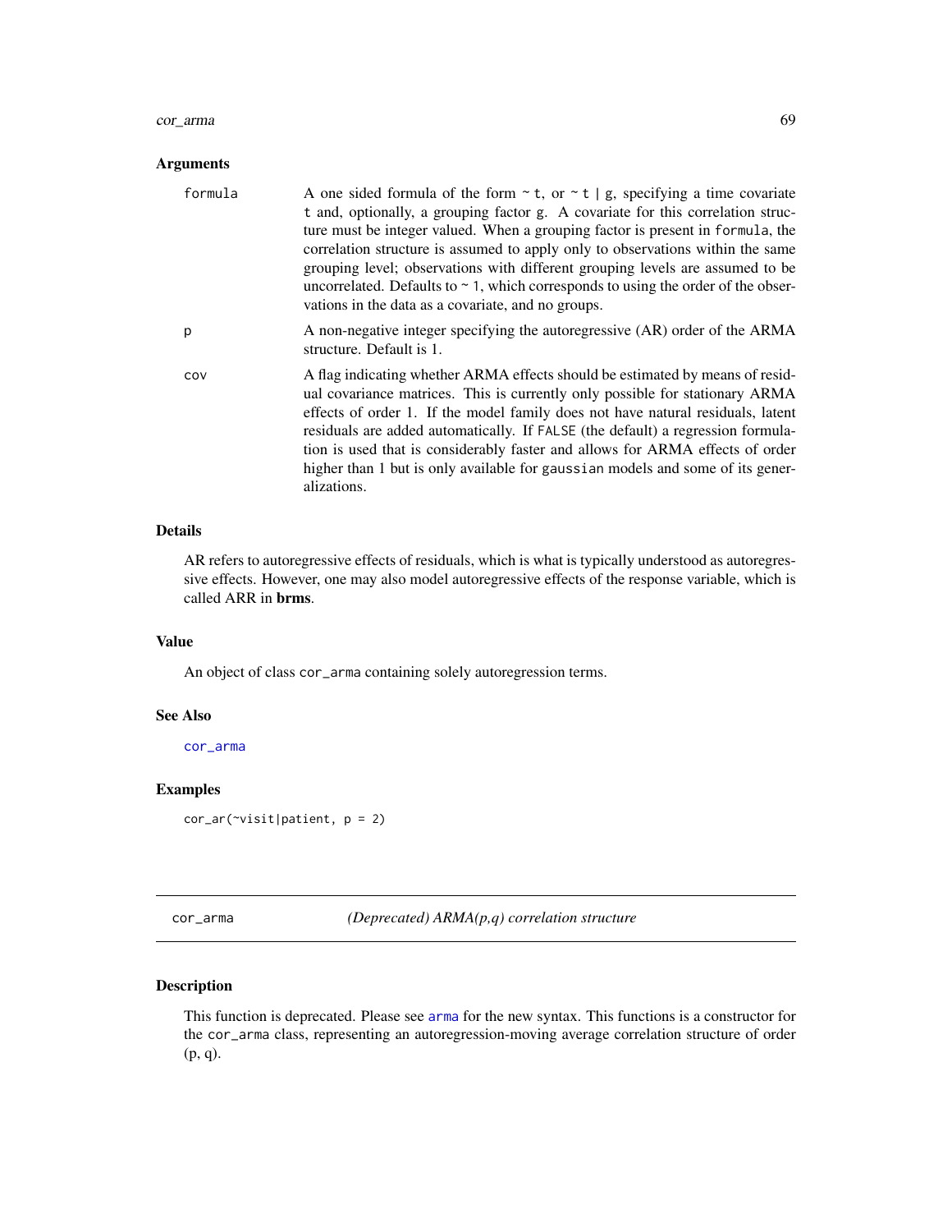### Arguments

| | |
|---|---|
| `formula` | A one sided formula of the form `~ t`, or `~ t | g`, specifying a time covariate `t` and, optionally, a grouping factor `g`. A covariate for this correlation structure must be integer valued. When a grouping factor is present in `formula`, the correlation structure is assumed to apply only to observations within the same grouping level; observations with different grouping levels are assumed to be uncorrelated. Defaults to `~ 1`, which corresponds to using the order of the observations in the data as a covariate, and no groups. |
| `p` | A non-negative integer specifying the autoregressive (AR) order of the ARMA structure. Default is 1. |
| `cov` | A flag indicating whether ARMA effects should be estimated by means of residual covariance matrices. This is currently only possible for stationary ARMA effects of order 1. If the model family does not have natural residuals, latent residuals are added automatically. If `FALSE` (the default) a regression formulation is used that is considerably faster and allows for ARMA effects of order higher than 1 but is only available for `gaussian` models and some of its generalizations. |

### Details

AR refers to autoregressive effects of residuals, which is what is typically understood as autoregressive effects. However, one may also model autoregressive effects of the response variable, which is called ARR in **brms**.

### Value

An object of class `cor_arma` containing solely autoregression terms.

### See Also

`cor_arma`

### Examples

```
cor_ar(~visit|patient, p = 2)
```

---

## cor_arma — *(Deprecated) ARMA(p,q) correlation structure*

---

### Description

This function is deprecated. Please see `arma` for the new syntax. This functions is a constructor for the `cor_arma` class, representing an autoregression-moving average correlation structure of order (p, q).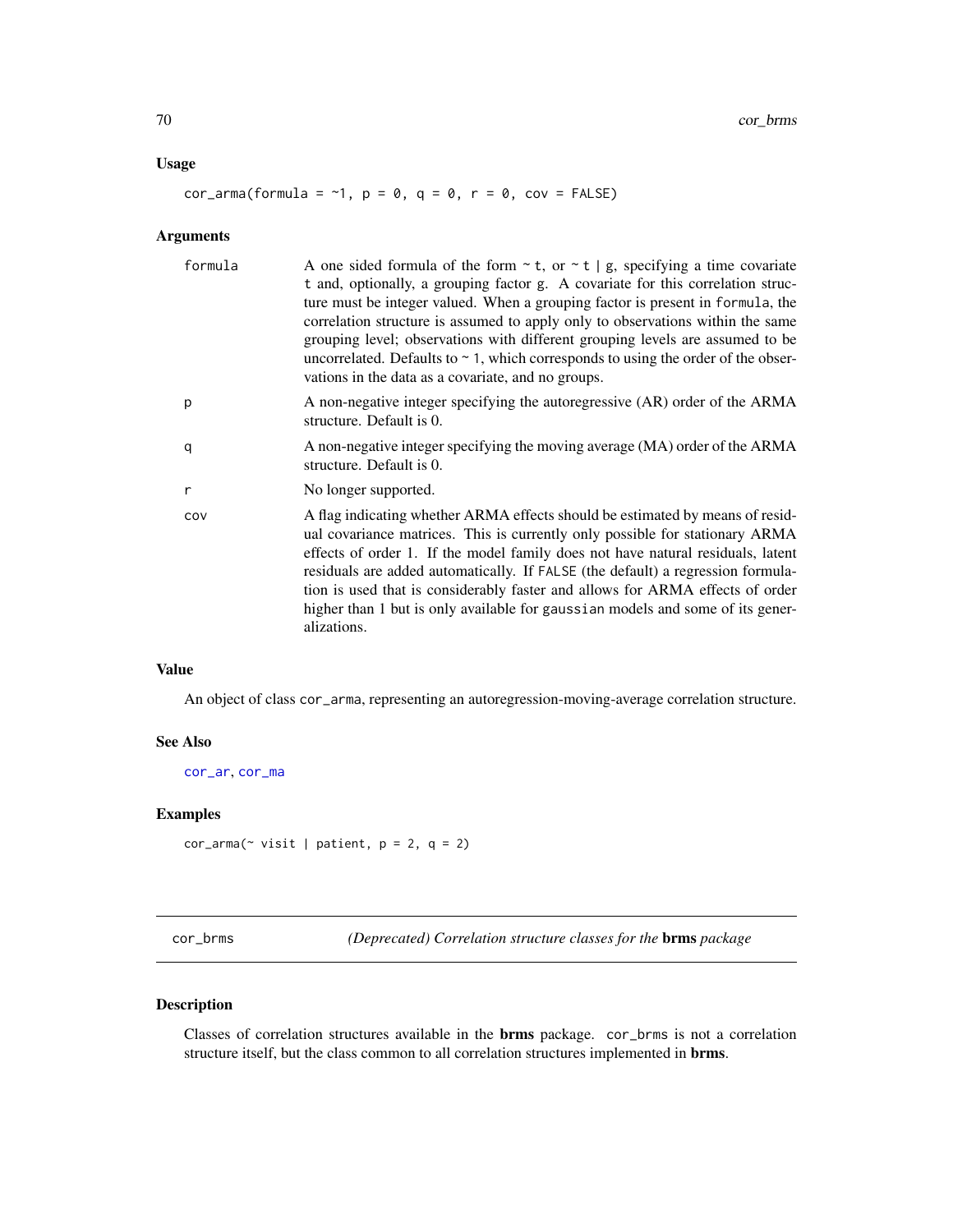### Usage

```
cor_arma(formula = ~1, p = 0, q = 0, r = 0, cov = FALSE)
```

### Arguments

| | |
|---|---|
| formula | A one sided formula of the form `~ t`, or `~ t | g`, specifying a time covariate `t` and, optionally, a grouping factor `g`. A covariate for this correlation structure must be integer valued. When a grouping factor is present in `formula`, the correlation structure is assumed to apply only to observations within the same grouping level; observations with different grouping levels are assumed to be uncorrelated. Defaults to `~ 1`, which corresponds to using the order of the observations in the data as a covariate, and no groups. |
| p | A non-negative integer specifying the autoregressive (AR) order of the ARMA structure. Default is 0. |
| q | A non-negative integer specifying the moving average (MA) order of the ARMA structure. Default is 0. |
| r | No longer supported. |
| cov | A flag indicating whether ARMA effects should be estimated by means of residual covariance matrices. This is currently only possible for stationary ARMA effects of order 1. If the model family does not have natural residuals, latent residuals are added automatically. If `FALSE` (the default) a regression formulation is used that is considerably faster and allows for ARMA effects of order higher than 1 but is only available for `gaussian` models and some of its generalizations. |

### Value

An object of class `cor_arma`, representing an autoregression-moving-average correlation structure.

### See Also

cor_ar, cor_ma

### Examples

```
cor_arma(~ visit | patient, p = 2, q = 2)
```

---

## cor_brms *(Deprecated) Correlation structure classes for the* **brms** *package*

### Description

Classes of correlation structures available in the **brms** package. `cor_brms` is not a correlation structure itself, but the class common to all correlation structures implemented in **brms**.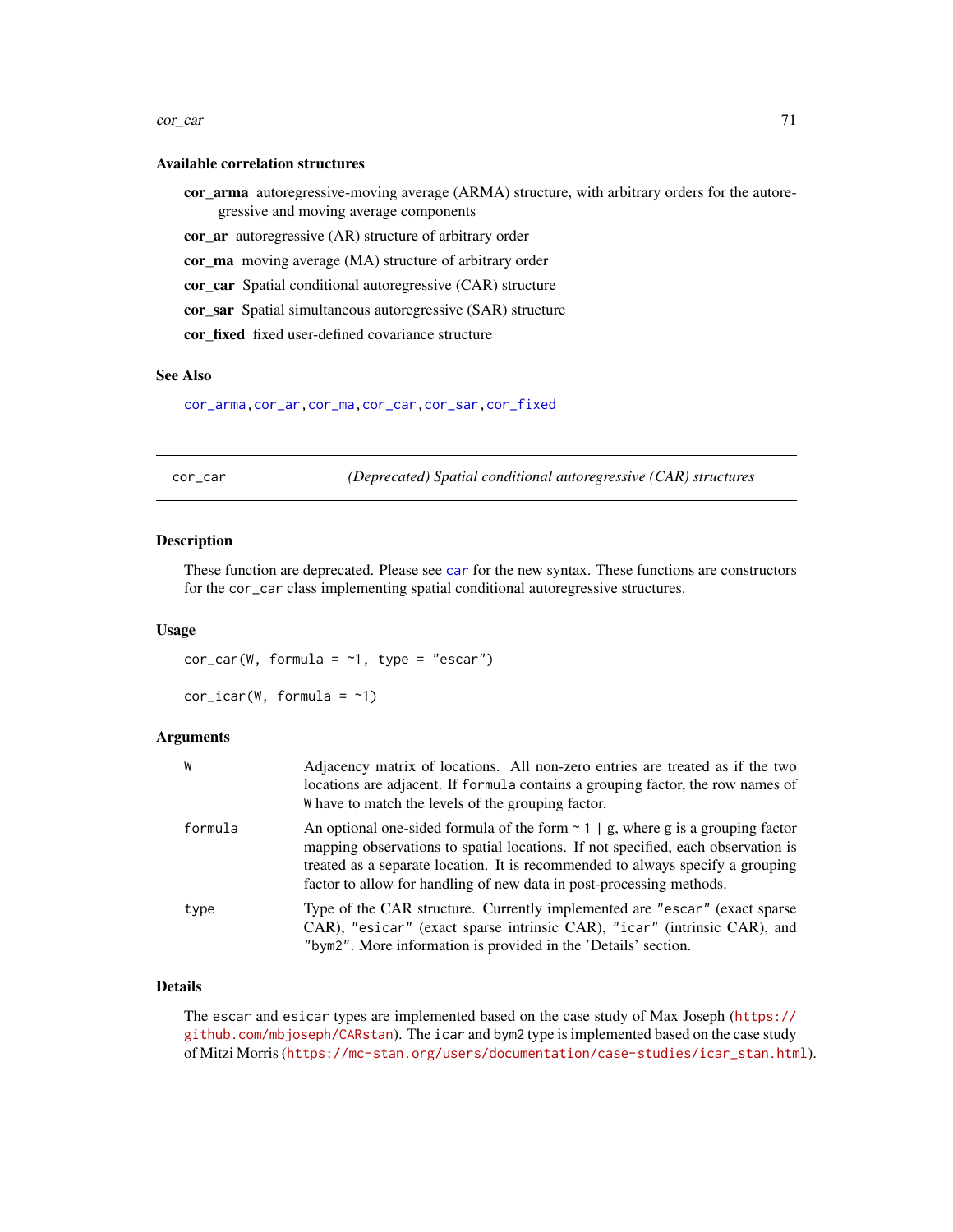### Available correlation structures

- **cor_arma** autoregressive-moving average (ARMA) structure, with arbitrary orders for the autoregressive and moving average components
- **cor_ar** autoregressive (AR) structure of arbitrary order
- **cor_ma** moving average (MA) structure of arbitrary order
- **cor_car** Spatial conditional autoregressive (CAR) structure
- **cor_sar** Spatial simultaneous autoregressive (SAR) structure
- **cor_fixed** fixed user-defined covariance structure

### See Also

cor_arma, cor_ar, cor_ma, cor_car, cor_sar, cor_fixed

---

## cor_car *(Deprecated) Spatial conditional autoregressive (CAR) structures*

---

### Description

These function are deprecated. Please see car for the new syntax. These functions are constructors for the `cor_car` class implementing spatial conditional autoregressive structures.

### Usage

```
cor_car(W, formula = ~1, type = "escar")

cor_icar(W, formula = ~1)
```

### Arguments

| | |
|---|---|
| `W` | Adjacency matrix of locations. All non-zero entries are treated as if the two locations are adjacent. If `formula` contains a grouping factor, the row names of `W` have to match the levels of the grouping factor. |
| `formula` | An optional one-sided formula of the form `~ 1 | g`, where `g` is a grouping factor mapping observations to spatial locations. If not specified, each observation is treated as a separate location. It is recommended to always specify a grouping factor to allow for handling of new data in post-processing methods. |
| `type` | Type of the CAR structure. Currently implemented are `"escar"` (exact sparse CAR), `"esicar"` (exact sparse intrinsic CAR), `"icar"` (intrinsic CAR), and `"bym2"`. More information is provided in the 'Details' section. |

### Details

The `escar` and `esicar` types are implemented based on the case study of Max Joseph (https://github.com/mbjoseph/CARstan). The `icar` and `bym2` type is implemented based on the case study of Mitzi Morris (https://mc-stan.org/users/documentation/case-studies/icar_stan.html).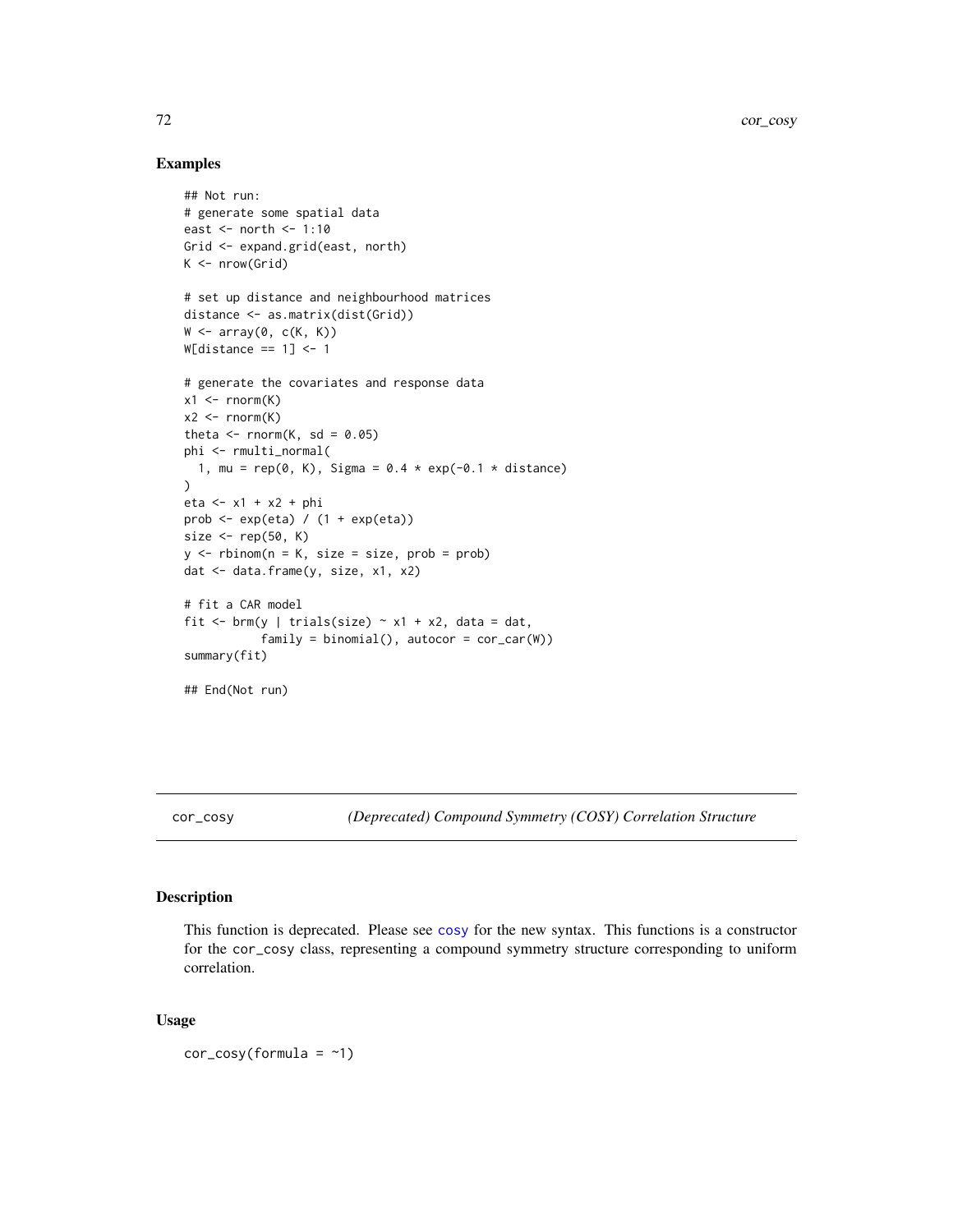## Examples

```
## Not run:
# generate some spatial data
east <- north <- 1:10
Grid <- expand.grid(east, north)
K <- nrow(Grid)

# set up distance and neighbourhood matrices
distance <- as.matrix(dist(Grid))
W <- array(0, c(K, K))
W[distance == 1] <- 1

# generate the covariates and response data
x1 <- rnorm(K)
x2 <- rnorm(K)
theta <- rnorm(K, sd = 0.05)
phi <- rmulti_normal(
  1, mu = rep(0, K), Sigma = 0.4 * exp(-0.1 * distance)
)
eta <- x1 + x2 + phi
prob <- exp(eta) / (1 + exp(eta))
size <- rep(50, K)
y <- rbinom(n = K, size = size, prob = prob)
dat <- data.frame(y, size, x1, x2)

# fit a CAR model
fit <- brm(y | trials(size) ~ x1 + x2, data = dat,
           family = binomial(), autocor = cor_car(W))
summary(fit)

## End(Not run)
```

---

cor_cosy *(Deprecated) Compound Symmetry (COSY) Correlation Structure*

---

## Description

This function is deprecated. Please see cosy for the new syntax. This functions is a constructor for the cor_cosy class, representing a compound symmetry structure corresponding to uniform correlation.

## Usage

```
cor_cosy(formula = ~1)
```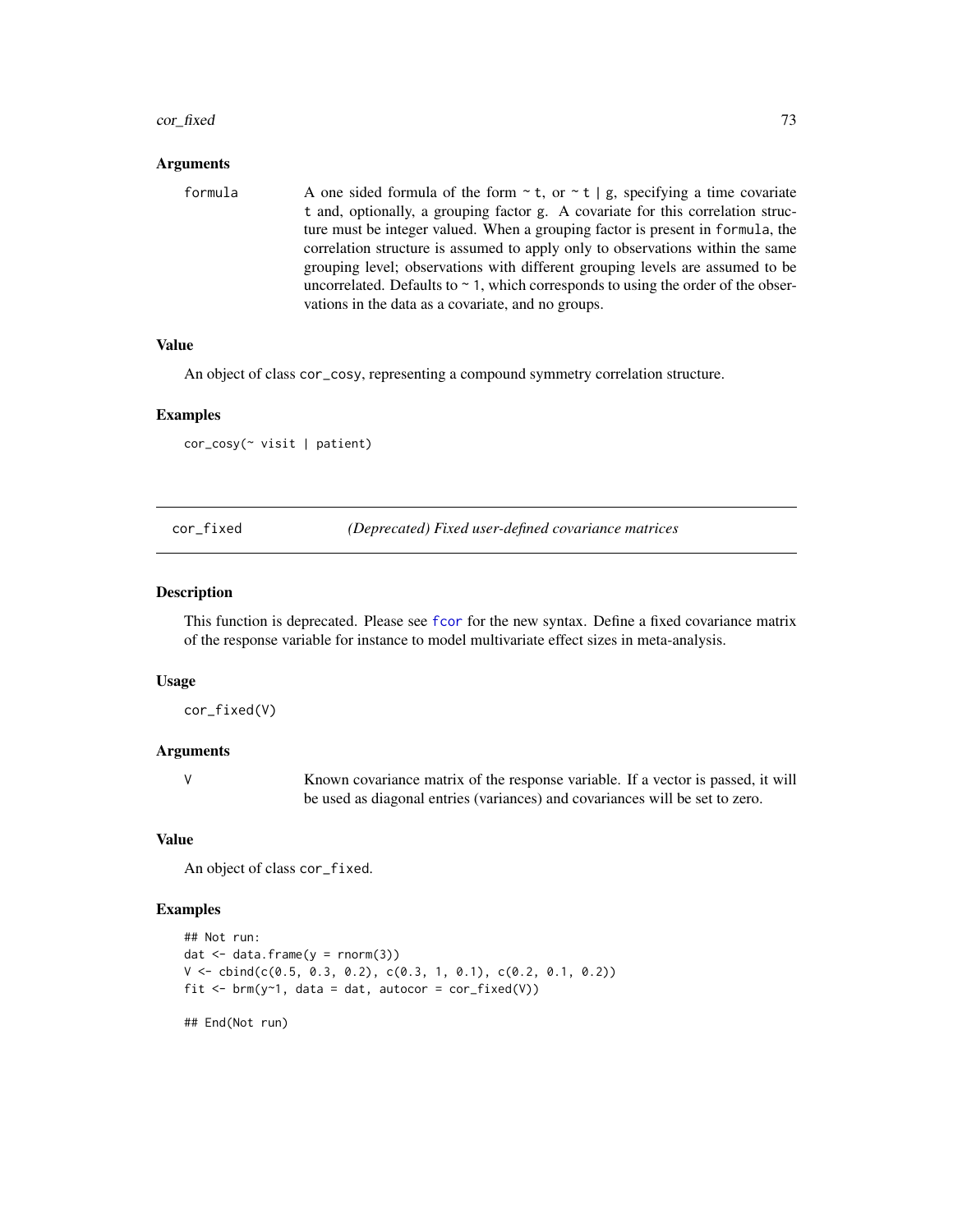### Arguments

formula — A one sided formula of the form `~ t`, or `~ t | g`, specifying a time covariate `t` and, optionally, a grouping factor `g`. A covariate for this correlation structure must be integer valued. When a grouping factor is present in `formula`, the correlation structure is assumed to apply only to observations within the same grouping level; observations with different grouping levels are assumed to be uncorrelated. Defaults to `~ 1`, which corresponds to using the order of the observations in the data as a covariate, and no groups.

### Value

An object of class `cor_cosy`, representing a compound symmetry correlation structure.

### Examples

```
cor_cosy(~ visit | patient)
```

---

## cor_fixed — *(Deprecated) Fixed user-defined covariance matrices*

### Description

This function is deprecated. Please see `fcor` for the new syntax. Define a fixed covariance matrix of the response variable for instance to model multivariate effect sizes in meta-analysis.

### Usage

```
cor_fixed(V)
```

### Arguments

V — Known covariance matrix of the response variable. If a vector is passed, it will be used as diagonal entries (variances) and covariances will be set to zero.

### Value

An object of class `cor_fixed`.

### Examples

```
## Not run:
dat <- data.frame(y = rnorm(3))
V <- cbind(c(0.5, 0.3, 0.2), c(0.3, 1, 0.1), c(0.2, 0.1, 0.2))
fit <- brm(y~1, data = dat, autocor = cor_fixed(V))

## End(Not run)
```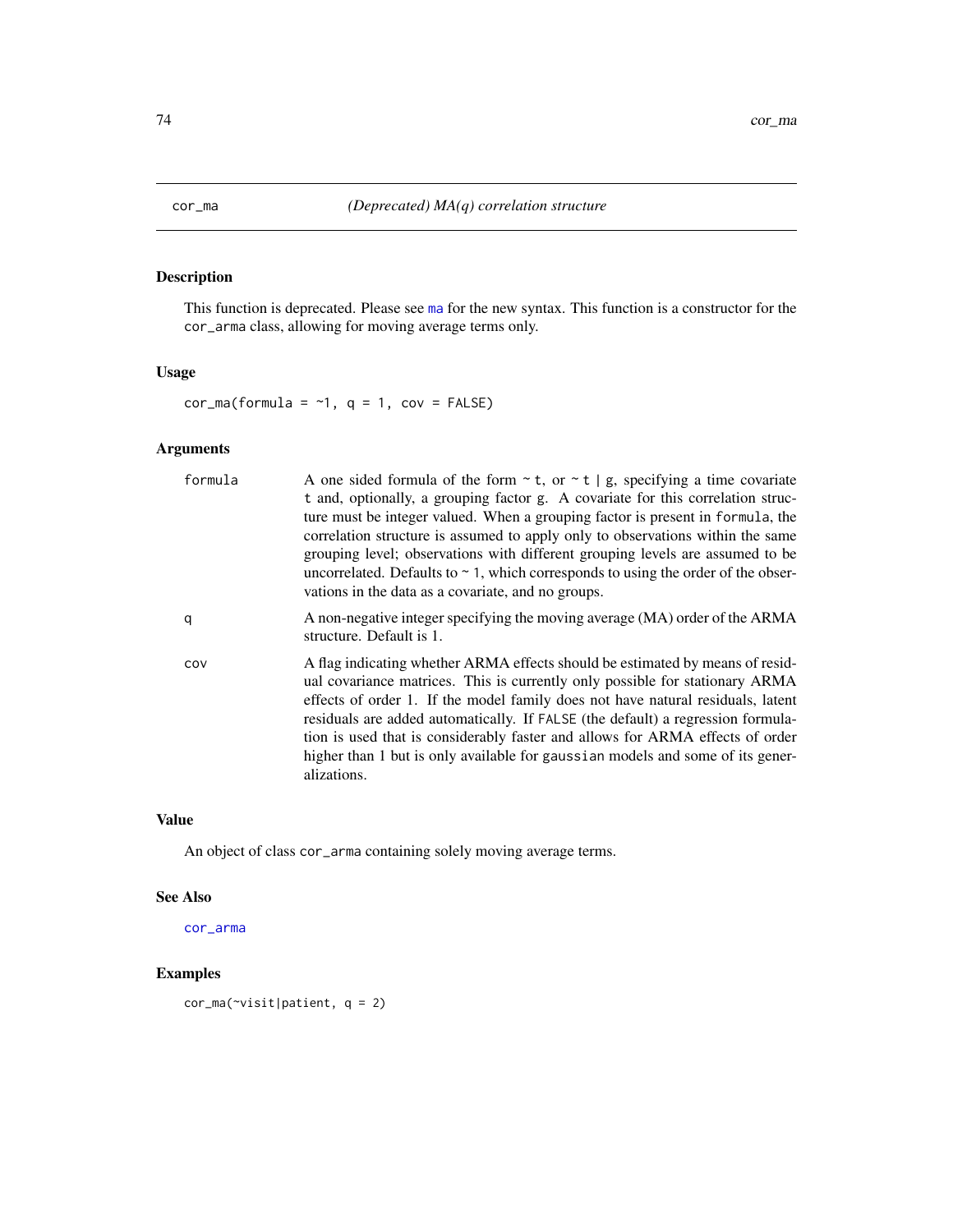# cor_ma — *(Deprecated) MA(q) correlation structure*

## Description

This function is deprecated. Please see ma for the new syntax. This function is a constructor for the `cor_arma` class, allowing for moving average terms only.

## Usage

```
cor_ma(formula = ~1, q = 1, cov = FALSE)
```

## Arguments

| Argument | Description |
|---|---|
| `formula` | A one sided formula of the form `~ t`, or `~ t | g`, specifying a time covariate `t` and, optionally, a grouping factor `g`. A covariate for this correlation structure must be integer valued. When a grouping factor is present in `formula`, the correlation structure is assumed to apply only to observations within the same grouping level; observations with different grouping levels are assumed to be uncorrelated. Defaults to `~ 1`, which corresponds to using the order of the observations in the data as a covariate, and no groups. |
| `q` | A non-negative integer specifying the moving average (MA) order of the ARMA structure. Default is 1. |
| `cov` | A flag indicating whether ARMA effects should be estimated by means of residual covariance matrices. This is currently only possible for stationary ARMA effects of order 1. If the model family does not have natural residuals, latent residuals are added automatically. If `FALSE` (the default) a regression formulation is used that is considerably faster and allows for ARMA effects of order higher than 1 but is only available for `gaussian` models and some of its generalizations. |

## Value

An object of class `cor_arma` containing solely moving average terms.

## See Also

cor_arma

## Examples

```
cor_ma(~visit|patient, q = 2)
```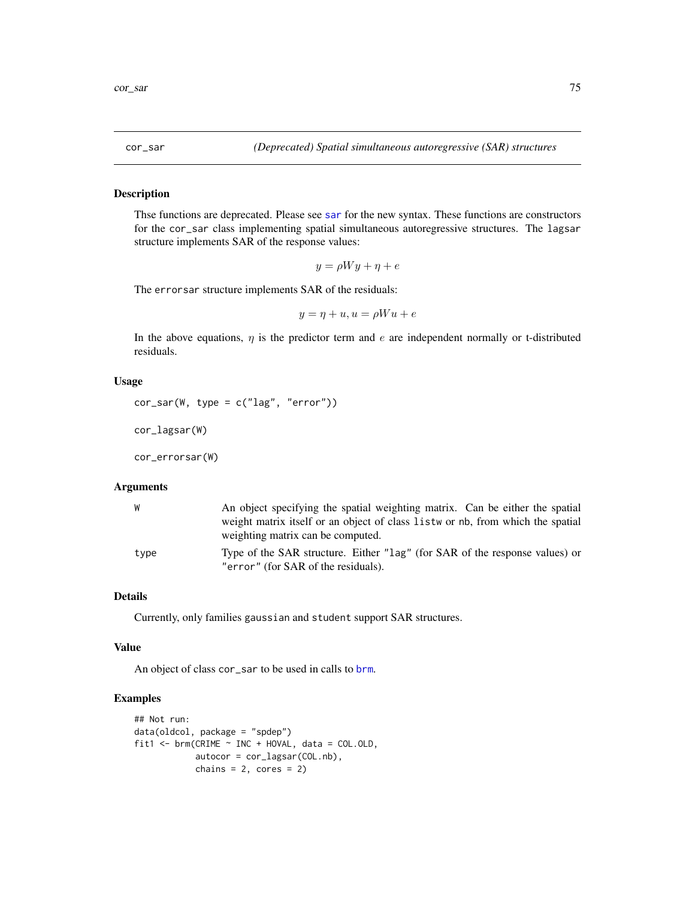## cor_sar    *(Deprecated) Spatial simultaneous autoregressive (SAR) structures*

### Description

Thse functions are deprecated. Please see sar for the new syntax. These functions are constructors for the cor_sar class implementing spatial simultaneous autoregressive structures. The lagsar structure implements SAR of the response values:

$$y = \rho W y + \eta + e$$

The errorsar structure implements SAR of the residuals:

$$y = \eta + u, u = \rho W u + e$$

In the above equations, $\eta$ is the predictor term and $e$ are independent normally or t-distributed residuals.

### Usage

```
cor_sar(W, type = c("lag", "error"))

cor_lagsar(W)

cor_errorsar(W)
```

### Arguments

| | |
|---|---|
| W | An object specifying the spatial weighting matrix. Can be either the spatial weight matrix itself or an object of class listw or nb, from which the spatial weighting matrix can be computed. |
| type | Type of the SAR structure. Either "lag" (for SAR of the response values) or "error" (for SAR of the residuals). |

### Details

Currently, only families gaussian and student support SAR structures.

### Value

An object of class cor_sar to be used in calls to brm.

### Examples

```
## Not run:
data(oldcol, package = "spdep")
fit1 <- brm(CRIME ~ INC + HOVAL, data = COL.OLD,
            autocor = cor_lagsar(COL.nb),
            chains = 2, cores = 2)
```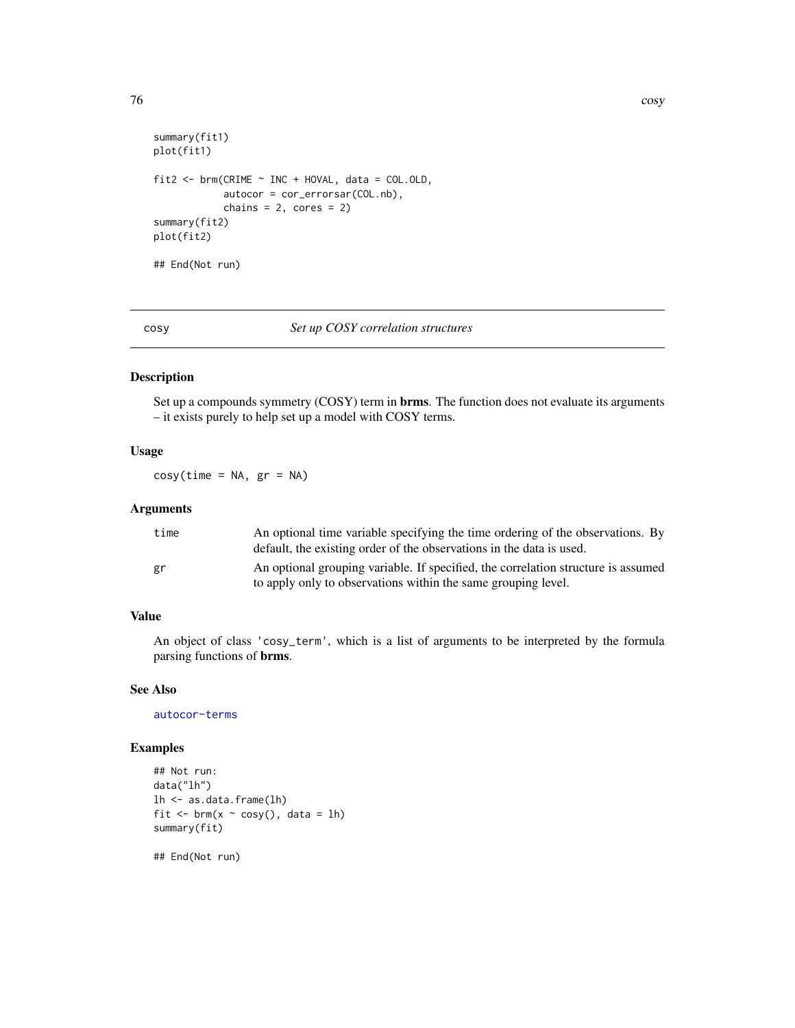```
summary(fit1)
plot(fit1)

fit2 <- brm(CRIME ~ INC + HOVAL, data = COL.OLD,
            autocor = cor_errorsar(COL.nb),
            chains = 2, cores = 2)
summary(fit2)
plot(fit2)

## End(Not run)
```

---

## cosy — *Set up COSY correlation structures*

### Description

Set up a compounds symmetry (COSY) term in **brms**. The function does not evaluate its arguments – it exists purely to help set up a model with COSY terms.

### Usage

```
cosy(time = NA, gr = NA)
```

### Arguments

| | |
|---|---|
| time | An optional time variable specifying the time ordering of the observations. By default, the existing order of the observations in the data is used. |
| gr | An optional grouping variable. If specified, the correlation structure is assumed to apply only to observations within the same grouping level. |

### Value

An object of class 'cosy_term', which is a list of arguments to be interpreted by the formula parsing functions of **brms**.

### See Also

autocor-terms

### Examples

```
## Not run:
data("lh")
lh <- as.data.frame(lh)
fit <- brm(x ~ cosy(), data = lh)
summary(fit)

## End(Not run)
```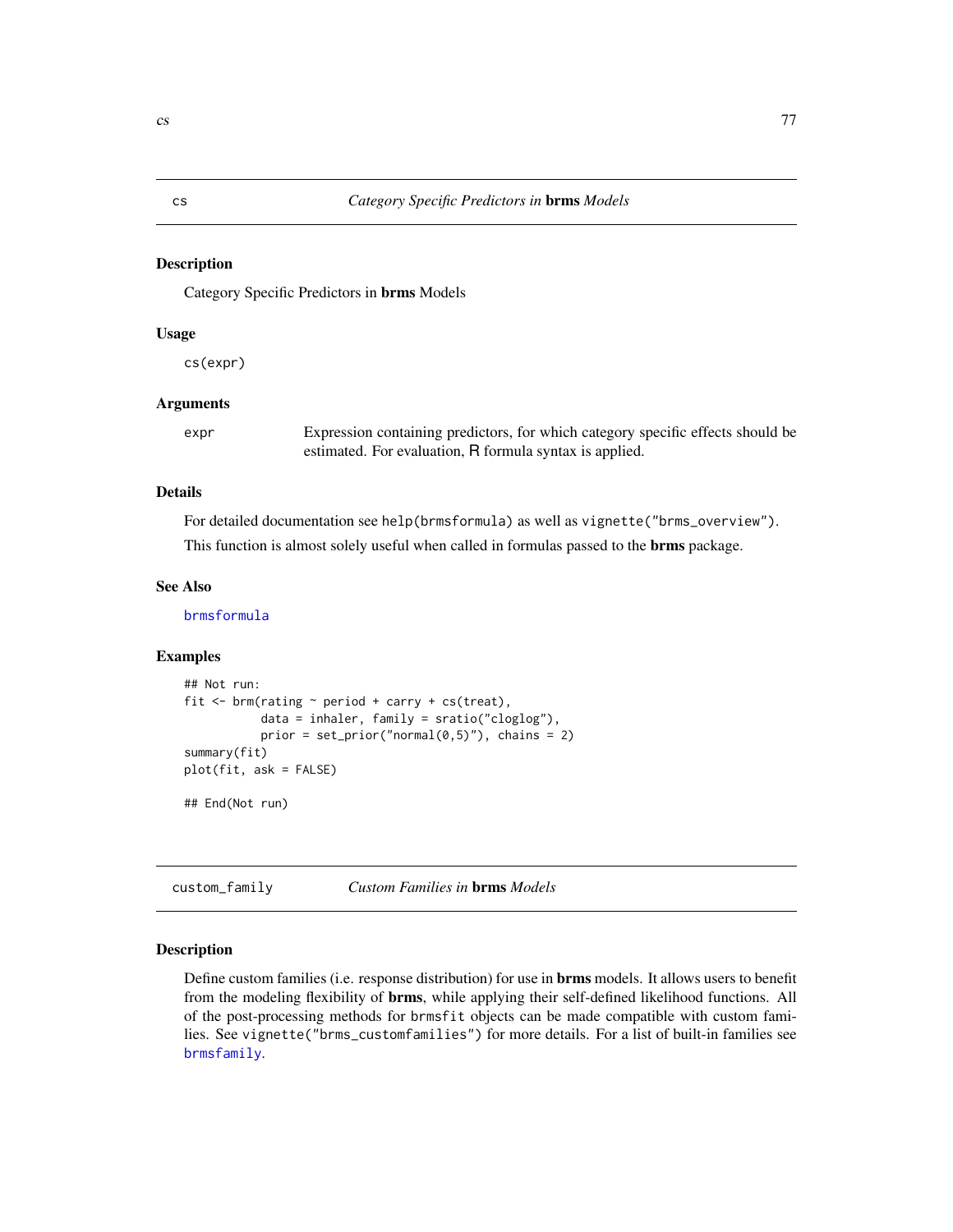## cs — *Category Specific Predictors in* **brms** *Models*

### Description

Category Specific Predictors in **brms** Models

### Usage

```
cs(expr)
```

### Arguments

| | |
|---|---|
| expr | Expression containing predictors, for which category specific effects should be estimated. For evaluation, R formula syntax is applied. |

### Details

For detailed documentation see `help(brmsformula)` as well as `vignette("brms_overview")`.

This function is almost solely useful when called in formulas passed to the **brms** package.

### See Also

`brmsformula`

### Examples

```
## Not run:
fit <- brm(rating ~ period + carry + cs(treat),
           data = inhaler, family = sratio("cloglog"),
           prior = set_prior("normal(0,5)"), chains = 2)
summary(fit)
plot(fit, ask = FALSE)

## End(Not run)
```

## custom_family — *Custom Families in* **brms** *Models*

### Description

Define custom families (i.e. response distribution) for use in **brms** models. It allows users to benefit from the modeling flexibility of **brms**, while applying their self-defined likelihood functions. All of the post-processing methods for `brmsfit` objects can be made compatible with custom families. See `vignette("brms_customfamilies")` for more details. For a list of built-in families see `brmsfamily`.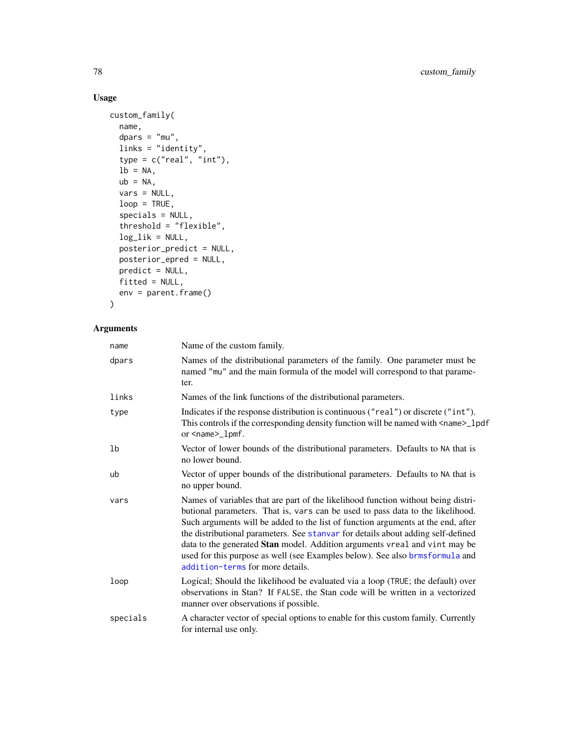## Usage

```
custom_family(
  name,
  dpars = "mu",
  links = "identity",
  type = c("real", "int"),
  lb = NA,
  ub = NA,
  vars = NULL,
  loop = TRUE,
  specials = NULL,
  threshold = "flexible",
  log_lik = NULL,
  posterior_predict = NULL,
  posterior_epred = NULL,
  predict = NULL,
  fitted = NULL,
  env = parent.frame()
)
```

## Arguments

| | |
|---|---|
| name | Name of the custom family. |
| dpars | Names of the distributional parameters of the family. One parameter must be named "mu" and the main formula of the model will correspond to that parameter. |
| links | Names of the link functions of the distributional parameters. |
| type | Indicates if the response distribution is continuous ("real") or discrete ("int"). This controls if the corresponding density function will be named with <name>_lpdf or <name>_lpmf. |
| lb | Vector of lower bounds of the distributional parameters. Defaults to NA that is no lower bound. |
| ub | Vector of upper bounds of the distributional parameters. Defaults to NA that is no upper bound. |
| vars | Names of variables that are part of the likelihood function without being distributional parameters. That is, vars can be used to pass data to the likelihood. Such arguments will be added to the list of function arguments at the end, after the distributional parameters. See stanvar for details about adding self-defined data to the generated **Stan** model. Addition arguments vreal and vint may be used for this purpose as well (see Examples below). See also brmsformula and addition-terms for more details. |
| loop | Logical; Should the likelihood be evaluated via a loop (TRUE; the default) over observations in Stan? If FALSE, the Stan code will be written in a vectorized manner over observations if possible. |
| specials | A character vector of special options to enable for this custom family. Currently for internal use only. |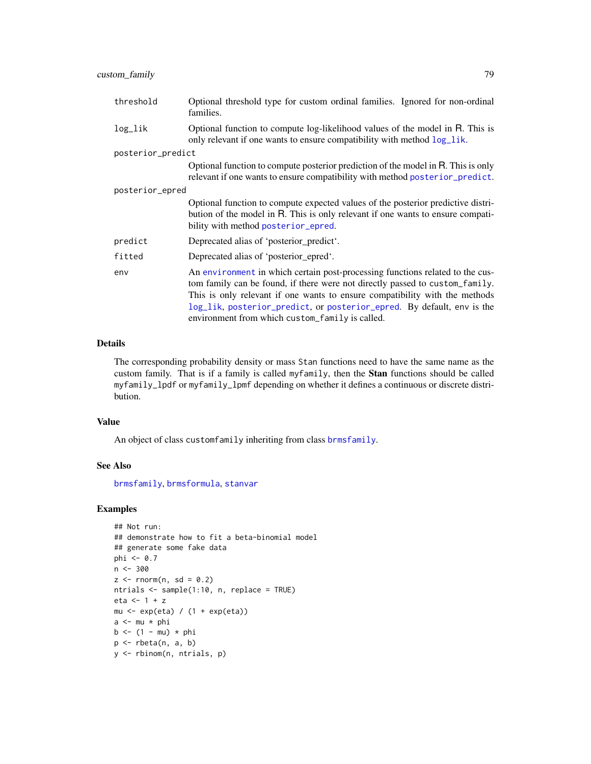threshold
: Optional threshold type for custom ordinal families. Ignored for non-ordinal families.

log_lik
: Optional function to compute log-likelihood values of the model in R. This is only relevant if one wants to ensure compatibility with method log_lik.

posterior_predict
: Optional function to compute posterior prediction of the model in R. This is only relevant if one wants to ensure compatibility with method posterior_predict.

posterior_epred
: Optional function to compute expected values of the posterior predictive distribution of the model in R. This is only relevant if one wants to ensure compatibility with method posterior_epred.

predict
: Deprecated alias of 'posterior_predict'.

fitted
: Deprecated alias of 'posterior_epred'.

env
: An environment in which certain post-processing functions related to the custom family can be found, if there were not directly passed to custom_family. This is only relevant if one wants to ensure compatibility with the methods log_lik, posterior_predict, or posterior_epred. By default, env is the environment from which custom_family is called.

## Details

The corresponding probability density or mass Stan functions need to have the same name as the custom family. That is if a family is called myfamily, then the **Stan** functions should be called myfamily_lpdf or myfamily_lpmf depending on whether it defines a continuous or discrete distribution.

## Value

An object of class customfamily inheriting from class brmsfamily.

## See Also

brmsfamily, brmsformula, stanvar

## Examples

```
## Not run:
## demonstrate how to fit a beta-binomial model
## generate some fake data
phi <- 0.7
n <- 300
z <- rnorm(n, sd = 0.2)
ntrials <- sample(1:10, n, replace = TRUE)
eta <- 1 + z
mu <- exp(eta) / (1 + exp(eta))
a <- mu * phi
b <- (1 - mu) * phi
p <- rbeta(n, a, b)
y <- rbinom(n, ntrials, p)
```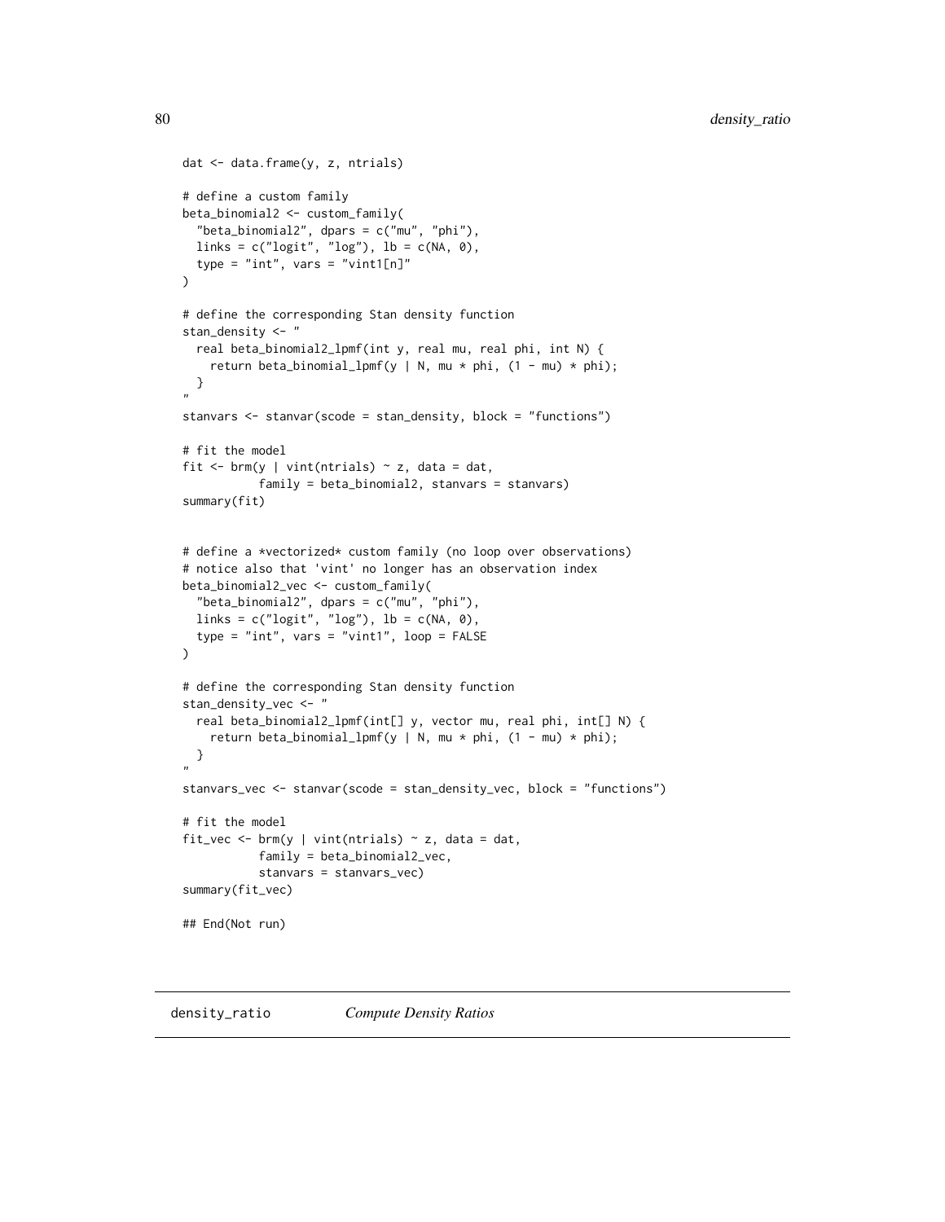```
dat <- data.frame(y, z, ntrials)

# define a custom family
beta_binomial2 <- custom_family(
  "beta_binomial2", dpars = c("mu", "phi"),
  links = c("logit", "log"), lb = c(NA, 0),
  type = "int", vars = "vint1[n]"
)

# define the corresponding Stan density function
stan_density <- "
  real beta_binomial2_lpmf(int y, real mu, real phi, int N) {
    return beta_binomial_lpmf(y | N, mu * phi, (1 - mu) * phi);
  }
"
stanvars <- stanvar(scode = stan_density, block = "functions")

# fit the model
fit <- brm(y | vint(ntrials) ~ z, data = dat,
           family = beta_binomial2, stanvars = stanvars)
summary(fit)


# define a *vectorized* custom family (no loop over observations)
# notice also that 'vint' no longer has an observation index
beta_binomial2_vec <- custom_family(
  "beta_binomial2", dpars = c("mu", "phi"),
  links = c("logit", "log"), lb = c(NA, 0),
  type = "int", vars = "vint1", loop = FALSE
)

# define the corresponding Stan density function
stan_density_vec <- "
  real beta_binomial2_lpmf(int[] y, vector mu, real phi, int[] N) {
    return beta_binomial_lpmf(y | N, mu * phi, (1 - mu) * phi);
  }
"
stanvars_vec <- stanvar(scode = stan_density_vec, block = "functions")

# fit the model
fit_vec <- brm(y | vint(ntrials) ~ z, data = dat,
           family = beta_binomial2_vec,
           stanvars = stanvars_vec)
summary(fit_vec)

## End(Not run)
```

## density_ratio *Compute Density Ratios*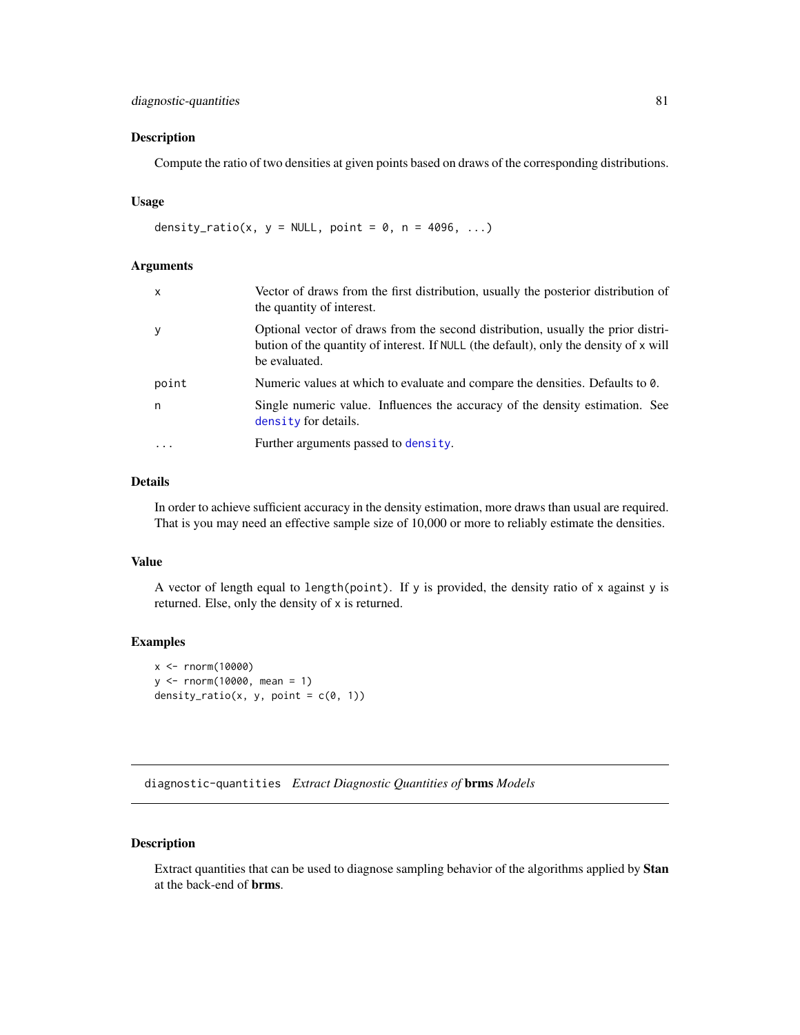## Description

Compute the ratio of two densities at given points based on draws of the corresponding distributions.

## Usage

```
density_ratio(x, y = NULL, point = 0, n = 4096, ...)
```

## Arguments

| | |
|---|---|
| x | Vector of draws from the first distribution, usually the posterior distribution of the quantity of interest. |
| y | Optional vector of draws from the second distribution, usually the prior distribution of the quantity of interest. If NULL (the default), only the density of x will be evaluated. |
| point | Numeric values at which to evaluate and compare the densities. Defaults to 0. |
| n | Single numeric value. Influences the accuracy of the density estimation. See density for details. |
| ... | Further arguments passed to density. |

## Details

In order to achieve sufficient accuracy in the density estimation, more draws than usual are required. That is you may need an effective sample size of 10,000 or more to reliably estimate the densities.

## Value

A vector of length equal to length(point). If y is provided, the density ratio of x against y is returned. Else, only the density of x is returned.

## Examples

```
x <- rnorm(10000)
y <- rnorm(10000, mean = 1)
density_ratio(x, y, point = c(0, 1))
```

---

# diagnostic-quantities *Extract Diagnostic Quantities of* **brms** *Models*

---

## Description

Extract quantities that can be used to diagnose sampling behavior of the algorithms applied by **Stan** at the back-end of **brms**.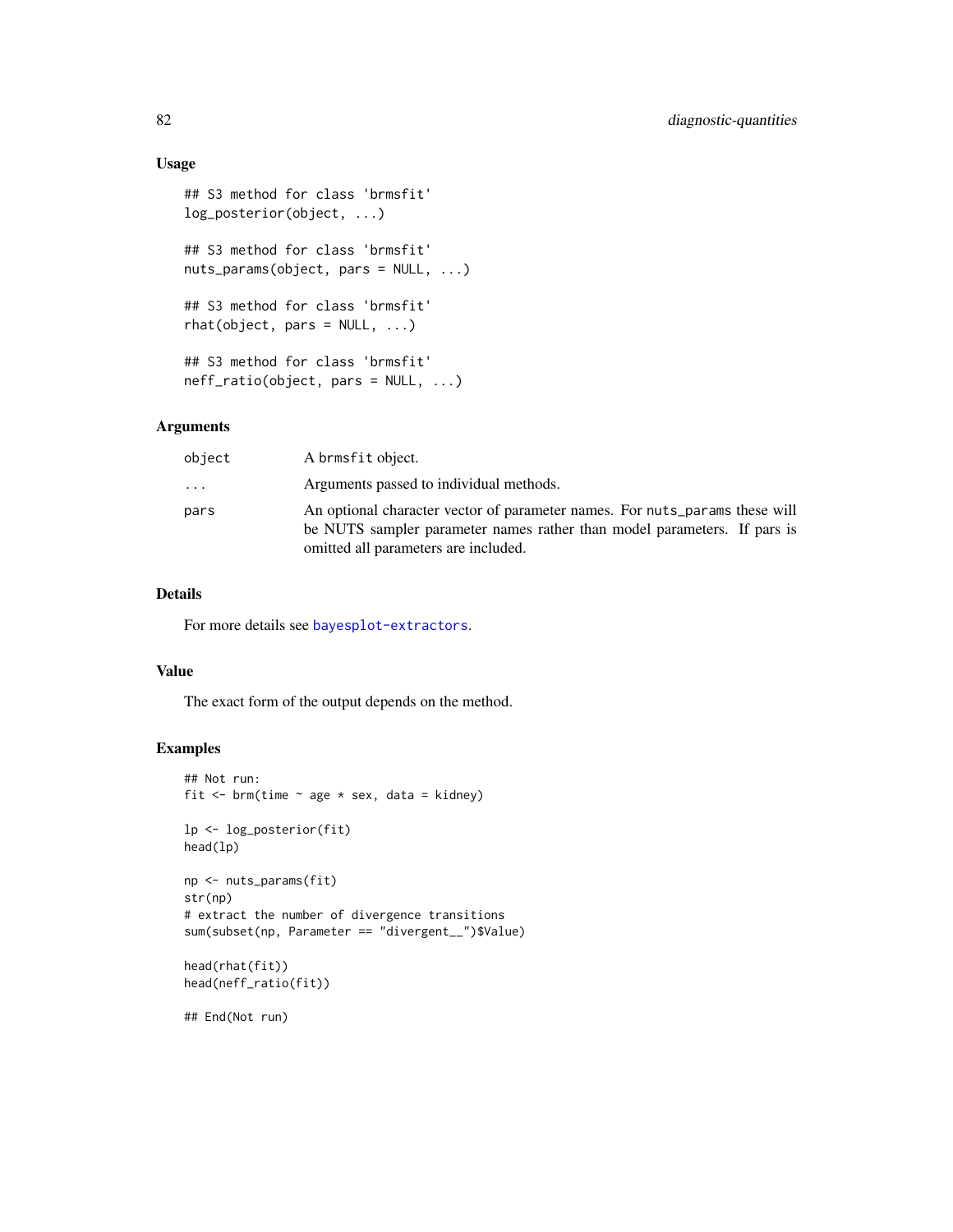## Usage

```
## S3 method for class 'brmsfit'
log_posterior(object, ...)

## S3 method for class 'brmsfit'
nuts_params(object, pars = NULL, ...)

## S3 method for class 'brmsfit'
rhat(object, pars = NULL, ...)

## S3 method for class 'brmsfit'
neff_ratio(object, pars = NULL, ...)
```

## Arguments

| | |
|---|---|
| `object` | A `brmsfit` object. |
| `...` | Arguments passed to individual methods. |
| `pars` | An optional character vector of parameter names. For `nuts_params` these will be NUTS sampler parameter names rather than model parameters. If pars is omitted all parameters are included. |

## Details

For more details see `bayesplot-extractors`.

## Value

The exact form of the output depends on the method.

## Examples

```
## Not run:
fit <- brm(time ~ age * sex, data = kidney)

lp <- log_posterior(fit)
head(lp)

np <- nuts_params(fit)
str(np)
# extract the number of divergence transitions
sum(subset(np, Parameter == "divergent__")$Value)

head(rhat(fit))
head(neff_ratio(fit))

## End(Not run)
```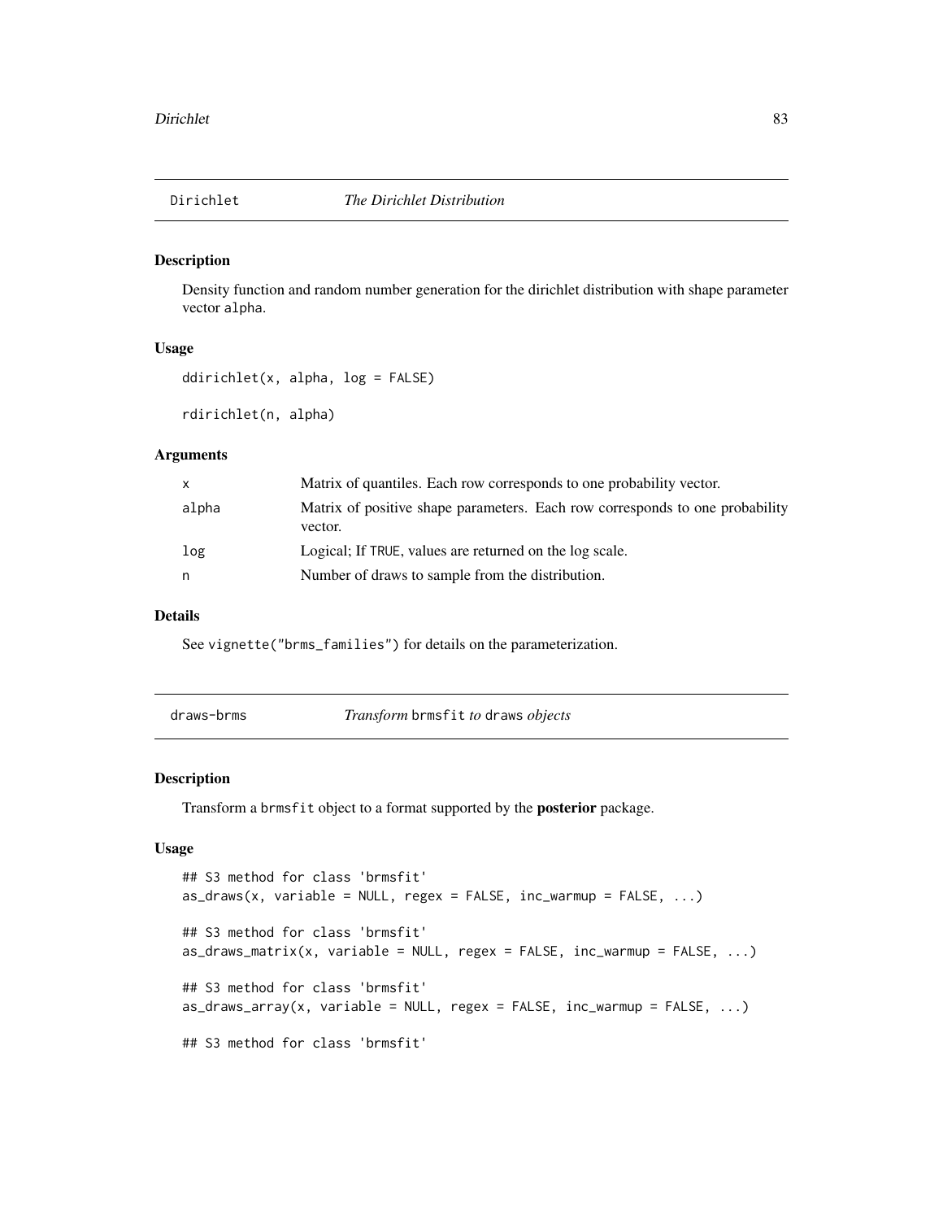## Dirichlet *The Dirichlet Distribution*

### Description

Density function and random number generation for the dirichlet distribution with shape parameter vector alpha.

### Usage

```
ddirichlet(x, alpha, log = FALSE)

rdirichlet(n, alpha)
```

### Arguments

| | |
|---|---|
| x | Matrix of quantiles. Each row corresponds to one probability vector. |
| alpha | Matrix of positive shape parameters. Each row corresponds to one probability vector. |
| log | Logical; If TRUE, values are returned on the log scale. |
| n | Number of draws to sample from the distribution. |

### Details

See vignette("brms_families") for details on the parameterization.

## draws-brms *Transform* brmsfit *to* draws *objects*

### Description

Transform a brmsfit object to a format supported by the **posterior** package.

### Usage

```
## S3 method for class 'brmsfit'
as_draws(x, variable = NULL, regex = FALSE, inc_warmup = FALSE, ...)

## S3 method for class 'brmsfit'
as_draws_matrix(x, variable = NULL, regex = FALSE, inc_warmup = FALSE, ...)

## S3 method for class 'brmsfit'
as_draws_array(x, variable = NULL, regex = FALSE, inc_warmup = FALSE, ...)

## S3 method for class 'brmsfit'
```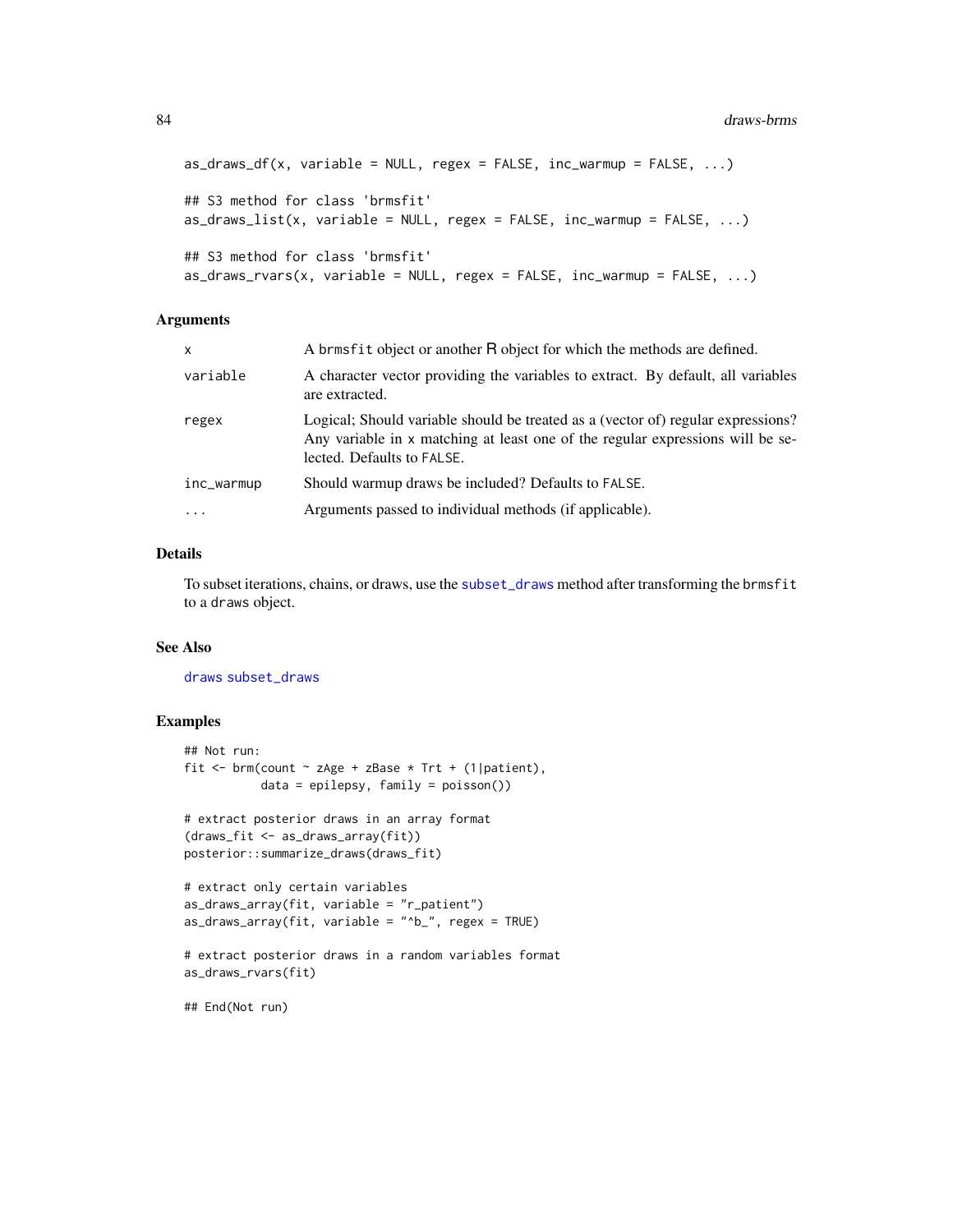```
as_draws_df(x, variable = NULL, regex = FALSE, inc_warmup = FALSE, ...)

## S3 method for class 'brmsfit'
as_draws_list(x, variable = NULL, regex = FALSE, inc_warmup = FALSE, ...)

## S3 method for class 'brmsfit'
as_draws_rvars(x, variable = NULL, regex = FALSE, inc_warmup = FALSE, ...)
```

### Arguments

| | |
|---|---|
| `x` | A `brmsfit` object or another R object for which the methods are defined. |
| `variable` | A character vector providing the variables to extract. By default, all variables are extracted. |
| `regex` | Logical; Should variable should be treated as a (vector of) regular expressions? Any variable in `x` matching at least one of the regular expressions will be selected. Defaults to `FALSE`. |
| `inc_warmup` | Should warmup draws be included? Defaults to `FALSE`. |
| `...` | Arguments passed to individual methods (if applicable). |

### Details

To subset iterations, chains, or draws, use the `subset_draws` method after transforming the `brmsfit` to a `draws` object.

### See Also

`draws` `subset_draws`

### Examples

```
## Not run:
fit <- brm(count ~ zAge + zBase * Trt + (1|patient),
           data = epilepsy, family = poisson())

# extract posterior draws in an array format
(draws_fit <- as_draws_array(fit))
posterior::summarize_draws(draws_fit)

# extract only certain variables
as_draws_array(fit, variable = "r_patient")
as_draws_array(fit, variable = "^b_", regex = TRUE)

# extract posterior draws in a random variables format
as_draws_rvars(fit)

## End(Not run)
```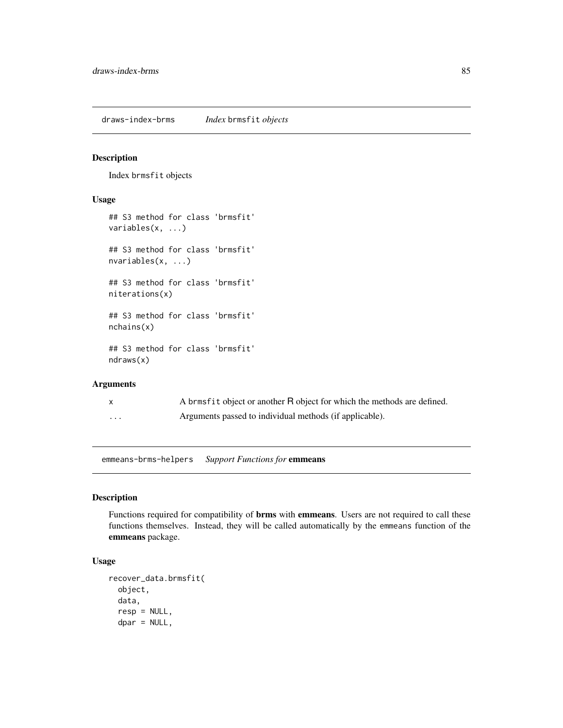## draws-index-brms *Index* brmsfit *objects*

### Description

Index brmsfit objects

### Usage

```
## S3 method for class 'brmsfit'
variables(x, ...)

## S3 method for class 'brmsfit'
nvariables(x, ...)

## S3 method for class 'brmsfit'
niterations(x)

## S3 method for class 'brmsfit'
nchains(x)

## S3 method for class 'brmsfit'
ndraws(x)
```

### Arguments

| | |
|---|---|
| x | A brmsfit object or another R object for which the methods are defined. |
| ... | Arguments passed to individual methods (if applicable). |

## emmeans-brms-helpers *Support Functions for* **emmeans**

### Description

Functions required for compatibility of **brms** with **emmeans**. Users are not required to call these functions themselves. Instead, they will be called automatically by the emmeans function of the **emmeans** package.

### Usage

```
recover_data.brmsfit(
  object,
  data,
  resp = NULL,
  dpar = NULL,
```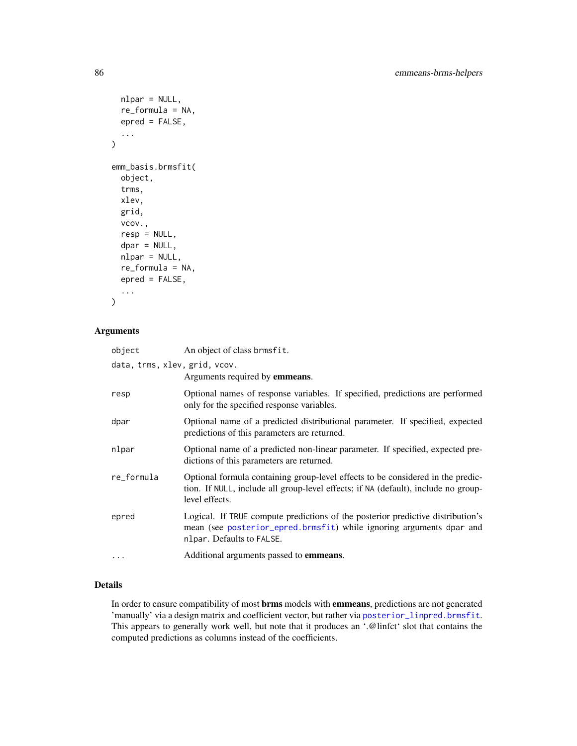```
  nlpar = NULL,
  re_formula = NA,
  epred = FALSE,
  ...
)

emm_basis.brmsfit(
  object,
  trms,
  xlev,
  grid,
  vcov.,
  resp = NULL,
  dpar = NULL,
  nlpar = NULL,
  re_formula = NA,
  epred = FALSE,
  ...
)
```

## Arguments

| | |
|---|---|
| `object` | An object of class `brmsfit`. |
| `data, trms, xlev, grid, vcov.` | Arguments required by **emmeans**. |
| `resp` | Optional names of response variables. If specified, predictions are performed only for the specified response variables. |
| `dpar` | Optional name of a predicted distributional parameter. If specified, expected predictions of this parameters are returned. |
| `nlpar` | Optional name of a predicted non-linear parameter. If specified, expected predictions of this parameters are returned. |
| `re_formula` | Optional formula containing group-level effects to be considered in the prediction. If `NULL`, include all group-level effects; if `NA` (default), include no group-level effects. |
| `epred` | Logical. If `TRUE` compute predictions of the posterior predictive distribution's mean (see `posterior_epred.brmsfit`) while ignoring arguments `dpar` and `nlpar`. Defaults to `FALSE`. |
| `...` | Additional arguments passed to **emmeans**. |

## Details

In order to ensure compatibility of most **brms** models with **emmeans**, predictions are not generated 'manually' via a design matrix and coefficient vector, but rather via `posterior_linpred.brmsfit`. This appears to generally work well, but note that it produces an '.@linfct' slot that contains the computed predictions as columns instead of the coefficients.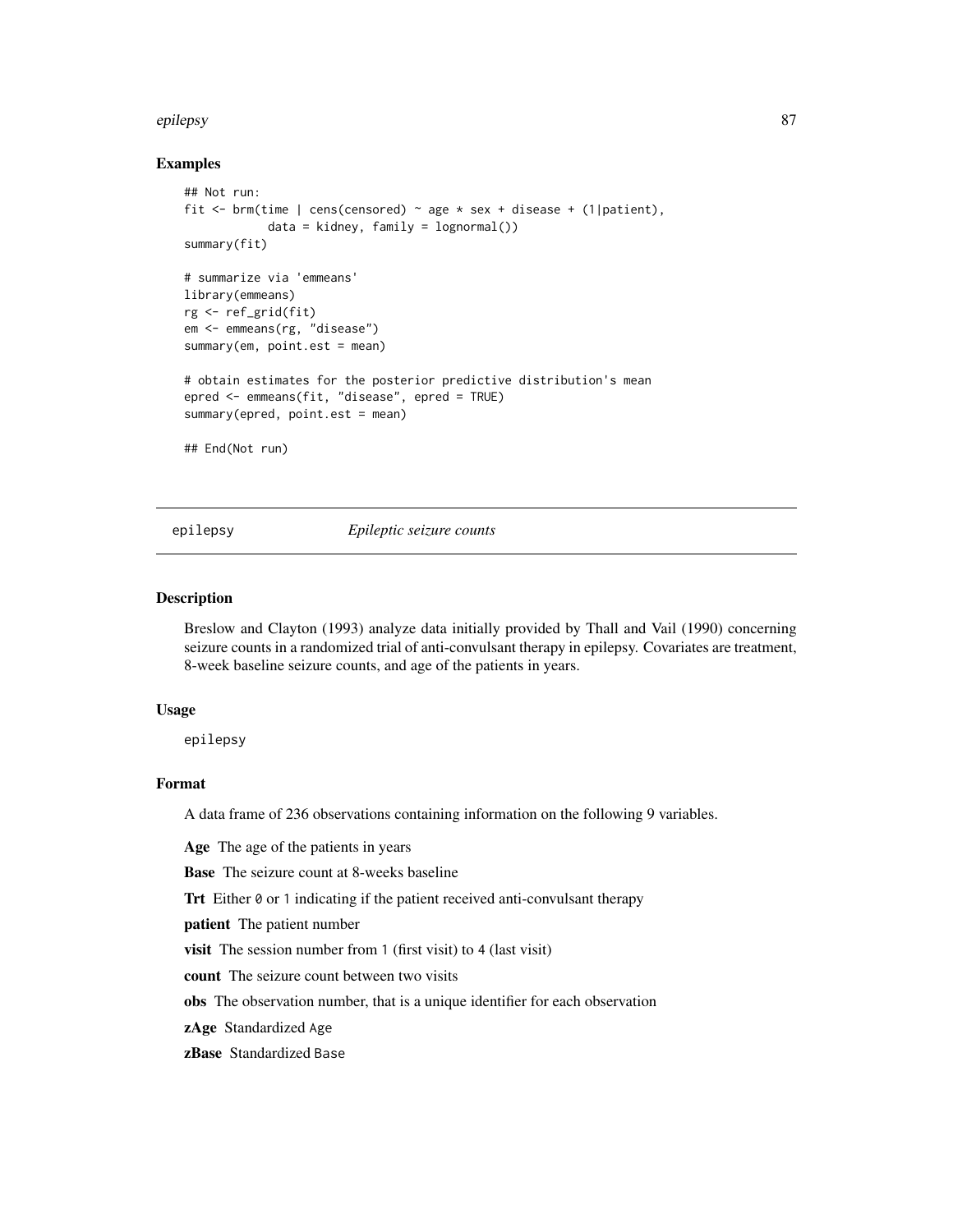### Examples

```
## Not run:
fit <- brm(time | cens(censored) ~ age * sex + disease + (1|patient),
           data = kidney, family = lognormal())
summary(fit)

# summarize via 'emmeans'
library(emmeans)
rg <- ref_grid(fit)
em <- emmeans(rg, "disease")
summary(em, point.est = mean)

# obtain estimates for the posterior predictive distribution's mean
epred <- emmeans(fit, "disease", epred = TRUE)
summary(epred, point.est = mean)

## End(Not run)
```

---

## epilepsy &nbsp;&nbsp;&nbsp;&nbsp;&nbsp; *Epileptic seizure counts*

### Description

Breslow and Clayton (1993) analyze data initially provided by Thall and Vail (1990) concerning seizure counts in a randomized trial of anti-convulsant therapy in epilepsy. Covariates are treatment, 8-week baseline seizure counts, and age of the patients in years.

### Usage

```
epilepsy
```

### Format

A data frame of 236 observations containing information on the following 9 variables.

**Age** The age of the patients in years

**Base** The seizure count at 8-weeks baseline

**Trt** Either `0` or `1` indicating if the patient received anti-convulsant therapy

**patient** The patient number

**visit** The session number from `1` (first visit) to `4` (last visit)

**count** The seizure count between two visits

**obs** The observation number, that is a unique identifier for each observation

**zAge** Standardized `Age`

**zBase** Standardized `Base`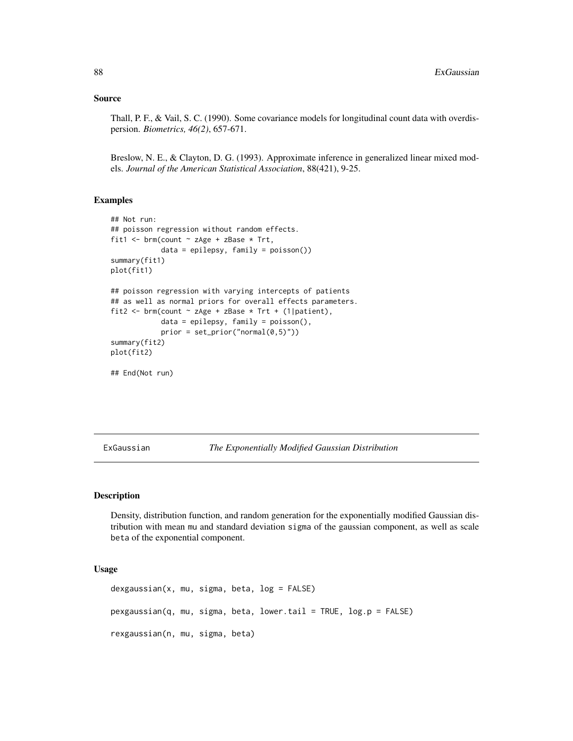## Source

Thall, P. F., & Vail, S. C. (1990). Some covariance models for longitudinal count data with overdispersion. *Biometrics, 46(2)*, 657-671.

Breslow, N. E., & Clayton, D. G. (1993). Approximate inference in generalized linear mixed models. *Journal of the American Statistical Association*, 88(421), 9-25.

## Examples

```
## Not run:
## poisson regression without random effects.
fit1 <- brm(count ~ zAge + zBase * Trt,
            data = epilepsy, family = poisson())
summary(fit1)
plot(fit1)

## poisson regression with varying intercepts of patients
## as well as normal priors for overall effects parameters.
fit2 <- brm(count ~ zAge + zBase * Trt + (1|patient),
            data = epilepsy, family = poisson(),
            prior = set_prior("normal(0,5)"))
summary(fit2)
plot(fit2)

## End(Not run)
```

---

# ExGaussian — *The Exponentially Modified Gaussian Distribution*

## Description

Density, distribution function, and random generation for the exponentially modified Gaussian distribution with mean mu and standard deviation sigma of the gaussian component, as well as scale beta of the exponential component.

## Usage

```
dexgaussian(x, mu, sigma, beta, log = FALSE)

pexgaussian(q, mu, sigma, beta, lower.tail = TRUE, log.p = FALSE)

rexgaussian(n, mu, sigma, beta)
```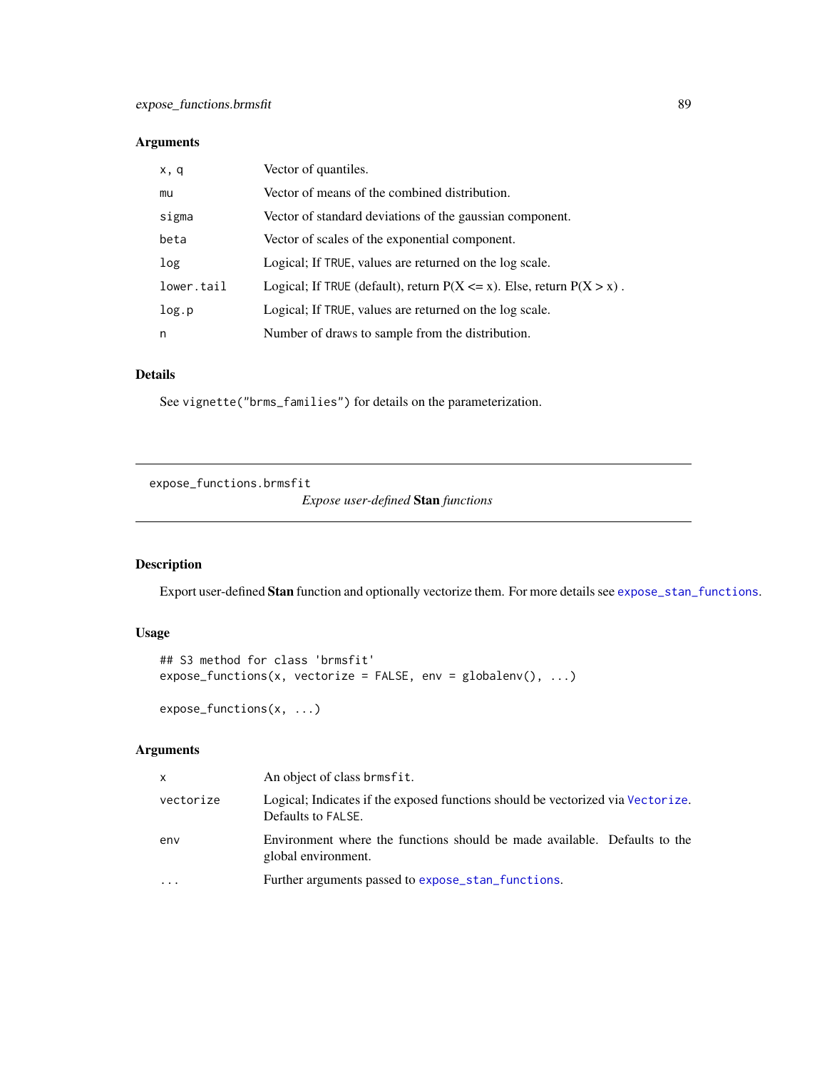### Arguments

| | |
|---|---|
| `x, q` | Vector of quantiles. |
| `mu` | Vector of means of the combined distribution. |
| `sigma` | Vector of standard deviations of the gaussian component. |
| `beta` | Vector of scales of the exponential component. |
| `log` | Logical; If `TRUE`, values are returned on the log scale. |
| `lower.tail` | Logical; If `TRUE` (default), return P(X <= x). Else, return P(X > x) . |
| `log.p` | Logical; If `TRUE`, values are returned on the log scale. |
| `n` | Number of draws to sample from the distribution. |

### Details

See `vignette("brms_families")` for details on the parameterization.

---

## expose_functions.brmsfit — *Expose user-defined* **Stan** *functions*

### Description

Export user-defined **Stan** function and optionally vectorize them. For more details see `expose_stan_functions`.

### Usage

```
## S3 method for class 'brmsfit'
expose_functions(x, vectorize = FALSE, env = globalenv(), ...)

expose_functions(x, ...)
```

### Arguments

| | |
|---|---|
| `x` | An object of class `brmsfit`. |
| `vectorize` | Logical; Indicates if the exposed functions should be vectorized via `Vectorize`. Defaults to `FALSE`. |
| `env` | Environment where the functions should be made available. Defaults to the global environment. |
| `...` | Further arguments passed to `expose_stan_functions`. |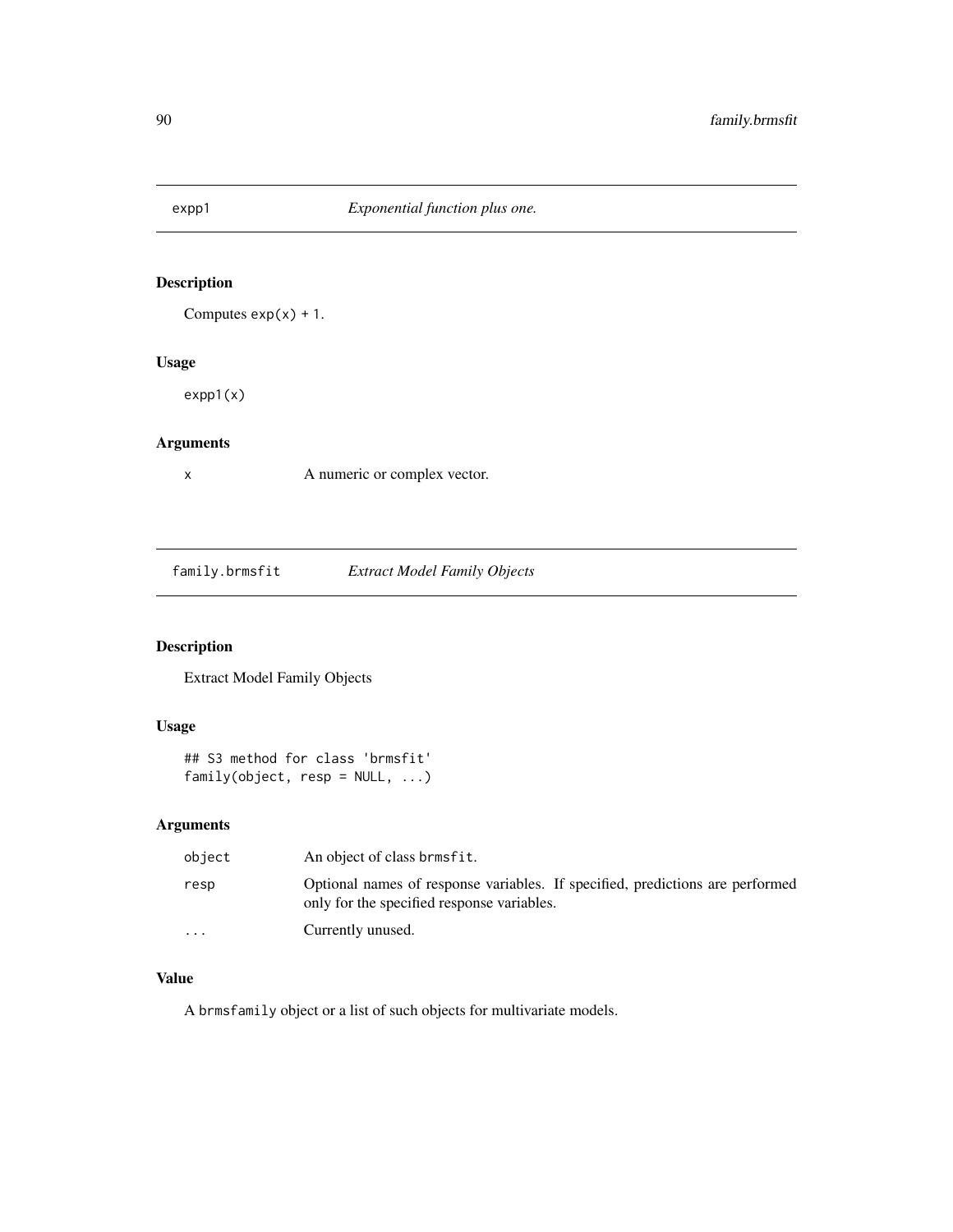## expp1 — *Exponential function plus one.*

### Description

Computes `exp(x) + 1`.

### Usage

```
expp1(x)
```

### Arguments

| | |
|---|---|
| x | A numeric or complex vector. |

## family.brmsfit — *Extract Model Family Objects*

### Description

Extract Model Family Objects

### Usage

```
## S3 method for class 'brmsfit'
family(object, resp = NULL, ...)
```

### Arguments

| | |
|---|---|
| object | An object of class `brmsfit`. |
| resp | Optional names of response variables. If specified, predictions are performed only for the specified response variables. |
| ... | Currently unused. |

### Value

A `brmsfamily` object or a list of such objects for multivariate models.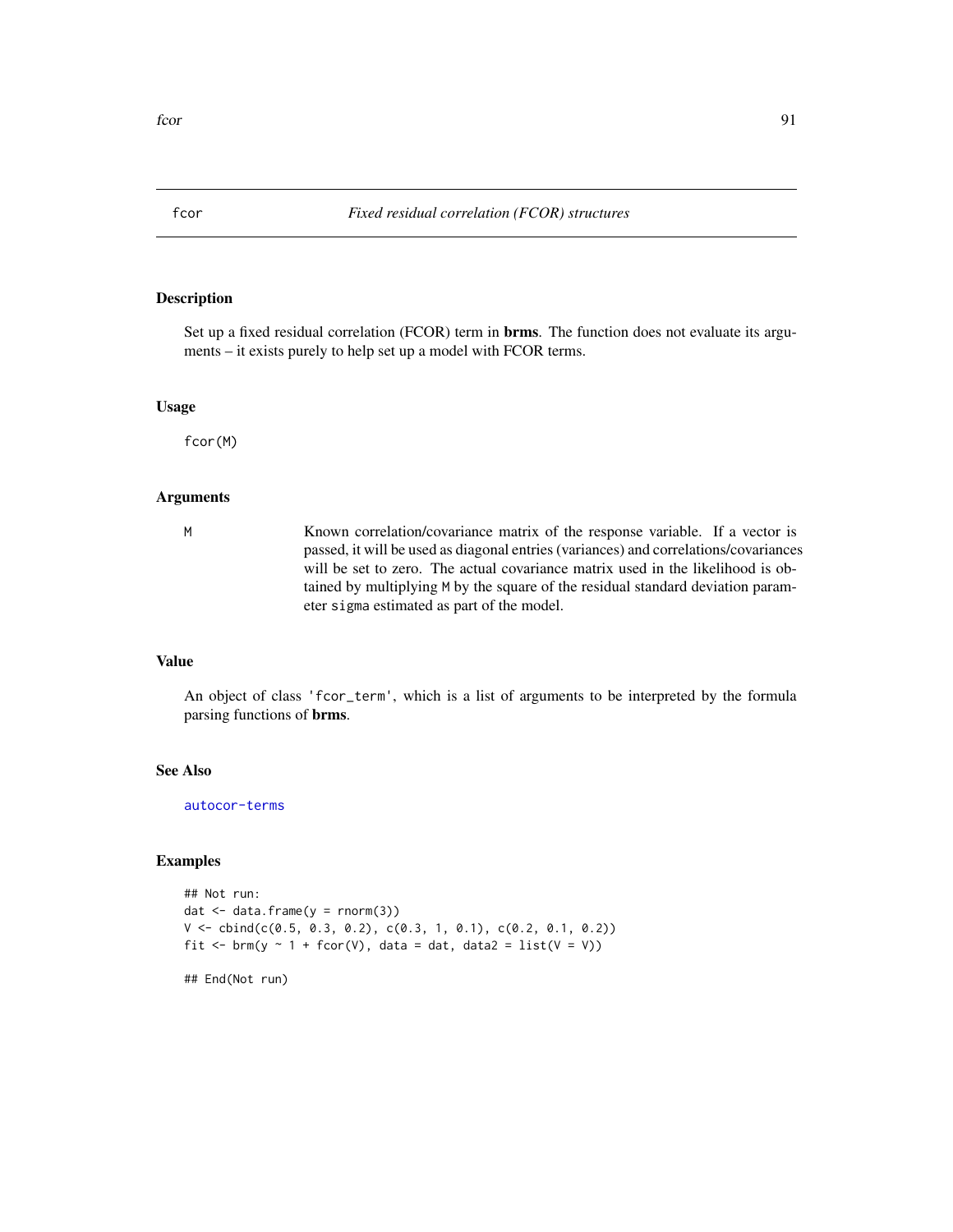# fcor — *Fixed residual correlation (FCOR) structures*

## Description

Set up a fixed residual correlation (FCOR) term in **brms**. The function does not evaluate its arguments – it exists purely to help set up a model with FCOR terms.

## Usage

```
fcor(M)
```

## Arguments

| | |
|---|---|
| `M` | Known correlation/covariance matrix of the response variable. If a vector is passed, it will be used as diagonal entries (variances) and correlations/covariances will be set to zero. The actual covariance matrix used in the likelihood is obtained by multiplying `M` by the square of the residual standard deviation parameter `sigma` estimated as part of the model. |

## Value

An object of class `'fcor_term'`, which is a list of arguments to be interpreted by the formula parsing functions of **brms**.

## See Also

autocor-terms

## Examples

```
## Not run:
dat <- data.frame(y = rnorm(3))
V <- cbind(c(0.5, 0.3, 0.2), c(0.3, 1, 0.1), c(0.2, 0.1, 0.2))
fit <- brm(y ~ 1 + fcor(V), data = dat, data2 = list(V = V))

## End(Not run)
```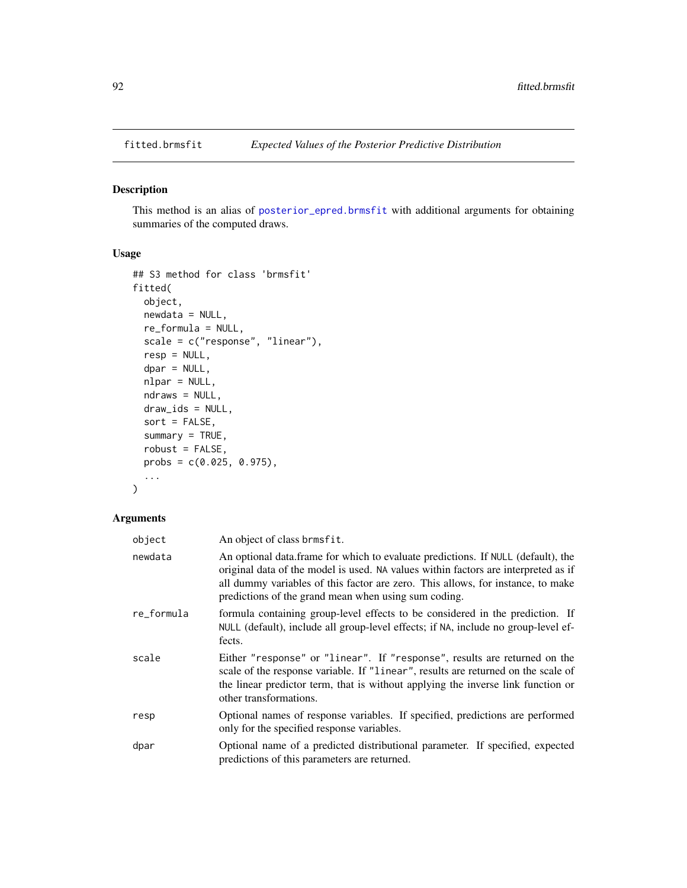# fitted.brmsfit — *Expected Values of the Posterior Predictive Distribution*

## Description

This method is an alias of `posterior_epred.brmsfit` with additional arguments for obtaining summaries of the computed draws.

## Usage

```
## S3 method for class 'brmsfit'
fitted(
  object,
  newdata = NULL,
  re_formula = NULL,
  scale = c("response", "linear"),
  resp = NULL,
  dpar = NULL,
  nlpar = NULL,
  ndraws = NULL,
  draw_ids = NULL,
  sort = FALSE,
  summary = TRUE,
  robust = FALSE,
  probs = c(0.025, 0.975),
  ...
)
```

## Arguments

| Argument | Description |
|---|---|
| `object` | An object of class `brmsfit`. |
| `newdata` | An optional data.frame for which to evaluate predictions. If `NULL` (default), the original data of the model is used. `NA` values within factors are interpreted as if all dummy variables of this factor are zero. This allows, for instance, to make predictions of the grand mean when using sum coding. |
| `re_formula` | formula containing group-level effects to be considered in the prediction. If `NULL` (default), include all group-level effects; if `NA`, include no group-level effects. |
| `scale` | Either `"response"` or `"linear"`. If `"response"`, results are returned on the scale of the response variable. If `"linear"`, results are returned on the scale of the linear predictor term, that is without applying the inverse link function or other transformations. |
| `resp` | Optional names of response variables. If specified, predictions are performed only for the specified response variables. |
| `dpar` | Optional name of a predicted distributional parameter. If specified, expected predictions of this parameters are returned. |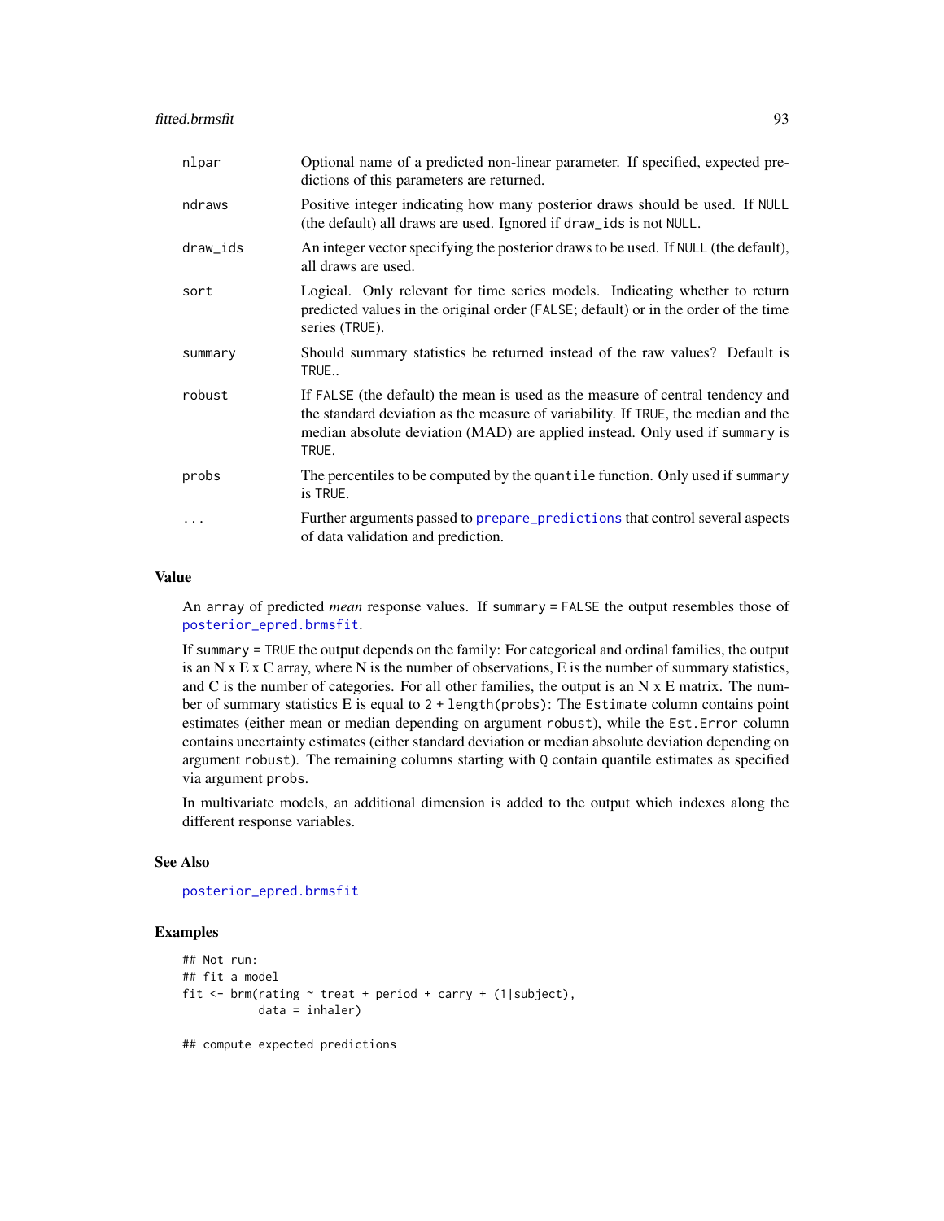| | |
|---|---|
| nlpar | Optional name of a predicted non-linear parameter. If specified, expected predictions of this parameters are returned. |
| ndraws | Positive integer indicating how many posterior draws should be used. If NULL (the default) all draws are used. Ignored if draw_ids is not NULL. |
| draw_ids | An integer vector specifying the posterior draws to be used. If NULL (the default), all draws are used. |
| sort | Logical. Only relevant for time series models. Indicating whether to return predicted values in the original order (FALSE; default) or in the order of the time series (TRUE). |
| summary | Should summary statistics be returned instead of the raw values? Default is TRUE.. |
| robust | If FALSE (the default) the mean is used as the measure of central tendency and the standard deviation as the measure of variability. If TRUE, the median and the median absolute deviation (MAD) are applied instead. Only used if summary is TRUE. |
| probs | The percentiles to be computed by the quantile function. Only used if summary is TRUE. |
| ... | Further arguments passed to prepare_predictions that control several aspects of data validation and prediction. |

## Value

An array of predicted *mean* response values. If summary = FALSE the output resembles those of posterior_epred.brmsfit.

If summary = TRUE the output depends on the family: For categorical and ordinal families, the output is an N x E x C array, where N is the number of observations, E is the number of summary statistics, and C is the number of categories. For all other families, the output is an N x E matrix. The number of summary statistics E is equal to 2 + length(probs): The Estimate column contains point estimates (either mean or median depending on argument robust), while the Est.Error column contains uncertainty estimates (either standard deviation or median absolute deviation depending on argument robust). The remaining columns starting with Q contain quantile estimates as specified via argument probs.

In multivariate models, an additional dimension is added to the output which indexes along the different response variables.

## See Also

posterior_epred.brmsfit

## Examples

```
## Not run:
## fit a model
fit <- brm(rating ~ treat + period + carry + (1|subject),
           data = inhaler)

## compute expected predictions
```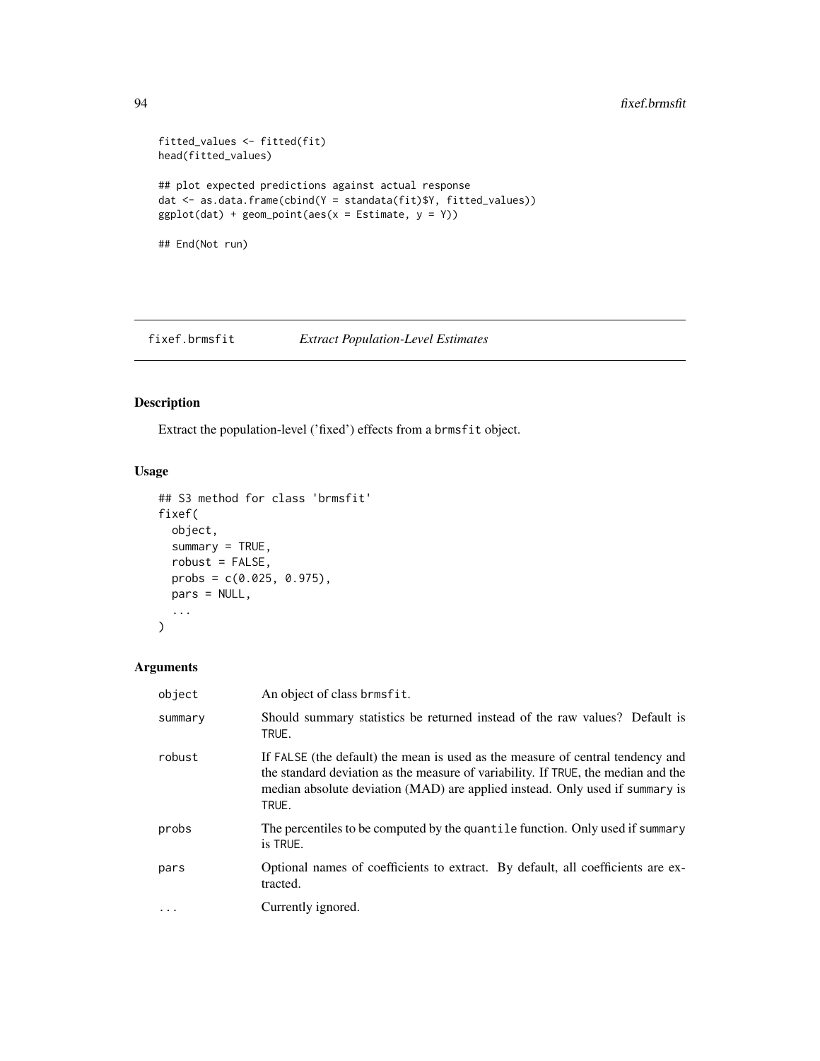```
fitted_values <- fitted(fit)
head(fitted_values)

## plot expected predictions against actual response
dat <- as.data.frame(cbind(Y = standata(fit)$Y, fitted_values))
ggplot(dat) + geom_point(aes(x = Estimate, y = Y))

## End(Not run)
```

## fixef.brmsfit *Extract Population-Level Estimates*

### Description

Extract the population-level ('fixed') effects from a brmsfit object.

### Usage

```
## S3 method for class 'brmsfit'
fixef(
  object,
  summary = TRUE,
  robust = FALSE,
  probs = c(0.025, 0.975),
  pars = NULL,
  ...
)
```

### Arguments

| | |
|---|---|
| object | An object of class brmsfit. |
| summary | Should summary statistics be returned instead of the raw values? Default is TRUE. |
| robust | If FALSE (the default) the mean is used as the measure of central tendency and the standard deviation as the measure of variability. If TRUE, the median and the median absolute deviation (MAD) are applied instead. Only used if summary is TRUE. |
| probs | The percentiles to be computed by the quantile function. Only used if summary is TRUE. |
| pars | Optional names of coefficients to extract. By default, all coefficients are extracted. |
| ... | Currently ignored. |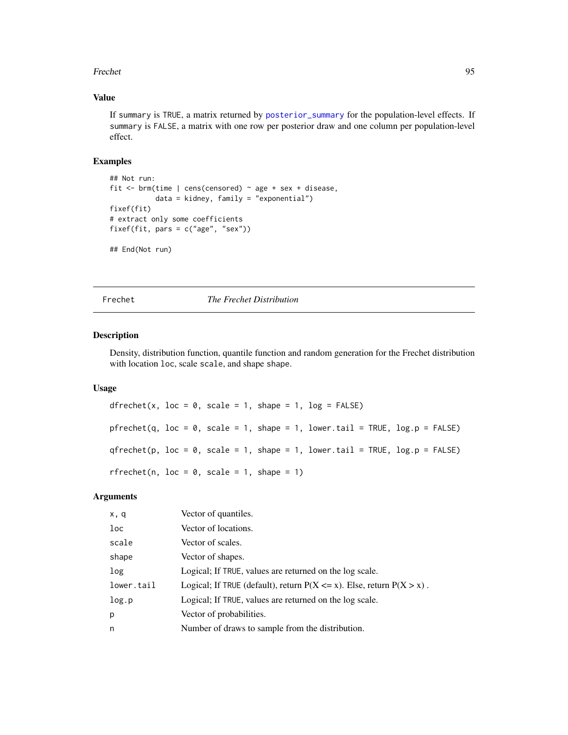### Value

If summary is TRUE, a matrix returned by posterior_summary for the population-level effects. If summary is FALSE, a matrix with one row per posterior draw and one column per population-level effect.

### Examples

```
## Not run:
fit <- brm(time | cens(censored) ~ age + sex + disease,
           data = kidney, family = "exponential")
fixef(fit)
# extract only some coefficients
fixef(fit, pars = c("age", "sex"))

## End(Not run)
```

---

## Frechet *The Frechet Distribution*

---

### Description

Density, distribution function, quantile function and random generation for the Frechet distribution with location loc, scale scale, and shape shape.

### Usage

```
dfrechet(x, loc = 0, scale = 1, shape = 1, log = FALSE)

pfrechet(q, loc = 0, scale = 1, shape = 1, lower.tail = TRUE, log.p = FALSE)

qfrechet(p, loc = 0, scale = 1, shape = 1, lower.tail = TRUE, log.p = FALSE)

rfrechet(n, loc = 0, scale = 1, shape = 1)
```

### Arguments

| | |
|---|---|
| x, q | Vector of quantiles. |
| loc | Vector of locations. |
| scale | Vector of scales. |
| shape | Vector of shapes. |
| log | Logical; If TRUE, values are returned on the log scale. |
| lower.tail | Logical; If TRUE (default), return P(X <= x). Else, return P(X > x) . |
| log.p | Logical; If TRUE, values are returned on the log scale. |
| p | Vector of probabilities. |
| n | Number of draws to sample from the distribution. |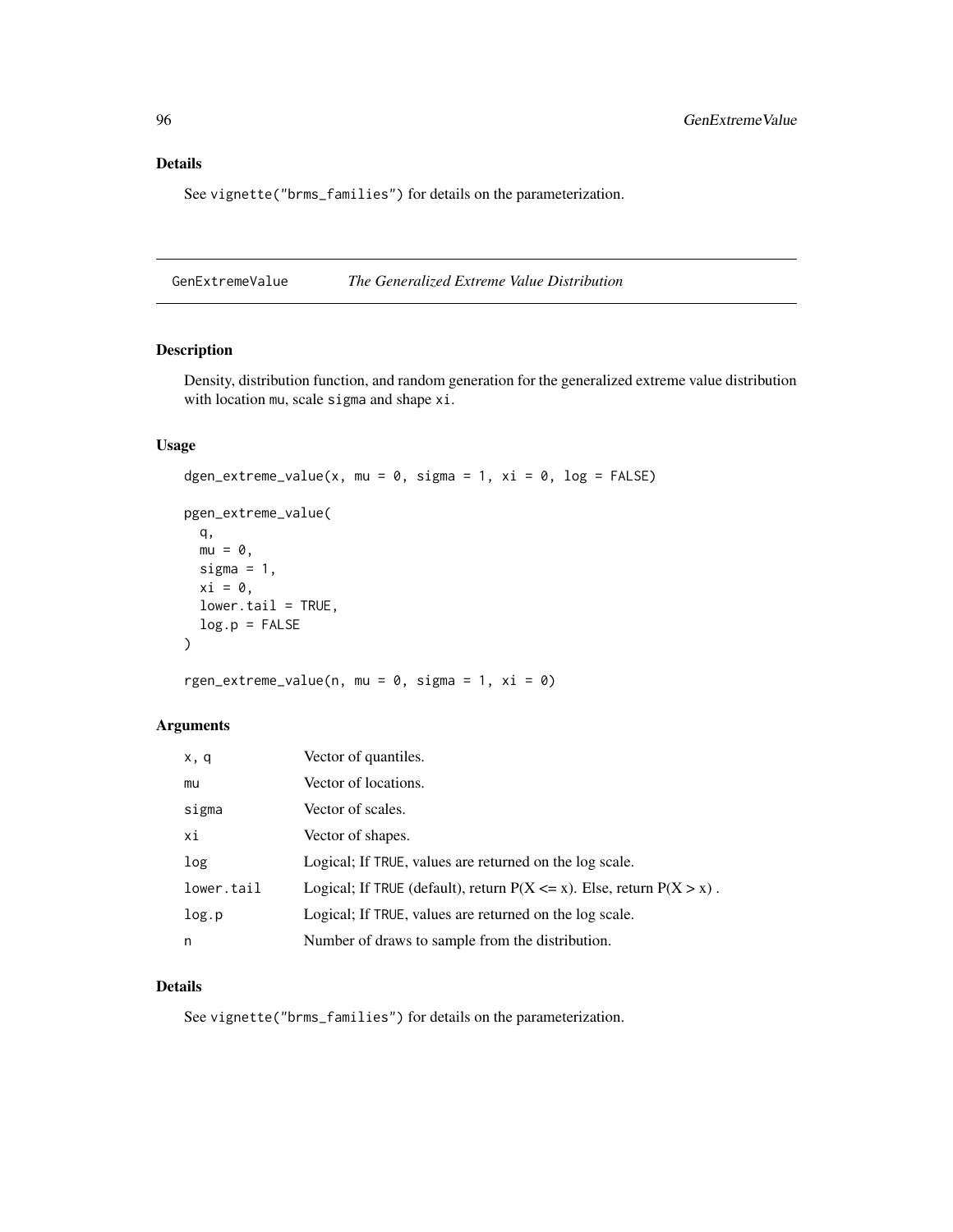## Details

See `vignette("brms_families")` for details on the parameterization.

---

## GenExtremeValue — *The Generalized Extreme Value Distribution*

---

### Description

Density, distribution function, and random generation for the generalized extreme value distribution with location `mu`, scale `sigma` and shape `xi`.

### Usage

```
dgen_extreme_value(x, mu = 0, sigma = 1, xi = 0, log = FALSE)

pgen_extreme_value(
  q,
  mu = 0,
  sigma = 1,
  xi = 0,
  lower.tail = TRUE,
  log.p = FALSE
)

rgen_extreme_value(n, mu = 0, sigma = 1, xi = 0)
```

### Arguments

| | |
|---|---|
| `x, q` | Vector of quantiles. |
| `mu` | Vector of locations. |
| `sigma` | Vector of scales. |
| `xi` | Vector of shapes. |
| `log` | Logical; If `TRUE`, values are returned on the log scale. |
| `lower.tail` | Logical; If `TRUE` (default), return P(X <= x). Else, return P(X > x) . |
| `log.p` | Logical; If `TRUE`, values are returned on the log scale. |
| `n` | Number of draws to sample from the distribution. |

### Details

See `vignette("brms_families")` for details on the parameterization.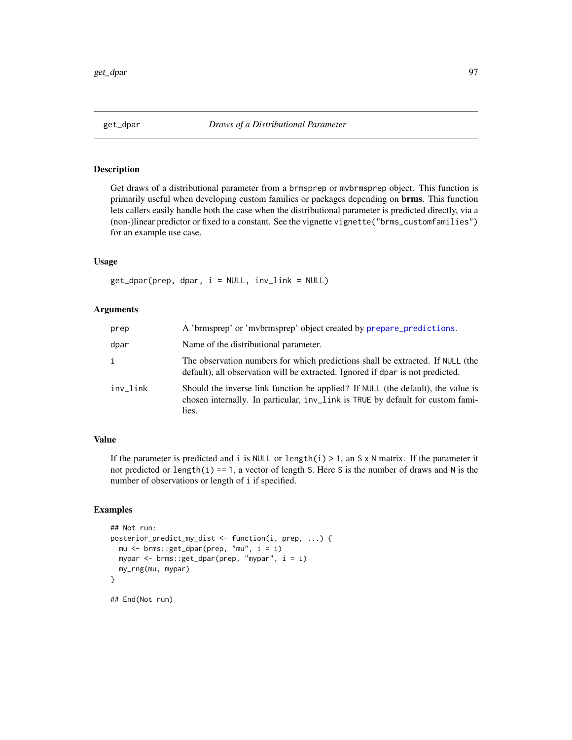# get_dpar — *Draws of a Distributional Parameter*

## Description

Get draws of a distributional parameter from a `brmsprep` or `mvbrmsprep` object. This function is primarily useful when developing custom families or packages depending on **brms**. This function lets callers easily handle both the case when the distributional parameter is predicted directly, via a (non-)linear predictor or fixed to a constant. See the vignette `vignette("brms_customfamilies")` for an example use case.

## Usage

```
get_dpar(prep, dpar, i = NULL, inv_link = NULL)
```

## Arguments

| | |
|---|---|
| `prep` | A 'brmsprep' or 'mvbrmsprep' object created by `prepare_predictions`. |
| `dpar` | Name of the distributional parameter. |
| `i` | The observation numbers for which predictions shall be extracted. If `NULL` (the default), all observation will be extracted. Ignored if `dpar` is not predicted. |
| `inv_link` | Should the inverse link function be applied? If `NULL` (the default), the value is chosen internally. In particular, `inv_link` is `TRUE` by default for custom families. |

## Value

If the parameter is predicted and `i` is `NULL` or `length(i) > 1`, an `S x N` matrix. If the parameter it not predicted or `length(i) == 1`, a vector of length `S`. Here `S` is the number of draws and `N` is the number of observations or length of `i` if specified.

## Examples

```
## Not run:
posterior_predict_my_dist <- function(i, prep, ...) {
  mu <- brms::get_dpar(prep, "mu", i = i)
  mypar <- brms::get_dpar(prep, "mypar", i = i)
  my_rng(mu, mypar)
}

## End(Not run)
```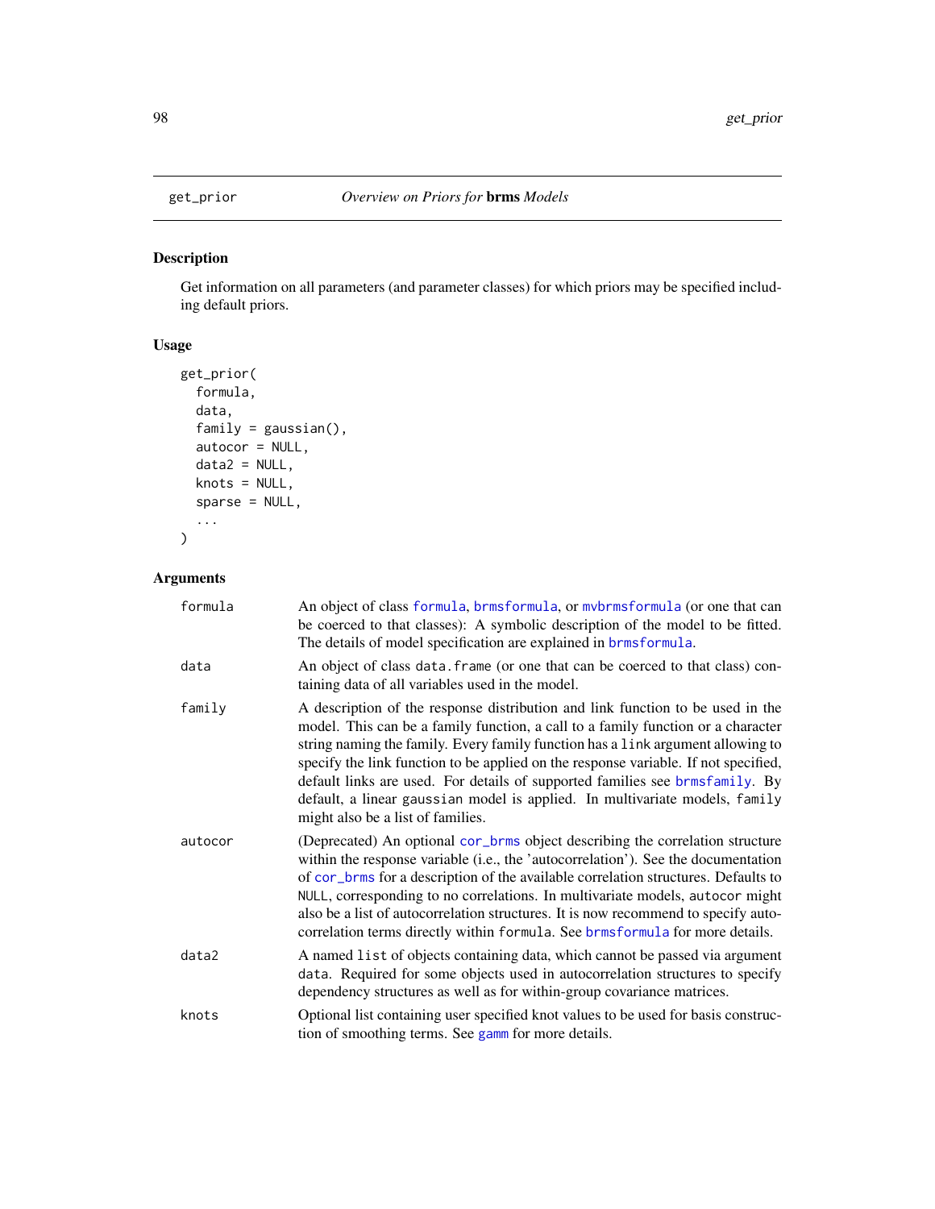## get_prior — *Overview on Priors for* **brms** *Models*

### Description

Get information on all parameters (and parameter classes) for which priors may be specified including default priors.

### Usage

```
get_prior(
  formula,
  data,
  family = gaussian(),
  autocor = NULL,
  data2 = NULL,
  knots = NULL,
  sparse = NULL,
  ...
)
```

### Arguments

| | |
|---|---|
| `formula` | An object of class `formula`, `brmsformula`, or `mvbrmsformula` (or one that can be coerced to that classes): A symbolic description of the model to be fitted. The details of model specification are explained in `brmsformula`. |
| `data` | An object of class `data.frame` (or one that can be coerced to that class) containing data of all variables used in the model. |
| `family` | A description of the response distribution and link function to be used in the model. This can be a family function, a call to a family function or a character string naming the family. Every family function has a `link` argument allowing to specify the link function to be applied on the response variable. If not specified, default links are used. For details of supported families see `brmsfamily`. By default, a linear `gaussian` model is applied. In multivariate models, `family` might also be a list of families. |
| `autocor` | (Deprecated) An optional `cor_brms` object describing the correlation structure within the response variable (i.e., the 'autocorrelation'). See the documentation of `cor_brms` for a description of the available correlation structures. Defaults to `NULL`, corresponding to no correlations. In multivariate models, `autocor` might also be a list of autocorrelation structures. It is now recommend to specify autocorrelation terms directly within `formula`. See `brmsformula` for more details. |
| `data2` | A named `list` of objects containing data, which cannot be passed via argument `data`. Required for some objects used in autocorrelation structures to specify dependency structures as well as for within-group covariance matrices. |
| `knots` | Optional list containing user specified knot values to be used for basis construction of smoothing terms. See `gamm` for more details. |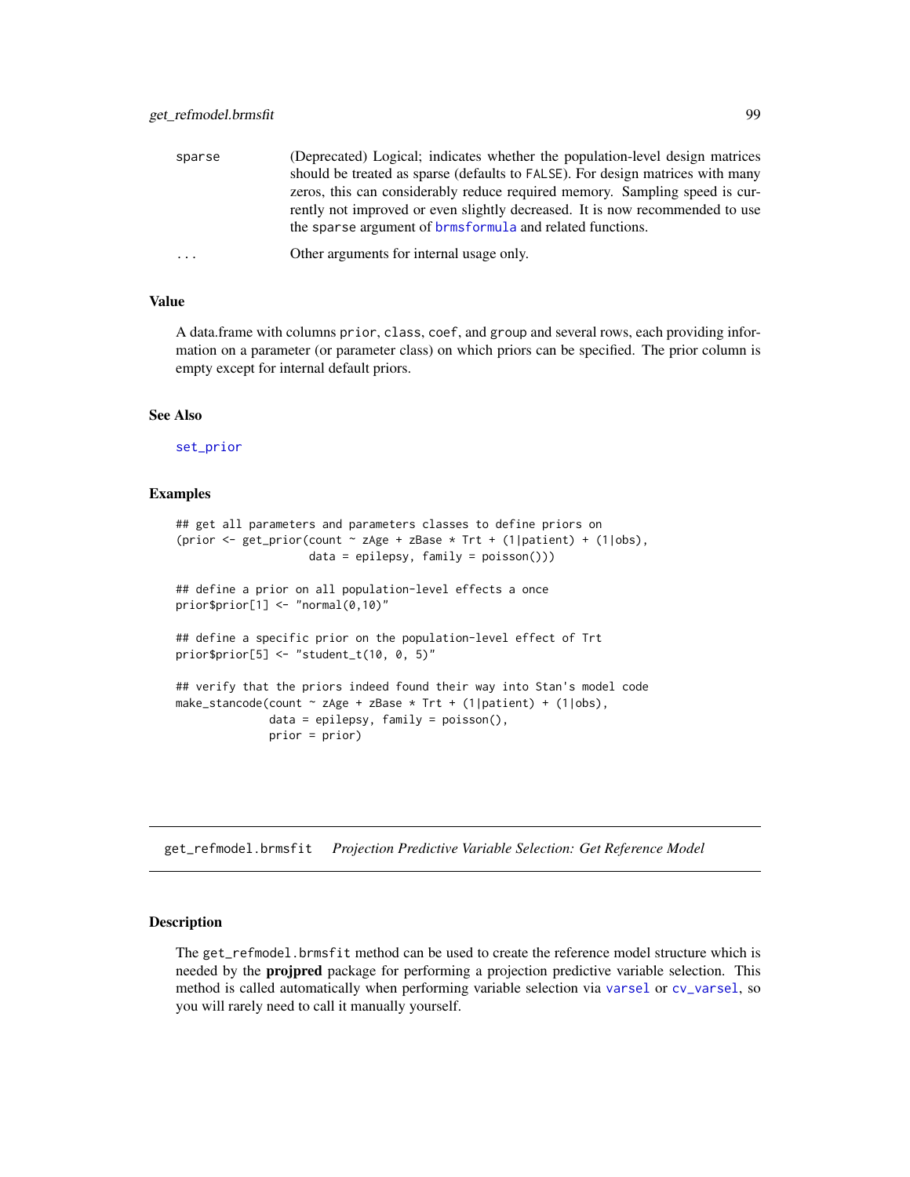| | |
|---|---|
| sparse | (Deprecated) Logical; indicates whether the population-level design matrices should be treated as sparse (defaults to FALSE). For design matrices with many zeros, this can considerably reduce required memory. Sampling speed is currently not improved or even slightly decreased. It is now recommended to use the sparse argument of brmsformula and related functions. |
| ... | Other arguments for internal usage only. |

## Value

A data.frame with columns prior, class, coef, and group and several rows, each providing information on a parameter (or parameter class) on which priors can be specified. The prior column is empty except for internal default priors.

## See Also

set_prior

## Examples

```
## get all parameters and parameters classes to define priors on
(prior <- get_prior(count ~ zAge + zBase * Trt + (1|patient) + (1|obs),
                    data = epilepsy, family = poisson()))

## define a prior on all population-level effects a once
prior$prior[1] <- "normal(0,10)"

## define a specific prior on the population-level effect of Trt
prior$prior[5] <- "student_t(10, 0, 5)"

## verify that the priors indeed found their way into Stan's model code
make_stancode(count ~ zAge + zBase * Trt + (1|patient) + (1|obs),
              data = epilepsy, family = poisson(),
              prior = prior)
```

---

# get_refmodel.brmsfit    *Projection Predictive Variable Selection: Get Reference Model*

## Description

The get_refmodel.brmsfit method can be used to create the reference model structure which is needed by the **projpred** package for performing a projection predictive variable selection. This method is called automatically when performing variable selection via varsel or cv_varsel, so you will rarely need to call it manually yourself.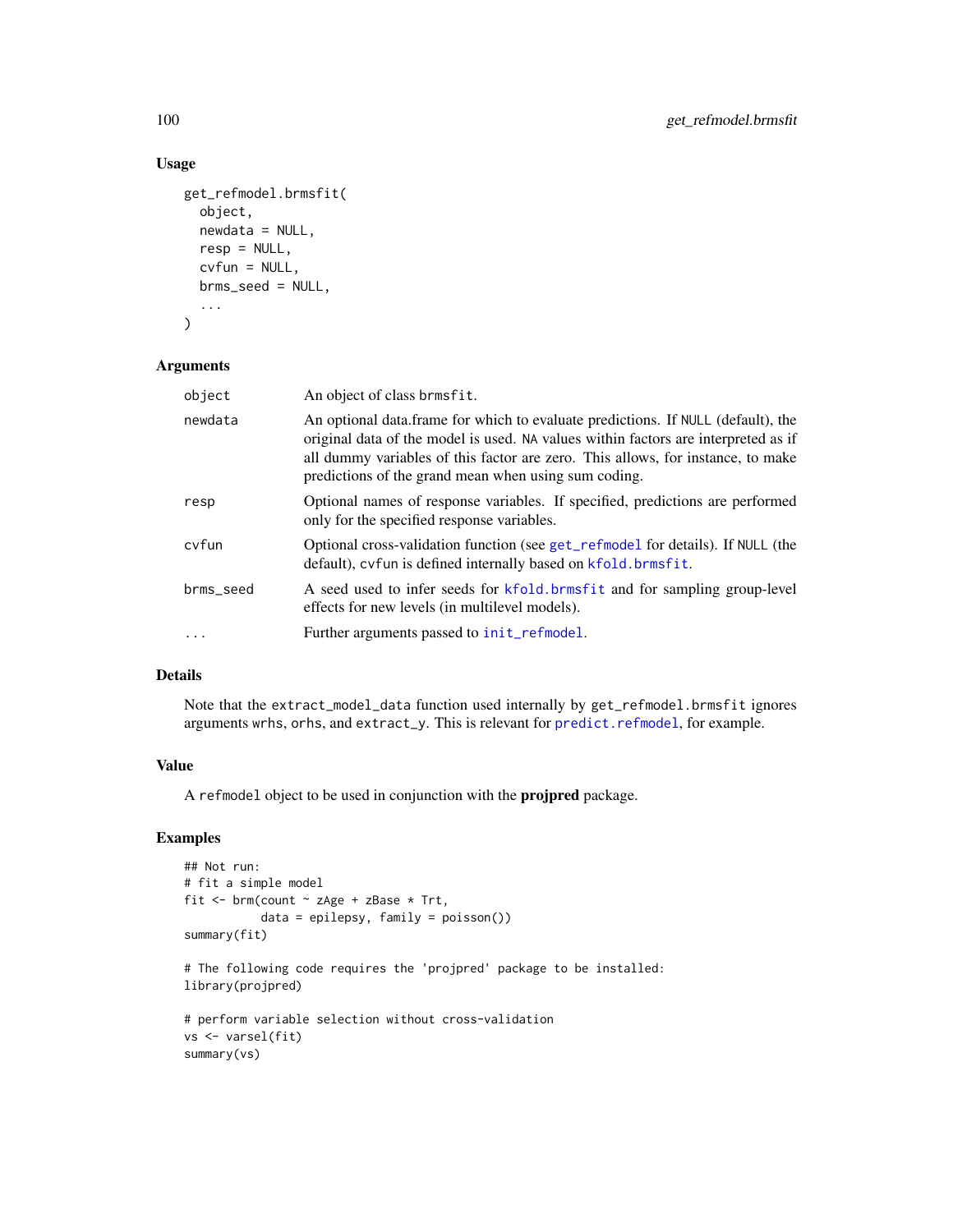## Usage

```
get_refmodel.brmsfit(
  object,
  newdata = NULL,
  resp = NULL,
  cvfun = NULL,
  brms_seed = NULL,
  ...
)
```

## Arguments

| | |
|---|---|
| object | An object of class brmsfit. |
| newdata | An optional data.frame for which to evaluate predictions. If NULL (default), the original data of the model is used. NA values within factors are interpreted as if all dummy variables of this factor are zero. This allows, for instance, to make predictions of the grand mean when using sum coding. |
| resp | Optional names of response variables. If specified, predictions are performed only for the specified response variables. |
| cvfun | Optional cross-validation function (see get_refmodel for details). If NULL (the default), cvfun is defined internally based on kfold.brmsfit. |
| brms_seed | A seed used to infer seeds for kfold.brmsfit and for sampling group-level effects for new levels (in multilevel models). |
| ... | Further arguments passed to init_refmodel. |

## Details

Note that the extract_model_data function used internally by get_refmodel.brmsfit ignores arguments wrhs, orhs, and extract_y. This is relevant for predict.refmodel, for example.

## Value

A refmodel object to be used in conjunction with the **projpred** package.

## Examples

```
## Not run:
# fit a simple model
fit <- brm(count ~ zAge + zBase * Trt,
           data = epilepsy, family = poisson())
summary(fit)

# The following code requires the 'projpred' package to be installed:
library(projpred)

# perform variable selection without cross-validation
vs <- varsel(fit)
summary(vs)
```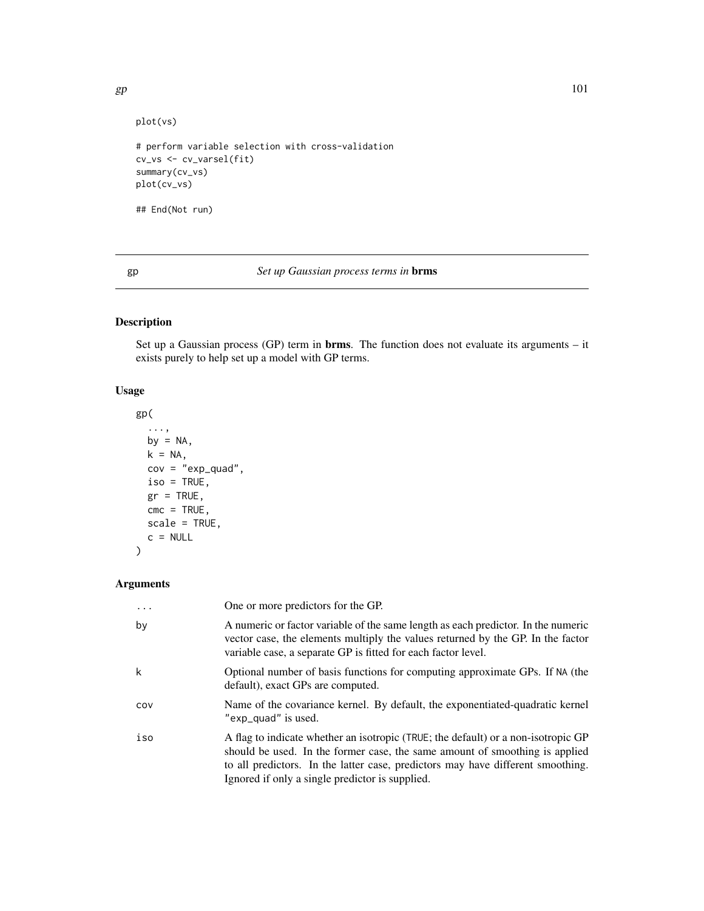```
plot(vs)

# perform variable selection with cross-validation
cv_vs <- cv_varsel(fit)
summary(cv_vs)
plot(cv_vs)

## End(Not run)
```

## gp — *Set up Gaussian process terms in* **brms**

### Description

Set up a Gaussian process (GP) term in **brms**. The function does not evaluate its arguments – it exists purely to help set up a model with GP terms.

### Usage

```
gp(
  ...,
  by = NA,
  k = NA,
  cov = "exp_quad",
  iso = TRUE,
  gr = TRUE,
  cmc = TRUE,
  scale = TRUE,
  c = NULL
)
```

### Arguments

| | |
|---|---|
| `...` | One or more predictors for the GP. |
| `by` | A numeric or factor variable of the same length as each predictor. In the numeric vector case, the elements multiply the values returned by the GP. In the factor variable case, a separate GP is fitted for each factor level. |
| `k` | Optional number of basis functions for computing approximate GPs. If `NA` (the default), exact GPs are computed. |
| `cov` | Name of the covariance kernel. By default, the exponentiated-quadratic kernel `"exp_quad"` is used. |
| `iso` | A flag to indicate whether an isotropic (`TRUE`; the default) or a non-isotropic GP should be used. In the former case, the same amount of smoothing is applied to all predictors. In the latter case, predictors may have different smoothing. Ignored if only a single predictor is supplied. |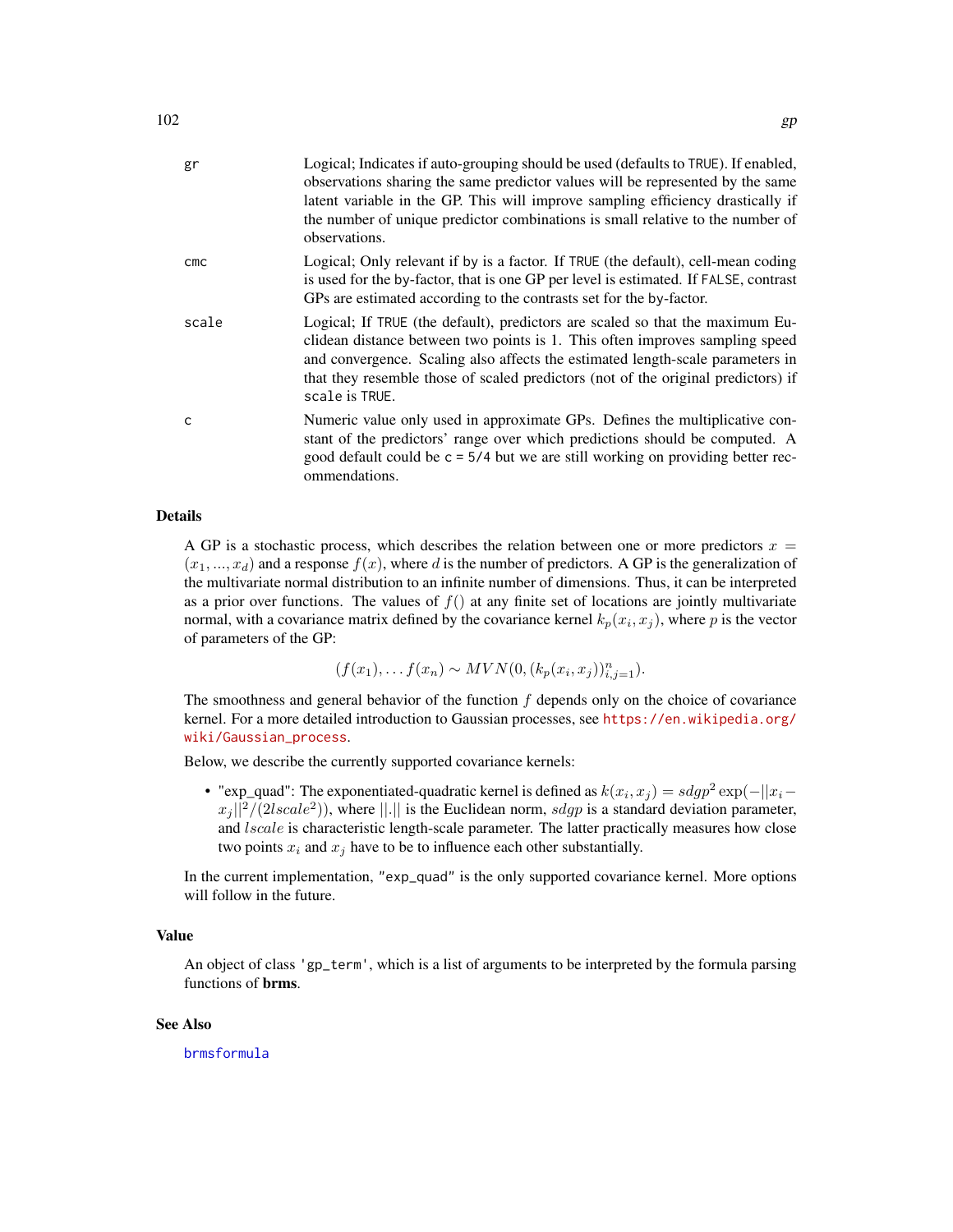| | |
|---|---|
| gr | Logical; Indicates if auto-grouping should be used (defaults to TRUE). If enabled, observations sharing the same predictor values will be represented by the same latent variable in the GP. This will improve sampling efficiency drastically if the number of unique predictor combinations is small relative to the number of observations. |
| cmc | Logical; Only relevant if by is a factor. If TRUE (the default), cell-mean coding is used for the by-factor, that is one GP per level is estimated. If FALSE, contrast GPs are estimated according to the contrasts set for the by-factor. |
| scale | Logical; If TRUE (the default), predictors are scaled so that the maximum Euclidean distance between two points is 1. This often improves sampling speed and convergence. Scaling also affects the estimated length-scale parameters in that they resemble those of scaled predictors (not of the original predictors) if scale is TRUE. |
| c | Numeric value only used in approximate GPs. Defines the multiplicative constant of the predictors' range over which predictions should be computed. A good default could be c = 5/4 but we are still working on providing better recommendations. |

## Details

A GP is a stochastic process, which describes the relation between one or more predictors $x = (x_1, ..., x_d)$ and a response $f(x)$, where $d$ is the number of predictors. A GP is the generalization of the multivariate normal distribution to an infinite number of dimensions. Thus, it can be interpreted as a prior over functions. The values of $f()$ at any finite set of locations are jointly multivariate normal, with a covariance matrix defined by the covariance kernel $k_p(x_i, x_j)$, where $p$ is the vector of parameters of the GP:

$$(f(x_1), \dots f(x_n) \sim MVN(0, (k_p(x_i, x_j))_{i,j=1}^n).$$

The smoothness and general behavior of the function $f$ depends only on the choice of covariance kernel. For a more detailed introduction to Gaussian processes, see https://en.wikipedia.org/wiki/Gaussian_process.

Below, we describe the currently supported covariance kernels:

- "exp_quad": The exponentiated-quadratic kernel is defined as $k(x_i, x_j) = sdgp^2 \exp(-||x_i - x_j||^2/(2lscale^2))$, where $||.||$ is the Euclidean norm, $sdgp$ is a standard deviation parameter, and $lscale$ is characteristic length-scale parameter. The latter practically measures how close two points $x_i$ and $x_j$ have to be to influence each other substantially.

In the current implementation, "exp_quad" is the only supported covariance kernel. More options will follow in the future.

## Value

An object of class 'gp_term', which is a list of arguments to be interpreted by the formula parsing functions of **brms**.

## See Also

brmsformula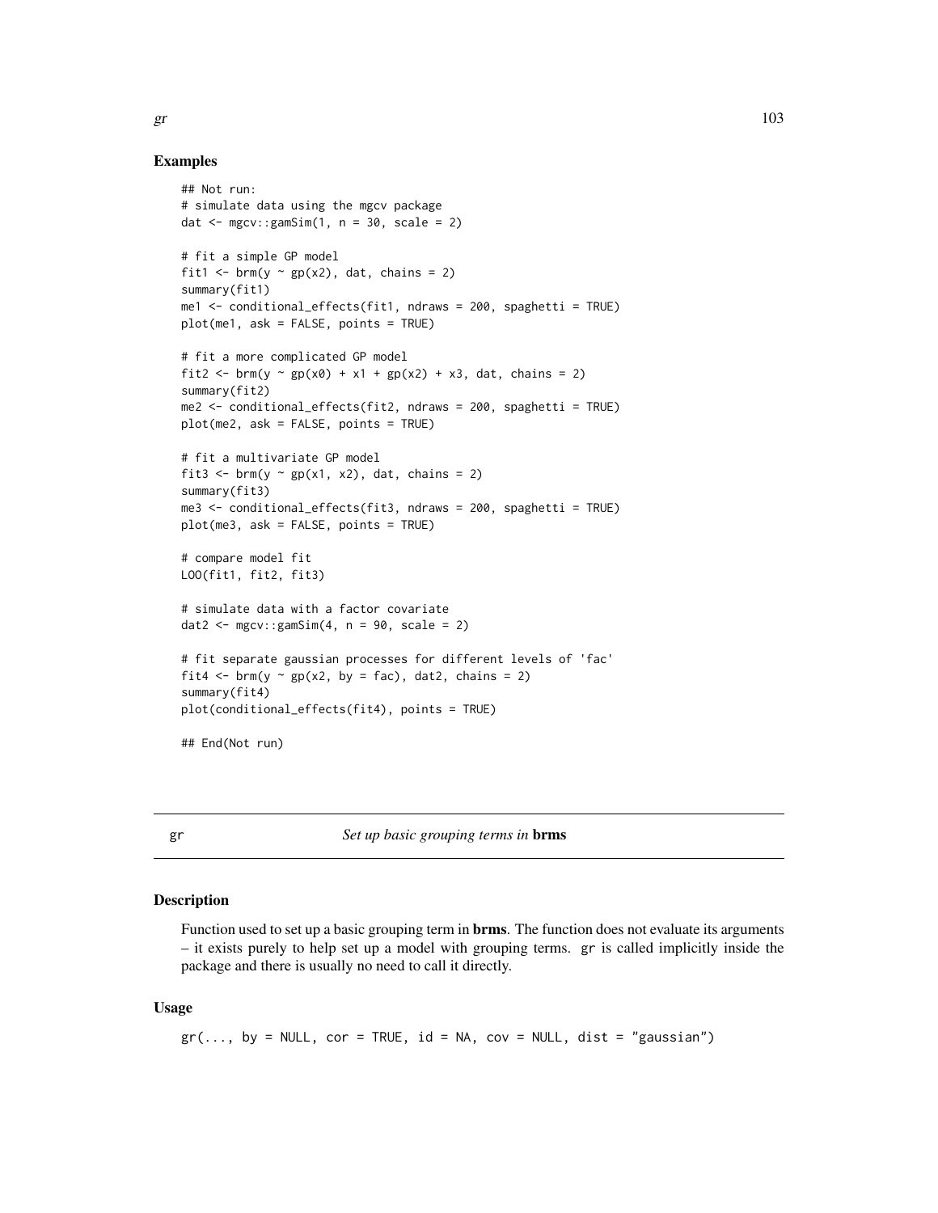### Examples

```
## Not run:
# simulate data using the mgcv package
dat <- mgcv::gamSim(1, n = 30, scale = 2)

# fit a simple GP model
fit1 <- brm(y ~ gp(x2), dat, chains = 2)
summary(fit1)
me1 <- conditional_effects(fit1, ndraws = 200, spaghetti = TRUE)
plot(me1, ask = FALSE, points = TRUE)

# fit a more complicated GP model
fit2 <- brm(y ~ gp(x0) + x1 + gp(x2) + x3, dat, chains = 2)
summary(fit2)
me2 <- conditional_effects(fit2, ndraws = 200, spaghetti = TRUE)
plot(me2, ask = FALSE, points = TRUE)

# fit a multivariate GP model
fit3 <- brm(y ~ gp(x1, x2), dat, chains = 2)
summary(fit3)
me3 <- conditional_effects(fit3, ndraws = 200, spaghetti = TRUE)
plot(me3, ask = FALSE, points = TRUE)

# compare model fit
LOO(fit1, fit2, fit3)

# simulate data with a factor covariate
dat2 <- mgcv::gamSim(4, n = 90, scale = 2)

# fit separate gaussian processes for different levels of 'fac'
fit4 <- brm(y ~ gp(x2, by = fac), dat2, chains = 2)
summary(fit4)
plot(conditional_effects(fit4), points = TRUE)

## End(Not run)
```

---

## gr — *Set up basic grouping terms in* **brms**

### Description

Function used to set up a basic grouping term in **brms**. The function does not evaluate its arguments – it exists purely to help set up a model with grouping terms. `gr` is called implicitly inside the package and there is usually no need to call it directly.

### Usage

```
gr(..., by = NULL, cor = TRUE, id = NA, cov = NULL, dist = "gaussian")
```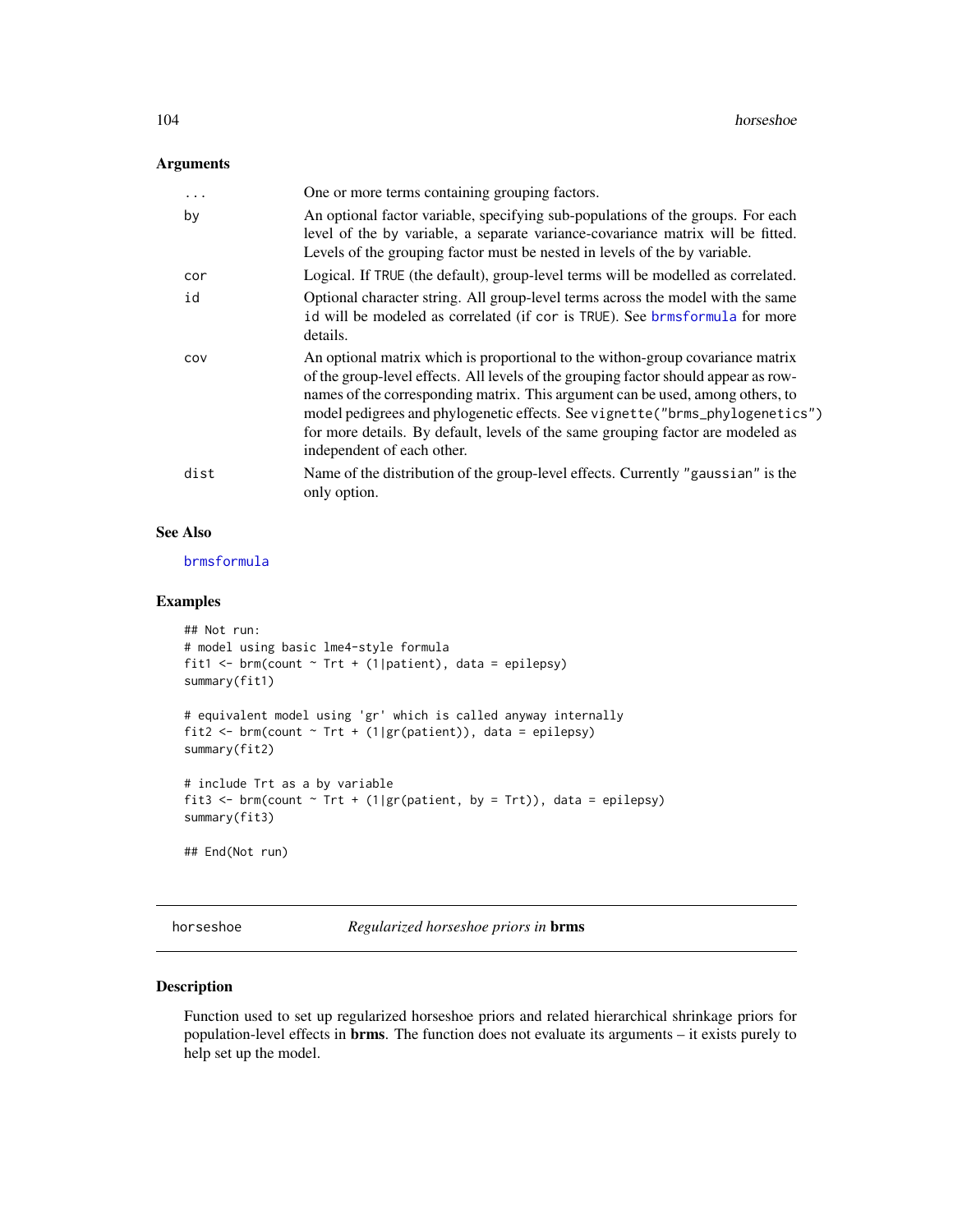## Arguments

| | |
|---|---|
| ... | One or more terms containing grouping factors. |
| by | An optional factor variable, specifying sub-populations of the groups. For each level of the by variable, a separate variance-covariance matrix will be fitted. Levels of the grouping factor must be nested in levels of the by variable. |
| cor | Logical. If TRUE (the default), group-level terms will be modelled as correlated. |
| id | Optional character string. All group-level terms across the model with the same id will be modeled as correlated (if cor is TRUE). See brmsformula for more details. |
| cov | An optional matrix which is proportional to the withon-group covariance matrix of the group-level effects. All levels of the grouping factor should appear as rownames of the corresponding matrix. This argument can be used, among others, to model pedigrees and phylogenetic effects. See vignette("brms_phylogenetics") for more details. By default, levels of the same grouping factor are modeled as independent of each other. |
| dist | Name of the distribution of the group-level effects. Currently "gaussian" is the only option. |

## See Also

brmsformula

## Examples

```
## Not run:
# model using basic lme4-style formula
fit1 <- brm(count ~ Trt + (1|patient), data = epilepsy)
summary(fit1)

# equivalent model using 'gr' which is called anyway internally
fit2 <- brm(count ~ Trt + (1|gr(patient)), data = epilepsy)
summary(fit2)

# include Trt as a by variable
fit3 <- brm(count ~ Trt + (1|gr(patient, by = Trt)), data = epilepsy)
summary(fit3)

## End(Not run)
```

---

horseshoe *Regularized horseshoe priors in* **brms**

---

## Description

Function used to set up regularized horseshoe priors and related hierarchical shrinkage priors for population-level effects in **brms**. The function does not evaluate its arguments – it exists purely to help set up the model.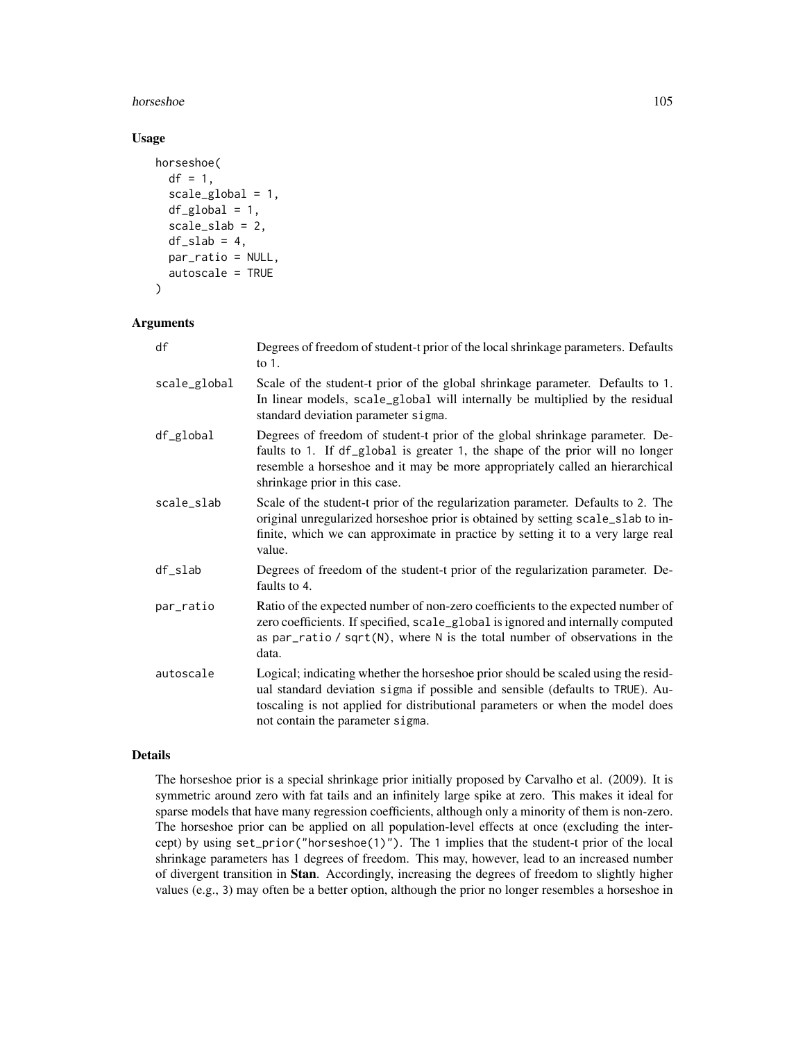### Usage

```
horseshoe(
  df = 1,
  scale_global = 1,
  df_global = 1,
  scale_slab = 2,
  df_slab = 4,
  par_ratio = NULL,
  autoscale = TRUE
)
```

### Arguments

| | |
|---|---|
| df | Degrees of freedom of student-t prior of the local shrinkage parameters. Defaults to 1. |
| scale_global | Scale of the student-t prior of the global shrinkage parameter. Defaults to 1. In linear models, scale_global will internally be multiplied by the residual standard deviation parameter sigma. |
| df_global | Degrees of freedom of student-t prior of the global shrinkage parameter. Defaults to 1. If df_global is greater 1, the shape of the prior will no longer resemble a horseshoe and it may be more appropriately called an hierarchical shrinkage prior in this case. |
| scale_slab | Scale of the student-t prior of the regularization parameter. Defaults to 2. The original unregularized horseshoe prior is obtained by setting scale_slab to infinite, which we can approximate in practice by setting it to a very large real value. |
| df_slab | Degrees of freedom of the student-t prior of the regularization parameter. Defaults to 4. |
| par_ratio | Ratio of the expected number of non-zero coefficients to the expected number of zero coefficients. If specified, scale_global is ignored and internally computed as par_ratio / sqrt(N), where N is the total number of observations in the data. |
| autoscale | Logical; indicating whether the horseshoe prior should be scaled using the residual standard deviation sigma if possible and sensible (defaults to TRUE). Autoscaling is not applied for distributional parameters or when the model does not contain the parameter sigma. |

### Details

The horseshoe prior is a special shrinkage prior initially proposed by Carvalho et al. (2009). It is symmetric around zero with fat tails and an infinitely large spike at zero. This makes it ideal for sparse models that have many regression coefficients, although only a minority of them is non-zero. The horseshoe prior can be applied on all population-level effects at once (excluding the intercept) by using set_prior("horseshoe(1)"). The 1 implies that the student-t prior of the local shrinkage parameters has 1 degrees of freedom. This may, however, lead to an increased number of divergent transition in **Stan**. Accordingly, increasing the degrees of freedom to slightly higher values (e.g., 3) may often be a better option, although the prior no longer resembles a horseshoe in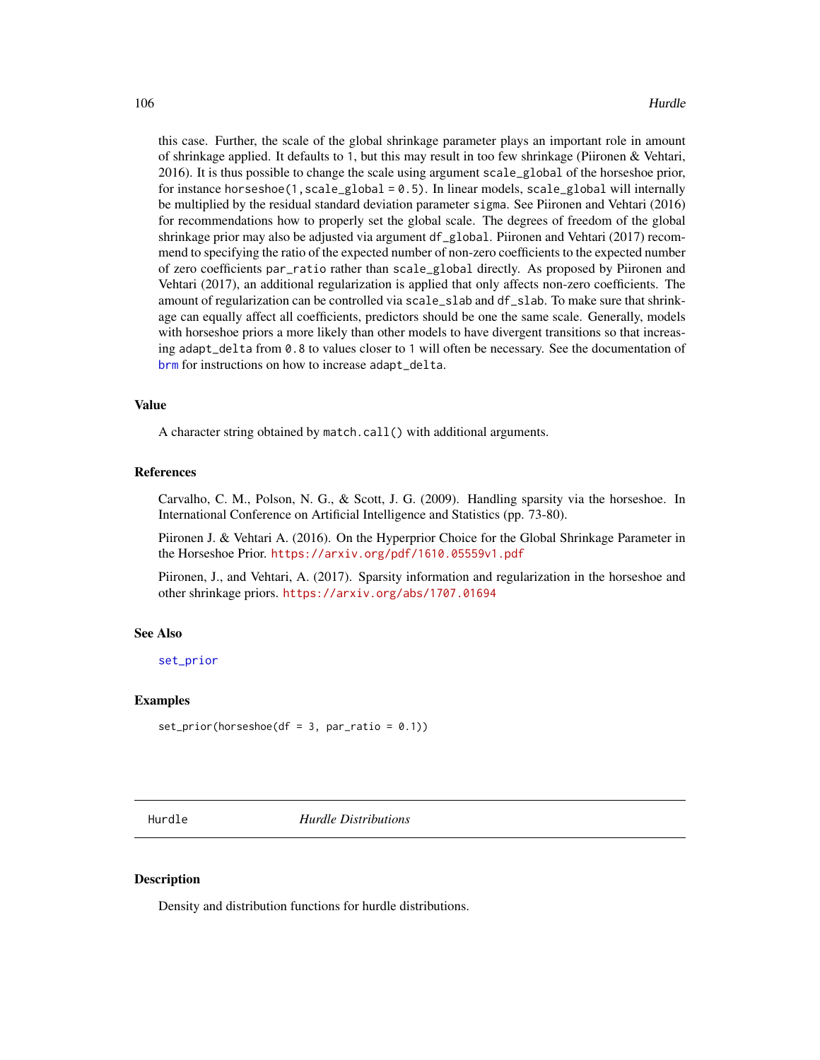this case. Further, the scale of the global shrinkage parameter plays an important role in amount of shrinkage applied. It defaults to `1`, but this may result in too few shrinkage (Piironen & Vehtari, 2016). It is thus possible to change the scale using argument `scale_global` of the horseshoe prior, for instance `horseshoe(1,scale_global = 0.5)`. In linear models, `scale_global` will internally be multiplied by the residual standard deviation parameter `sigma`. See Piironen and Vehtari (2016) for recommendations how to properly set the global scale. The degrees of freedom of the global shrinkage prior may also be adjusted via argument `df_global`. Piironen and Vehtari (2017) recommend to specifying the ratio of the expected number of non-zero coefficients to the expected number of zero coefficients `par_ratio` rather than `scale_global` directly. As proposed by Piironen and Vehtari (2017), an additional regularization is applied that only affects non-zero coefficients. The amount of regularization can be controlled via `scale_slab` and `df_slab`. To make sure that shrinkage can equally affect all coefficients, predictors should be one the same scale. Generally, models with horseshoe priors a more likely than other models to have divergent transitions so that increasing `adapt_delta` from `0.8` to values closer to `1` will often be necessary. See the documentation of `brm` for instructions on how to increase `adapt_delta`.

### Value

A character string obtained by `match.call()` with additional arguments.

### References

Carvalho, C. M., Polson, N. G., & Scott, J. G. (2009). Handling sparsity via the horseshoe. In International Conference on Artificial Intelligence and Statistics (pp. 73-80).

Piironen J. & Vehtari A. (2016). On the Hyperprior Choice for the Global Shrinkage Parameter in the Horseshoe Prior. https://arxiv.org/pdf/1610.05559v1.pdf

Piironen, J., and Vehtari, A. (2017). Sparsity information and regularization in the horseshoe and other shrinkage priors. https://arxiv.org/abs/1707.01694

### See Also

`set_prior`

### Examples

```
set_prior(horseshoe(df = 3, par_ratio = 0.1))
```

---

## Hurdle — *Hurdle Distributions*

### Description

Density and distribution functions for hurdle distributions.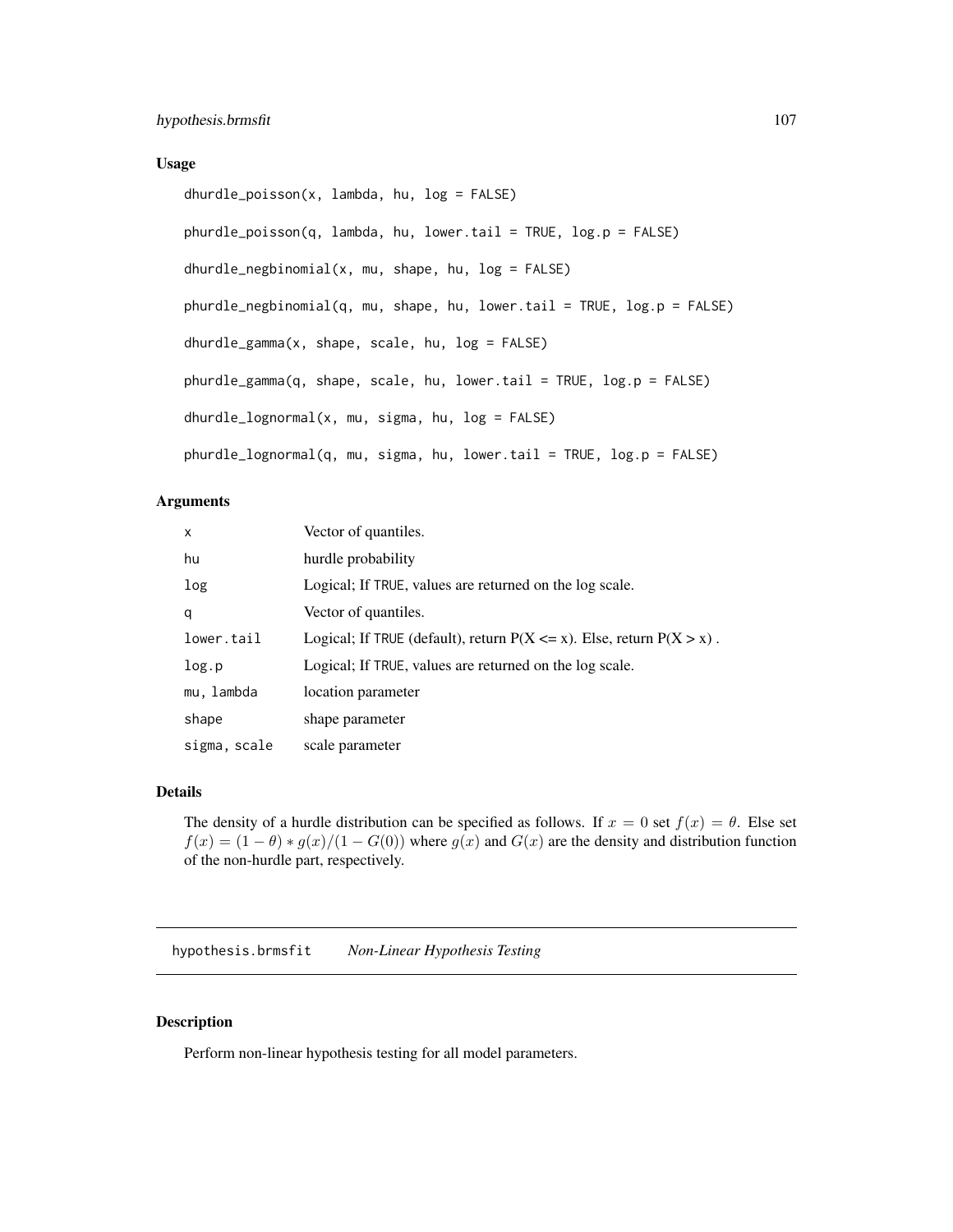### Usage

```
dhurdle_poisson(x, lambda, hu, log = FALSE)

phurdle_poisson(q, lambda, hu, lower.tail = TRUE, log.p = FALSE)

dhurdle_negbinomial(x, mu, shape, hu, log = FALSE)

phurdle_negbinomial(q, mu, shape, hu, lower.tail = TRUE, log.p = FALSE)

dhurdle_gamma(x, shape, scale, hu, log = FALSE)

phurdle_gamma(q, shape, scale, hu, lower.tail = TRUE, log.p = FALSE)

dhurdle_lognormal(x, mu, sigma, hu, log = FALSE)

phurdle_lognormal(q, mu, sigma, hu, lower.tail = TRUE, log.p = FALSE)
```

### Arguments

| | |
|---|---|
| x | Vector of quantiles. |
| hu | hurdle probability |
| log | Logical; If TRUE, values are returned on the log scale. |
| q | Vector of quantiles. |
| lower.tail | Logical; If TRUE (default), return P(X <= x). Else, return P(X > x) . |
| log.p | Logical; If TRUE, values are returned on the log scale. |
| mu, lambda | location parameter |
| shape | shape parameter |
| sigma, scale | scale parameter |

### Details

The density of a hurdle distribution can be specified as follows. If $x = 0$ set $f(x) = \theta$. Else set $f(x) = (1 - \theta) * g(x)/(1 - G(0))$ where $g(x)$ and $G(x)$ are the density and distribution function of the non-hurdle part, respectively.

---

## hypothesis.brmsfit *Non-Linear Hypothesis Testing*

### Description

Perform non-linear hypothesis testing for all model parameters.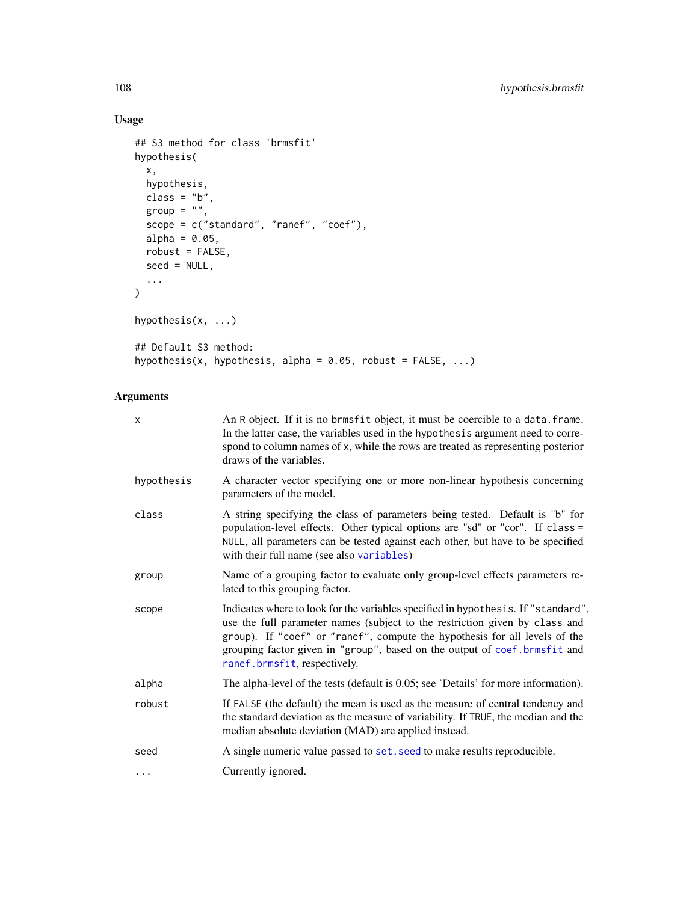## Usage

```
## S3 method for class 'brmsfit'
hypothesis(
  x,
  hypothesis,
  class = "b",
  group = "",
  scope = c("standard", "ranef", "coef"),
  alpha = 0.05,
  robust = FALSE,
  seed = NULL,
  ...
)

hypothesis(x, ...)

## Default S3 method:
hypothesis(x, hypothesis, alpha = 0.05, robust = FALSE, ...)
```

## Arguments

| | |
|---|---|
| `x` | An R object. If it is no `brmsfit` object, it must be coercible to a `data.frame`. In the latter case, the variables used in the `hypothesis` argument need to correspond to column names of `x`, while the rows are treated as representing posterior draws of the variables. |
| `hypothesis` | A character vector specifying one or more non-linear hypothesis concerning parameters of the model. |
| `class` | A string specifying the class of parameters being tested. Default is "b" for population-level effects. Other typical options are "sd" or "cor". If `class = NULL`, all parameters can be tested against each other, but have to be specified with their full name (see also `variables`) |
| `group` | Name of a grouping factor to evaluate only group-level effects parameters related to this grouping factor. |
| `scope` | Indicates where to look for the variables specified in `hypothesis`. If `"standard"`, use the full parameter names (subject to the restriction given by `class` and `group`). If `"coef"` or `"ranef"`, compute the hypothesis for all levels of the grouping factor given in `"group"`, based on the output of `coef.brmsfit` and `ranef.brmsfit`, respectively. |
| `alpha` | The alpha-level of the tests (default is 0.05; see 'Details' for more information). |
| `robust` | If `FALSE` (the default) the mean is used as the measure of central tendency and the standard deviation as the measure of variability. If `TRUE`, the median and the median absolute deviation (MAD) are applied instead. |
| `seed` | A single numeric value passed to `set.seed` to make results reproducible. |
| `...` | Currently ignored. |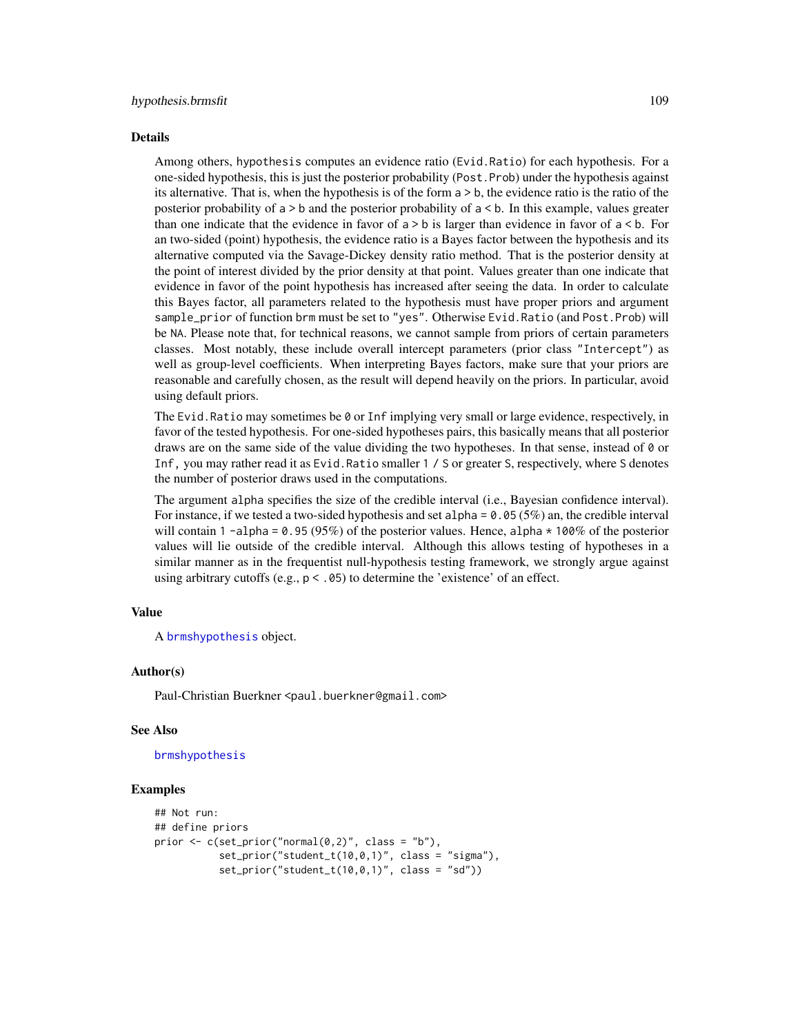## Details

Among others, hypothesis computes an evidence ratio (Evid.Ratio) for each hypothesis. For a one-sided hypothesis, this is just the posterior probability (Post.Prob) under the hypothesis against its alternative. That is, when the hypothesis is of the form a > b, the evidence ratio is the ratio of the posterior probability of a > b and the posterior probability of a < b. In this example, values greater than one indicate that the evidence in favor of a > b is larger than evidence in favor of a < b. For an two-sided (point) hypothesis, the evidence ratio is a Bayes factor between the hypothesis and its alternative computed via the Savage-Dickey density ratio method. That is the posterior density at the point of interest divided by the prior density at that point. Values greater than one indicate that evidence in favor of the point hypothesis has increased after seeing the data. In order to calculate this Bayes factor, all parameters related to the hypothesis must have proper priors and argument sample_prior of function brm must be set to "yes". Otherwise Evid.Ratio (and Post.Prob) will be NA. Please note that, for technical reasons, we cannot sample from priors of certain parameters classes. Most notably, these include overall intercept parameters (prior class "Intercept") as well as group-level coefficients. When interpreting Bayes factors, make sure that your priors are reasonable and carefully chosen, as the result will depend heavily on the priors. In particular, avoid using default priors.

The Evid.Ratio may sometimes be 0 or Inf implying very small or large evidence, respectively, in favor of the tested hypothesis. For one-sided hypotheses pairs, this basically means that all posterior draws are on the same side of the value dividing the two hypotheses. In that sense, instead of 0 or Inf, you may rather read it as Evid.Ratio smaller 1 / S or greater S, respectively, where S denotes the number of posterior draws used in the computations.

The argument alpha specifies the size of the credible interval (i.e., Bayesian confidence interval). For instance, if we tested a two-sided hypothesis and set alpha = 0.05 (5%) an, the credible interval will contain 1 -alpha = 0.95 (95%) of the posterior values. Hence, alpha * 100% of the posterior values will lie outside of the credible interval. Although this allows testing of hypotheses in a similar manner as in the frequentist null-hypothesis testing framework, we strongly argue against using arbitrary cutoffs (e.g., p < .05) to determine the 'existence' of an effect.

## Value

A brmshypothesis object.

## Author(s)

Paul-Christian Buerkner <paul.buerkner@gmail.com>

## See Also

brmshypothesis

## Examples

```
## Not run:
## define priors
prior <- c(set_prior("normal(0,2)", class = "b"),
           set_prior("student_t(10,0,1)", class = "sigma"),
           set_prior("student_t(10,0,1)", class = "sd"))
```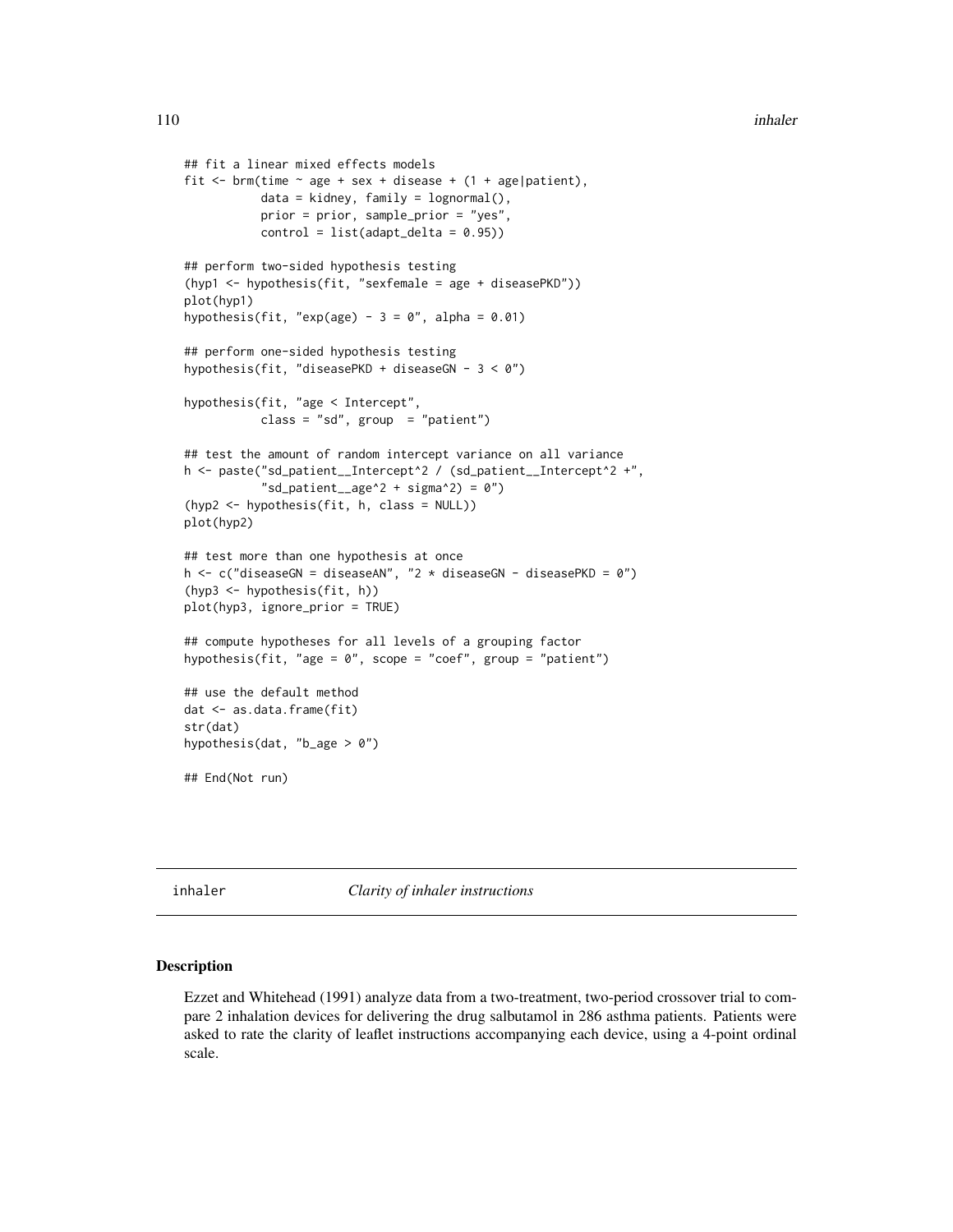```
## fit a linear mixed effects models
fit <- brm(time ~ age + sex + disease + (1 + age|patient),
           data = kidney, family = lognormal(),
           prior = prior, sample_prior = "yes",
           control = list(adapt_delta = 0.95))

## perform two-sided hypothesis testing
(hyp1 <- hypothesis(fit, "sexfemale = age + diseasePKD"))
plot(hyp1)
hypothesis(fit, "exp(age) - 3 = 0", alpha = 0.01)

## perform one-sided hypothesis testing
hypothesis(fit, "diseasePKD + diseaseGN - 3 < 0")

hypothesis(fit, "age < Intercept",
           class = "sd", group  = "patient")

## test the amount of random intercept variance on all variance
h <- paste("sd_patient__Intercept^2 / (sd_patient__Intercept^2 +",
           "sd_patient__age^2 + sigma^2) = 0")
(hyp2 <- hypothesis(fit, h, class = NULL))
plot(hyp2)

## test more than one hypothesis at once
h <- c("diseaseGN = diseaseAN", "2 * diseaseGN - diseasePKD = 0")
(hyp3 <- hypothesis(fit, h))
plot(hyp3, ignore_prior = TRUE)

## compute hypotheses for all levels of a grouping factor
hypothesis(fit, "age = 0", scope = "coef", group = "patient")

## use the default method
dat <- as.data.frame(fit)
str(dat)
hypothesis(dat, "b_age > 0")

## End(Not run)
```

---

inhaler *Clarity of inhaler instructions*

---

### Description

Ezzet and Whitehead (1991) analyze data from a two-treatment, two-period crossover trial to compare 2 inhalation devices for delivering the drug salbutamol in 286 asthma patients. Patients were asked to rate the clarity of leaflet instructions accompanying each device, using a 4-point ordinal scale.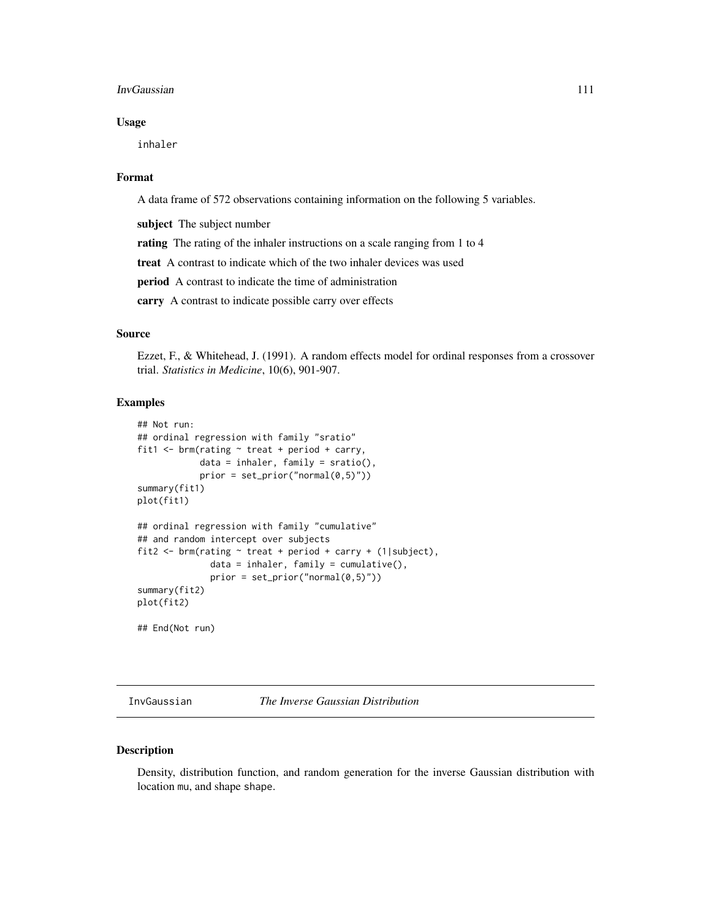## Usage

```
inhaler
```

## Format

A data frame of 572 observations containing information on the following 5 variables.

**subject** The subject number

**rating** The rating of the inhaler instructions on a scale ranging from 1 to 4

**treat** A contrast to indicate which of the two inhaler devices was used

**period** A contrast to indicate the time of administration

**carry** A contrast to indicate possible carry over effects

## Source

Ezzet, F., & Whitehead, J. (1991). A random effects model for ordinal responses from a crossover trial. *Statistics in Medicine*, 10(6), 901-907.

## Examples

```
## Not run:
## ordinal regression with family "sratio"
fit1 <- brm(rating ~ treat + period + carry,
            data = inhaler, family = sratio(),
            prior = set_prior("normal(0,5)"))
summary(fit1)
plot(fit1)

## ordinal regression with family "cumulative"
## and random intercept over subjects
fit2 <- brm(rating ~ treat + period + carry + (1|subject),
              data = inhaler, family = cumulative(),
              prior = set_prior("normal(0,5)"))
summary(fit2)
plot(fit2)

## End(Not run)
```

---

# InvGaussian — *The Inverse Gaussian Distribution*

## Description

Density, distribution function, and random generation for the inverse Gaussian distribution with location `mu`, and shape `shape`.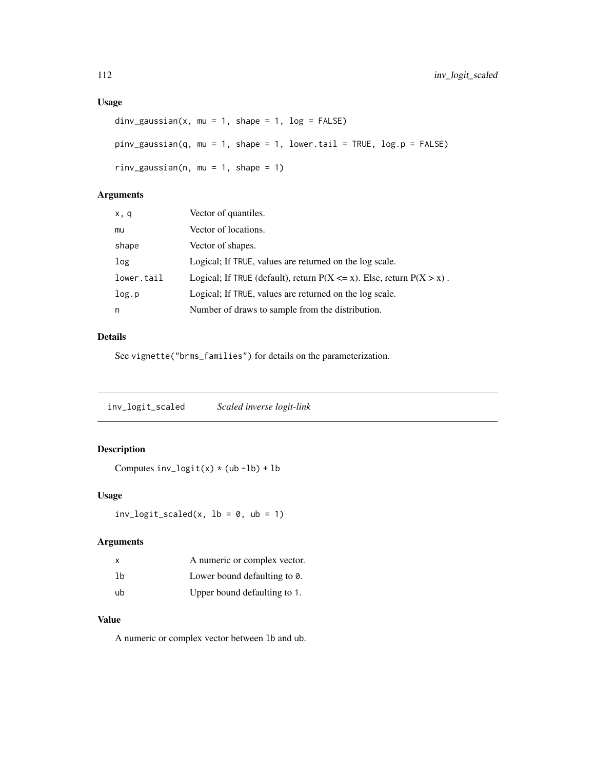### Usage

```
dinv_gaussian(x, mu = 1, shape = 1, log = FALSE)

pinv_gaussian(q, mu = 1, shape = 1, lower.tail = TRUE, log.p = FALSE)

rinv_gaussian(n, mu = 1, shape = 1)
```

### Arguments

| | |
|---|---|
| x, q | Vector of quantiles. |
| mu | Vector of locations. |
| shape | Vector of shapes. |
| log | Logical; If TRUE, values are returned on the log scale. |
| lower.tail | Logical; If TRUE (default), return P(X <= x). Else, return P(X > x) . |
| log.p | Logical; If TRUE, values are returned on the log scale. |
| n | Number of draws to sample from the distribution. |

### Details

See vignette("brms_families") for details on the parameterization.

---

## inv_logit_scaled *Scaled inverse logit-link*

---

### Description

Computes inv_logit(x) * (ub -lb) + lb

### Usage

```
inv_logit_scaled(x, lb = 0, ub = 1)
```

### Arguments

| | |
|---|---|
| x | A numeric or complex vector. |
| lb | Lower bound defaulting to 0. |
| ub | Upper bound defaulting to 1. |

### Value

A numeric or complex vector between lb and ub.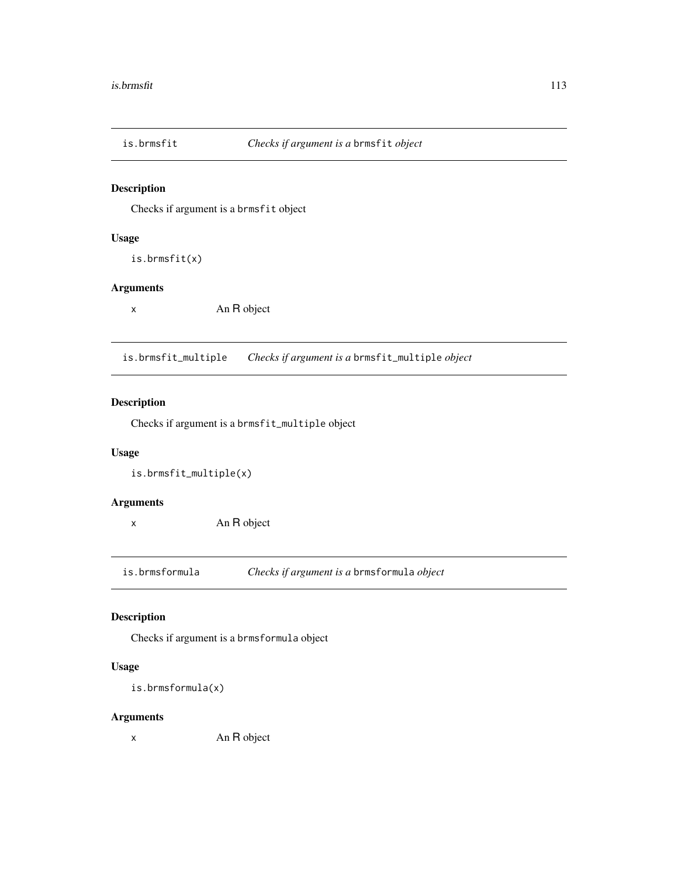## is.brmsfit — *Checks if argument is a* `brmsfit` *object*

### Description

Checks if argument is a `brmsfit` object

### Usage

```
is.brmsfit(x)
```

### Arguments

| | |
|---|---|
| x | An R object |

## is.brmsfit_multiple — *Checks if argument is a* `brmsfit_multiple` *object*

### Description

Checks if argument is a `brmsfit_multiple` object

### Usage

```
is.brmsfit_multiple(x)
```

### Arguments

| | |
|---|---|
| x | An R object |

## is.brmsformula — *Checks if argument is a* `brmsformula` *object*

### Description

Checks if argument is a `brmsformula` object

### Usage

```
is.brmsformula(x)
```

### Arguments

| | |
|---|---|
| x | An R object |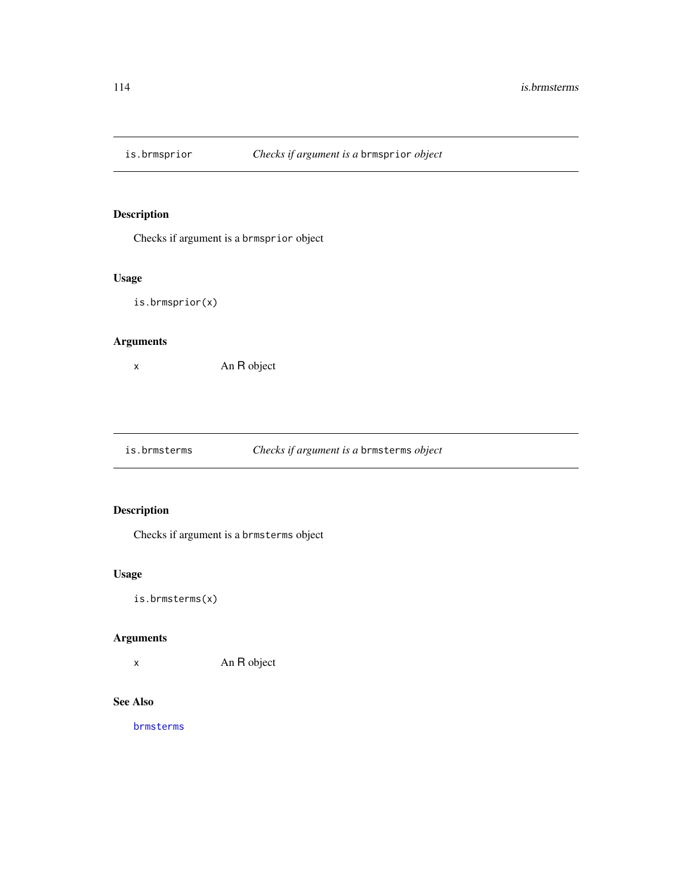## is.brmsprior — *Checks if argument is a* `brmsprior` *object*

### Description

Checks if argument is a `brmsprior` object

### Usage

```
is.brmsprior(x)
```

### Arguments

| | |
|---|---|
| x | An R object |

## is.brmsterms — *Checks if argument is a* `brmsterms` *object*

### Description

Checks if argument is a `brmsterms` object

### Usage

```
is.brmsterms(x)
```

### Arguments

| | |
|---|---|
| x | An R object |

### See Also

brmsterms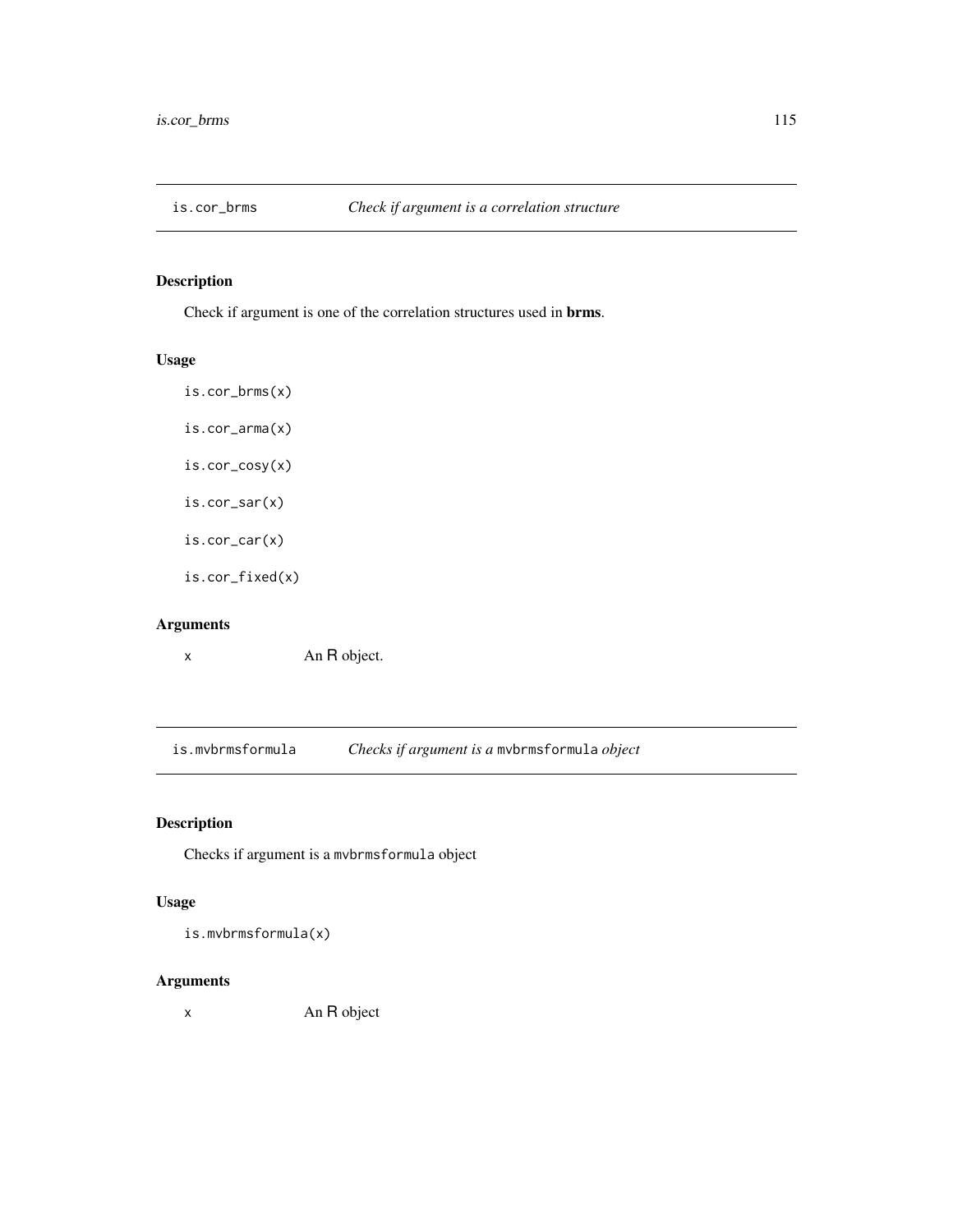## is.cor_brms — *Check if argument is a correlation structure*

### Description

Check if argument is one of the correlation structures used in **brms**.

### Usage

```
is.cor_brms(x)

is.cor_arma(x)

is.cor_cosy(x)

is.cor_sar(x)

is.cor_car(x)

is.cor_fixed(x)
```

### Arguments

| | |
|---|---|
| x | An R object. |

## is.mvbrmsformula — *Checks if argument is a `mvbrmsformula` object*

### Description

Checks if argument is a `mvbrmsformula` object

### Usage

```
is.mvbrmsformula(x)
```

### Arguments

| | |
|---|---|
| x | An R object |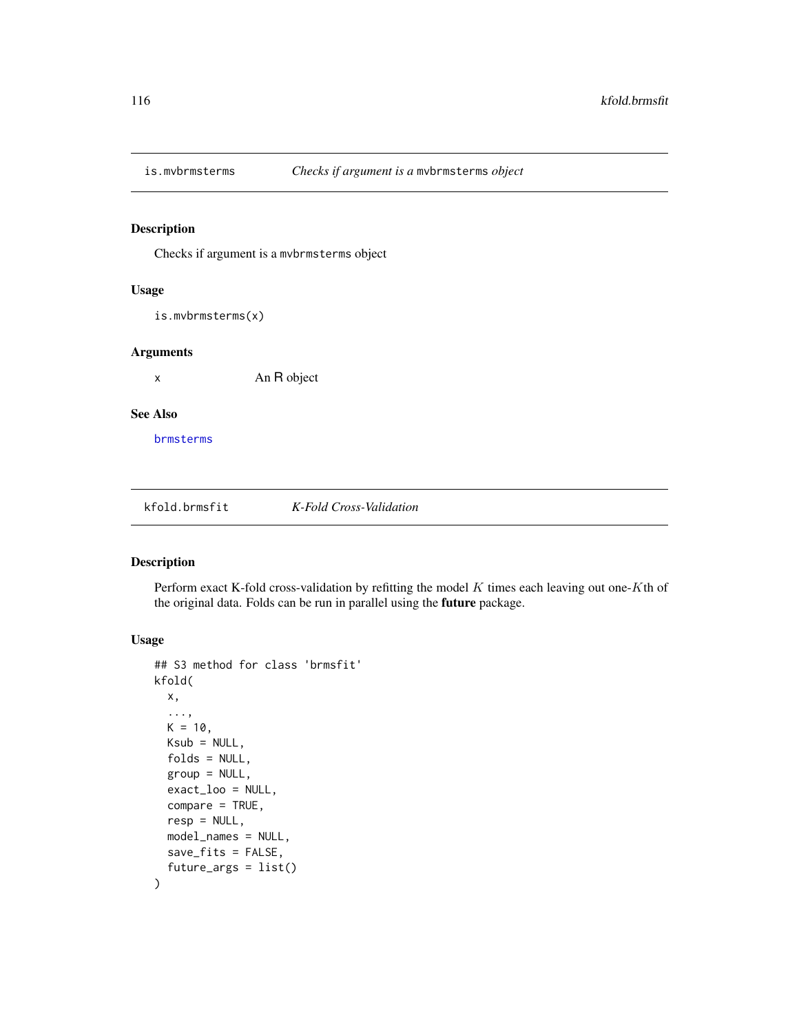## is.mvbrmsterms — *Checks if argument is a* `mvbrmsterms` *object*

### Description

Checks if argument is a `mvbrmsterms` object

### Usage

```
is.mvbrmsterms(x)
```

### Arguments

| | |
|---|---|
| x | An R object |

### See Also

brmsterms

## kfold.brmsfit — *K-Fold Cross-Validation*

### Description

Perform exact K-fold cross-validation by refitting the model $K$ times each leaving out one-$K$th of the original data. Folds can be run in parallel using the **future** package.

### Usage

```
## S3 method for class 'brmsfit'
kfold(
  x,
  ...,
  K = 10,
  Ksub = NULL,
  folds = NULL,
  group = NULL,
  exact_loo = NULL,
  compare = TRUE,
  resp = NULL,
  model_names = NULL,
  save_fits = FALSE,
  future_args = list()
)
```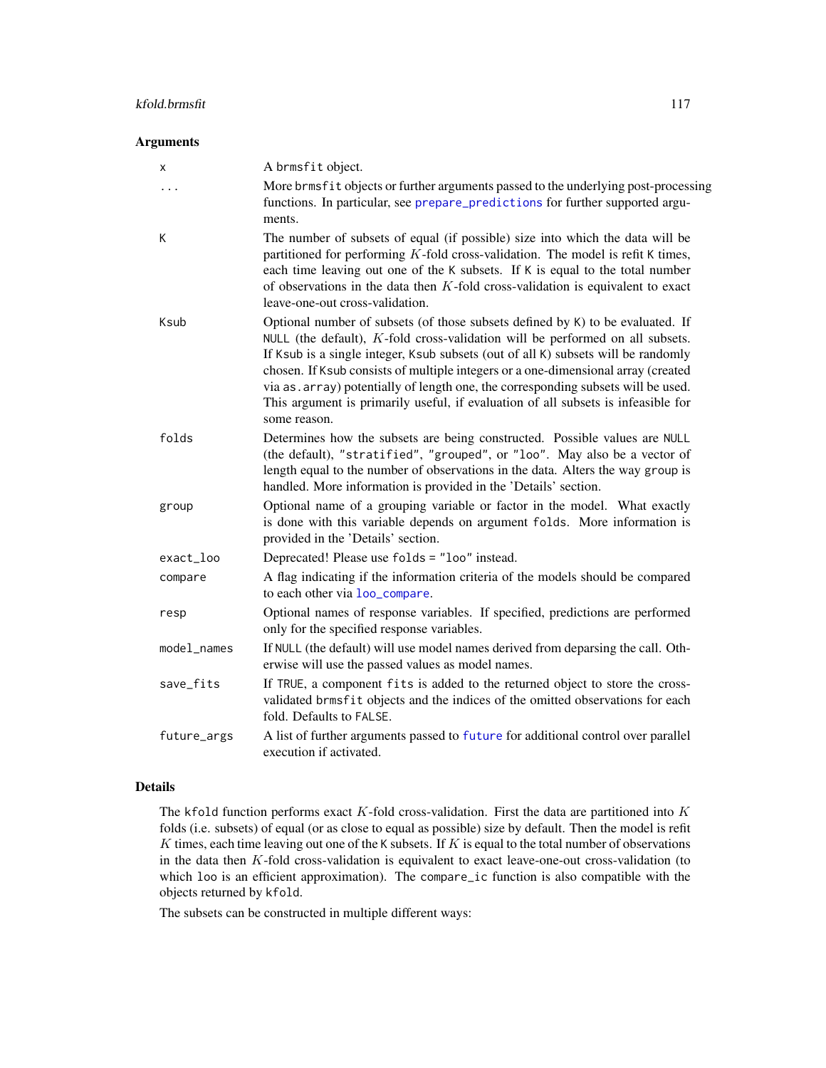### Arguments

| | |
|---|---|
| `x` | A `brmsfit` object. |
| `...` | More `brmsfit` objects or further arguments passed to the underlying post-processing functions. In particular, see `prepare_predictions` for further supported arguments. |
| `K` | The number of subsets of equal (if possible) size into which the data will be partitioned for performing $K$-fold cross-validation. The model is refit `K` times, each time leaving out one of the `K` subsets. If `K` is equal to the total number of observations in the data then $K$-fold cross-validation is equivalent to exact leave-one-out cross-validation. |
| `Ksub` | Optional number of subsets (of those subsets defined by `K`) to be evaluated. If `NULL` (the default), $K$-fold cross-validation will be performed on all subsets. If `Ksub` is a single integer, `Ksub` subsets (out of all `K`) subsets will be randomly chosen. If `Ksub` consists of multiple integers or a one-dimensional array (created via `as.array`) potentially of length one, the corresponding subsets will be used. This argument is primarily useful, if evaluation of all subsets is infeasible for some reason. |
| `folds` | Determines how the subsets are being constructed. Possible values are `NULL` (the default), `"stratified"`, `"grouped"`, or `"loo"`. May also be a vector of length equal to the number of observations in the data. Alters the way `group` is handled. More information is provided in the 'Details' section. |
| `group` | Optional name of a grouping variable or factor in the model. What exactly is done with this variable depends on argument `folds`. More information is provided in the 'Details' section. |
| `exact_loo` | Deprecated! Please use `folds = "loo"` instead. |
| `compare` | A flag indicating if the information criteria of the models should be compared to each other via `loo_compare`. |
| `resp` | Optional names of response variables. If specified, predictions are performed only for the specified response variables. |
| `model_names` | If `NULL` (the default) will use model names derived from deparsing the call. Otherwise will use the passed values as model names. |
| `save_fits` | If `TRUE`, a component `fits` is added to the returned object to store the cross-validated `brmsfit` objects and the indices of the omitted observations for each fold. Defaults to `FALSE`. |
| `future_args` | A list of further arguments passed to `future` for additional control over parallel execution if activated. |

### Details

The `kfold` function performs exact $K$-fold cross-validation. First the data are partitioned into $K$ folds (i.e. subsets) of equal (or as close to equal as possible) size by default. Then the model is refit $K$ times, each time leaving out one of the `K` subsets. If $K$ is equal to the total number of observations in the data then $K$-fold cross-validation is equivalent to exact leave-one-out cross-validation (to which `loo` is an efficient approximation). The `compare_ic` function is also compatible with the objects returned by `kfold`.

The subsets can be constructed in multiple different ways: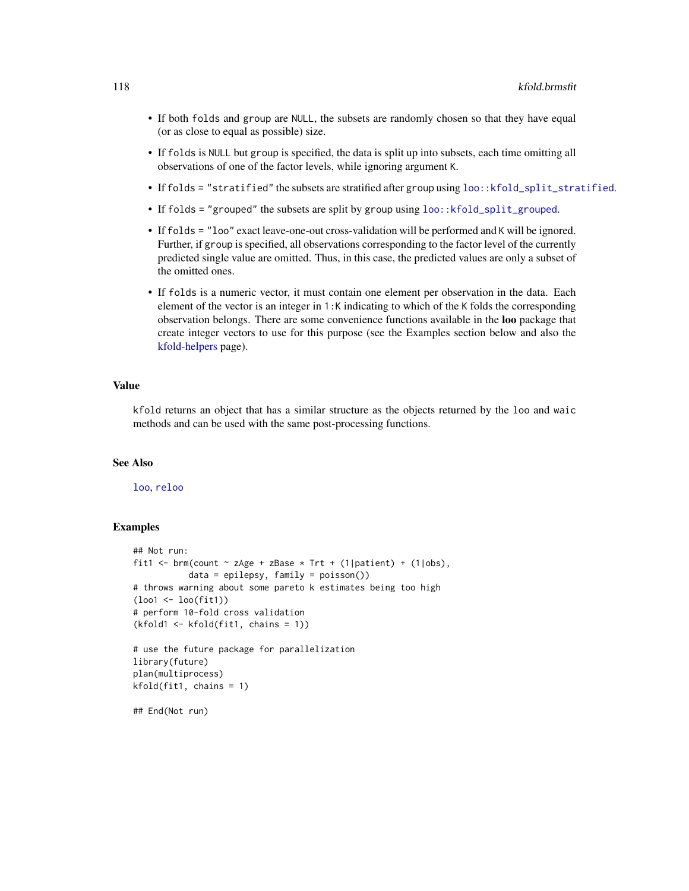- If both `folds` and `group` are `NULL`, the subsets are randomly chosen so that they have equal (or as close to equal as possible) size.
- If `folds` is `NULL` but `group` is specified, the data is split up into subsets, each time omitting all observations of one of the factor levels, while ignoring argument `K`.
- If `folds = "stratified"` the subsets are stratified after `group` using `loo::kfold_split_stratified`.
- If `folds = "grouped"` the subsets are split by `group` using `loo::kfold_split_grouped`.
- If `folds = "loo"` exact leave-one-out cross-validation will be performed and `K` will be ignored. Further, if `group` is specified, all observations corresponding to the factor level of the currently predicted single value are omitted. Thus, in this case, the predicted values are only a subset of the omitted ones.
- If `folds` is a numeric vector, it must contain one element per observation in the data. Each element of the vector is an integer in `1:K` indicating to which of the `K` folds the corresponding observation belongs. There are some convenience functions available in the **loo** package that create integer vectors to use for this purpose (see the Examples section below and also the kfold-helpers page).

### Value

`kfold` returns an object that has a similar structure as the objects returned by the `loo` and `waic` methods and can be used with the same post-processing functions.

### See Also

`loo`, `reloo`

### Examples

```
## Not run:
fit1 <- brm(count ~ zAge + zBase * Trt + (1|patient) + (1|obs),
           data = epilepsy, family = poisson())
# throws warning about some pareto k estimates being too high
(loo1 <- loo(fit1))
# perform 10-fold cross validation
(kfold1 <- kfold(fit1, chains = 1))

# use the future package for parallelization
library(future)
plan(multiprocess)
kfold(fit1, chains = 1)

## End(Not run)
```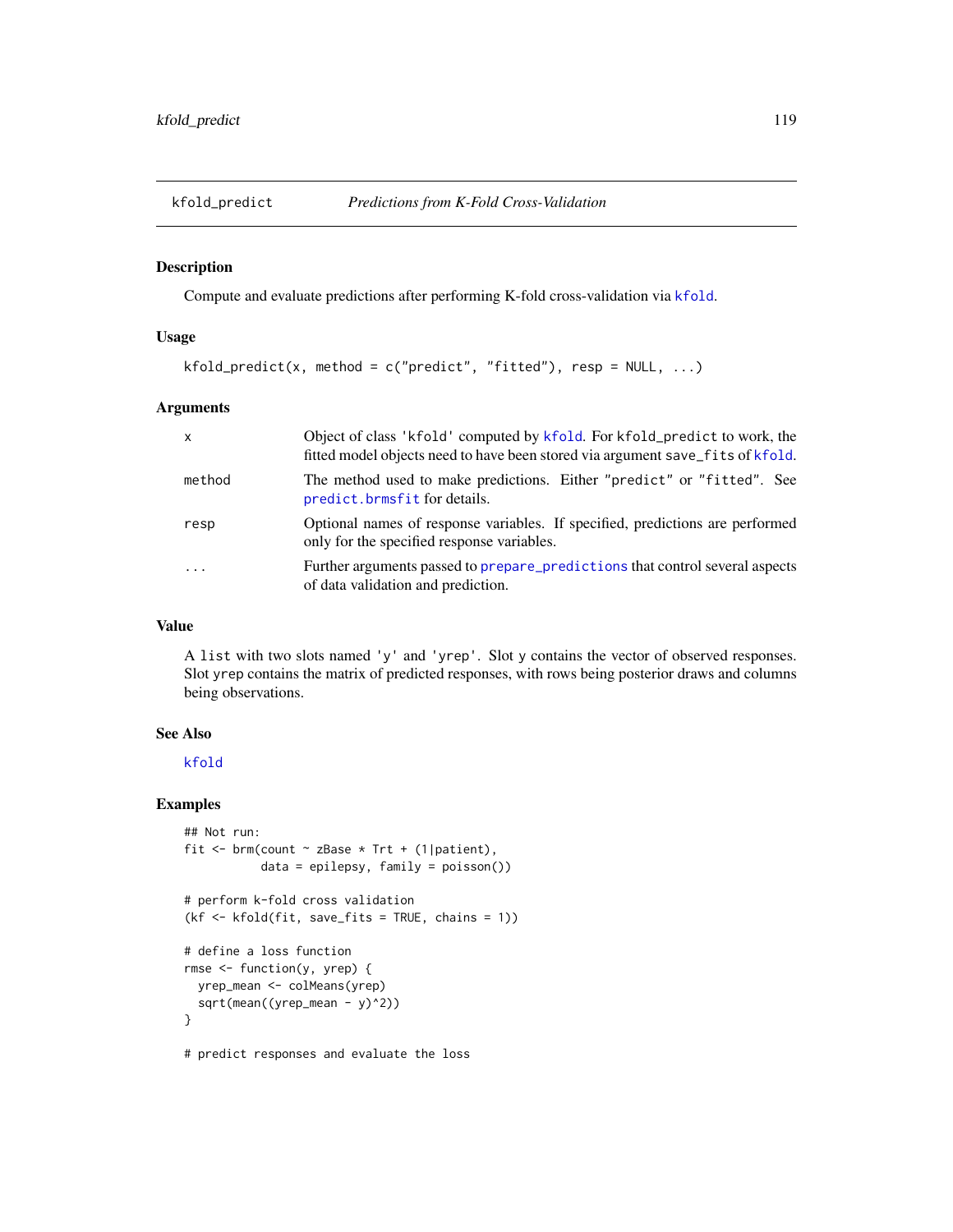## kfold_predict — *Predictions from K-Fold Cross-Validation*

### Description

Compute and evaluate predictions after performing K-fold cross-validation via kfold.

### Usage

```
kfold_predict(x, method = c("predict", "fitted"), resp = NULL, ...)
```

### Arguments

| | |
|---|---|
| x | Object of class 'kfold' computed by kfold. For kfold_predict to work, the fitted model objects need to have been stored via argument save_fits of kfold. |
| method | The method used to make predictions. Either "predict" or "fitted". See predict.brmsfit for details. |
| resp | Optional names of response variables. If specified, predictions are performed only for the specified response variables. |
| ... | Further arguments passed to prepare_predictions that control several aspects of data validation and prediction. |

### Value

A list with two slots named 'y' and 'yrep'. Slot y contains the vector of observed responses. Slot yrep contains the matrix of predicted responses, with rows being posterior draws and columns being observations.

### See Also

kfold

### Examples

```
## Not run:
fit <- brm(count ~ zBase * Trt + (1|patient),
           data = epilepsy, family = poisson())

# perform k-fold cross validation
(kf <- kfold(fit, save_fits = TRUE, chains = 1))

# define a loss function
rmse <- function(y, yrep) {
  yrep_mean <- colMeans(yrep)
  sqrt(mean((yrep_mean - y)^2))
}

# predict responses and evaluate the loss
```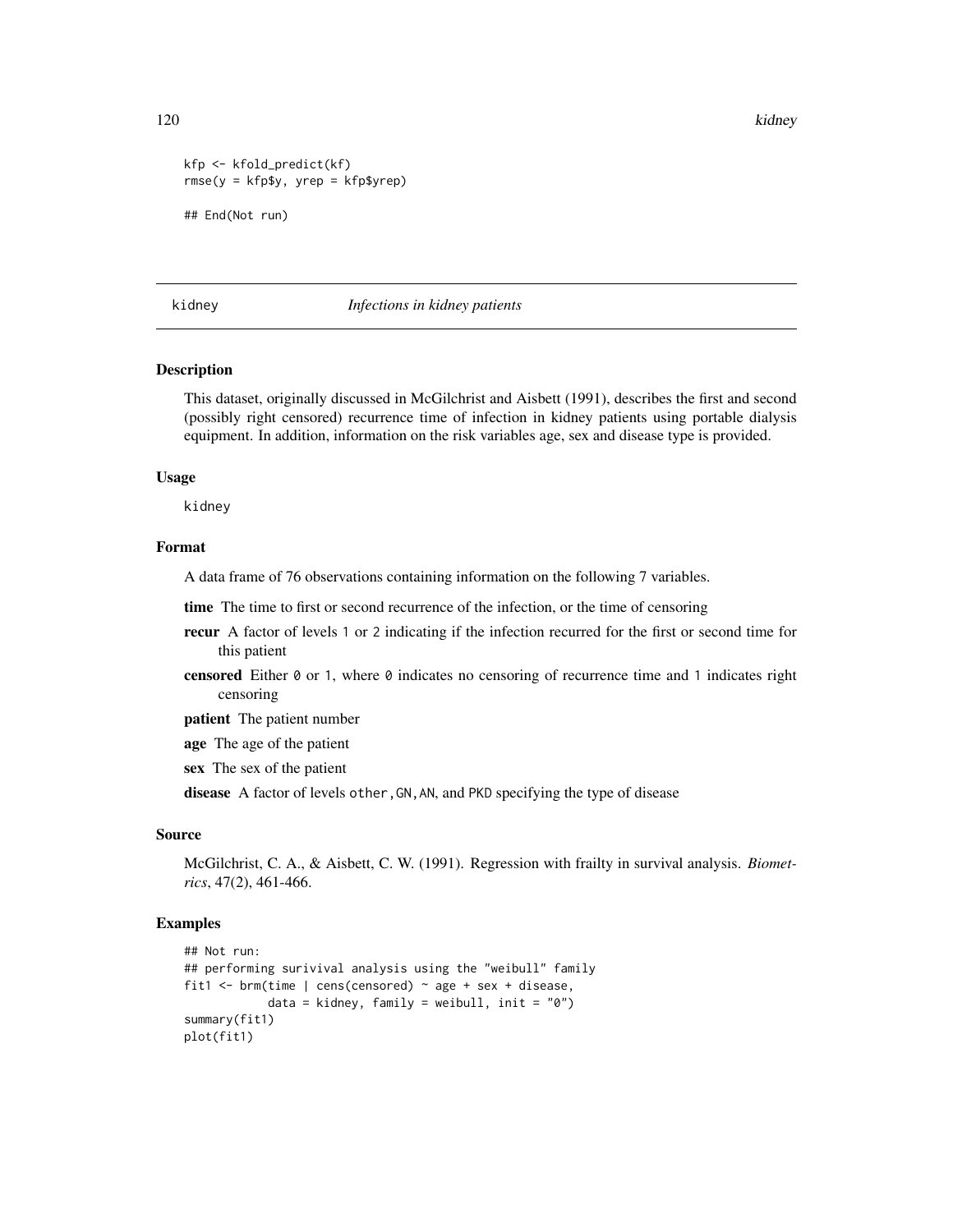```
kfp <- kfold_predict(kf)
rmse(y = kfp$y, yrep = kfp$yrep)

## End(Not run)
```

---

## kidney — *Infections in kidney patients*

### Description

This dataset, originally discussed in McGilchrist and Aisbett (1991), describes the first and second (possibly right censored) recurrence time of infection in kidney patients using portable dialysis equipment. In addition, information on the risk variables age, sex and disease type is provided.

### Usage

```
kidney
```

### Format

A data frame of 76 observations containing information on the following 7 variables.

**time** The time to first or second recurrence of the infection, or the time of censoring

**recur** A factor of levels `1` or `2` indicating if the infection recurred for the first or second time for this patient

**censored** Either `0` or `1`, where `0` indicates no censoring of recurrence time and `1` indicates right censoring

**patient** The patient number

**age** The age of the patient

**sex** The sex of the patient

**disease** A factor of levels `other,GN,AN`, and `PKD` specifying the type of disease

### Source

McGilchrist, C. A., & Aisbett, C. W. (1991). Regression with frailty in survival analysis. *Biometrics*, 47(2), 461-466.

### Examples

```
## Not run:
## performing surivival analysis using the "weibull" family
fit1 <- brm(time | cens(censored) ~ age + sex + disease,
            data = kidney, family = weibull, init = "0")
summary(fit1)
plot(fit1)
```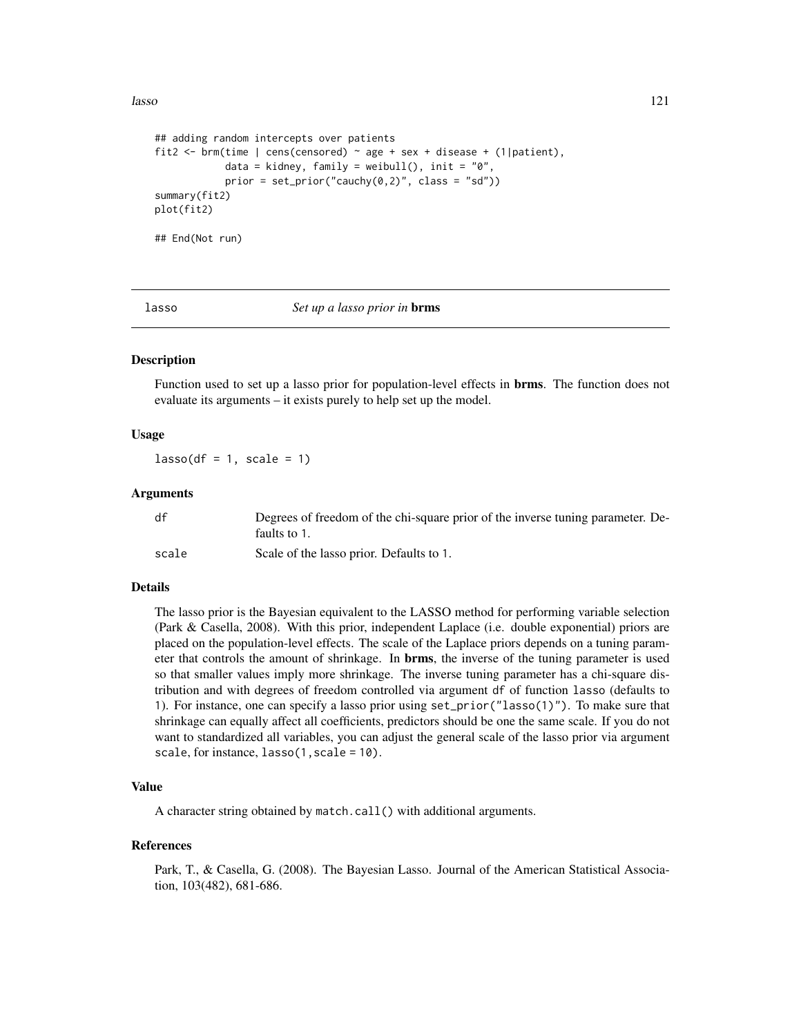```
## adding random intercepts over patients
fit2 <- brm(time | cens(censored) ~ age + sex + disease + (1|patient),
            data = kidney, family = weibull(), init = "0",
            prior = set_prior("cauchy(0,2)", class = "sd"))
summary(fit2)
plot(fit2)

## End(Not run)
```

---

## lasso — *Set up a lasso prior in* **brms**

### Description

Function used to set up a lasso prior for population-level effects in **brms**. The function does not evaluate its arguments – it exists purely to help set up the model.

### Usage

```
lasso(df = 1, scale = 1)
```

### Arguments

| | |
|---|---|
| df | Degrees of freedom of the chi-square prior of the inverse tuning parameter. Defaults to 1. |
| scale | Scale of the lasso prior. Defaults to 1. |

### Details

The lasso prior is the Bayesian equivalent to the LASSO method for performing variable selection (Park & Casella, 2008). With this prior, independent Laplace (i.e. double exponential) priors are placed on the population-level effects. The scale of the Laplace priors depends on a tuning parameter that controls the amount of shrinkage. In **brms**, the inverse of the tuning parameter is used so that smaller values imply more shrinkage. The inverse tuning parameter has a chi-square distribution and with degrees of freedom controlled via argument `df` of function `lasso` (defaults to 1). For instance, one can specify a lasso prior using `set_prior("lasso(1)")`. To make sure that shrinkage can equally affect all coefficients, predictors should be one the same scale. If you do not want to standardized all variables, you can adjust the general scale of the lasso prior via argument `scale`, for instance, `lasso(1, scale = 10)`.

### Value

A character string obtained by `match.call()` with additional arguments.

### References

Park, T., & Casella, G. (2008). The Bayesian Lasso. Journal of the American Statistical Association, 103(482), 681-686.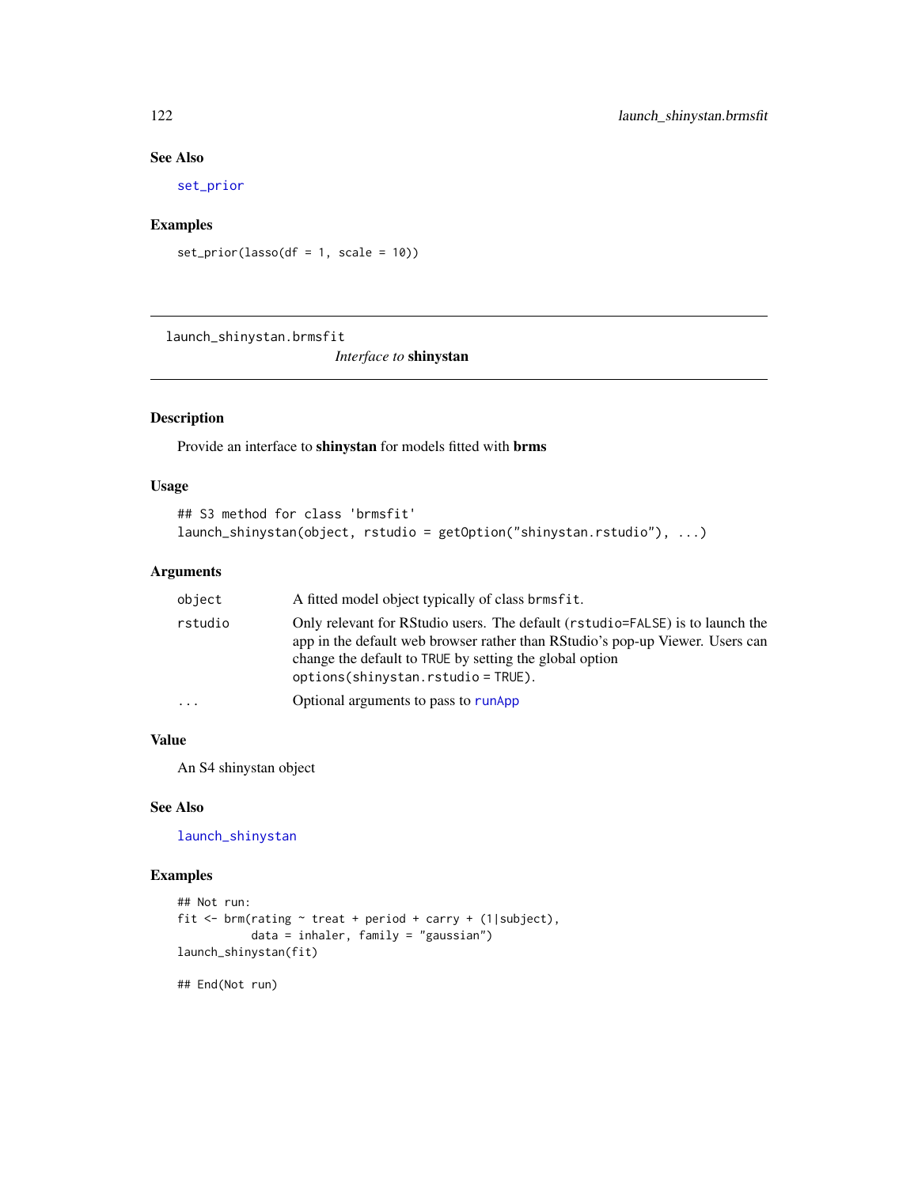### See Also

set_prior

### Examples

```
set_prior(lasso(df = 1, scale = 10))
```

---

## launch_shinystan.brmsfit

*Interface to* **shinystan**

### Description

Provide an interface to **shinystan** for models fitted with **brms**

### Usage

```
## S3 method for class 'brmsfit'
launch_shinystan(object, rstudio = getOption("shinystan.rstudio"), ...)
```

### Arguments

| | |
|---|---|
| object | A fitted model object typically of class brmsfit. |
| rstudio | Only relevant for RStudio users. The default (rstudio=FALSE) is to launch the app in the default web browser rather than RStudio's pop-up Viewer. Users can change the default to TRUE by setting the global option options(shinystan.rstudio = TRUE). |
| ... | Optional arguments to pass to runApp |

### Value

An S4 shinystan object

### See Also

launch_shinystan

### Examples

```
## Not run:
fit <- brm(rating ~ treat + period + carry + (1|subject),
           data = inhaler, family = "gaussian")
launch_shinystan(fit)

## End(Not run)
```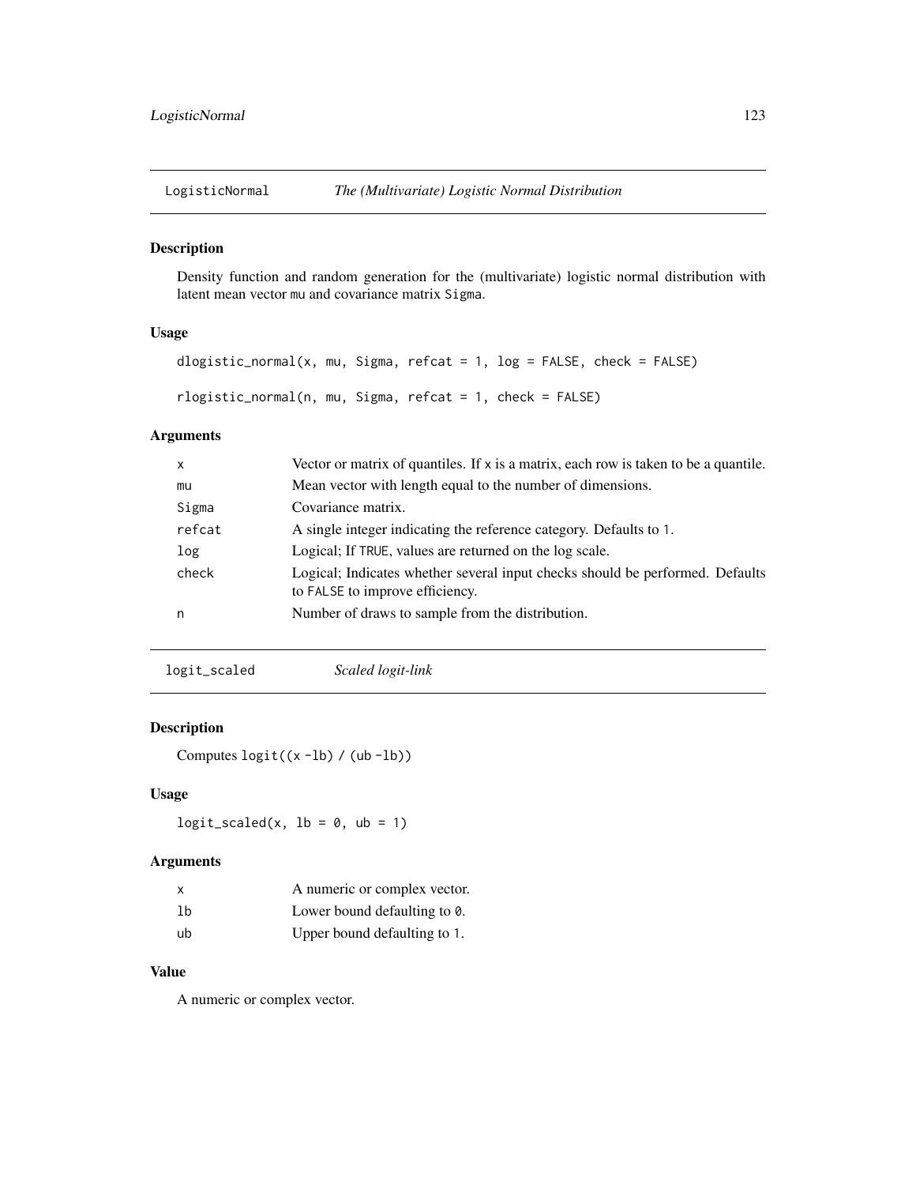## LogisticNormal *The (Multivariate) Logistic Normal Distribution*

### Description

Density function and random generation for the (multivariate) logistic normal distribution with latent mean vector `mu` and covariance matrix `Sigma`.

### Usage

```
dlogistic_normal(x, mu, Sigma, refcat = 1, log = FALSE, check = FALSE)

rlogistic_normal(n, mu, Sigma, refcat = 1, check = FALSE)
```

### Arguments

| | |
|---|---|
| x | Vector or matrix of quantiles. If x is a matrix, each row is taken to be a quantile. |
| mu | Mean vector with length equal to the number of dimensions. |
| Sigma | Covariance matrix. |
| refcat | A single integer indicating the reference category. Defaults to 1. |
| log | Logical; If TRUE, values are returned on the log scale. |
| check | Logical; Indicates whether several input checks should be performed. Defaults to FALSE to improve efficiency. |
| n | Number of draws to sample from the distribution. |

## logit_scaled *Scaled logit-link*

### Description

Computes `logit((x -lb) / (ub -lb))`

### Usage

```
logit_scaled(x, lb = 0, ub = 1)
```

### Arguments

| | |
|---|---|
| x | A numeric or complex vector. |
| lb | Lower bound defaulting to 0. |
| ub | Upper bound defaulting to 1. |

### Value

A numeric or complex vector.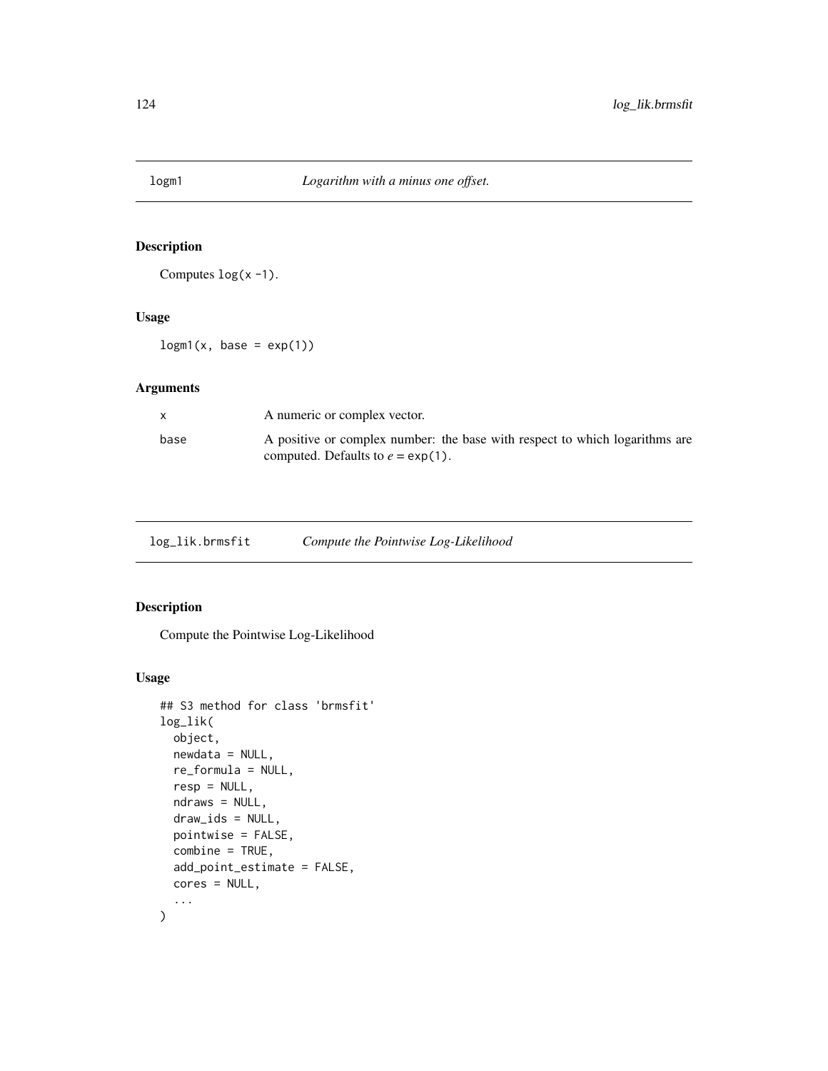## logm1 — *Logarithm with a minus one offset.*

### Description

Computes `log(x - 1)`.

### Usage

```
logm1(x, base = exp(1))
```

### Arguments

| | |
|---|---|
| `x` | A numeric or complex vector. |
| `base` | A positive or complex number: the base with respect to which logarithms are computed. Defaults to $e$ = `exp(1)`. |

## log_lik.brmsfit — *Compute the Pointwise Log-Likelihood*

### Description

Compute the Pointwise Log-Likelihood

### Usage

```
## S3 method for class 'brmsfit'
log_lik(
  object,
  newdata = NULL,
  re_formula = NULL,
  resp = NULL,
  ndraws = NULL,
  draw_ids = NULL,
  pointwise = FALSE,
  combine = TRUE,
  add_point_estimate = FALSE,
  cores = NULL,
  ...
)
```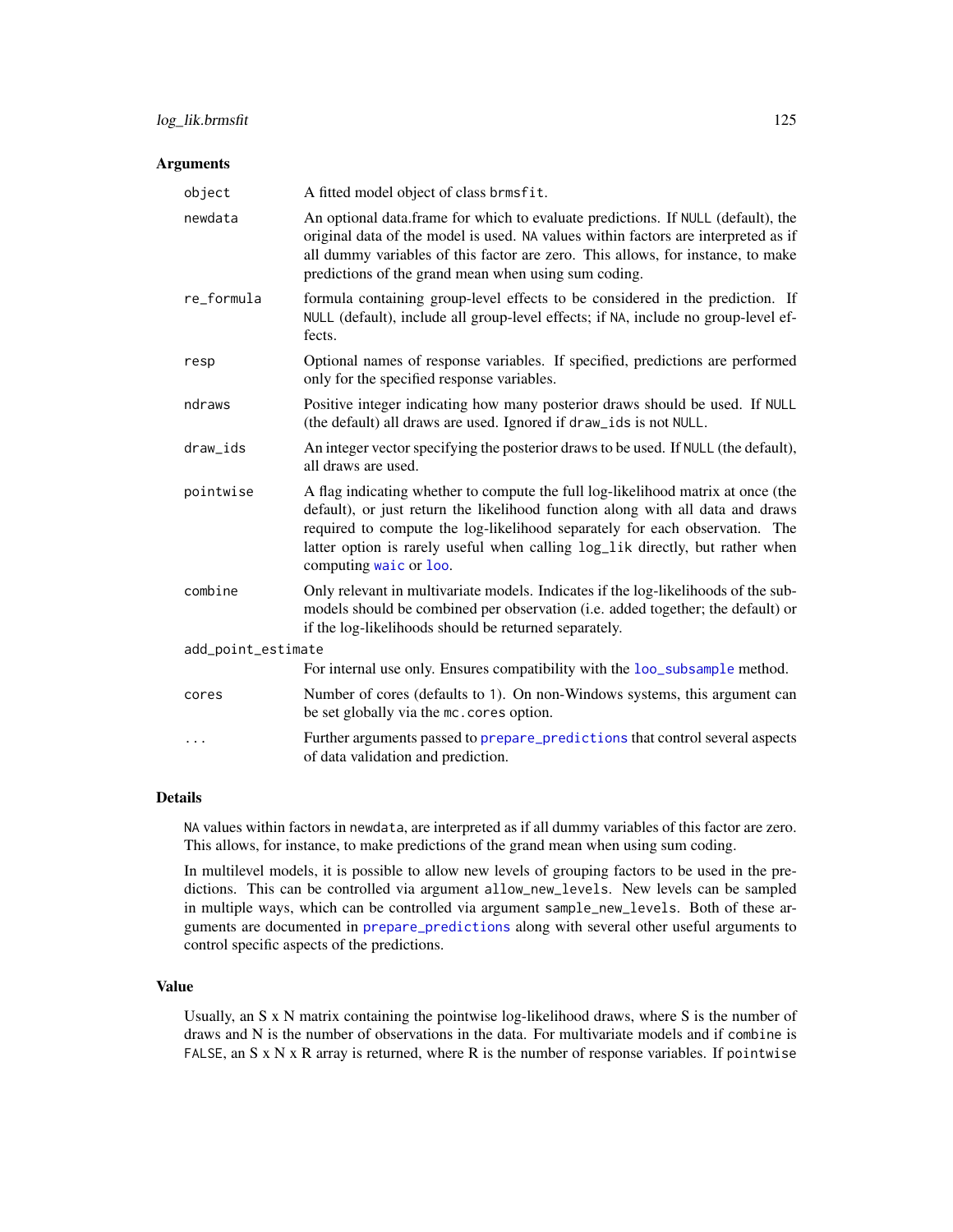### Arguments

| | |
|---|---|
| `object` | A fitted model object of class `brmsfit`. |
| `newdata` | An optional data.frame for which to evaluate predictions. If `NULL` (default), the original data of the model is used. `NA` values within factors are interpreted as if all dummy variables of this factor are zero. This allows, for instance, to make predictions of the grand mean when using sum coding. |
| `re_formula` | formula containing group-level effects to be considered in the prediction. If `NULL` (default), include all group-level effects; if `NA`, include no group-level effects. |
| `resp` | Optional names of response variables. If specified, predictions are performed only for the specified response variables. |
| `ndraws` | Positive integer indicating how many posterior draws should be used. If `NULL` (the default) all draws are used. Ignored if `draw_ids` is not `NULL`. |
| `draw_ids` | An integer vector specifying the posterior draws to be used. If `NULL` (the default), all draws are used. |
| `pointwise` | A flag indicating whether to compute the full log-likelihood matrix at once (the default), or just return the likelihood function along with all data and draws required to compute the log-likelihood separately for each observation. The latter option is rarely useful when calling `log_lik` directly, but rather when computing `waic` or `loo`. |
| `combine` | Only relevant in multivariate models. Indicates if the log-likelihoods of the submodels should be combined per observation (i.e. added together; the default) or if the log-likelihoods should be returned separately. |
| `add_point_estimate` | For internal use only. Ensures compatibility with the `loo_subsample` method. |
| `cores` | Number of cores (defaults to 1). On non-Windows systems, this argument can be set globally via the `mc.cores` option. |
| `...` | Further arguments passed to `prepare_predictions` that control several aspects of data validation and prediction. |

### Details

`NA` values within factors in `newdata`, are interpreted as if all dummy variables of this factor are zero. This allows, for instance, to make predictions of the grand mean when using sum coding.

In multilevel models, it is possible to allow new levels of grouping factors to be used in the predictions. This can be controlled via argument `allow_new_levels`. New levels can be sampled in multiple ways, which can be controlled via argument `sample_new_levels`. Both of these arguments are documented in `prepare_predictions` along with several other useful arguments to control specific aspects of the predictions.

### Value

Usually, an S x N matrix containing the pointwise log-likelihood draws, where S is the number of draws and N is the number of observations in the data. For multivariate models and if `combine` is `FALSE`, an S x N x R array is returned, where R is the number of response variables. If `pointwise`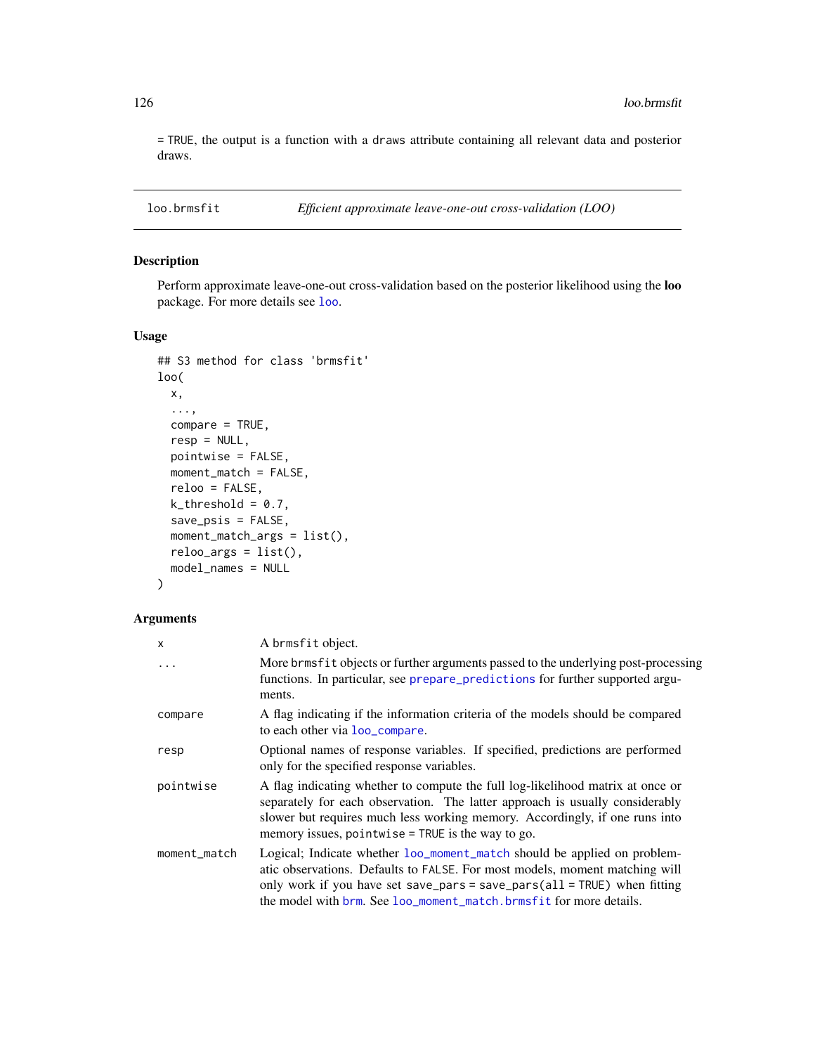= TRUE, the output is a function with a draws attribute containing all relevant data and posterior draws.

## loo.brmsfit — *Efficient approximate leave-one-out cross-validation (LOO)*

### Description

Perform approximate leave-one-out cross-validation based on the posterior likelihood using the **loo** package. For more details see loo.

### Usage

```
## S3 method for class 'brmsfit'
loo(
  x,
  ...,
  compare = TRUE,
  resp = NULL,
  pointwise = FALSE,
  moment_match = FALSE,
  reloo = FALSE,
  k_threshold = 0.7,
  save_psis = FALSE,
  moment_match_args = list(),
  reloo_args = list(),
  model_names = NULL
)
```

### Arguments

| | |
|---|---|
| x | A brmsfit object. |
| ... | More brmsfit objects or further arguments passed to the underlying post-processing functions. In particular, see prepare_predictions for further supported arguments. |
| compare | A flag indicating if the information criteria of the models should be compared to each other via loo_compare. |
| resp | Optional names of response variables. If specified, predictions are performed only for the specified response variables. |
| pointwise | A flag indicating whether to compute the full log-likelihood matrix at once or separately for each observation. The latter approach is usually considerably slower but requires much less working memory. Accordingly, if one runs into memory issues, pointwise = TRUE is the way to go. |
| moment_match | Logical; Indicate whether loo_moment_match should be applied on problematic observations. Defaults to FALSE. For most models, moment matching will only work if you have set save_pars = save_pars(all = TRUE) when fitting the model with brm. See loo_moment_match.brmsfit for more details. |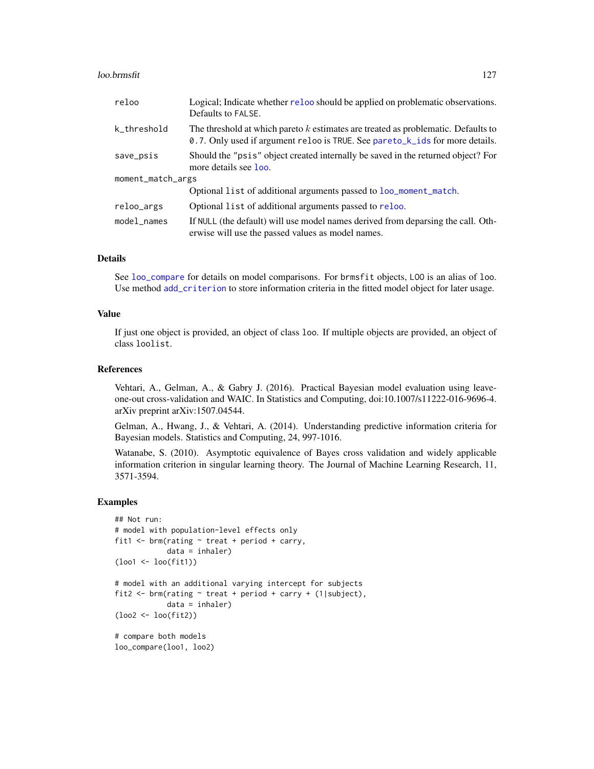| | |
|---|---|
| reloo | Logical; Indicate whether reloo should be applied on problematic observations. Defaults to FALSE. |
| k_threshold | The threshold at which pareto $k$ estimates are treated as problematic. Defaults to 0.7. Only used if argument reloo is TRUE. See pareto_k_ids for more details. |
| save_psis | Should the "psis" object created internally be saved in the returned object? For more details see loo. |
| moment_match_args | Optional list of additional arguments passed to loo_moment_match. |
| reloo_args | Optional list of additional arguments passed to reloo. |
| model_names | If NULL (the default) will use model names derived from deparsing the call. Otherwise will use the passed values as model names. |

### Details

See loo_compare for details on model comparisons. For brmsfit objects, LOO is an alias of loo. Use method add_criterion to store information criteria in the fitted model object for later usage.

### Value

If just one object is provided, an object of class loo. If multiple objects are provided, an object of class loolist.

### References

Vehtari, A., Gelman, A., & Gabry J. (2016). Practical Bayesian model evaluation using leave-one-out cross-validation and WAIC. In Statistics and Computing, doi:10.1007/s11222-016-9696-4. arXiv preprint arXiv:1507.04544.

Gelman, A., Hwang, J., & Vehtari, A. (2014). Understanding predictive information criteria for Bayesian models. Statistics and Computing, 24, 997-1016.

Watanabe, S. (2010). Asymptotic equivalence of Bayes cross validation and widely applicable information criterion in singular learning theory. The Journal of Machine Learning Research, 11, 3571-3594.

### Examples

```
## Not run:
# model with population-level effects only
fit1 <- brm(rating ~ treat + period + carry,
            data = inhaler)
(loo1 <- loo(fit1))

# model with an additional varying intercept for subjects
fit2 <- brm(rating ~ treat + period + carry + (1|subject),
            data = inhaler)
(loo2 <- loo(fit2))

# compare both models
loo_compare(loo1, loo2)
```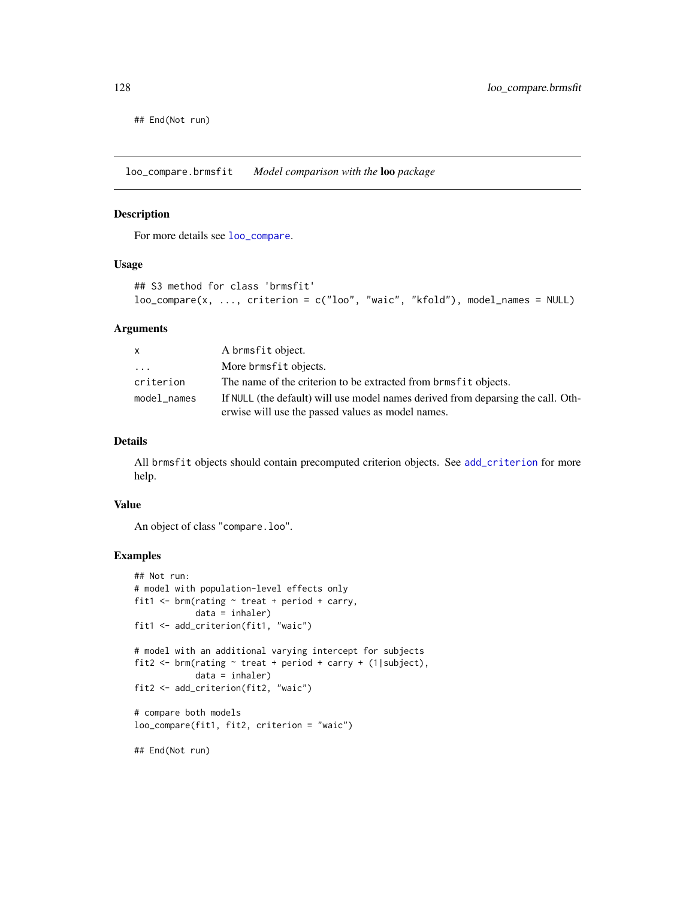```
## End(Not run)
```

## loo_compare.brmsfit *Model comparison with the* **loo** *package*

### Description

For more details see `loo_compare`.

### Usage

```
## S3 method for class 'brmsfit'
loo_compare(x, ..., criterion = c("loo", "waic", "kfold"), model_names = NULL)
```

### Arguments

| | |
|---|---|
| x | A brmsfit object. |
| ... | More brmsfit objects. |
| criterion | The name of the criterion to be extracted from brmsfit objects. |
| model_names | If NULL (the default) will use model names derived from deparsing the call. Otherwise will use the passed values as model names. |

### Details

All brmsfit objects should contain precomputed criterion objects. See `add_criterion` for more help.

### Value

An object of class "compare.loo".

### Examples

```
## Not run:
# model with population-level effects only
fit1 <- brm(rating ~ treat + period + carry,
            data = inhaler)
fit1 <- add_criterion(fit1, "waic")

# model with an additional varying intercept for subjects
fit2 <- brm(rating ~ treat + period + carry + (1|subject),
            data = inhaler)
fit2 <- add_criterion(fit2, "waic")

# compare both models
loo_compare(fit1, fit2, criterion = "waic")

## End(Not run)
```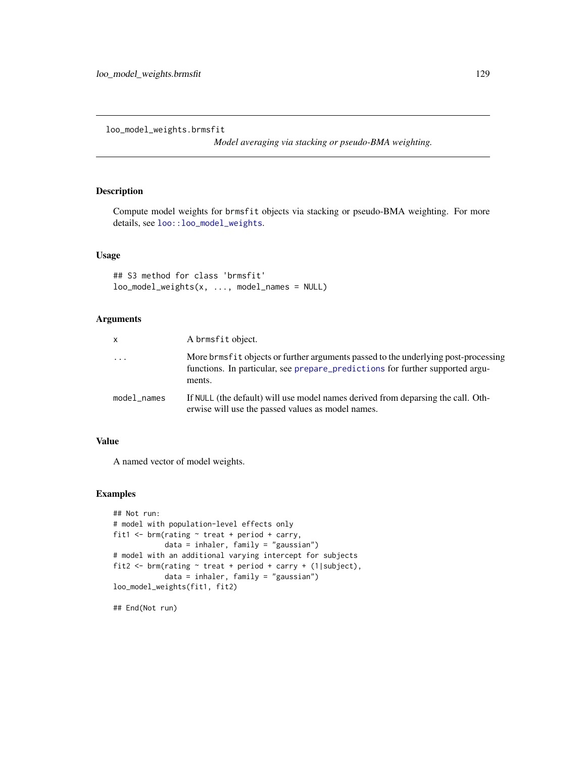## loo_model_weights.brmsfit

*Model averaging via stacking or pseudo-BMA weighting.*

### Description

Compute model weights for brmsfit objects via stacking or pseudo-BMA weighting. For more details, see loo::loo_model_weights.

### Usage

```
## S3 method for class 'brmsfit'
loo_model_weights(x, ..., model_names = NULL)
```

### Arguments

| | |
|---|---|
| x | A brmsfit object. |
| ... | More brmsfit objects or further arguments passed to the underlying post-processing functions. In particular, see prepare_predictions for further supported arguments. |
| model_names | If NULL (the default) will use model names derived from deparsing the call. Otherwise will use the passed values as model names. |

### Value

A named vector of model weights.

### Examples

```
## Not run:
# model with population-level effects only
fit1 <- brm(rating ~ treat + period + carry,
            data = inhaler, family = "gaussian")
# model with an additional varying intercept for subjects
fit2 <- brm(rating ~ treat + period + carry + (1|subject),
            data = inhaler, family = "gaussian")
loo_model_weights(fit1, fit2)

## End(Not run)
```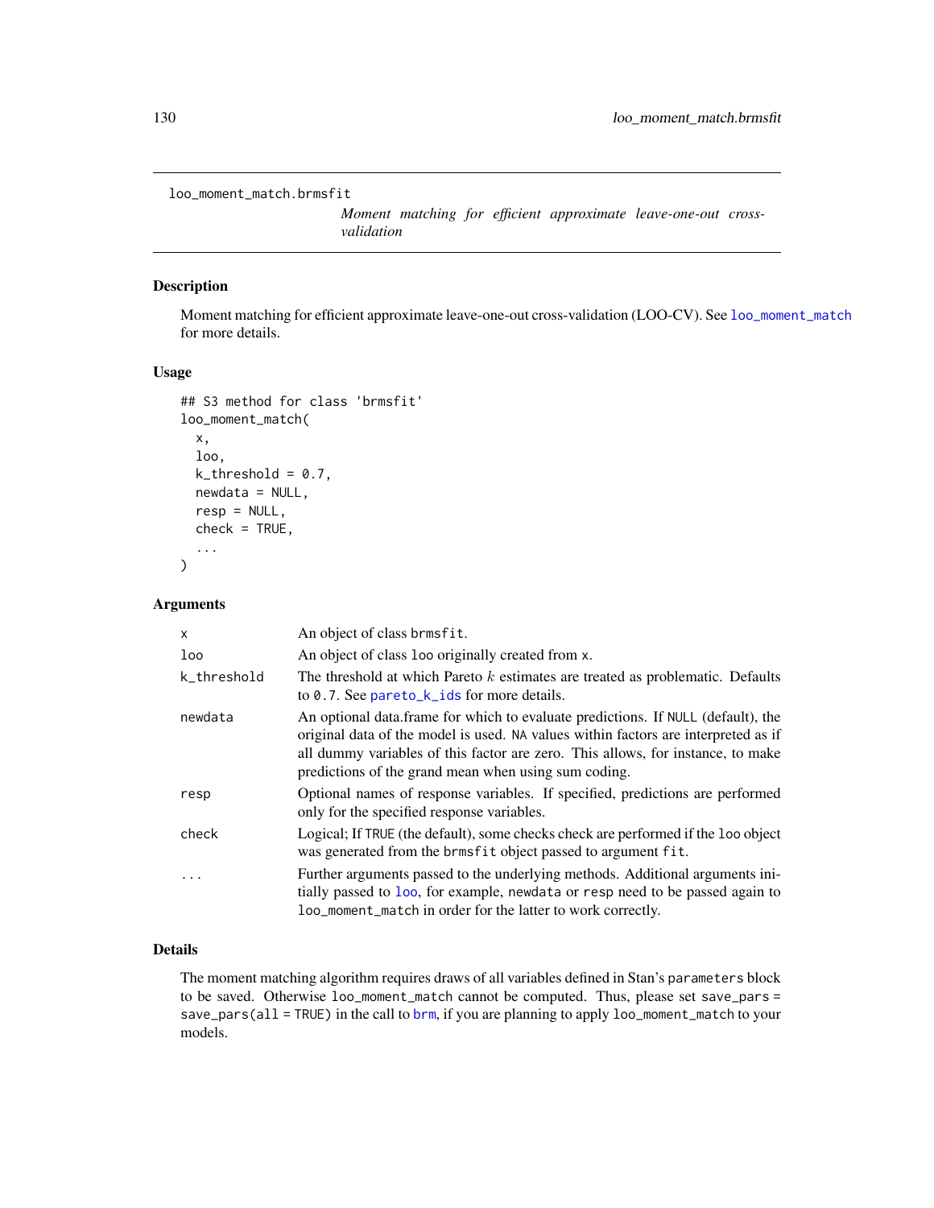loo_moment_match.brmsfit

*Moment matching for efficient approximate leave-one-out cross-validation*

## Description

Moment matching for efficient approximate leave-one-out cross-validation (LOO-CV). See loo_moment_match for more details.

## Usage

```
## S3 method for class 'brmsfit'
loo_moment_match(
  x,
  loo,
  k_threshold = 0.7,
  newdata = NULL,
  resp = NULL,
  check = TRUE,
  ...
)
```

## Arguments

| | |
|---|---|
| x | An object of class brmsfit. |
| loo | An object of class loo originally created from x. |
| k_threshold | The threshold at which Pareto $k$ estimates are treated as problematic. Defaults to 0.7. See pareto_k_ids for more details. |
| newdata | An optional data.frame for which to evaluate predictions. If NULL (default), the original data of the model is used. NA values within factors are interpreted as if all dummy variables of this factor are zero. This allows, for instance, to make predictions of the grand mean when using sum coding. |
| resp | Optional names of response variables. If specified, predictions are performed only for the specified response variables. |
| check | Logical; If TRUE (the default), some checks check are performed if the loo object was generated from the brmsfit object passed to argument fit. |
| ... | Further arguments passed to the underlying methods. Additional arguments initially passed to loo, for example, newdata or resp need to be passed again to loo_moment_match in order for the latter to work correctly. |

## Details

The moment matching algorithm requires draws of all variables defined in Stan's parameters block to be saved. Otherwise loo_moment_match cannot be computed. Thus, please set save_pars = save_pars(all = TRUE) in the call to brm, if you are planning to apply loo_moment_match to your models.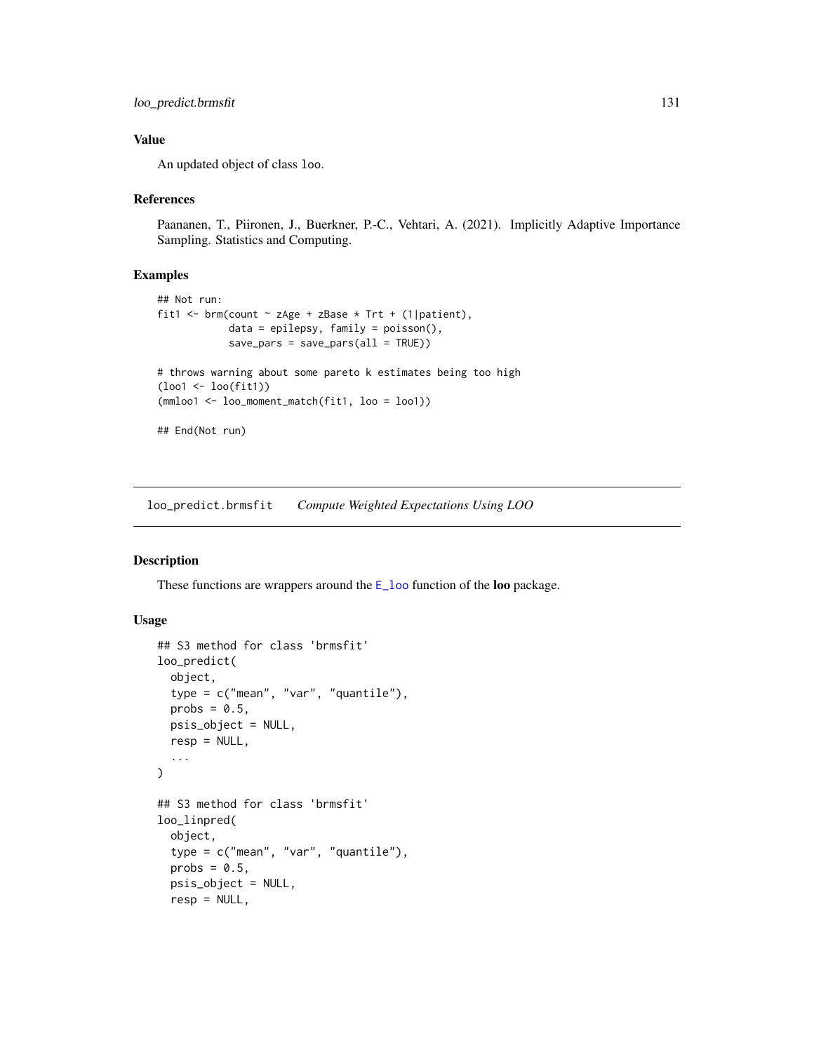## Value

An updated object of class loo.

## References

Paananen, T., Piironen, J., Buerkner, P.-C., Vehtari, A. (2021). Implicitly Adaptive Importance Sampling. Statistics and Computing.

## Examples

```
## Not run:
fit1 <- brm(count ~ zAge + zBase * Trt + (1|patient),
            data = epilepsy, family = poisson(),
            save_pars = save_pars(all = TRUE))

# throws warning about some pareto k estimates being too high
(loo1 <- loo(fit1))
(mmloo1 <- loo_moment_match(fit1, loo = loo1))

## End(Not run)
```

---

# loo_predict.brmsfit *Compute Weighted Expectations Using LOO*

## Description

These functions are wrappers around the E_loo function of the **loo** package.

## Usage

```
## S3 method for class 'brmsfit'
loo_predict(
  object,
  type = c("mean", "var", "quantile"),
  probs = 0.5,
  psis_object = NULL,
  resp = NULL,
  ...
)

## S3 method for class 'brmsfit'
loo_linpred(
  object,
  type = c("mean", "var", "quantile"),
  probs = 0.5,
  psis_object = NULL,
  resp = NULL,
```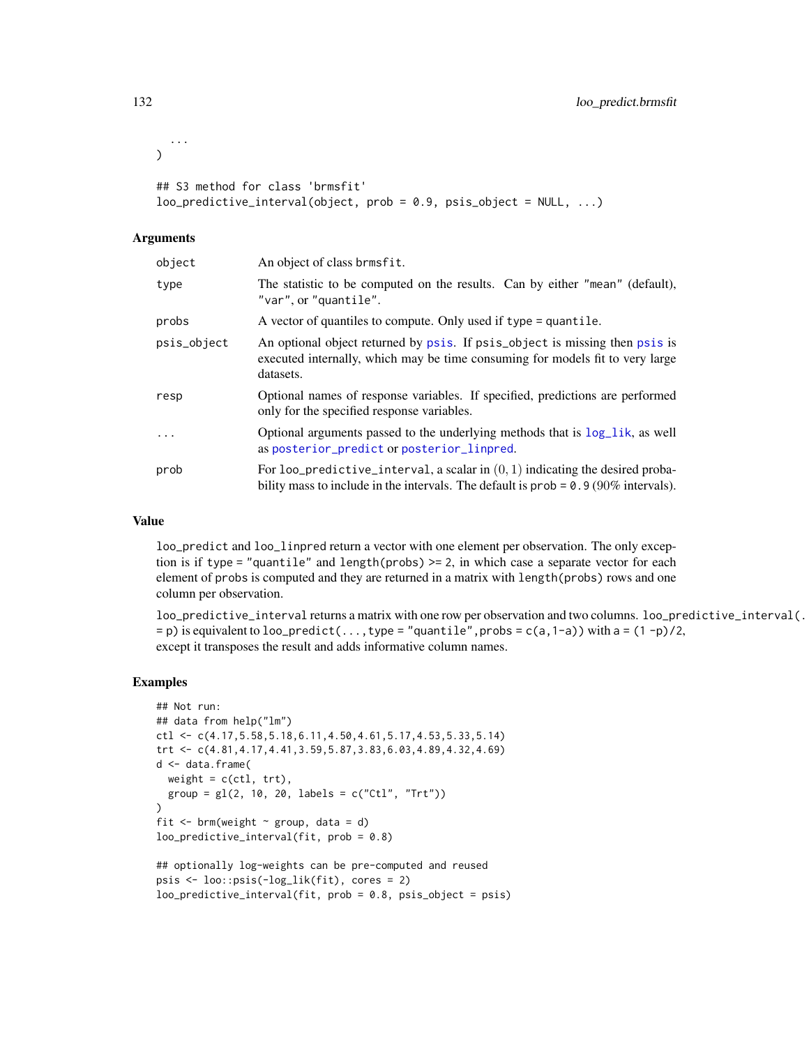```
  ...
)

## S3 method for class 'brmsfit'
loo_predictive_interval(object, prob = 0.9, psis_object = NULL, ...)
```

### Arguments

| | |
|---|---|
| object | An object of class brmsfit. |
| type | The statistic to be computed on the results. Can by either "mean" (default), "var", or "quantile". |
| probs | A vector of quantiles to compute. Only used if type = quantile. |
| psis_object | An optional object returned by psis. If psis_object is missing then psis is executed internally, which may be time consuming for models fit to very large datasets. |
| resp | Optional names of response variables. If specified, predictions are performed only for the specified response variables. |
| ... | Optional arguments passed to the underlying methods that is log_lik, as well as posterior_predict or posterior_linpred. |
| prob | For loo_predictive_interval, a scalar in $(0, 1)$ indicating the desired probability mass to include in the intervals. The default is prob = 0.9 (90% intervals). |

### Value

loo_predict and loo_linpred return a vector with one element per observation. The only exception is if type = "quantile" and length(probs) >= 2, in which case a separate vector for each element of probs is computed and they are returned in a matrix with length(probs) rows and one column per observation.

loo_predictive_interval returns a matrix with one row per observation and two columns. loo_predictive_interval(... = p) is equivalent to loo_predict(..., type = "quantile", probs = c(a,1-a)) with a = (1 -p)/2, except it transposes the result and adds informative column names.

### Examples

```
## Not run:
## data from help("lm")
ctl <- c(4.17,5.58,5.18,6.11,4.50,4.61,5.17,4.53,5.33,5.14)
trt <- c(4.81,4.17,4.41,3.59,5.87,3.83,6.03,4.89,4.32,4.69)
d <- data.frame(
  weight = c(ctl, trt),
  group = gl(2, 10, 20, labels = c("Ctl", "Trt"))
)
fit <- brm(weight ~ group, data = d)
loo_predictive_interval(fit, prob = 0.8)

## optionally log-weights can be pre-computed and reused
psis <- loo::psis(-log_lik(fit), cores = 2)
loo_predictive_interval(fit, prob = 0.8, psis_object = psis)
```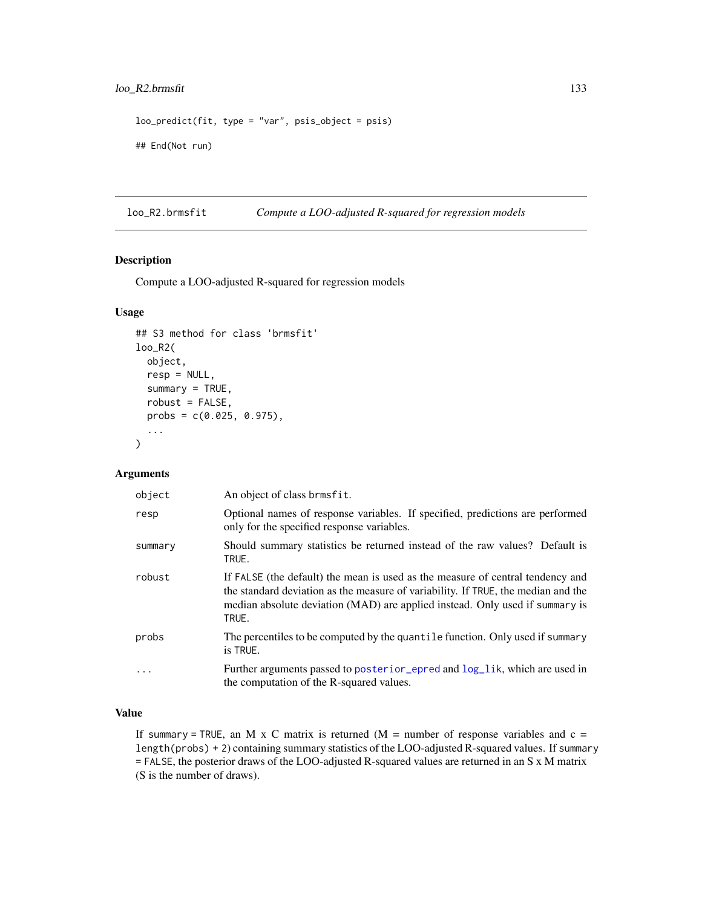```
loo_predict(fit, type = "var", psis_object = psis)

## End(Not run)
```

---

## loo_R2.brmsfit — *Compute a LOO-adjusted R-squared for regression models*

### Description

Compute a LOO-adjusted R-squared for regression models

### Usage

```
## S3 method for class 'brmsfit'
loo_R2(
  object,
  resp = NULL,
  summary = TRUE,
  robust = FALSE,
  probs = c(0.025, 0.975),
  ...
)
```

### Arguments

| | |
|---|---|
| `object` | An object of class `brmsfit`. |
| `resp` | Optional names of response variables. If specified, predictions are performed only for the specified response variables. |
| `summary` | Should summary statistics be returned instead of the raw values? Default is `TRUE`. |
| `robust` | If `FALSE` (the default) the mean is used as the measure of central tendency and the standard deviation as the measure of variability. If `TRUE`, the median and the median absolute deviation (MAD) are applied instead. Only used if `summary` is `TRUE`. |
| `probs` | The percentiles to be computed by the `quantile` function. Only used if `summary` is `TRUE`. |
| `...` | Further arguments passed to `posterior_epred` and `log_lik`, which are used in the computation of the R-squared values. |

### Value

If `summary = TRUE`, an M x C matrix is returned (M = number of response variables and c = `length(probs) + 2`) containing summary statistics of the LOO-adjusted R-squared values. If `summary = FALSE`, the posterior draws of the LOO-adjusted R-squared values are returned in an S x M matrix (S is the number of draws).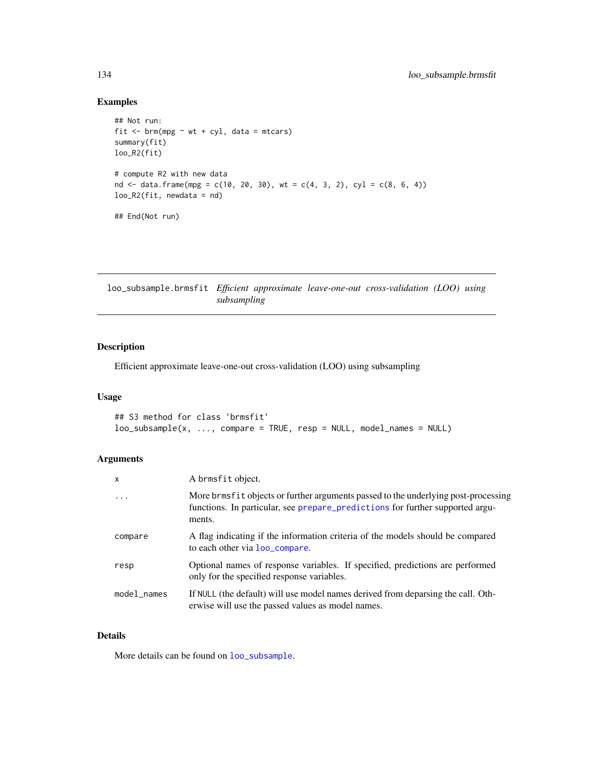## Examples

```
## Not run:
fit <- brm(mpg ~ wt + cyl, data = mtcars)
summary(fit)
loo_R2(fit)

# compute R2 with new data
nd <- data.frame(mpg = c(10, 20, 30), wt = c(4, 3, 2), cyl = c(8, 6, 4))
loo_R2(fit, newdata = nd)

## End(Not run)
```

---

# loo_subsample.brmsfit *Efficient approximate leave-one-out cross-validation (LOO) using subsampling*

---

## Description

Efficient approximate leave-one-out cross-validation (LOO) using subsampling

## Usage

```
## S3 method for class 'brmsfit'
loo_subsample(x, ..., compare = TRUE, resp = NULL, model_names = NULL)
```

## Arguments

| | |
|---|---|
| `x` | A `brmsfit` object. |
| `...` | More `brmsfit` objects or further arguments passed to the underlying post-processing functions. In particular, see `prepare_predictions` for further supported arguments. |
| `compare` | A flag indicating if the information criteria of the models should be compared to each other via `loo_compare`. |
| `resp` | Optional names of response variables. If specified, predictions are performed only for the specified response variables. |
| `model_names` | If `NULL` (the default) will use model names derived from deparsing the call. Otherwise will use the passed values as model names. |

## Details

More details can be found on `loo_subsample`.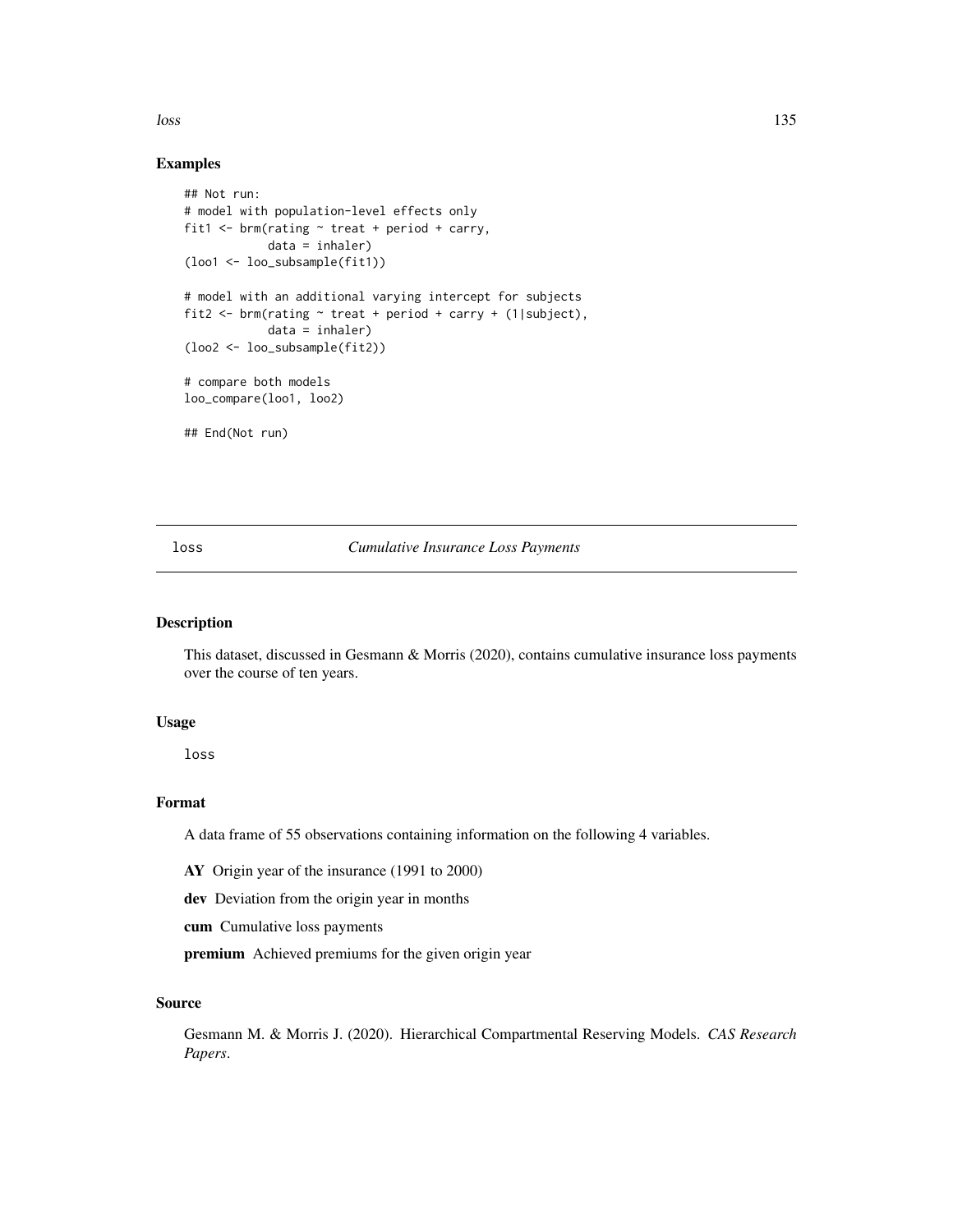## Examples

```
## Not run:
# model with population-level effects only
fit1 <- brm(rating ~ treat + period + carry,
            data = inhaler)
(loo1 <- loo_subsample(fit1))

# model with an additional varying intercept for subjects
fit2 <- brm(rating ~ treat + period + carry + (1|subject),
            data = inhaler)
(loo2 <- loo_subsample(fit2))

# compare both models
loo_compare(loo1, loo2)

## End(Not run)
```

---

loss *Cumulative Insurance Loss Payments*

---

## Description

This dataset, discussed in Gesmann & Morris (2020), contains cumulative insurance loss payments over the course of ten years.

## Usage

```
loss
```

## Format

A data frame of 55 observations containing information on the following 4 variables.

**AY** Origin year of the insurance (1991 to 2000)

**dev** Deviation from the origin year in months

**cum** Cumulative loss payments

**premium** Achieved premiums for the given origin year

## Source

Gesmann M. & Morris J. (2020). Hierarchical Compartmental Reserving Models. *CAS Research Papers*.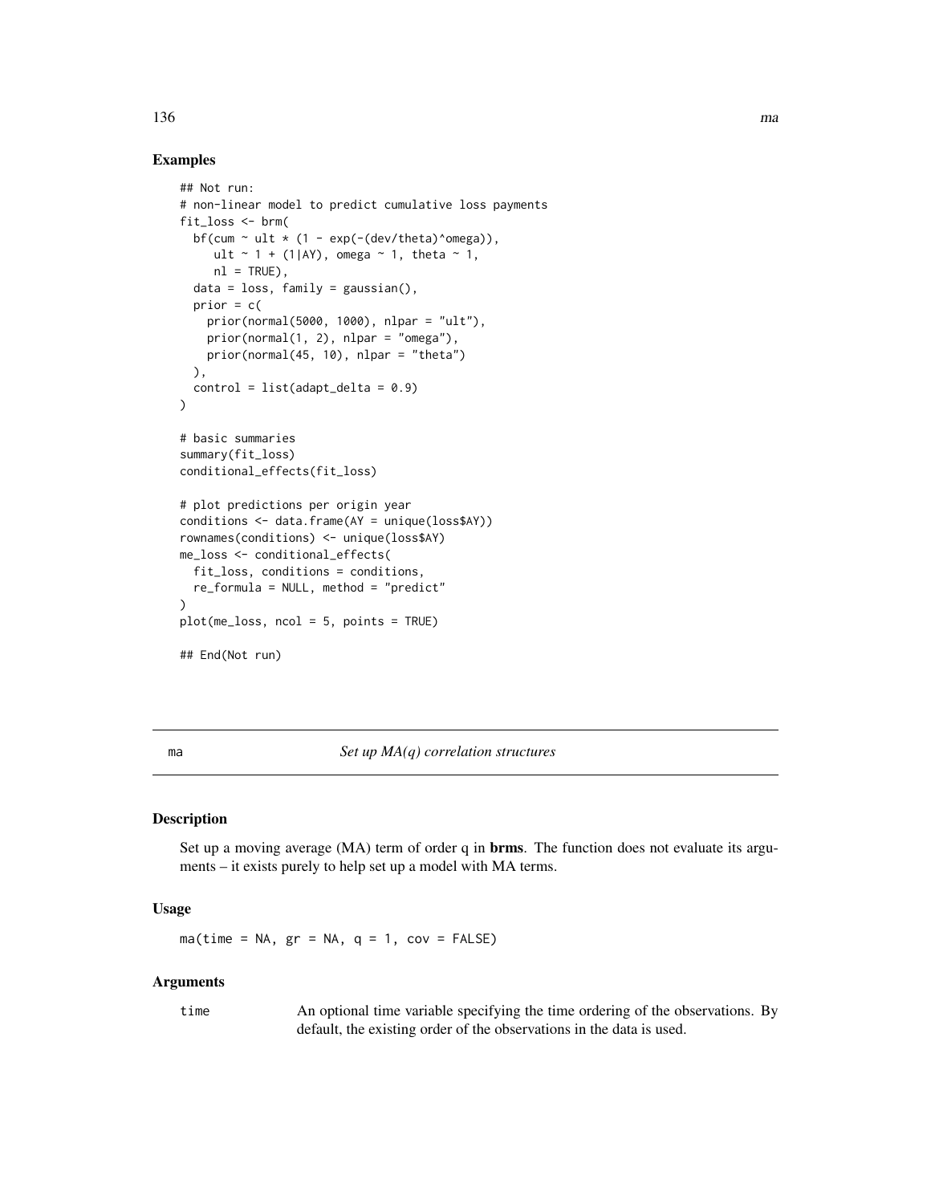## Examples

```
## Not run:
# non-linear model to predict cumulative loss payments
fit_loss <- brm(
  bf(cum ~ ult * (1 - exp(-(dev/theta)^omega)),
     ult ~ 1 + (1|AY), omega ~ 1, theta ~ 1,
     nl = TRUE),
  data = loss, family = gaussian(),
  prior = c(
    prior(normal(5000, 1000), nlpar = "ult"),
    prior(normal(1, 2), nlpar = "omega"),
    prior(normal(45, 10), nlpar = "theta")
  ),
  control = list(adapt_delta = 0.9)
)

# basic summaries
summary(fit_loss)
conditional_effects(fit_loss)

# plot predictions per origin year
conditions <- data.frame(AY = unique(loss$AY))
rownames(conditions) <- unique(loss$AY)
me_loss <- conditional_effects(
  fit_loss, conditions = conditions,
  re_formula = NULL, method = "predict"
)
plot(me_loss, ncol = 5, points = TRUE)

## End(Not run)
```

---

# ma — *Set up MA(q) correlation structures*

## Description

Set up a moving average (MA) term of order q in **brms**. The function does not evaluate its arguments – it exists purely to help set up a model with MA terms.

## Usage

```
ma(time = NA, gr = NA, q = 1, cov = FALSE)
```

## Arguments

| | |
|---|---|
| time | An optional time variable specifying the time ordering of the observations. By default, the existing order of the observations in the data is used. |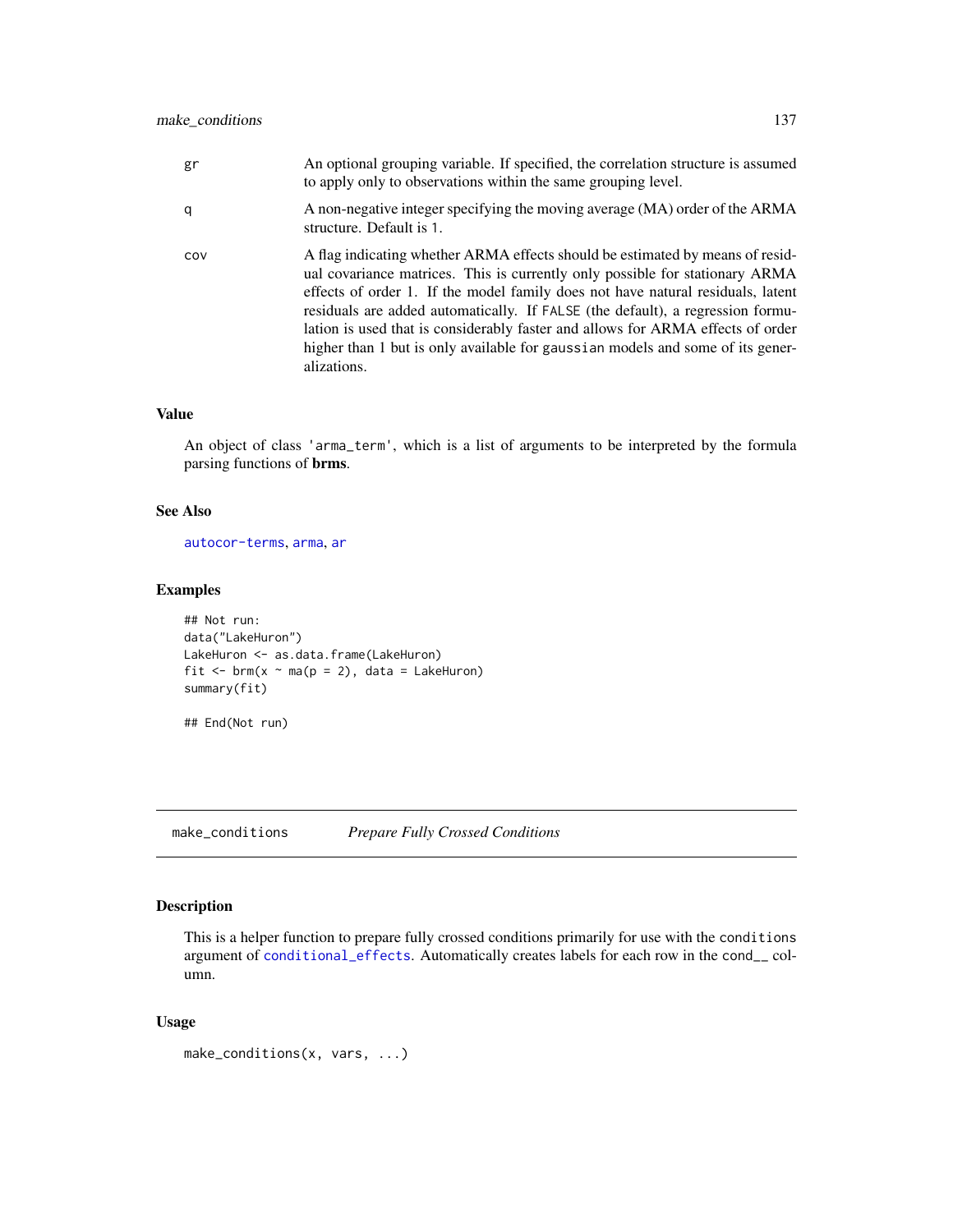| | |
|---|---|
| gr | An optional grouping variable. If specified, the correlation structure is assumed to apply only to observations within the same grouping level. |
| q | A non-negative integer specifying the moving average (MA) order of the ARMA structure. Default is 1. |
| cov | A flag indicating whether ARMA effects should be estimated by means of residual covariance matrices. This is currently only possible for stationary ARMA effects of order 1. If the model family does not have natural residuals, latent residuals are added automatically. If FALSE (the default), a regression formulation is used that is considerably faster and allows for ARMA effects of order higher than 1 but is only available for gaussian models and some of its generalizations. |

### Value

An object of class 'arma_term', which is a list of arguments to be interpreted by the formula parsing functions of **brms**.

### See Also

autocor-terms, arma, ar

### Examples

```
## Not run:
data("LakeHuron")
LakeHuron <- as.data.frame(LakeHuron)
fit <- brm(x ~ ma(p = 2), data = LakeHuron)
summary(fit)

## End(Not run)
```

---

## make_conditions *Prepare Fully Crossed Conditions*

### Description

This is a helper function to prepare fully crossed conditions primarily for use with the conditions argument of conditional_effects. Automatically creates labels for each row in the cond__ column.

### Usage

```
make_conditions(x, vars, ...)
```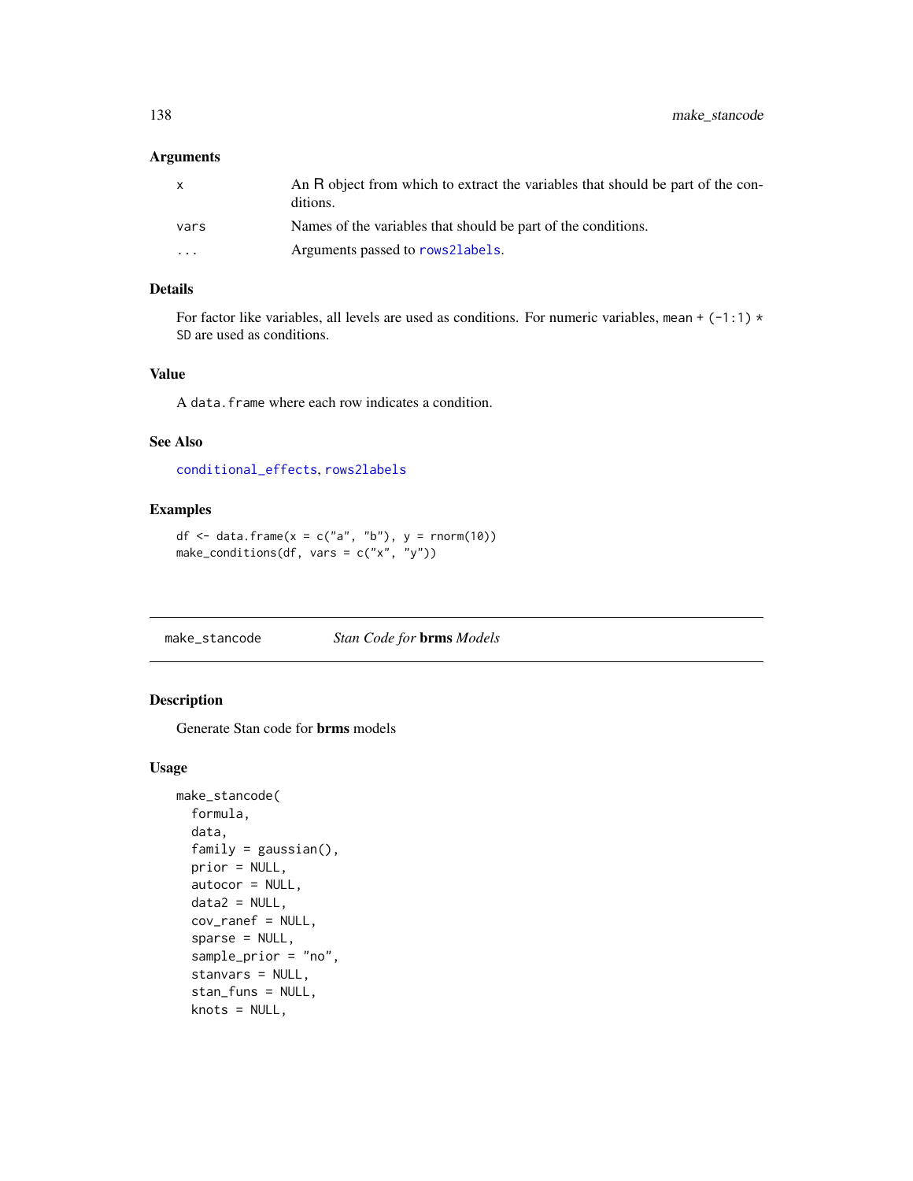### Arguments

| | |
|---|---|
| x | An R object from which to extract the variables that should be part of the conditions. |
| vars | Names of the variables that should be part of the conditions. |
| ... | Arguments passed to rows2labels. |

### Details

For factor like variables, all levels are used as conditions. For numeric variables, `mean + (-1:1) * SD` are used as conditions.

### Value

A `data.frame` where each row indicates a condition.

### See Also

conditional_effects, rows2labels

### Examples

```
df <- data.frame(x = c("a", "b"), y = rnorm(10))
make_conditions(df, vars = c("x", "y"))
```

---

## make_stancode — *Stan Code for* **brms** *Models*

---

### Description

Generate Stan code for **brms** models

### Usage

```
make_stancode(
  formula,
  data,
  family = gaussian(),
  prior = NULL,
  autocor = NULL,
  data2 = NULL,
  cov_ranef = NULL,
  sparse = NULL,
  sample_prior = "no",
  stanvars = NULL,
  stan_funs = NULL,
  knots = NULL,
```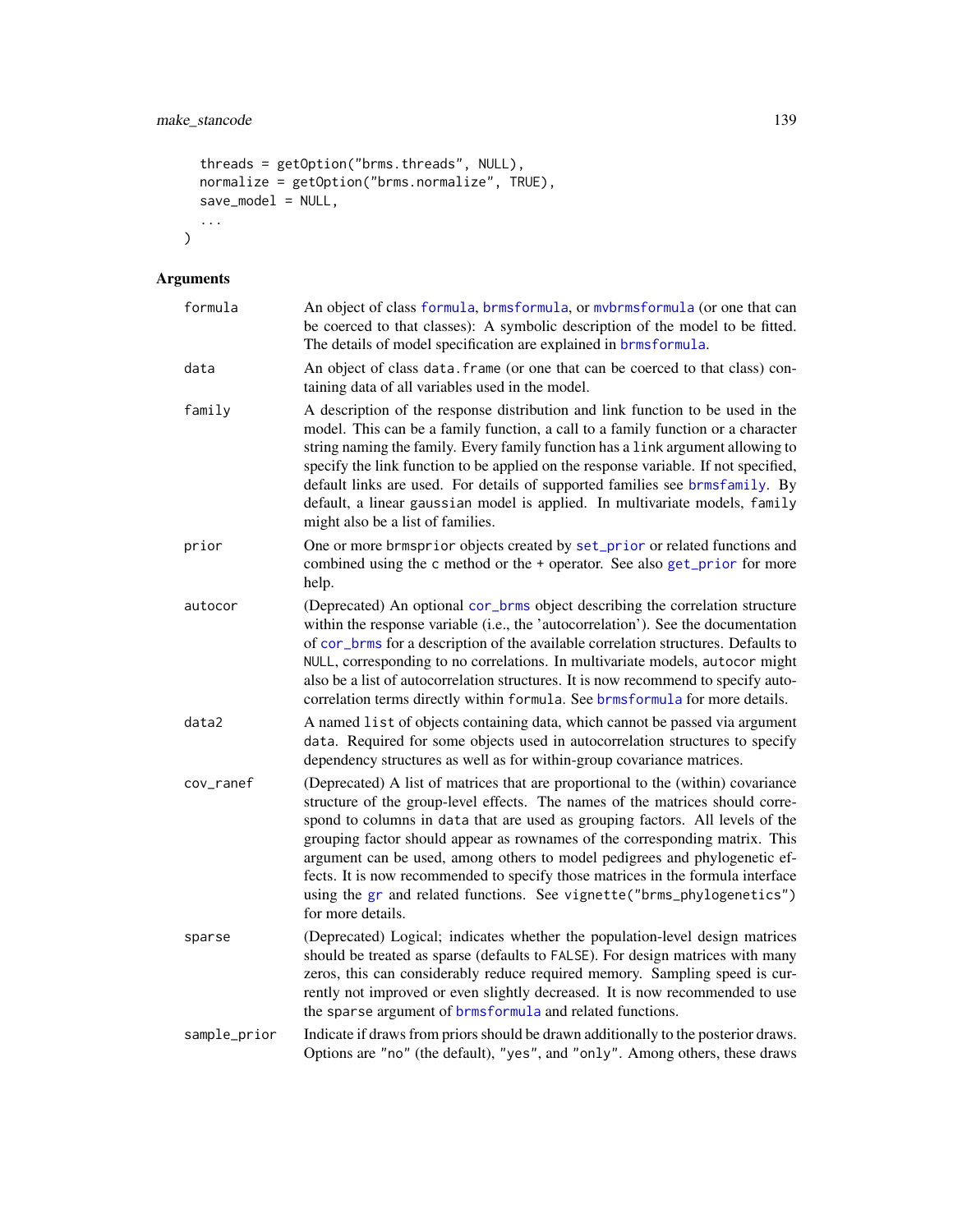```
  threads = getOption("brms.threads", NULL),
  normalize = getOption("brms.normalize", TRUE),
  save_model = NULL,
  ...
)
```

## Arguments

| | |
|---|---|
| formula | An object of class formula, brmsformula, or mvbrmsformula (or one that can be coerced to that classes): A symbolic description of the model to be fitted. The details of model specification are explained in brmsformula. |
| data | An object of class data.frame (or one that can be coerced to that class) containing data of all variables used in the model. |
| family | A description of the response distribution and link function to be used in the model. This can be a family function, a call to a family function or a character string naming the family. Every family function has a link argument allowing to specify the link function to be applied on the response variable. If not specified, default links are used. For details of supported families see brmsfamily. By default, a linear gaussian model is applied. In multivariate models, family might also be a list of families. |
| prior | One or more brmsprior objects created by set_prior or related functions and combined using the c method or the + operator. See also get_prior for more help. |
| autocor | (Deprecated) An optional cor_brms object describing the correlation structure within the response variable (i.e., the 'autocorrelation'). See the documentation of cor_brms for a description of the available correlation structures. Defaults to NULL, corresponding to no correlations. In multivariate models, autocor might also be a list of autocorrelation structures. It is now recommend to specify autocorrelation terms directly within formula. See brmsformula for more details. |
| data2 | A named list of objects containing data, which cannot be passed via argument data. Required for some objects used in autocorrelation structures to specify dependency structures as well as for within-group covariance matrices. |
| cov_ranef | (Deprecated) A list of matrices that are proportional to the (within) covariance structure of the group-level effects. The names of the matrices should correspond to columns in data that are used as grouping factors. All levels of the grouping factor should appear as rownames of the corresponding matrix. This argument can be used, among others to model pedigrees and phylogenetic effects. It is now recommended to specify those matrices in the formula interface using the gr and related functions. See vignette("brms_phylogenetics") for more details. |
| sparse | (Deprecated) Logical; indicates whether the population-level design matrices should be treated as sparse (defaults to FALSE). For design matrices with many zeros, this can considerably reduce required memory. Sampling speed is currently not improved or even slightly decreased. It is now recommended to use the sparse argument of brmsformula and related functions. |
| sample_prior | Indicate if draws from priors should be drawn additionally to the posterior draws. Options are "no" (the default), "yes", and "only". Among others, these draws |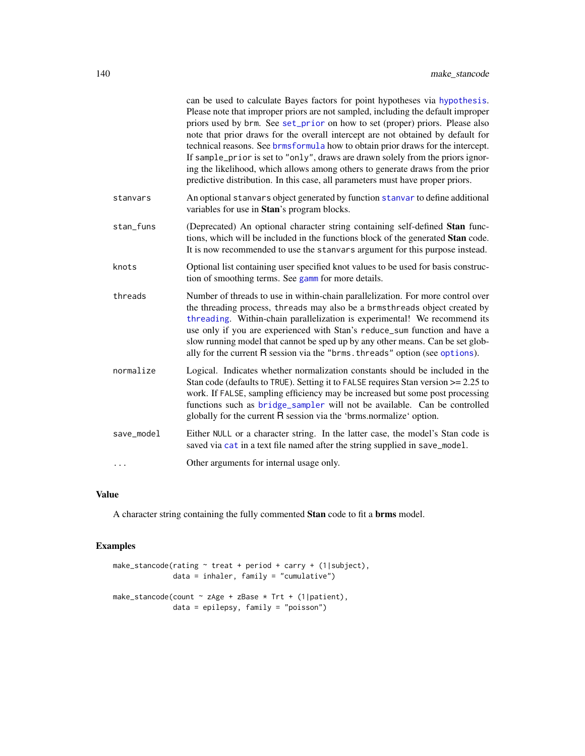can be used to calculate Bayes factors for point hypotheses via hypothesis. Please note that improper priors are not sampled, including the default improper priors used by brm. See set_prior on how to set (proper) priors. Please also note that prior draws for the overall intercept are not obtained by default for technical reasons. See brmsformula how to obtain prior draws for the intercept. If sample_prior is set to "only", draws are drawn solely from the priors ignoring the likelihood, which allows among others to generate draws from the prior predictive distribution. In this case, all parameters must have proper priors.

stanvars
: An optional stanvars object generated by function stanvar to define additional variables for use in **Stan**'s program blocks.

stan_funs
: (Deprecated) An optional character string containing self-defined **Stan** functions, which will be included in the functions block of the generated **Stan** code. It is now recommended to use the stanvars argument for this purpose instead.

knots
: Optional list containing user specified knot values to be used for basis construction of smoothing terms. See gamm for more details.

threads
: Number of threads to use in within-chain parallelization. For more control over the threading process, threads may also be a brmsthreads object created by threading. Within-chain parallelization is experimental! We recommend its use only if you are experienced with Stan's reduce_sum function and have a slow running model that cannot be sped up by any other means. Can be set globally for the current R session via the "brms.threads" option (see options).

normalize
: Logical. Indicates whether normalization constants should be included in the Stan code (defaults to TRUE). Setting it to FALSE requires Stan version >= 2.25 to work. If FALSE, sampling efficiency may be increased but some post processing functions such as bridge_sampler will not be available. Can be controlled globally for the current R session via the 'brms.normalize' option.

save_model
: Either NULL or a character string. In the latter case, the model's Stan code is saved via cat in a text file named after the string supplied in save_model.

...
: Other arguments for internal usage only.

## Value

A character string containing the fully commented **Stan** code to fit a **brms** model.

## Examples

```
make_stancode(rating ~ treat + period + carry + (1|subject),
              data = inhaler, family = "cumulative")

make_stancode(count ~ zAge + zBase * Trt + (1|patient),
              data = epilepsy, family = "poisson")
```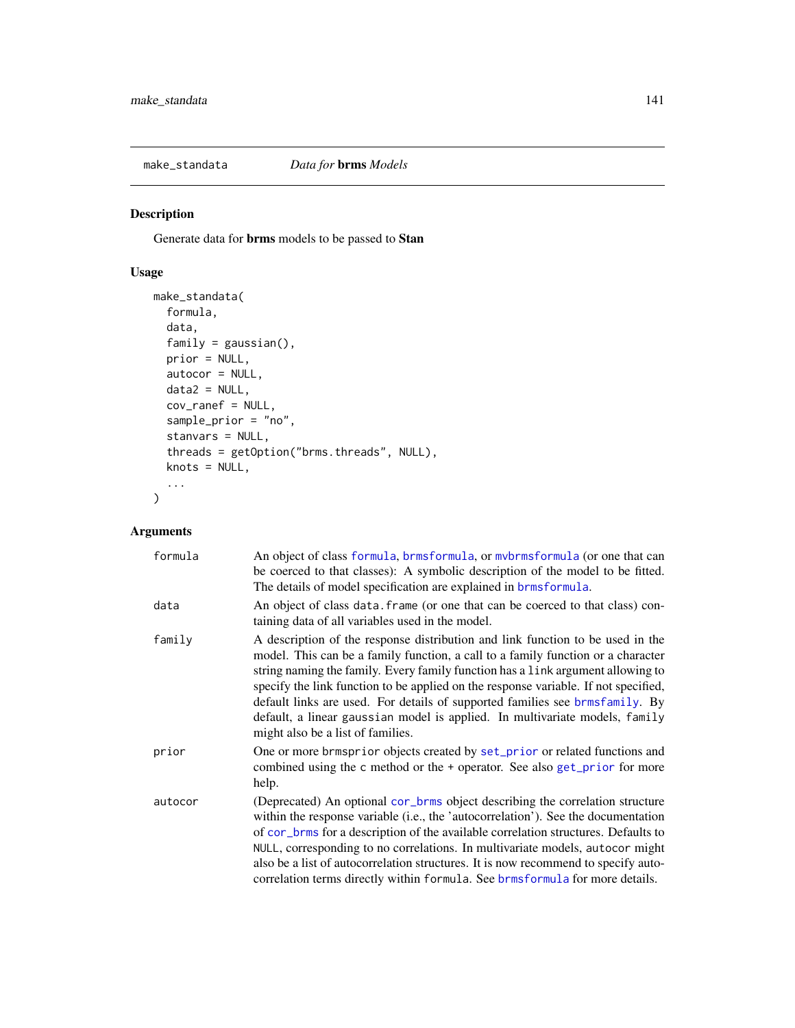make_standata &emsp; *Data for* **brms** *Models*

## Description

Generate data for **brms** models to be passed to **Stan**

## Usage

```
make_standata(
  formula,
  data,
  family = gaussian(),
  prior = NULL,
  autocor = NULL,
  data2 = NULL,
  cov_ranef = NULL,
  sample_prior = "no",
  stanvars = NULL,
  threads = getOption("brms.threads", NULL),
  knots = NULL,
  ...
)
```

## Arguments

| | |
|---|---|
| `formula` | An object of class `formula`, `brmsformula`, or `mvbrmsformula` (or one that can be coerced to that classes): A symbolic description of the model to be fitted. The details of model specification are explained in `brmsformula`. |
| `data` | An object of class `data.frame` (or one that can be coerced to that class) containing data of all variables used in the model. |
| `family` | A description of the response distribution and link function to be used in the model. This can be a family function, a call to a family function or a character string naming the family. Every family function has a `link` argument allowing to specify the link function to be applied on the response variable. If not specified, default links are used. For details of supported families see `brmsfamily`. By default, a linear `gaussian` model is applied. In multivariate models, `family` might also be a list of families. |
| `prior` | One or more `brmsprior` objects created by `set_prior` or related functions and combined using the `c` method or the `+` operator. See also `get_prior` for more help. |
| `autocor` | (Deprecated) An optional `cor_brms` object describing the correlation structure within the response variable (i.e., the 'autocorrelation'). See the documentation of `cor_brms` for a description of the available correlation structures. Defaults to `NULL`, corresponding to no correlations. In multivariate models, `autocor` might also be a list of autocorrelation structures. It is now recommend to specify autocorrelation terms directly within `formula`. See `brmsformula` for more details. |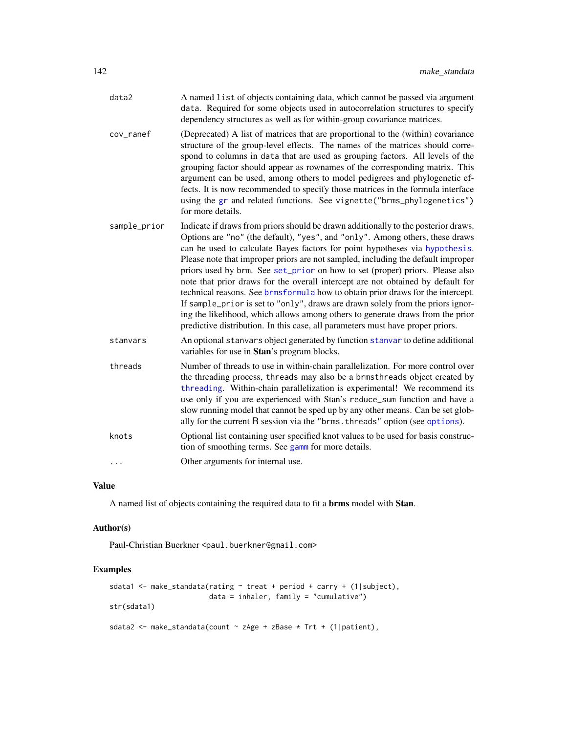| | |
|---|---|
| data2 | A named list of objects containing data, which cannot be passed via argument data. Required for some objects used in autocorrelation structures to specify dependency structures as well as for within-group covariance matrices. |
| cov_ranef | (Deprecated) A list of matrices that are proportional to the (within) covariance structure of the group-level effects. The names of the matrices should correspond to columns in data that are used as grouping factors. All levels of the grouping factor should appear as rownames of the corresponding matrix. This argument can be used, among others to model pedigrees and phylogenetic effects. It is now recommended to specify those matrices in the formula interface using the gr and related functions. See vignette("brms_phylogenetics") for more details. |
| sample_prior | Indicate if draws from priors should be drawn additionally to the posterior draws. Options are "no" (the default), "yes", and "only". Among others, these draws can be used to calculate Bayes factors for point hypotheses via hypothesis. Please note that improper priors are not sampled, including the default improper priors used by brm. See set_prior on how to set (proper) priors. Please also note that prior draws for the overall intercept are not obtained by default for technical reasons. See brmsformula how to obtain prior draws for the intercept. If sample_prior is set to "only", draws are drawn solely from the priors ignoring the likelihood, which allows among others to generate draws from the prior predictive distribution. In this case, all parameters must have proper priors. |
| stanvars | An optional stanvars object generated by function stanvar to define additional variables for use in **Stan**'s program blocks. |
| threads | Number of threads to use in within-chain parallelization. For more control over the threading process, threads may also be a brmsthreads object created by threading. Within-chain parallelization is experimental! We recommend its use only if you are experienced with Stan's reduce_sum function and have a slow running model that cannot be sped up by any other means. Can be set globally for the current R session via the "brms.threads" option (see options). |
| knots | Optional list containing user specified knot values to be used for basis construction of smoothing terms. See gamm for more details. |
| ... | Other arguments for internal use. |

## Value

A named list of objects containing the required data to fit a **brms** model with **Stan**.

## Author(s)

Paul-Christian Buerkner <paul.buerkner@gmail.com>

## Examples

```
sdata1 <- make_standata(rating ~ treat + period + carry + (1|subject),
                        data = inhaler, family = "cumulative")
str(sdata1)

sdata2 <- make_standata(count ~ zAge + zBase * Trt + (1|patient),
```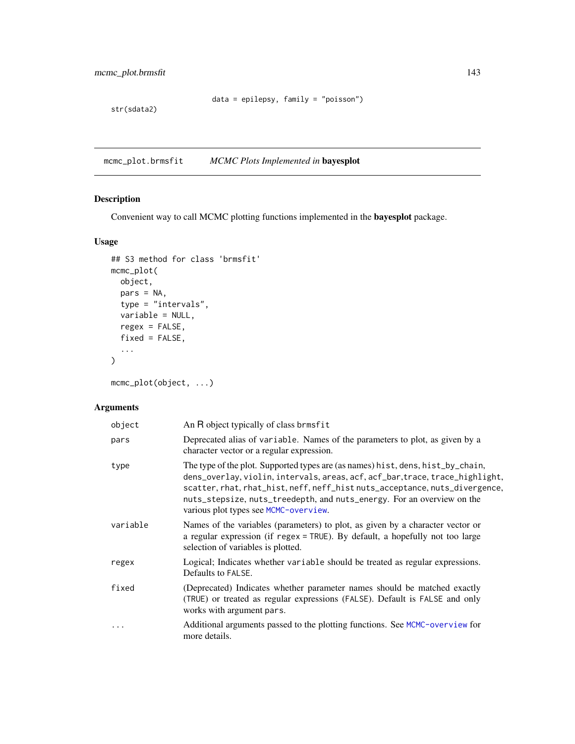```
                          data = epilepsy, family = "poisson")
str(sdata2)
```

## mcmc_plot.brmsfit    *MCMC Plots Implemented in* **bayesplot**

### Description

Convenient way to call MCMC plotting functions implemented in the **bayesplot** package.

### Usage

```
## S3 method for class 'brmsfit'
mcmc_plot(
  object,
  pars = NA,
  type = "intervals",
  variable = NULL,
  regex = FALSE,
  fixed = FALSE,
  ...
)

mcmc_plot(object, ...)
```

### Arguments

| | |
|---|---|
| object | An R object typically of class brmsfit |
| pars | Deprecated alias of variable. Names of the parameters to plot, as given by a character vector or a regular expression. |
| type | The type of the plot. Supported types are (as names) hist, dens, hist_by_chain, dens_overlay, violin, intervals, areas, acf, acf_bar,trace, trace_highlight, scatter, rhat, rhat_hist, neff, neff_hist nuts_acceptance, nuts_divergence, nuts_stepsize, nuts_treedepth, and nuts_energy. For an overview on the various plot types see MCMC-overview. |
| variable | Names of the variables (parameters) to plot, as given by a character vector or a regular expression (if regex = TRUE). By default, a hopefully not too large selection of variables is plotted. |
| regex | Logical; Indicates whether variable should be treated as regular expressions. Defaults to FALSE. |
| fixed | (Deprecated) Indicates whether parameter names should be matched exactly (TRUE) or treated as regular expressions (FALSE). Default is FALSE and only works with argument pars. |
| ... | Additional arguments passed to the plotting functions. See MCMC-overview for more details. |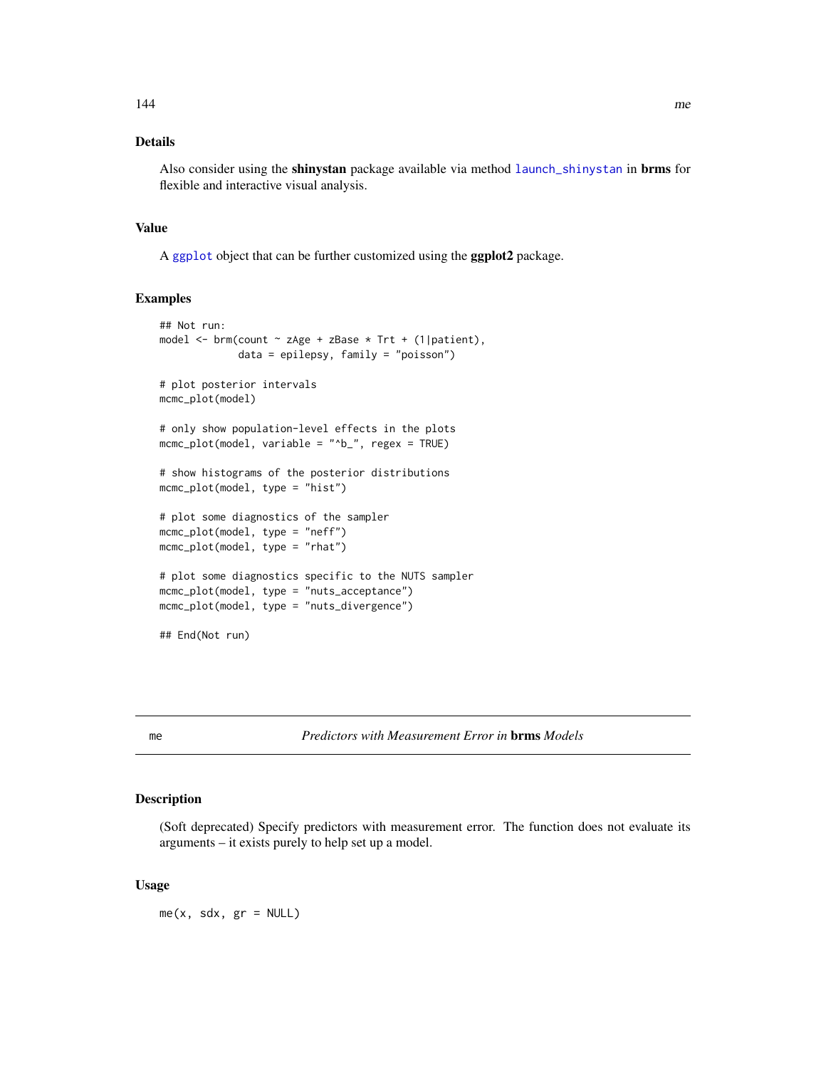### Details

Also consider using the **shinystan** package available via method `launch_shinystan` in **brms** for flexible and interactive visual analysis.

### Value

A `ggplot` object that can be further customized using the **ggplot2** package.

### Examples

```
## Not run:
model <- brm(count ~ zAge + zBase * Trt + (1|patient),
             data = epilepsy, family = "poisson")

# plot posterior intervals
mcmc_plot(model)

# only show population-level effects in the plots
mcmc_plot(model, variable = "^b_", regex = TRUE)

# show histograms of the posterior distributions
mcmc_plot(model, type = "hist")

# plot some diagnostics of the sampler
mcmc_plot(model, type = "neff")
mcmc_plot(model, type = "rhat")

# plot some diagnostics specific to the NUTS sampler
mcmc_plot(model, type = "nuts_acceptance")
mcmc_plot(model, type = "nuts_divergence")

## End(Not run)
```

---

## me — *Predictors with Measurement Error in* **brms** *Models*

---

### Description

(Soft deprecated) Specify predictors with measurement error. The function does not evaluate its arguments – it exists purely to help set up a model.

### Usage

```
me(x, sdx, gr = NULL)
```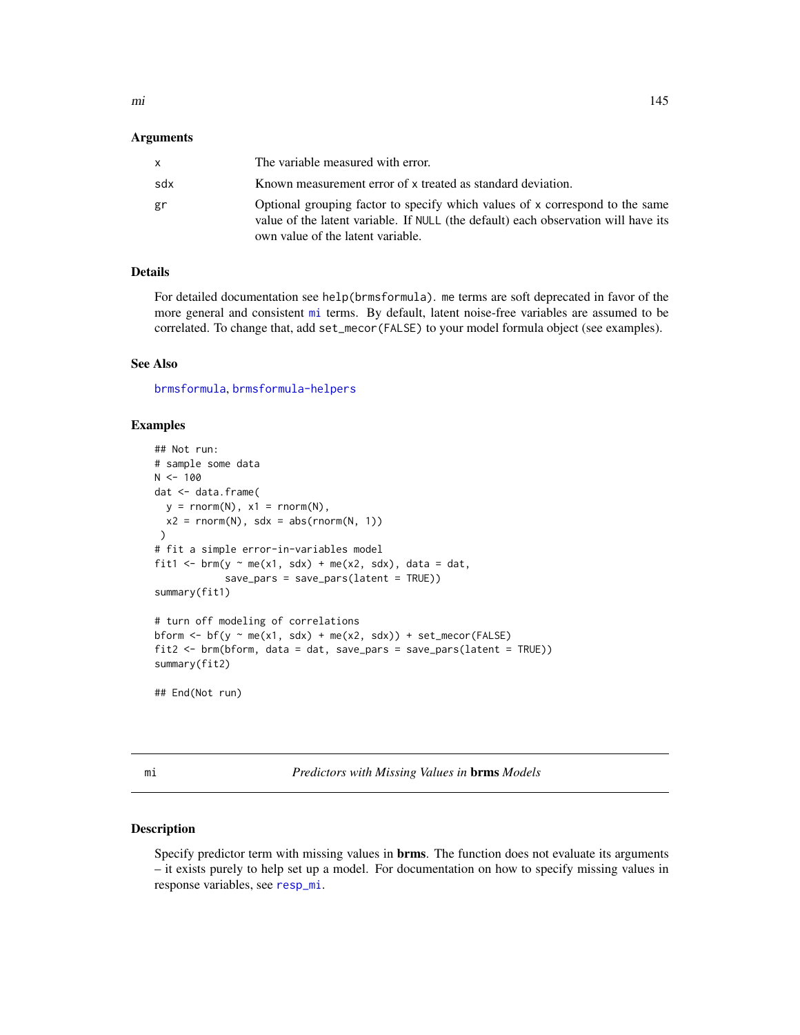### Arguments

| | |
|---|---|
| x | The variable measured with error. |
| sdx | Known measurement error of x treated as standard deviation. |
| gr | Optional grouping factor to specify which values of x correspond to the same value of the latent variable. If NULL (the default) each observation will have its own value of the latent variable. |

### Details

For detailed documentation see help(brmsformula). me terms are soft deprecated in favor of the more general and consistent mi terms. By default, latent noise-free variables are assumed to be correlated. To change that, add set_mecor(FALSE) to your model formula object (see examples).

### See Also

brmsformula, brmsformula-helpers

### Examples

```
## Not run:
# sample some data
N <- 100
dat <- data.frame(
  y = rnorm(N), x1 = rnorm(N),
  x2 = rnorm(N), sdx = abs(rnorm(N, 1))
 )
# fit a simple error-in-variables model
fit1 <- brm(y ~ me(x1, sdx) + me(x2, sdx), data = dat,
            save_pars = save_pars(latent = TRUE))
summary(fit1)

# turn off modeling of correlations
bform <- bf(y ~ me(x1, sdx) + me(x2, sdx)) + set_mecor(FALSE)
fit2 <- brm(bform, data = dat, save_pars = save_pars(latent = TRUE))
summary(fit2)

## End(Not run)
```

---

## mi — *Predictors with Missing Values in* **brms** *Models*

### Description

Specify predictor term with missing values in **brms**. The function does not evaluate its arguments – it exists purely to help set up a model. For documentation on how to specify missing values in response variables, see resp_mi.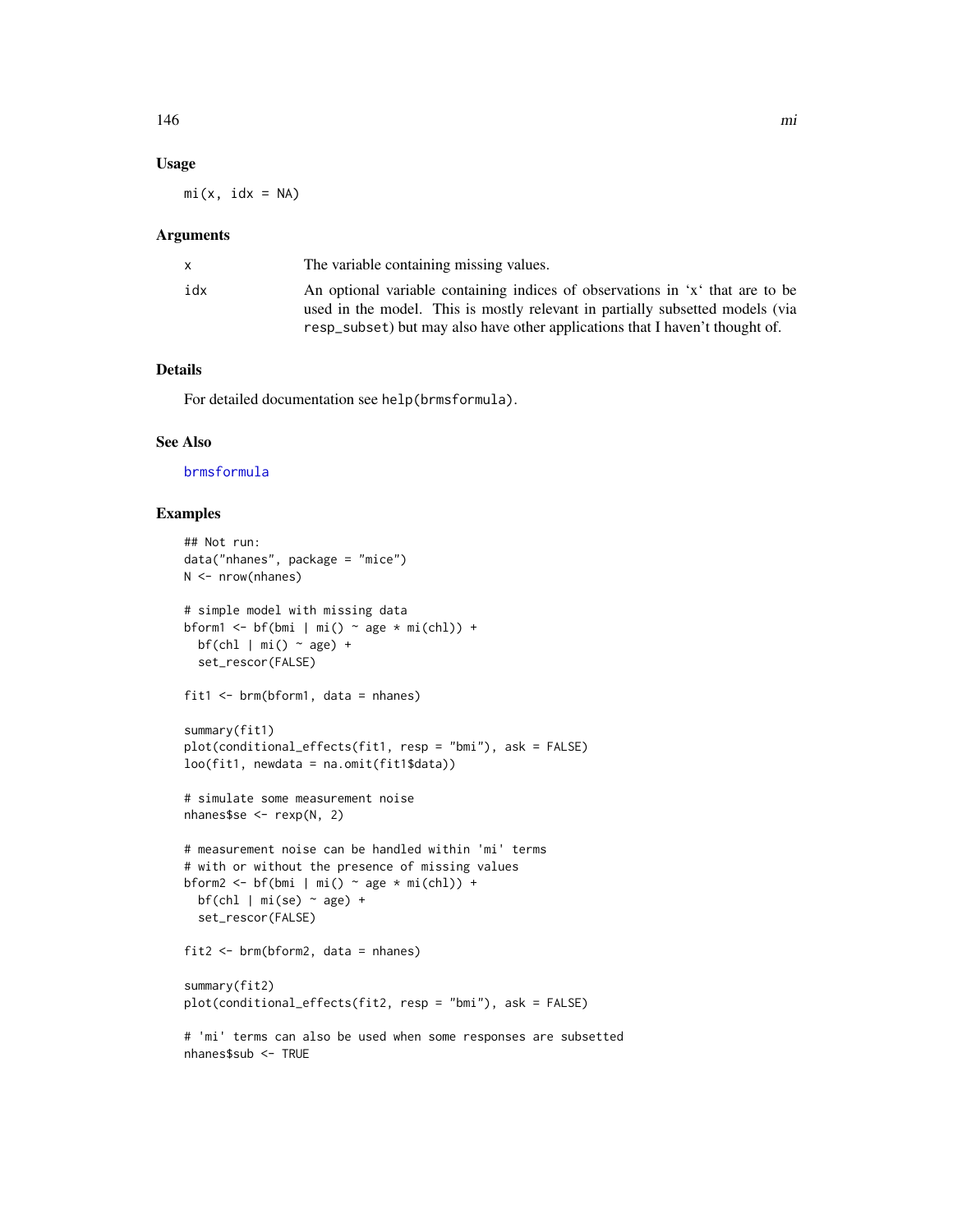### Usage

```
mi(x, idx = NA)
```

### Arguments

| | |
|---|---|
| x | The variable containing missing values. |
| idx | An optional variable containing indices of observations in 'x' that are to be used in the model. This is mostly relevant in partially subsetted models (via resp_subset) but may also have other applications that I haven't thought of. |

### Details

For detailed documentation see help(brmsformula).

### See Also

brmsformula

### Examples

```
## Not run:
data("nhanes", package = "mice")
N <- nrow(nhanes)

# simple model with missing data
bform1 <- bf(bmi | mi() ~ age * mi(chl)) +
  bf(chl | mi() ~ age) +
  set_rescor(FALSE)

fit1 <- brm(bform1, data = nhanes)

summary(fit1)
plot(conditional_effects(fit1, resp = "bmi"), ask = FALSE)
loo(fit1, newdata = na.omit(fit1$data))

# simulate some measurement noise
nhanes$se <- rexp(N, 2)

# measurement noise can be handled within 'mi' terms
# with or without the presence of missing values
bform2 <- bf(bmi | mi() ~ age * mi(chl)) +
  bf(chl | mi(se) ~ age) +
  set_rescor(FALSE)

fit2 <- brm(bform2, data = nhanes)

summary(fit2)
plot(conditional_effects(fit2, resp = "bmi"), ask = FALSE)

# 'mi' terms can also be used when some responses are subsetted
nhanes$sub <- TRUE
```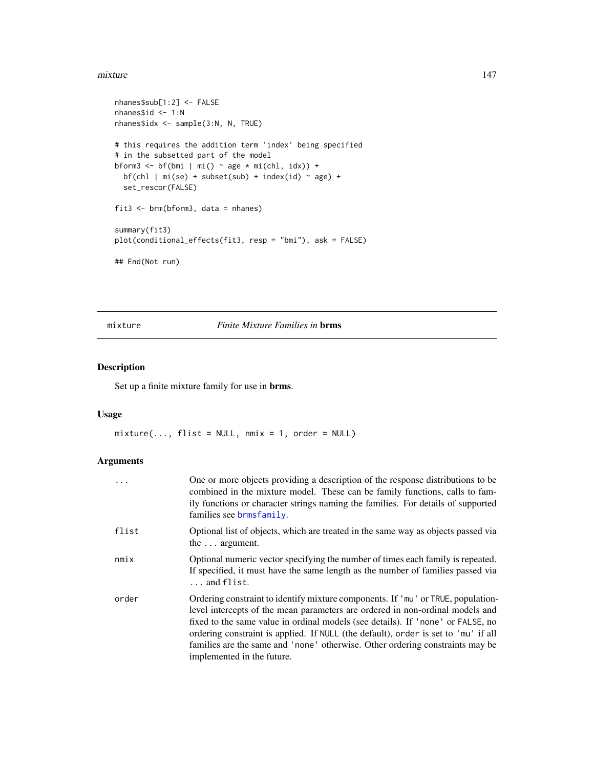```
nhanes$sub[1:2] <- FALSE
nhanes$id <- 1:N
nhanes$idx <- sample(3:N, N, TRUE)

# this requires the addition term 'index' being specified
# in the subsetted part of the model
bform3 <- bf(bmi | mi() ~ age * mi(chl, idx)) +
  bf(chl | mi(se) + subset(sub) + index(id) ~ age) +
  set_rescor(FALSE)

fit3 <- brm(bform3, data = nhanes)

summary(fit3)
plot(conditional_effects(fit3, resp = "bmi"), ask = FALSE)

## End(Not run)
```

## mixture — *Finite Mixture Families in* **brms**

### Description

Set up a finite mixture family for use in **brms**.

### Usage

```
mixture(..., flist = NULL, nmix = 1, order = NULL)
```

### Arguments

| | |
|---|---|
| `...` | One or more objects providing a description of the response distributions to be combined in the mixture model. These can be family functions, calls to family functions or character strings naming the families. For details of supported families see `brmsfamily`. |
| `flist` | Optional list of objects, which are treated in the same way as objects passed via the `...` argument. |
| `nmix` | Optional numeric vector specifying the number of times each family is repeated. If specified, it must have the same length as the number of families passed via `...` and `flist`. |
| `order` | Ordering constraint to identify mixture components. If `'mu'` or `TRUE`, population-level intercepts of the mean parameters are ordered in non-ordinal models and fixed to the same value in ordinal models (see details). If `'none'` or `FALSE`, no ordering constraint is applied. If `NULL` (the default), `order` is set to `'mu'` if all families are the same and `'none'` otherwise. Other ordering constraints may be implemented in the future. |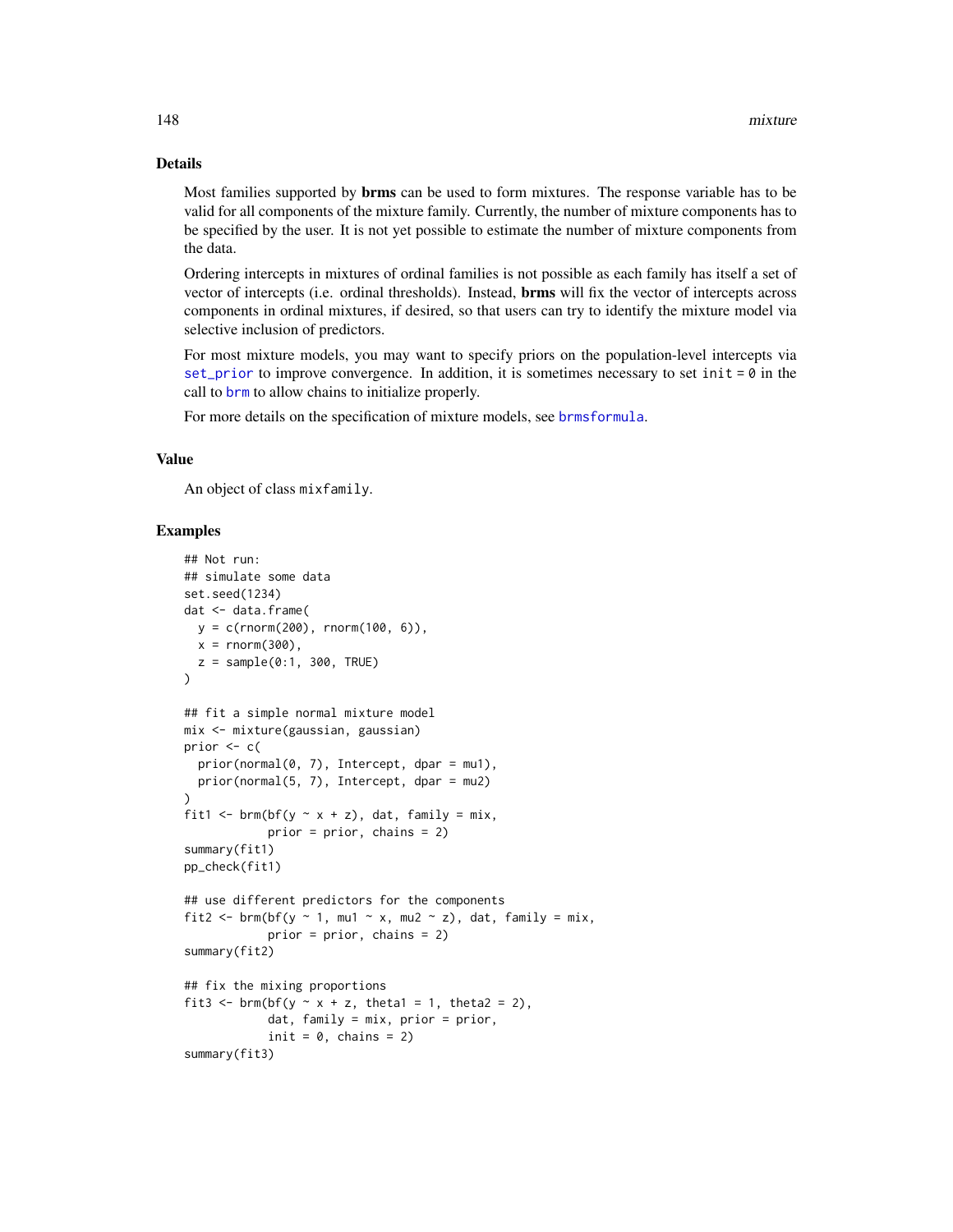## Details

Most families supported by **brms** can be used to form mixtures. The response variable has to be valid for all components of the mixture family. Currently, the number of mixture components has to be specified by the user. It is not yet possible to estimate the number of mixture components from the data.

Ordering intercepts in mixtures of ordinal families is not possible as each family has itself a set of vector of intercepts (i.e. ordinal thresholds). Instead, **brms** will fix the vector of intercepts across components in ordinal mixtures, if desired, so that users can try to identify the mixture model via selective inclusion of predictors.

For most mixture models, you may want to specify priors on the population-level intercepts via `set_prior` to improve convergence. In addition, it is sometimes necessary to set `init = 0` in the call to `brm` to allow chains to initialize properly.

For more details on the specification of mixture models, see `brmsformula`.

## Value

An object of class `mixfamily`.

## Examples

```
## Not run:
## simulate some data
set.seed(1234)
dat <- data.frame(
  y = c(rnorm(200), rnorm(100, 6)),
  x = rnorm(300),
  z = sample(0:1, 300, TRUE)
)

## fit a simple normal mixture model
mix <- mixture(gaussian, gaussian)
prior <- c(
  prior(normal(0, 7), Intercept, dpar = mu1),
  prior(normal(5, 7), Intercept, dpar = mu2)
)
fit1 <- brm(bf(y ~ x + z), dat, family = mix,
            prior = prior, chains = 2)
summary(fit1)
pp_check(fit1)

## use different predictors for the components
fit2 <- brm(bf(y ~ 1, mu1 ~ x, mu2 ~ z), dat, family = mix,
            prior = prior, chains = 2)
summary(fit2)

## fix the mixing proportions
fit3 <- brm(bf(y ~ x + z, theta1 = 1, theta2 = 2),
            dat, family = mix, prior = prior,
            init = 0, chains = 2)
summary(fit3)
```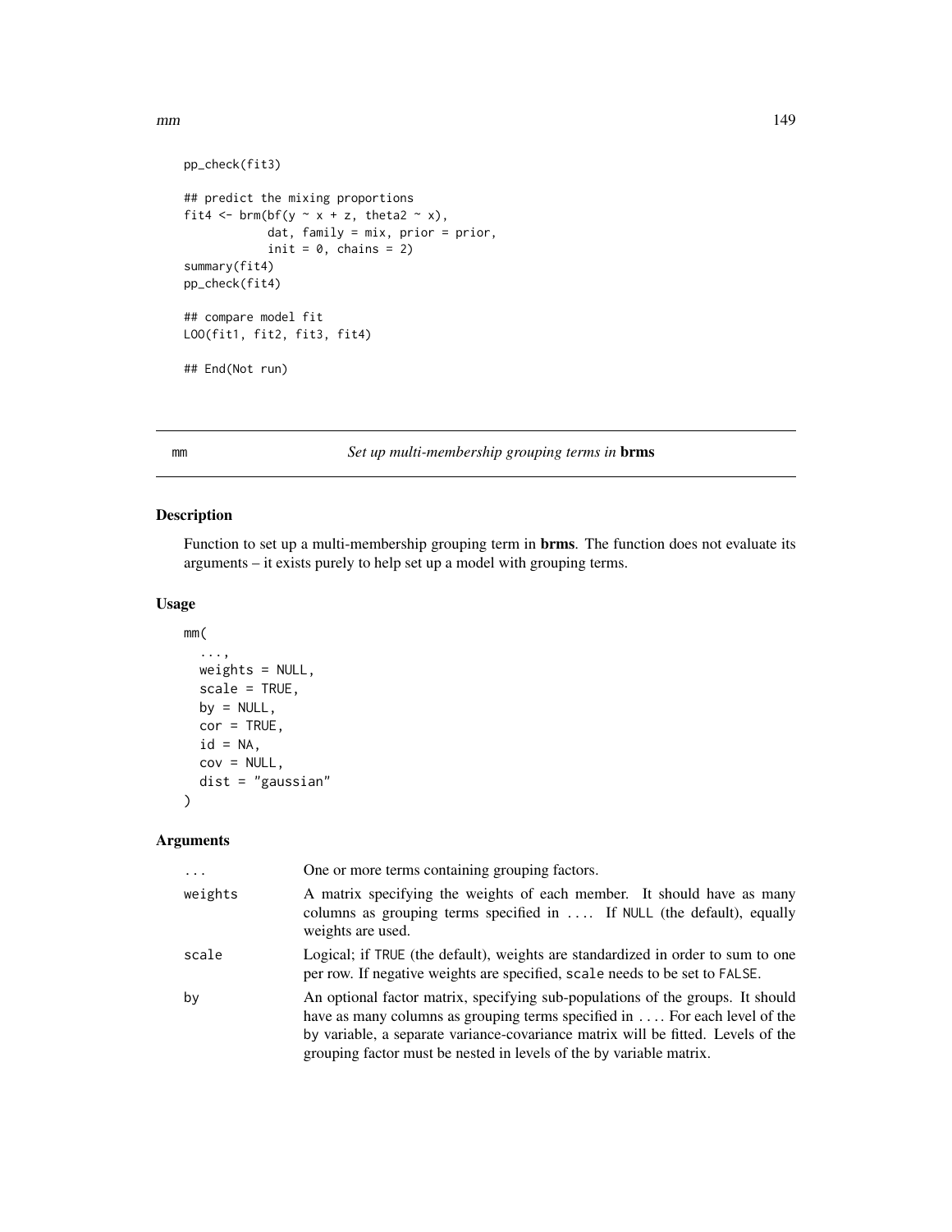```
pp_check(fit3)

## predict the mixing proportions
fit4 <- brm(bf(y ~ x + z, theta2 ~ x),
            dat, family = mix, prior = prior,
            init = 0, chains = 2)
summary(fit4)
pp_check(fit4)

## compare model fit
LOO(fit1, fit2, fit3, fit4)

## End(Not run)
```

---

mm &emsp; *Set up multi-membership grouping terms in* **brms**

---

## Description

Function to set up a multi-membership grouping term in **brms**. The function does not evaluate its arguments – it exists purely to help set up a model with grouping terms.

## Usage

```
mm(
  ...,
  weights = NULL,
  scale = TRUE,
  by = NULL,
  cor = TRUE,
  id = NA,
  cov = NULL,
  dist = "gaussian"
)
```

## Arguments

| | |
|---|---|
| `...` | One or more terms containing grouping factors. |
| `weights` | A matrix specifying the weights of each member. It should have as many columns as grouping terms specified in .... If NULL (the default), equally weights are used. |
| `scale` | Logical; if TRUE (the default), weights are standardized in order to sum to one per row. If negative weights are specified, scale needs to be set to FALSE. |
| `by` | An optional factor matrix, specifying sub-populations of the groups. It should have as many columns as grouping terms specified in .... For each level of the by variable, a separate variance-covariance matrix will be fitted. Levels of the grouping factor must be nested in levels of the by variable matrix. |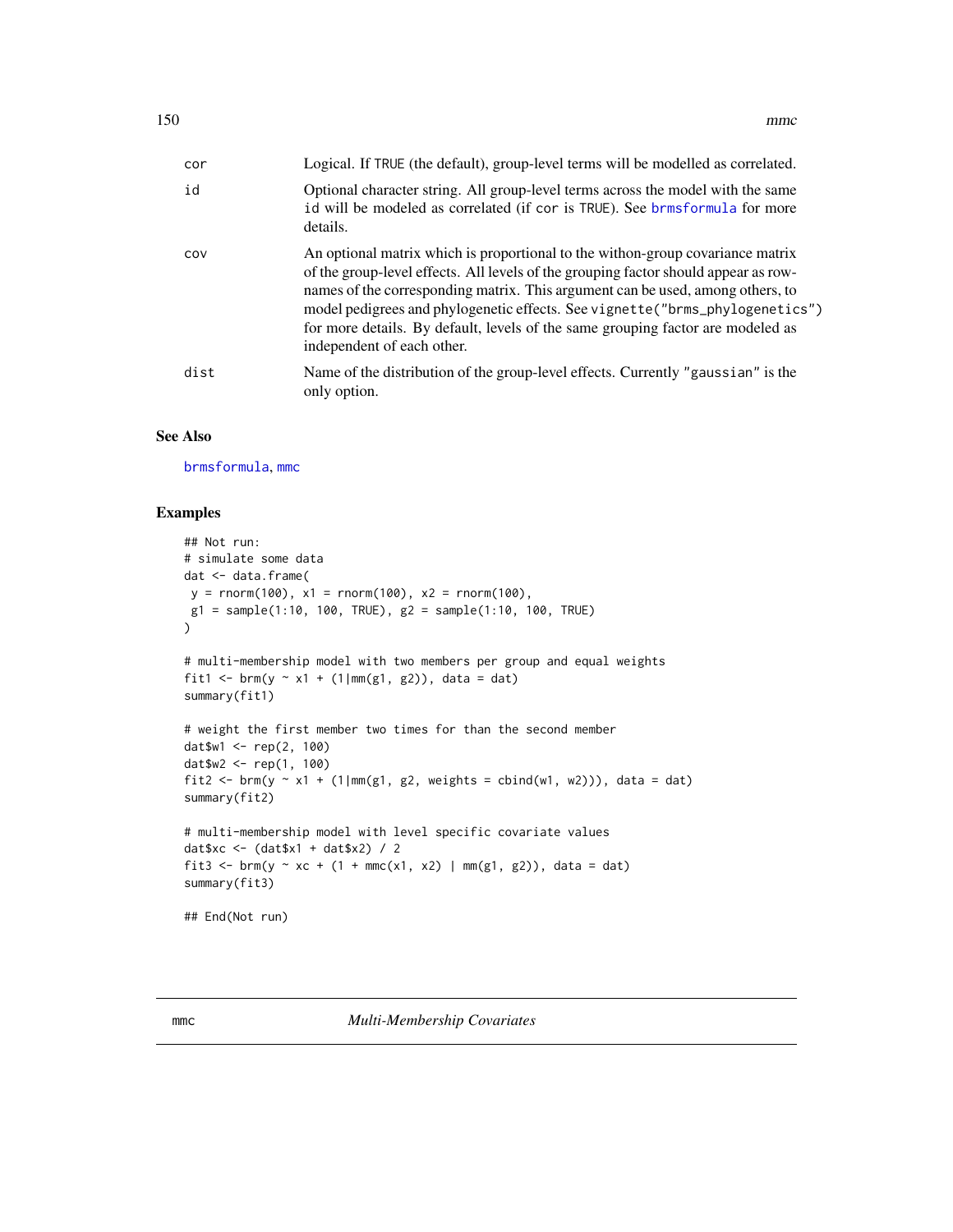| | |
|---|---|
| cor | Logical. If TRUE (the default), group-level terms will be modelled as correlated. |
| id | Optional character string. All group-level terms across the model with the same id will be modeled as correlated (if cor is TRUE). See brmsformula for more details. |
| cov | An optional matrix which is proportional to the withon-group covariance matrix of the group-level effects. All levels of the grouping factor should appear as rownames of the corresponding matrix. This argument can be used, among others, to model pedigrees and phylogenetic effects. See vignette("brms_phylogenetics") for more details. By default, levels of the same grouping factor are modeled as independent of each other. |
| dist | Name of the distribution of the group-level effects. Currently "gaussian" is the only option. |

### See Also

brmsformula, mmc

### Examples

```
## Not run:
# simulate some data
dat <- data.frame(
 y = rnorm(100), x1 = rnorm(100), x2 = rnorm(100),
 g1 = sample(1:10, 100, TRUE), g2 = sample(1:10, 100, TRUE)
)

# multi-membership model with two members per group and equal weights
fit1 <- brm(y ~ x1 + (1|mm(g1, g2)), data = dat)
summary(fit1)

# weight the first member two times for than the second member
dat$w1 <- rep(2, 100)
dat$w2 <- rep(1, 100)
fit2 <- brm(y ~ x1 + (1|mm(g1, g2, weights = cbind(w1, w2))), data = dat)
summary(fit2)

# multi-membership model with level specific covariate values
dat$xc <- (dat$x1 + dat$x2) / 2
fit3 <- brm(y ~ xc + (1 + mmc(x1, x2) | mm(g1, g2)), data = dat)
summary(fit3)

## End(Not run)
```

---

mmc *Multi-Membership Covariates*

---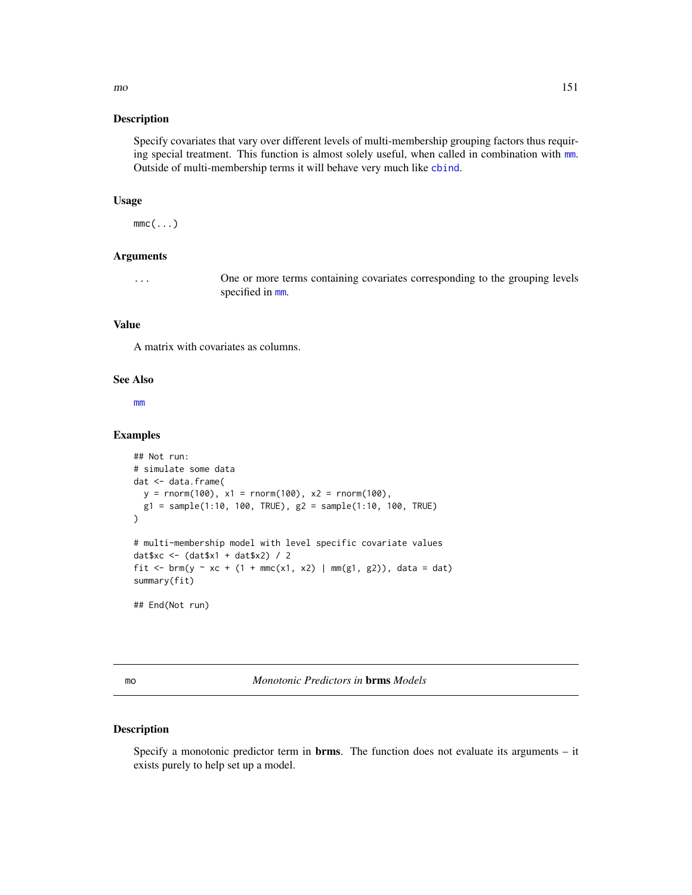## Description

Specify covariates that vary over different levels of multi-membership grouping factors thus requiring special treatment. This function is almost solely useful, when called in combination with mm. Outside of multi-membership terms it will behave very much like cbind.

## Usage

```
mmc(...)
```

## Arguments

| | |
|---|---|
| ... | One or more terms containing covariates corresponding to the grouping levels specified in mm. |

## Value

A matrix with covariates as columns.

## See Also

mm

## Examples

```
## Not run:
# simulate some data
dat <- data.frame(
  y = rnorm(100), x1 = rnorm(100), x2 = rnorm(100),
  g1 = sample(1:10, 100, TRUE), g2 = sample(1:10, 100, TRUE)
)

# multi-membership model with level specific covariate values
dat$xc <- (dat$x1 + dat$x2) / 2
fit <- brm(y ~ xc + (1 + mmc(x1, x2) | mm(g1, g2)), data = dat)
summary(fit)

## End(Not run)
```

---

# mo — *Monotonic Predictors in* **brms** *Models*

## Description

Specify a monotonic predictor term in **brms**. The function does not evaluate its arguments – it exists purely to help set up a model.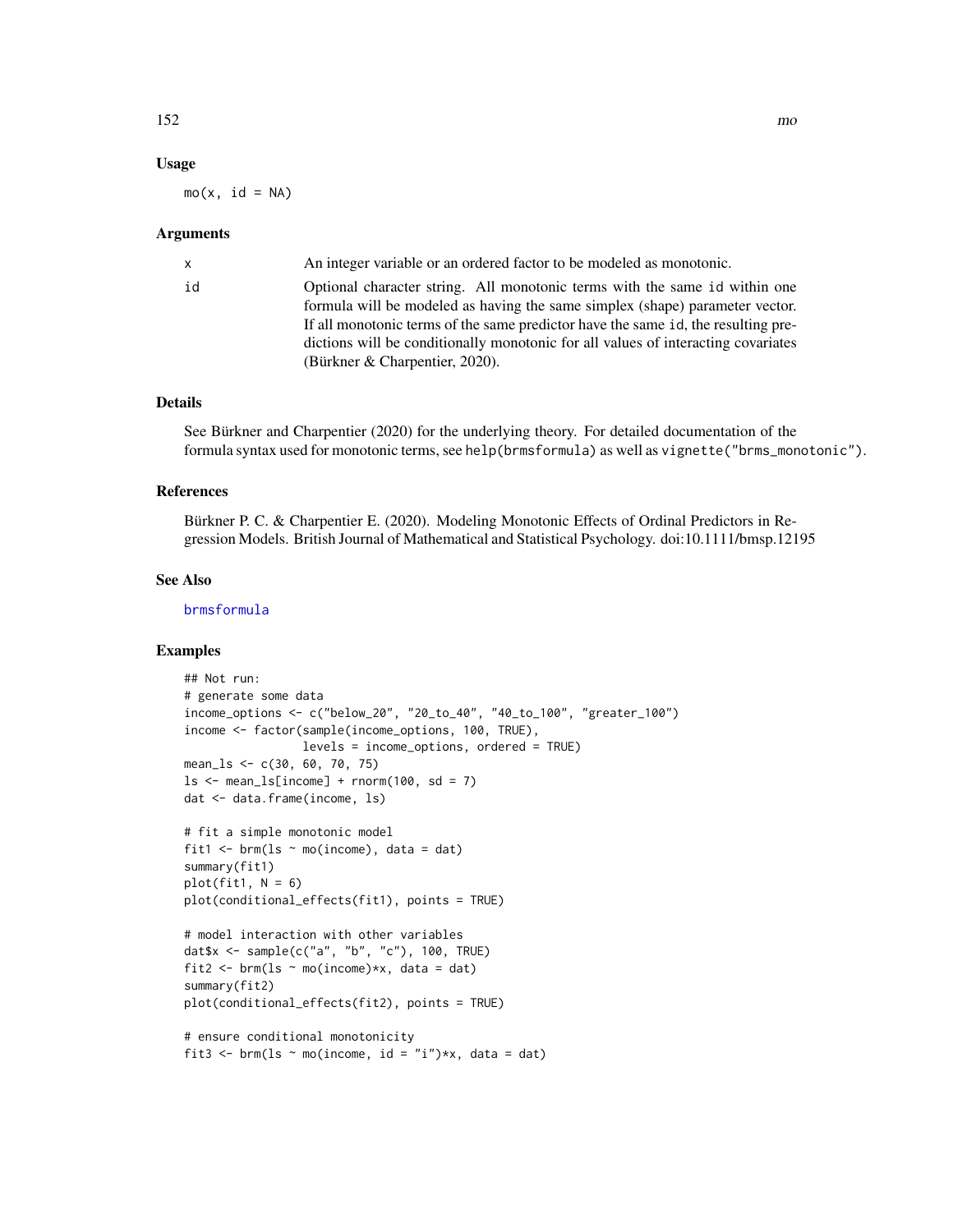## Usage

```
mo(x, id = NA)
```

## Arguments

| | |
|---|---|
| x | An integer variable or an ordered factor to be modeled as monotonic. |
| id | Optional character string. All monotonic terms with the same id within one formula will be modeled as having the same simplex (shape) parameter vector. If all monotonic terms of the same predictor have the same id, the resulting predictions will be conditionally monotonic for all values of interacting covariates (Bürkner & Charpentier, 2020). |

## Details

See Bürkner and Charpentier (2020) for the underlying theory. For detailed documentation of the formula syntax used for monotonic terms, see `help(brmsformula)` as well as `vignette("brms_monotonic")`.

## References

Bürkner P. C. & Charpentier E. (2020). Modeling Monotonic Effects of Ordinal Predictors in Regression Models. British Journal of Mathematical and Statistical Psychology. doi:10.1111/bmsp.12195

## See Also

brmsformula

## Examples

```
## Not run:
# generate some data
income_options <- c("below_20", "20_to_40", "40_to_100", "greater_100")
income <- factor(sample(income_options, 100, TRUE),
                 levels = income_options, ordered = TRUE)
mean_ls <- c(30, 60, 70, 75)
ls <- mean_ls[income] + rnorm(100, sd = 7)
dat <- data.frame(income, ls)

# fit a simple monotonic model
fit1 <- brm(ls ~ mo(income), data = dat)
summary(fit1)
plot(fit1, N = 6)
plot(conditional_effects(fit1), points = TRUE)

# model interaction with other variables
dat$x <- sample(c("a", "b", "c"), 100, TRUE)
fit2 <- brm(ls ~ mo(income)*x, data = dat)
summary(fit2)
plot(conditional_effects(fit2), points = TRUE)

# ensure conditional monotonicity
fit3 <- brm(ls ~ mo(income, id = "i")*x, data = dat)
```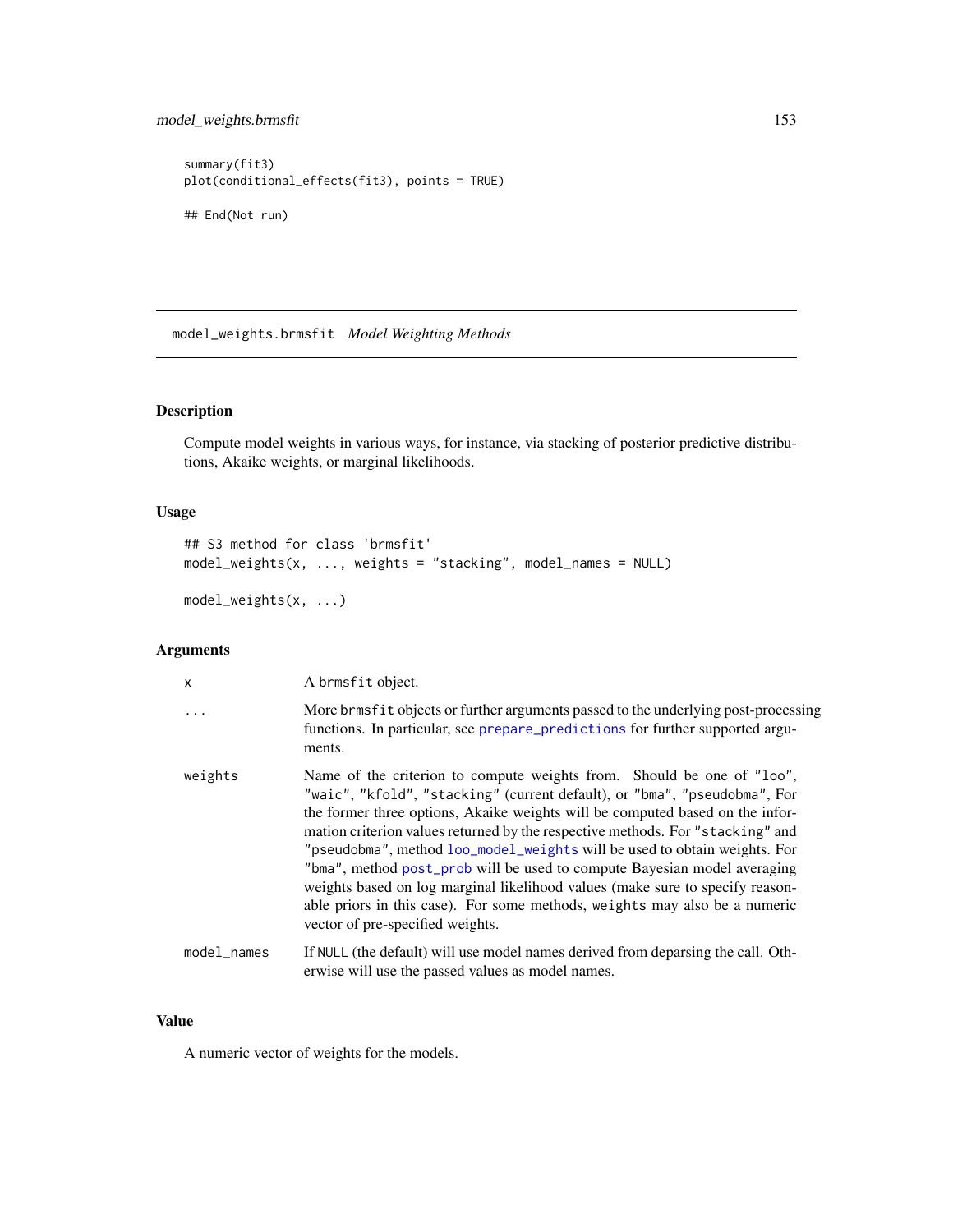```
summary(fit3)
plot(conditional_effects(fit3), points = TRUE)

## End(Not run)
```

---

## model_weights.brmsfit    *Model Weighting Methods*

---

### Description

Compute model weights in various ways, for instance, via stacking of posterior predictive distributions, Akaike weights, or marginal likelihoods.

### Usage

```
## S3 method for class 'brmsfit'
model_weights(x, ..., weights = "stacking", model_names = NULL)

model_weights(x, ...)
```

### Arguments

| | |
|---|---|
| x | A brmsfit object. |
| ... | More brmsfit objects or further arguments passed to the underlying post-processing functions. In particular, see prepare_predictions for further supported arguments. |
| weights | Name of the criterion to compute weights from. Should be one of "loo", "waic", "kfold", "stacking" (current default), or "bma", "pseudobma", For the former three options, Akaike weights will be computed based on the information criterion values returned by the respective methods. For "stacking" and "pseudobma", method loo_model_weights will be used to obtain weights. For "bma", method post_prob will be used to compute Bayesian model averaging weights based on log marginal likelihood values (make sure to specify reasonable priors in this case). For some methods, weights may also be a numeric vector of pre-specified weights. |
| model_names | If NULL (the default) will use model names derived from deparsing the call. Otherwise will use the passed values as model names. |

### Value

A numeric vector of weights for the models.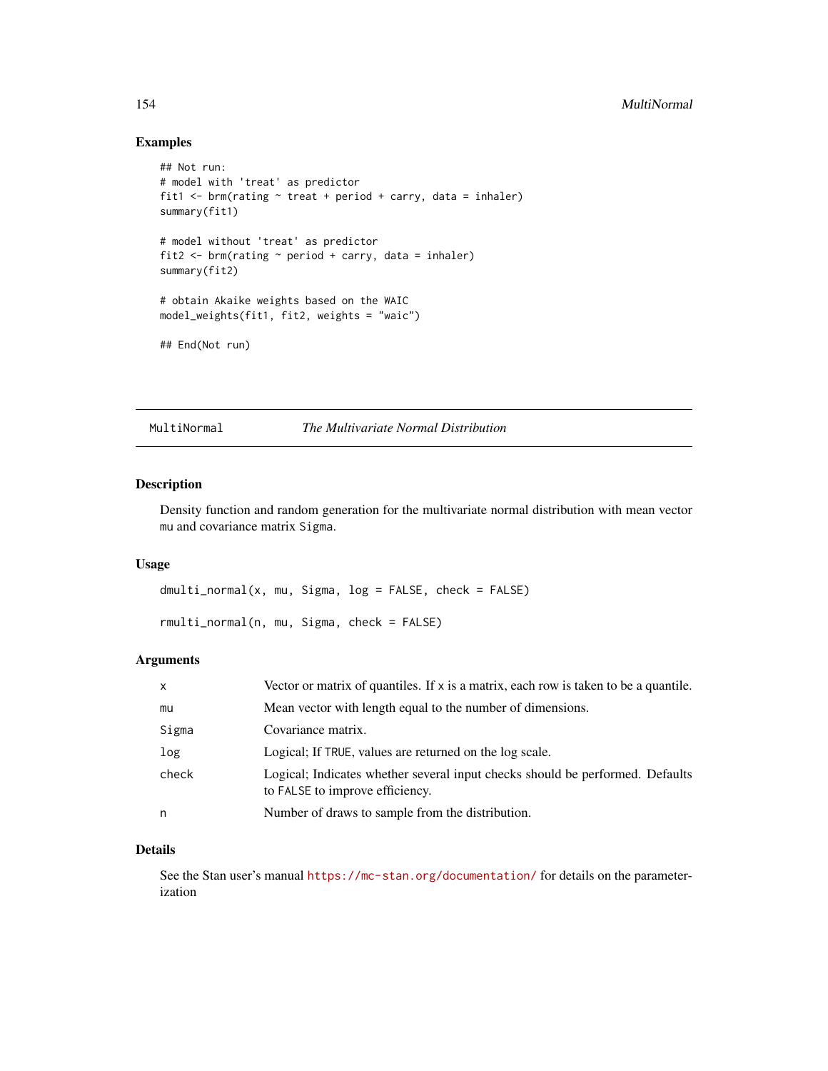## Examples

```
## Not run:
# model with 'treat' as predictor
fit1 <- brm(rating ~ treat + period + carry, data = inhaler)
summary(fit1)

# model without 'treat' as predictor
fit2 <- brm(rating ~ period + carry, data = inhaler)
summary(fit2)

# obtain Akaike weights based on the WAIC
model_weights(fit1, fit2, weights = "waic")

## End(Not run)
```

---

MultiNormal *The Multivariate Normal Distribution*

---

### Description

Density function and random generation for the multivariate normal distribution with mean vector `mu` and covariance matrix `Sigma`.

### Usage

```
dmulti_normal(x, mu, Sigma, log = FALSE, check = FALSE)

rmulti_normal(n, mu, Sigma, check = FALSE)
```

### Arguments

| | |
|---|---|
| x | Vector or matrix of quantiles. If x is a matrix, each row is taken to be a quantile. |
| mu | Mean vector with length equal to the number of dimensions. |
| Sigma | Covariance matrix. |
| log | Logical; If TRUE, values are returned on the log scale. |
| check | Logical; Indicates whether several input checks should be performed. Defaults to FALSE to improve efficiency. |
| n | Number of draws to sample from the distribution. |

### Details

See the Stan user's manual https://mc-stan.org/documentation/ for details on the parameterization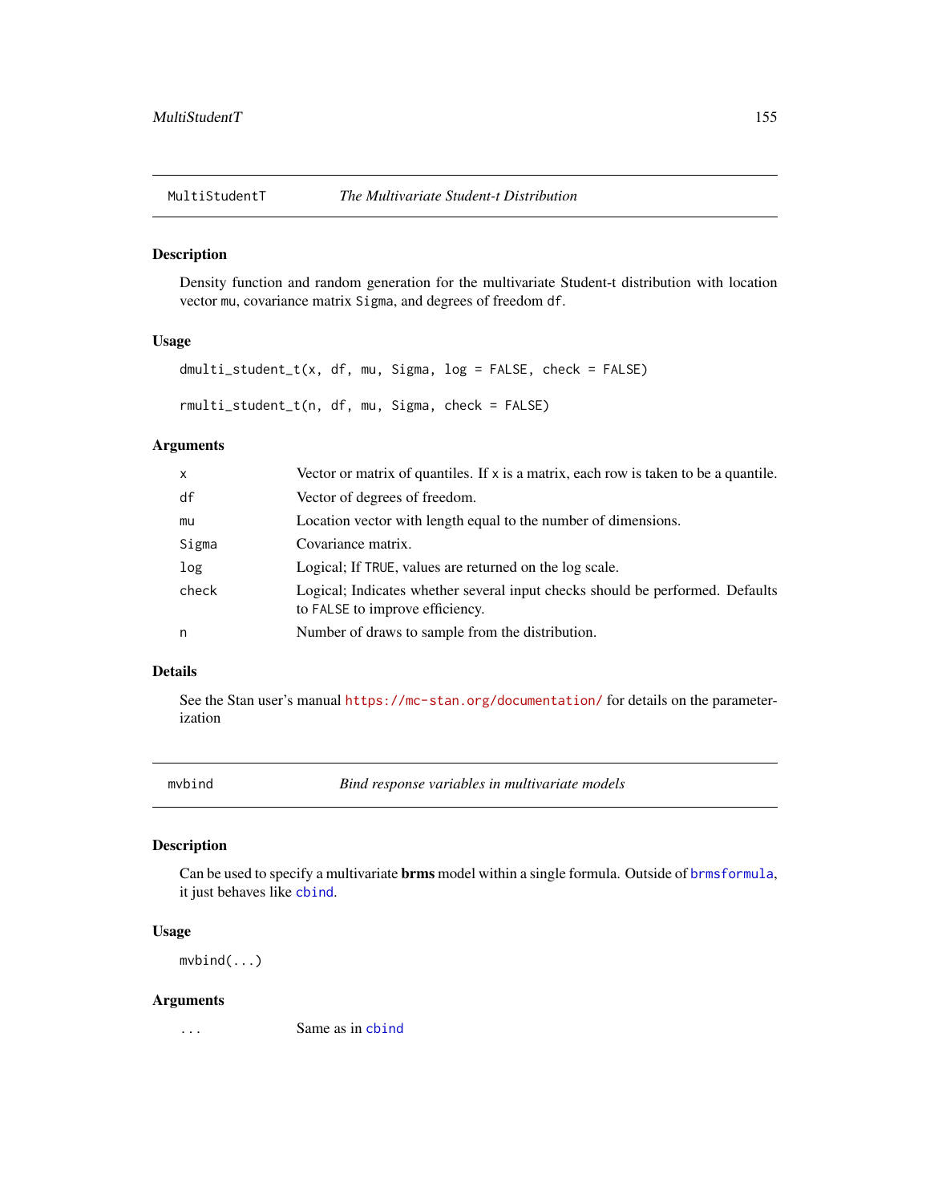## MultiStudentT — *The Multivariate Student-t Distribution*

### Description

Density function and random generation for the multivariate Student-t distribution with location vector `mu`, covariance matrix `Sigma`, and degrees of freedom `df`.

### Usage

```
dmulti_student_t(x, df, mu, Sigma, log = FALSE, check = FALSE)

rmulti_student_t(n, df, mu, Sigma, check = FALSE)
```

### Arguments

| | |
|---|---|
| `x` | Vector or matrix of quantiles. If `x` is a matrix, each row is taken to be a quantile. |
| `df` | Vector of degrees of freedom. |
| `mu` | Location vector with length equal to the number of dimensions. |
| `Sigma` | Covariance matrix. |
| `log` | Logical; If `TRUE`, values are returned on the log scale. |
| `check` | Logical; Indicates whether several input checks should be performed. Defaults to `FALSE` to improve efficiency. |
| `n` | Number of draws to sample from the distribution. |

### Details

See the Stan user's manual https://mc-stan.org/documentation/ for details on the parameterization

## mvbind — *Bind response variables in multivariate models*

### Description

Can be used to specify a multivariate **brms** model within a single formula. Outside of `brmsformula`, it just behaves like `cbind`.

### Usage

```
mvbind(...)
```

### Arguments

| | |
|---|---|
| `...` | Same as in `cbind` |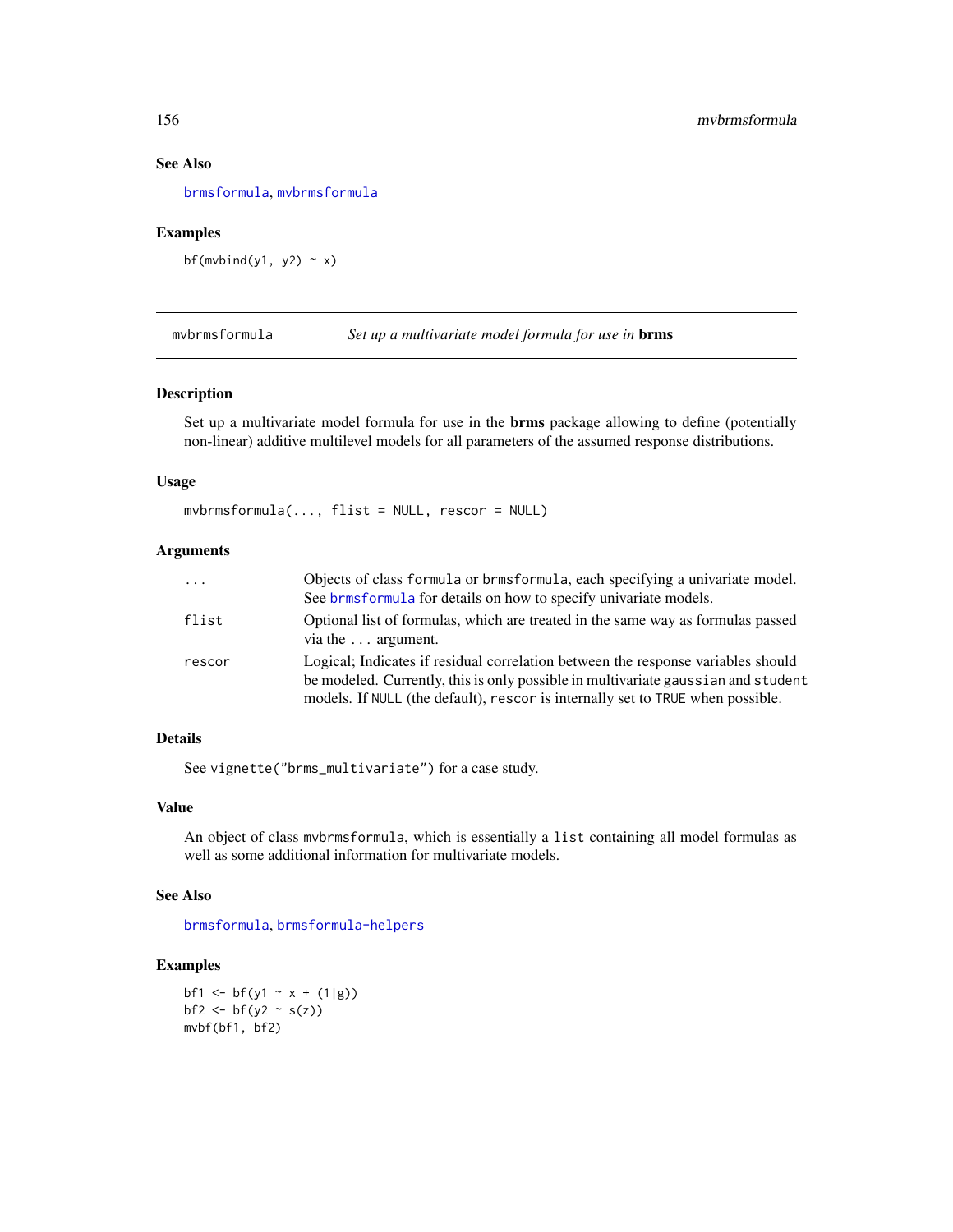### See Also

brmsformula, mvbrmsformula

### Examples

```
bf(mvbind(y1, y2) ~ x)
```

---

## mvbrmsformula — *Set up a multivariate model formula for use in* **brms**

### Description

Set up a multivariate model formula for use in the **brms** package allowing to define (potentially non-linear) additive multilevel models for all parameters of the assumed response distributions.

### Usage

```
mvbrmsformula(..., flist = NULL, rescor = NULL)
```

### Arguments

| | |
|---|---|
| ... | Objects of class `formula` or `brmsformula`, each specifying a univariate model. See `brmsformula` for details on how to specify univariate models. |
| flist | Optional list of formulas, which are treated in the same way as formulas passed via the ... argument. |
| rescor | Logical; Indicates if residual correlation between the response variables should be modeled. Currently, this is only possible in multivariate `gaussian` and `student` models. If `NULL` (the default), `rescor` is internally set to `TRUE` when possible. |

### Details

See `vignette("brms_multivariate")` for a case study.

### Value

An object of class `mvbrmsformula`, which is essentially a `list` containing all model formulas as well as some additional information for multivariate models.

### See Also

brmsformula, brmsformula-helpers

### Examples

```
bf1 <- bf(y1 ~ x + (1|g))
bf2 <- bf(y2 ~ s(z))
mvbf(bf1, bf2)
```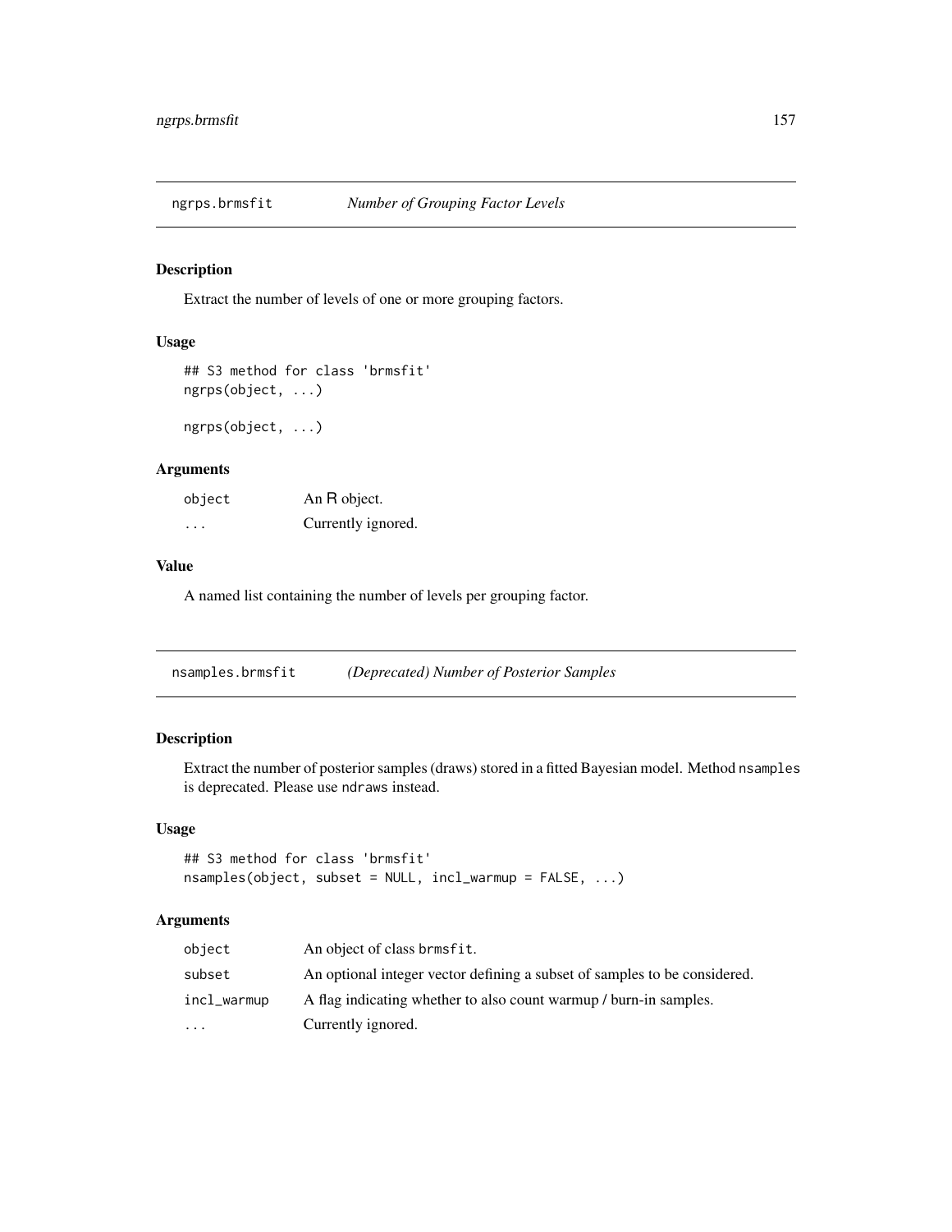## ngrps.brmsfit *Number of Grouping Factor Levels*

### Description

Extract the number of levels of one or more grouping factors.

### Usage

```
## S3 method for class 'brmsfit'
ngrps(object, ...)

ngrps(object, ...)
```

### Arguments

| | |
|---|---|
| object | An R object. |
| ... | Currently ignored. |

### Value

A named list containing the number of levels per grouping factor.

## nsamples.brmsfit *(Deprecated) Number of Posterior Samples*

### Description

Extract the number of posterior samples (draws) stored in a fitted Bayesian model. Method `nsamples` is deprecated. Please use `ndraws` instead.

### Usage

```
## S3 method for class 'brmsfit'
nsamples(object, subset = NULL, incl_warmup = FALSE, ...)
```

### Arguments

| | |
|---|---|
| object | An object of class `brmsfit`. |
| subset | An optional integer vector defining a subset of samples to be considered. |
| incl_warmup | A flag indicating whether to also count warmup / burn-in samples. |
| ... | Currently ignored. |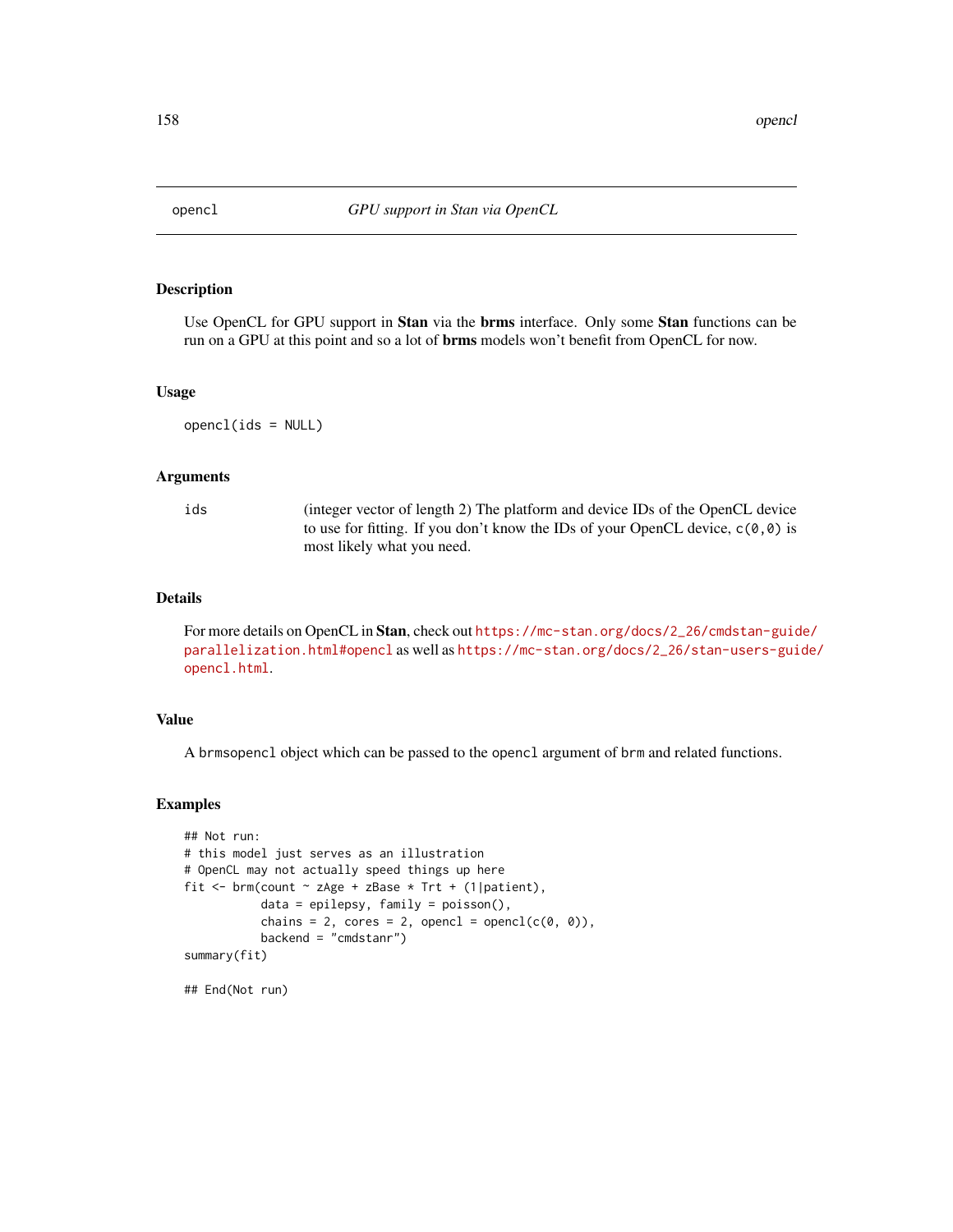# opencl — *GPU support in Stan via OpenCL*

## Description

Use OpenCL for GPU support in **Stan** via the **brms** interface. Only some **Stan** functions can be run on a GPU at this point and so a lot of **brms** models won't benefit from OpenCL for now.

## Usage

```
opencl(ids = NULL)
```

## Arguments

| | |
|---|---|
| ids | (integer vector of length 2) The platform and device IDs of the OpenCL device to use for fitting. If you don't know the IDs of your OpenCL device, `c(0,0)` is most likely what you need. |

## Details

For more details on OpenCL in **Stan**, check out https://mc-stan.org/docs/2_26/cmdstan-guide/parallelization.html#opencl as well as https://mc-stan.org/docs/2_26/stan-users-guide/opencl.html.

## Value

A `brmsopencl` object which can be passed to the `opencl` argument of `brm` and related functions.

## Examples

```
## Not run:
# this model just serves as an illustration
# OpenCL may not actually speed things up here
fit <- brm(count ~ zAge + zBase * Trt + (1|patient),
           data = epilepsy, family = poisson(),
           chains = 2, cores = 2, opencl = opencl(c(0, 0)),
           backend = "cmdstanr")
summary(fit)

## End(Not run)
```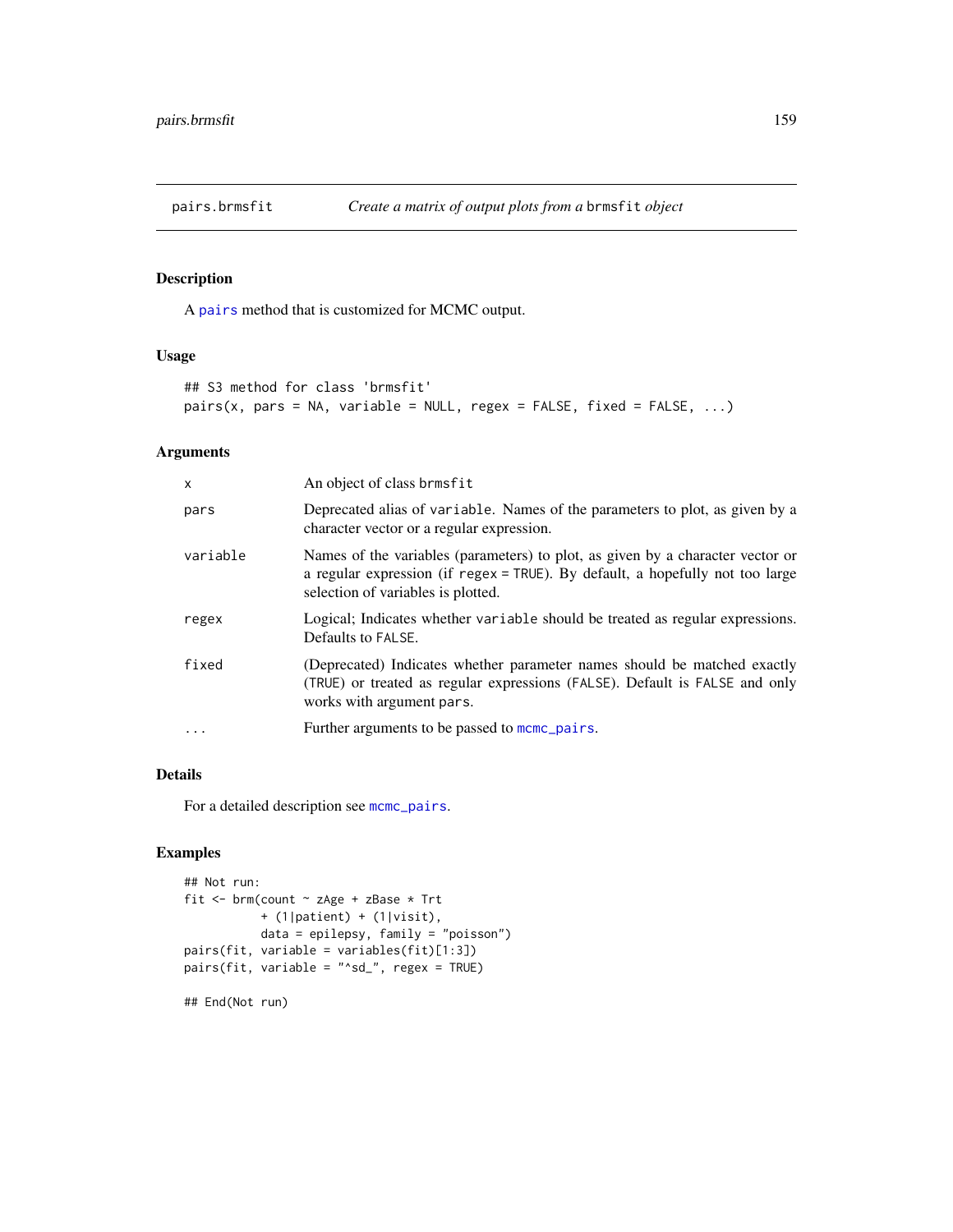# pairs.brmsfit — *Create a matrix of output plots from a* `brmsfit` *object*

## Description

A `pairs` method that is customized for MCMC output.

## Usage

```
## S3 method for class 'brmsfit'
pairs(x, pars = NA, variable = NULL, regex = FALSE, fixed = FALSE, ...)
```

## Arguments

| | |
|---|---|
| `x` | An object of class `brmsfit` |
| `pars` | Deprecated alias of `variable`. Names of the parameters to plot, as given by a character vector or a regular expression. |
| `variable` | Names of the variables (parameters) to plot, as given by a character vector or a regular expression (if `regex = TRUE`). By default, a hopefully not too large selection of variables is plotted. |
| `regex` | Logical; Indicates whether `variable` should be treated as regular expressions. Defaults to `FALSE`. |
| `fixed` | (Deprecated) Indicates whether parameter names should be matched exactly (`TRUE`) or treated as regular expressions (`FALSE`). Default is `FALSE` and only works with argument `pars`. |
| `...` | Further arguments to be passed to `mcmc_pairs`. |

## Details

For a detailed description see `mcmc_pairs`.

## Examples

```
## Not run:
fit <- brm(count ~ zAge + zBase * Trt
           + (1|patient) + (1|visit),
           data = epilepsy, family = "poisson")
pairs(fit, variable = variables(fit)[1:3])
pairs(fit, variable = "^sd_", regex = TRUE)

## End(Not run)
```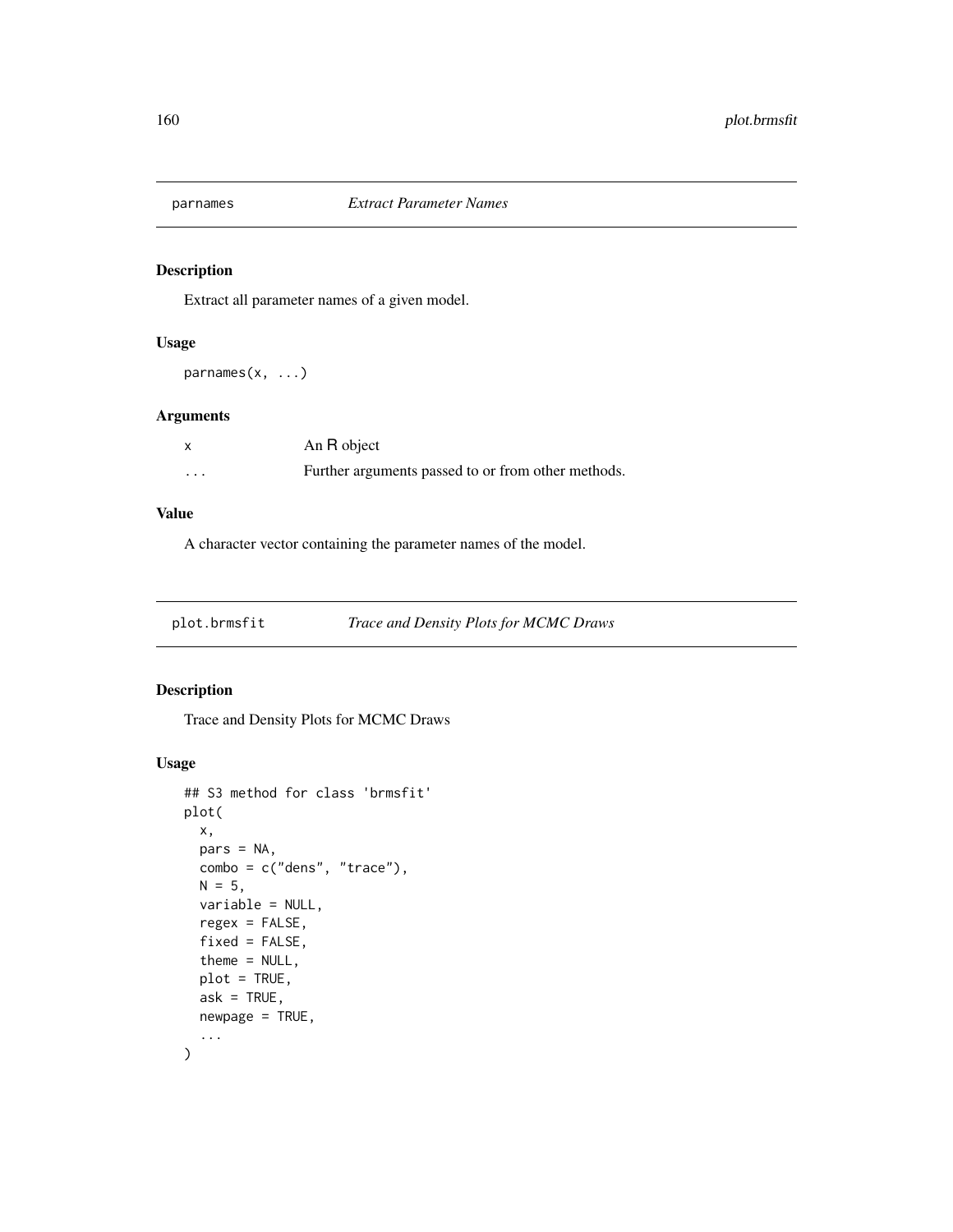## parnames *Extract Parameter Names*

### Description

Extract all parameter names of a given model.

### Usage

```
parnames(x, ...)
```

### Arguments

| | |
|---|---|
| x | An R object |
| ... | Further arguments passed to or from other methods. |

### Value

A character vector containing the parameter names of the model.

## plot.brmsfit *Trace and Density Plots for MCMC Draws*

### Description

Trace and Density Plots for MCMC Draws

### Usage

```
## S3 method for class 'brmsfit'
plot(
  x,
  pars = NA,
  combo = c("dens", "trace"),
  N = 5,
  variable = NULL,
  regex = FALSE,
  fixed = FALSE,
  theme = NULL,
  plot = TRUE,
  ask = TRUE,
  newpage = TRUE,
  ...
)
```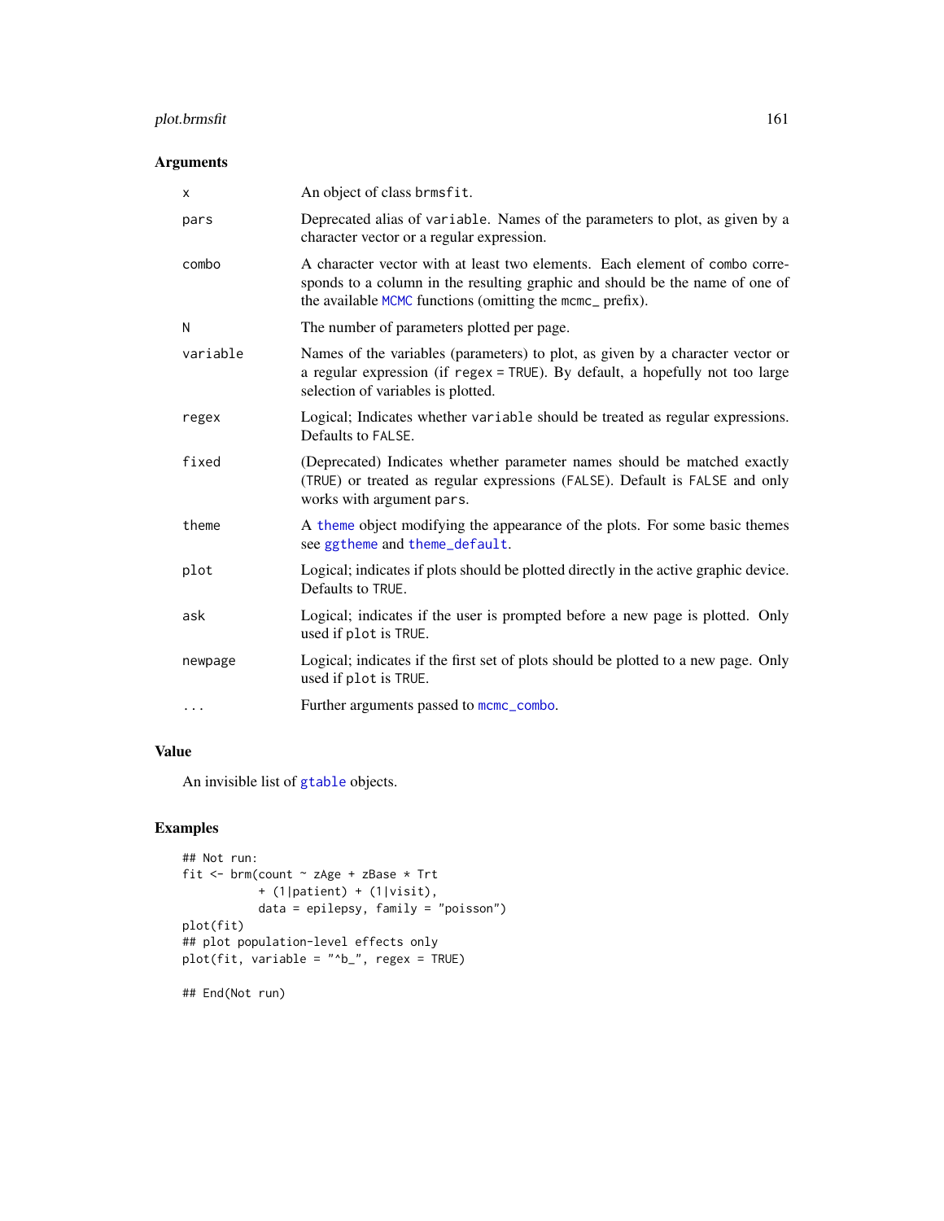### Arguments

| | |
|---|---|
| `x` | An object of class `brmsfit`. |
| `pars` | Deprecated alias of `variable`. Names of the parameters to plot, as given by a character vector or a regular expression. |
| `combo` | A character vector with at least two elements. Each element of `combo` corresponds to a column in the resulting graphic and should be the name of one of the available `MCMC` functions (omitting the `mcmc_` prefix). |
| `N` | The number of parameters plotted per page. |
| `variable` | Names of the variables (parameters) to plot, as given by a character vector or a regular expression (if `regex = TRUE`). By default, a hopefully not too large selection of variables is plotted. |
| `regex` | Logical; Indicates whether `variable` should be treated as regular expressions. Defaults to `FALSE`. |
| `fixed` | (Deprecated) Indicates whether parameter names should be matched exactly (`TRUE`) or treated as regular expressions (`FALSE`). Default is `FALSE` and only works with argument `pars`. |
| `theme` | A `theme` object modifying the appearance of the plots. For some basic themes see `ggtheme` and `theme_default`. |
| `plot` | Logical; indicates if plots should be plotted directly in the active graphic device. Defaults to `TRUE`. |
| `ask` | Logical; indicates if the user is prompted before a new page is plotted. Only used if `plot` is `TRUE`. |
| `newpage` | Logical; indicates if the first set of plots should be plotted to a new page. Only used if `plot` is `TRUE`. |
| `...` | Further arguments passed to `mcmc_combo`. |

### Value

An invisible list of `gtable` objects.

### Examples

```
## Not run:
fit <- brm(count ~ zAge + zBase * Trt
           + (1|patient) + (1|visit),
           data = epilepsy, family = "poisson")
plot(fit)
## plot population-level effects only
plot(fit, variable = "^b_", regex = TRUE)

## End(Not run)
```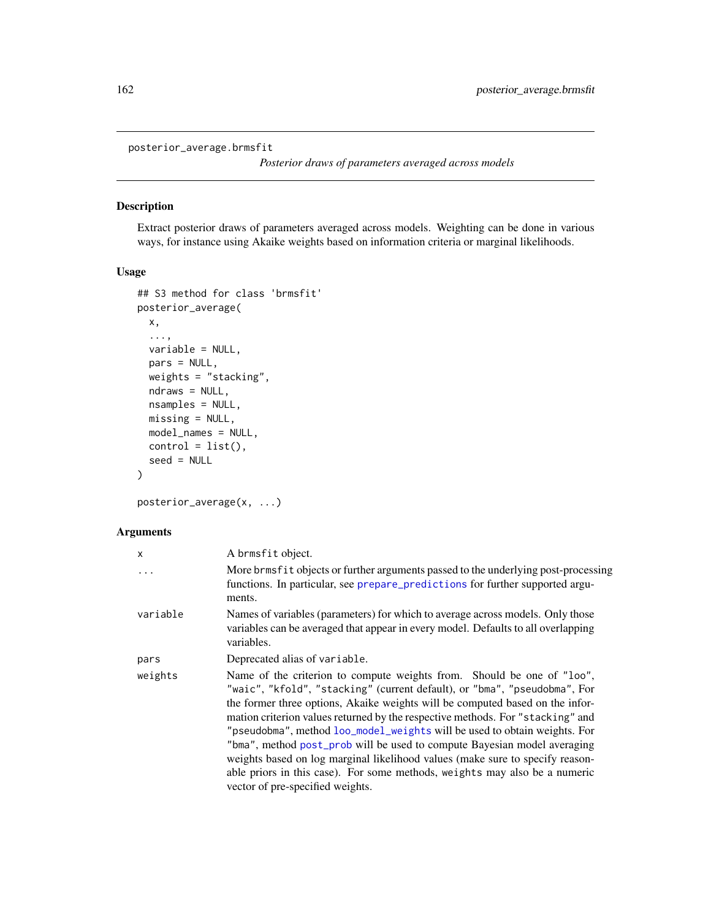posterior_average.brmsfit

*Posterior draws of parameters averaged across models*

## Description

Extract posterior draws of parameters averaged across models. Weighting can be done in various ways, for instance using Akaike weights based on information criteria or marginal likelihoods.

## Usage

```
## S3 method for class 'brmsfit'
posterior_average(
  x,
  ...,
  variable = NULL,
  pars = NULL,
  weights = "stacking",
  ndraws = NULL,
  nsamples = NULL,
  missing = NULL,
  model_names = NULL,
  control = list(),
  seed = NULL
)

posterior_average(x, ...)
```

## Arguments

| | |
|---|---|
| x | A brmsfit object. |
| ... | More brmsfit objects or further arguments passed to the underlying post-processing functions. In particular, see prepare_predictions for further supported arguments. |
| variable | Names of variables (parameters) for which to average across models. Only those variables can be averaged that appear in every model. Defaults to all overlapping variables. |
| pars | Deprecated alias of variable. |
| weights | Name of the criterion to compute weights from. Should be one of "loo", "waic", "kfold", "stacking" (current default), or "bma", "pseudobma", For the former three options, Akaike weights will be computed based on the information criterion values returned by the respective methods. For "stacking" and "pseudobma", method loo_model_weights will be used to obtain weights. For "bma", method post_prob will be used to compute Bayesian model averaging weights based on log marginal likelihood values (make sure to specify reasonable priors in this case). For some methods, weights may also be a numeric vector of pre-specified weights. |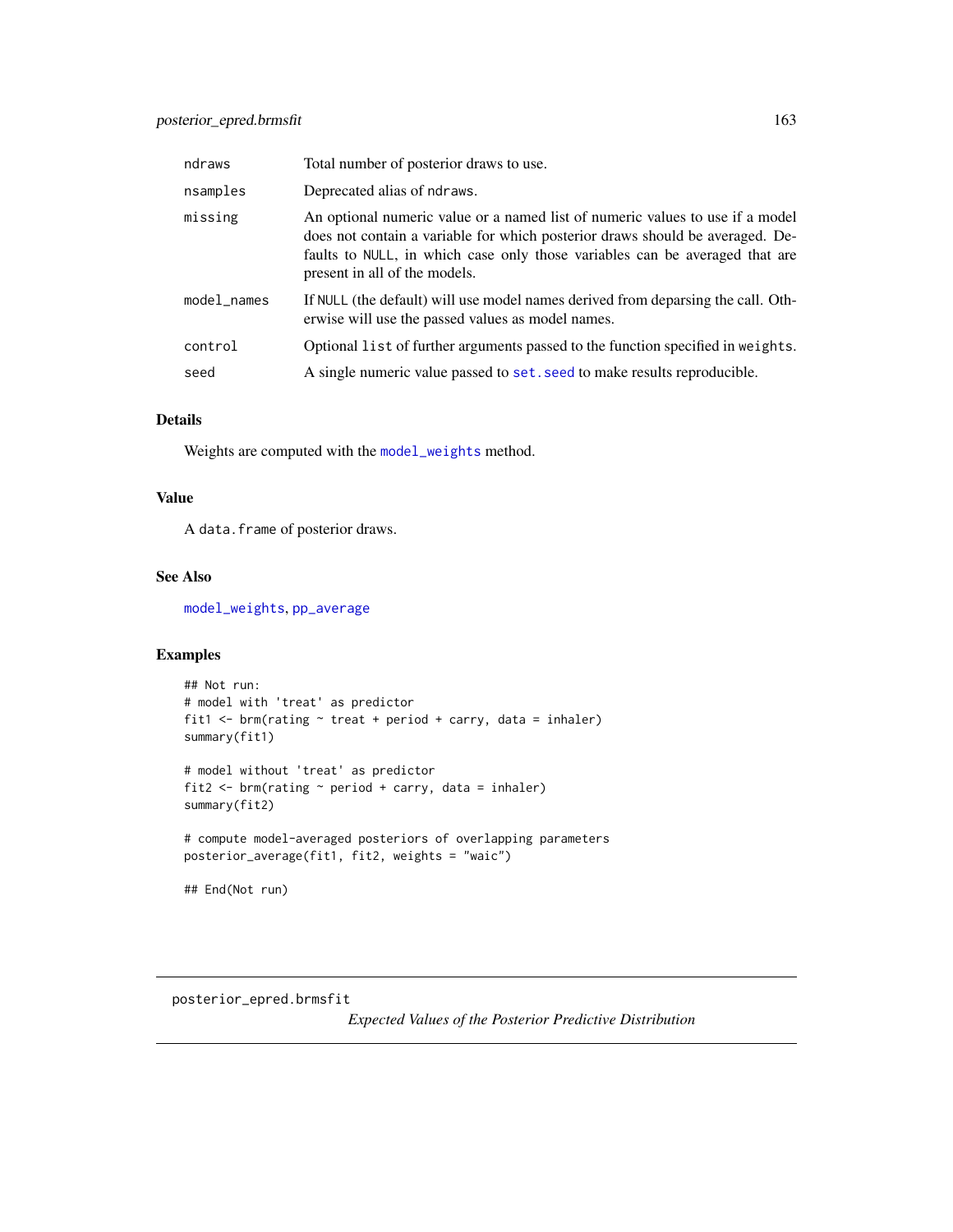| | |
|---|---|
| ndraws | Total number of posterior draws to use. |
| nsamples | Deprecated alias of ndraws. |
| missing | An optional numeric value or a named list of numeric values to use if a model does not contain a variable for which posterior draws should be averaged. Defaults to NULL, in which case only those variables can be averaged that are present in all of the models. |
| model_names | If NULL (the default) will use model names derived from deparsing the call. Otherwise will use the passed values as model names. |
| control | Optional list of further arguments passed to the function specified in weights. |
| seed | A single numeric value passed to set.seed to make results reproducible. |

## Details

Weights are computed with the model_weights method.

## Value

A data.frame of posterior draws.

## See Also

model_weights, pp_average

## Examples

```
## Not run:
# model with 'treat' as predictor
fit1 <- brm(rating ~ treat + period + carry, data = inhaler)
summary(fit1)

# model without 'treat' as predictor
fit2 <- brm(rating ~ period + carry, data = inhaler)
summary(fit2)

# compute model-averaged posteriors of overlapping parameters
posterior_average(fit1, fit2, weights = "waic")

## End(Not run)
```

---

posterior_epred.brmsfit

*Expected Values of the Posterior Predictive Distribution*

---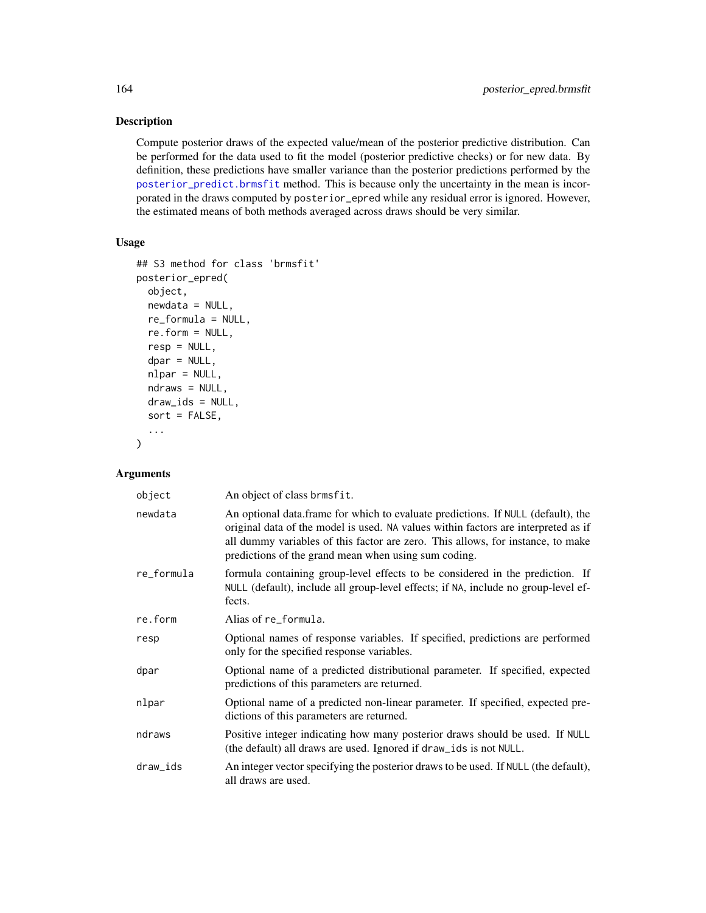## Description

Compute posterior draws of the expected value/mean of the posterior predictive distribution. Can be performed for the data used to fit the model (posterior predictive checks) or for new data. By definition, these predictions have smaller variance than the posterior predictions performed by the posterior_predict.brmsfit method. This is because only the uncertainty in the mean is incorporated in the draws computed by posterior_epred while any residual error is ignored. However, the estimated means of both methods averaged across draws should be very similar.

## Usage

```
## S3 method for class 'brmsfit'
posterior_epred(
  object,
  newdata = NULL,
  re_formula = NULL,
  re.form = NULL,
  resp = NULL,
  dpar = NULL,
  nlpar = NULL,
  ndraws = NULL,
  draw_ids = NULL,
  sort = FALSE,
  ...
)
```

## Arguments

| | |
|---|---|
| object | An object of class brmsfit. |
| newdata | An optional data.frame for which to evaluate predictions. If NULL (default), the original data of the model is used. NA values within factors are interpreted as if all dummy variables of this factor are zero. This allows, for instance, to make predictions of the grand mean when using sum coding. |
| re_formula | formula containing group-level effects to be considered in the prediction. If NULL (default), include all group-level effects; if NA, include no group-level effects. |
| re.form | Alias of re_formula. |
| resp | Optional names of response variables. If specified, predictions are performed only for the specified response variables. |
| dpar | Optional name of a predicted distributional parameter. If specified, expected predictions of this parameters are returned. |
| nlpar | Optional name of a predicted non-linear parameter. If specified, expected predictions of this parameters are returned. |
| ndraws | Positive integer indicating how many posterior draws should be used. If NULL (the default) all draws are used. Ignored if draw_ids is not NULL. |
| draw_ids | An integer vector specifying the posterior draws to be used. If NULL (the default), all draws are used. |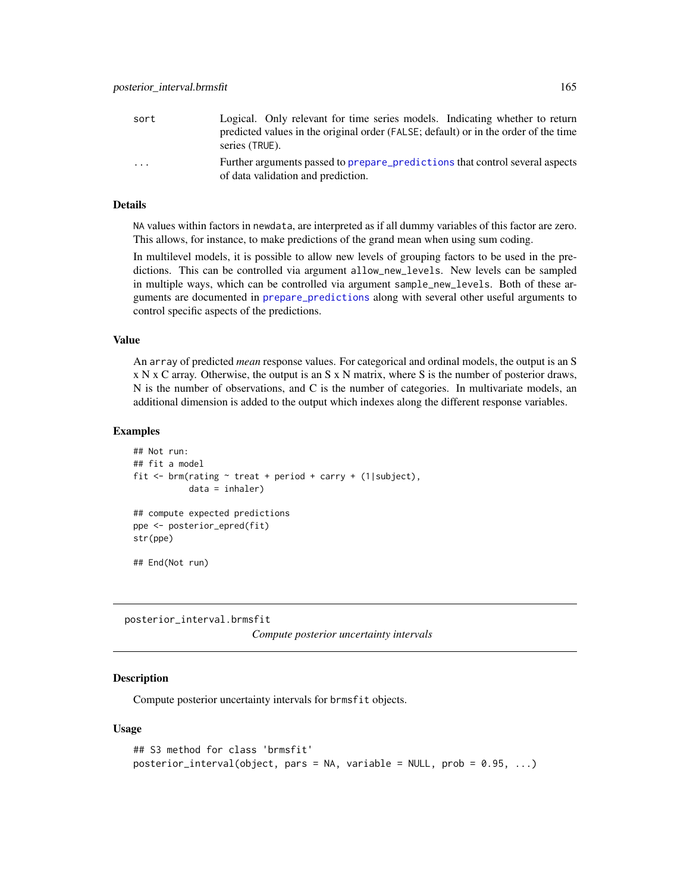| | |
|---|---|
| sort | Logical. Only relevant for time series models. Indicating whether to return predicted values in the original order (FALSE; default) or in the order of the time series (TRUE). |
| ... | Further arguments passed to prepare_predictions that control several aspects of data validation and prediction. |

### Details

NA values within factors in newdata, are interpreted as if all dummy variables of this factor are zero. This allows, for instance, to make predictions of the grand mean when using sum coding.

In multilevel models, it is possible to allow new levels of grouping factors to be used in the predictions. This can be controlled via argument allow_new_levels. New levels can be sampled in multiple ways, which can be controlled via argument sample_new_levels. Both of these arguments are documented in prepare_predictions along with several other useful arguments to control specific aspects of the predictions.

### Value

An array of predicted *mean* response values. For categorical and ordinal models, the output is an S x N x C array. Otherwise, the output is an S x N matrix, where S is the number of posterior draws, N is the number of observations, and C is the number of categories. In multivariate models, an additional dimension is added to the output which indexes along the different response variables.

### Examples

```
## Not run:
## fit a model
fit <- brm(rating ~ treat + period + carry + (1|subject),
           data = inhaler)

## compute expected predictions
ppe <- posterior_epred(fit)
str(ppe)

## End(Not run)
```

---

## posterior_interval.brmsfit

*Compute posterior uncertainty intervals*

### Description

Compute posterior uncertainty intervals for brmsfit objects.

### Usage

```
## S3 method for class 'brmsfit'
posterior_interval(object, pars = NA, variable = NULL, prob = 0.95, ...)
```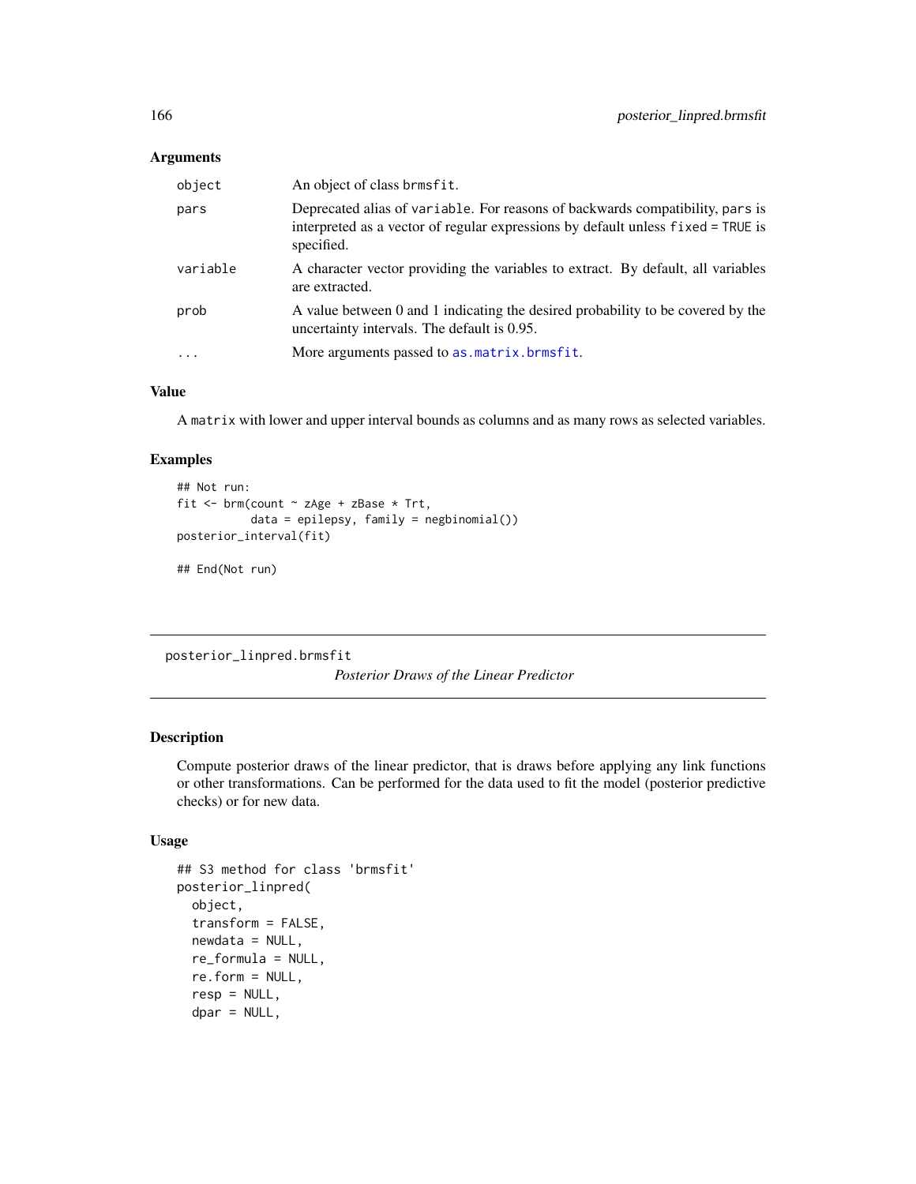### Arguments

| | |
|---|---|
| `object` | An object of class `brmsfit`. |
| `pars` | Deprecated alias of `variable`. For reasons of backwards compatibility, `pars` is interpreted as a vector of regular expressions by default unless `fixed = TRUE` is specified. |
| `variable` | A character vector providing the variables to extract. By default, all variables are extracted. |
| `prob` | A value between 0 and 1 indicating the desired probability to be covered by the uncertainty intervals. The default is 0.95. |
| `...` | More arguments passed to `as.matrix.brmsfit`. |

### Value

A `matrix` with lower and upper interval bounds as columns and as many rows as selected variables.

### Examples

```
## Not run:
fit <- brm(count ~ zAge + zBase * Trt,
           data = epilepsy, family = negbinomial())
posterior_interval(fit)

## End(Not run)
```

---

## posterior_linpred.brmsfit

*Posterior Draws of the Linear Predictor*

---

### Description

Compute posterior draws of the linear predictor, that is draws before applying any link functions or other transformations. Can be performed for the data used to fit the model (posterior predictive checks) or for new data.

### Usage

```
## S3 method for class 'brmsfit'
posterior_linpred(
  object,
  transform = FALSE,
  newdata = NULL,
  re_formula = NULL,
  re.form = NULL,
  resp = NULL,
  dpar = NULL,
```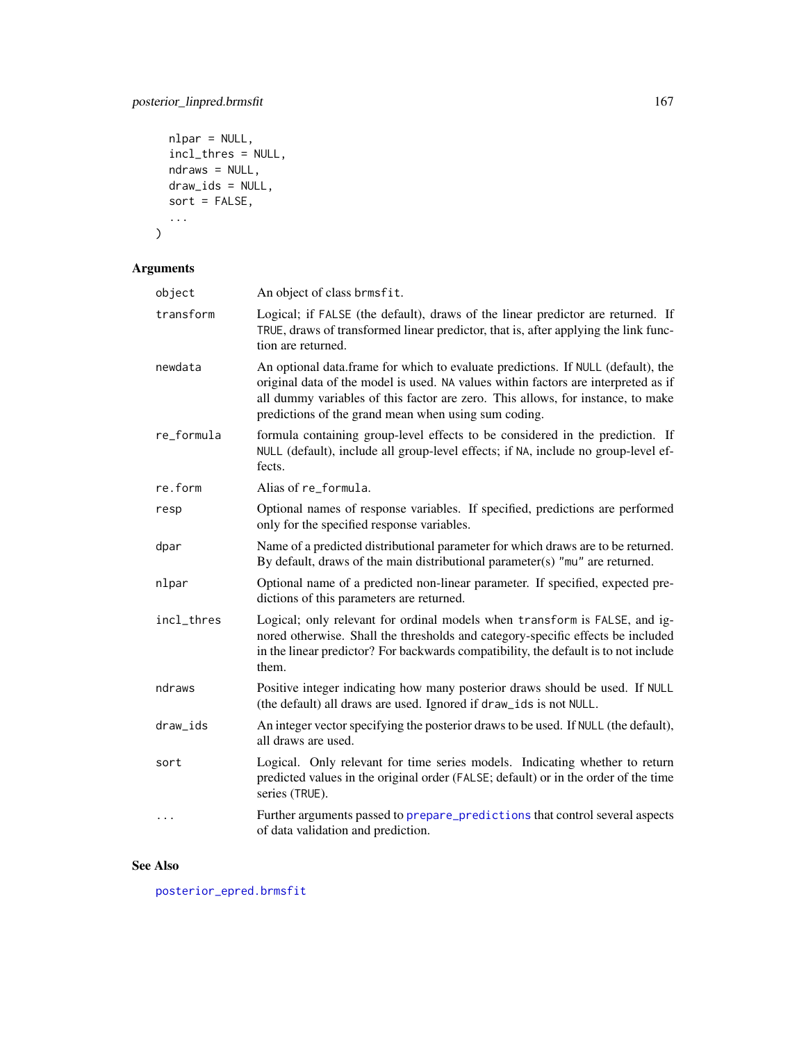```
  nlpar = NULL,
  incl_thres = NULL,
  ndraws = NULL,
  draw_ids = NULL,
  sort = FALSE,
  ...
)
```

## Arguments

| Argument | Description |
| --- | --- |
| `object` | An object of class `brmsfit`. |
| `transform` | Logical; if `FALSE` (the default), draws of the linear predictor are returned. If `TRUE`, draws of transformed linear predictor, that is, after applying the link function are returned. |
| `newdata` | An optional data.frame for which to evaluate predictions. If `NULL` (default), the original data of the model is used. `NA` values within factors are interpreted as if all dummy variables of this factor are zero. This allows, for instance, to make predictions of the grand mean when using sum coding. |
| `re_formula` | formula containing group-level effects to be considered in the prediction. If `NULL` (default), include all group-level effects; if `NA`, include no group-level effects. |
| `re.form` | Alias of `re_formula`. |
| `resp` | Optional names of response variables. If specified, predictions are performed only for the specified response variables. |
| `dpar` | Name of a predicted distributional parameter for which draws are to be returned. By default, draws of the main distributional parameter(s) `"mu"` are returned. |
| `nlpar` | Optional name of a predicted non-linear parameter. If specified, expected predictions of this parameters are returned. |
| `incl_thres` | Logical; only relevant for ordinal models when `transform` is `FALSE`, and ignored otherwise. Shall the thresholds and category-specific effects be included in the linear predictor? For backwards compatibility, the default is to not include them. |
| `ndraws` | Positive integer indicating how many posterior draws should be used. If `NULL` (the default) all draws are used. Ignored if `draw_ids` is not `NULL`. |
| `draw_ids` | An integer vector specifying the posterior draws to be used. If `NULL` (the default), all draws are used. |
| `sort` | Logical. Only relevant for time series models. Indicating whether to return predicted values in the original order (`FALSE`; default) or in the order of the time series (`TRUE`). |
| `...` | Further arguments passed to `prepare_predictions` that control several aspects of data validation and prediction. |

## See Also

`posterior_epred.brmsfit`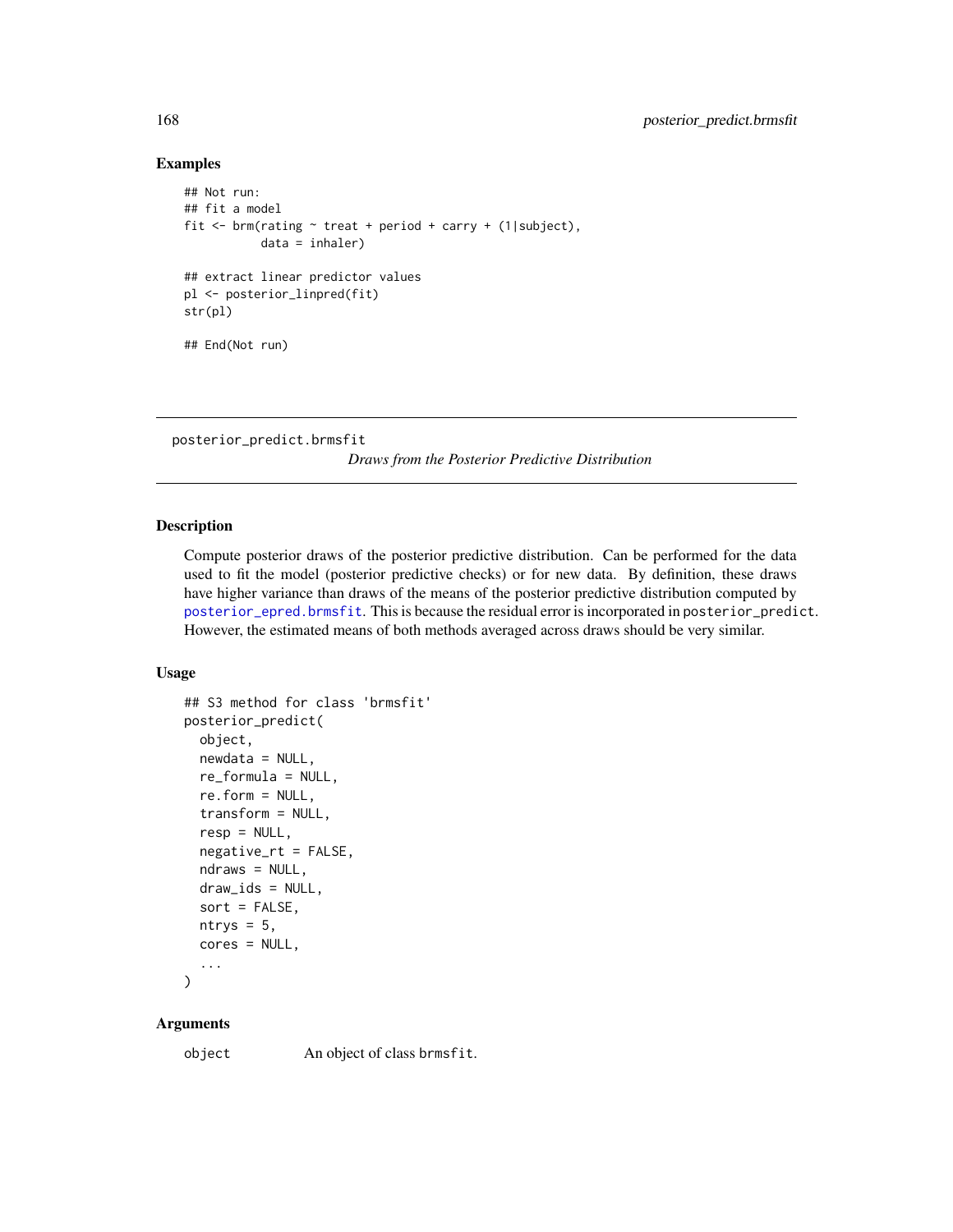## Examples

```
## Not run:
## fit a model
fit <- brm(rating ~ treat + period + carry + (1|subject),
           data = inhaler)

## extract linear predictor values
pl <- posterior_linpred(fit)
str(pl)

## End(Not run)
```

---

posterior_predict.brmsfit
*Draws from the Posterior Predictive Distribution*

---

## Description

Compute posterior draws of the posterior predictive distribution. Can be performed for the data used to fit the model (posterior predictive checks) or for new data. By definition, these draws have higher variance than draws of the means of the posterior predictive distribution computed by posterior_epred.brmsfit. This is because the residual error is incorporated in posterior_predict. However, the estimated means of both methods averaged across draws should be very similar.

## Usage

```
## S3 method for class 'brmsfit'
posterior_predict(
  object,
  newdata = NULL,
  re_formula = NULL,
  re.form = NULL,
  transform = NULL,
  resp = NULL,
  negative_rt = FALSE,
  ndraws = NULL,
  draw_ids = NULL,
  sort = FALSE,
  ntrys = 5,
  cores = NULL,
  ...
)
```

## Arguments

object An object of class brmsfit.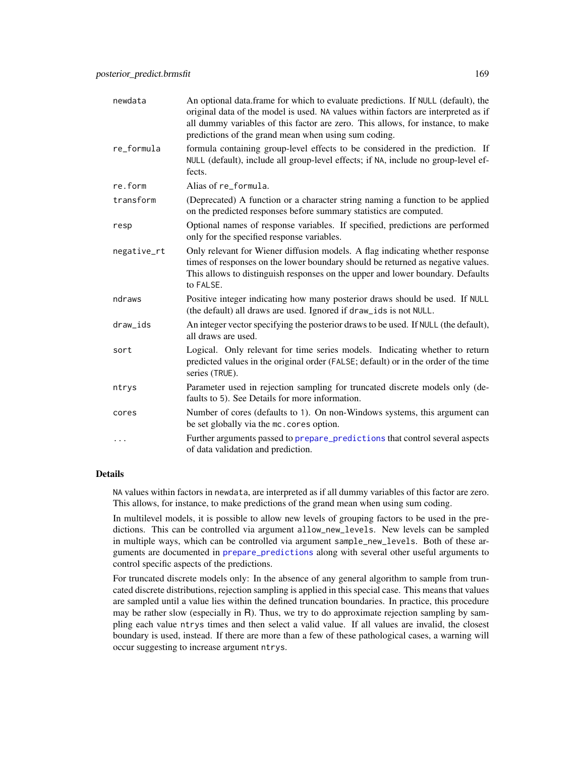| | |
|---|---|
| `newdata` | An optional data.frame for which to evaluate predictions. If `NULL` (default), the original data of the model is used. `NA` values within factors are interpreted as if all dummy variables of this factor are zero. This allows, for instance, to make predictions of the grand mean when using sum coding. |
| `re_formula` | formula containing group-level effects to be considered in the prediction. If `NULL` (default), include all group-level effects; if `NA`, include no group-level effects. |
| `re.form` | Alias of `re_formula`. |
| `transform` | (Deprecated) A function or a character string naming a function to be applied on the predicted responses before summary statistics are computed. |
| `resp` | Optional names of response variables. If specified, predictions are performed only for the specified response variables. |
| `negative_rt` | Only relevant for Wiener diffusion models. A flag indicating whether response times of responses on the lower boundary should be returned as negative values. This allows to distinguish responses on the upper and lower boundary. Defaults to `FALSE`. |
| `ndraws` | Positive integer indicating how many posterior draws should be used. If `NULL` (the default) all draws are used. Ignored if `draw_ids` is not `NULL`. |
| `draw_ids` | An integer vector specifying the posterior draws to be used. If `NULL` (the default), all draws are used. |
| `sort` | Logical. Only relevant for time series models. Indicating whether to return predicted values in the original order (`FALSE`; default) or in the order of the time series (`TRUE`). |
| `ntrys` | Parameter used in rejection sampling for truncated discrete models only (defaults to `5`). See Details for more information. |
| `cores` | Number of cores (defaults to `1`). On non-Windows systems, this argument can be set globally via the `mc.cores` option. |
| `...` | Further arguments passed to `prepare_predictions` that control several aspects of data validation and prediction. |

## Details

`NA` values within factors in `newdata`, are interpreted as if all dummy variables of this factor are zero. This allows, for instance, to make predictions of the grand mean when using sum coding.

In multilevel models, it is possible to allow new levels of grouping factors to be used in the predictions. This can be controlled via argument `allow_new_levels`. New levels can be sampled in multiple ways, which can be controlled via argument `sample_new_levels`. Both of these arguments are documented in `prepare_predictions` along with several other useful arguments to control specific aspects of the predictions.

For truncated discrete models only: In the absence of any general algorithm to sample from truncated discrete distributions, rejection sampling is applied in this special case. This means that values are sampled until a value lies within the defined truncation boundaries. In practice, this procedure may be rather slow (especially in R). Thus, we try to do approximate rejection sampling by sampling each value `ntrys` times and then select a valid value. If all values are invalid, the closest boundary is used, instead. If there are more than a few of these pathological cases, a warning will occur suggesting to increase argument `ntrys`.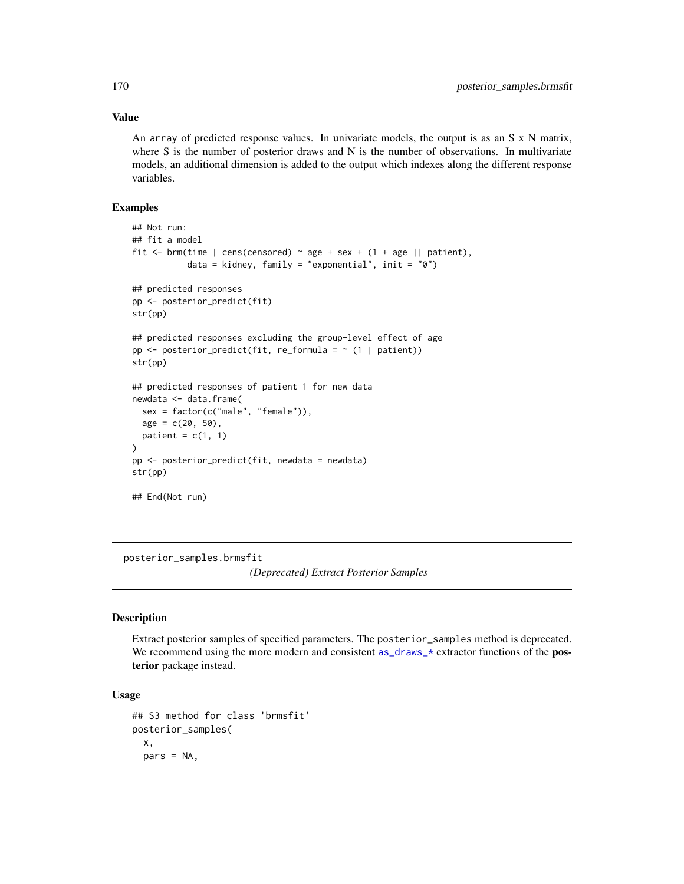### Value

An array of predicted response values. In univariate models, the output is as an S x N matrix, where S is the number of posterior draws and N is the number of observations. In multivariate models, an additional dimension is added to the output which indexes along the different response variables.

### Examples

```
## Not run:
## fit a model
fit <- brm(time | cens(censored) ~ age + sex + (1 + age || patient),
           data = kidney, family = "exponential", init = "0")

## predicted responses
pp <- posterior_predict(fit)
str(pp)

## predicted responses excluding the group-level effect of age
pp <- posterior_predict(fit, re_formula = ~ (1 | patient))
str(pp)

## predicted responses of patient 1 for new data
newdata <- data.frame(
  sex = factor(c("male", "female")),
  age = c(20, 50),
  patient = c(1, 1)
)
pp <- posterior_predict(fit, newdata = newdata)
str(pp)

## End(Not run)
```

---

## posterior_samples.brmsfit

*(Deprecated) Extract Posterior Samples*

---

### Description

Extract posterior samples of specified parameters. The posterior_samples method is deprecated. We recommend using the more modern and consistent as_draws_* extractor functions of the **posterior** package instead.

### Usage

```
## S3 method for class 'brmsfit'
posterior_samples(
  x,
  pars = NA,
```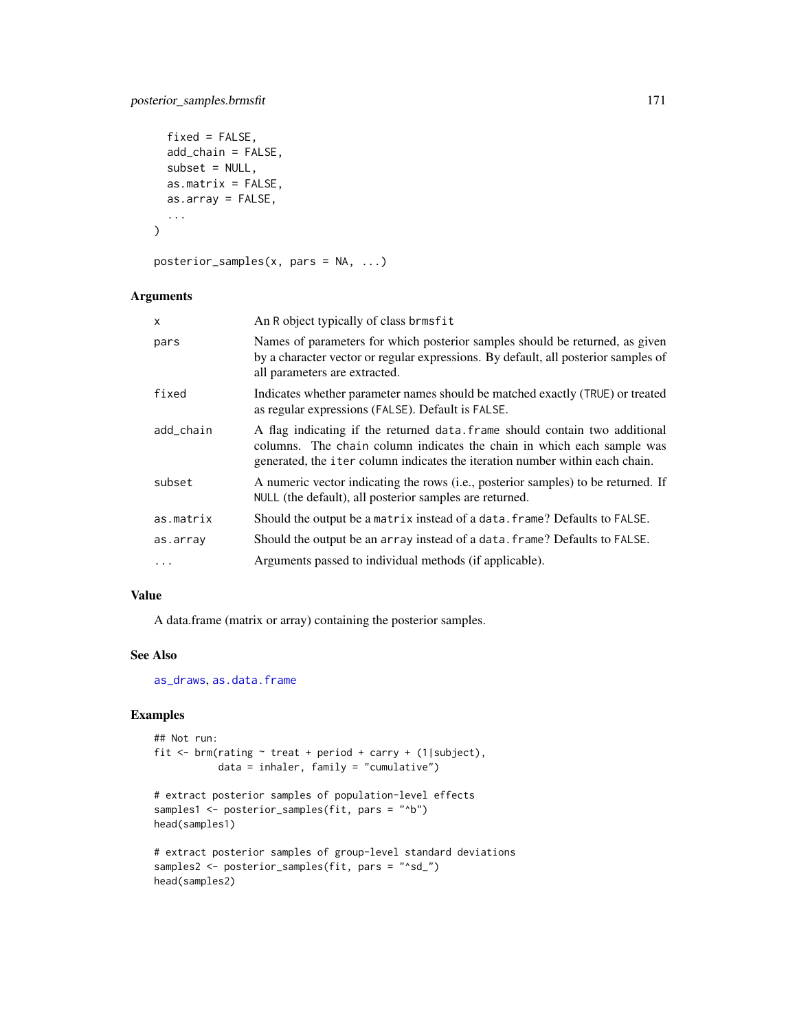```
  fixed = FALSE,
  add_chain = FALSE,
  subset = NULL,
  as.matrix = FALSE,
  as.array = FALSE,
  ...
)

posterior_samples(x, pars = NA, ...)
```

### Arguments

| | |
|---|---|
| x | An R object typically of class brmsfit |
| pars | Names of parameters for which posterior samples should be returned, as given by a character vector or regular expressions. By default, all posterior samples of all parameters are extracted. |
| fixed | Indicates whether parameter names should be matched exactly (TRUE) or treated as regular expressions (FALSE). Default is FALSE. |
| add_chain | A flag indicating if the returned data.frame should contain two additional columns. The chain column indicates the chain in which each sample was generated, the iter column indicates the iteration number within each chain. |
| subset | A numeric vector indicating the rows (i.e., posterior samples) to be returned. If NULL (the default), all posterior samples are returned. |
| as.matrix | Should the output be a matrix instead of a data.frame? Defaults to FALSE. |
| as.array | Should the output be an array instead of a data.frame? Defaults to FALSE. |
| ... | Arguments passed to individual methods (if applicable). |

### Value

A data.frame (matrix or array) containing the posterior samples.

### See Also

as_draws, as.data.frame

### Examples

```
## Not run:
fit <- brm(rating ~ treat + period + carry + (1|subject),
           data = inhaler, family = "cumulative")

# extract posterior samples of population-level effects
samples1 <- posterior_samples(fit, pars = "^b")
head(samples1)

# extract posterior samples of group-level standard deviations
samples2 <- posterior_samples(fit, pars = "^sd_")
head(samples2)
```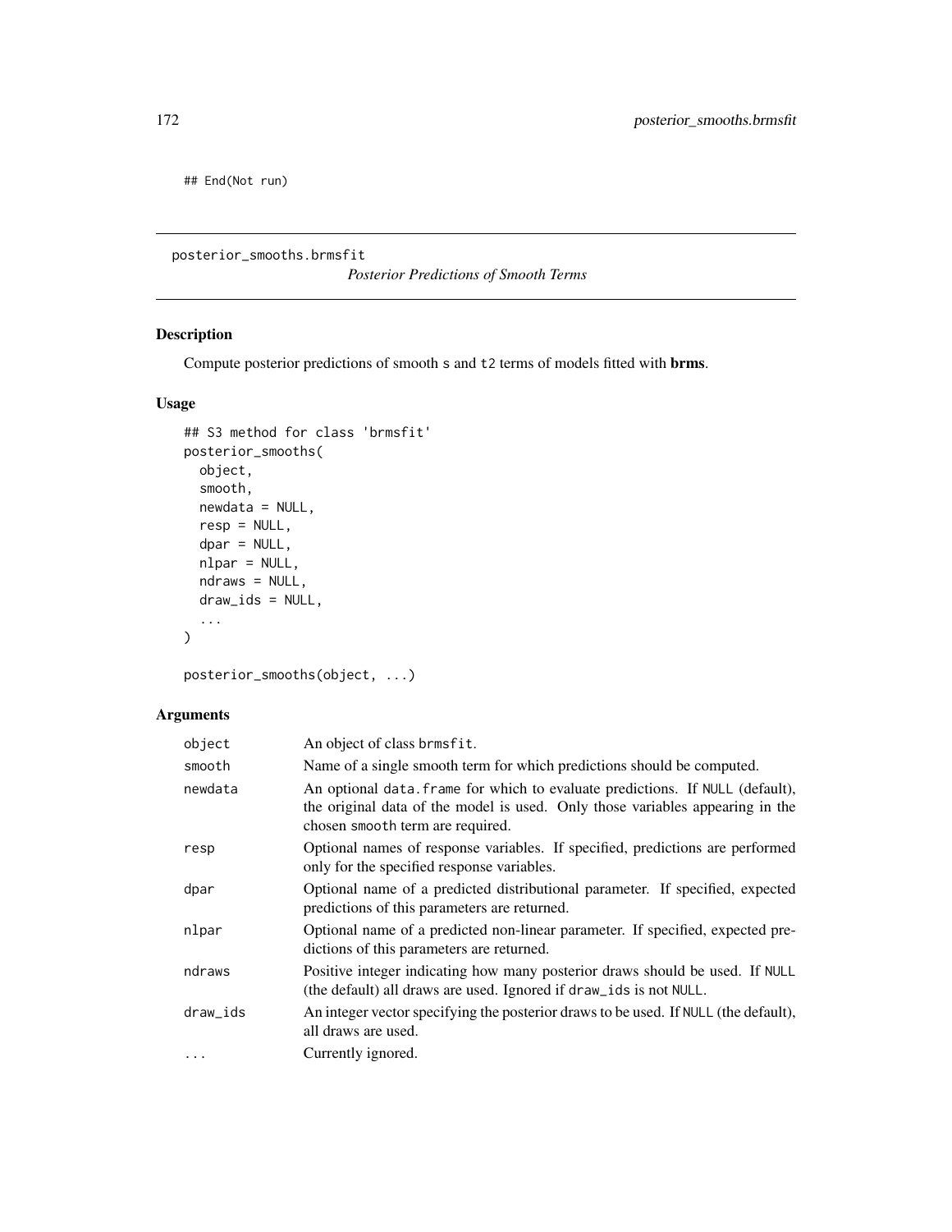```
## End(Not run)
```

---

posterior_smooths.brmsfit &nbsp;&nbsp;&nbsp;&nbsp;&nbsp;&nbsp;&nbsp;&nbsp;&nbsp;&nbsp;*Posterior Predictions of Smooth Terms*

---

### Description

Compute posterior predictions of smooth `s` and `t2` terms of models fitted with **brms**.

### Usage

```
## S3 method for class 'brmsfit'
posterior_smooths(
  object,
  smooth,
  newdata = NULL,
  resp = NULL,
  dpar = NULL,
  nlpar = NULL,
  ndraws = NULL,
  draw_ids = NULL,
  ...
)

posterior_smooths(object, ...)
```

### Arguments

| | |
|---|---|
| `object` | An object of class `brmsfit`. |
| `smooth` | Name of a single smooth term for which predictions should be computed. |
| `newdata` | An optional `data.frame` for which to evaluate predictions. If `NULL` (default), the original data of the model is used. Only those variables appearing in the chosen `smooth` term are required. |
| `resp` | Optional names of response variables. If specified, predictions are performed only for the specified response variables. |
| `dpar` | Optional name of a predicted distributional parameter. If specified, expected predictions of this parameters are returned. |
| `nlpar` | Optional name of a predicted non-linear parameter. If specified, expected predictions of this parameters are returned. |
| `ndraws` | Positive integer indicating how many posterior draws should be used. If `NULL` (the default) all draws are used. Ignored if `draw_ids` is not `NULL`. |
| `draw_ids` | An integer vector specifying the posterior draws to be used. If `NULL` (the default), all draws are used. |
| `...` | Currently ignored. |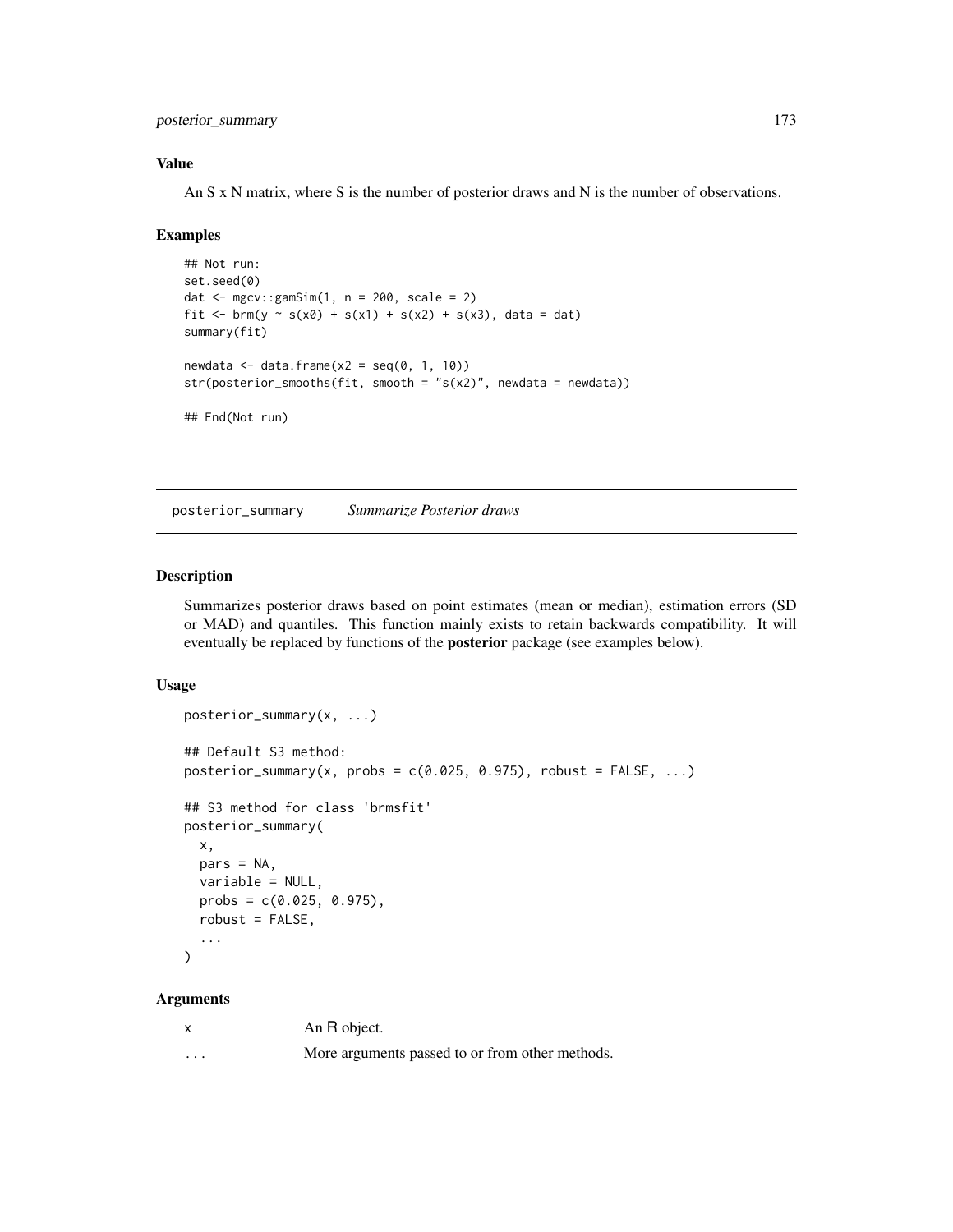### Value

An S x N matrix, where S is the number of posterior draws and N is the number of observations.

### Examples

```
## Not run:
set.seed(0)
dat <- mgcv::gamSim(1, n = 200, scale = 2)
fit <- brm(y ~ s(x0) + s(x1) + s(x2) + s(x3), data = dat)
summary(fit)

newdata <- data.frame(x2 = seq(0, 1, 10))
str(posterior_smooths(fit, smooth = "s(x2)", newdata = newdata))

## End(Not run)
```

---

## posterior_summary *Summarize Posterior draws*

### Description

Summarizes posterior draws based on point estimates (mean or median), estimation errors (SD or MAD) and quantiles. This function mainly exists to retain backwards compatibility. It will eventually be replaced by functions of the **posterior** package (see examples below).

### Usage

```
posterior_summary(x, ...)

## Default S3 method:
posterior_summary(x, probs = c(0.025, 0.975), robust = FALSE, ...)

## S3 method for class 'brmsfit'
posterior_summary(
  x,
  pars = NA,
  variable = NULL,
  probs = c(0.025, 0.975),
  robust = FALSE,
  ...
)
```

### Arguments

| | |
|---|---|
| x | An R object. |
| ... | More arguments passed to or from other methods. |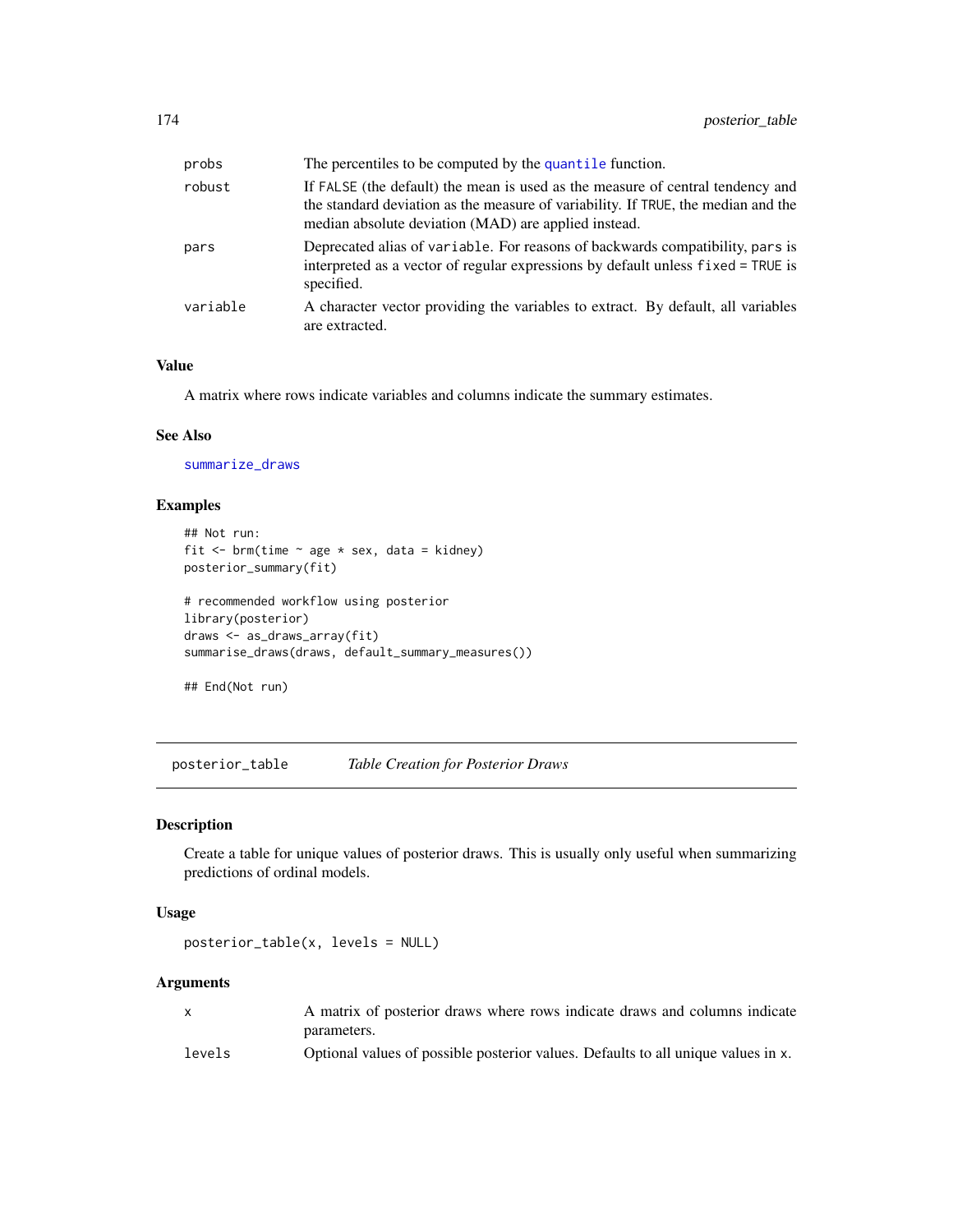| | |
|---|---|
| probs | The percentiles to be computed by the quantile function. |
| robust | If FALSE (the default) the mean is used as the measure of central tendency and the standard deviation as the measure of variability. If TRUE, the median and the median absolute deviation (MAD) are applied instead. |
| pars | Deprecated alias of variable. For reasons of backwards compatibility, pars is interpreted as a vector of regular expressions by default unless fixed = TRUE is specified. |
| variable | A character vector providing the variables to extract. By default, all variables are extracted. |

### Value

A matrix where rows indicate variables and columns indicate the summary estimates.

### See Also

summarize_draws

### Examples

```
## Not run:
fit <- brm(time ~ age * sex, data = kidney)
posterior_summary(fit)

# recommended workflow using posterior
library(posterior)
draws <- as_draws_array(fit)
summarise_draws(draws, default_summary_measures())

## End(Not run)
```

---

## posterior_table — *Table Creation for Posterior Draws*

### Description

Create a table for unique values of posterior draws. This is usually only useful when summarizing predictions of ordinal models.

### Usage

```
posterior_table(x, levels = NULL)
```

### Arguments

| | |
|---|---|
| x | A matrix of posterior draws where rows indicate draws and columns indicate parameters. |
| levels | Optional values of possible posterior values. Defaults to all unique values in x. |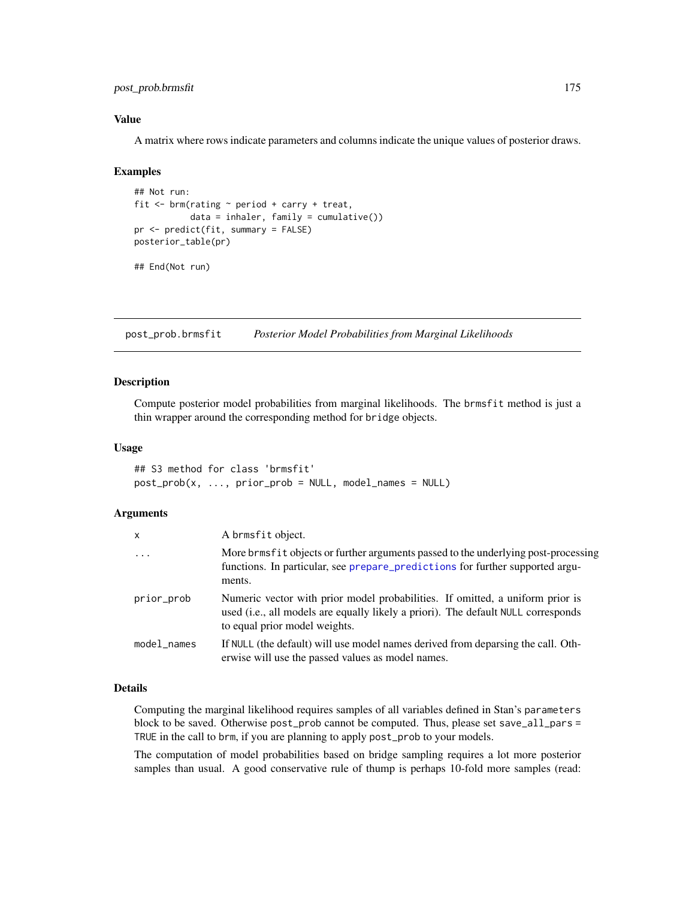## Value

A matrix where rows indicate parameters and columns indicate the unique values of posterior draws.

## Examples

```
## Not run:
fit <- brm(rating ~ period + carry + treat,
           data = inhaler, family = cumulative())
pr <- predict(fit, summary = FALSE)
posterior_table(pr)

## End(Not run)
```

---

# post_prob.brmsfit — *Posterior Model Probabilities from Marginal Likelihoods*

## Description

Compute posterior model probabilities from marginal likelihoods. The `brmsfit` method is just a thin wrapper around the corresponding method for `bridge` objects.

## Usage

```
## S3 method for class 'brmsfit'
post_prob(x, ..., prior_prob = NULL, model_names = NULL)
```

## Arguments

| | |
|---|---|
| `x` | A `brmsfit` object. |
| `...` | More `brmsfit` objects or further arguments passed to the underlying post-processing functions. In particular, see `prepare_predictions` for further supported arguments. |
| `prior_prob` | Numeric vector with prior model probabilities. If omitted, a uniform prior is used (i.e., all models are equally likely a priori). The default `NULL` corresponds to equal prior model weights. |
| `model_names` | If `NULL` (the default) will use model names derived from deparsing the call. Otherwise will use the passed values as model names. |

## Details

Computing the marginal likelihood requires samples of all variables defined in Stan's `parameters` block to be saved. Otherwise `post_prob` cannot be computed. Thus, please set `save_all_pars = TRUE` in the call to `brm`, if you are planning to apply `post_prob` to your models.

The computation of model probabilities based on bridge sampling requires a lot more posterior samples than usual. A good conservative rule of thump is perhaps 10-fold more samples (read: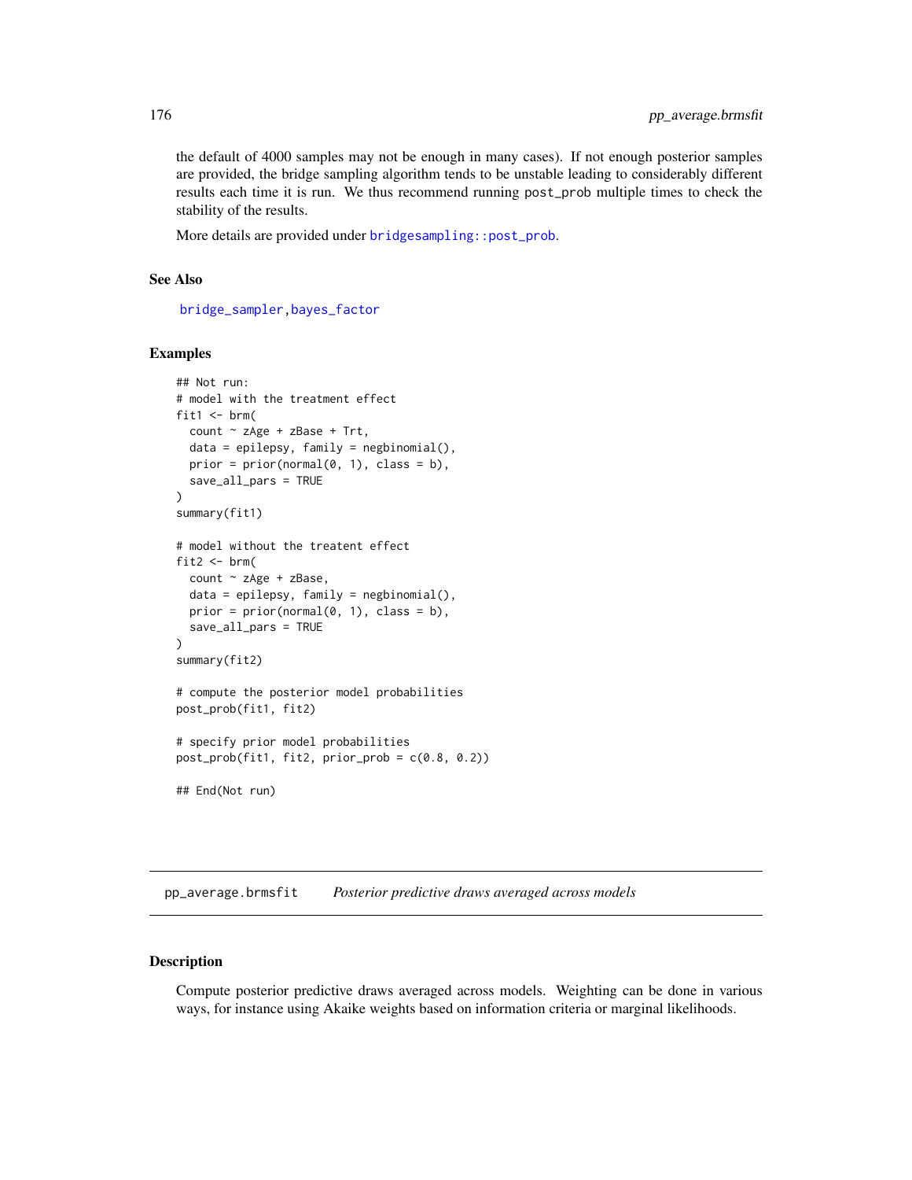the default of 4000 samples may not be enough in many cases). If not enough posterior samples are provided, the bridge sampling algorithm tends to be unstable leading to considerably different results each time it is run. We thus recommend running `post_prob` multiple times to check the stability of the results.

More details are provided under `bridgesampling::post_prob`.

### See Also

`bridge_sampler`, `bayes_factor`

### Examples

```
## Not run:
# model with the treatment effect
fit1 <- brm(
  count ~ zAge + zBase + Trt,
  data = epilepsy, family = negbinomial(),
  prior = prior(normal(0, 1), class = b),
  save_all_pars = TRUE
)
summary(fit1)

# model without the treatent effect
fit2 <- brm(
  count ~ zAge + zBase,
  data = epilepsy, family = negbinomial(),
  prior = prior(normal(0, 1), class = b),
  save_all_pars = TRUE
)
summary(fit2)

# compute the posterior model probabilities
post_prob(fit1, fit2)

# specify prior model probabilities
post_prob(fit1, fit2, prior_prob = c(0.8, 0.2))

## End(Not run)
```

---

## pp_average.brmsfit *Posterior predictive draws averaged across models*

### Description

Compute posterior predictive draws averaged across models. Weighting can be done in various ways, for instance using Akaike weights based on information criteria or marginal likelihoods.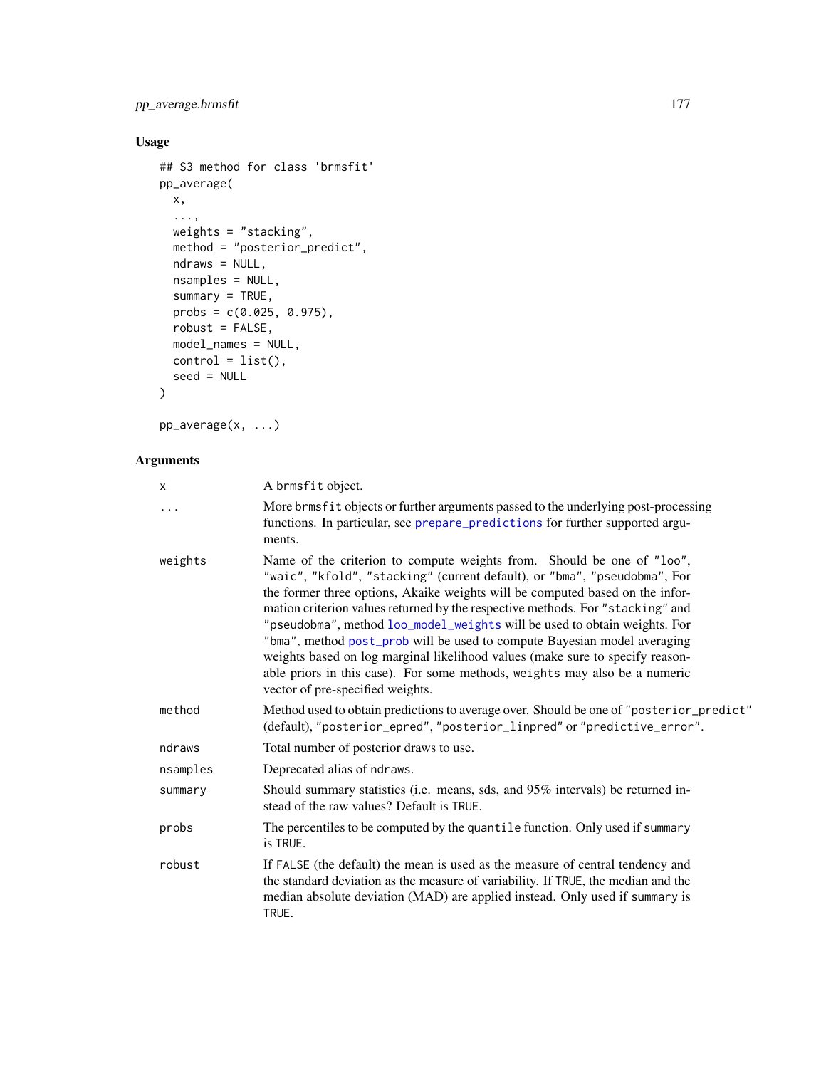## Usage

```
## S3 method for class 'brmsfit'
pp_average(
  x,
  ...,
  weights = "stacking",
  method = "posterior_predict",
  ndraws = NULL,
  nsamples = NULL,
  summary = TRUE,
  probs = c(0.025, 0.975),
  robust = FALSE,
  model_names = NULL,
  control = list(),
  seed = NULL
)

pp_average(x, ...)
```

## Arguments

| | |
|---|---|
| x | A brmsfit object. |
| ... | More brmsfit objects or further arguments passed to the underlying post-processing functions. In particular, see prepare_predictions for further supported arguments. |
| weights | Name of the criterion to compute weights from. Should be one of "loo", "waic", "kfold", "stacking" (current default), or "bma", "pseudobma", For the former three options, Akaike weights will be computed based on the information criterion values returned by the respective methods. For "stacking" and "pseudobma", method loo_model_weights will be used to obtain weights. For "bma", method post_prob will be used to compute Bayesian model averaging weights based on log marginal likelihood values (make sure to specify reasonable priors in this case). For some methods, weights may also be a numeric vector of pre-specified weights. |
| method | Method used to obtain predictions to average over. Should be one of "posterior_predict" (default), "posterior_epred", "posterior_linpred" or "predictive_error". |
| ndraws | Total number of posterior draws to use. |
| nsamples | Deprecated alias of ndraws. |
| summary | Should summary statistics (i.e. means, sds, and 95% intervals) be returned instead of the raw values? Default is TRUE. |
| probs | The percentiles to be computed by the quantile function. Only used if summary is TRUE. |
| robust | If FALSE (the default) the mean is used as the measure of central tendency and the standard deviation as the measure of variability. If TRUE, the median and the median absolute deviation (MAD) are applied instead. Only used if summary is TRUE. |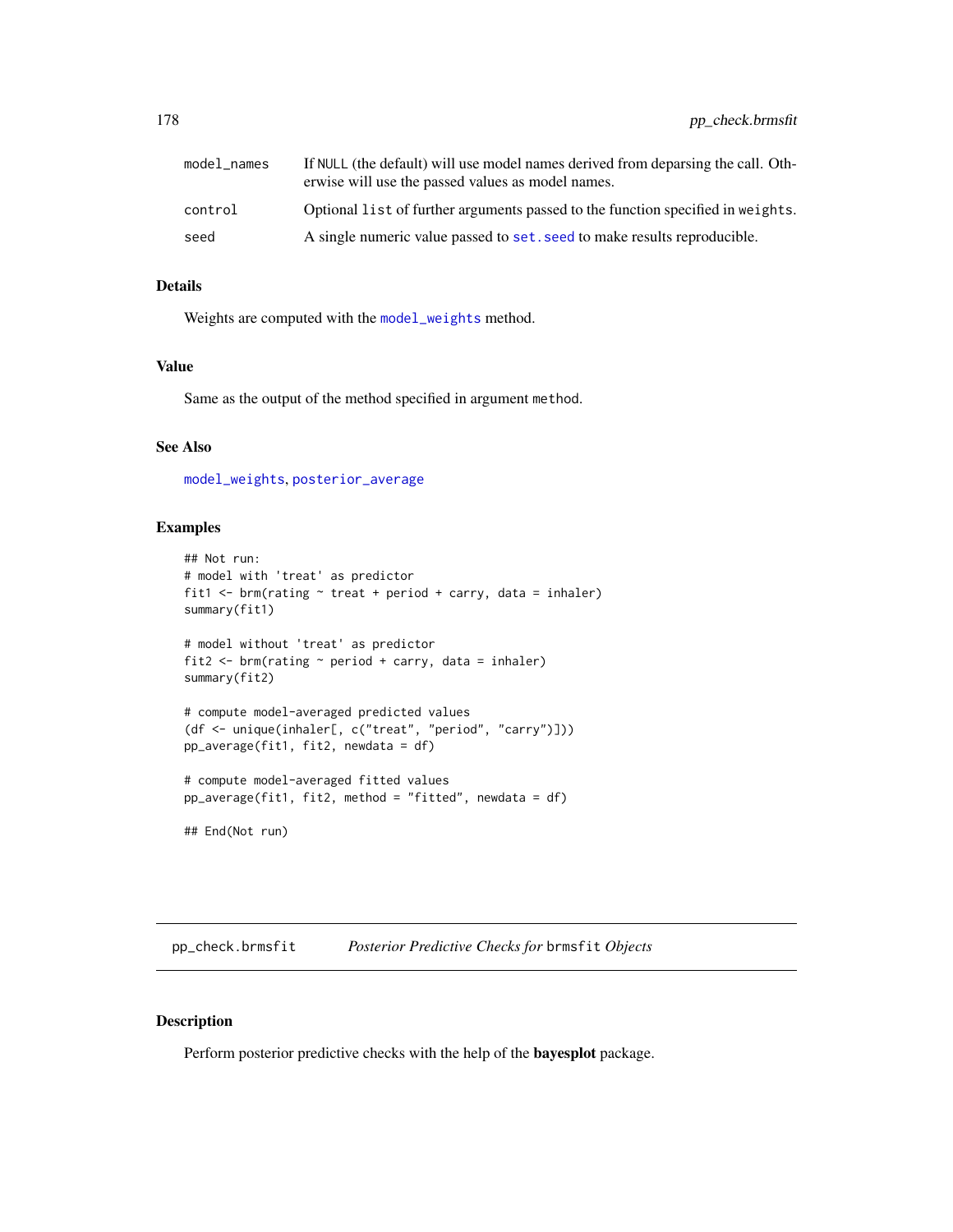| | |
|---|---|
| model_names | If NULL (the default) will use model names derived from deparsing the call. Otherwise will use the passed values as model names. |
| control | Optional list of further arguments passed to the function specified in weights. |
| seed | A single numeric value passed to set.seed to make results reproducible. |

### Details

Weights are computed with the model_weights method.

### Value

Same as the output of the method specified in argument method.

### See Also

model_weights, posterior_average

### Examples

```
## Not run:
# model with 'treat' as predictor
fit1 <- brm(rating ~ treat + period + carry, data = inhaler)
summary(fit1)

# model without 'treat' as predictor
fit2 <- brm(rating ~ period + carry, data = inhaler)
summary(fit2)

# compute model-averaged predicted values
(df <- unique(inhaler[, c("treat", "period", "carry")]))
pp_average(fit1, fit2, newdata = df)

# compute model-averaged fitted values
pp_average(fit1, fit2, method = "fitted", newdata = df)

## End(Not run)
```

---

## pp_check.brmsfit *Posterior Predictive Checks for* brmsfit *Objects*

---

### Description

Perform posterior predictive checks with the help of the **bayesplot** package.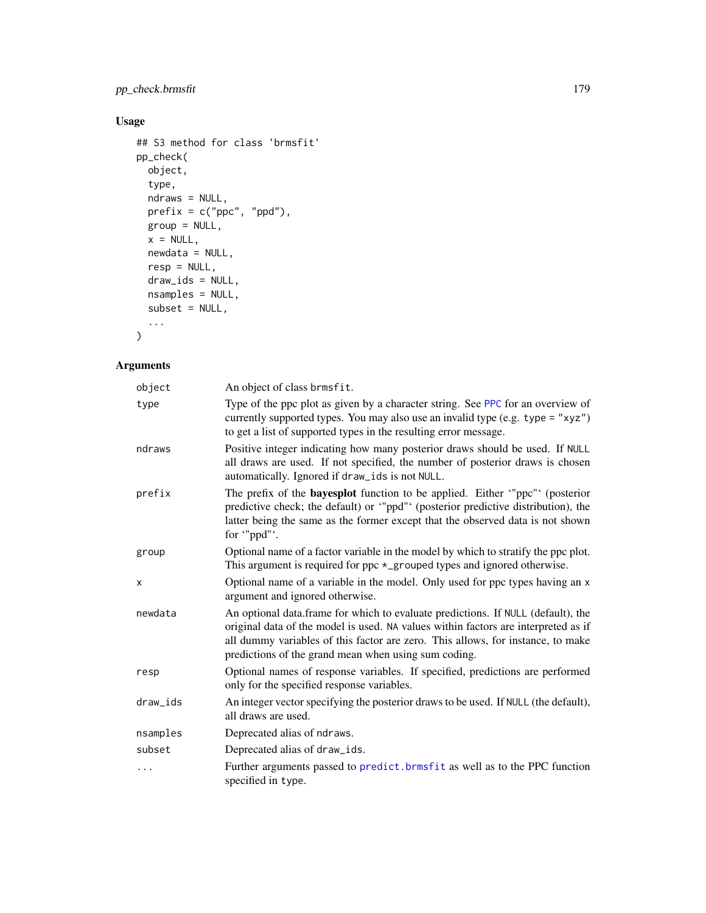## Usage

```
## S3 method for class 'brmsfit'
pp_check(
  object,
  type,
  ndraws = NULL,
  prefix = c("ppc", "ppd"),
  group = NULL,
  x = NULL,
  newdata = NULL,
  resp = NULL,
  draw_ids = NULL,
  nsamples = NULL,
  subset = NULL,
  ...
)
```

## Arguments

| Argument | Description |
|---|---|
| `object` | An object of class `brmsfit`. |
| `type` | Type of the ppc plot as given by a character string. See `PPC` for an overview of currently supported types. You may also use an invalid type (e.g. `type = "xyz"`) to get a list of supported types in the resulting error message. |
| `ndraws` | Positive integer indicating how many posterior draws should be used. If `NULL` all draws are used. If not specified, the number of posterior draws is chosen automatically. Ignored if `draw_ids` is not `NULL`. |
| `prefix` | The prefix of the **bayesplot** function to be applied. Either '"ppc"' (posterior predictive check; the default) or '"ppd"' (posterior predictive distribution), the latter being the same as the former except that the observed data is not shown for '"ppd"'. |
| `group` | Optional name of a factor variable in the model by which to stratify the ppc plot. This argument is required for ppc `*_grouped` types and ignored otherwise. |
| `x` | Optional name of a variable in the model. Only used for ppc types having an `x` argument and ignored otherwise. |
| `newdata` | An optional data.frame for which to evaluate predictions. If `NULL` (default), the original data of the model is used. `NA` values within factors are interpreted as if all dummy variables of this factor are zero. This allows, for instance, to make predictions of the grand mean when using sum coding. |
| `resp` | Optional names of response variables. If specified, predictions are performed only for the specified response variables. |
| `draw_ids` | An integer vector specifying the posterior draws to be used. If `NULL` (the default), all draws are used. |
| `nsamples` | Deprecated alias of `ndraws`. |
| `subset` | Deprecated alias of `draw_ids`. |
| `...` | Further arguments passed to `predict.brmsfit` as well as to the PPC function specified in `type`. |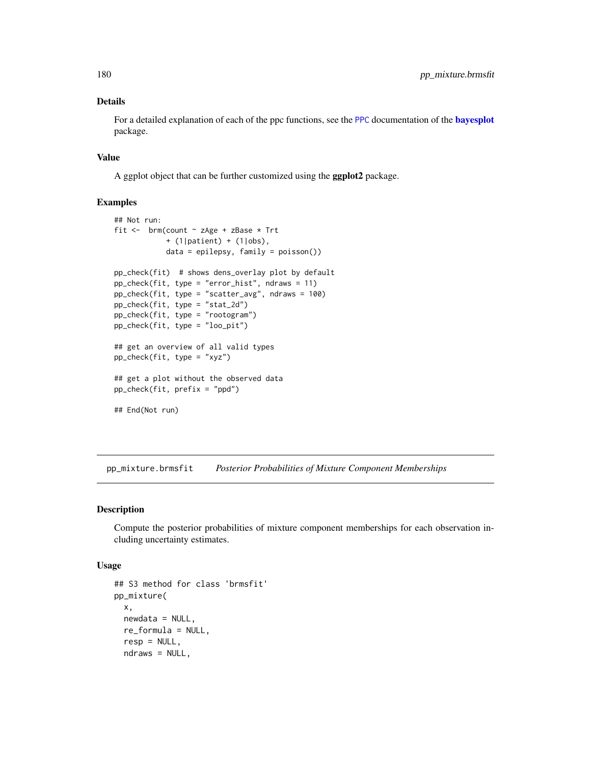### Details

For a detailed explanation of each of the ppc functions, see the PPC documentation of the **bayesplot** package.

### Value

A ggplot object that can be further customized using the **ggplot2** package.

### Examples

```
## Not run:
fit <-  brm(count ~ zAge + zBase * Trt
            + (1|patient) + (1|obs),
            data = epilepsy, family = poisson())

pp_check(fit)  # shows dens_overlay plot by default
pp_check(fit, type = "error_hist", ndraws = 11)
pp_check(fit, type = "scatter_avg", ndraws = 100)
pp_check(fit, type = "stat_2d")
pp_check(fit, type = "rootogram")
pp_check(fit, type = "loo_pit")

## get an overview of all valid types
pp_check(fit, type = "xyz")

## get a plot without the observed data
pp_check(fit, prefix = "ppd")

## End(Not run)
```

---

## pp_mixture.brmsfit    *Posterior Probabilities of Mixture Component Memberships*

### Description

Compute the posterior probabilities of mixture component memberships for each observation including uncertainty estimates.

### Usage

```
## S3 method for class 'brmsfit'
pp_mixture(
  x,
  newdata = NULL,
  re_formula = NULL,
  resp = NULL,
  ndraws = NULL,
```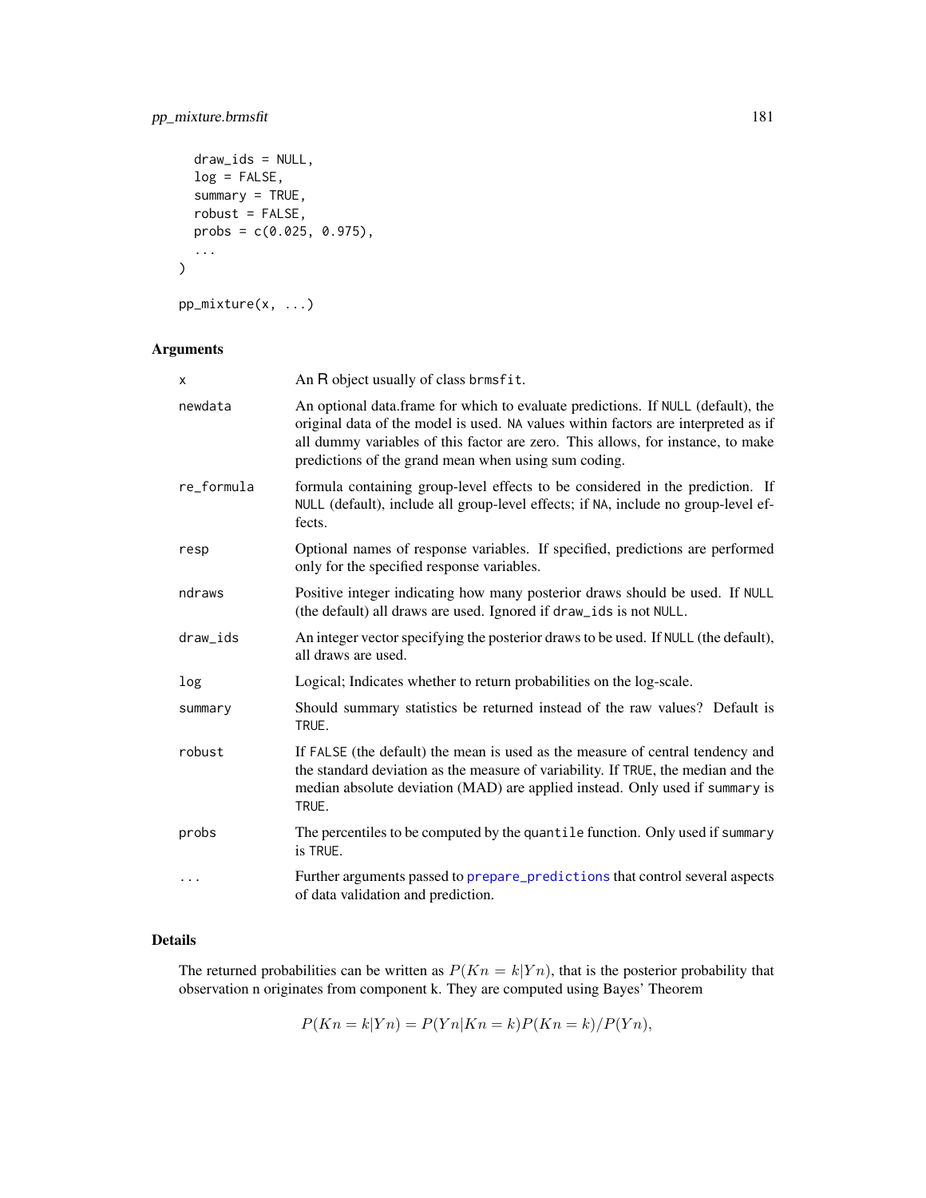```
  draw_ids = NULL,
  log = FALSE,
  summary = TRUE,
  robust = FALSE,
  probs = c(0.025, 0.975),
  ...
)

pp_mixture(x, ...)
```

## Arguments

| | |
|---|---|
| x | An R object usually of class brmsfit. |
| newdata | An optional data.frame for which to evaluate predictions. If NULL (default), the original data of the model is used. NA values within factors are interpreted as if all dummy variables of this factor are zero. This allows, for instance, to make predictions of the grand mean when using sum coding. |
| re_formula | formula containing group-level effects to be considered in the prediction. If NULL (default), include all group-level effects; if NA, include no group-level effects. |
| resp | Optional names of response variables. If specified, predictions are performed only for the specified response variables. |
| ndraws | Positive integer indicating how many posterior draws should be used. If NULL (the default) all draws are used. Ignored if draw_ids is not NULL. |
| draw_ids | An integer vector specifying the posterior draws to be used. If NULL (the default), all draws are used. |
| log | Logical; Indicates whether to return probabilities on the log-scale. |
| summary | Should summary statistics be returned instead of the raw values? Default is TRUE. |
| robust | If FALSE (the default) the mean is used as the measure of central tendency and the standard deviation as the measure of variability. If TRUE, the median and the median absolute deviation (MAD) are applied instead. Only used if summary is TRUE. |
| probs | The percentiles to be computed by the quantile function. Only used if summary is TRUE. |
| ... | Further arguments passed to prepare_predictions that control several aspects of data validation and prediction. |

## Details

The returned probabilities can be written as $P(Kn = k|Yn)$, that is the posterior probability that observation n originates from component k. They are computed using Bayes' Theorem

$$P(Kn = k|Yn) = P(Yn|Kn = k)P(Kn = k)/P(Yn),$$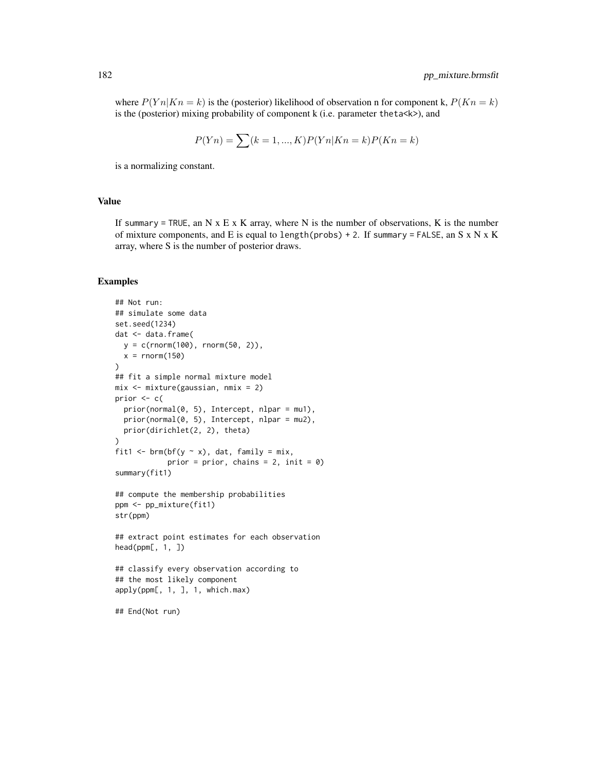where $P(Yn|Kn = k)$ is the (posterior) likelihood of observation n for component k, $P(Kn = k)$ is the (posterior) mixing probability of component k (i.e. parameter theta<k>), and

$$P(Yn) = \sum (k = 1, ..., K) P(Yn|Kn = k) P(Kn = k)$$

is a normalizing constant.

## Value

If summary = TRUE, an N x E x K array, where N is the number of observations, K is the number of mixture components, and E is equal to length(probs) + 2. If summary = FALSE, an S x N x K array, where S is the number of posterior draws.

## Examples

```
## Not run:
## simulate some data
set.seed(1234)
dat <- data.frame(
  y = c(rnorm(100), rnorm(50, 2)),
  x = rnorm(150)
)
## fit a simple normal mixture model
mix <- mixture(gaussian, nmix = 2)
prior <- c(
  prior(normal(0, 5), Intercept, nlpar = mu1),
  prior(normal(0, 5), Intercept, nlpar = mu2),
  prior(dirichlet(2, 2), theta)
)
fit1 <- brm(bf(y ~ x), dat, family = mix,
            prior = prior, chains = 2, init = 0)
summary(fit1)

## compute the membership probabilities
ppm <- pp_mixture(fit1)
str(ppm)

## extract point estimates for each observation
head(ppm[, 1, ])

## classify every observation according to
## the most likely component
apply(ppm[, 1, ], 1, which.max)

## End(Not run)
```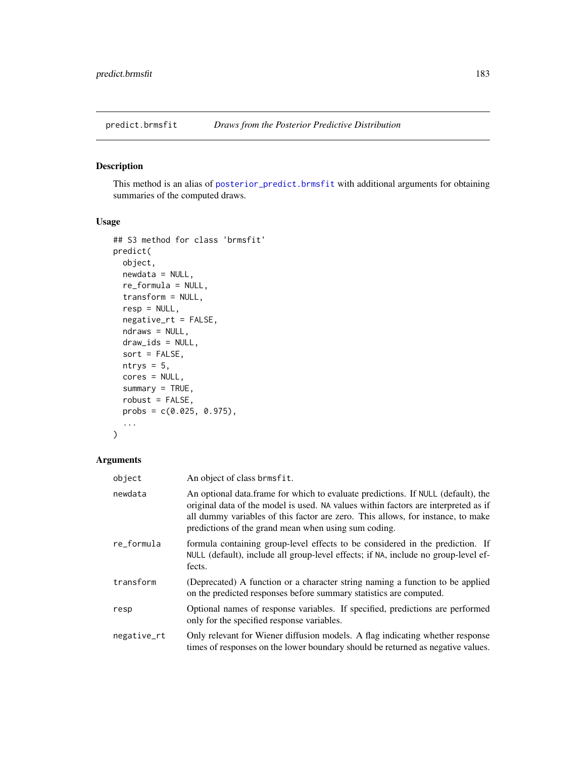## predict.brmsfit — *Draws from the Posterior Predictive Distribution*

### Description

This method is an alias of posterior_predict.brmsfit with additional arguments for obtaining summaries of the computed draws.

### Usage

```
## S3 method for class 'brmsfit'
predict(
  object,
  newdata = NULL,
  re_formula = NULL,
  transform = NULL,
  resp = NULL,
  negative_rt = FALSE,
  ndraws = NULL,
  draw_ids = NULL,
  sort = FALSE,
  ntrys = 5,
  cores = NULL,
  summary = TRUE,
  robust = FALSE,
  probs = c(0.025, 0.975),
  ...
)
```

### Arguments

| | |
|---|---|
| `object` | An object of class `brmsfit`. |
| `newdata` | An optional data.frame for which to evaluate predictions. If `NULL` (default), the original data of the model is used. `NA` values within factors are interpreted as if all dummy variables of this factor are zero. This allows, for instance, to make predictions of the grand mean when using sum coding. |
| `re_formula` | formula containing group-level effects to be considered in the prediction. If `NULL` (default), include all group-level effects; if `NA`, include no group-level effects. |
| `transform` | (Deprecated) A function or a character string naming a function to be applied on the predicted responses before summary statistics are computed. |
| `resp` | Optional names of response variables. If specified, predictions are performed only for the specified response variables. |
| `negative_rt` | Only relevant for Wiener diffusion models. A flag indicating whether response times of responses on the lower boundary should be returned as negative values. |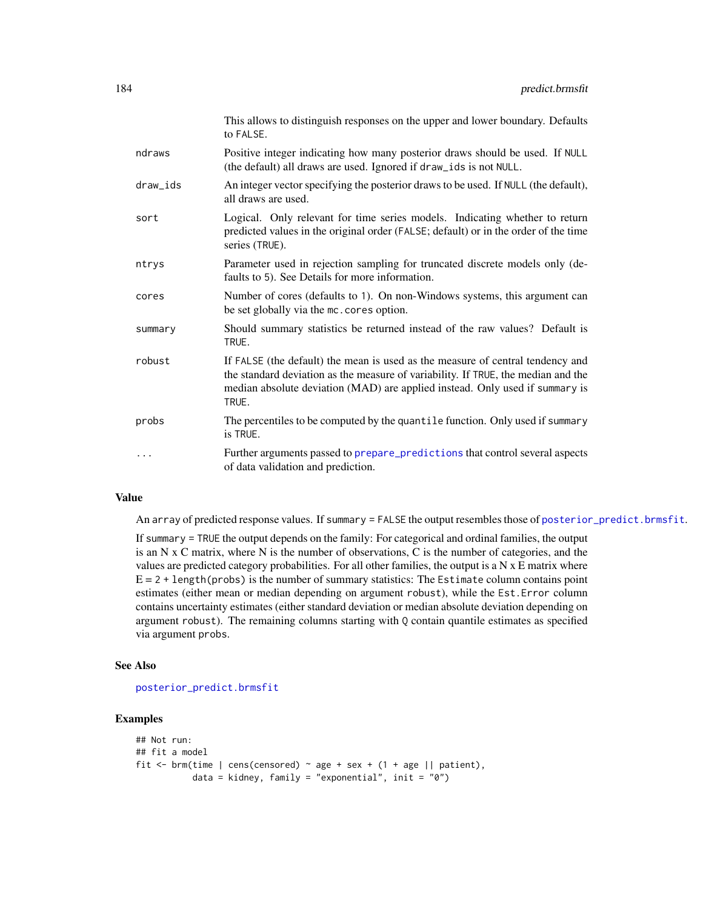| | |
|---|---|
| | This allows to distinguish responses on the upper and lower boundary. Defaults to FALSE. |
| ndraws | Positive integer indicating how many posterior draws should be used. If NULL (the default) all draws are used. Ignored if draw_ids is not NULL. |
| draw_ids | An integer vector specifying the posterior draws to be used. If NULL (the default), all draws are used. |
| sort | Logical. Only relevant for time series models. Indicating whether to return predicted values in the original order (FALSE; default) or in the order of the time series (TRUE). |
| ntrys | Parameter used in rejection sampling for truncated discrete models only (defaults to 5). See Details for more information. |
| cores | Number of cores (defaults to 1). On non-Windows systems, this argument can be set globally via the mc.cores option. |
| summary | Should summary statistics be returned instead of the raw values? Default is TRUE. |
| robust | If FALSE (the default) the mean is used as the measure of central tendency and the standard deviation as the measure of variability. If TRUE, the median and the median absolute deviation (MAD) are applied instead. Only used if summary is TRUE. |
| probs | The percentiles to be computed by the quantile function. Only used if summary is TRUE. |
| ... | Further arguments passed to prepare_predictions that control several aspects of data validation and prediction. |

## Value

An array of predicted response values. If summary = FALSE the output resembles those of posterior_predict.brmsfit.

If summary = TRUE the output depends on the family: For categorical and ordinal families, the output is an N x C matrix, where N is the number of observations, C is the number of categories, and the values are predicted category probabilities. For all other families, the output is a N x E matrix where E = 2 + length(probs) is the number of summary statistics: The Estimate column contains point estimates (either mean or median depending on argument robust), while the Est.Error column contains uncertainty estimates (either standard deviation or median absolute deviation depending on argument robust). The remaining columns starting with Q contain quantile estimates as specified via argument probs.

## See Also

posterior_predict.brmsfit

## Examples

```
## Not run:
## fit a model
fit <- brm(time | cens(censored) ~ age + sex + (1 + age || patient),
           data = kidney, family = "exponential", init = "0")
```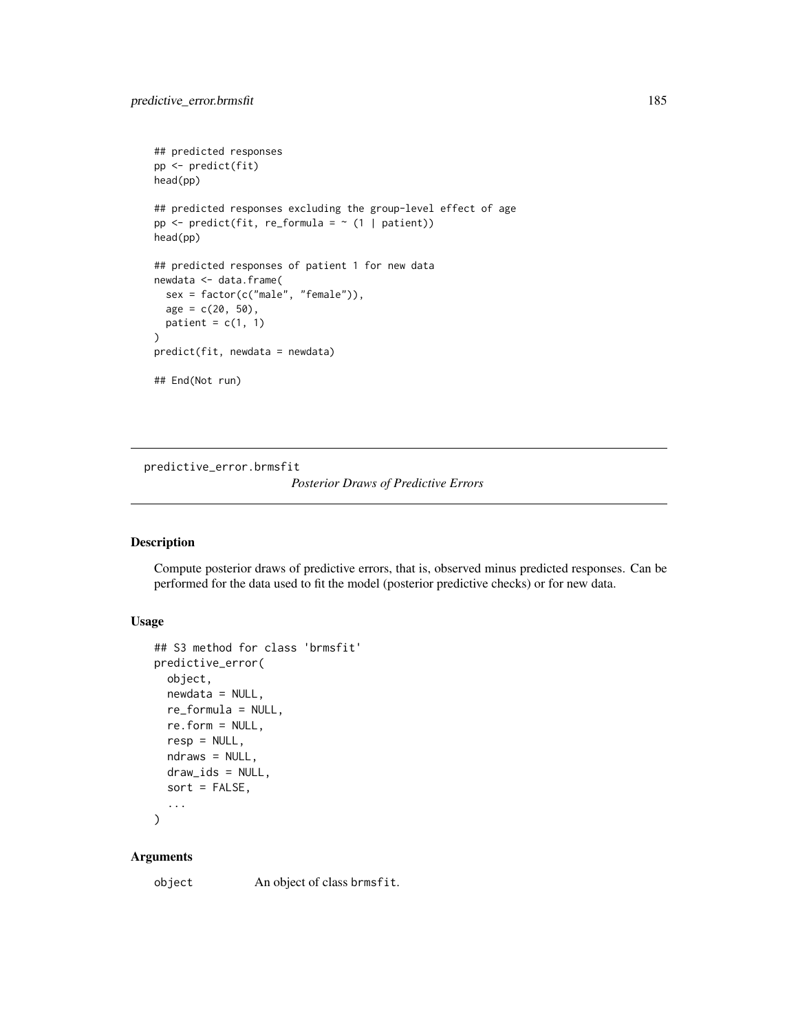```
## predicted responses
pp <- predict(fit)
head(pp)

## predicted responses excluding the group-level effect of age
pp <- predict(fit, re_formula = ~ (1 | patient))
head(pp)

## predicted responses of patient 1 for new data
newdata <- data.frame(
  sex = factor(c("male", "female")),
  age = c(20, 50),
  patient = c(1, 1)
)
predict(fit, newdata = newdata)

## End(Not run)
```

---

predictive_error.brmsfit *Posterior Draws of Predictive Errors*

---

### Description

Compute posterior draws of predictive errors, that is, observed minus predicted responses. Can be performed for the data used to fit the model (posterior predictive checks) or for new data.

### Usage

```
## S3 method for class 'brmsfit'
predictive_error(
  object,
  newdata = NULL,
  re_formula = NULL,
  re.form = NULL,
  resp = NULL,
  ndraws = NULL,
  draw_ids = NULL,
  sort = FALSE,
  ...
)
```

### Arguments

| | |
|---|---|
| object | An object of class brmsfit. |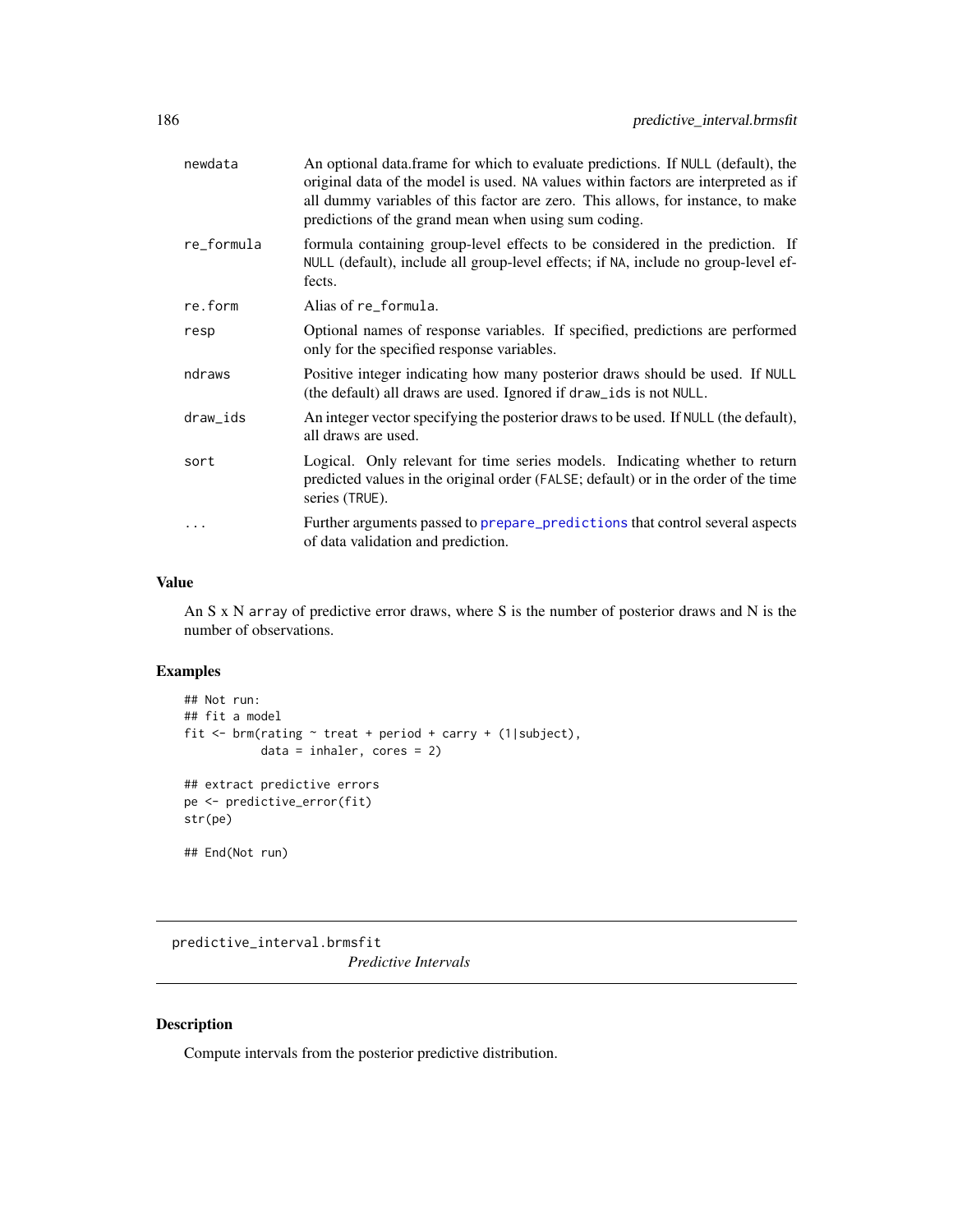| | |
|---|---|
| newdata | An optional data.frame for which to evaluate predictions. If NULL (default), the original data of the model is used. NA values within factors are interpreted as if all dummy variables of this factor are zero. This allows, for instance, to make predictions of the grand mean when using sum coding. |
| re_formula | formula containing group-level effects to be considered in the prediction. If NULL (default), include all group-level effects; if NA, include no group-level effects. |
| re.form | Alias of re_formula. |
| resp | Optional names of response variables. If specified, predictions are performed only for the specified response variables. |
| ndraws | Positive integer indicating how many posterior draws should be used. If NULL (the default) all draws are used. Ignored if draw_ids is not NULL. |
| draw_ids | An integer vector specifying the posterior draws to be used. If NULL (the default), all draws are used. |
| sort | Logical. Only relevant for time series models. Indicating whether to return predicted values in the original order (FALSE; default) or in the order of the time series (TRUE). |
| ... | Further arguments passed to prepare_predictions that control several aspects of data validation and prediction. |

## Value

An S x N array of predictive error draws, where S is the number of posterior draws and N is the number of observations.

## Examples

```
## Not run:
## fit a model
fit <- brm(rating ~ treat + period + carry + (1|subject),
           data = inhaler, cores = 2)

## extract predictive errors
pe <- predictive_error(fit)
str(pe)

## End(Not run)
```

# predictive_interval.brmsfit

*Predictive Intervals*

## Description

Compute intervals from the posterior predictive distribution.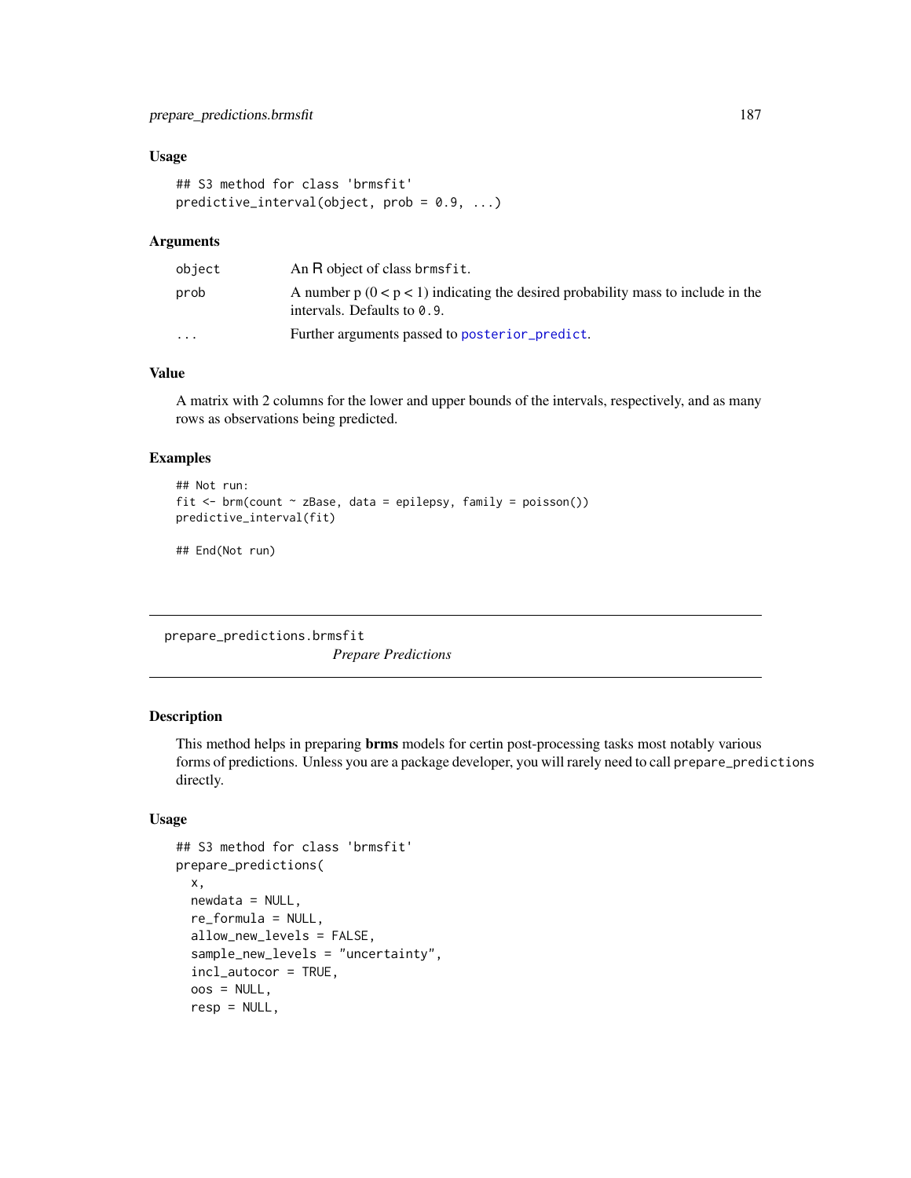### Usage

```
## S3 method for class 'brmsfit'
predictive_interval(object, prob = 0.9, ...)
```

### Arguments

| | |
|---|---|
| object | An R object of class brmsfit. |
| prob | A number p ($0 < p < 1$) indicating the desired probability mass to include in the intervals. Defaults to 0.9. |
| ... | Further arguments passed to posterior_predict. |

### Value

A matrix with 2 columns for the lower and upper bounds of the intervals, respectively, and as many rows as observations being predicted.

### Examples

```
## Not run:
fit <- brm(count ~ zBase, data = epilepsy, family = poisson())
predictive_interval(fit)

## End(Not run)
```

---

## prepare_predictions.brmsfit

*Prepare Predictions*

---

### Description

This method helps in preparing **brms** models for certin post-processing tasks most notably various forms of predictions. Unless you are a package developer, you will rarely need to call prepare_predictions directly.

### Usage

```
## S3 method for class 'brmsfit'
prepare_predictions(
  x,
  newdata = NULL,
  re_formula = NULL,
  allow_new_levels = FALSE,
  sample_new_levels = "uncertainty",
  incl_autocor = TRUE,
  oos = NULL,
  resp = NULL,
```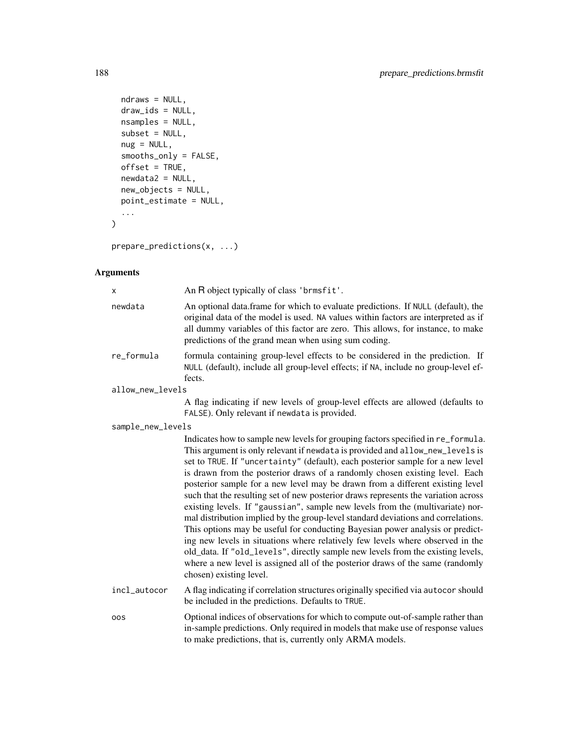```
  ndraws = NULL,
  draw_ids = NULL,
  nsamples = NULL,
  subset = NULL,
  nug = NULL,
  smooths_only = FALSE,
  offset = TRUE,
  newdata2 = NULL,
  new_objects = NULL,
  point_estimate = NULL,
  ...
)

prepare_predictions(x, ...)
```

## Arguments

**x**
An R object typically of class 'brmsfit'.

**newdata**
An optional data.frame for which to evaluate predictions. If NULL (default), the original data of the model is used. NA values within factors are interpreted as if all dummy variables of this factor are zero. This allows, for instance, to make predictions of the grand mean when using sum coding.

**re_formula**
formula containing group-level effects to be considered in the prediction. If NULL (default), include all group-level effects; if NA, include no group-level effects.

**allow_new_levels**
A flag indicating if new levels of group-level effects are allowed (defaults to FALSE). Only relevant if newdata is provided.

**sample_new_levels**
Indicates how to sample new levels for grouping factors specified in re_formula. This argument is only relevant if newdata is provided and allow_new_levels is set to TRUE. If "uncertainty" (default), each posterior sample for a new level is drawn from the posterior draws of a randomly chosen existing level. Each posterior sample for a new level may be drawn from a different existing level such that the resulting set of new posterior draws represents the variation across existing levels. If "gaussian", sample new levels from the (multivariate) normal distribution implied by the group-level standard deviations and correlations. This options may be useful for conducting Bayesian power analysis or predicting new levels in situations where relatively few levels where observed in the old_data. If "old_levels", directly sample new levels from the existing levels, where a new level is assigned all of the posterior draws of the same (randomly chosen) existing level.

**incl_autocor**
A flag indicating if correlation structures originally specified via autocor should be included in the predictions. Defaults to TRUE.

**oos**
Optional indices of observations for which to compute out-of-sample rather than in-sample predictions. Only required in models that make use of response values to make predictions, that is, currently only ARMA models.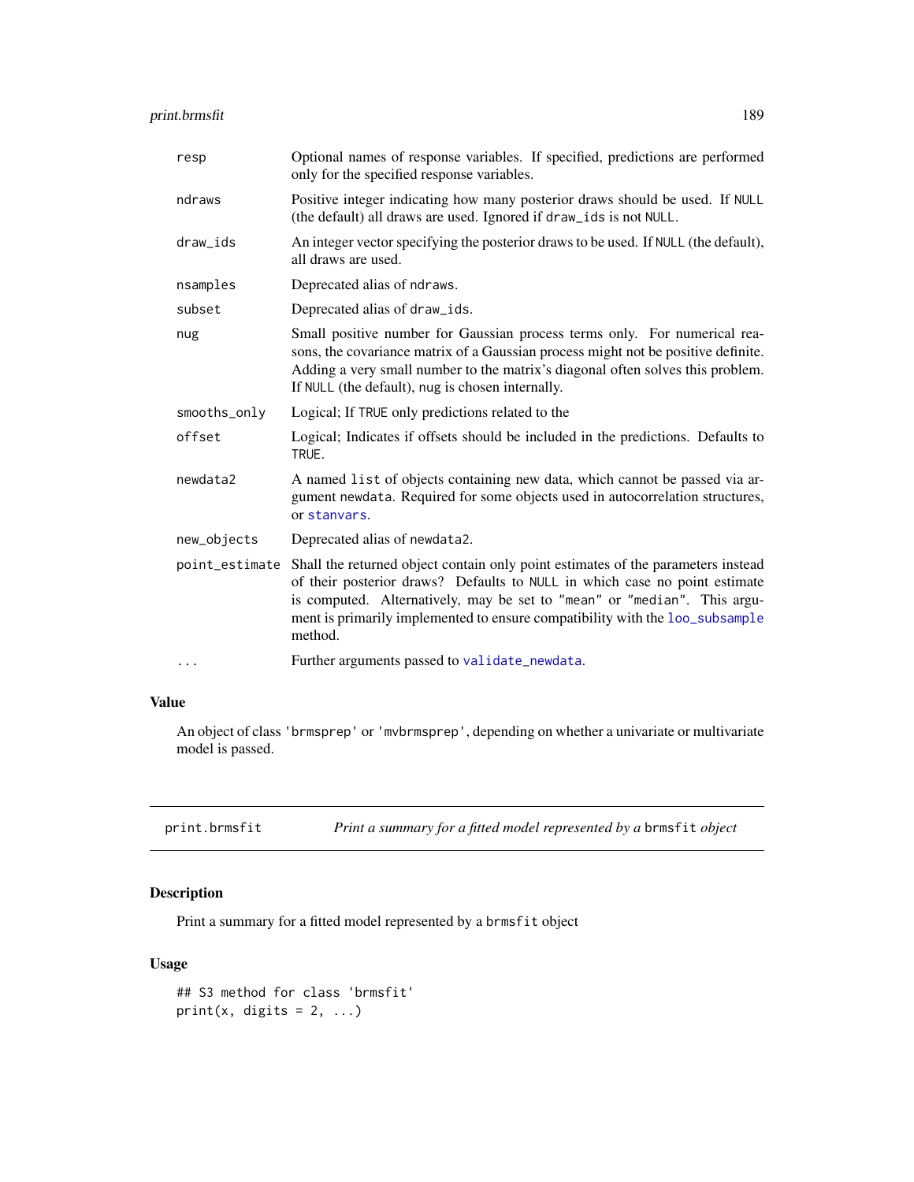| | |
|---|---|
| resp | Optional names of response variables. If specified, predictions are performed only for the specified response variables. |
| ndraws | Positive integer indicating how many posterior draws should be used. If NULL (the default) all draws are used. Ignored if draw_ids is not NULL. |
| draw_ids | An integer vector specifying the posterior draws to be used. If NULL (the default), all draws are used. |
| nsamples | Deprecated alias of ndraws. |
| subset | Deprecated alias of draw_ids. |
| nug | Small positive number for Gaussian process terms only. For numerical reasons, the covariance matrix of a Gaussian process might not be positive definite. Adding a very small number to the matrix's diagonal often solves this problem. If NULL (the default), nug is chosen internally. |
| smooths_only | Logical; If TRUE only predictions related to the |
| offset | Logical; Indicates if offsets should be included in the predictions. Defaults to TRUE. |
| newdata2 | A named list of objects containing new data, which cannot be passed via argument newdata. Required for some objects used in autocorrelation structures, or stanvars. |
| new_objects | Deprecated alias of newdata2. |
| point_estimate | Shall the returned object contain only point estimates of the parameters instead of their posterior draws? Defaults to NULL in which case no point estimate is computed. Alternatively, may be set to "mean" or "median". This argument is primarily implemented to ensure compatibility with the loo_subsample method. |
| ... | Further arguments passed to validate_newdata. |

## Value

An object of class 'brmsprep' or 'mvbrmsprep', depending on whether a univariate or multivariate model is passed.

---

# print.brmsfit *Print a summary for a fitted model represented by a brmsfit object*

## Description

Print a summary for a fitted model represented by a brmsfit object

## Usage

```
## S3 method for class 'brmsfit'
print(x, digits = 2, ...)
```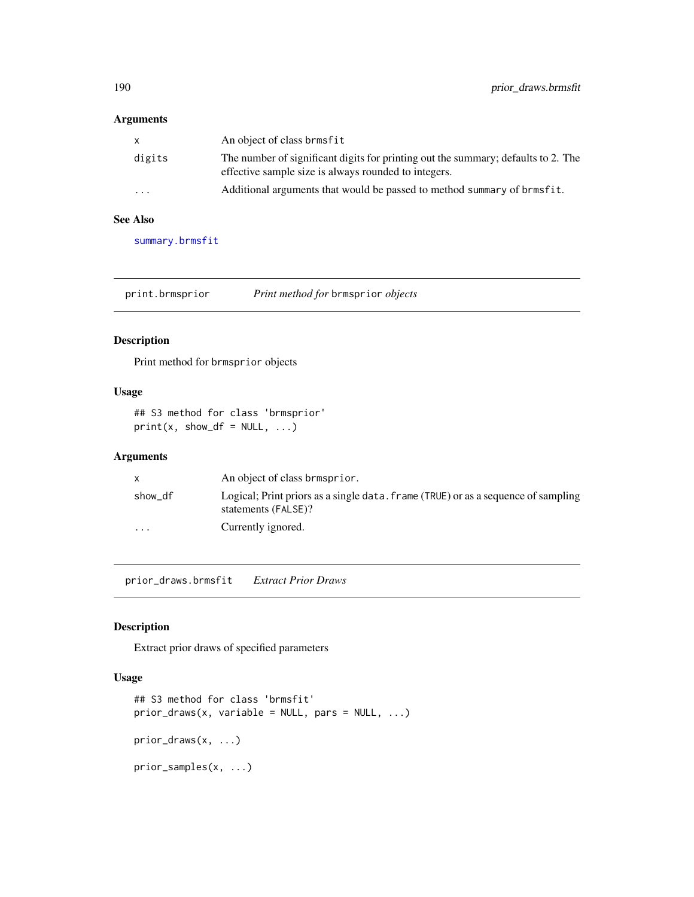### Arguments

| | |
|---|---|
| x | An object of class brmsfit |
| digits | The number of significant digits for printing out the summary; defaults to 2. The effective sample size is always rounded to integers. |
| ... | Additional arguments that would be passed to method summary of brmsfit. |

### See Also

summary.brmsfit

---

## print.brmsprior &nbsp;&nbsp;&nbsp; *Print method for* brmsprior *objects*

---

### Description

Print method for brmsprior objects

### Usage

```
## S3 method for class 'brmsprior'
print(x, show_df = NULL, ...)
```

### Arguments

| | |
|---|---|
| x | An object of class brmsprior. |
| show_df | Logical; Print priors as a single data.frame (TRUE) or as a sequence of sampling statements (FALSE)? |
| ... | Currently ignored. |

---

## prior_draws.brmsfit &nbsp;&nbsp;&nbsp; *Extract Prior Draws*

---

### Description

Extract prior draws of specified parameters

### Usage

```
## S3 method for class 'brmsfit'
prior_draws(x, variable = NULL, pars = NULL, ...)

prior_draws(x, ...)

prior_samples(x, ...)
```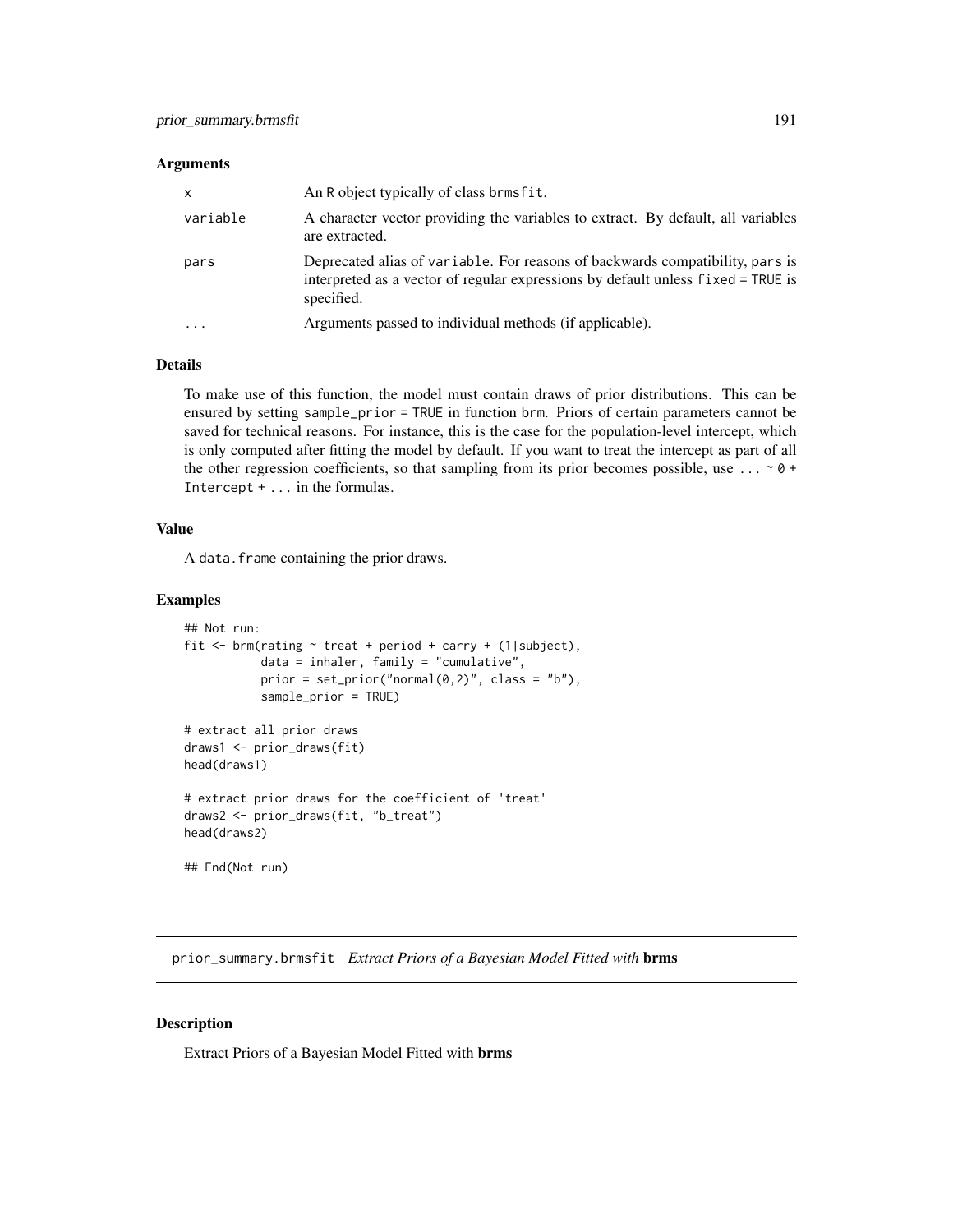### Arguments

| | |
|---|---|
| x | An R object typically of class brmsfit. |
| variable | A character vector providing the variables to extract. By default, all variables are extracted. |
| pars | Deprecated alias of variable. For reasons of backwards compatibility, pars is interpreted as a vector of regular expressions by default unless fixed = TRUE is specified. |
| ... | Arguments passed to individual methods (if applicable). |

### Details

To make use of this function, the model must contain draws of prior distributions. This can be ensured by setting sample_prior = TRUE in function brm. Priors of certain parameters cannot be saved for technical reasons. For instance, this is the case for the population-level intercept, which is only computed after fitting the model by default. If you want to treat the intercept as part of all the other regression coefficients, so that sampling from its prior becomes possible, use ... ~ 0 + Intercept + ... in the formulas.

### Value

A data.frame containing the prior draws.

### Examples

```
## Not run:
fit <- brm(rating ~ treat + period + carry + (1|subject),
           data = inhaler, family = "cumulative",
           prior = set_prior("normal(0,2)", class = "b"),
           sample_prior = TRUE)

# extract all prior draws
draws1 <- prior_draws(fit)
head(draws1)

# extract prior draws for the coefficient of 'treat'
draws2 <- prior_draws(fit, "b_treat")
head(draws2)

## End(Not run)
```

---

## prior_summary.brmsfit *Extract Priors of a Bayesian Model Fitted with* **brms**

### Description

Extract Priors of a Bayesian Model Fitted with **brms**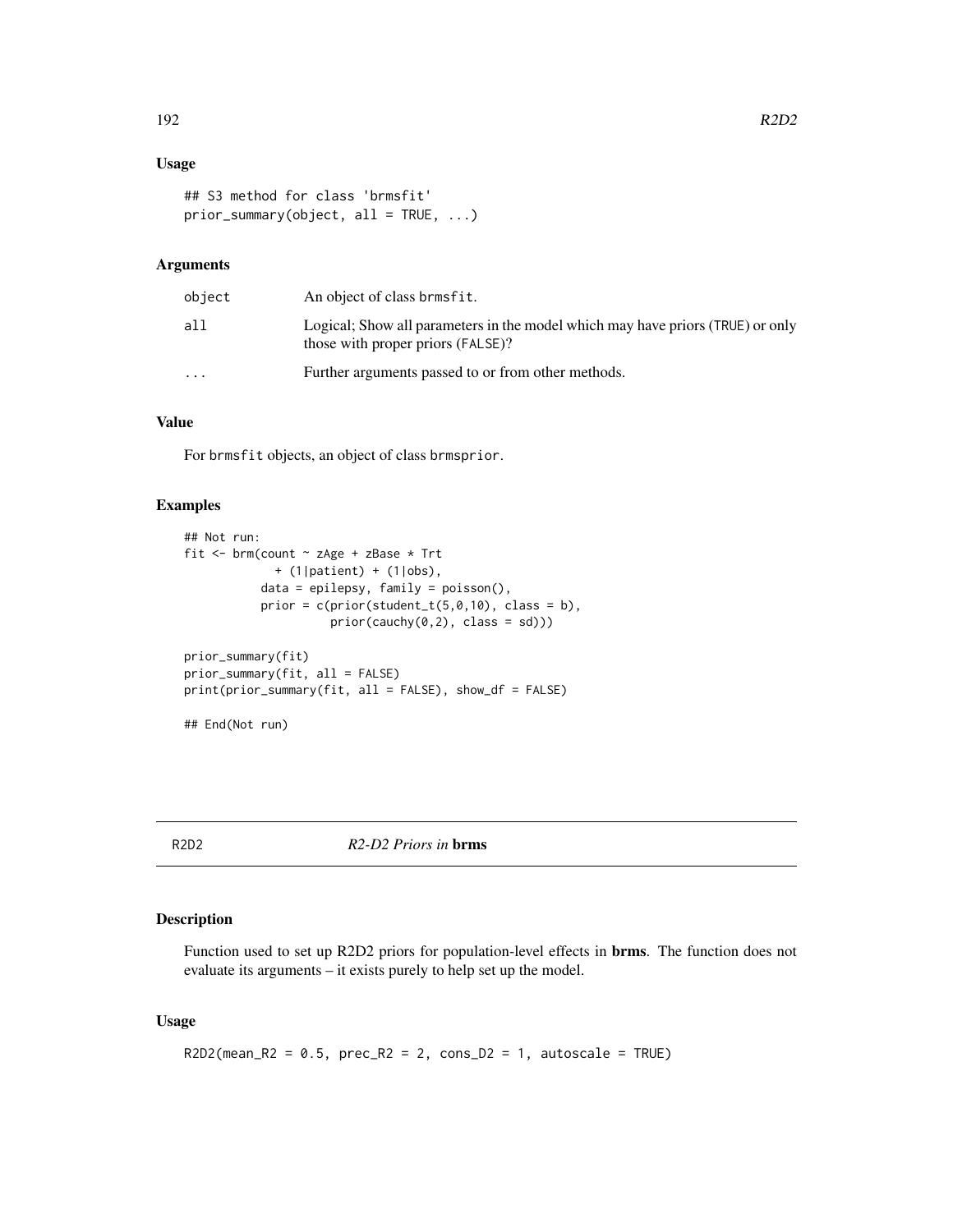### Usage

```
## S3 method for class 'brmsfit'
prior_summary(object, all = TRUE, ...)
```

### Arguments

| | |
|---|---|
| object | An object of class brmsfit. |
| all | Logical; Show all parameters in the model which may have priors (TRUE) or only those with proper priors (FALSE)? |
| ... | Further arguments passed to or from other methods. |

### Value

For brmsfit objects, an object of class brmsprior.

### Examples

```
## Not run:
fit <- brm(count ~ zAge + zBase * Trt
             + (1|patient) + (1|obs),
           data = epilepsy, family = poisson(),
           prior = c(prior(student_t(5,0,10), class = b),
                     prior(cauchy(0,2), class = sd)))

prior_summary(fit)
prior_summary(fit, all = FALSE)
print(prior_summary(fit, all = FALSE), show_df = FALSE)

## End(Not run)
```

---

## R2D2 *R2-D2 Priors in* **brms**

### Description

Function used to set up R2D2 priors for population-level effects in **brms**. The function does not evaluate its arguments – it exists purely to help set up the model.

### Usage

```
R2D2(mean_R2 = 0.5, prec_R2 = 2, cons_D2 = 1, autoscale = TRUE)
```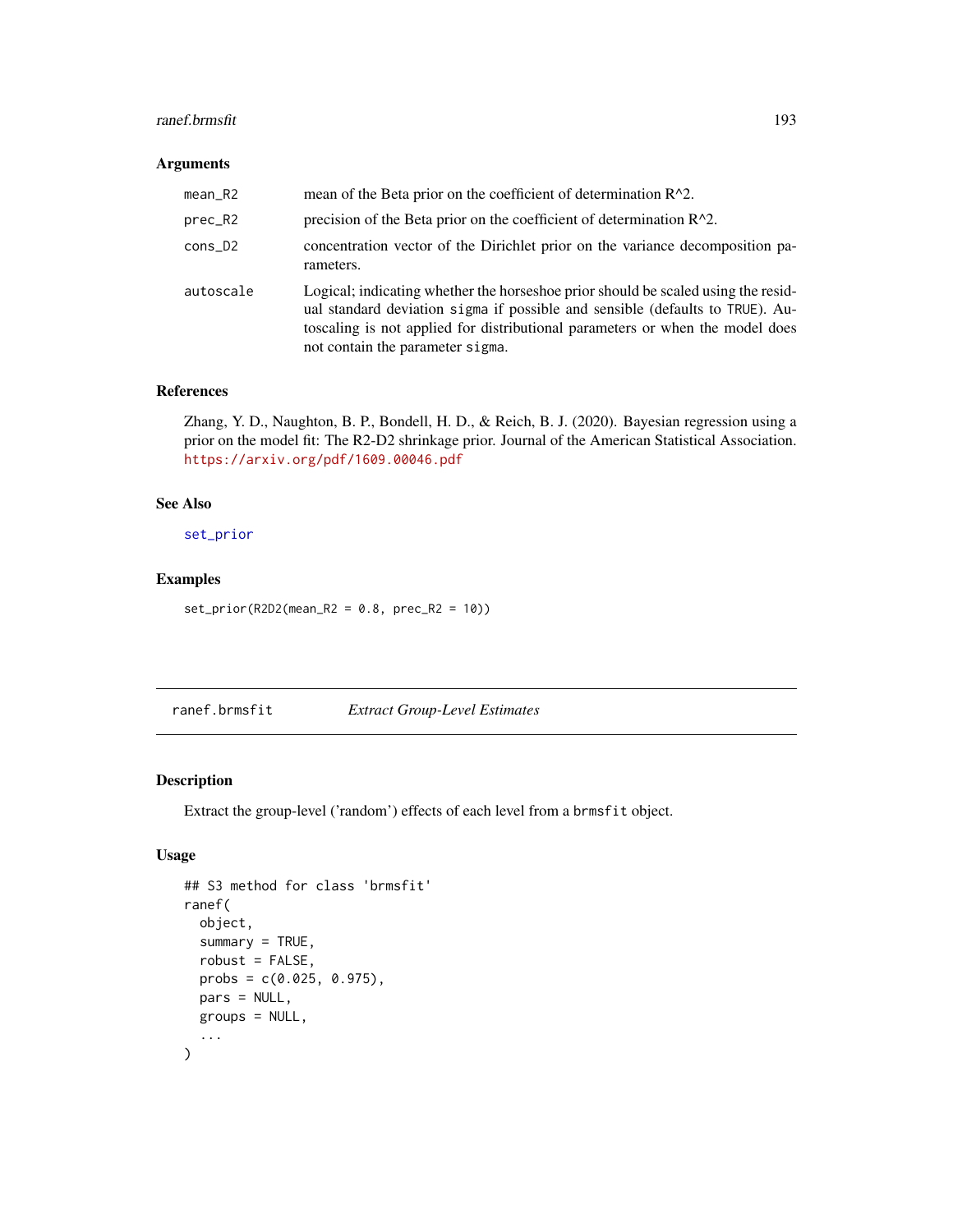### Arguments

| | |
|---|---|
| mean_R2 | mean of the Beta prior on the coefficient of determination R^2. |
| prec_R2 | precision of the Beta prior on the coefficient of determination R^2. |
| cons_D2 | concentration vector of the Dirichlet prior on the variance decomposition parameters. |
| autoscale | Logical; indicating whether the horseshoe prior should be scaled using the residual standard deviation `sigma` if possible and sensible (defaults to `TRUE`). Autoscaling is not applied for distributional parameters or when the model does not contain the parameter `sigma`. |

### References

Zhang, Y. D., Naughton, B. P., Bondell, H. D., & Reich, B. J. (2020). Bayesian regression using a prior on the model fit: The R2-D2 shrinkage prior. Journal of the American Statistical Association. https://arxiv.org/pdf/1609.00046.pdf

### See Also

set_prior

### Examples

```
set_prior(R2D2(mean_R2 = 0.8, prec_R2 = 10))
```

---

## ranef.brmsfit *Extract Group-Level Estimates*

### Description

Extract the group-level ('random') effects of each level from a `brmsfit` object.

### Usage

```
## S3 method for class 'brmsfit'
ranef(
  object,
  summary = TRUE,
  robust = FALSE,
  probs = c(0.025, 0.975),
  pars = NULL,
  groups = NULL,
  ...
)
```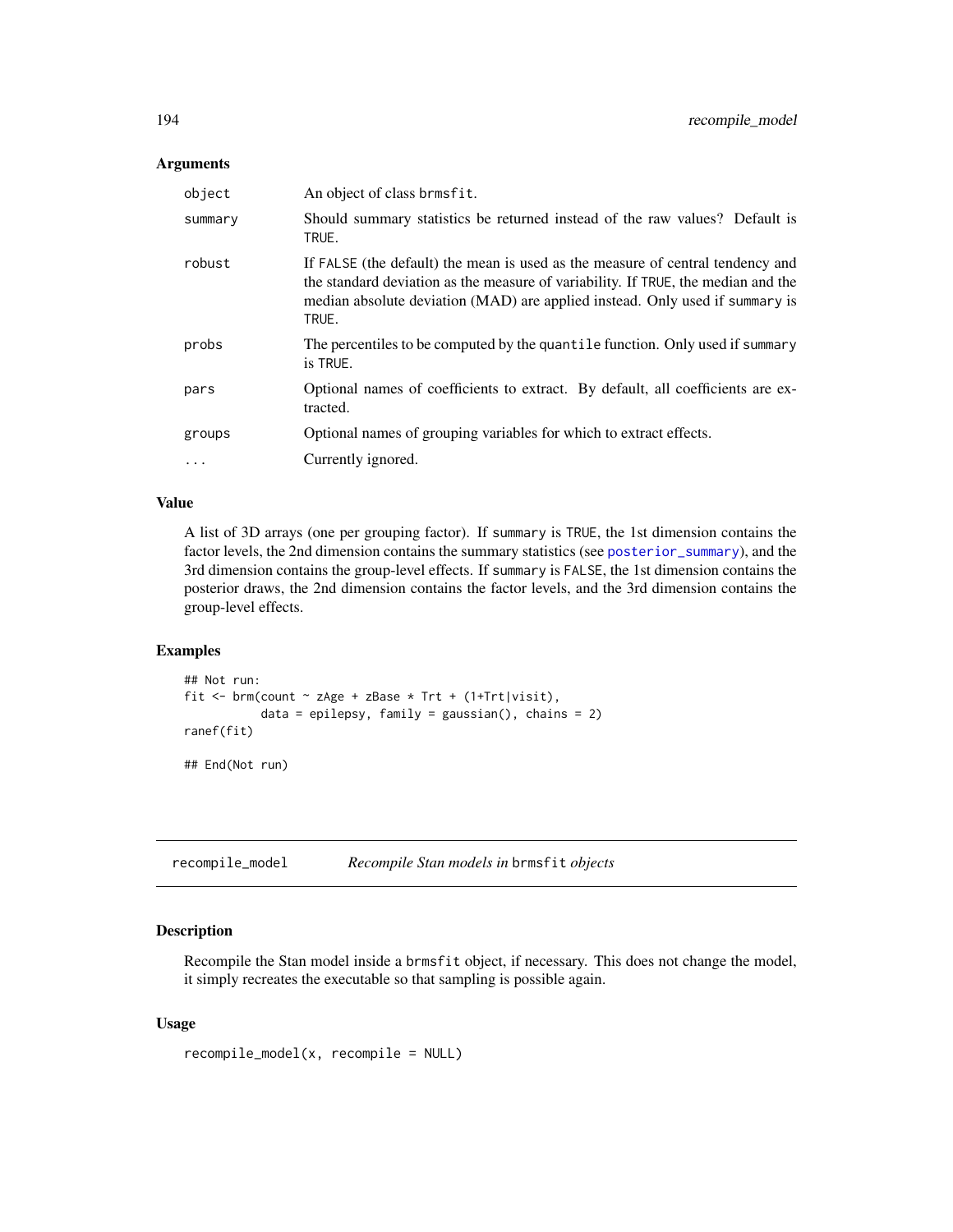### Arguments

| | |
|---|---|
| `object` | An object of class `brmsfit`. |
| `summary` | Should summary statistics be returned instead of the raw values? Default is `TRUE`. |
| `robust` | If `FALSE` (the default) the mean is used as the measure of central tendency and the standard deviation as the measure of variability. If `TRUE`, the median and the median absolute deviation (MAD) are applied instead. Only used if `summary` is `TRUE`. |
| `probs` | The percentiles to be computed by the `quantile` function. Only used if `summary` is `TRUE`. |
| `pars` | Optional names of coefficients to extract. By default, all coefficients are extracted. |
| `groups` | Optional names of grouping variables for which to extract effects. |
| `...` | Currently ignored. |

### Value

A list of 3D arrays (one per grouping factor). If `summary` is `TRUE`, the 1st dimension contains the factor levels, the 2nd dimension contains the summary statistics (see `posterior_summary`), and the 3rd dimension contains the group-level effects. If `summary` is `FALSE`, the 1st dimension contains the posterior draws, the 2nd dimension contains the factor levels, and the 3rd dimension contains the group-level effects.

### Examples

```
## Not run:
fit <- brm(count ~ zAge + zBase * Trt + (1+Trt|visit),
           data = epilepsy, family = gaussian(), chains = 2)
ranef(fit)

## End(Not run)
```

---

## `recompile_model` — *Recompile Stan models in* `brmsfit` *objects*

### Description

Recompile the Stan model inside a `brmsfit` object, if necessary. This does not change the model, it simply recreates the executable so that sampling is possible again.

### Usage

```
recompile_model(x, recompile = NULL)
```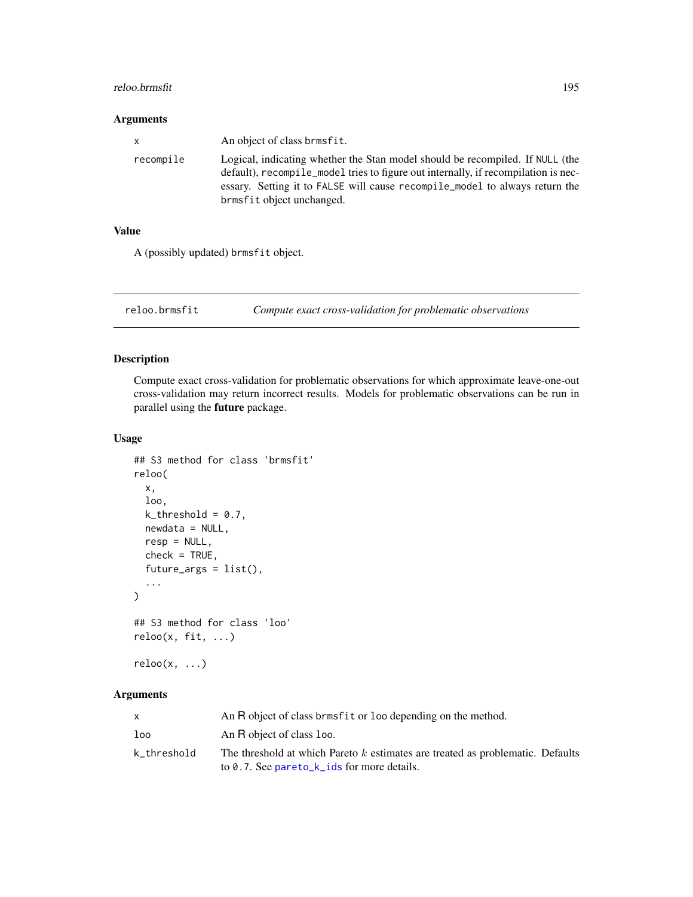### Arguments

| | |
|---|---|
| x | An object of class brmsfit. |
| recompile | Logical, indicating whether the Stan model should be recompiled. If NULL (the default), recompile_model tries to figure out internally, if recompilation is necessary. Setting it to FALSE will cause recompile_model to always return the brmsfit object unchanged. |

### Value

A (possibly updated) brmsfit object.

---

## reloo.brmsfit *Compute exact cross-validation for problematic observations*

---

### Description

Compute exact cross-validation for problematic observations for which approximate leave-one-out cross-validation may return incorrect results. Models for problematic observations can be run in parallel using the **future** package.

### Usage

```
## S3 method for class 'brmsfit'
reloo(
  x,
  loo,
  k_threshold = 0.7,
  newdata = NULL,
  resp = NULL,
  check = TRUE,
  future_args = list(),
  ...
)

## S3 method for class 'loo'
reloo(x, fit, ...)

reloo(x, ...)
```

### Arguments

| | |
|---|---|
| x | An R object of class brmsfit or loo depending on the method. |
| loo | An R object of class loo. |
| k_threshold | The threshold at which Pareto $k$ estimates are treated as problematic. Defaults to 0.7. See pareto_k_ids for more details. |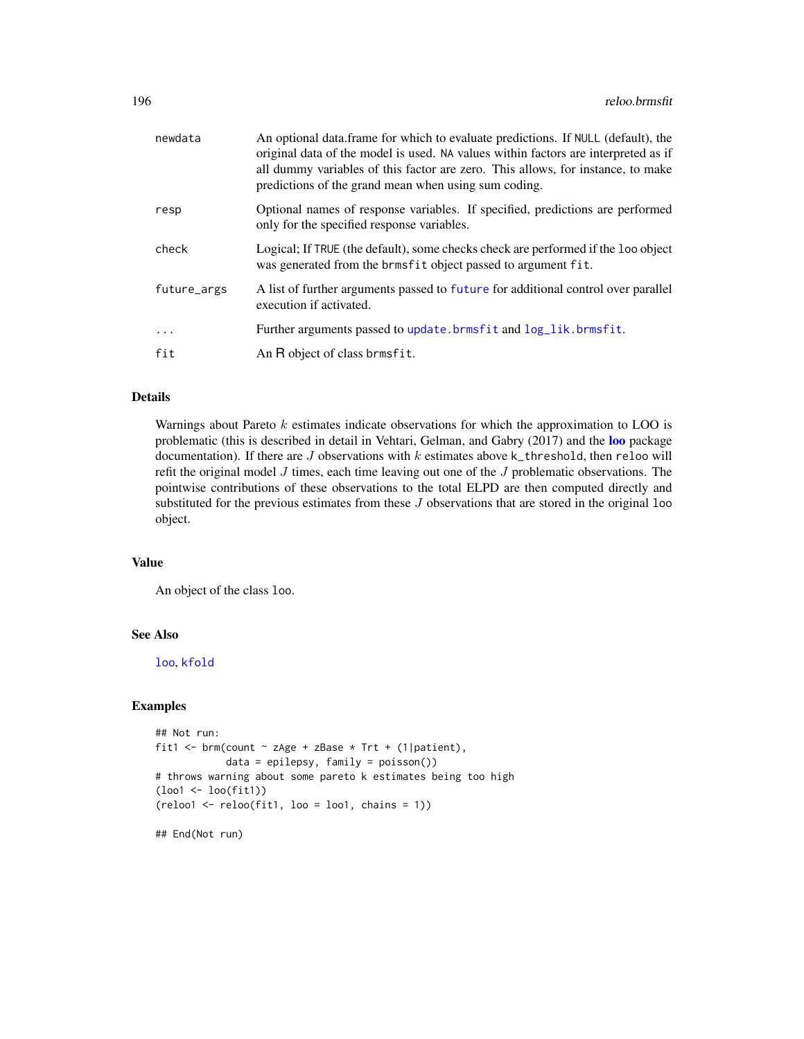| | |
|---|---|
| newdata | An optional data.frame for which to evaluate predictions. If NULL (default), the original data of the model is used. NA values within factors are interpreted as if all dummy variables of this factor are zero. This allows, for instance, to make predictions of the grand mean when using sum coding. |
| resp | Optional names of response variables. If specified, predictions are performed only for the specified response variables. |
| check | Logical; If TRUE (the default), some checks check are performed if the loo object was generated from the brmsfit object passed to argument fit. |
| future_args | A list of further arguments passed to future for additional control over parallel execution if activated. |
| ... | Further arguments passed to update.brmsfit and log_lik.brmsfit. |
| fit | An R object of class brmsfit. |

### Details

Warnings about Pareto $k$ estimates indicate observations for which the approximation to LOO is problematic (this is described in detail in Vehtari, Gelman, and Gabry (2017) and the **loo** package documentation). If there are $J$ observations with $k$ estimates above k_threshold, then reloo will refit the original model $J$ times, each time leaving out one of the $J$ problematic observations. The pointwise contributions of these observations to the total ELPD are then computed directly and substituted for the previous estimates from these $J$ observations that are stored in the original loo object.

### Value

An object of the class loo.

### See Also

loo, kfold

### Examples

```
## Not run:
fit1 <- brm(count ~ zAge + zBase * Trt + (1|patient),
            data = epilepsy, family = poisson())
# throws warning about some pareto k estimates being too high
(loo1 <- loo(fit1))
(reloo1 <- reloo(fit1, loo = loo1, chains = 1))

## End(Not run)
```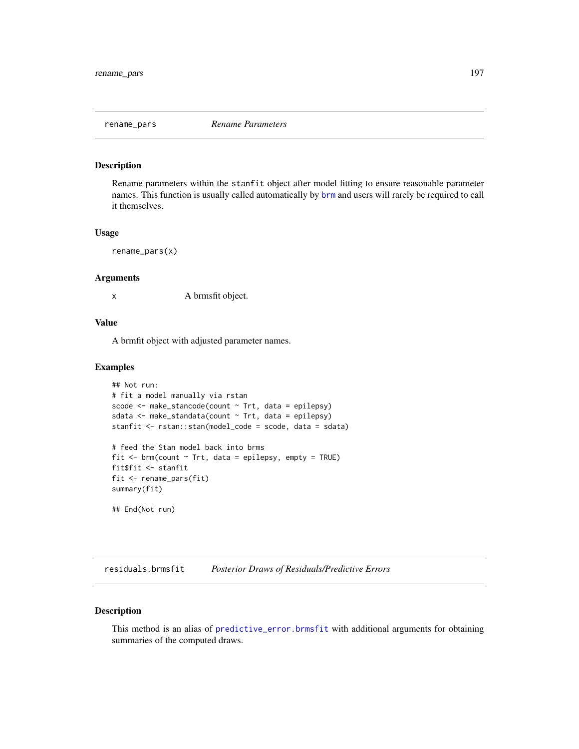## rename_pars — *Rename Parameters*

### Description

Rename parameters within the `stanfit` object after model fitting to ensure reasonable parameter names. This function is usually called automatically by `brm` and users will rarely be required to call it themselves.

### Usage

```
rename_pars(x)
```

### Arguments

| | |
|---|---|
| x | A brmsfit object. |

### Value

A brmfit object with adjusted parameter names.

### Examples

```
## Not run:
# fit a model manually via rstan
scode <- make_stancode(count ~ Trt, data = epilepsy)
sdata <- make_standata(count ~ Trt, data = epilepsy)
stanfit <- rstan::stan(model_code = scode, data = sdata)

# feed the Stan model back into brms
fit <- brm(count ~ Trt, data = epilepsy, empty = TRUE)
fit$fit <- stanfit
fit <- rename_pars(fit)
summary(fit)

## End(Not run)
```

## residuals.brmsfit — *Posterior Draws of Residuals/Predictive Errors*

### Description

This method is an alias of `predictive_error.brmsfit` with additional arguments for obtaining summaries of the computed draws.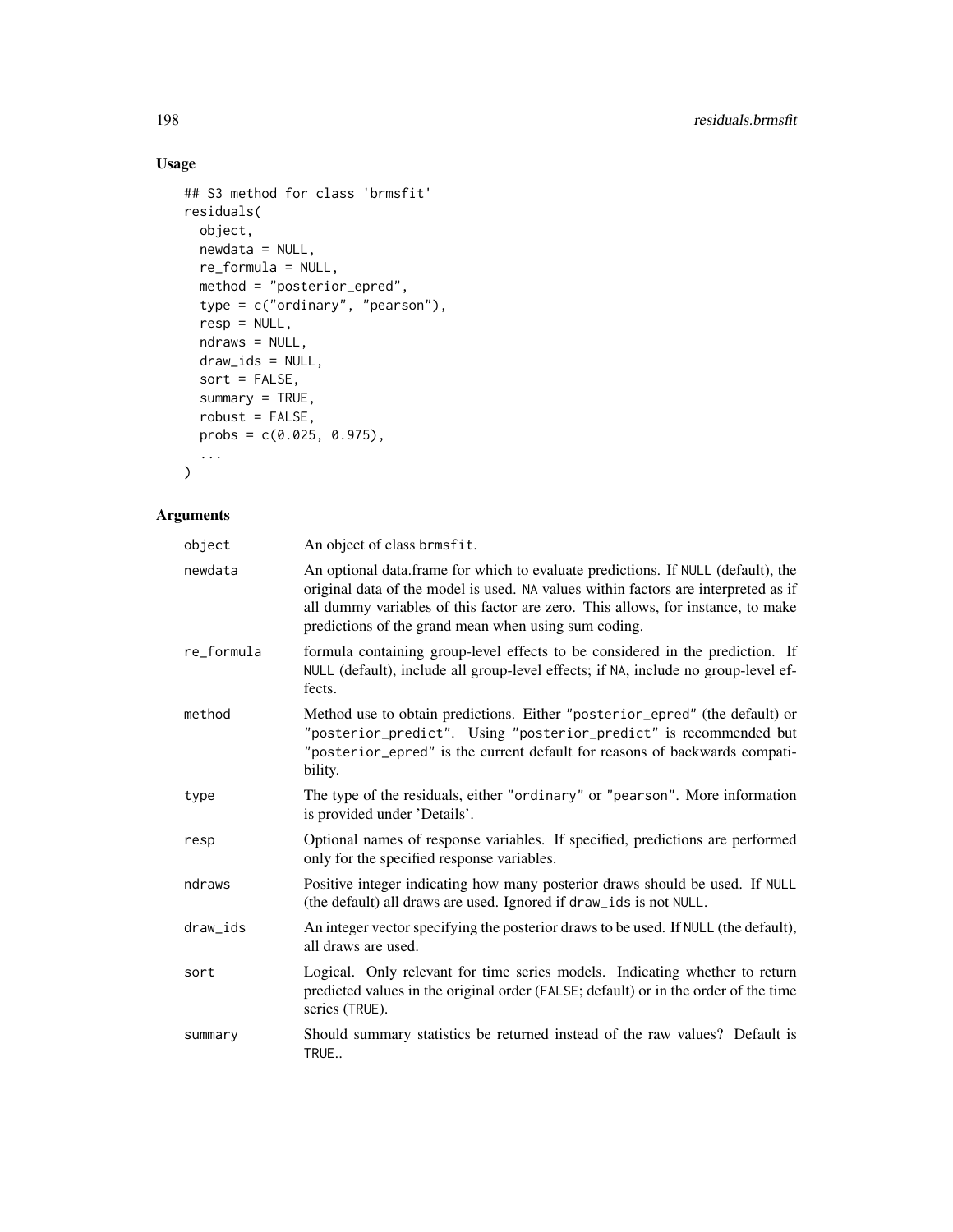## Usage

```
## S3 method for class 'brmsfit'
residuals(
  object,
  newdata = NULL,
  re_formula = NULL,
  method = "posterior_epred",
  type = c("ordinary", "pearson"),
  resp = NULL,
  ndraws = NULL,
  draw_ids = NULL,
  sort = FALSE,
  summary = TRUE,
  robust = FALSE,
  probs = c(0.025, 0.975),
  ...
)
```

## Arguments

| | |
|---|---|
| object | An object of class brmsfit. |
| newdata | An optional data.frame for which to evaluate predictions. If NULL (default), the original data of the model is used. NA values within factors are interpreted as if all dummy variables of this factor are zero. This allows, for instance, to make predictions of the grand mean when using sum coding. |
| re_formula | formula containing group-level effects to be considered in the prediction. If NULL (default), include all group-level effects; if NA, include no group-level effects. |
| method | Method use to obtain predictions. Either "posterior_epred" (the default) or "posterior_predict". Using "posterior_predict" is recommended but "posterior_epred" is the current default for reasons of backwards compatibility. |
| type | The type of the residuals, either "ordinary" or "pearson". More information is provided under 'Details'. |
| resp | Optional names of response variables. If specified, predictions are performed only for the specified response variables. |
| ndraws | Positive integer indicating how many posterior draws should be used. If NULL (the default) all draws are used. Ignored if draw_ids is not NULL. |
| draw_ids | An integer vector specifying the posterior draws to be used. If NULL (the default), all draws are used. |
| sort | Logical. Only relevant for time series models. Indicating whether to return predicted values in the original order (FALSE; default) or in the order of the time series (TRUE). |
| summary | Should summary statistics be returned instead of the raw values? Default is TRUE.. |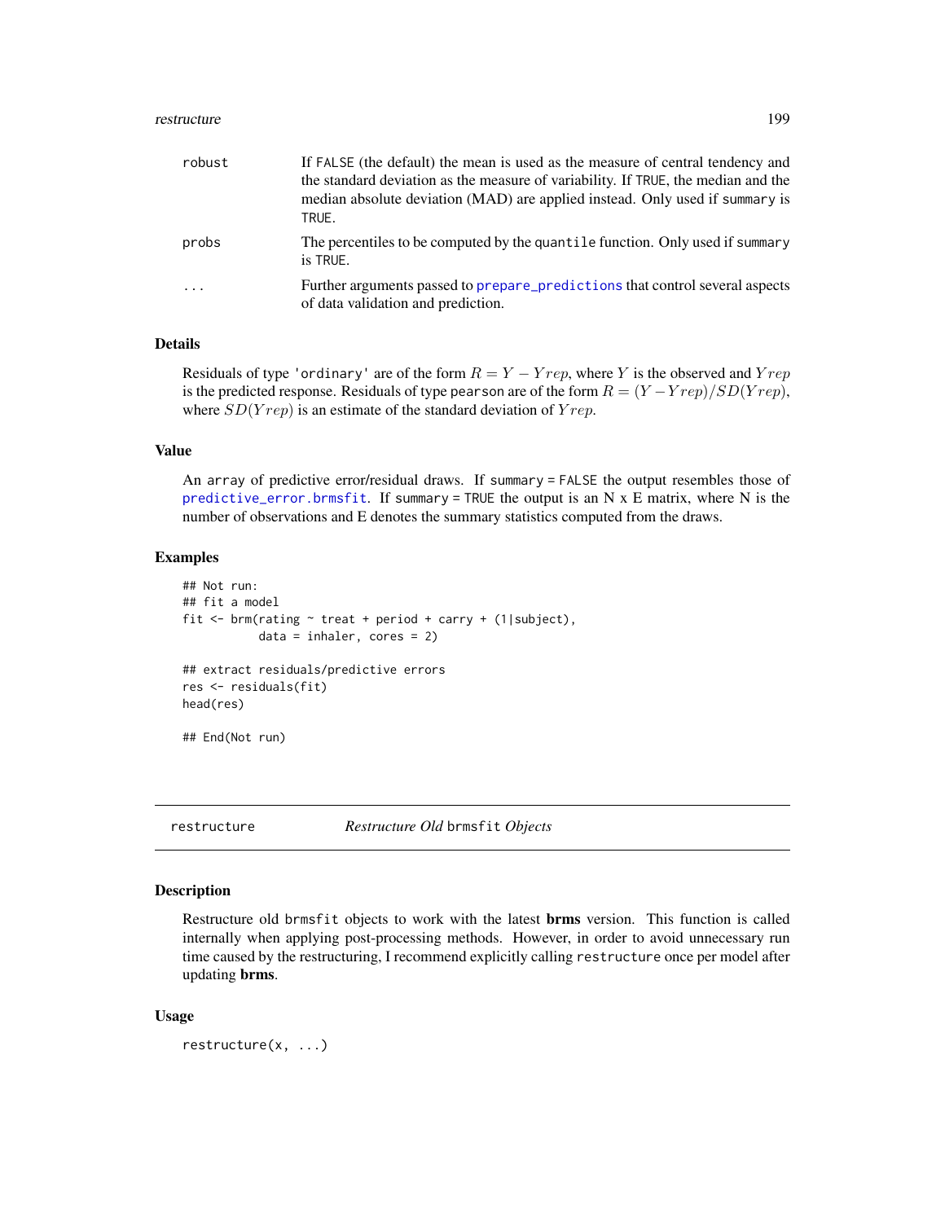| | |
|---|---|
| robust | If FALSE (the default) the mean is used as the measure of central tendency and the standard deviation as the measure of variability. If TRUE, the median and the median absolute deviation (MAD) are applied instead. Only used if summary is TRUE. |
| probs | The percentiles to be computed by the quantile function. Only used if summary is TRUE. |
| ... | Further arguments passed to prepare_predictions that control several aspects of data validation and prediction. |

### Details

Residuals of type 'ordinary' are of the form $R = Y - Yrep$, where $Y$ is the observed and $Yrep$ is the predicted response. Residuals of type pearson are of the form $R = (Y - Yrep)/SD(Yrep)$, where $SD(Yrep)$ is an estimate of the standard deviation of $Yrep$.

### Value

An array of predictive error/residual draws. If summary = FALSE the output resembles those of predictive_error.brmsfit. If summary = TRUE the output is an N x E matrix, where N is the number of observations and E denotes the summary statistics computed from the draws.

### Examples

```
## Not run:
## fit a model
fit <- brm(rating ~ treat + period + carry + (1|subject),
           data = inhaler, cores = 2)

## extract residuals/predictive errors
res <- residuals(fit)
head(res)

## End(Not run)
```

---

## restructure — *Restructure Old* brmsfit *Objects*

### Description

Restructure old brmsfit objects to work with the latest **brms** version. This function is called internally when applying post-processing methods. However, in order to avoid unnecessary run time caused by the restructuring, I recommend explicitly calling restructure once per model after updating **brms**.

### Usage

```
restructure(x, ...)
```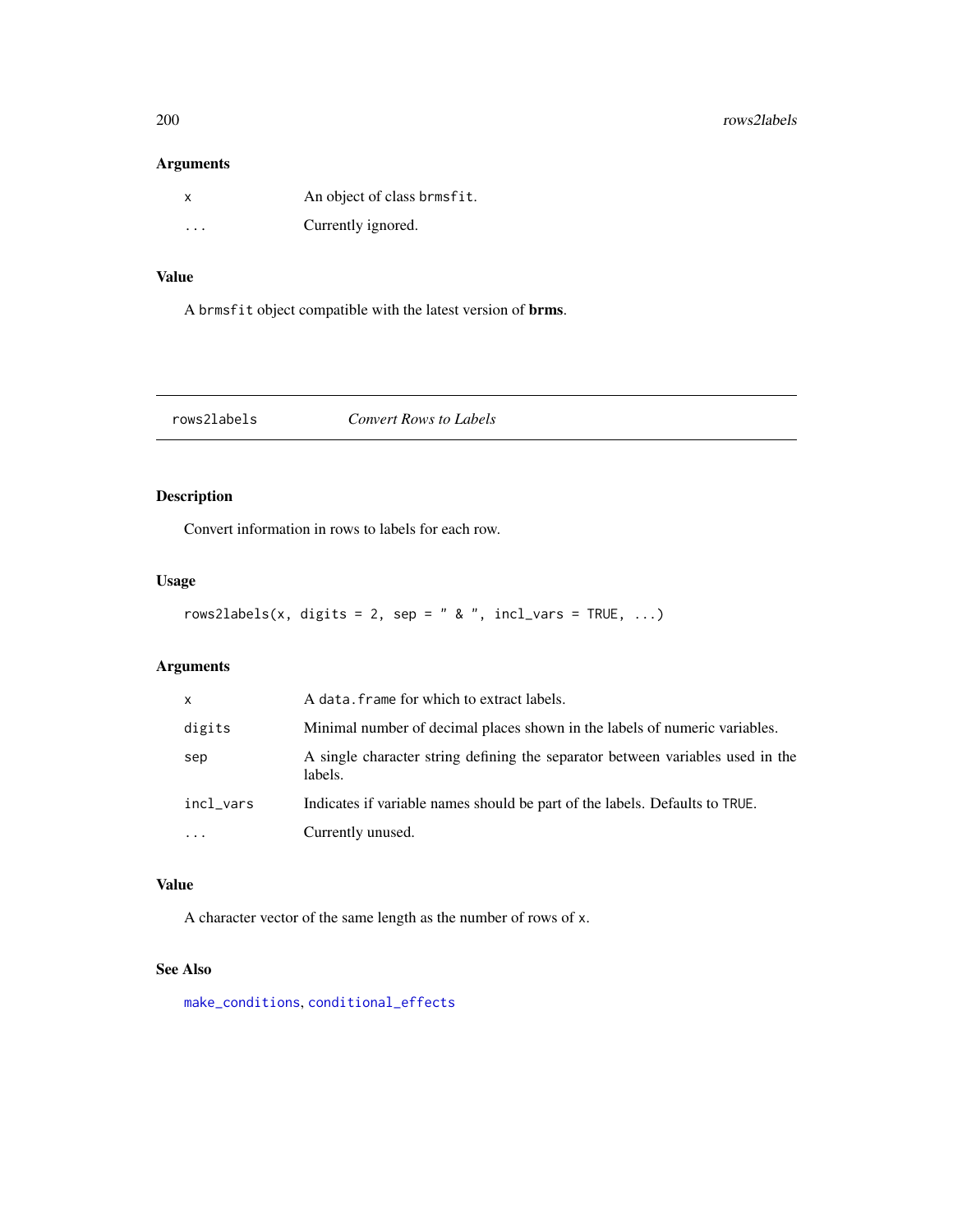### Arguments

| | |
|---|---|
| `x` | An object of class `brmsfit`. |
| `...` | Currently ignored. |

### Value

A `brmsfit` object compatible with the latest version of **brms**.

---

## rows2labels — *Convert Rows to Labels*

### Description

Convert information in rows to labels for each row.

### Usage

```
rows2labels(x, digits = 2, sep = " & ", incl_vars = TRUE, ...)
```

### Arguments

| | |
|---|---|
| `x` | A `data.frame` for which to extract labels. |
| `digits` | Minimal number of decimal places shown in the labels of numeric variables. |
| `sep` | A single character string defining the separator between variables used in the labels. |
| `incl_vars` | Indicates if variable names should be part of the labels. Defaults to `TRUE`. |
| `...` | Currently unused. |

### Value

A character vector of the same length as the number of rows of `x`.

### See Also

`make_conditions`, `conditional_effects`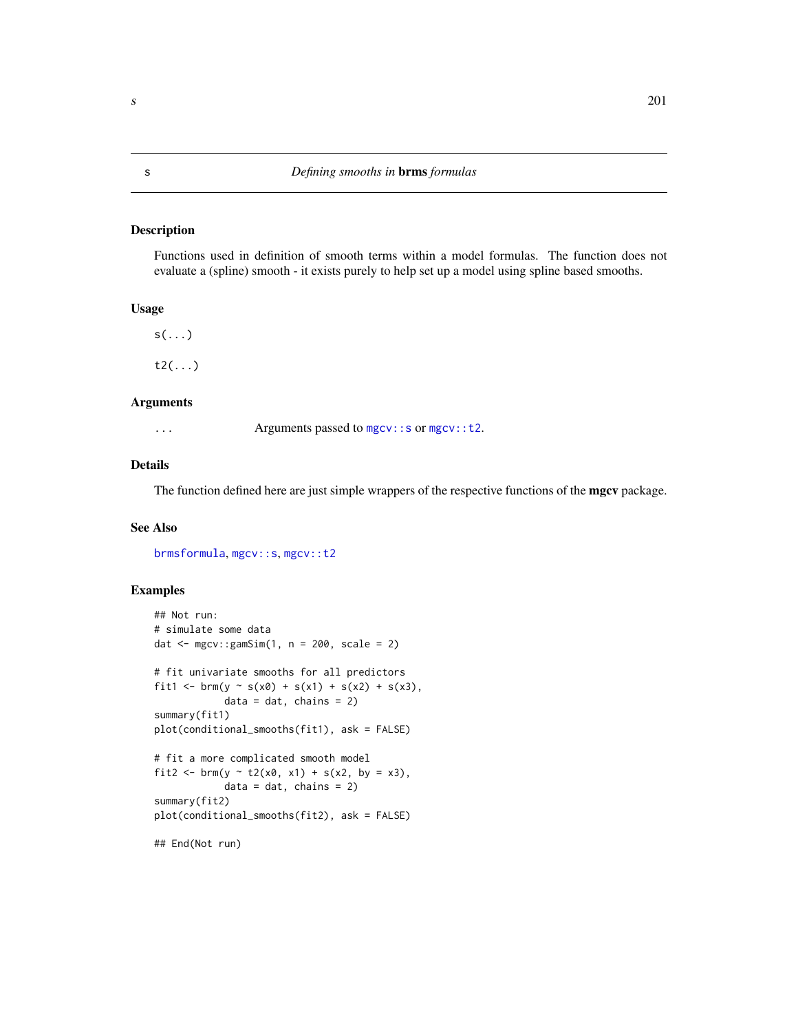# s — *Defining smooths in* **brms** *formulas*

## Description

Functions used in definition of smooth terms within a model formulas. The function does not evaluate a (spline) smooth - it exists purely to help set up a model using spline based smooths.

## Usage

```
s(...)

t2(...)
```

## Arguments

| | |
|---|---|
| `...` | Arguments passed to `mgcv::s` or `mgcv::t2`. |

## Details

The function defined here are just simple wrappers of the respective functions of the **mgcv** package.

## See Also

`brmsformula`, `mgcv::s`, `mgcv::t2`

## Examples

```
## Not run:
# simulate some data
dat <- mgcv::gamSim(1, n = 200, scale = 2)

# fit univariate smooths for all predictors
fit1 <- brm(y ~ s(x0) + s(x1) + s(x2) + s(x3),
            data = dat, chains = 2)
summary(fit1)
plot(conditional_smooths(fit1), ask = FALSE)

# fit a more complicated smooth model
fit2 <- brm(y ~ t2(x0, x1) + s(x2, by = x3),
            data = dat, chains = 2)
summary(fit2)
plot(conditional_smooths(fit2), ask = FALSE)

## End(Not run)
```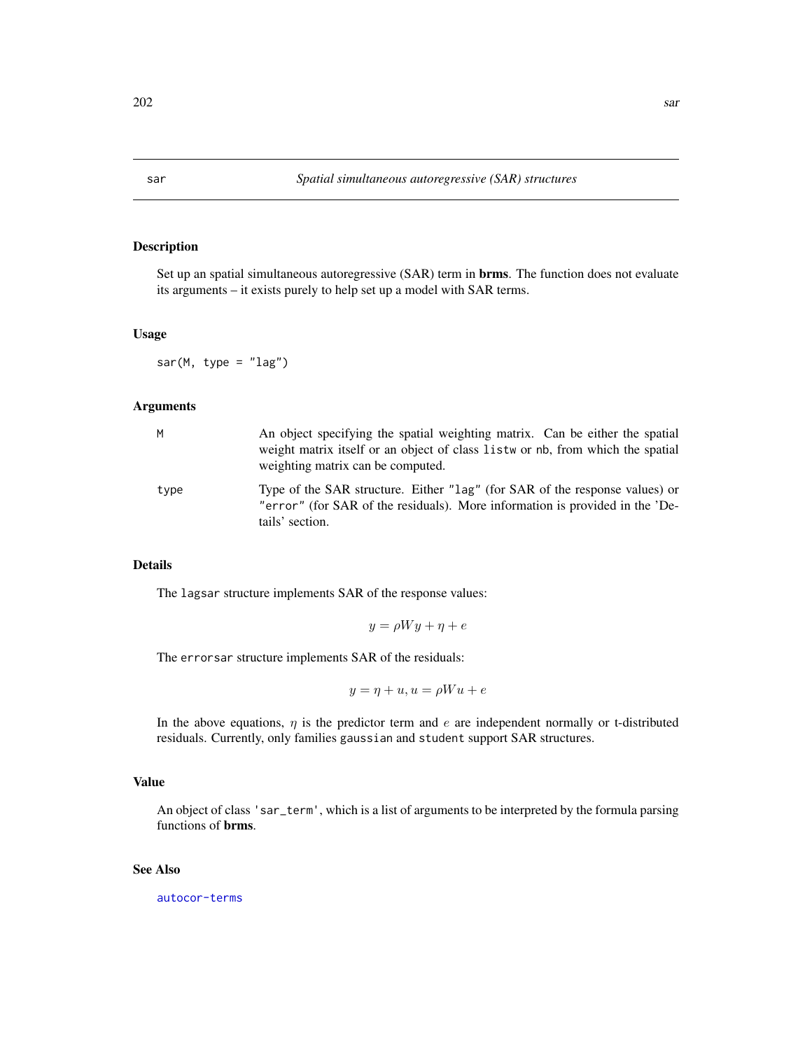## sar — *Spatial simultaneous autoregressive (SAR) structures*

### Description

Set up an spatial simultaneous autoregressive (SAR) term in **brms**. The function does not evaluate its arguments – it exists purely to help set up a model with SAR terms.

### Usage

```
sar(M, type = "lag")
```

### Arguments

| | |
|---|---|
| `M` | An object specifying the spatial weighting matrix. Can be either the spatial weight matrix itself or an object of class `listw` or `nb`, from which the spatial weighting matrix can be computed. |
| `type` | Type of the SAR structure. Either `"lag"` (for SAR of the response values) or `"error"` (for SAR of the residuals). More information is provided in the 'Details' section. |

### Details

The `lagsar` structure implements SAR of the response values:

$$y = \rho W y + \eta + e$$

The `errorsar` structure implements SAR of the residuals:

$$y = \eta + u, u = \rho W u + e$$

In the above equations, $\eta$ is the predictor term and $e$ are independent normally or t-distributed residuals. Currently, only families `gaussian` and `student` support SAR structures.

### Value

An object of class `'sar_term'`, which is a list of arguments to be interpreted by the formula parsing functions of **brms**.

### See Also

autocor-terms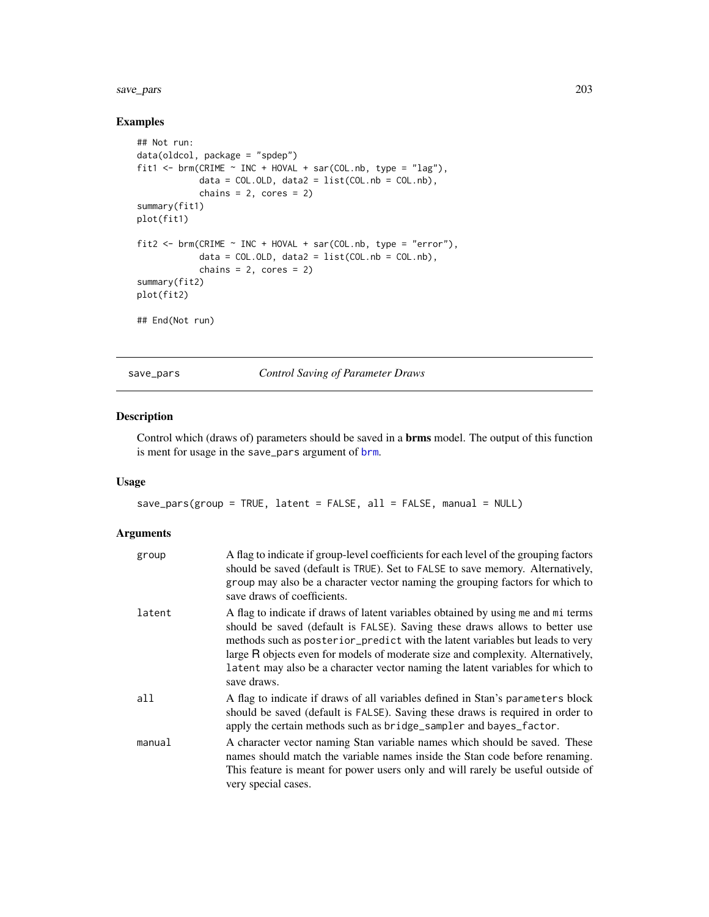## Examples

```
## Not run:
data(oldcol, package = "spdep")
fit1 <- brm(CRIME ~ INC + HOVAL + sar(COL.nb, type = "lag"),
            data = COL.OLD, data2 = list(COL.nb = COL.nb),
            chains = 2, cores = 2)
summary(fit1)
plot(fit1)

fit2 <- brm(CRIME ~ INC + HOVAL + sar(COL.nb, type = "error"),
            data = COL.OLD, data2 = list(COL.nb = COL.nb),
            chains = 2, cores = 2)
summary(fit2)
plot(fit2)

## End(Not run)
```

---

# save_pars *Control Saving of Parameter Draws*

## Description

Control which (draws of) parameters should be saved in a **brms** model. The output of this function is ment for usage in the save_pars argument of brm.

## Usage

```
save_pars(group = TRUE, latent = FALSE, all = FALSE, manual = NULL)
```

## Arguments

| | |
|---|---|
| group | A flag to indicate if group-level coefficients for each level of the grouping factors should be saved (default is TRUE). Set to FALSE to save memory. Alternatively, group may also be a character vector naming the grouping factors for which to save draws of coefficients. |
| latent | A flag to indicate if draws of latent variables obtained by using me and mi terms should be saved (default is FALSE). Saving these draws allows to better use methods such as posterior_predict with the latent variables but leads to very large R objects even for models of moderate size and complexity. Alternatively, latent may also be a character vector naming the latent variables for which to save draws. |
| all | A flag to indicate if draws of all variables defined in Stan's parameters block should be saved (default is FALSE). Saving these draws is required in order to apply the certain methods such as bridge_sampler and bayes_factor. |
| manual | A character vector naming Stan variable names which should be saved. These names should match the variable names inside the Stan code before renaming. This feature is meant for power users only and will rarely be useful outside of very special cases. |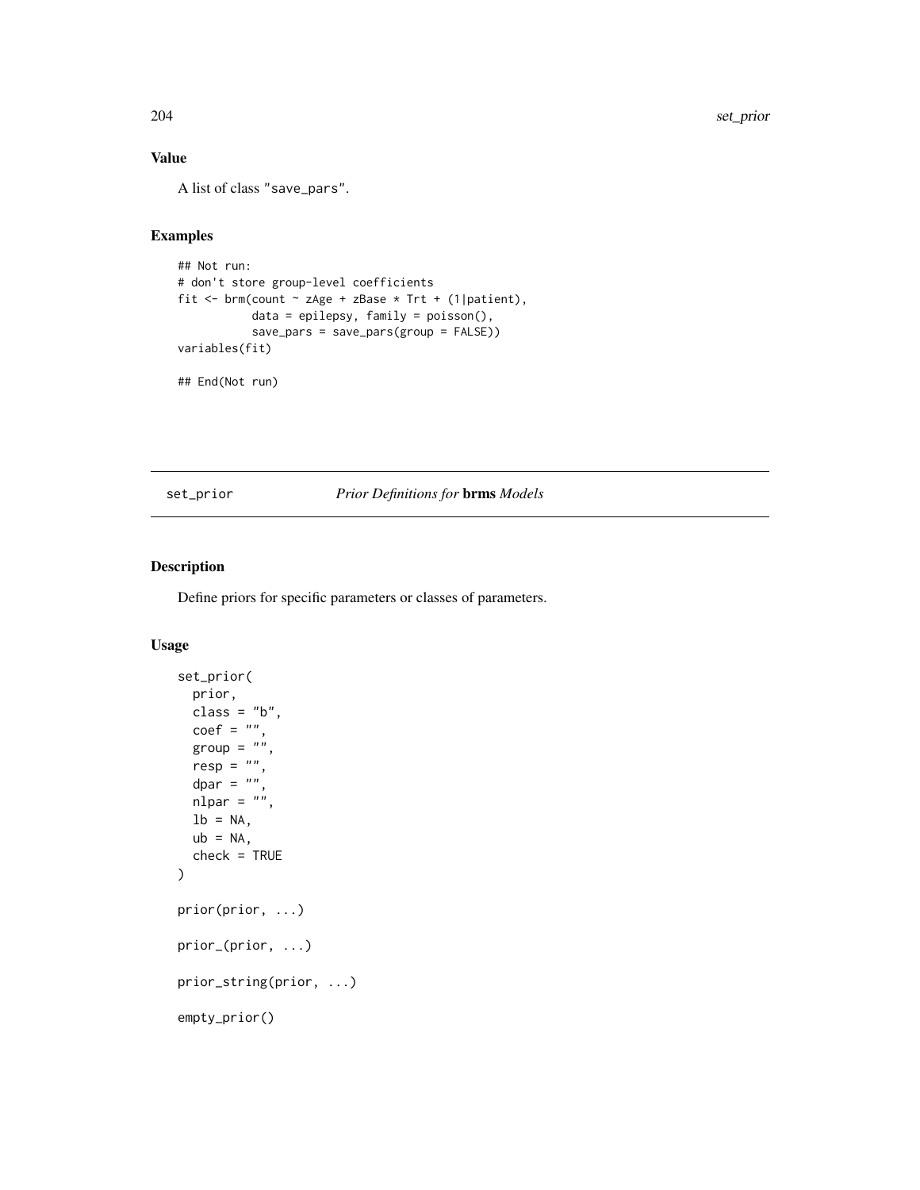## Value

A list of class "save_pars".

## Examples

```
## Not run:
# don't store group-level coefficients
fit <- brm(count ~ zAge + zBase * Trt + (1|patient),
           data = epilepsy, family = poisson(),
           save_pars = save_pars(group = FALSE))
variables(fit)

## End(Not run)
```

---

# set_prior — *Prior Definitions for* **brms** *Models*

## Description

Define priors for specific parameters or classes of parameters.

## Usage

```
set_prior(
  prior,
  class = "b",
  coef = "",
  group = "",
  resp = "",
  dpar = "",
  nlpar = "",
  lb = NA,
  ub = NA,
  check = TRUE
)

prior(prior, ...)

prior_(prior, ...)

prior_string(prior, ...)

empty_prior()
```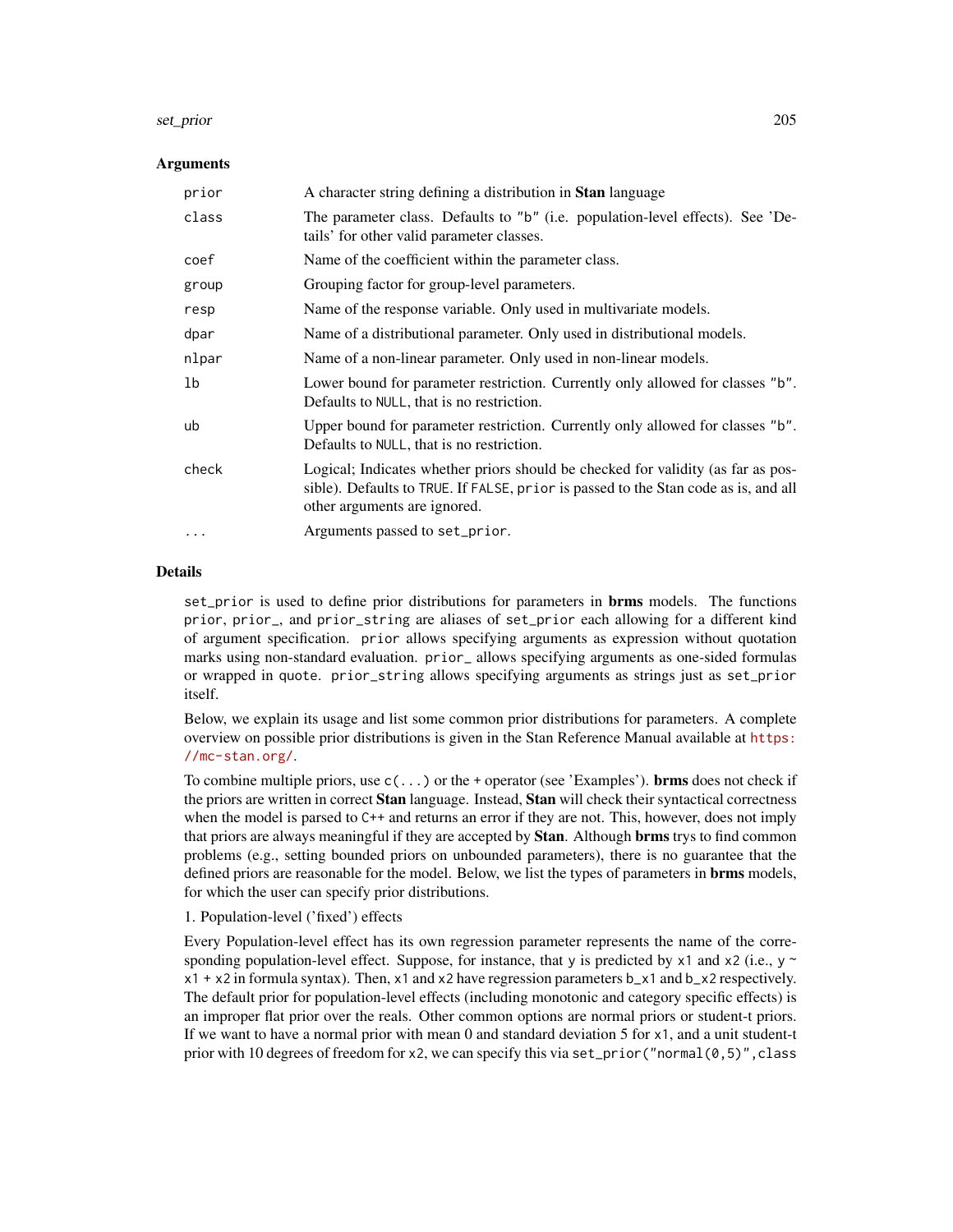### Arguments

| | |
|---|---|
| `prior` | A character string defining a distribution in **Stan** language |
| `class` | The parameter class. Defaults to `"b"` (i.e. population-level effects). See 'Details' for other valid parameter classes. |
| `coef` | Name of the coefficient within the parameter class. |
| `group` | Grouping factor for group-level parameters. |
| `resp` | Name of the response variable. Only used in multivariate models. |
| `dpar` | Name of a distributional parameter. Only used in distributional models. |
| `nlpar` | Name of a non-linear parameter. Only used in non-linear models. |
| `lb` | Lower bound for parameter restriction. Currently only allowed for classes `"b"`. Defaults to `NULL`, that is no restriction. |
| `ub` | Upper bound for parameter restriction. Currently only allowed for classes `"b"`. Defaults to `NULL`, that is no restriction. |
| `check` | Logical; Indicates whether priors should be checked for validity (as far as possible). Defaults to `TRUE`. If `FALSE`, `prior` is passed to the Stan code as is, and all other arguments are ignored. |
| `...` | Arguments passed to `set_prior`. |

### Details

`set_prior` is used to define prior distributions for parameters in **brms** models. The functions `prior`, `prior_`, and `prior_string` are aliases of `set_prior` each allowing for a different kind of argument specification. `prior` allows specifying arguments as expression without quotation marks using non-standard evaluation. `prior_` allows specifying arguments as one-sided formulas or wrapped in `quote`. `prior_string` allows specifying arguments as strings just as `set_prior` itself.

Below, we explain its usage and list some common prior distributions for parameters. A complete overview on possible prior distributions is given in the Stan Reference Manual available at https://mc-stan.org/.

To combine multiple priors, use `c(...)` or the `+` operator (see 'Examples'). **brms** does not check if the priors are written in correct **Stan** language. Instead, **Stan** will check their syntactical correctness when the model is parsed to `C++` and returns an error if they are not. This, however, does not imply that priors are always meaningful if they are accepted by **Stan**. Although **brms** trys to find common problems (e.g., setting bounded priors on unbounded parameters), there is no guarantee that the defined priors are reasonable for the model. Below, we list the types of parameters in **brms** models, for which the user can specify prior distributions.

1. Population-level ('fixed') effects

Every Population-level effect has its own regression parameter represents the name of the corresponding population-level effect. Suppose, for instance, that `y` is predicted by `x1` and `x2` (i.e., `y ~ x1 + x2` in formula syntax). Then, `x1` and `x2` have regression parameters `b_x1` and `b_x2` respectively. The default prior for population-level effects (including monotonic and category specific effects) is an improper flat prior over the reals. Other common options are normal priors or student-t priors. If we want to have a normal prior with mean 0 and standard deviation 5 for `x1`, and a unit student-t prior with 10 degrees of freedom for `x2`, we can specify this via `set_prior("normal(0,5)",class`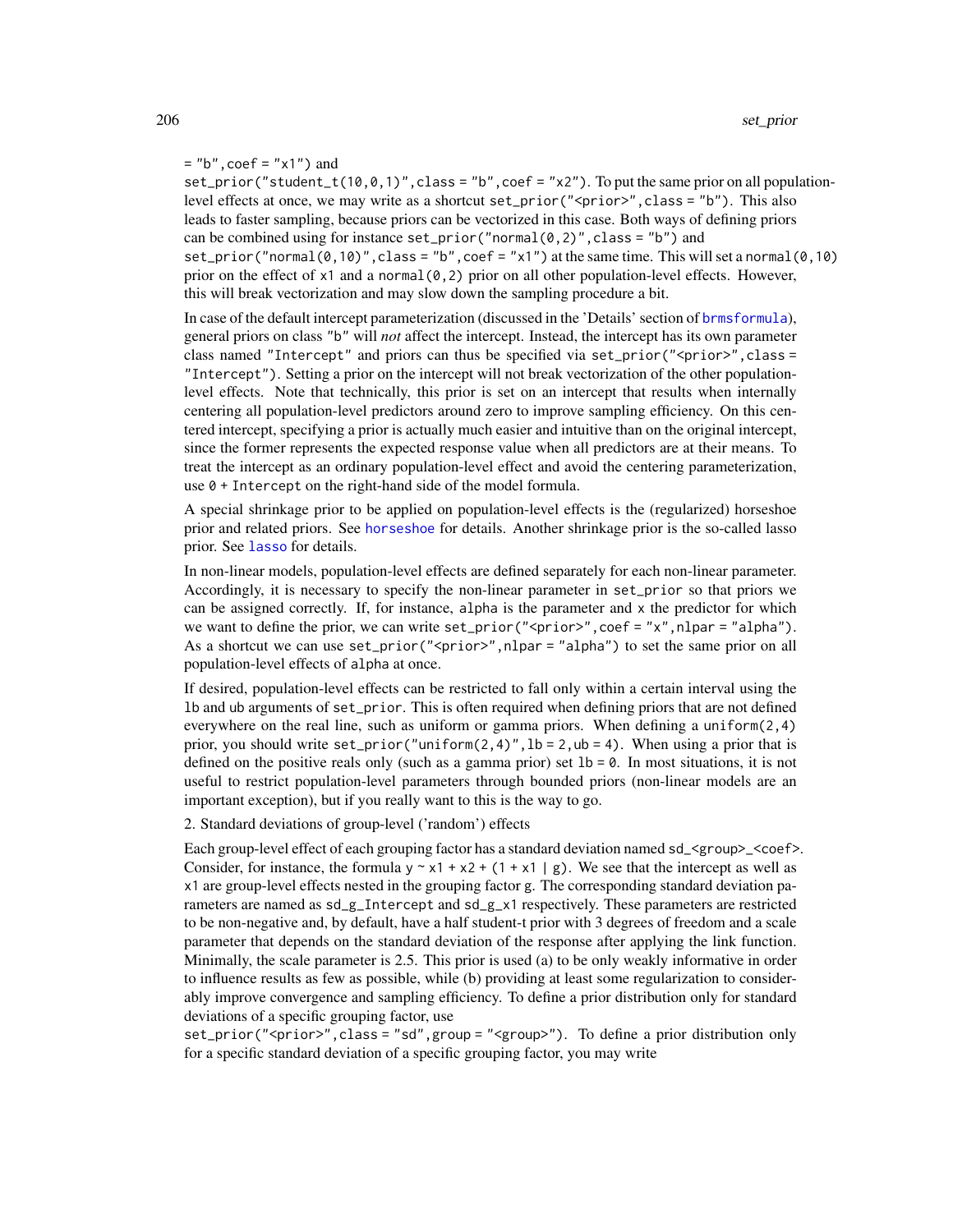= "b",coef = "x1") and set_prior("student_t(10,0,1)",class = "b",coef = "x2"). To put the same prior on all population-level effects at once, we may write as a shortcut set_prior("<prior>",class = "b"). This also leads to faster sampling, because priors can be vectorized in this case. Both ways of defining priors can be combined using for instance set_prior("normal(0,2)",class = "b") and set_prior("normal(0,10)",class = "b",coef = "x1") at the same time. This will set a normal(0,10) prior on the effect of x1 and a normal(0,2) prior on all other population-level effects. However, this will break vectorization and may slow down the sampling procedure a bit.

In case of the default intercept parameterization (discussed in the 'Details' section of brmsformula), general priors on class "b" will *not* affect the intercept. Instead, the intercept has its own parameter class named "Intercept" and priors can thus be specified via set_prior("<prior>",class = "Intercept"). Setting a prior on the intercept will not break vectorization of the other population-level effects. Note that technically, this prior is set on an intercept that results when internally centering all population-level predictors around zero to improve sampling efficiency. On this centered intercept, specifying a prior is actually much easier and intuitive than on the original intercept, since the former represents the expected response value when all predictors are at their means. To treat the intercept as an ordinary population-level effect and avoid the centering parameterization, use 0 + Intercept on the right-hand side of the model formula.

A special shrinkage prior to be applied on population-level effects is the (regularized) horseshoe prior and related priors. See horseshoe for details. Another shrinkage prior is the so-called lasso prior. See lasso for details.

In non-linear models, population-level effects are defined separately for each non-linear parameter. Accordingly, it is necessary to specify the non-linear parameter in set_prior so that priors we can be assigned correctly. If, for instance, alpha is the parameter and x the predictor for which we want to define the prior, we can write set_prior("<prior>",coef = "x",nlpar = "alpha"). As a shortcut we can use set_prior("<prior>",nlpar = "alpha") to set the same prior on all population-level effects of alpha at once.

If desired, population-level effects can be restricted to fall only within a certain interval using the lb and ub arguments of set_prior. This is often required when defining priors that are not defined everywhere on the real line, such as uniform or gamma priors. When defining a uniform(2,4) prior, you should write set_prior("uniform(2,4)",lb = 2,ub = 4). When using a prior that is defined on the positive reals only (such as a gamma prior) set lb = 0. In most situations, it is not useful to restrict population-level parameters through bounded priors (non-linear models are an important exception), but if you really want to this is the way to go.

2. Standard deviations of group-level ('random') effects

Each group-level effect of each grouping factor has a standard deviation named sd_<group>_<coef>. Consider, for instance, the formula y ~ x1 + x2 + (1 + x1 | g). We see that the intercept as well as x1 are group-level effects nested in the grouping factor g. The corresponding standard deviation parameters are named as sd_g_Intercept and sd_g_x1 respectively. These parameters are restricted to be non-negative and, by default, have a half student-t prior with 3 degrees of freedom and a scale parameter that depends on the standard deviation of the response after applying the link function. Minimally, the scale parameter is 2.5. This prior is used (a) to be only weakly informative in order to influence results as few as possible, while (b) providing at least some regularization to considerably improve convergence and sampling efficiency. To define a prior distribution only for standard deviations of a specific grouping factor, use set_prior("<prior>",class = "sd",group = "<group>"). To define a prior distribution only for a specific standard deviation of a specific grouping factor, you may write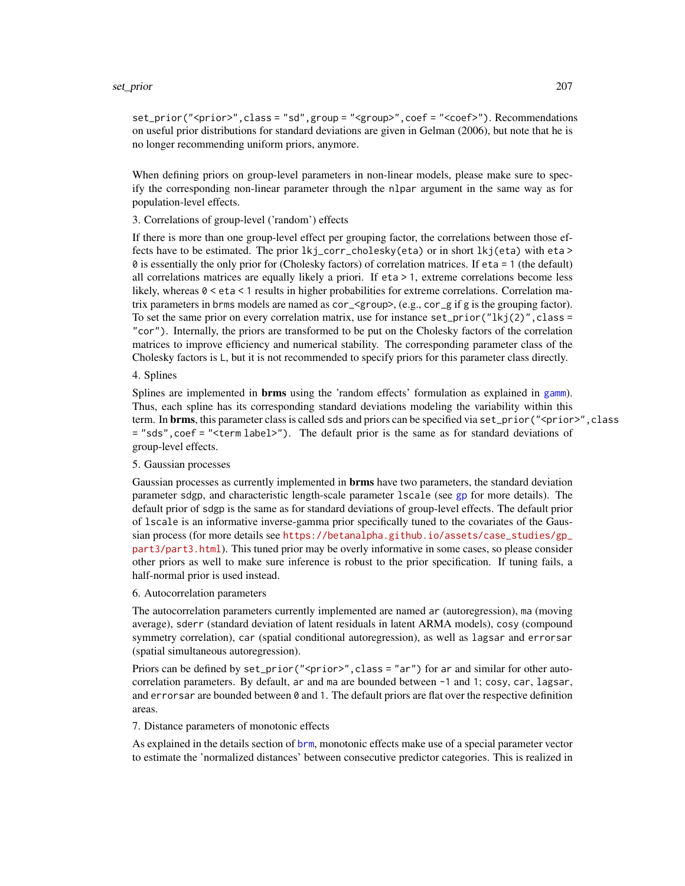`set_prior("<prior>",class = "sd",group = "<group>",coef = "<coef>")`. Recommendations on useful prior distributions for standard deviations are given in Gelman (2006), but note that he is no longer recommending uniform priors, anymore.

When defining priors on group-level parameters in non-linear models, please make sure to specify the corresponding non-linear parameter through the `nlpar` argument in the same way as for population-level effects.

3. Correlations of group-level ('random') effects

If there is more than one group-level effect per grouping factor, the correlations between those effects have to be estimated. The prior `lkj_corr_cholesky(eta)` or in short `lkj(eta)` with `eta > 0` is essentially the only prior for (Cholesky factors) of correlation matrices. If `eta = 1` (the default) all correlations matrices are equally likely a priori. If `eta > 1`, extreme correlations become less likely, whereas `0 < eta < 1` results in higher probabilities for extreme correlations. Correlation matrix parameters in `brms` models are named as `cor_<group>`, (e.g., `cor_g` if `g` is the grouping factor). To set the same prior on every correlation matrix, use for instance `set_prior("lkj(2)",class = "cor")`. Internally, the priors are transformed to be put on the Cholesky factors of the correlation matrices to improve efficiency and numerical stability. The corresponding parameter class of the Cholesky factors is `L`, but it is not recommended to specify priors for this parameter class directly.

4. Splines

Splines are implemented in **brms** using the 'random effects' formulation as explained in `gamm`). Thus, each spline has its corresponding standard deviations modeling the variability within this term. In **brms**, this parameter class is called `sds` and priors can be specified via `set_prior("<prior>",class = "sds",coef = "<term label>")`. The default prior is the same as for standard deviations of group-level effects.

5. Gaussian processes

Gaussian processes as currently implemented in **brms** have two parameters, the standard deviation parameter `sdgp`, and characteristic length-scale parameter `lscale` (see `gp` for more details). The default prior of `sdgp` is the same as for standard deviations of group-level effects. The default prior of `lscale` is an informative inverse-gamma prior specifically tuned to the covariates of the Gaussian process (for more details see https://betanalpha.github.io/assets/case_studies/gp_part3/part3.html). This tuned prior may be overly informative in some cases, so please consider other priors as well to make sure inference is robust to the prior specification. If tuning fails, a half-normal prior is used instead.

6. Autocorrelation parameters

The autocorrelation parameters currently implemented are named `ar` (autoregression), `ma` (moving average), `sderr` (standard deviation of latent residuals in latent ARMA models), `cosy` (compound symmetry correlation), `car` (spatial conditional autoregression), as well as `lagsar` and `errorsar` (spatial simultaneous autoregression).

Priors can be defined by `set_prior("<prior>",class = "ar")` for `ar` and similar for other autocorrelation parameters. By default, `ar` and `ma` are bounded between `-1` and `1`; `cosy`, `car`, `lagsar`, and `errorsar` are bounded between `0` and `1`. The default priors are flat over the respective definition areas.

7. Distance parameters of monotonic effects

As explained in the details section of `brm`, monotonic effects make use of a special parameter vector to estimate the 'normalized distances' between consecutive predictor categories. This is realized in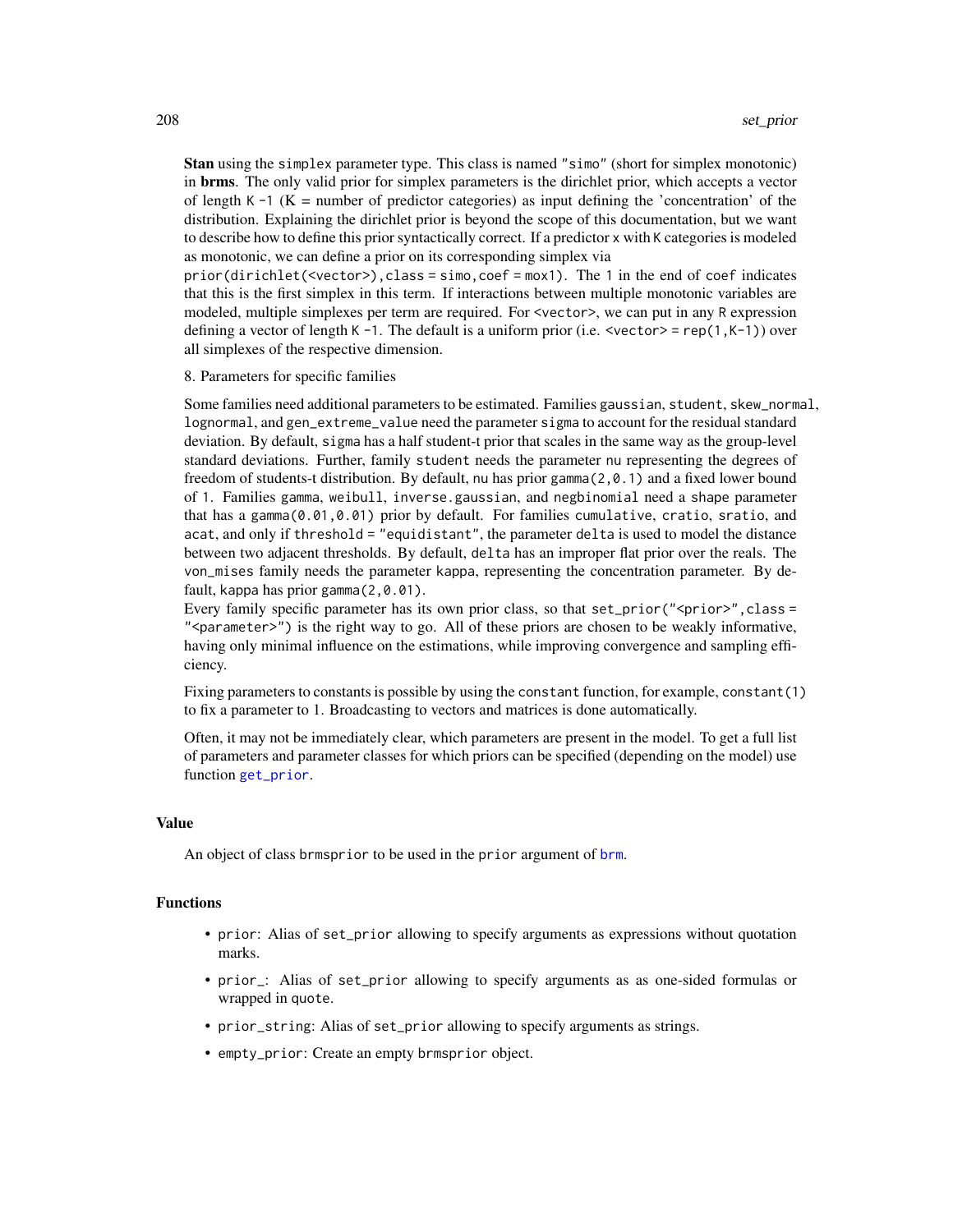**Stan** using the `simplex` parameter type. This class is named `"simo"` (short for simplex monotonic) in **brms**. The only valid prior for simplex parameters is the dirichlet prior, which accepts a vector of length `K - 1` (K = number of predictor categories) as input defining the 'concentration' of the distribution. Explaining the dirichlet prior is beyond the scope of this documentation, but we want to describe how to define this prior syntactically correct. If a predictor `x` with `K` categories is modeled as monotonic, we can define a prior on its corresponding simplex via `prior(dirichlet(<vector>), class = simo, coef = mox1)`. The `1` in the end of `coef` indicates that this is the first simplex in this term. If interactions between multiple monotonic variables are modeled, multiple simplexes per term are required. For `<vector>`, we can put in any `R` expression defining a vector of length `K - 1`. The default is a uniform prior (i.e. `<vector> = rep(1, K-1)`) over all simplexes of the respective dimension.

8. Parameters for specific families

Some families need additional parameters to be estimated. Families `gaussian`, `student`, `skew_normal`, `lognormal`, and `gen_extreme_value` need the parameter `sigma` to account for the residual standard deviation. By default, `sigma` has a half student-t prior that scales in the same way as the group-level standard deviations. Further, family `student` needs the parameter `nu` representing the degrees of freedom of students-t distribution. By default, `nu` has prior `gamma(2, 0.1)` and a fixed lower bound of `1`. Families `gamma`, `weibull`, `inverse.gaussian`, and `negbinomial` need a `shape` parameter that has a `gamma(0.01, 0.01)` prior by default. For families `cumulative`, `cratio`, `sratio`, and `acat`, and only if `threshold = "equidistant"`, the parameter `delta` is used to model the distance between two adjacent thresholds. By default, `delta` has an improper flat prior over the reals. The `von_mises` family needs the parameter `kappa`, representing the concentration parameter. By default, `kappa` has prior `gamma(2, 0.01)`.
Every family specific parameter has its own prior class, so that `set_prior("<prior>", class = "<parameter>")` is the right way to go. All of these priors are chosen to be weakly informative, having only minimal influence on the estimations, while improving convergence and sampling efficiency.

Fixing parameters to constants is possible by using the `constant` function, for example, `constant(1)` to fix a parameter to 1. Broadcasting to vectors and matrices is done automatically.

Often, it may not be immediately clear, which parameters are present in the model. To get a full list of parameters and parameter classes for which priors can be specified (depending on the model) use function `get_prior`.

## Value

An object of class `brmsprior` to be used in the `prior` argument of `brm`.

## Functions

- `prior`: Alias of `set_prior` allowing to specify arguments as expressions without quotation marks.
- `prior_`: Alias of `set_prior` allowing to specify arguments as as one-sided formulas or wrapped in `quote`.
- `prior_string`: Alias of `set_prior` allowing to specify arguments as strings.
- `empty_prior`: Create an empty `brmsprior` object.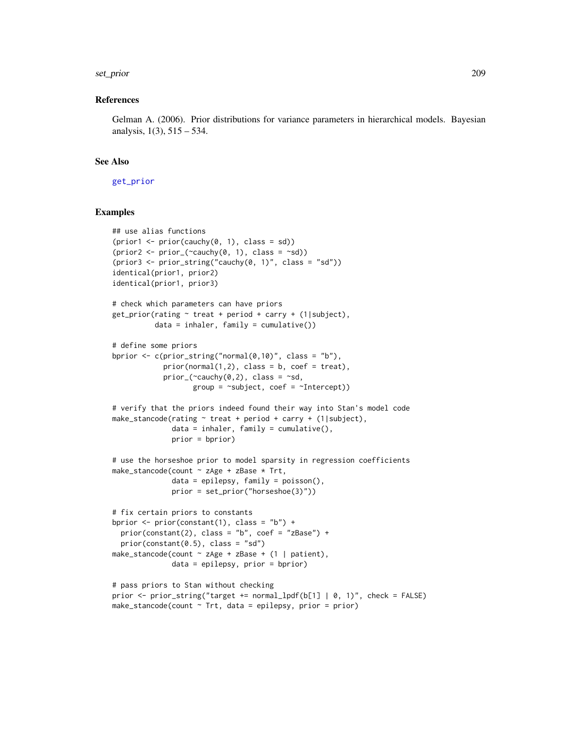### References

Gelman A. (2006). Prior distributions for variance parameters in hierarchical models. Bayesian analysis, 1(3), 515 – 534.

### See Also

get_prior

### Examples

```
## use alias functions
(prior1 <- prior(cauchy(0, 1), class = sd))
(prior2 <- prior_(~cauchy(0, 1), class = ~sd))
(prior3 <- prior_string("cauchy(0, 1)", class = "sd"))
identical(prior1, prior2)
identical(prior1, prior3)

# check which parameters can have priors
get_prior(rating ~ treat + period + carry + (1|subject),
          data = inhaler, family = cumulative())

# define some priors
bprior <- c(prior_string("normal(0,10)", class = "b"),
            prior(normal(1,2), class = b, coef = treat),
            prior_(~cauchy(0,2), class = ~sd,
                   group = ~subject, coef = ~Intercept))

# verify that the priors indeed found their way into Stan's model code
make_stancode(rating ~ treat + period + carry + (1|subject),
              data = inhaler, family = cumulative(),
              prior = bprior)

# use the horseshoe prior to model sparsity in regression coefficients
make_stancode(count ~ zAge + zBase * Trt,
              data = epilepsy, family = poisson(),
              prior = set_prior("horseshoe(3)"))

# fix certain priors to constants
bprior <- prior(constant(1), class = "b") +
  prior(constant(2), class = "b", coef = "zBase") +
  prior(constant(0.5), class = "sd")
make_stancode(count ~ zAge + zBase + (1 | patient),
              data = epilepsy, prior = bprior)

# pass priors to Stan without checking
prior <- prior_string("target += normal_lpdf(b[1] | 0, 1)", check = FALSE)
make_stancode(count ~ Trt, data = epilepsy, prior = prior)
```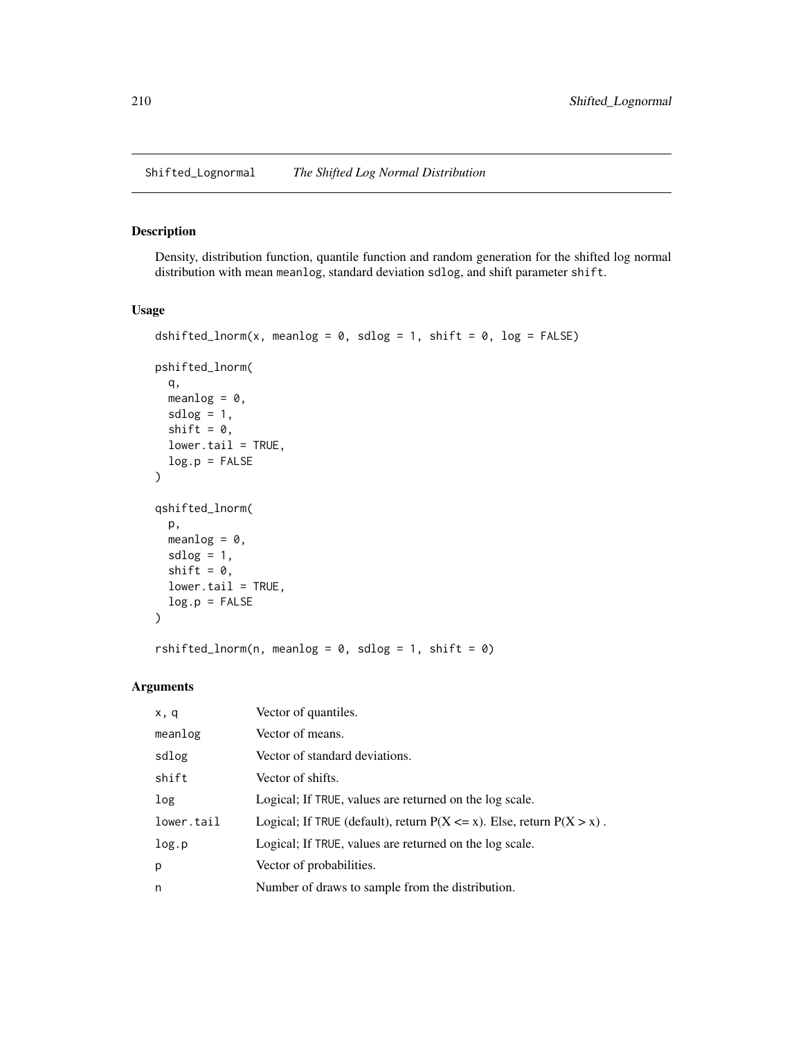# Shifted_Lognormal *The Shifted Log Normal Distribution*

## Description

Density, distribution function, quantile function and random generation for the shifted log normal distribution with mean meanlog, standard deviation sdlog, and shift parameter shift.

## Usage

```
dshifted_lnorm(x, meanlog = 0, sdlog = 1, shift = 0, log = FALSE)

pshifted_lnorm(
  q,
  meanlog = 0,
  sdlog = 1,
  shift = 0,
  lower.tail = TRUE,
  log.p = FALSE
)

qshifted_lnorm(
  p,
  meanlog = 0,
  sdlog = 1,
  shift = 0,
  lower.tail = TRUE,
  log.p = FALSE
)

rshifted_lnorm(n, meanlog = 0, sdlog = 1, shift = 0)
```

## Arguments

| | |
|---|---|
| x, q | Vector of quantiles. |
| meanlog | Vector of means. |
| sdlog | Vector of standard deviations. |
| shift | Vector of shifts. |
| log | Logical; If TRUE, values are returned on the log scale. |
| lower.tail | Logical; If TRUE (default), return $P(X <= x)$. Else, return $P(X > x)$ . |
| log.p | Logical; If TRUE, values are returned on the log scale. |
| p | Vector of probabilities. |
| n | Number of draws to sample from the distribution. |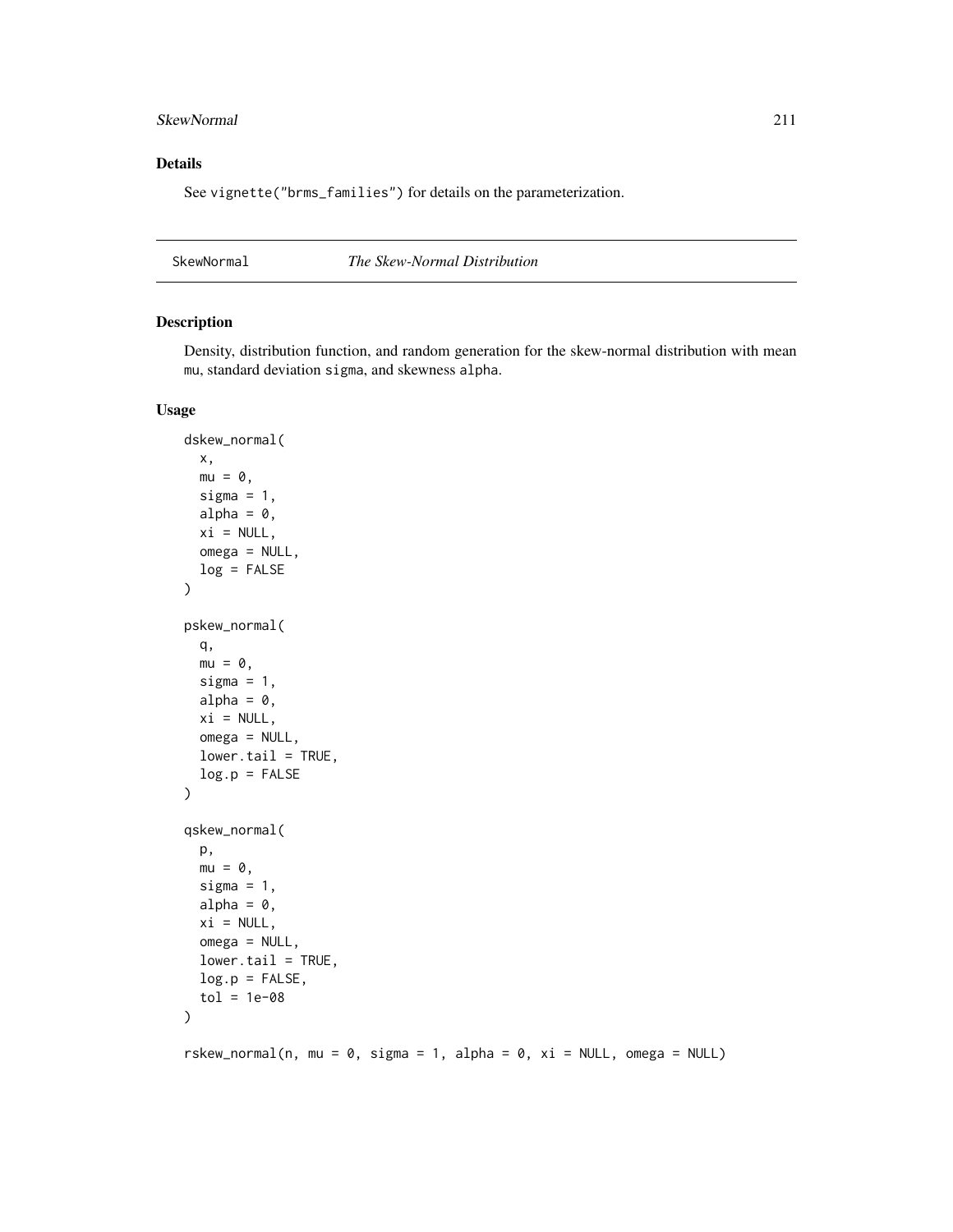## Details

See vignette("brms_families") for details on the parameterization.

---

SkewNormal *The Skew-Normal Distribution*

---

## Description

Density, distribution function, and random generation for the skew-normal distribution with mean mu, standard deviation sigma, and skewness alpha.

## Usage

```
dskew_normal(
  x,
  mu = 0,
  sigma = 1,
  alpha = 0,
  xi = NULL,
  omega = NULL,
  log = FALSE
)

pskew_normal(
  q,
  mu = 0,
  sigma = 1,
  alpha = 0,
  xi = NULL,
  omega = NULL,
  lower.tail = TRUE,
  log.p = FALSE
)

qskew_normal(
  p,
  mu = 0,
  sigma = 1,
  alpha = 0,
  xi = NULL,
  omega = NULL,
  lower.tail = TRUE,
  log.p = FALSE,
  tol = 1e-08
)

rskew_normal(n, mu = 0, sigma = 1, alpha = 0, xi = NULL, omega = NULL)
```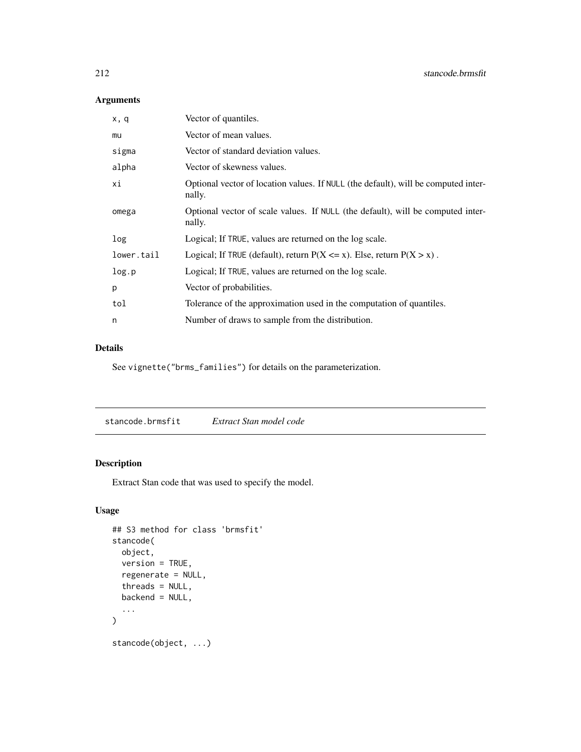### Arguments

| | |
|---|---|
| `x, q` | Vector of quantiles. |
| `mu` | Vector of mean values. |
| `sigma` | Vector of standard deviation values. |
| `alpha` | Vector of skewness values. |
| `xi` | Optional vector of location values. If NULL (the default), will be computed internally. |
| `omega` | Optional vector of scale values. If NULL (the default), will be computed internally. |
| `log` | Logical; If TRUE, values are returned on the log scale. |
| `lower.tail` | Logical; If TRUE (default), return P(X <= x). Else, return P(X > x) . |
| `log.p` | Logical; If TRUE, values are returned on the log scale. |
| `p` | Vector of probabilities. |
| `tol` | Tolerance of the approximation used in the computation of quantiles. |
| `n` | Number of draws to sample from the distribution. |

### Details

See `vignette("brms_families")` for details on the parameterization.

## stancode.brmsfit *Extract Stan model code*

### Description

Extract Stan code that was used to specify the model.

### Usage

```
## S3 method for class 'brmsfit'
stancode(
  object,
  version = TRUE,
  regenerate = NULL,
  threads = NULL,
  backend = NULL,
  ...
)

stancode(object, ...)
```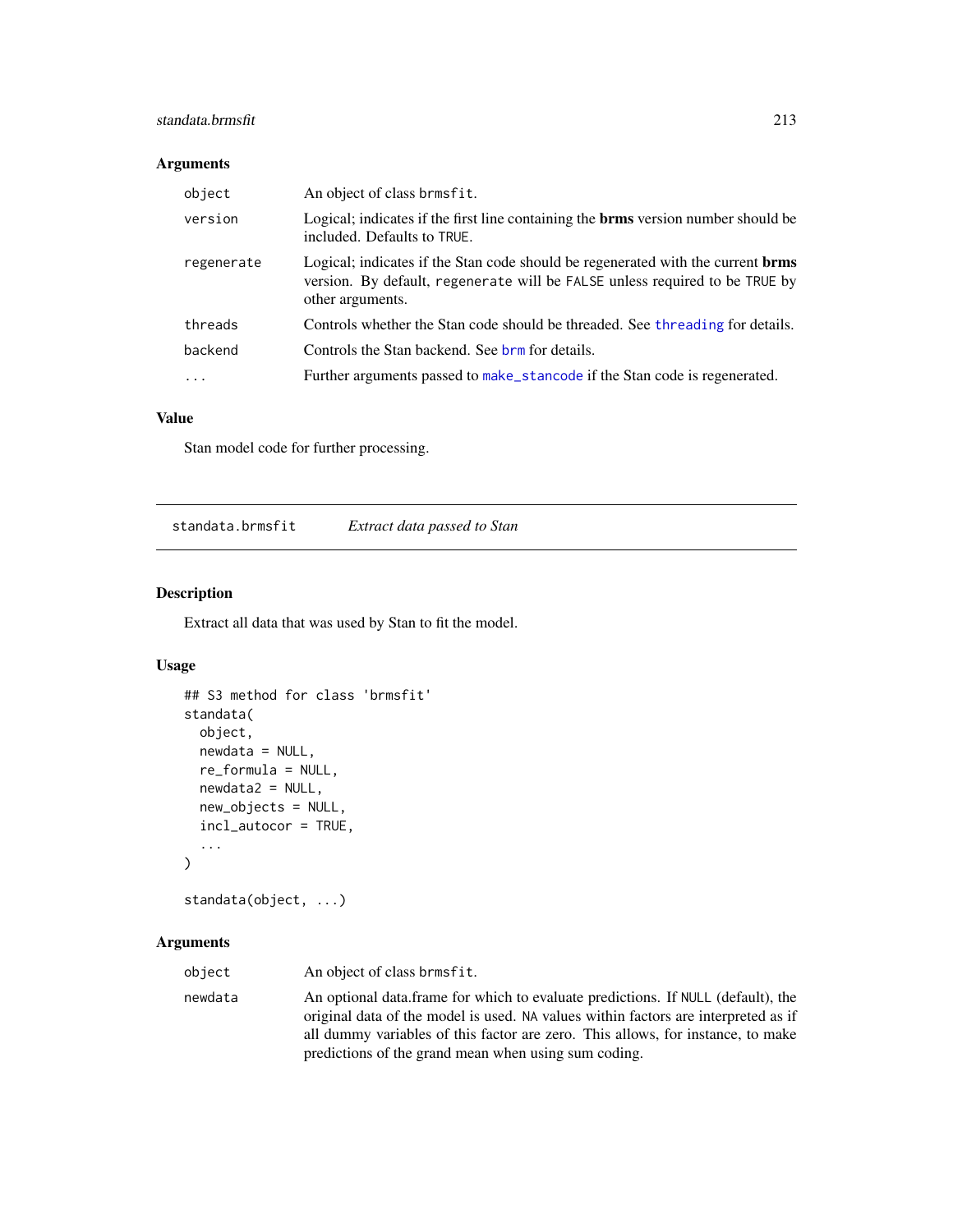### Arguments

| | |
|---|---|
| `object` | An object of class `brmsfit`. |
| `version` | Logical; indicates if the first line containing the **brms** version number should be included. Defaults to `TRUE`. |
| `regenerate` | Logical; indicates if the Stan code should be regenerated with the current **brms** version. By default, `regenerate` will be `FALSE` unless required to be `TRUE` by other arguments. |
| `threads` | Controls whether the Stan code should be threaded. See `threading` for details. |
| `backend` | Controls the Stan backend. See `brm` for details. |
| `...` | Further arguments passed to `make_stancode` if the Stan code is regenerated. |

### Value

Stan model code for further processing.

---

## standata.brmsfit *Extract data passed to Stan*

### Description

Extract all data that was used by Stan to fit the model.

### Usage

```
## S3 method for class 'brmsfit'
standata(
  object,
  newdata = NULL,
  re_formula = NULL,
  newdata2 = NULL,
  new_objects = NULL,
  incl_autocor = TRUE,
  ...
)

standata(object, ...)
```

### Arguments

| | |
|---|---|
| `object` | An object of class `brmsfit`. |
| `newdata` | An optional data.frame for which to evaluate predictions. If `NULL` (default), the original data of the model is used. `NA` values within factors are interpreted as if all dummy variables of this factor are zero. This allows, for instance, to make predictions of the grand mean when using sum coding. |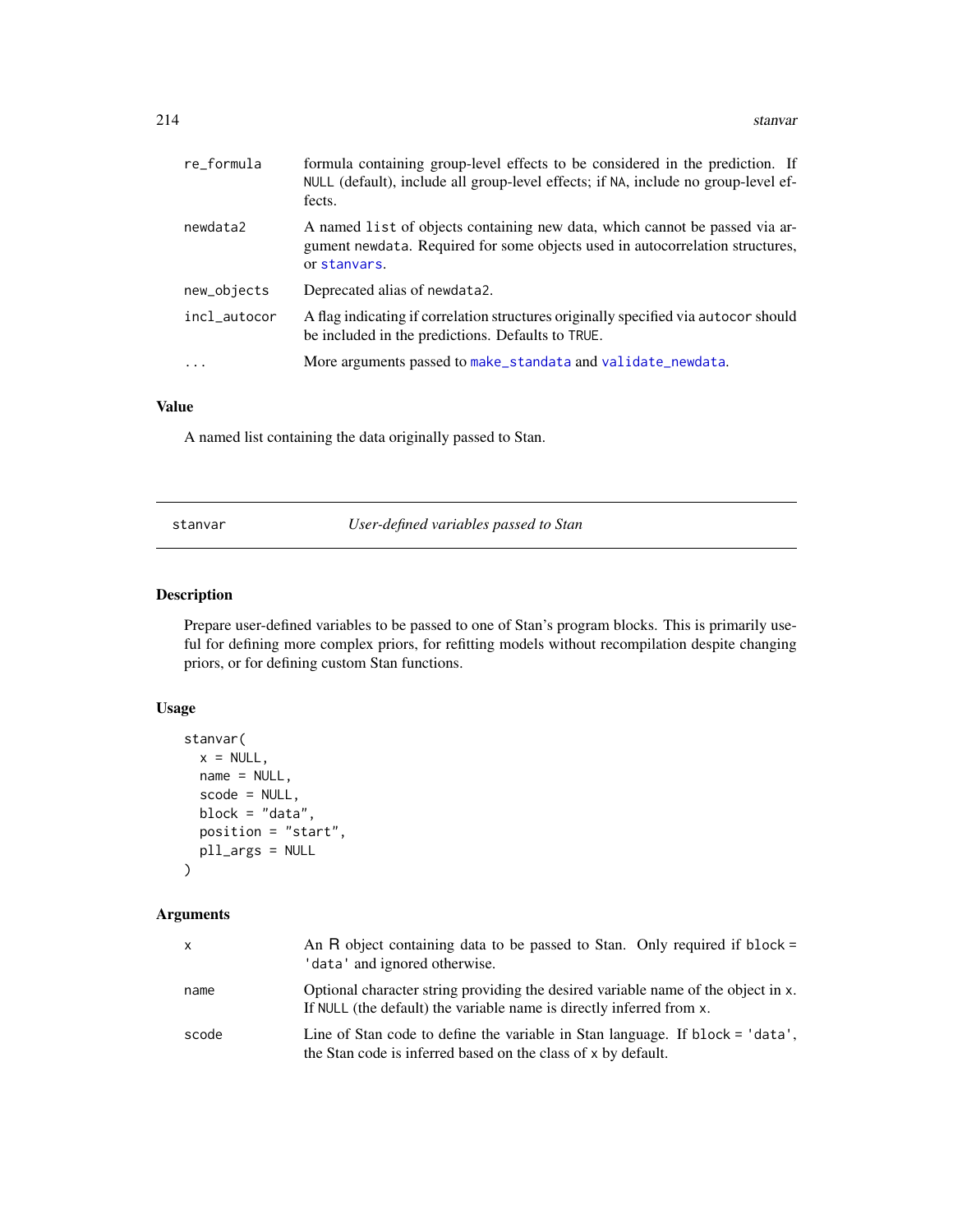| | |
|---|---|
| re_formula | formula containing group-level effects to be considered in the prediction. If NULL (default), include all group-level effects; if NA, include no group-level effects. |
| newdata2 | A named list of objects containing new data, which cannot be passed via argument newdata. Required for some objects used in autocorrelation structures, or stanvars. |
| new_objects | Deprecated alias of newdata2. |
| incl_autocor | A flag indicating if correlation structures originally specified via autocor should be included in the predictions. Defaults to TRUE. |
| ... | More arguments passed to make_standata and validate_newdata. |

### Value

A named list containing the data originally passed to Stan.

## stanvar — *User-defined variables passed to Stan*

### Description

Prepare user-defined variables to be passed to one of Stan's program blocks. This is primarily useful for defining more complex priors, for refitting models without recompilation despite changing priors, or for defining custom Stan functions.

### Usage

```
stanvar(
  x = NULL,
  name = NULL,
  scode = NULL,
  block = "data",
  position = "start",
  pll_args = NULL
)
```

### Arguments

| | |
|---|---|
| x | An R object containing data to be passed to Stan. Only required if block = 'data' and ignored otherwise. |
| name | Optional character string providing the desired variable name of the object in x. If NULL (the default) the variable name is directly inferred from x. |
| scode | Line of Stan code to define the variable in Stan language. If block = 'data', the Stan code is inferred based on the class of x by default. |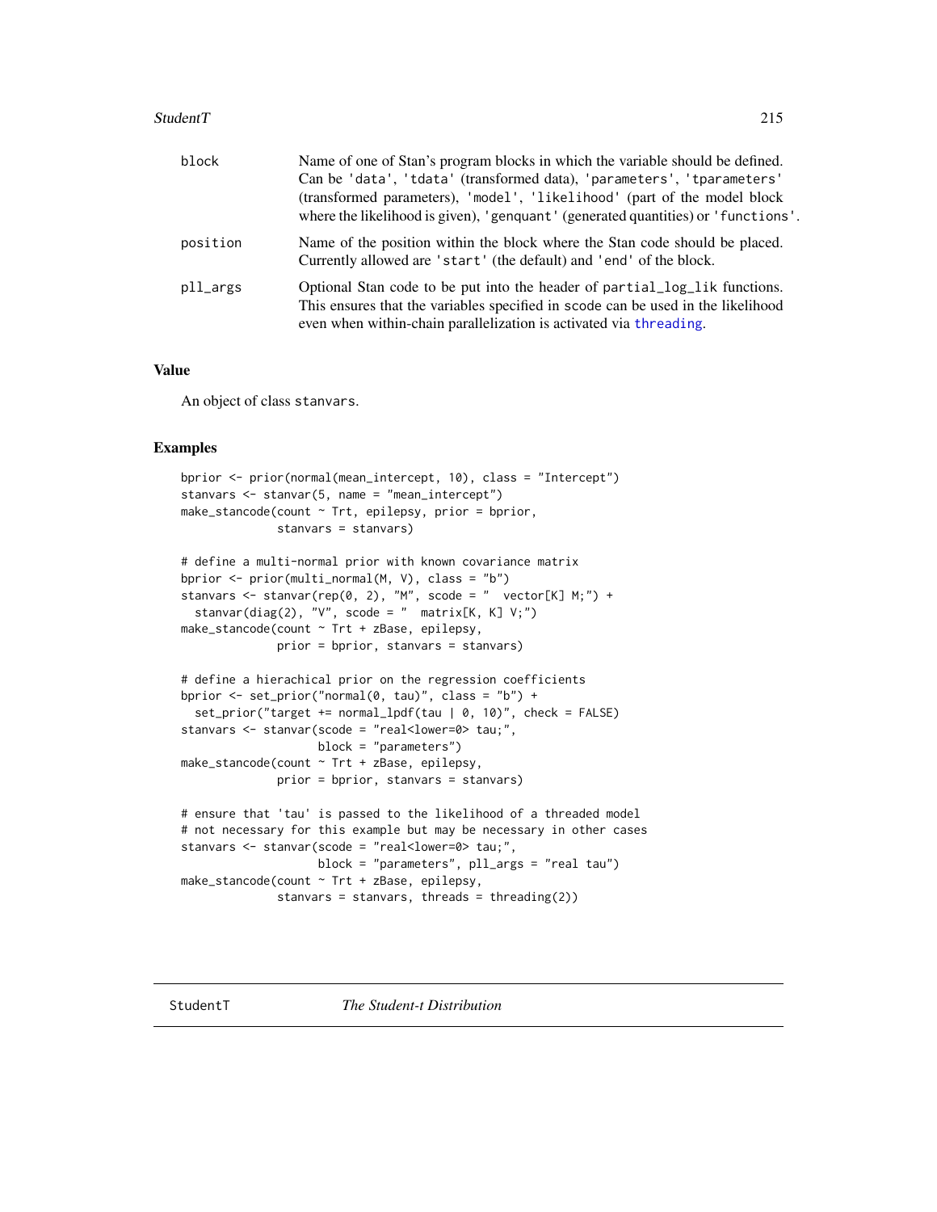| | |
|---|---|
| block | Name of one of Stan's program blocks in which the variable should be defined. Can be 'data', 'tdata' (transformed data), 'parameters', 'tparameters' (transformed parameters), 'model', 'likelihood' (part of the model block where the likelihood is given), 'genquant' (generated quantities) or 'functions'. |
| position | Name of the position within the block where the Stan code should be placed. Currently allowed are 'start' (the default) and 'end' of the block. |
| pll_args | Optional Stan code to be put into the header of partial_log_lik functions. This ensures that the variables specified in scode can be used in the likelihood even when within-chain parallelization is activated via threading. |

## Value

An object of class stanvars.

## Examples

```
bprior <- prior(normal(mean_intercept, 10), class = "Intercept")
stanvars <- stanvar(5, name = "mean_intercept")
make_stancode(count ~ Trt, epilepsy, prior = bprior,
              stanvars = stanvars)

# define a multi-normal prior with known covariance matrix
bprior <- prior(multi_normal(M, V), class = "b")
stanvars <- stanvar(rep(0, 2), "M", scode = "  vector[K] M;") +
  stanvar(diag(2), "V", scode = "  matrix[K, K] V;")
make_stancode(count ~ Trt + zBase, epilepsy,
              prior = bprior, stanvars = stanvars)

# define a hierachical prior on the regression coefficients
bprior <- set_prior("normal(0, tau)", class = "b") +
  set_prior("target += normal_lpdf(tau | 0, 10)", check = FALSE)
stanvars <- stanvar(scode = "real<lower=0> tau;",
                    block = "parameters")
make_stancode(count ~ Trt + zBase, epilepsy,
              prior = bprior, stanvars = stanvars)

# ensure that 'tau' is passed to the likelihood of a threaded model
# not necessary for this example but may be necessary in other cases
stanvars <- stanvar(scode = "real<lower=0> tau;",
                    block = "parameters", pll_args = "real tau")
make_stancode(count ~ Trt + zBase, epilepsy,
              stanvars = stanvars, threads = threading(2))
```

# StudentT — *The Student-t Distribution*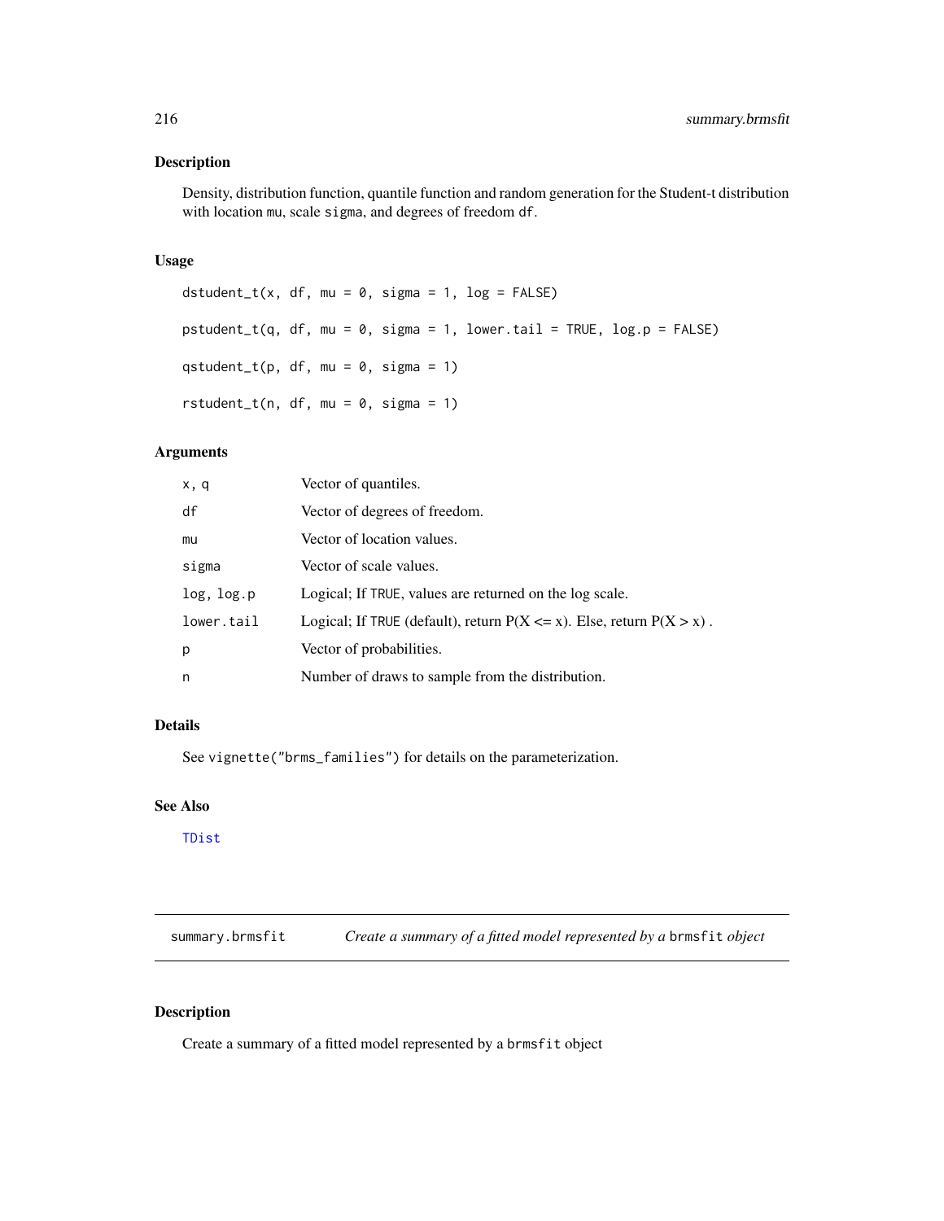## Description

Density, distribution function, quantile function and random generation for the Student-t distribution with location mu, scale sigma, and degrees of freedom df.

## Usage

```
dstudent_t(x, df, mu = 0, sigma = 1, log = FALSE)

pstudent_t(q, df, mu = 0, sigma = 1, lower.tail = TRUE, log.p = FALSE)

qstudent_t(p, df, mu = 0, sigma = 1)

rstudent_t(n, df, mu = 0, sigma = 1)
```

## Arguments

| | |
|---|---|
| x, q | Vector of quantiles. |
| df | Vector of degrees of freedom. |
| mu | Vector of location values. |
| sigma | Vector of scale values. |
| log, log.p | Logical; If TRUE, values are returned on the log scale. |
| lower.tail | Logical; If TRUE (default), return $P(X <= x)$. Else, return $P(X > x)$ . |
| p | Vector of probabilities. |
| n | Number of draws to sample from the distribution. |

## Details

See vignette("brms_families") for details on the parameterization.

## See Also

TDist

---

# summary.brmsfit — *Create a summary of a fitted model represented by a* brmsfit *object*

## Description

Create a summary of a fitted model represented by a brmsfit object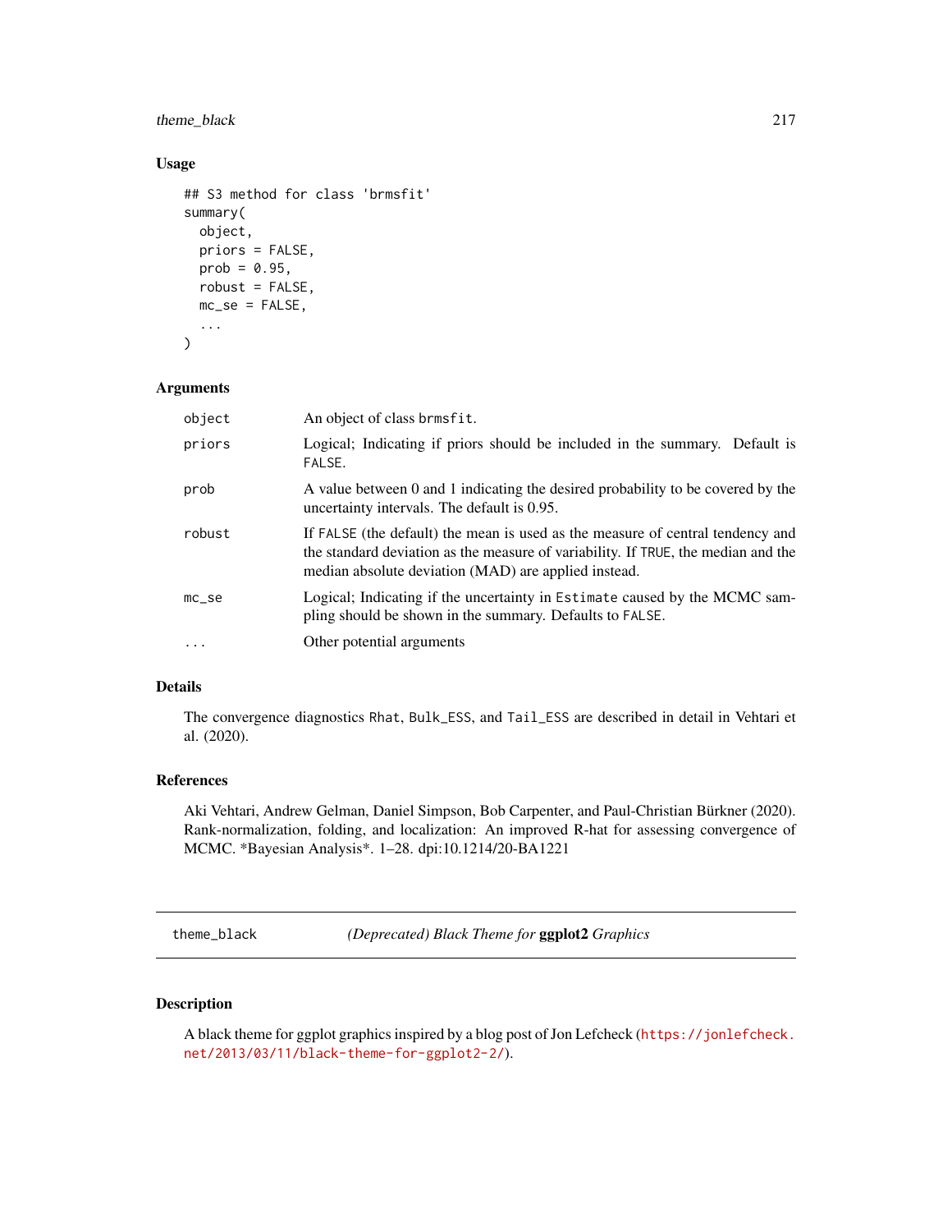### Usage

```
## S3 method for class 'brmsfit'
summary(
  object,
  priors = FALSE,
  prob = 0.95,
  robust = FALSE,
  mc_se = FALSE,
  ...
)
```

### Arguments

| | |
|---|---|
| object | An object of class brmsfit. |
| priors | Logical; Indicating if priors should be included in the summary. Default is FALSE. |
| prob | A value between 0 and 1 indicating the desired probability to be covered by the uncertainty intervals. The default is 0.95. |
| robust | If FALSE (the default) the mean is used as the measure of central tendency and the standard deviation as the measure of variability. If TRUE, the median and the median absolute deviation (MAD) are applied instead. |
| mc_se | Logical; Indicating if the uncertainty in Estimate caused by the MCMC sampling should be shown in the summary. Defaults to FALSE. |
| ... | Other potential arguments |

### Details

The convergence diagnostics Rhat, Bulk_ESS, and Tail_ESS are described in detail in Vehtari et al. (2020).

### References

Aki Vehtari, Andrew Gelman, Daniel Simpson, Bob Carpenter, and Paul-Christian Bürkner (2020). Rank-normalization, folding, and localization: An improved R-hat for assessing convergence of MCMC. *Bayesian Analysis*. 1–28. dpi:10.1214/20-BA1221

---

## theme_black — *(Deprecated) Black Theme for* **ggplot2** *Graphics*

### Description

A black theme for ggplot graphics inspired by a blog post of Jon Lefcheck (https://jonlefcheck.net/2013/03/11/black-theme-for-ggplot2-2/).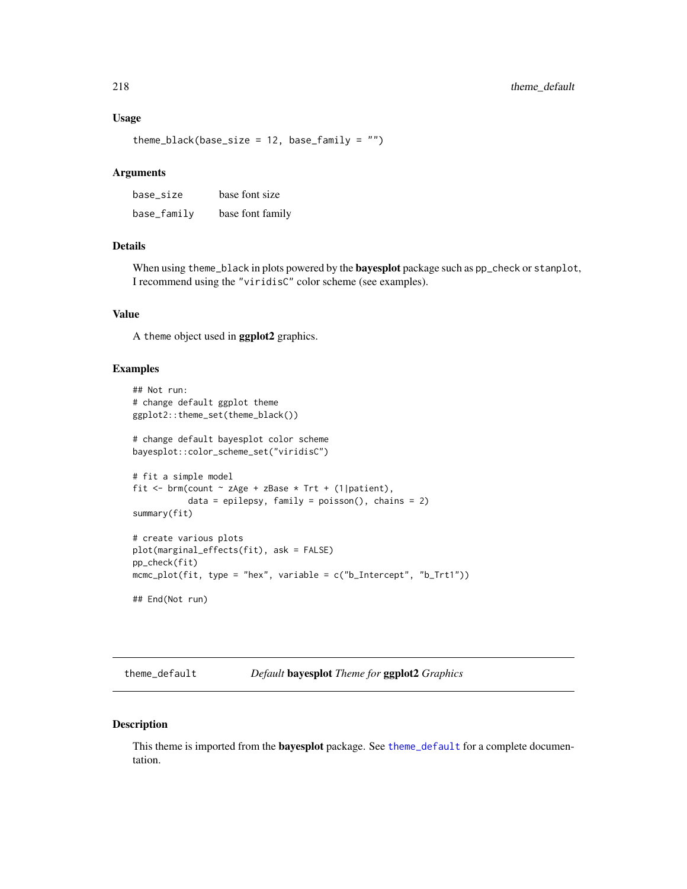### Usage

```
theme_black(base_size = 12, base_family = "")
```

### Arguments

| | |
|---|---|
| base_size | base font size |
| base_family | base font family |

### Details

When using `theme_black` in plots powered by the **bayesplot** package such as `pp_check` or `stanplot`, I recommend using the `"viridisC"` color scheme (see examples).

### Value

A `theme` object used in **ggplot2** graphics.

### Examples

```
## Not run:
# change default ggplot theme
ggplot2::theme_set(theme_black())

# change default bayesplot color scheme
bayesplot::color_scheme_set("viridisC")

# fit a simple model
fit <- brm(count ~ zAge + zBase * Trt + (1|patient),
           data = epilepsy, family = poisson(), chains = 2)
summary(fit)

# create various plots
plot(marginal_effects(fit), ask = FALSE)
pp_check(fit)
mcmc_plot(fit, type = "hex", variable = c("b_Intercept", "b_Trt1"))

## End(Not run)
```

---

## theme_default — *Default* **bayesplot** *Theme for* **ggplot2** *Graphics*

### Description

This theme is imported from the **bayesplot** package. See `theme_default` for a complete documentation.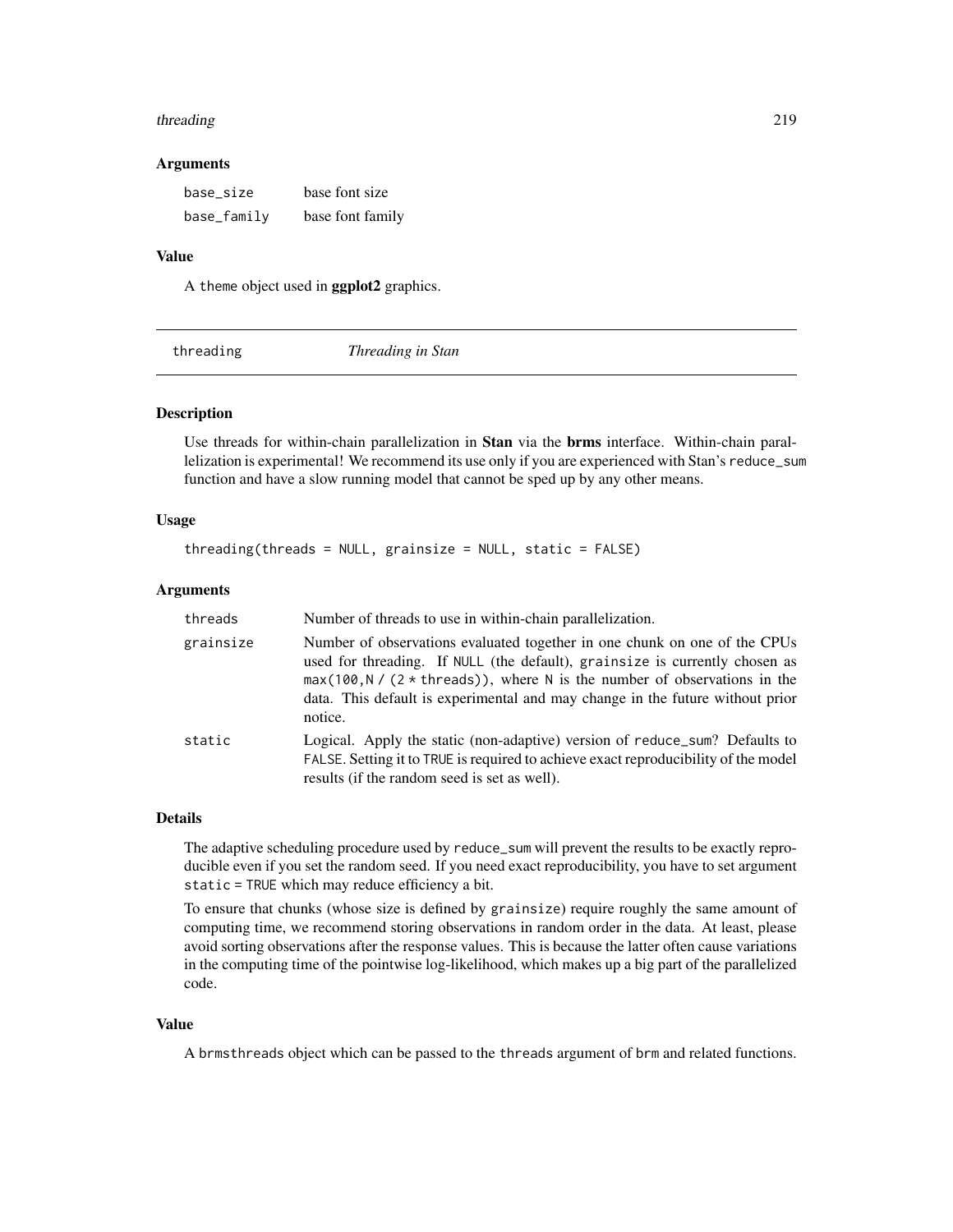### Arguments

| | |
|---|---|
| base_size | base font size |
| base_family | base font family |

### Value

A theme object used in **ggplot2** graphics.

---

## threading — *Threading in Stan*

---

### Description

Use threads for within-chain parallelization in **Stan** via the **brms** interface. Within-chain parallelization is experimental! We recommend its use only if you are experienced with Stan's reduce_sum function and have a slow running model that cannot be sped up by any other means.

### Usage

```
threading(threads = NULL, grainsize = NULL, static = FALSE)
```

### Arguments

| | |
|---|---|
| threads | Number of threads to use in within-chain parallelization. |
| grainsize | Number of observations evaluated together in one chunk on one of the CPUs used for threading. If NULL (the default), grainsize is currently chosen as max(100,N / (2 * threads)), where N is the number of observations in the data. This default is experimental and may change in the future without prior notice. |
| static | Logical. Apply the static (non-adaptive) version of reduce_sum? Defaults to FALSE. Setting it to TRUE is required to achieve exact reproducibility of the model results (if the random seed is set as well). |

### Details

The adaptive scheduling procedure used by reduce_sum will prevent the results to be exactly reproducible even if you set the random seed. If you need exact reproducibility, you have to set argument static = TRUE which may reduce efficiency a bit.

To ensure that chunks (whose size is defined by grainsize) require roughly the same amount of computing time, we recommend storing observations in random order in the data. At least, please avoid sorting observations after the response values. This is because the latter often cause variations in the computing time of the pointwise log-likelihood, which makes up a big part of the parallelized code.

### Value

A brmsthreads object which can be passed to the threads argument of brm and related functions.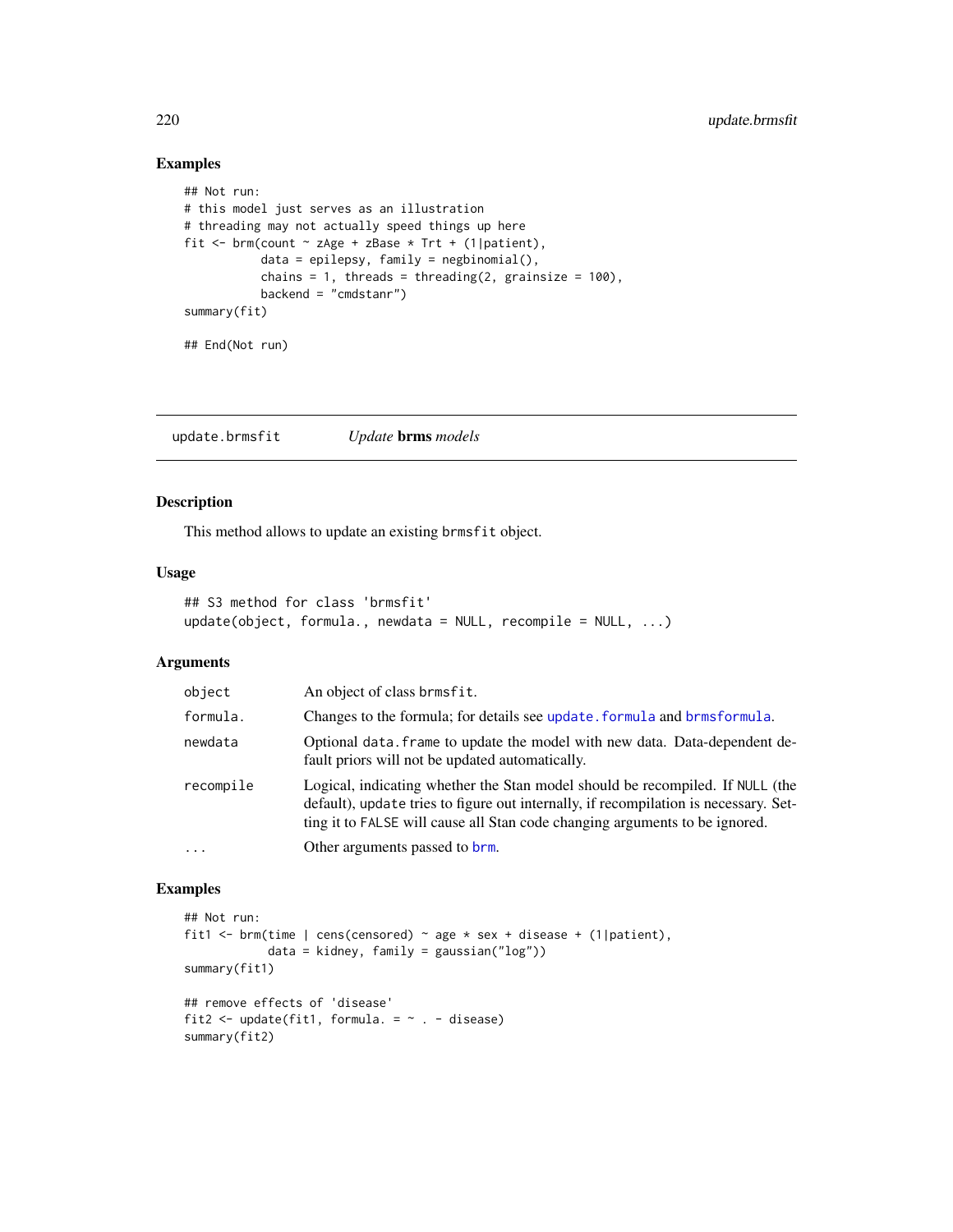## Examples

```
## Not run:
# this model just serves as an illustration
# threading may not actually speed things up here
fit <- brm(count ~ zAge + zBase * Trt + (1|patient),
           data = epilepsy, family = negbinomial(),
           chains = 1, threads = threading(2, grainsize = 100),
           backend = "cmdstanr")
summary(fit)

## End(Not run)
```

---

# update.brmsfit *Update* **brms** *models*

## Description

This method allows to update an existing brmsfit object.

## Usage

```
## S3 method for class 'brmsfit'
update(object, formula., newdata = NULL, recompile = NULL, ...)
```

## Arguments

| | |
|---|---|
| object | An object of class brmsfit. |
| formula. | Changes to the formula; for details see update.formula and brmsformula. |
| newdata | Optional data.frame to update the model with new data. Data-dependent default priors will not be updated automatically. |
| recompile | Logical, indicating whether the Stan model should be recompiled. If NULL (the default), update tries to figure out internally, if recompilation is necessary. Setting it to FALSE will cause all Stan code changing arguments to be ignored. |
| ... | Other arguments passed to brm. |

## Examples

```
## Not run:
fit1 <- brm(time | cens(censored) ~ age * sex + disease + (1|patient),
            data = kidney, family = gaussian("log"))
summary(fit1)

## remove effects of 'disease'
fit2 <- update(fit1, formula. = ~ . - disease)
summary(fit2)
```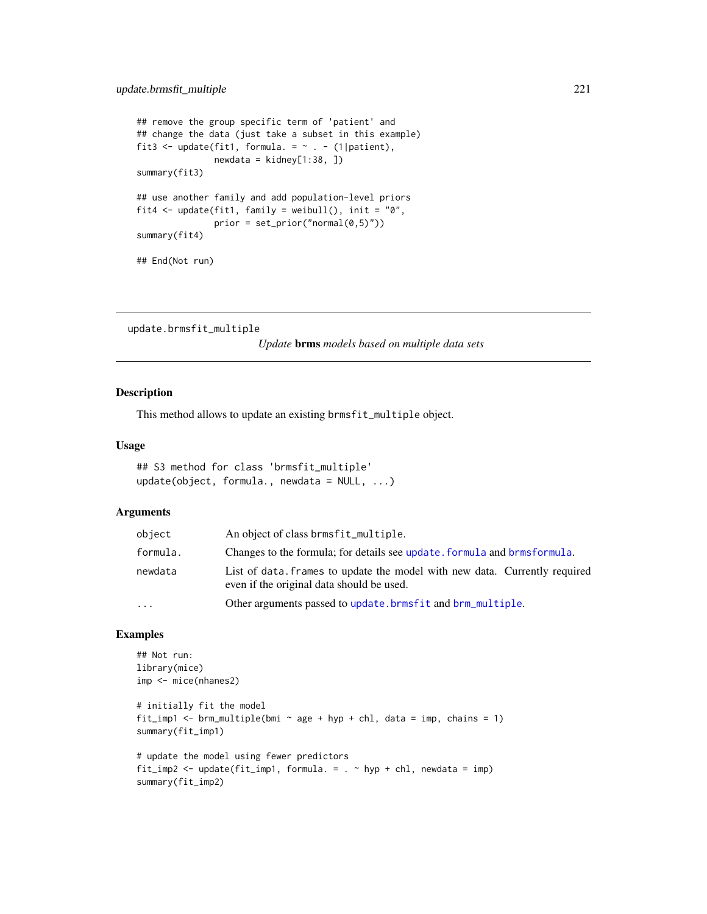```
## remove the group specific term of 'patient' and
## change the data (just take a subset in this example)
fit3 <- update(fit1, formula. = ~ . - (1|patient),
               newdata = kidney[1:38, ])
summary(fit3)

## use another family and add population-level priors
fit4 <- update(fit1, family = weibull(), init = "0",
               prior = set_prior("normal(0,5)"))
summary(fit4)

## End(Not run)
```

---

update.brmsfit_multiple        *Update* **brms** *models based on multiple data sets*

---

## Description

This method allows to update an existing `brmsfit_multiple` object.

## Usage

```
## S3 method for class 'brmsfit_multiple'
update(object, formula., newdata = NULL, ...)
```

## Arguments

| | |
|---|---|
| `object` | An object of class `brmsfit_multiple`. |
| `formula.` | Changes to the formula; for details see `update.formula` and `brmsformula`. |
| `newdata` | List of `data.frames` to update the model with new data. Currently required even if the original data should be used. |
| `...` | Other arguments passed to `update.brmsfit` and `brm_multiple`. |

## Examples

```
## Not run:
library(mice)
imp <- mice(nhanes2)

# initially fit the model
fit_imp1 <- brm_multiple(bmi ~ age + hyp + chl, data = imp, chains = 1)
summary(fit_imp1)

# update the model using fewer predictors
fit_imp2 <- update(fit_imp1, formula. = . ~ hyp + chl, newdata = imp)
summary(fit_imp2)
```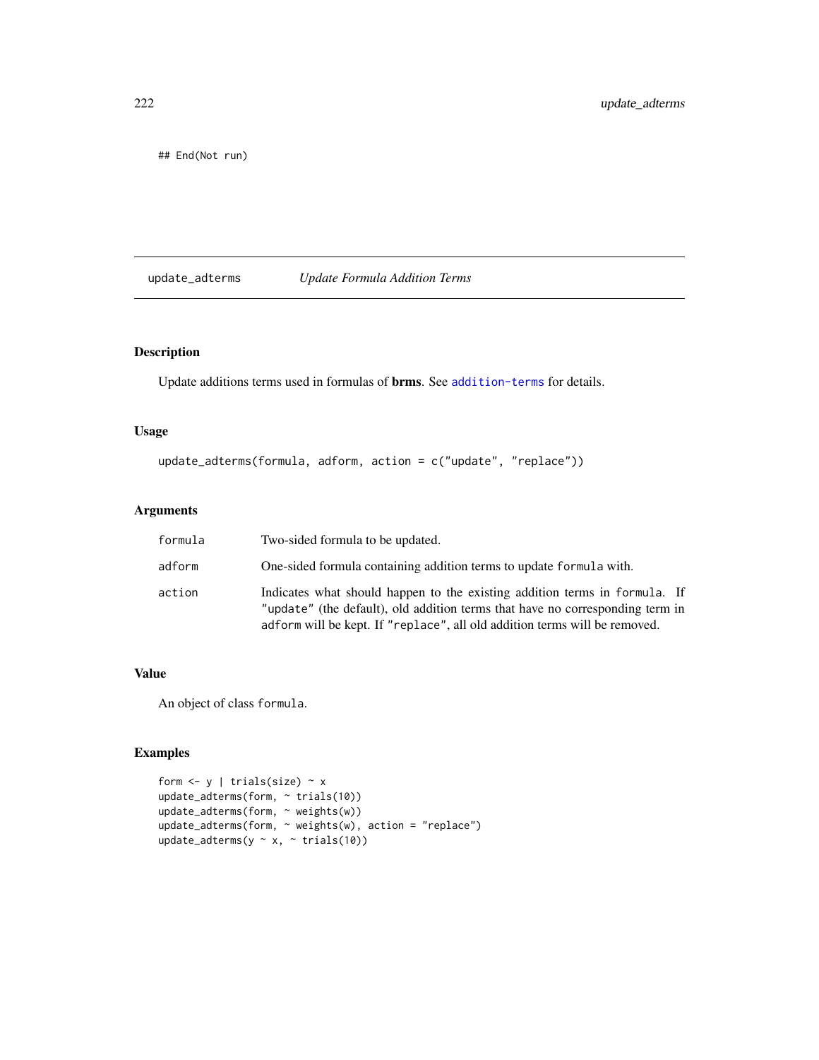```
## End(Not run)
```

# update_adterms *Update Formula Addition Terms*

## Description

Update additions terms used in formulas of **brms**. See addition-terms for details.

## Usage

```
update_adterms(formula, adform, action = c("update", "replace"))
```

## Arguments

| | |
|---|---|
| formula | Two-sided formula to be updated. |
| adform | One-sided formula containing addition terms to update formula with. |
| action | Indicates what should happen to the existing addition terms in formula. If "update" (the default), old addition terms that have no corresponding term in adform will be kept. If "replace", all old addition terms will be removed. |

## Value

An object of class formula.

## Examples

```
form <- y | trials(size) ~ x
update_adterms(form, ~ trials(10))
update_adterms(form, ~ weights(w))
update_adterms(form, ~ weights(w), action = "replace")
update_adterms(y ~ x, ~ trials(10))
```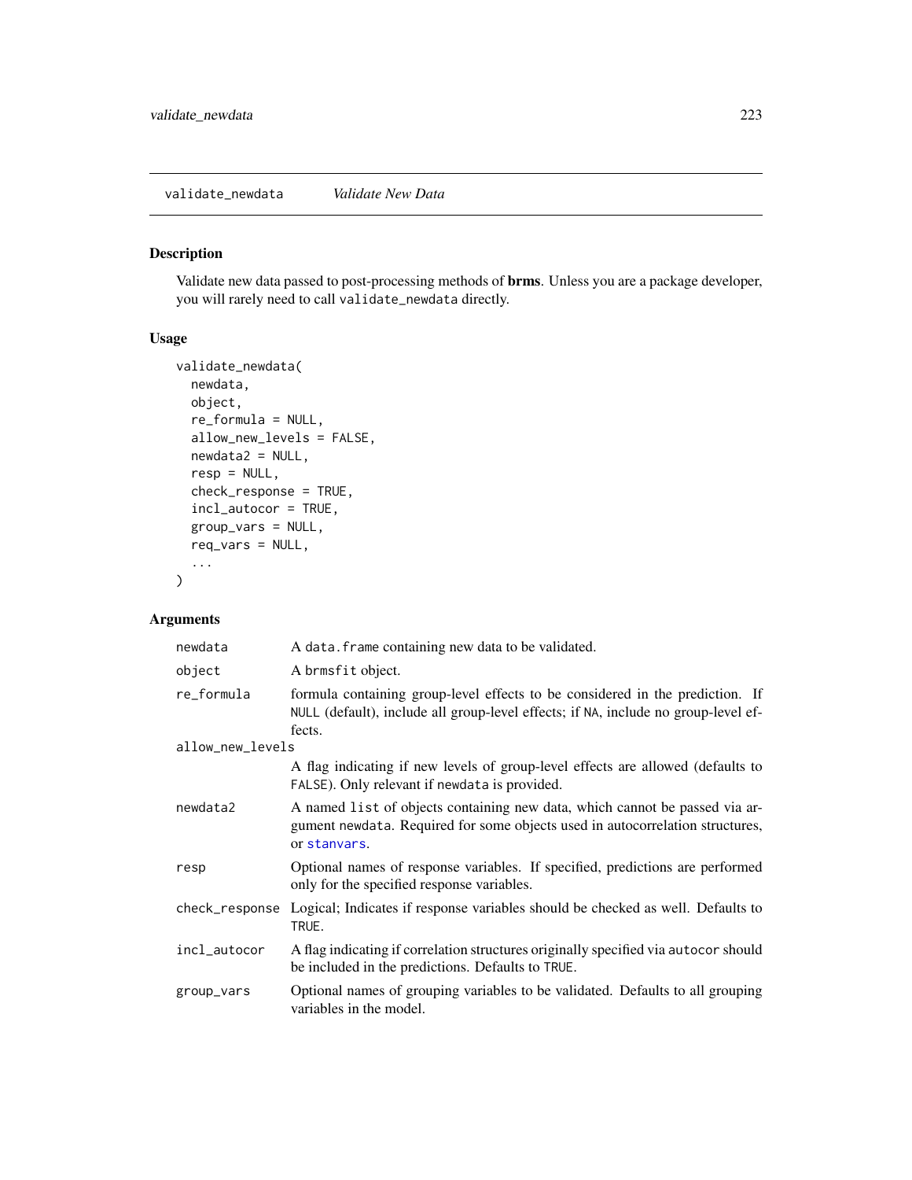## validate_newdata *Validate New Data*

### Description

Validate new data passed to post-processing methods of **brms**. Unless you are a package developer, you will rarely need to call `validate_newdata` directly.

### Usage

```
validate_newdata(
  newdata,
  object,
  re_formula = NULL,
  allow_new_levels = FALSE,
  newdata2 = NULL,
  resp = NULL,
  check_response = TRUE,
  incl_autocor = TRUE,
  group_vars = NULL,
  req_vars = NULL,
  ...
)
```

### Arguments

| | |
|---|---|
| `newdata` | A `data.frame` containing new data to be validated. |
| `object` | A `brmsfit` object. |
| `re_formula` | formula containing group-level effects to be considered in the prediction. If `NULL` (default), include all group-level effects; if `NA`, include no group-level effects. |
| `allow_new_levels` | A flag indicating if new levels of group-level effects are allowed (defaults to `FALSE`). Only relevant if `newdata` is provided. |
| `newdata2` | A named `list` of objects containing new data, which cannot be passed via argument `newdata`. Required for some objects used in autocorrelation structures, or `stanvars`. |
| `resp` | Optional names of response variables. If specified, predictions are performed only for the specified response variables. |
| `check_response` | Logical; Indicates if response variables should be checked as well. Defaults to `TRUE`. |
| `incl_autocor` | A flag indicating if correlation structures originally specified via `autocor` should be included in the predictions. Defaults to `TRUE`. |
| `group_vars` | Optional names of grouping variables to be validated. Defaults to all grouping variables in the model. |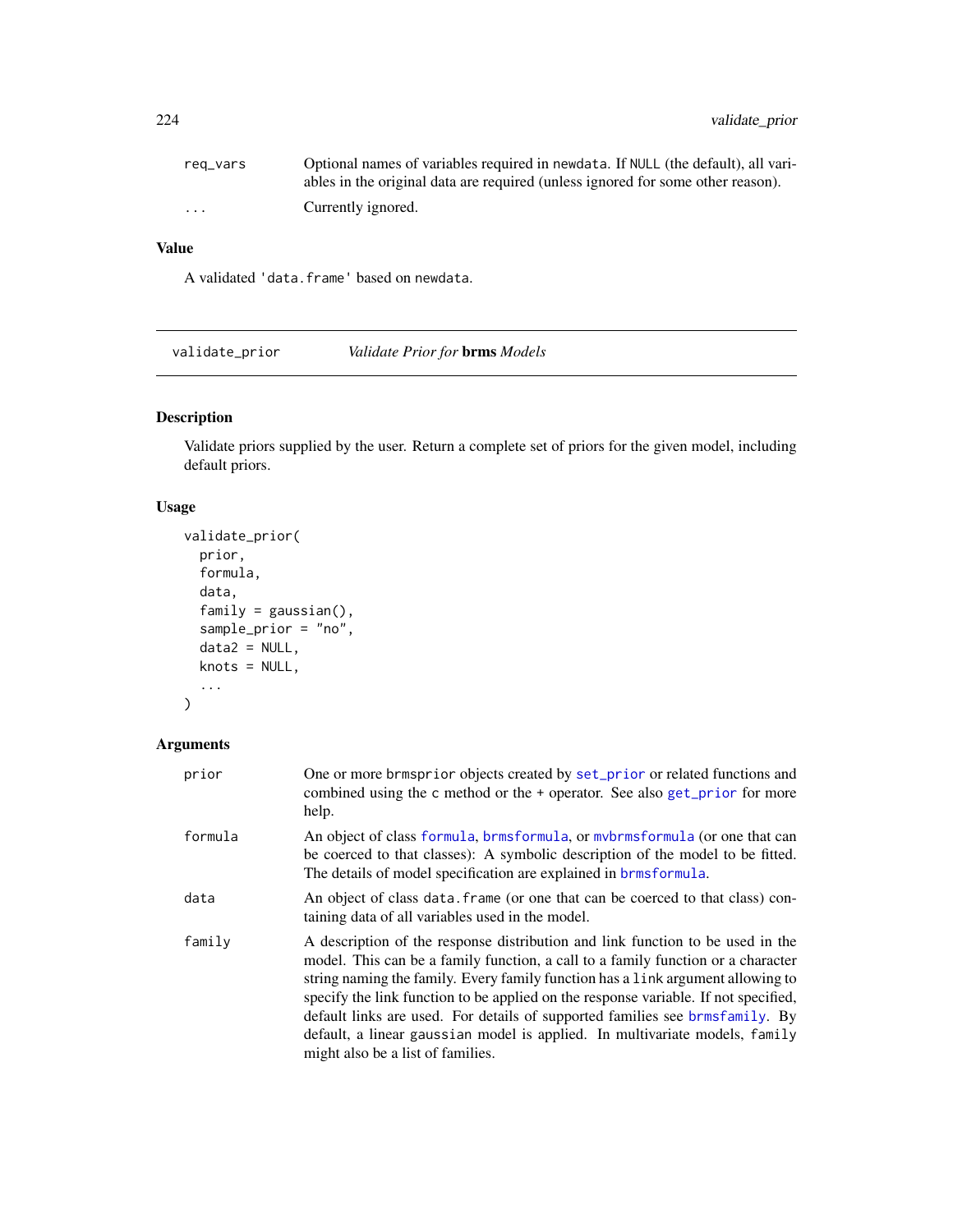| | |
|---|---|
| req_vars | Optional names of variables required in newdata. If NULL (the default), all variables in the original data are required (unless ignored for some other reason). |
| ... | Currently ignored. |

### Value

A validated 'data.frame' based on newdata.

---

## validate_prior — *Validate Prior for* **brms** *Models*

---

### Description

Validate priors supplied by the user. Return a complete set of priors for the given model, including default priors.

### Usage

```
validate_prior(
  prior,
  formula,
  data,
  family = gaussian(),
  sample_prior = "no",
  data2 = NULL,
  knots = NULL,
  ...
)
```

### Arguments

| | |
|---|---|
| prior | One or more brmsprior objects created by set_prior or related functions and combined using the c method or the + operator. See also get_prior for more help. |
| formula | An object of class formula, brmsformula, or mvbrmsformula (or one that can be coerced to that classes): A symbolic description of the model to be fitted. The details of model specification are explained in brmsformula. |
| data | An object of class data.frame (or one that can be coerced to that class) containing data of all variables used in the model. |
| family | A description of the response distribution and link function to be used in the model. This can be a family function, a call to a family function or a character string naming the family. Every family function has a link argument allowing to specify the link function to be applied on the response variable. If not specified, default links are used. For details of supported families see brmsfamily. By default, a linear gaussian model is applied. In multivariate models, family might also be a list of families. |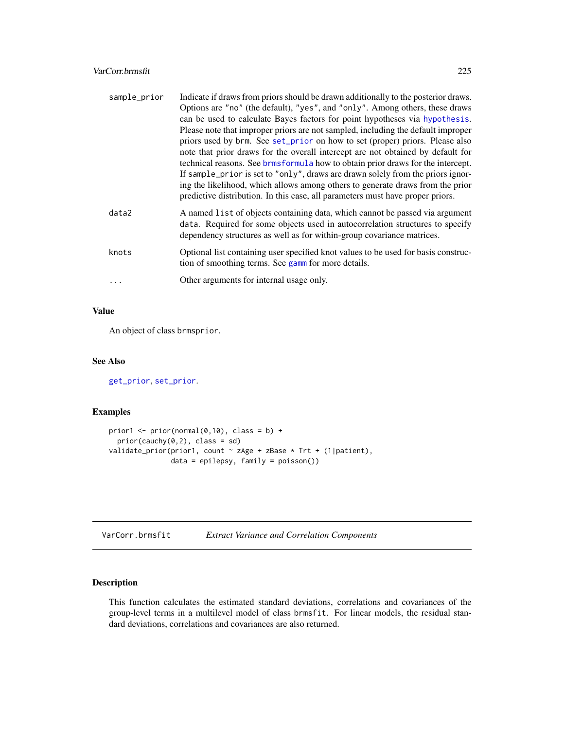| | |
|---|---|
| sample_prior | Indicate if draws from priors should be drawn additionally to the posterior draws. Options are "no" (the default), "yes", and "only". Among others, these draws can be used to calculate Bayes factors for point hypotheses via hypothesis. Please note that improper priors are not sampled, including the default improper priors used by brm. See set_prior on how to set (proper) priors. Please also note that prior draws for the overall intercept are not obtained by default for technical reasons. See brmsformula how to obtain prior draws for the intercept. If sample_prior is set to "only", draws are drawn solely from the priors ignoring the likelihood, which allows among others to generate draws from the prior predictive distribution. In this case, all parameters must have proper priors. |
| data2 | A named list of objects containing data, which cannot be passed via argument data. Required for some objects used in autocorrelation structures to specify dependency structures as well as for within-group covariance matrices. |
| knots | Optional list containing user specified knot values to be used for basis construction of smoothing terms. See gamm for more details. |
| ... | Other arguments for internal usage only. |

## Value

An object of class brmsprior.

## See Also

get_prior, set_prior.

## Examples

```
prior1 <- prior(normal(0,10), class = b) +
  prior(cauchy(0,2), class = sd)
validate_prior(prior1, count ~ zAge + zBase * Trt + (1|patient),
               data = epilepsy, family = poisson())
```

---

# VarCorr.brmsfit    *Extract Variance and Correlation Components*

## Description

This function calculates the estimated standard deviations, correlations and covariances of the group-level terms in a multilevel model of class brmsfit. For linear models, the residual standard deviations, correlations and covariances are also returned.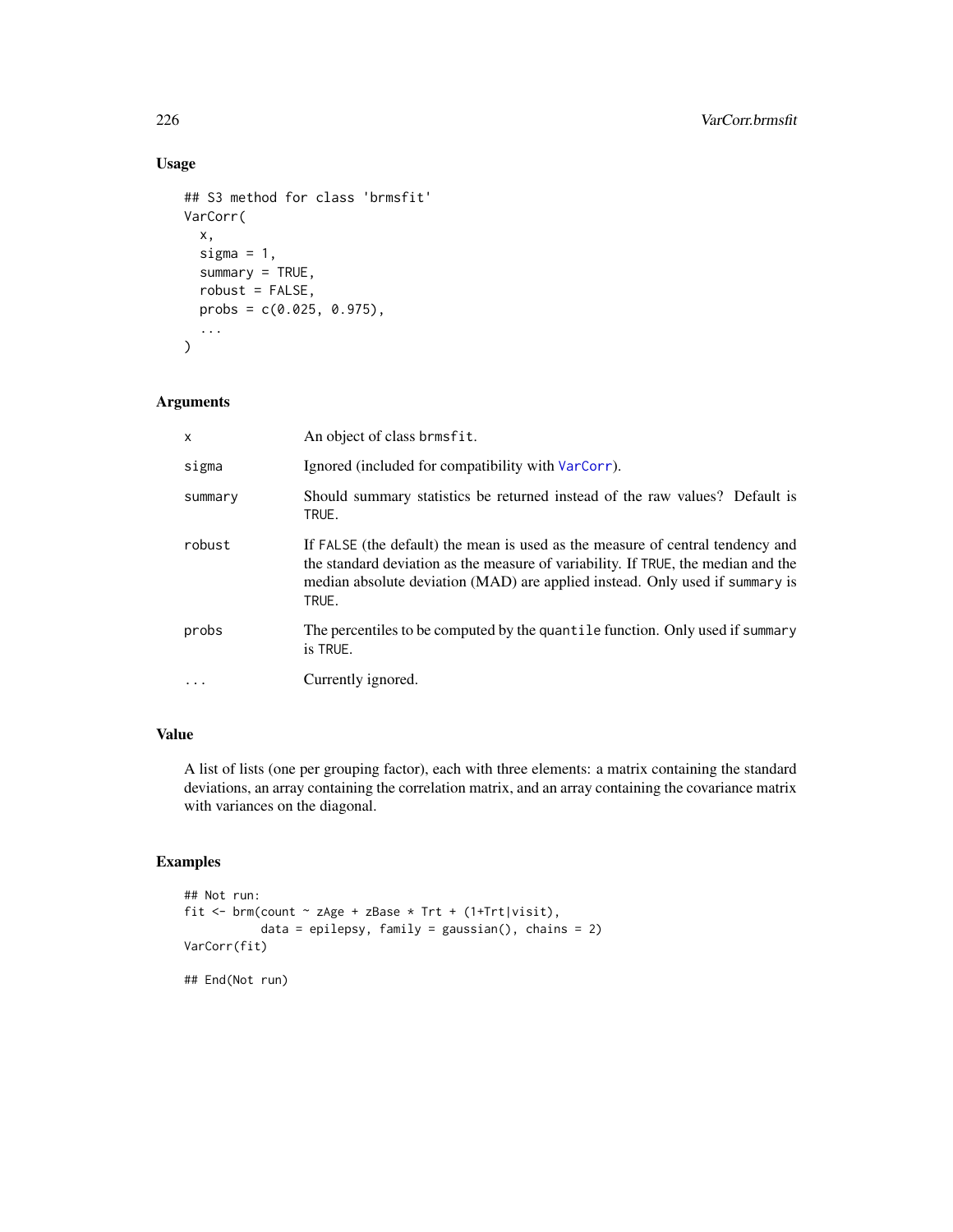## Usage

```
## S3 method for class 'brmsfit'
VarCorr(
  x,
  sigma = 1,
  summary = TRUE,
  robust = FALSE,
  probs = c(0.025, 0.975),
  ...
)
```

## Arguments

| | |
|---|---|
| x | An object of class brmsfit. |
| sigma | Ignored (included for compatibility with VarCorr). |
| summary | Should summary statistics be returned instead of the raw values? Default is TRUE. |
| robust | If FALSE (the default) the mean is used as the measure of central tendency and the standard deviation as the measure of variability. If TRUE, the median and the median absolute deviation (MAD) are applied instead. Only used if summary is TRUE. |
| probs | The percentiles to be computed by the quantile function. Only used if summary is TRUE. |
| ... | Currently ignored. |

## Value

A list of lists (one per grouping factor), each with three elements: a matrix containing the standard deviations, an array containing the correlation matrix, and an array containing the covariance matrix with variances on the diagonal.

## Examples

```
## Not run:
fit <- brm(count ~ zAge + zBase * Trt + (1+Trt|visit),
           data = epilepsy, family = gaussian(), chains = 2)
VarCorr(fit)

## End(Not run)
```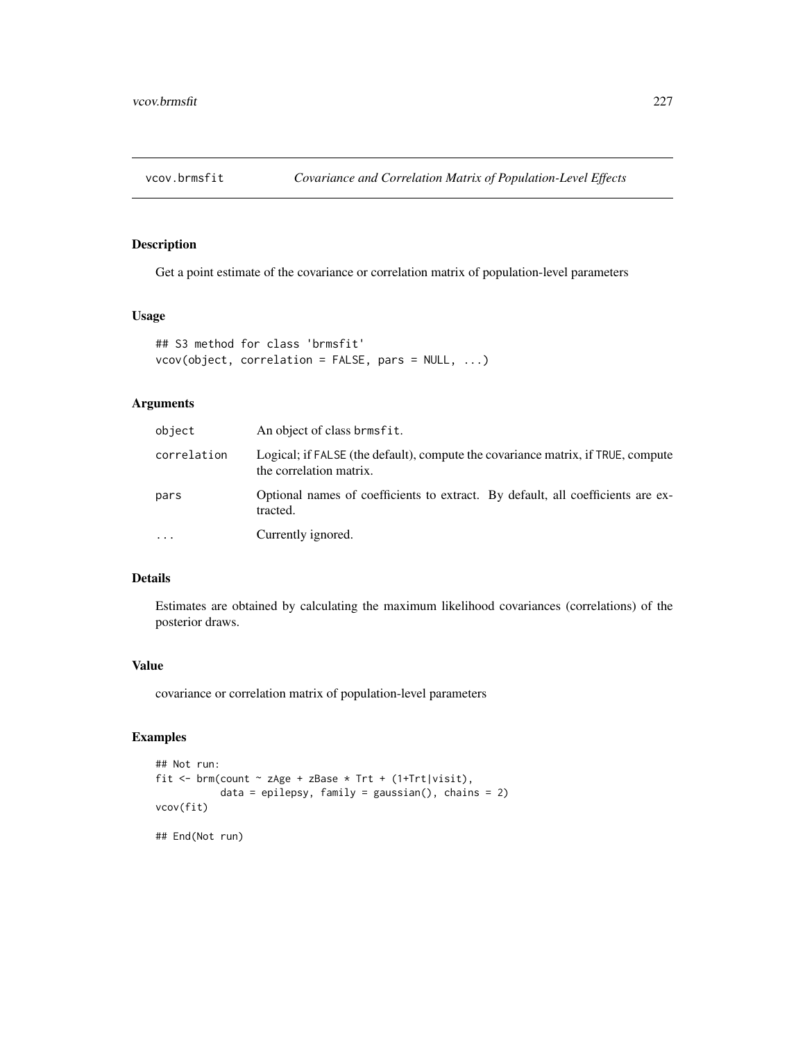# vcov.brmsfit — *Covariance and Correlation Matrix of Population-Level Effects*

## Description

Get a point estimate of the covariance or correlation matrix of population-level parameters

## Usage

```
## S3 method for class 'brmsfit'
vcov(object, correlation = FALSE, pars = NULL, ...)
```

## Arguments

| | |
|---|---|
| `object` | An object of class `brmsfit`. |
| `correlation` | Logical; if `FALSE` (the default), compute the covariance matrix, if `TRUE`, compute the correlation matrix. |
| `pars` | Optional names of coefficients to extract. By default, all coefficients are extracted. |
| `...` | Currently ignored. |

## Details

Estimates are obtained by calculating the maximum likelihood covariances (correlations) of the posterior draws.

## Value

covariance or correlation matrix of population-level parameters

## Examples

```
## Not run:
fit <- brm(count ~ zAge + zBase * Trt + (1+Trt|visit),
           data = epilepsy, family = gaussian(), chains = 2)
vcov(fit)

## End(Not run)
```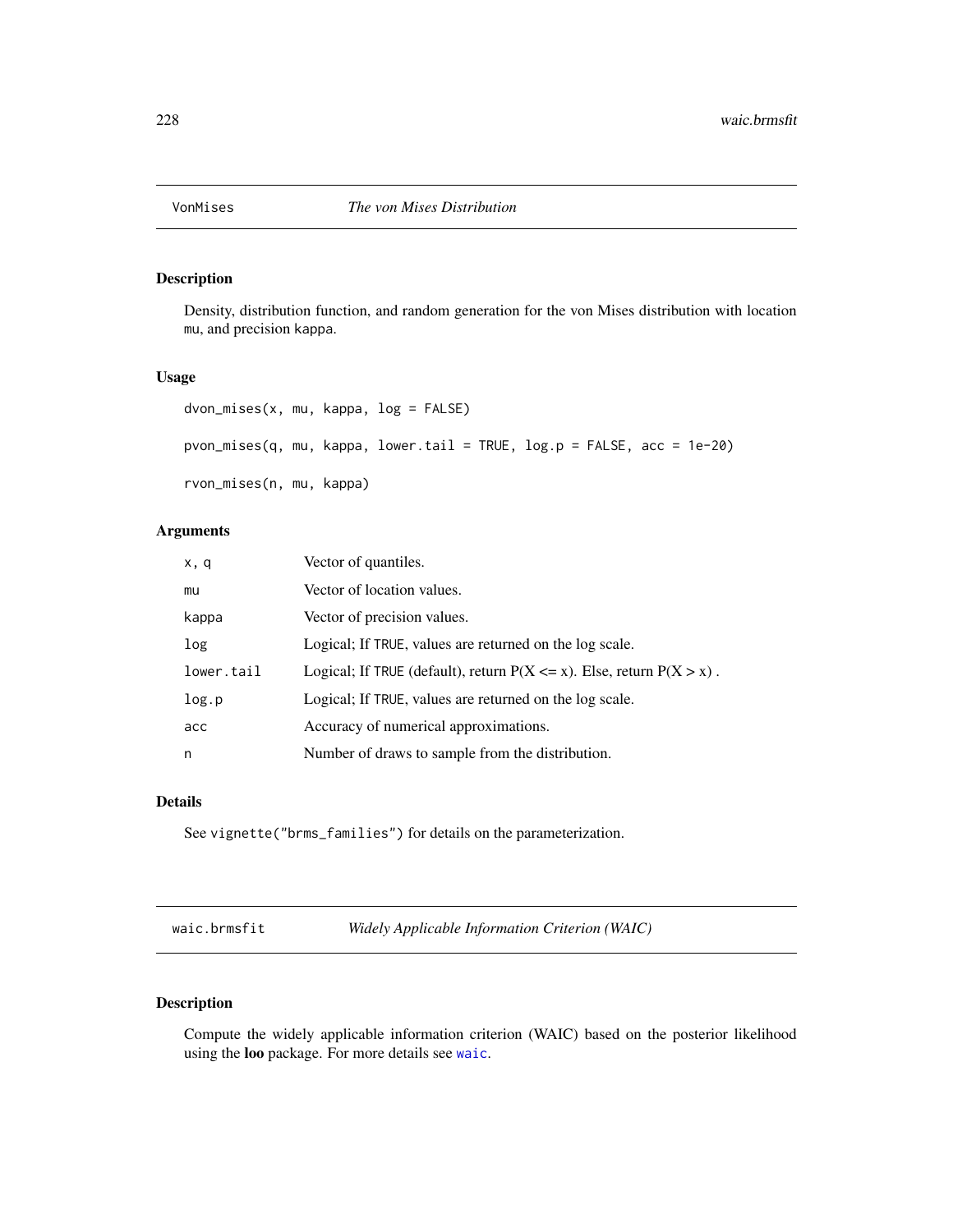## VonMises — *The von Mises Distribution*

### Description

Density, distribution function, and random generation for the von Mises distribution with location mu, and precision kappa.

### Usage

```
dvon_mises(x, mu, kappa, log = FALSE)

pvon_mises(q, mu, kappa, lower.tail = TRUE, log.p = FALSE, acc = 1e-20)

rvon_mises(n, mu, kappa)
```

### Arguments

| | |
|---|---|
| x, q | Vector of quantiles. |
| mu | Vector of location values. |
| kappa | Vector of precision values. |
| log | Logical; If TRUE, values are returned on the log scale. |
| lower.tail | Logical; If TRUE (default), return P(X <= x). Else, return P(X > x) . |
| log.p | Logical; If TRUE, values are returned on the log scale. |
| acc | Accuracy of numerical approximations. |
| n | Number of draws to sample from the distribution. |

### Details

See vignette("brms_families") for details on the parameterization.

## waic.brmsfit — *Widely Applicable Information Criterion (WAIC)*

### Description

Compute the widely applicable information criterion (WAIC) based on the posterior likelihood using the **loo** package. For more details see waic.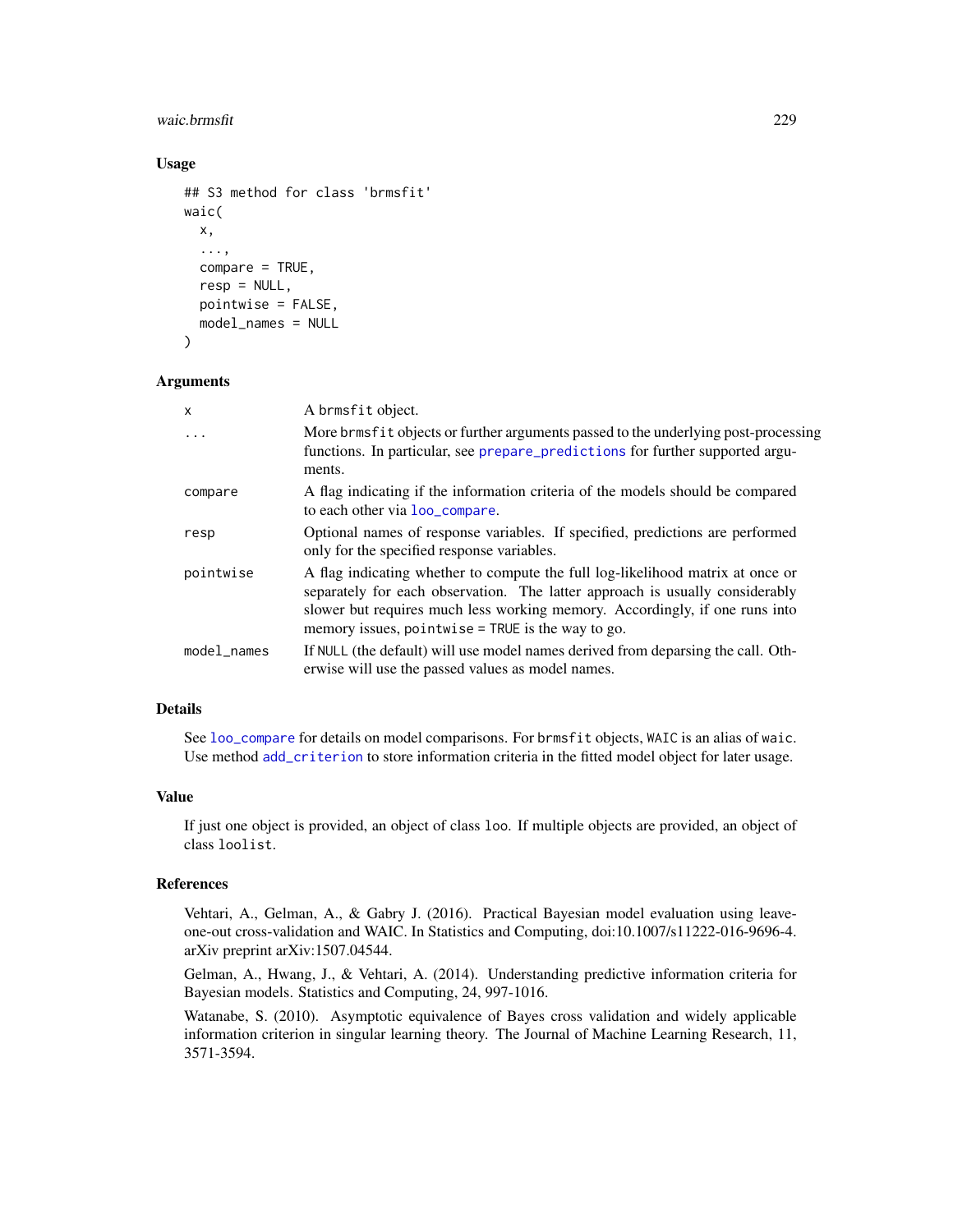## Usage

```
## S3 method for class 'brmsfit'
waic(
  x,
  ...,
  compare = TRUE,
  resp = NULL,
  pointwise = FALSE,
  model_names = NULL
)
```

## Arguments

| | |
|---|---|
| x | A brmsfit object. |
| ... | More brmsfit objects or further arguments passed to the underlying post-processing functions. In particular, see prepare_predictions for further supported arguments. |
| compare | A flag indicating if the information criteria of the models should be compared to each other via loo_compare. |
| resp | Optional names of response variables. If specified, predictions are performed only for the specified response variables. |
| pointwise | A flag indicating whether to compute the full log-likelihood matrix at once or separately for each observation. The latter approach is usually considerably slower but requires much less working memory. Accordingly, if one runs into memory issues, pointwise = TRUE is the way to go. |
| model_names | If NULL (the default) will use model names derived from deparsing the call. Otherwise will use the passed values as model names. |

## Details

See loo_compare for details on model comparisons. For brmsfit objects, WAIC is an alias of waic. Use method add_criterion to store information criteria in the fitted model object for later usage.

## Value

If just one object is provided, an object of class loo. If multiple objects are provided, an object of class loolist.

## References

Vehtari, A., Gelman, A., & Gabry J. (2016). Practical Bayesian model evaluation using leave-one-out cross-validation and WAIC. In Statistics and Computing, doi:10.1007/s11222-016-9696-4. arXiv preprint arXiv:1507.04544.

Gelman, A., Hwang, J., & Vehtari, A. (2014). Understanding predictive information criteria for Bayesian models. Statistics and Computing, 24, 997-1016.

Watanabe, S. (2010). Asymptotic equivalence of Bayes cross validation and widely applicable information criterion in singular learning theory. The Journal of Machine Learning Research, 11, 3571-3594.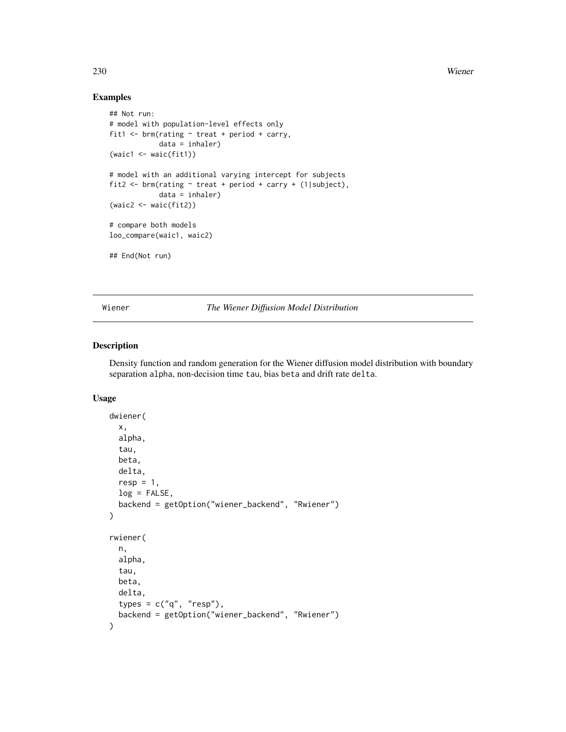## Examples

```
## Not run:
# model with population-level effects only
fit1 <- brm(rating ~ treat + period + carry,
            data = inhaler)
(waic1 <- waic(fit1))

# model with an additional varying intercept for subjects
fit2 <- brm(rating ~ treat + period + carry + (1|subject),
            data = inhaler)
(waic2 <- waic(fit2))

# compare both models
loo_compare(waic1, waic2)

## End(Not run)
```

---

Wiener &nbsp;&nbsp;&nbsp;&nbsp; *The Wiener Diffusion Model Distribution*

---

## Description

Density function and random generation for the Wiener diffusion model distribution with boundary separation `alpha`, non-decision time `tau`, bias `beta` and drift rate `delta`.

## Usage

```
dwiener(
  x,
  alpha,
  tau,
  beta,
  delta,
  resp = 1,
  log = FALSE,
  backend = getOption("wiener_backend", "Rwiener")
)

rwiener(
  n,
  alpha,
  tau,
  beta,
  delta,
  types = c("q", "resp"),
  backend = getOption("wiener_backend", "Rwiener")
)
```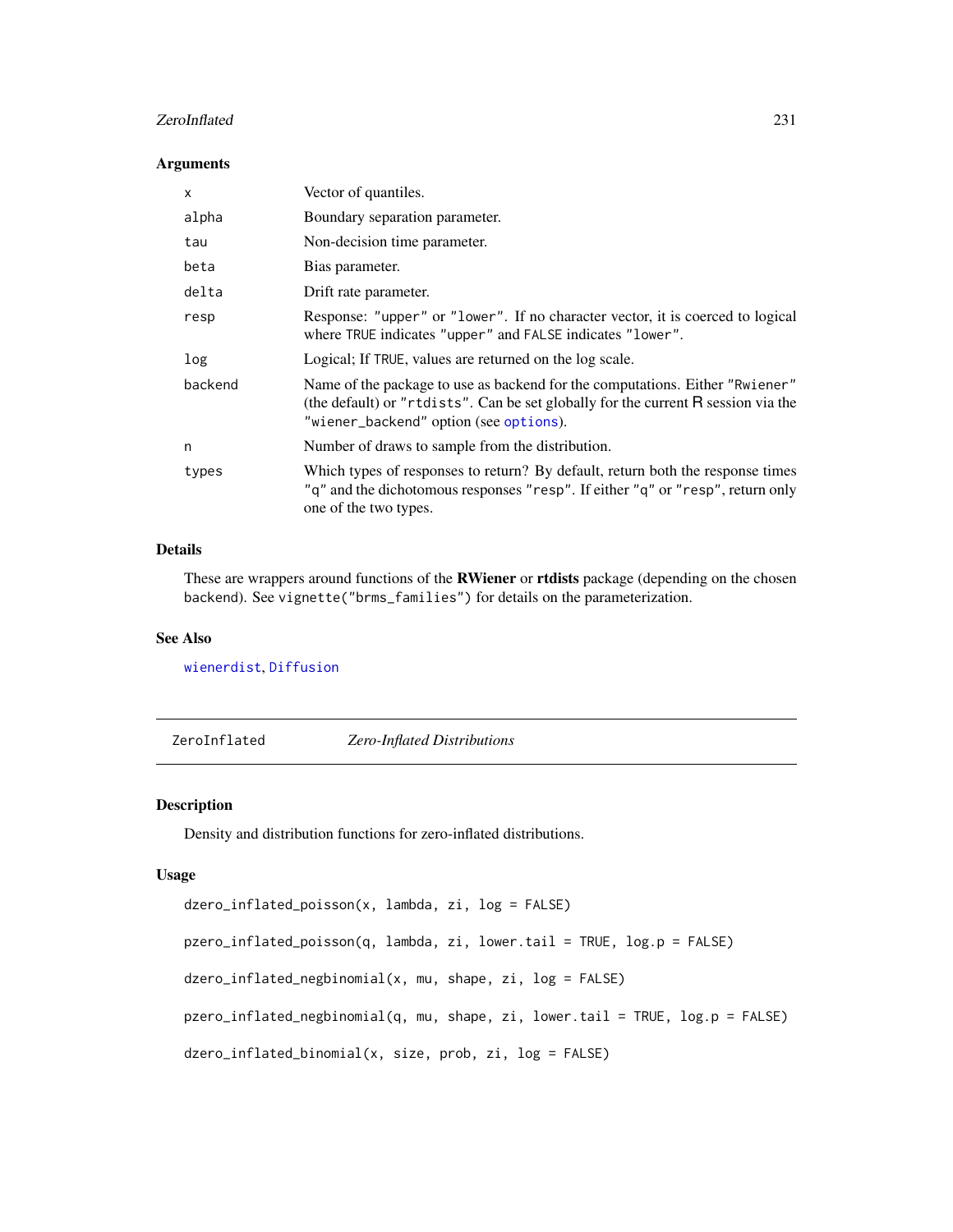### Arguments

| | |
|---|---|
| x | Vector of quantiles. |
| alpha | Boundary separation parameter. |
| tau | Non-decision time parameter. |
| beta | Bias parameter. |
| delta | Drift rate parameter. |
| resp | Response: "upper" or "lower". If no character vector, it is coerced to logical where TRUE indicates "upper" and FALSE indicates "lower". |
| log | Logical; If TRUE, values are returned on the log scale. |
| backend | Name of the package to use as backend for the computations. Either "Rwiener" (the default) or "rtdists". Can be set globally for the current R session via the "wiener_backend" option (see options). |
| n | Number of draws to sample from the distribution. |
| types | Which types of responses to return? By default, return both the response times "q" and the dichotomous responses "resp". If either "q" or "resp", return only one of the two types. |

### Details

These are wrappers around functions of the **RWiener** or **rtdists** package (depending on the chosen backend). See vignette("brms_families") for details on the parameterization.

### See Also

wienerdist, Diffusion

---

## ZeroInflated — *Zero-Inflated Distributions*

### Description

Density and distribution functions for zero-inflated distributions.

### Usage

```
dzero_inflated_poisson(x, lambda, zi, log = FALSE)

pzero_inflated_poisson(q, lambda, zi, lower.tail = TRUE, log.p = FALSE)

dzero_inflated_negbinomial(x, mu, shape, zi, log = FALSE)

pzero_inflated_negbinomial(q, mu, shape, zi, lower.tail = TRUE, log.p = FALSE)

dzero_inflated_binomial(x, size, prob, zi, log = FALSE)
```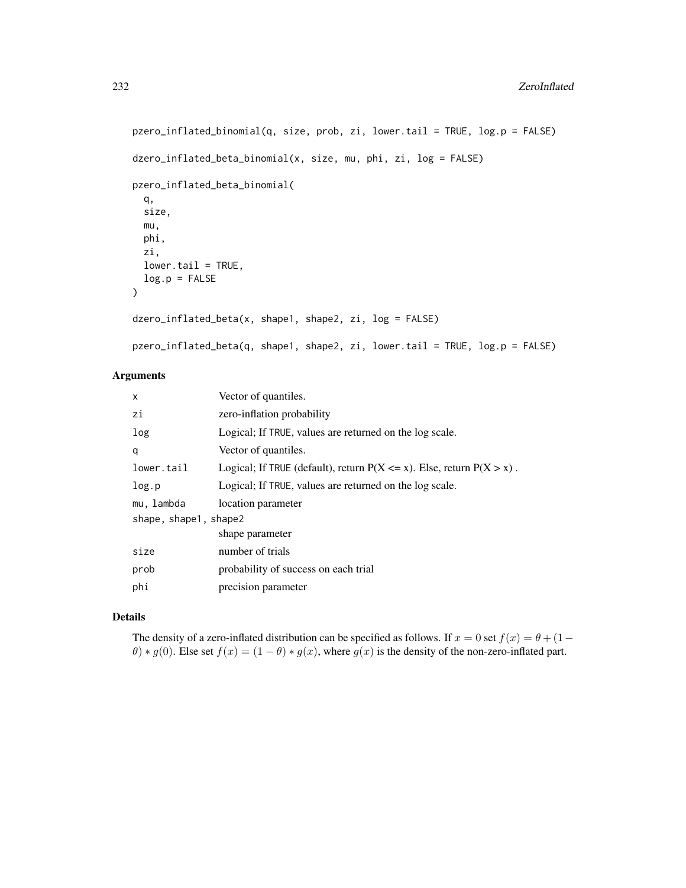```
pzero_inflated_binomial(q, size, prob, zi, lower.tail = TRUE, log.p = FALSE)

dzero_inflated_beta_binomial(x, size, mu, phi, zi, log = FALSE)

pzero_inflated_beta_binomial(
  q,
  size,
  mu,
  phi,
  zi,
  lower.tail = TRUE,
  log.p = FALSE
)

dzero_inflated_beta(x, shape1, shape2, zi, log = FALSE)

pzero_inflated_beta(q, shape1, shape2, zi, lower.tail = TRUE, log.p = FALSE)
```

## Arguments

| | |
|---|---|
| `x` | Vector of quantiles. |
| `zi` | zero-inflation probability |
| `log` | Logical; If `TRUE`, values are returned on the log scale. |
| `q` | Vector of quantiles. |
| `lower.tail` | Logical; If `TRUE` (default), return P(X <= x). Else, return P(X > x) . |
| `log.p` | Logical; If `TRUE`, values are returned on the log scale. |
| `mu, lambda` | location parameter |
| `shape, shape1, shape2` | shape parameter |
| `size` | number of trials |
| `prob` | probability of success on each trial |
| `phi` | precision parameter |

## Details

The density of a zero-inflated distribution can be specified as follows. If $x = 0$ set $f(x) = \theta + (1 - \theta) * g(0)$. Else set $f(x) = (1 - \theta) * g(x)$, where $g(x)$ is the density of the non-zero-inflated part.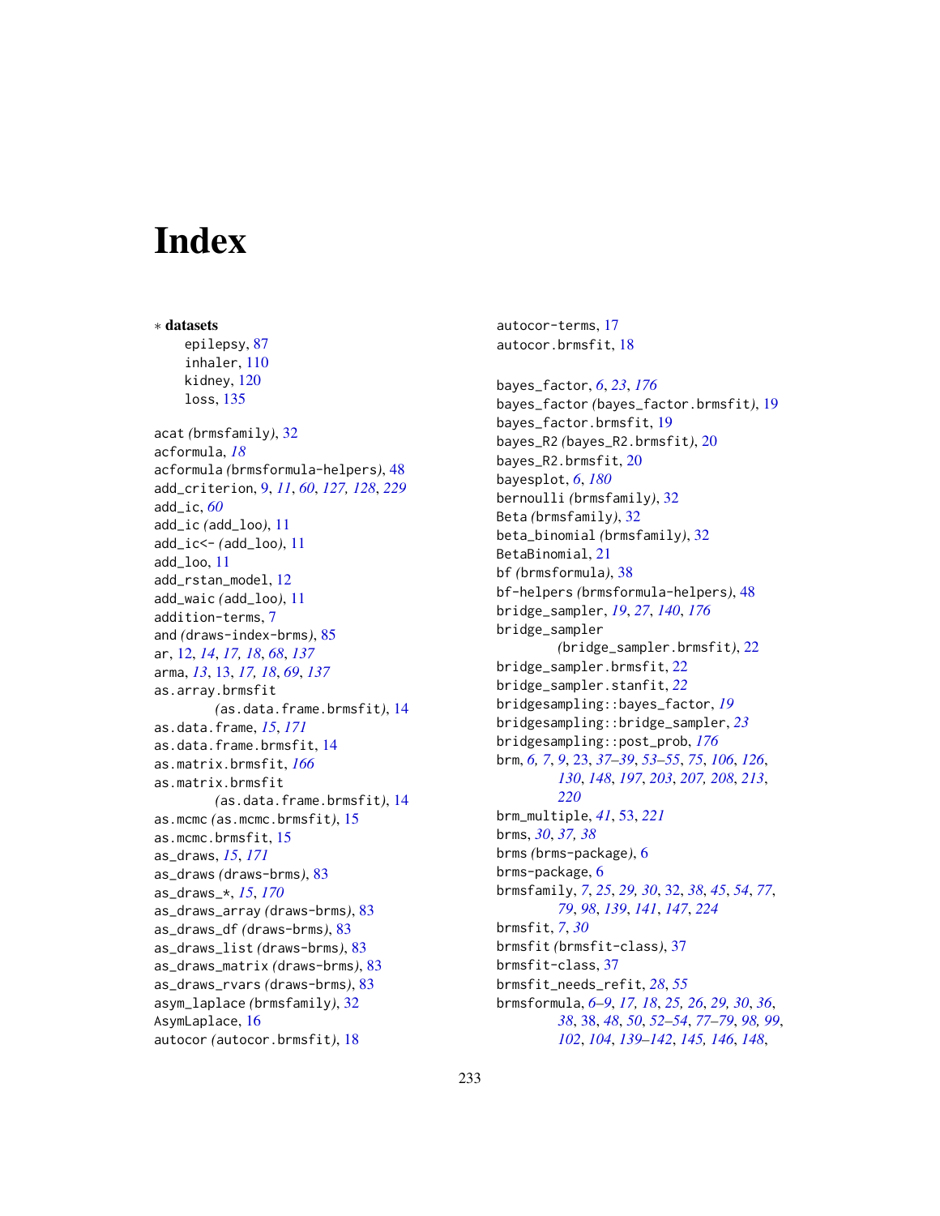# Index

∗ **datasets**

- epilepsy, 87
- inhaler, 110
- kidney, 120
- loss, 135

acat *(brmsfamily)*, 32
acformula, *18*
acformula *(brmsformula-helpers)*, 48
add_criterion, 9, *11*, *60*, *127, 128*, *229*
add_ic, *60*
add_ic *(add_loo)*, 11
add_ic<- *(add_loo)*, 11
add_loo, 11
add_rstan_model, 12
add_waic *(add_loo)*, 11
addition-terms, 7
and *(draws-index-brms)*, 85
ar, 12, *14*, *17, 18*, *68*, *137*
arma, *13*, 13, *17, 18*, *69*, *137*
as.array.brmsfit *(as.data.frame.brmsfit)*, 14
as.data.frame, *15*, *171*
as.data.frame.brmsfit, 14
as.matrix.brmsfit, *166*
as.matrix.brmsfit *(as.data.frame.brmsfit)*, 14
as.mcmc *(as.mcmc.brmsfit)*, 15
as.mcmc.brmsfit, 15
as_draws, *15*, *171*
as_draws *(draws-brms)*, 83
as_draws_*, *15*, *170*
as_draws_array *(draws-brms)*, 83
as_draws_df *(draws-brms)*, 83
as_draws_list *(draws-brms)*, 83
as_draws_matrix *(draws-brms)*, 83
as_draws_rvars *(draws-brms)*, 83
asym_laplace *(brmsfamily)*, 32
AsymLaplace, 16
autocor *(autocor.brmsfit)*, 18
autocor-terms, 17
autocor.brmsfit, 18

bayes_factor, *6*, *23*, *176*
bayes_factor *(bayes_factor.brmsfit)*, 19
bayes_factor.brmsfit, 19
bayes_R2 *(bayes_R2.brmsfit)*, 20
bayes_R2.brmsfit, 20
bayesplot, *6*, *180*
bernoulli *(brmsfamily)*, 32
Beta *(brmsfamily)*, 32
beta_binomial *(brmsfamily)*, 32
BetaBinomial, 21
bf *(brmsformula)*, 38
bf-helpers *(brmsformula-helpers)*, 48
bridge_sampler, *19*, *27*, *140*, *176*
bridge_sampler *(bridge_sampler.brmsfit)*, 22
bridge_sampler.brmsfit, 22
bridge_sampler.stanfit, *22*
bridgesampling::bayes_factor, *19*
bridgesampling::bridge_sampler, *23*
bridgesampling::post_prob, *176*
brm, *6, 7*, *9*, 23, *37–39*, *53–55*, *75*, *106*, *126*, *130*, *148*, *197*, *203*, *207, 208*, *213*, *220*
brm_multiple, *41*, 53, *221*
brms, *30*, *37, 38*
brms *(brms-package)*, 6
brms-package, 6
brmsfamily, *7*, *25*, *29, 30*, 32, *38*, *45*, *54*, *77*, *79*, *98*, *139*, *141*, *147*, *224*
brmsfit, *7*, *30*
brmsfit *(brmsfit-class)*, 37
brmsfit-class, 37
brmsfit_needs_refit, *28*, *55*
brmsformula, *6–9*, *17, 18*, *25, 26*, *29, 30*, *36*, *38*, 38, *48*, *50*, *52–54*, *77–79*, *98, 99*, *102*, *104*, *139–142*, *145, 146*, *148*,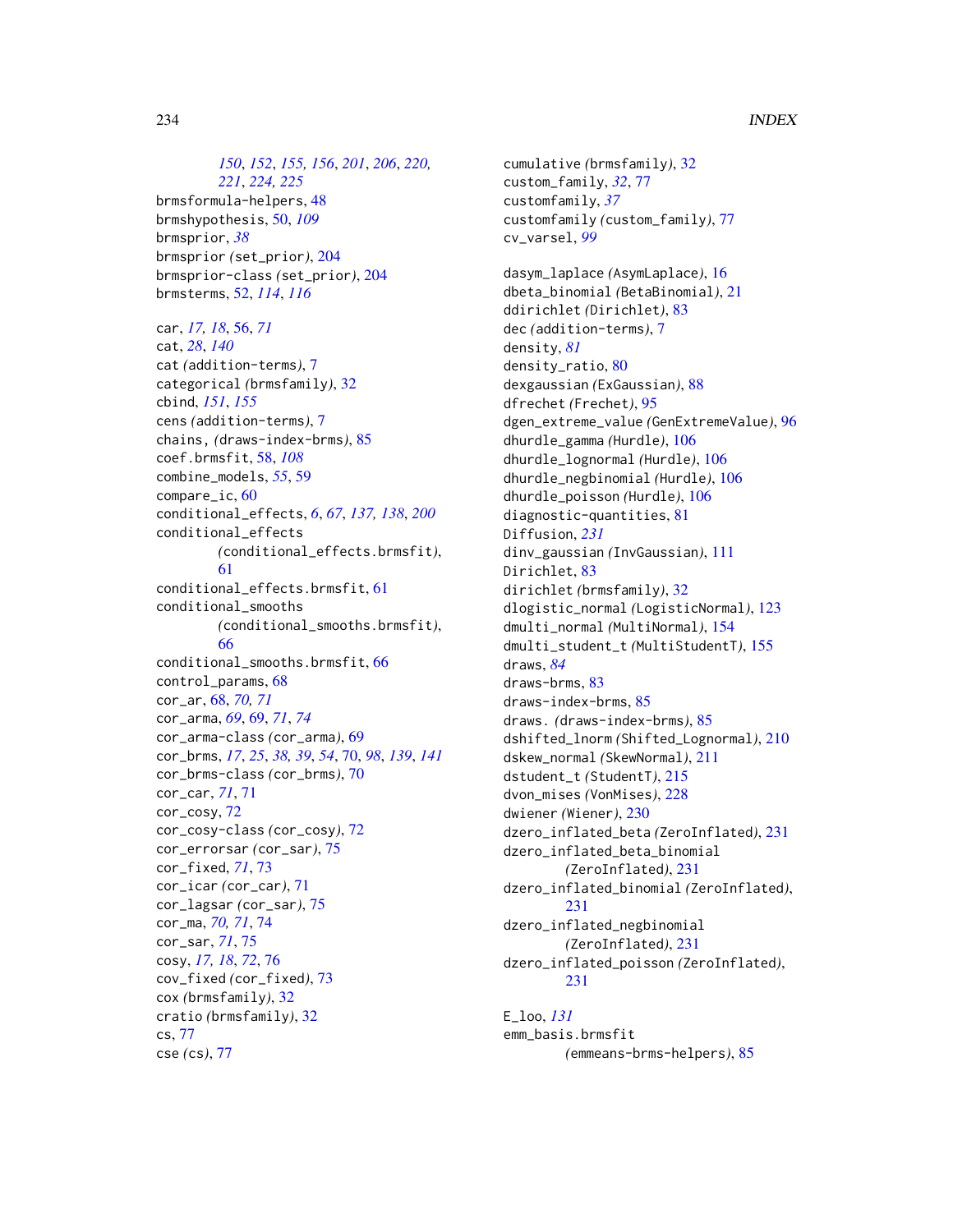*150*, *152*, *155, 156*, *201*, *206*, *220, 221*, *224, 225*
brmsformula-helpers, 48
brmshypothesis, 50, *109*
brmsprior, *38*
brmsprior *(*set_prior*)*, 204
brmsprior-class *(*set_prior*)*, 204
brmsterms, 52, *114*, *116*

car, *17, 18*, 56, *71*
cat, *28*, *140*
cat *(*addition-terms*)*, 7
categorical *(*brmsfamily*)*, 32
cbind, *151*, *155*
cens *(*addition-terms*)*, 7
chains, *(*draws-index-brms*)*, 85
coef.brmsfit, 58, *108*
combine_models, *55*, 59
compare_ic, 60
conditional_effects, *6*, *67*, *137, 138*, *200*
conditional_effects *(*conditional_effects.brmsfit*)*, 61
conditional_effects.brmsfit, 61
conditional_smooths *(*conditional_smooths.brmsfit*)*, 66
conditional_smooths.brmsfit, 66
control_params, 68
cor_ar, 68, *70, 71*
cor_arma, *69*, 69, *71*, *74*
cor_arma-class *(*cor_arma*)*, 69
cor_brms, *17*, *25*, *38, 39*, *54*, 70, *98*, *139*, *141*
cor_brms-class *(*cor_brms*)*, 70
cor_car, *71*, 71
cor_cosy, 72
cor_cosy-class *(*cor_cosy*)*, 72
cor_errorsar *(*cor_sar*)*, 75
cor_fixed, *71*, 73
cor_icar *(*cor_car*)*, 71
cor_lagsar *(*cor_sar*)*, 75
cor_ma, *70, 71*, 74
cor_sar, *71*, 75
cosy, *17, 18*, *72*, 76
cov_fixed *(*cor_fixed*)*, 73
cox *(*brmsfamily*)*, 32
cratio *(*brmsfamily*)*, 32
cs, 77
cse *(*cs*)*, 77
cumulative *(*brmsfamily*)*, 32
custom_family, *32*, 77
customfamily, *37*
customfamily *(*custom_family*)*, 77
cv_varsel, *99*

dasym_laplace *(*AsymLaplace*)*, 16
dbeta_binomial *(*BetaBinomial*)*, 21
ddirichlet *(*Dirichlet*)*, 83
dec *(*addition-terms*)*, 7
density, *81*
density_ratio, 80
dexgaussian *(*ExGaussian*)*, 88
dfrechet *(*Frechet*)*, 95
dgen_extreme_value *(*GenExtremeValue*)*, 96
dhurdle_gamma *(*Hurdle*)*, 106
dhurdle_lognormal *(*Hurdle*)*, 106
dhurdle_negbinomial *(*Hurdle*)*, 106
dhurdle_poisson *(*Hurdle*)*, 106
diagnostic-quantities, 81
Diffusion, *231*
dinv_gaussian *(*InvGaussian*)*, 111
Dirichlet, 83
dirichlet *(*brmsfamily*)*, 32
dlogistic_normal *(*LogisticNormal*)*, 123
dmulti_normal *(*MultiNormal*)*, 154
dmulti_student_t *(*MultiStudentT*)*, 155
draws, *84*
draws-brms, 83
draws-index-brms, 85
draws. *(*draws-index-brms*)*, 85
dshifted_lnorm *(*Shifted_Lognormal*)*, 210
dskew_normal *(*SkewNormal*)*, 211
dstudent_t *(*StudentT*)*, 215
dvon_mises *(*VonMises*)*, 228
dwiener *(*Wiener*)*, 230
dzero_inflated_beta *(*ZeroInflated*)*, 231
dzero_inflated_beta_binomial *(*ZeroInflated*)*, 231
dzero_inflated_binomial *(*ZeroInflated*)*, 231
dzero_inflated_negbinomial *(*ZeroInflated*)*, 231
dzero_inflated_poisson *(*ZeroInflated*)*, 231

E_loo, *131*
emm_basis.brmsfit *(*emmeans-brms-helpers*)*, 85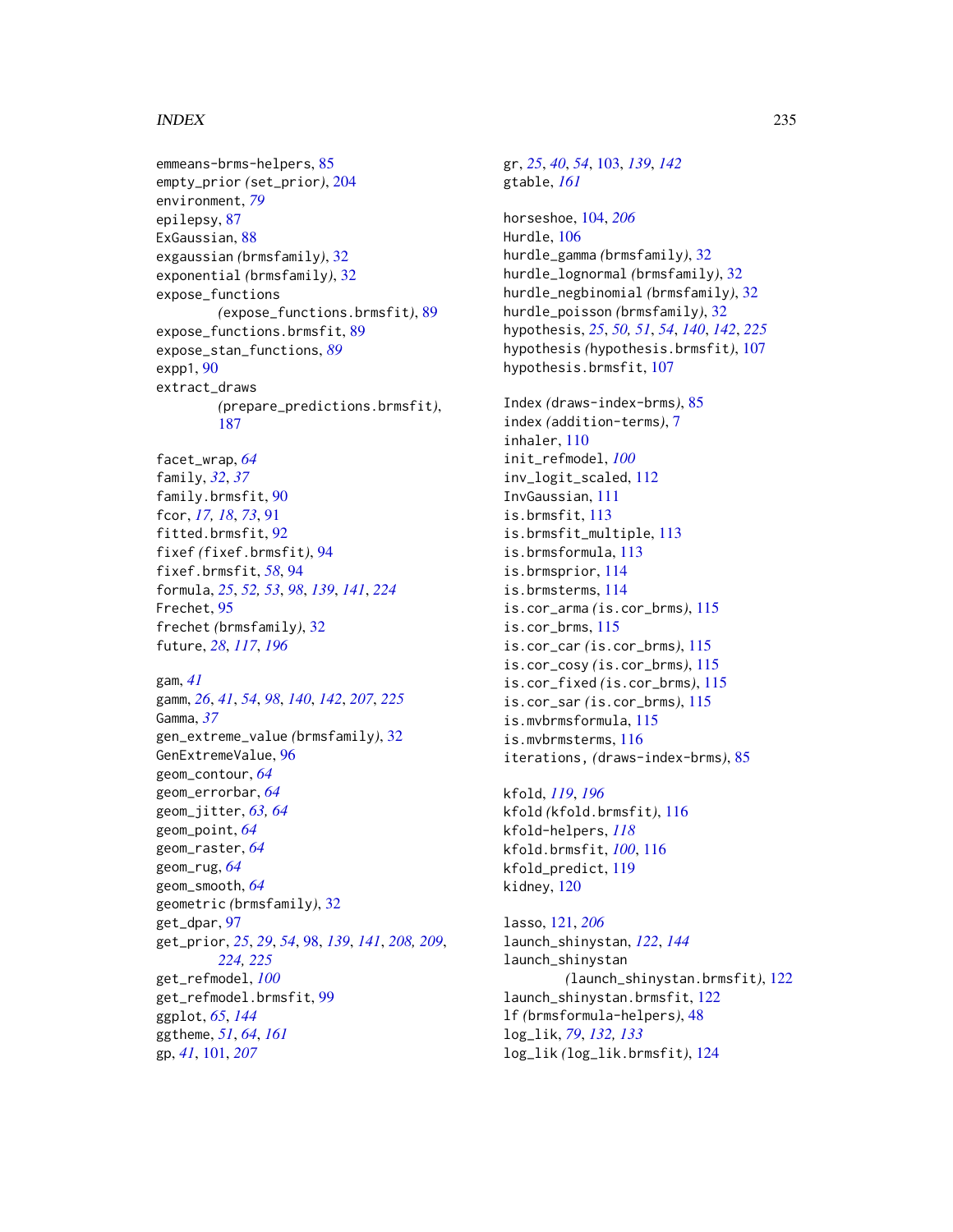emmeans-brms-helpers, 85
empty_prior *(*set_prior*)*, 204
environment, *79*
epilepsy, 87
ExGaussian, 88
exgaussian *(*brmsfamily*)*, 32
exponential *(*brmsfamily*)*, 32
expose_functions
        *(*expose_functions.brmsfit*)*, 89
expose_functions.brmsfit, 89
expose_stan_functions, *89*
expp1, 90
extract_draws
        *(*prepare_predictions.brmsfit*)*,
        187

facet_wrap, *64*
family, *32*, *37*
family.brmsfit, 90
fcor, *17, 18*, *73*, 91
fitted.brmsfit, 92
fixef *(*fixef.brmsfit*)*, 94
fixef.brmsfit, *58*, 94
formula, *25*, *52, 53*, *98*, *139*, *141*, *224*
Frechet, 95
frechet *(*brmsfamily*)*, 32
future, *28*, *117*, *196*

gam, *41*
gamm, *26*, *41*, *54*, *98*, *140*, *142*, *207*, *225*
Gamma, *37*
gen_extreme_value *(*brmsfamily*)*, 32
GenExtremeValue, 96
geom_contour, *64*
geom_errorbar, *64*
geom_jitter, *63, 64*
geom_point, *64*
geom_raster, *64*
geom_rug, *64*
geom_smooth, *64*
geometric *(*brmsfamily*)*, 32
get_dpar, 97
get_prior, *25*, *29*, *54*, 98, *139*, *141*, *208, 209*,
        *224, 225*
get_refmodel, *100*
get_refmodel.brmsfit, 99
ggplot, *65*, *144*
ggtheme, *51*, *64*, *161*
gp, *41*, 101, *207*

gr, *25*, *40*, *54*, 103, *139*, *142*
gtable, *161*

horseshoe, 104, *206*
Hurdle, 106
hurdle_gamma *(*brmsfamily*)*, 32
hurdle_lognormal *(*brmsfamily*)*, 32
hurdle_negbinomial *(*brmsfamily*)*, 32
hurdle_poisson *(*brmsfamily*)*, 32
hypothesis, *25*, *50, 51*, *54*, *140*, *142*, *225*
hypothesis *(*hypothesis.brmsfit*)*, 107
hypothesis.brmsfit, 107

Index *(*draws-index-brms*)*, 85
index *(*addition-terms*)*, 7
inhaler, 110
init_refmodel, *100*
inv_logit_scaled, 112
InvGaussian, 111
is.brmsfit, 113
is.brmsfit_multiple, 113
is.brmsformula, 113
is.brmsprior, 114
is.brmsterms, 114
is.cor_arma *(*is.cor_brms*)*, 115
is.cor_brms, 115
is.cor_car *(*is.cor_brms*)*, 115
is.cor_cosy *(*is.cor_brms*)*, 115
is.cor_fixed *(*is.cor_brms*)*, 115
is.cor_sar *(*is.cor_brms*)*, 115
is.mvbrmsformula, 115
is.mvbrmsterms, 116
iterations, *(*draws-index-brms*)*, 85

kfold, *119*, *196*
kfold *(*kfold.brmsfit*)*, 116
kfold-helpers, *118*
kfold.brmsfit, *100*, 116
kfold_predict, 119
kidney, 120

lasso, 121, *206*
launch_shinystan, *122*, *144*
launch_shinystan
        *(*launch_shinystan.brmsfit*)*, 122
launch_shinystan.brmsfit, 122
lf *(*brmsformula-helpers*)*, 48
log_lik, *79*, *132, 133*
log_lik *(*log_lik.brmsfit*)*, 124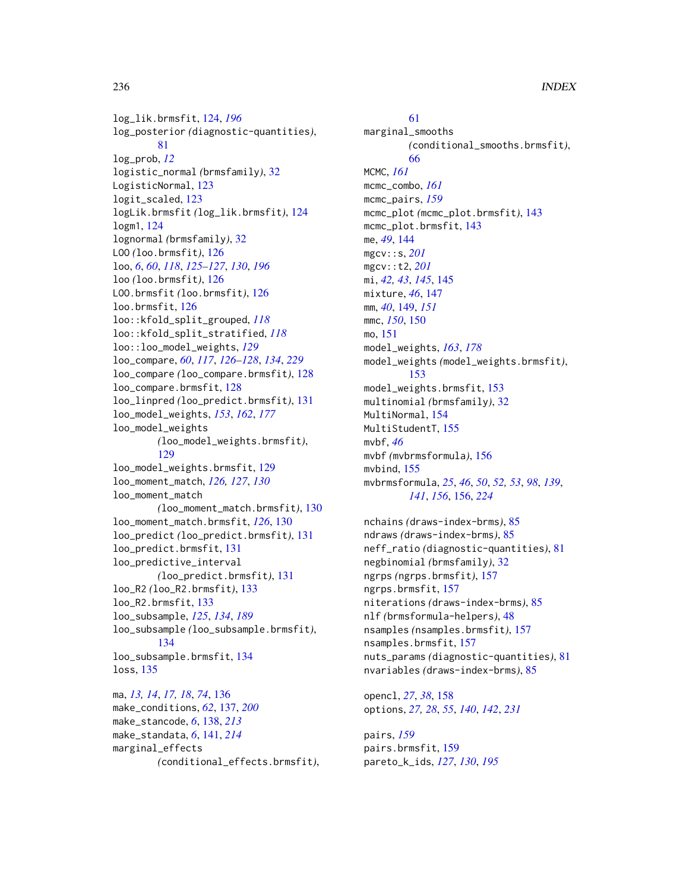log_lik.brmsfit, 124, *196*
log_posterior *(*diagnostic-quantities*)*, 81
log_prob, *12*
logistic_normal *(*brmsfamily*)*, 32
LogisticNormal, 123
logit_scaled, 123
logLik.brmsfit *(*log_lik.brmsfit*)*, 124
logm1, 124
lognormal *(*brmsfamily*)*, 32
LOO *(*loo.brmsfit*)*, 126
loo, *6*, *60*, *118*, *125–127*, *130*, *196*
loo *(*loo.brmsfit*)*, 126
LOO.brmsfit *(*loo.brmsfit*)*, 126
loo.brmsfit, 126
loo::kfold_split_grouped, *118*
loo::kfold_split_stratified, *118*
loo::loo_model_weights, *129*
loo_compare, *60*, *117*, *126–128*, *134*, *229*
loo_compare *(*loo_compare.brmsfit*)*, 128
loo_compare.brmsfit, 128
loo_linpred *(*loo_predict.brmsfit*)*, 131
loo_model_weights, *153*, *162*, *177*
loo_model_weights *(*loo_model_weights.brmsfit*)*, 129
loo_model_weights.brmsfit, 129
loo_moment_match, *126*, *127*, *130*
loo_moment_match *(*loo_moment_match.brmsfit*)*, 130
loo_moment_match.brmsfit, *126*, 130
loo_predict *(*loo_predict.brmsfit*)*, 131
loo_predict.brmsfit, 131
loo_predictive_interval *(*loo_predict.brmsfit*)*, 131
loo_R2 *(*loo_R2.brmsfit*)*, 133
loo_R2.brmsfit, 133
loo_subsample, *125*, *134*, *189*
loo_subsample *(*loo_subsample.brmsfit*)*, 134
loo_subsample.brmsfit, 134
loss, 135

ma, *13*, *14*, *17*, *18*, *74*, 136
make_conditions, *62*, 137, *200*
make_stancode, *6*, 138, *213*
make_standata, *6*, 141, *214*
marginal_effects *(*conditional_effects.brmsfit*)*, 61
marginal_smooths *(*conditional_smooths.brmsfit*)*, 66
MCMC, *161*
mcmc_combo, *161*
mcmc_pairs, *159*
mcmc_plot *(*mcmc_plot.brmsfit*)*, 143
mcmc_plot.brmsfit, 143
me, *49*, 144
mgcv::s, *201*
mgcv::t2, *201*
mi, *42*, *43*, *145*, 145
mixture, *46*, 147
mm, *40*, 149, *151*
mmc, *150*, 150
mo, 151
model_weights, *163*, *178*
model_weights *(*model_weights.brmsfit*)*, 153
model_weights.brmsfit, 153
multinomial *(*brmsfamily*)*, 32
MultiNormal, 154
MultiStudentT, 155
mvbf, *46*
mvbf *(*mvbrmsformula*)*, 156
mvbind, 155
mvbrmsformula, *25*, *46*, *50*, *52*, *53*, *98*, *139*, *141*, *156*, 156, *224*

nchains *(*draws-index-brms*)*, 85
ndraws *(*draws-index-brms*)*, 85
neff_ratio *(*diagnostic-quantities*)*, 81
negbinomial *(*brmsfamily*)*, 32
ngrps *(*ngrps.brmsfit*)*, 157
ngrps.brmsfit, 157
niterations *(*draws-index-brms*)*, 85
nlf *(*brmsformula-helpers*)*, 48
nsamples *(*nsamples.brmsfit*)*, 157
nsamples.brmsfit, 157
nuts_params *(*diagnostic-quantities*)*, 81
nvariables *(*draws-index-brms*)*, 85

opencl, *27*, *38*, 158
options, *27*, *28*, *55*, *140*, *142*, *231*

pairs, *159*
pairs.brmsfit, 159
pareto_k_ids, *127*, *130*, *195*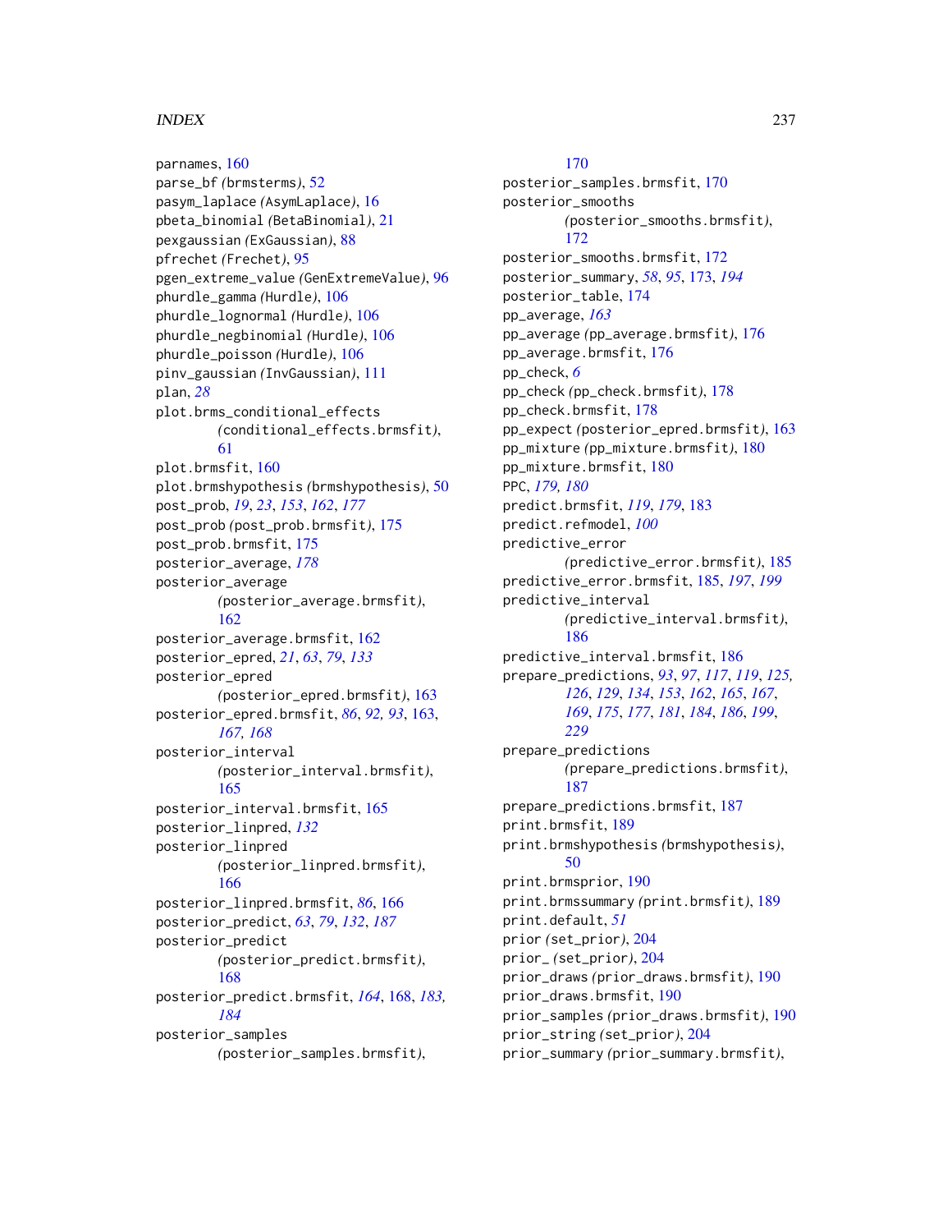parnames, 160
parse_bf (brmsterms), 52
pasym_laplace (AsymLaplace), 16
pbeta_binomial (BetaBinomial), 21
pexgaussian (ExGaussian), 88
pfrechet (Frechet), 95
pgen_extreme_value (GenExtremeValue), 96
phurdle_gamma (Hurdle), 106
phurdle_lognormal (Hurdle), 106
phurdle_negbinomial (Hurdle), 106
phurdle_poisson (Hurdle), 106
pinv_gaussian (InvGaussian), 111
plan, *28*
plot.brms_conditional_effects (conditional_effects.brmsfit), 61
plot.brmsfit, 160
plot.brmshypothesis (brmshypothesis), 50
post_prob, *19*, *23*, *153*, *162*, *177*
post_prob (post_prob.brmsfit), 175
post_prob.brmsfit, 175
posterior_average, *178*
posterior_average (posterior_average.brmsfit), 162
posterior_average.brmsfit, 162
posterior_epred, *21*, *63*, *79*, *133*
posterior_epred (posterior_epred.brmsfit), 163
posterior_epred.brmsfit, *86*, *92, 93*, 163, *167, 168*
posterior_interval (posterior_interval.brmsfit), 165
posterior_interval.brmsfit, 165
posterior_linpred, *132*
posterior_linpred (posterior_linpred.brmsfit), 166
posterior_linpred.brmsfit, *86*, 166
posterior_predict, *63*, *79*, *132*, *187*
posterior_predict (posterior_predict.brmsfit), 168
posterior_predict.brmsfit, *164*, 168, *183, 184*
posterior_samples (posterior_samples.brmsfit), 170
posterior_samples.brmsfit, 170
posterior_smooths (posterior_smooths.brmsfit), 172
posterior_smooths.brmsfit, 172
posterior_summary, *58*, *95*, 173, *194*
posterior_table, 174
pp_average, *163*
pp_average (pp_average.brmsfit), 176
pp_average.brmsfit, 176
pp_check, *6*
pp_check (pp_check.brmsfit), 178
pp_check.brmsfit, 178
pp_expect (posterior_epred.brmsfit), 163
pp_mixture (pp_mixture.brmsfit), 180
pp_mixture.brmsfit, 180
PPC, *179, 180*
predict.brmsfit, *119*, *179*, 183
predict.refmodel, *100*
predictive_error (predictive_error.brmsfit), 185
predictive_error.brmsfit, 185, *197*, *199*
predictive_interval (predictive_interval.brmsfit), 186
predictive_interval.brmsfit, 186
prepare_predictions, *93*, *97*, *117*, *119*, *125, 126*, *129*, *134*, *153*, *162*, *165*, *167*, *169*, *175*, *177*, *181*, *184*, *186*, *199*, *229*
prepare_predictions (prepare_predictions.brmsfit), 187
prepare_predictions.brmsfit, 187
print.brmsfit, 189
print.brmshypothesis (brmshypothesis), 50
print.brmsprior, 190
print.brmssummary (print.brmsfit), 189
print.default, *51*
prior (set_prior), 204
prior_ (set_prior), 204
prior_draws (prior_draws.brmsfit), 190
prior_draws.brmsfit, 190
prior_samples (prior_draws.brmsfit), 190
prior_string (set_prior), 204
prior_summary (prior_summary.brmsfit),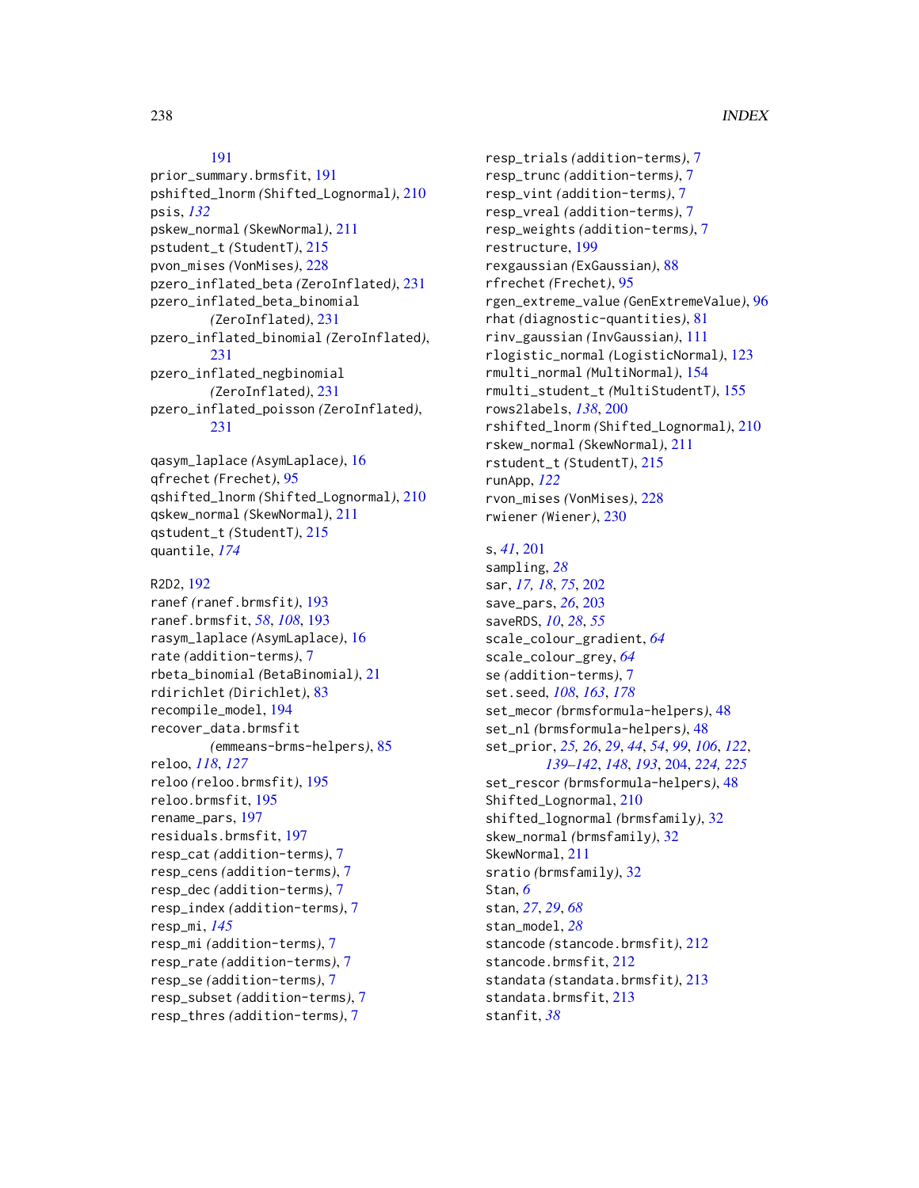191
prior_summary.brmsfit, 191
pshifted_lnorm (Shifted_Lognormal), 210
psis, *132*
pskew_normal (SkewNormal), 211
pstudent_t (StudentT), 215
pvon_mises (VonMises), 228
pzero_inflated_beta (ZeroInflated), 231
pzero_inflated_beta_binomial (ZeroInflated), 231
pzero_inflated_binomial (ZeroInflated), 231
pzero_inflated_negbinomial (ZeroInflated), 231
pzero_inflated_poisson (ZeroInflated), 231

qasym_laplace (AsymLaplace), 16
qfrechet (Frechet), 95
qshifted_lnorm (Shifted_Lognormal), 210
qskew_normal (SkewNormal), 211
qstudent_t (StudentT), 215
quantile, *174*

R2D2, 192
ranef (ranef.brmsfit), 193
ranef.brmsfit, *58*, *108*, 193
rasym_laplace (AsymLaplace), 16
rate (addition-terms), 7
rbeta_binomial (BetaBinomial), 21
rdirichlet (Dirichlet), 83
recompile_model, 194
recover_data.brmsfit (emmeans-brms-helpers), 85
reloo, *118*, *127*
reloo (reloo.brmsfit), 195
reloo.brmsfit, 195
rename_pars, 197
residuals.brmsfit, 197
resp_cat (addition-terms), 7
resp_cens (addition-terms), 7
resp_dec (addition-terms), 7
resp_index (addition-terms), 7
resp_mi, *145*
resp_mi (addition-terms), 7
resp_rate (addition-terms), 7
resp_se (addition-terms), 7
resp_subset (addition-terms), 7
resp_thres (addition-terms), 7
resp_trials (addition-terms), 7
resp_trunc (addition-terms), 7
resp_vint (addition-terms), 7
resp_vreal (addition-terms), 7
resp_weights (addition-terms), 7
restructure, 199
rexgaussian (ExGaussian), 88
rfrechet (Frechet), 95
rgen_extreme_value (GenExtremeValue), 96
rhat (diagnostic-quantities), 81
rinv_gaussian (InvGaussian), 111
rlogistic_normal (LogisticNormal), 123
rmulti_normal (MultiNormal), 154
rmulti_student_t (MultiStudentT), 155
rows2labels, *138*, 200
rshifted_lnorm (Shifted_Lognormal), 210
rskew_normal (SkewNormal), 211
rstudent_t (StudentT), 215
runApp, *122*
rvon_mises (VonMises), 228
rwiener (Wiener), 230

s, *41*, 201
sampling, *28*
sar, *17, 18*, *75*, 202
save_pars, *26*, 203
saveRDS, *10*, *28*, *55*
scale_colour_gradient, *64*
scale_colour_grey, *64*
se (addition-terms), 7
set.seed, *108*, *163*, *178*
set_mecor (brmsformula-helpers), 48
set_nl (brmsformula-helpers), 48
set_prior, *25, 26*, *29*, *44*, *54*, *99*, *106*, *122*, *139–142*, *148*, *193*, 204, *224, 225*
set_rescor (brmsformula-helpers), 48
Shifted_Lognormal, 210
shifted_lognormal (brmsfamily), 32
skew_normal (brmsfamily), 32
SkewNormal, 211
sratio (brmsfamily), 32
Stan, *6*
stan, *27*, *29*, *68*
stan_model, *28*
stancode (stancode.brmsfit), 212
stancode.brmsfit, 212
standata (standata.brmsfit), 213
standata.brmsfit, 213
stanfit, *38*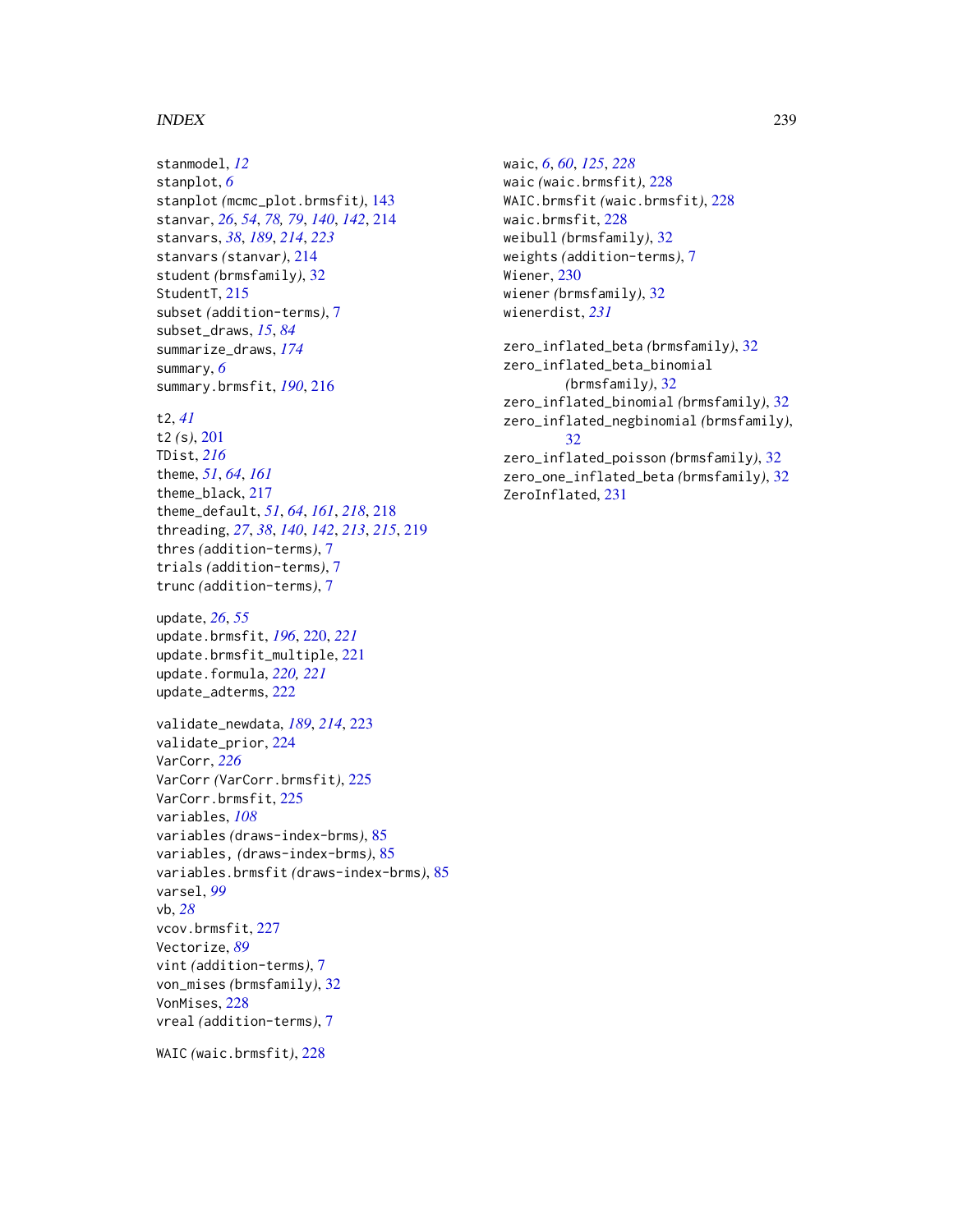stanmodel, *12*
stanplot, *6*
stanplot *(mcmc_plot.brmsfit)*, 143
stanvar, *26*, *54*, *78, 79*, *140*, *142*, 214
stanvars, *38*, *189*, *214*, *223*
stanvars *(stanvar)*, 214
student *(brmsfamily)*, 32
StudentT, 215
subset *(addition-terms)*, 7
subset_draws, *15*, *84*
summarize_draws, *174*
summary, *6*
summary.brmsfit, *190*, 216

t2, *41*
t2 *(s)*, 201
TDist, *216*
theme, *51*, *64*, *161*
theme_black, 217
theme_default, *51*, *64*, *161*, *218*, 218
threading, *27*, *38*, *140*, *142*, *213*, *215*, 219
thres *(addition-terms)*, 7
trials *(addition-terms)*, 7
trunc *(addition-terms)*, 7

update, *26*, *55*
update.brmsfit, *196*, 220, *221*
update.brmsfit_multiple, 221
update.formula, *220, 221*
update_adterms, 222

validate_newdata, *189*, *214*, 223
validate_prior, 224
VarCorr, *226*
VarCorr *(VarCorr.brmsfit)*, 225
VarCorr.brmsfit, 225
variables, *108*
variables *(draws-index-brms)*, 85
variables, *(draws-index-brms)*, 85
variables.brmsfit *(draws-index-brms)*, 85
varsel, *99*
vb, *28*
vcov.brmsfit, 227
Vectorize, *89*
vint *(addition-terms)*, 7
von_mises *(brmsfamily)*, 32
VonMises, 228
vreal *(addition-terms)*, 7

WAIC *(waic.brmsfit)*, 228
waic, *6*, *60*, *125*, *228*
waic *(waic.brmsfit)*, 228
WAIC.brmsfit *(waic.brmsfit)*, 228
waic.brmsfit, 228
weibull *(brmsfamily)*, 32
weights *(addition-terms)*, 7
Wiener, 230
wiener *(brmsfamily)*, 32
wienerdist, *231*

zero_inflated_beta *(brmsfamily)*, 32
zero_inflated_beta_binomial *(brmsfamily)*, 32
zero_inflated_binomial *(brmsfamily)*, 32
zero_inflated_negbinomial *(brmsfamily)*, 32
zero_inflated_poisson *(brmsfamily)*, 32
zero_one_inflated_beta *(brmsfamily)*, 32
ZeroInflated, 231